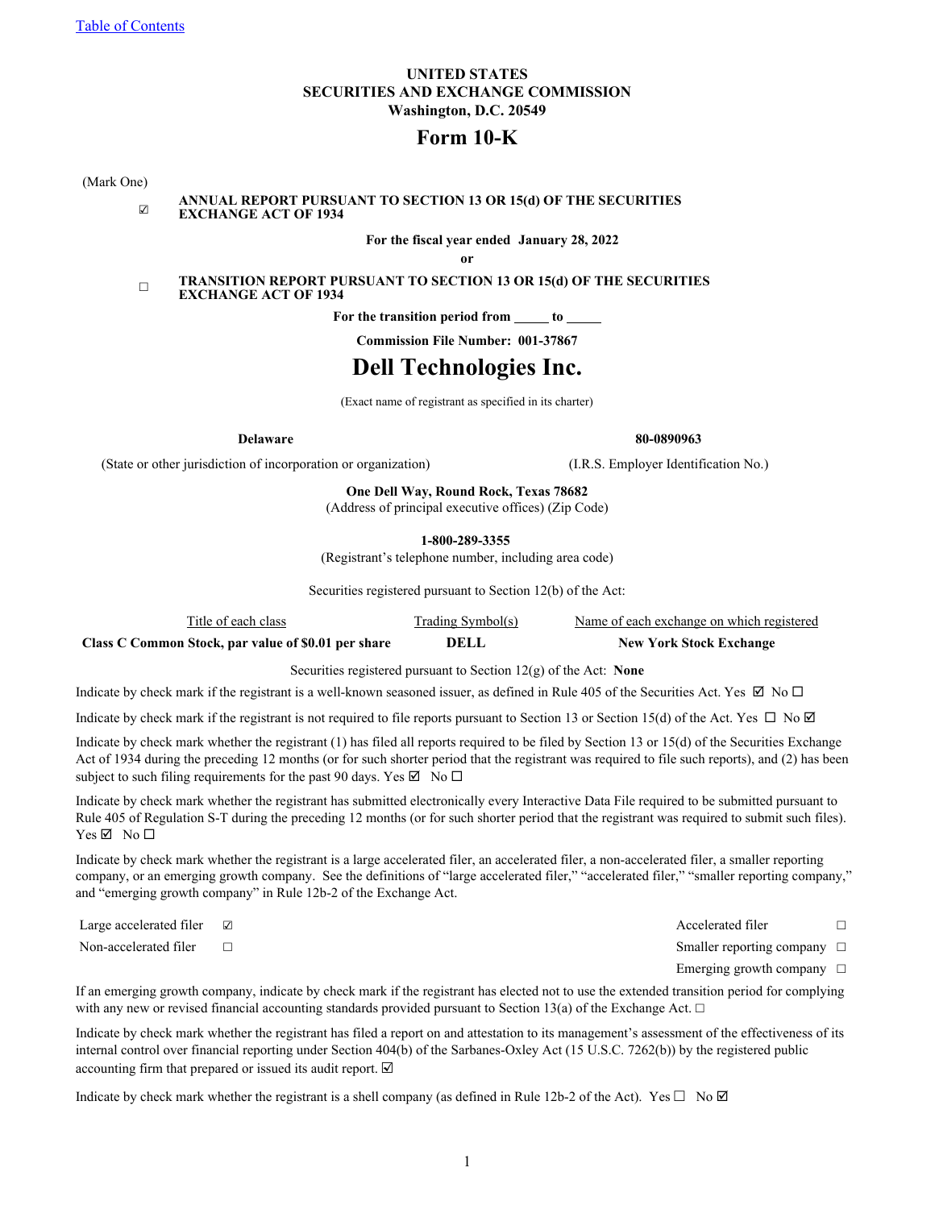[Table of Contents](#)

**UNITED STATES**
**SECURITIES AND EXCHANGE COMMISSION**
**Washington, D.C. 20549**

# Form 10-K

(Mark One)

☑ **ANNUAL REPORT PURSUANT TO SECTION 13 OR 15(d) OF THE SECURITIES EXCHANGE ACT OF 1934**

**For the fiscal year ended January 28, 2022**

**or**

☐ **TRANSITION REPORT PURSUANT TO SECTION 13 OR 15(d) OF THE SECURITIES EXCHANGE ACT OF 1934**

**For the transition period from _____ to _____**

**Commission File Number: 001-37867**

# Dell Technologies Inc.

(Exact name of registrant as specified in its charter)

| **Delaware** | **80-0890963** |
|---|---|
| (State or other jurisdiction of incorporation or organization) | (I.R.S. Employer Identification No.) |

**One Dell Way, Round Rock, Texas 78682**
(Address of principal executive offices) (Zip Code)

**1-800-289-3355**
(Registrant's telephone number, including area code)

Securities registered pursuant to Section 12(b) of the Act:

| Title of each class | Trading Symbol(s) | Name of each exchange on which registered |
|---|---|---|
| **Class C Common Stock, par value of $0.01 per share** | **DELL** | **New York Stock Exchange** |

Securities registered pursuant to Section 12(g) of the Act: **None**

Indicate by check mark if the registrant is a well-known seasoned issuer, as defined in Rule 405 of the Securities Act. Yes ☑ No ☐

Indicate by check mark if the registrant is not required to file reports pursuant to Section 13 or Section 15(d) of the Act. Yes ☐ No ☑

Indicate by check mark whether the registrant (1) has filed all reports required to be filed by Section 13 or 15(d) of the Securities Exchange Act of 1934 during the preceding 12 months (or for such shorter period that the registrant was required to file such reports), and (2) has been subject to such filing requirements for the past 90 days. Yes ☑ No ☐

Indicate by check mark whether the registrant has submitted electronically every Interactive Data File required to be submitted pursuant to Rule 405 of Regulation S-T during the preceding 12 months (or for such shorter period that the registrant was required to submit such files). Yes ☑ No ☐

Indicate by check mark whether the registrant is a large accelerated filer, an accelerated filer, a non-accelerated filer, a smaller reporting company, or an emerging growth company. See the definitions of "large accelerated filer," "accelerated filer," "smaller reporting company," and "emerging growth company" in Rule 12b-2 of the Exchange Act.

| | | | |
|---|---|---|---|
| Large accelerated filer | ☑ | Accelerated filer | ☐ |
| Non-accelerated filer | ☐ | Smaller reporting company | ☐ |
| | | Emerging growth company | ☐ |

If an emerging growth company, indicate by check mark if the registrant has elected not to use the extended transition period for complying with any new or revised financial accounting standards provided pursuant to Section 13(a) of the Exchange Act. ☐

Indicate by check mark whether the registrant has filed a report on and attestation to its management's assessment of the effectiveness of its internal control over financial reporting under Section 404(b) of the Sarbanes-Oxley Act (15 U.S.C. 7262(b)) by the registered public accounting firm that prepared or issued its audit report. ☑

Indicate by check mark whether the registrant is a shell company (as defined in Rule 12b-2 of the Act). Yes ☐ No ☑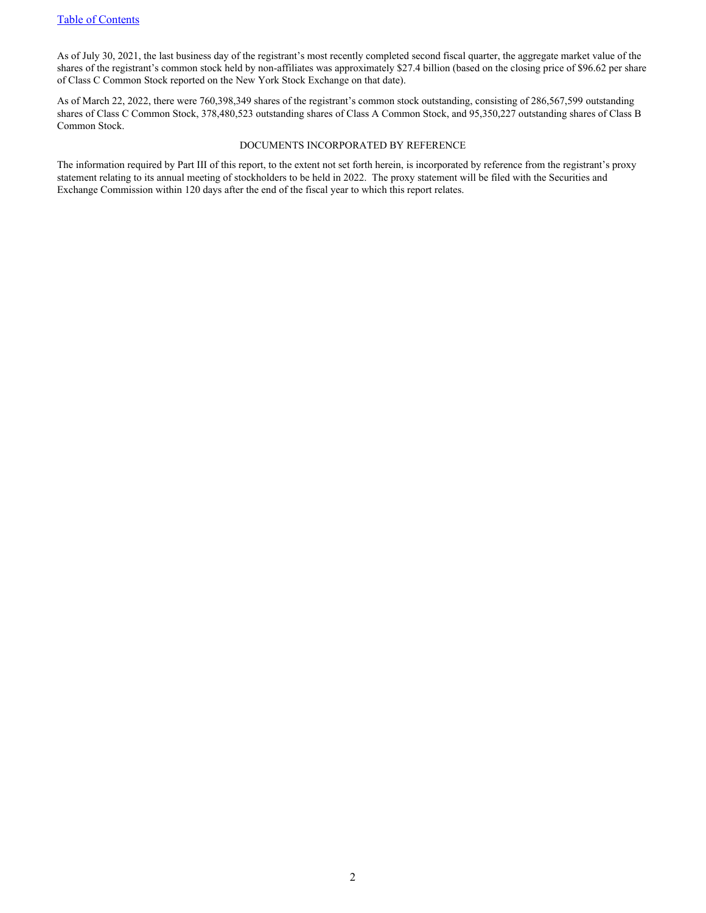As of July 30, 2021, the last business day of the registrant's most recently completed second fiscal quarter, the aggregate market value of the shares of the registrant's common stock held by non-affiliates was approximately $27.4 billion (based on the closing price of $96.62 per share of Class C Common Stock reported on the New York Stock Exchange on that date).

As of March 22, 2022, there were 760,398,349 shares of the registrant's common stock outstanding, consisting of 286,567,599 outstanding shares of Class C Common Stock, 378,480,523 outstanding shares of Class A Common Stock, and 95,350,227 outstanding shares of Class B Common Stock.

DOCUMENTS INCORPORATED BY REFERENCE

The information required by Part III of this report, to the extent not set forth herein, is incorporated by reference from the registrant's proxy statement relating to its annual meeting of stockholders to be held in 2022. The proxy statement will be filed with the Securities and Exchange Commission within 120 days after the end of the fiscal year to which this report relates.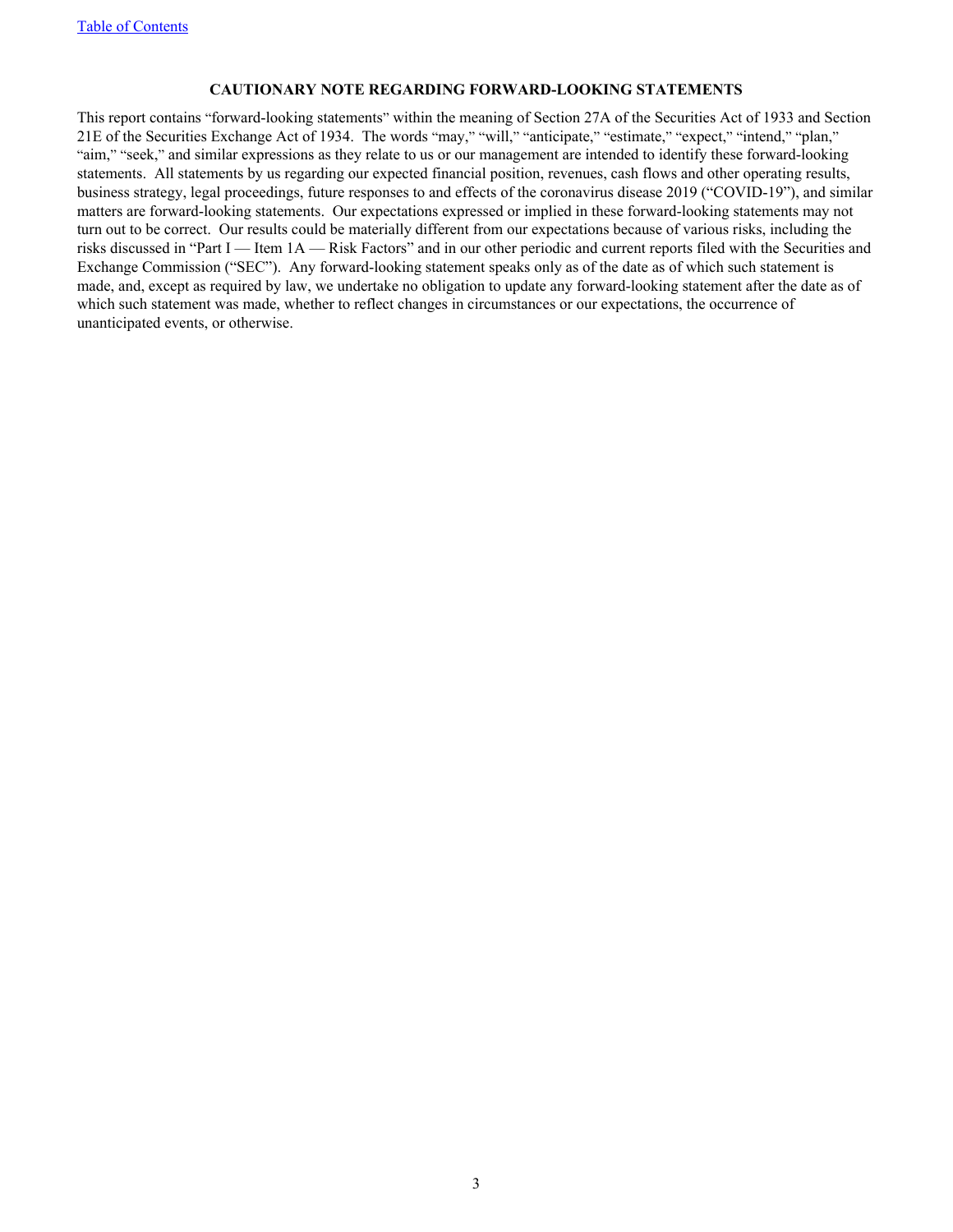**CAUTIONARY NOTE REGARDING FORWARD-LOOKING STATEMENTS**

This report contains "forward-looking statements" within the meaning of Section 27A of the Securities Act of 1933 and Section 21E of the Securities Exchange Act of 1934. The words "may," "will," "anticipate," "estimate," "expect," "intend," "plan," "aim," "seek," and similar expressions as they relate to us or our management are intended to identify these forward-looking statements. All statements by us regarding our expected financial position, revenues, cash flows and other operating results, business strategy, legal proceedings, future responses to and effects of the coronavirus disease 2019 ("COVID-19"), and similar matters are forward-looking statements. Our expectations expressed or implied in these forward-looking statements may not turn out to be correct. Our results could be materially different from our expectations because of various risks, including the risks discussed in "Part I — Item 1A — Risk Factors" and in our other periodic and current reports filed with the Securities and Exchange Commission ("SEC"). Any forward-looking statement speaks only as of the date as of which such statement is made, and, except as required by law, we undertake no obligation to update any forward-looking statement after the date as of which such statement was made, whether to reflect changes in circumstances or our expectations, the occurrence of unanticipated events, or otherwise.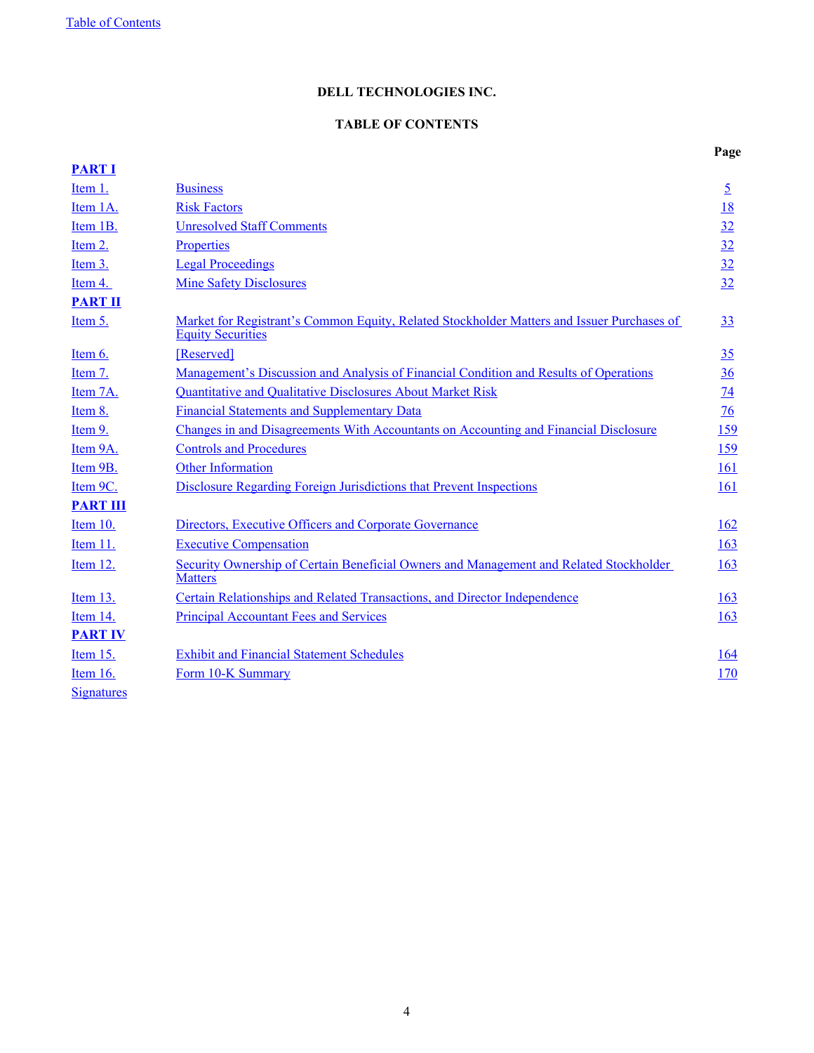**DELL TECHNOLOGIES INC.**

**TABLE OF CONTENTS**

| | | Page |
|---|---|---|
| **PART I** | | |
| Item 1. | Business | 5 |
| Item 1A. | Risk Factors | 18 |
| Item 1B. | Unresolved Staff Comments | 32 |
| Item 2. | Properties | 32 |
| Item 3. | Legal Proceedings | 32 |
| Item 4. | Mine Safety Disclosures | 32 |
| **PART II** | | |
| Item 5. | Market for Registrant's Common Equity, Related Stockholder Matters and Issuer Purchases of Equity Securities | 33 |
| Item 6. | [Reserved] | 35 |
| Item 7. | Management's Discussion and Analysis of Financial Condition and Results of Operations | 36 |
| Item 7A. | Quantitative and Qualitative Disclosures About Market Risk | 74 |
| Item 8. | Financial Statements and Supplementary Data | 76 |
| Item 9. | Changes in and Disagreements With Accountants on Accounting and Financial Disclosure | 159 |
| Item 9A. | Controls and Procedures | 159 |
| Item 9B. | Other Information | 161 |
| Item 9C. | Disclosure Regarding Foreign Jurisdictions that Prevent Inspections | 161 |
| **PART III** | | |
| Item 10. | Directors, Executive Officers and Corporate Governance | 162 |
| Item 11. | Executive Compensation | 163 |
| Item 12. | Security Ownership of Certain Beneficial Owners and Management and Related Stockholder Matters | 163 |
| Item 13. | Certain Relationships and Related Transactions, and Director Independence | 163 |
| Item 14. | Principal Accountant Fees and Services | 163 |
| **PART IV** | | |
| Item 15. | Exhibit and Financial Statement Schedules | 164 |
| Item 16. | Form 10-K Summary | 170 |
| Signatures | | |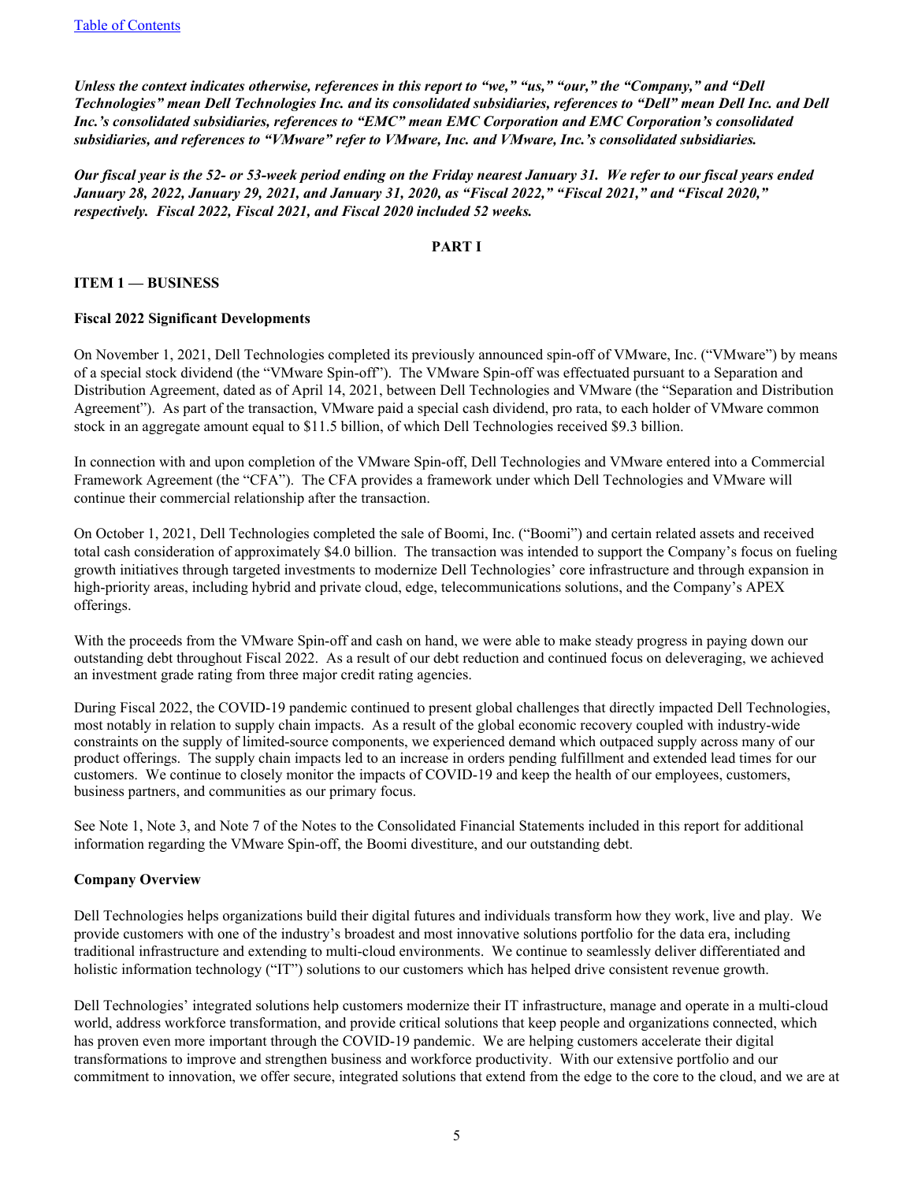*Unless the context indicates otherwise, references in this report to "we," "us," "our," the "Company," and "Dell Technologies" mean Dell Technologies Inc. and its consolidated subsidiaries, references to "Dell" mean Dell Inc. and Dell Inc.'s consolidated subsidiaries, references to "EMC" mean EMC Corporation and EMC Corporation's consolidated subsidiaries, and references to "VMware" refer to VMware, Inc. and VMware, Inc.'s consolidated subsidiaries.*

*Our fiscal year is the 52- or 53-week period ending on the Friday nearest January 31. We refer to our fiscal years ended January 28, 2022, January 29, 2021, and January 31, 2020, as "Fiscal 2022," "Fiscal 2021," and "Fiscal 2020," respectively. Fiscal 2022, Fiscal 2021, and Fiscal 2020 included 52 weeks.*

# PART I

## ITEM 1 — BUSINESS

### Fiscal 2022 Significant Developments

On November 1, 2021, Dell Technologies completed its previously announced spin-off of VMware, Inc. ("VMware") by means of a special stock dividend (the "VMware Spin-off"). The VMware Spin-off was effectuated pursuant to a Separation and Distribution Agreement, dated as of April 14, 2021, between Dell Technologies and VMware (the "Separation and Distribution Agreement"). As part of the transaction, VMware paid a special cash dividend, pro rata, to each holder of VMware common stock in an aggregate amount equal to $11.5 billion, of which Dell Technologies received $9.3 billion.

In connection with and upon completion of the VMware Spin-off, Dell Technologies and VMware entered into a Commercial Framework Agreement (the "CFA"). The CFA provides a framework under which Dell Technologies and VMware will continue their commercial relationship after the transaction.

On October 1, 2021, Dell Technologies completed the sale of Boomi, Inc. ("Boomi") and certain related assets and received total cash consideration of approximately $4.0 billion. The transaction was intended to support the Company's focus on fueling growth initiatives through targeted investments to modernize Dell Technologies' core infrastructure and through expansion in high-priority areas, including hybrid and private cloud, edge, telecommunications solutions, and the Company's APEX offerings.

With the proceeds from the VMware Spin-off and cash on hand, we were able to make steady progress in paying down our outstanding debt throughout Fiscal 2022. As a result of our debt reduction and continued focus on deleveraging, we achieved an investment grade rating from three major credit rating agencies.

During Fiscal 2022, the COVID-19 pandemic continued to present global challenges that directly impacted Dell Technologies, most notably in relation to supply chain impacts. As a result of the global economic recovery coupled with industry-wide constraints on the supply of limited-source components, we experienced demand which outpaced supply across many of our product offerings. The supply chain impacts led to an increase in orders pending fulfillment and extended lead times for our customers. We continue to closely monitor the impacts of COVID-19 and keep the health of our employees, customers, business partners, and communities as our primary focus.

See Note 1, Note 3, and Note 7 of the Notes to the Consolidated Financial Statements included in this report for additional information regarding the VMware Spin-off, the Boomi divestiture, and our outstanding debt.

### Company Overview

Dell Technologies helps organizations build their digital futures and individuals transform how they work, live and play. We provide customers with one of the industry's broadest and most innovative solutions portfolio for the data era, including traditional infrastructure and extending to multi-cloud environments. We continue to seamlessly deliver differentiated and holistic information technology ("IT") solutions to our customers which has helped drive consistent revenue growth.

Dell Technologies' integrated solutions help customers modernize their IT infrastructure, manage and operate in a multi-cloud world, address workforce transformation, and provide critical solutions that keep people and organizations connected, which has proven even more important through the COVID-19 pandemic. We are helping customers accelerate their digital transformations to improve and strengthen business and workforce productivity. With our extensive portfolio and our commitment to innovation, we offer secure, integrated solutions that extend from the edge to the core to the cloud, and we are at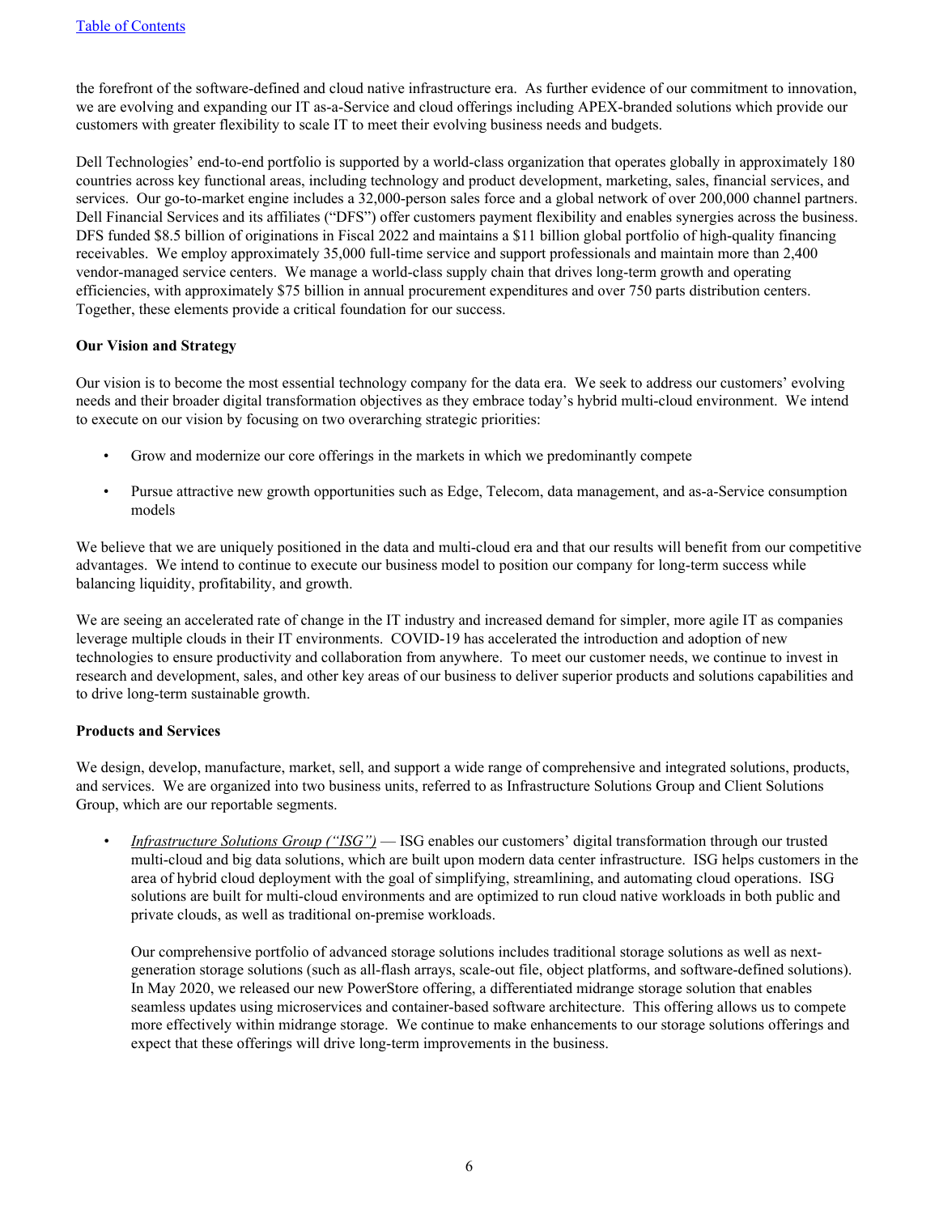the forefront of the software-defined and cloud native infrastructure era. As further evidence of our commitment to innovation, we are evolving and expanding our IT as-a-Service and cloud offerings including APEX-branded solutions which provide our customers with greater flexibility to scale IT to meet their evolving business needs and budgets.

Dell Technologies' end-to-end portfolio is supported by a world-class organization that operates globally in approximately 180 countries across key functional areas, including technology and product development, marketing, sales, financial services, and services. Our go-to-market engine includes a 32,000-person sales force and a global network of over 200,000 channel partners. Dell Financial Services and its affiliates ("DFS") offer customers payment flexibility and enables synergies across the business. DFS funded $8.5 billion of originations in Fiscal 2022 and maintains a $11 billion global portfolio of high-quality financing receivables. We employ approximately 35,000 full-time service and support professionals and maintain more than 2,400 vendor-managed service centers. We manage a world-class supply chain that drives long-term growth and operating efficiencies, with approximately $75 billion in annual procurement expenditures and over 750 parts distribution centers. Together, these elements provide a critical foundation for our success.

**Our Vision and Strategy**

Our vision is to become the most essential technology company for the data era. We seek to address our customers' evolving needs and their broader digital transformation objectives as they embrace today's hybrid multi-cloud environment. We intend to execute on our vision by focusing on two overarching strategic priorities:

- Grow and modernize our core offerings in the markets in which we predominantly compete
- Pursue attractive new growth opportunities such as Edge, Telecom, data management, and as-a-Service consumption models

We believe that we are uniquely positioned in the data and multi-cloud era and that our results will benefit from our competitive advantages. We intend to continue to execute our business model to position our company for long-term success while balancing liquidity, profitability, and growth.

We are seeing an accelerated rate of change in the IT industry and increased demand for simpler, more agile IT as companies leverage multiple clouds in their IT environments. COVID-19 has accelerated the introduction and adoption of new technologies to ensure productivity and collaboration from anywhere. To meet our customer needs, we continue to invest in research and development, sales, and other key areas of our business to deliver superior products and solutions capabilities and to drive long-term sustainable growth.

**Products and Services**

We design, develop, manufacture, market, sell, and support a wide range of comprehensive and integrated solutions, products, and services. We are organized into two business units, referred to as Infrastructure Solutions Group and Client Solutions Group, which are our reportable segments.

- *Infrastructure Solutions Group ("ISG")* — ISG enables our customers' digital transformation through our trusted multi-cloud and big data solutions, which are built upon modern data center infrastructure. ISG helps customers in the area of hybrid cloud deployment with the goal of simplifying, streamlining, and automating cloud operations. ISG solutions are built for multi-cloud environments and are optimized to run cloud native workloads in both public and private clouds, as well as traditional on-premise workloads.

  Our comprehensive portfolio of advanced storage solutions includes traditional storage solutions as well as next-generation storage solutions (such as all-flash arrays, scale-out file, object platforms, and software-defined solutions). In May 2020, we released our new PowerStore offering, a differentiated midrange storage solution that enables seamless updates using microservices and container-based software architecture. This offering allows us to compete more effectively within midrange storage. We continue to make enhancements to our storage solutions offerings and expect that these offerings will drive long-term improvements in the business.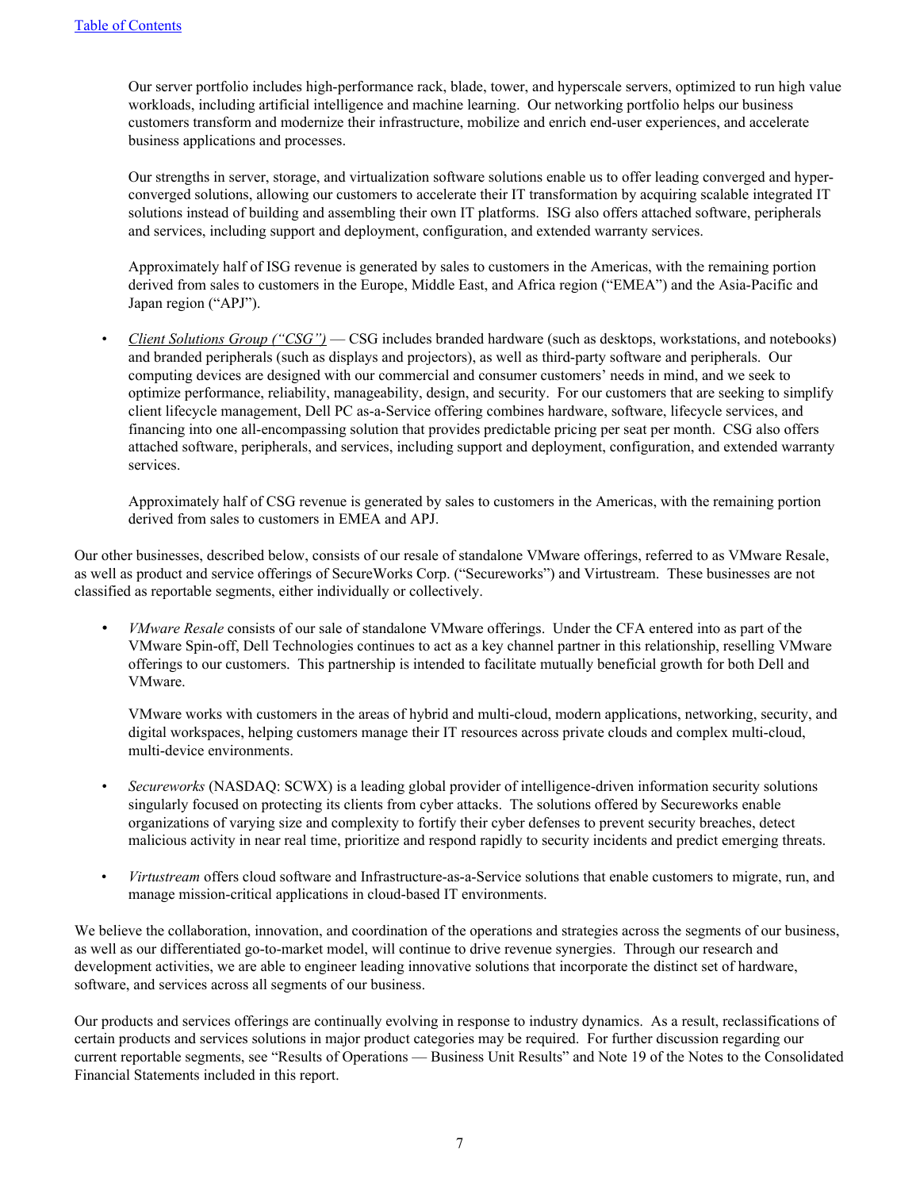Our server portfolio includes high-performance rack, blade, tower, and hyperscale servers, optimized to run high value workloads, including artificial intelligence and machine learning. Our networking portfolio helps our business customers transform and modernize their infrastructure, mobilize and enrich end-user experiences, and accelerate business applications and processes.

Our strengths in server, storage, and virtualization software solutions enable us to offer leading converged and hyper-converged solutions, allowing our customers to accelerate their IT transformation by acquiring scalable integrated IT solutions instead of building and assembling their own IT platforms. ISG also offers attached software, peripherals and services, including support and deployment, configuration, and extended warranty services.

Approximately half of ISG revenue is generated by sales to customers in the Americas, with the remaining portion derived from sales to customers in the Europe, Middle East, and Africa region ("EMEA") and the Asia-Pacific and Japan region ("APJ").

- *Client Solutions Group ("CSG")* — CSG includes branded hardware (such as desktops, workstations, and notebooks) and branded peripherals (such as displays and projectors), as well as third-party software and peripherals. Our computing devices are designed with our commercial and consumer customers' needs in mind, and we seek to optimize performance, reliability, manageability, design, and security. For our customers that are seeking to simplify client lifecycle management, Dell PC as-a-Service offering combines hardware, software, lifecycle services, and financing into one all-encompassing solution that provides predictable pricing per seat per month. CSG also offers attached software, peripherals, and services, including support and deployment, configuration, and extended warranty services.

  Approximately half of CSG revenue is generated by sales to customers in the Americas, with the remaining portion derived from sales to customers in EMEA and APJ.

Our other businesses, described below, consists of our resale of standalone VMware offerings, referred to as VMware Resale, as well as product and service offerings of SecureWorks Corp. ("Secureworks") and Virtustream. These businesses are not classified as reportable segments, either individually or collectively.

- *VMware Resale* consists of our sale of standalone VMware offerings. Under the CFA entered into as part of the VMware Spin-off, Dell Technologies continues to act as a key channel partner in this relationship, reselling VMware offerings to our customers. This partnership is intended to facilitate mutually beneficial growth for both Dell and VMware.

  VMware works with customers in the areas of hybrid and multi-cloud, modern applications, networking, security, and digital workspaces, helping customers manage their IT resources across private clouds and complex multi-cloud, multi-device environments.

- *Secureworks* (NASDAQ: SCWX) is a leading global provider of intelligence-driven information security solutions singularly focused on protecting its clients from cyber attacks. The solutions offered by Secureworks enable organizations of varying size and complexity to fortify their cyber defenses to prevent security breaches, detect malicious activity in near real time, prioritize and respond rapidly to security incidents and predict emerging threats.

- *Virtustream* offers cloud software and Infrastructure-as-a-Service solutions that enable customers to migrate, run, and manage mission-critical applications in cloud-based IT environments.

We believe the collaboration, innovation, and coordination of the operations and strategies across the segments of our business, as well as our differentiated go-to-market model, will continue to drive revenue synergies. Through our research and development activities, we are able to engineer leading innovative solutions that incorporate the distinct set of hardware, software, and services across all segments of our business.

Our products and services offerings are continually evolving in response to industry dynamics. As a result, reclassifications of certain products and services solutions in major product categories may be required. For further discussion regarding our current reportable segments, see "Results of Operations — Business Unit Results" and Note 19 of the Notes to the Consolidated Financial Statements included in this report.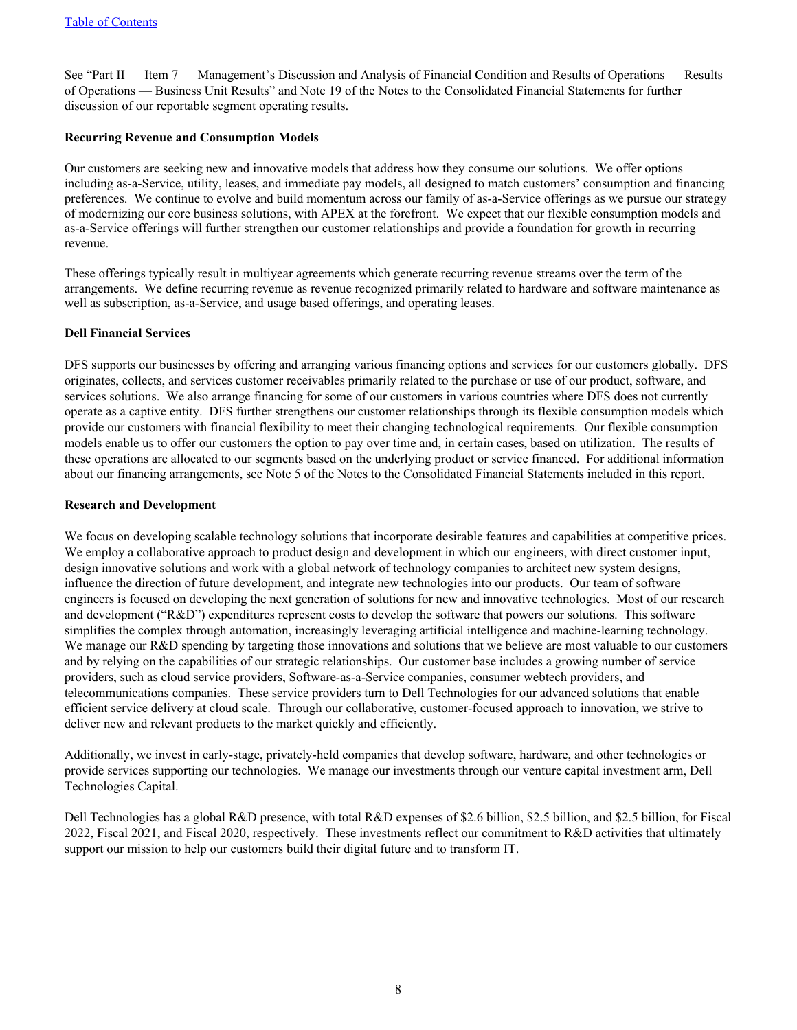See "Part II — Item 7 — Management's Discussion and Analysis of Financial Condition and Results of Operations — Results of Operations — Business Unit Results" and Note 19 of the Notes to the Consolidated Financial Statements for further discussion of our reportable segment operating results.

**Recurring Revenue and Consumption Models**

Our customers are seeking new and innovative models that address how they consume our solutions. We offer options including as-a-Service, utility, leases, and immediate pay models, all designed to match customers' consumption and financing preferences. We continue to evolve and build momentum across our family of as-a-Service offerings as we pursue our strategy of modernizing our core business solutions, with APEX at the forefront. We expect that our flexible consumption models and as-a-Service offerings will further strengthen our customer relationships and provide a foundation for growth in recurring revenue.

These offerings typically result in multiyear agreements which generate recurring revenue streams over the term of the arrangements. We define recurring revenue as revenue recognized primarily related to hardware and software maintenance as well as subscription, as-a-Service, and usage based offerings, and operating leases.

**Dell Financial Services**

DFS supports our businesses by offering and arranging various financing options and services for our customers globally. DFS originates, collects, and services customer receivables primarily related to the purchase or use of our product, software, and services solutions. We also arrange financing for some of our customers in various countries where DFS does not currently operate as a captive entity. DFS further strengthens our customer relationships through its flexible consumption models which provide our customers with financial flexibility to meet their changing technological requirements. Our flexible consumption models enable us to offer our customers the option to pay over time and, in certain cases, based on utilization. The results of these operations are allocated to our segments based on the underlying product or service financed. For additional information about our financing arrangements, see Note 5 of the Notes to the Consolidated Financial Statements included in this report.

**Research and Development**

We focus on developing scalable technology solutions that incorporate desirable features and capabilities at competitive prices. We employ a collaborative approach to product design and development in which our engineers, with direct customer input, design innovative solutions and work with a global network of technology companies to architect new system designs, influence the direction of future development, and integrate new technologies into our products. Our team of software engineers is focused on developing the next generation of solutions for new and innovative technologies. Most of our research and development ("R&D") expenditures represent costs to develop the software that powers our solutions. This software simplifies the complex through automation, increasingly leveraging artificial intelligence and machine-learning technology. We manage our R&D spending by targeting those innovations and solutions that we believe are most valuable to our customers and by relying on the capabilities of our strategic relationships. Our customer base includes a growing number of service providers, such as cloud service providers, Software-as-a-Service companies, consumer webtech providers, and telecommunications companies. These service providers turn to Dell Technologies for our advanced solutions that enable efficient service delivery at cloud scale. Through our collaborative, customer-focused approach to innovation, we strive to deliver new and relevant products to the market quickly and efficiently.

Additionally, we invest in early-stage, privately-held companies that develop software, hardware, and other technologies or provide services supporting our technologies. We manage our investments through our venture capital investment arm, Dell Technologies Capital.

Dell Technologies has a global R&D presence, with total R&D expenses of $2.6 billion, $2.5 billion, and $2.5 billion, for Fiscal 2022, Fiscal 2021, and Fiscal 2020, respectively. These investments reflect our commitment to R&D activities that ultimately support our mission to help our customers build their digital future and to transform IT.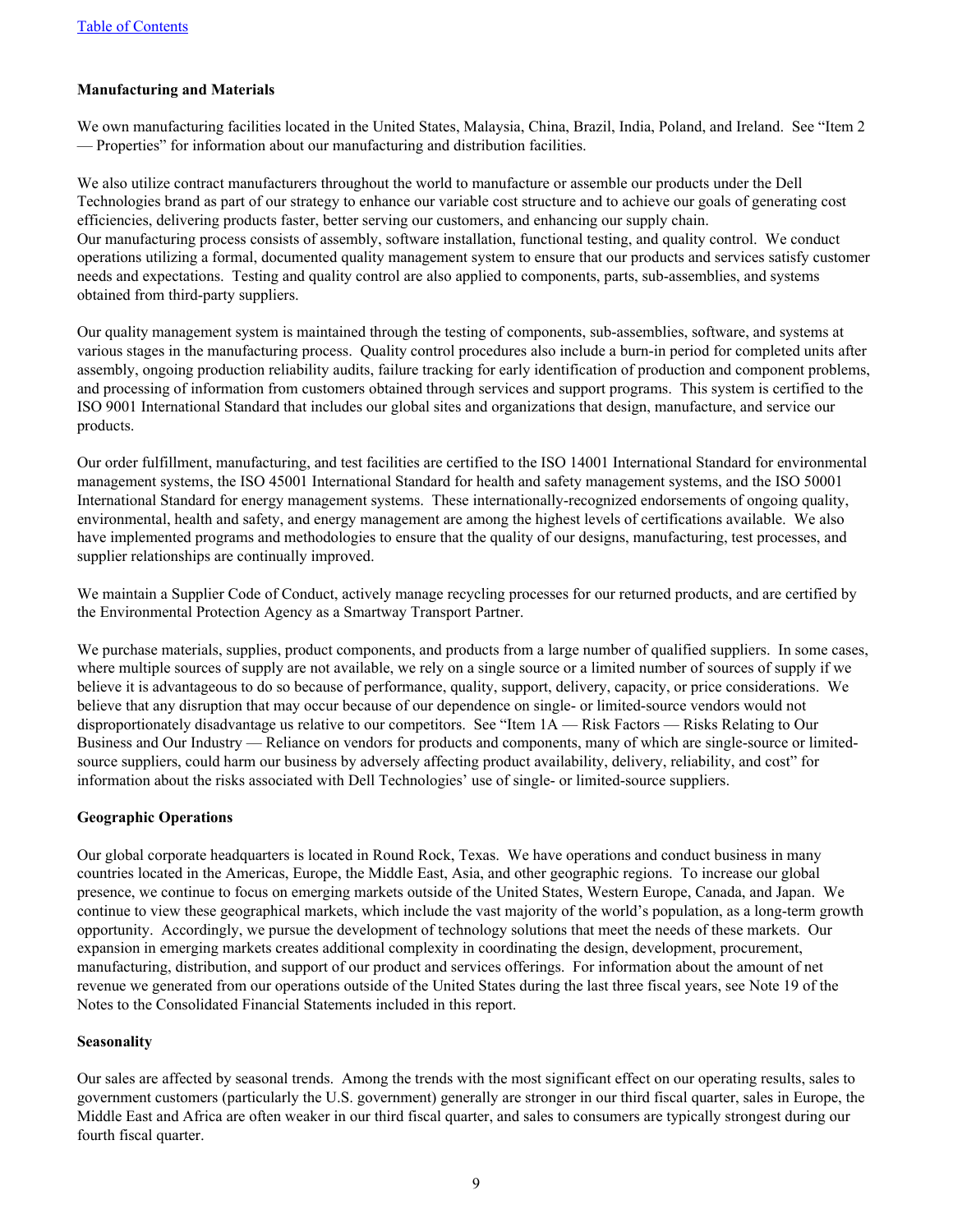### Manufacturing and Materials

We own manufacturing facilities located in the United States, Malaysia, China, Brazil, India, Poland, and Ireland. See "Item 2 — Properties" for information about our manufacturing and distribution facilities.

We also utilize contract manufacturers throughout the world to manufacture or assemble our products under the Dell Technologies brand as part of our strategy to enhance our variable cost structure and to achieve our goals of generating cost efficiencies, delivering products faster, better serving our customers, and enhancing our supply chain.
Our manufacturing process consists of assembly, software installation, functional testing, and quality control. We conduct operations utilizing a formal, documented quality management system to ensure that our products and services satisfy customer needs and expectations. Testing and quality control are also applied to components, parts, sub-assemblies, and systems obtained from third-party suppliers.

Our quality management system is maintained through the testing of components, sub-assemblies, software, and systems at various stages in the manufacturing process. Quality control procedures also include a burn-in period for completed units after assembly, ongoing production reliability audits, failure tracking for early identification of production and component problems, and processing of information from customers obtained through services and support programs. This system is certified to the ISO 9001 International Standard that includes our global sites and organizations that design, manufacture, and service our products.

Our order fulfillment, manufacturing, and test facilities are certified to the ISO 14001 International Standard for environmental management systems, the ISO 45001 International Standard for health and safety management systems, and the ISO 50001 International Standard for energy management systems. These internationally-recognized endorsements of ongoing quality, environmental, health and safety, and energy management are among the highest levels of certifications available. We also have implemented programs and methodologies to ensure that the quality of our designs, manufacturing, test processes, and supplier relationships are continually improved.

We maintain a Supplier Code of Conduct, actively manage recycling processes for our returned products, and are certified by the Environmental Protection Agency as a Smartway Transport Partner.

We purchase materials, supplies, product components, and products from a large number of qualified suppliers. In some cases, where multiple sources of supply are not available, we rely on a single source or a limited number of sources of supply if we believe it is advantageous to do so because of performance, quality, support, delivery, capacity, or price considerations. We believe that any disruption that may occur because of our dependence on single- or limited-source vendors would not disproportionately disadvantage us relative to our competitors. See "Item 1A — Risk Factors — Risks Relating to Our Business and Our Industry — Reliance on vendors for products and components, many of which are single-source or limited-source suppliers, could harm our business by adversely affecting product availability, delivery, reliability, and cost" for information about the risks associated with Dell Technologies' use of single- or limited-source suppliers.

### Geographic Operations

Our global corporate headquarters is located in Round Rock, Texas. We have operations and conduct business in many countries located in the Americas, Europe, the Middle East, Asia, and other geographic regions. To increase our global presence, we continue to focus on emerging markets outside of the United States, Western Europe, Canada, and Japan. We continue to view these geographical markets, which include the vast majority of the world's population, as a long-term growth opportunity. Accordingly, we pursue the development of technology solutions that meet the needs of these markets. Our expansion in emerging markets creates additional complexity in coordinating the design, development, procurement, manufacturing, distribution, and support of our product and services offerings. For information about the amount of net revenue we generated from our operations outside of the United States during the last three fiscal years, see Note 19 of the Notes to the Consolidated Financial Statements included in this report.

### Seasonality

Our sales are affected by seasonal trends. Among the trends with the most significant effect on our operating results, sales to government customers (particularly the U.S. government) generally are stronger in our third fiscal quarter, sales in Europe, the Middle East and Africa are often weaker in our third fiscal quarter, and sales to consumers are typically strongest during our fourth fiscal quarter.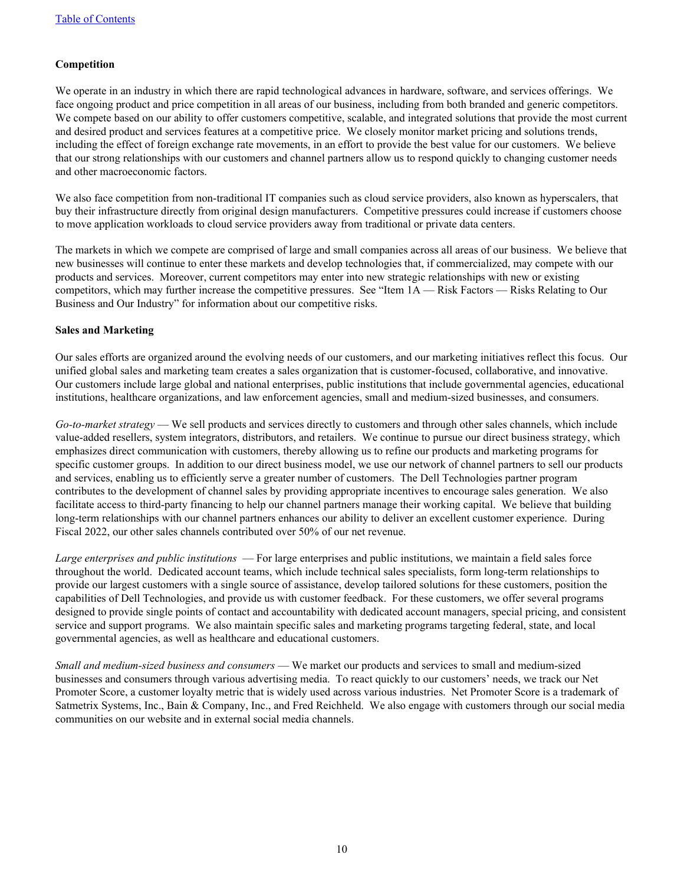### Competition

We operate in an industry in which there are rapid technological advances in hardware, software, and services offerings. We face ongoing product and price competition in all areas of our business, including from both branded and generic competitors. We compete based on our ability to offer customers competitive, scalable, and integrated solutions that provide the most current and desired product and services features at a competitive price. We closely monitor market pricing and solutions trends, including the effect of foreign exchange rate movements, in an effort to provide the best value for our customers. We believe that our strong relationships with our customers and channel partners allow us to respond quickly to changing customer needs and other macroeconomic factors.

We also face competition from non-traditional IT companies such as cloud service providers, also known as hyperscalers, that buy their infrastructure directly from original design manufacturers. Competitive pressures could increase if customers choose to move application workloads to cloud service providers away from traditional or private data centers.

The markets in which we compete are comprised of large and small companies across all areas of our business. We believe that new businesses will continue to enter these markets and develop technologies that, if commercialized, may compete with our products and services. Moreover, current competitors may enter into new strategic relationships with new or existing competitors, which may further increase the competitive pressures. See "Item 1A — Risk Factors — Risks Relating to Our Business and Our Industry" for information about our competitive risks.

### Sales and Marketing

Our sales efforts are organized around the evolving needs of our customers, and our marketing initiatives reflect this focus. Our unified global sales and marketing team creates a sales organization that is customer-focused, collaborative, and innovative. Our customers include large global and national enterprises, public institutions that include governmental agencies, educational institutions, healthcare organizations, and law enforcement agencies, small and medium-sized businesses, and consumers.

*Go-to-market strategy* — We sell products and services directly to customers and through other sales channels, which include value-added resellers, system integrators, distributors, and retailers. We continue to pursue our direct business strategy, which emphasizes direct communication with customers, thereby allowing us to refine our products and marketing programs for specific customer groups. In addition to our direct business model, we use our network of channel partners to sell our products and services, enabling us to efficiently serve a greater number of customers. The Dell Technologies partner program contributes to the development of channel sales by providing appropriate incentives to encourage sales generation. We also facilitate access to third-party financing to help our channel partners manage their working capital. We believe that building long-term relationships with our channel partners enhances our ability to deliver an excellent customer experience. During Fiscal 2022, our other sales channels contributed over 50% of our net revenue.

*Large enterprises and public institutions* — For large enterprises and public institutions, we maintain a field sales force throughout the world. Dedicated account teams, which include technical sales specialists, form long-term relationships to provide our largest customers with a single source of assistance, develop tailored solutions for these customers, position the capabilities of Dell Technologies, and provide us with customer feedback. For these customers, we offer several programs designed to provide single points of contact and accountability with dedicated account managers, special pricing, and consistent service and support programs. We also maintain specific sales and marketing programs targeting federal, state, and local governmental agencies, as well as healthcare and educational customers.

*Small and medium-sized business and consumers* — We market our products and services to small and medium-sized businesses and consumers through various advertising media. To react quickly to our customers' needs, we track our Net Promoter Score, a customer loyalty metric that is widely used across various industries. Net Promoter Score is a trademark of Satmetrix Systems, Inc., Bain & Company, Inc., and Fred Reichheld. We also engage with customers through our social media communities on our website and in external social media channels.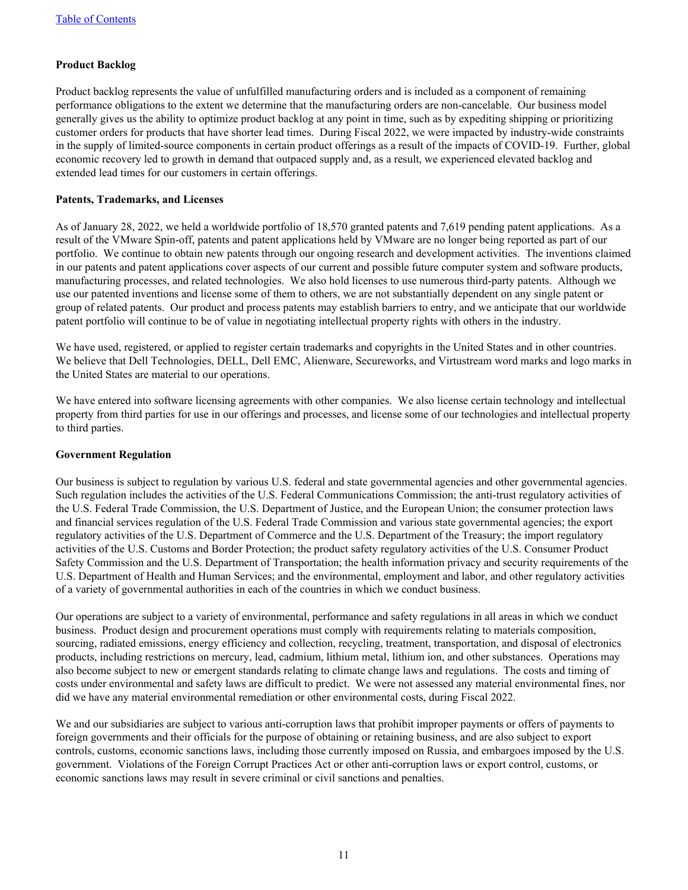### Product Backlog

Product backlog represents the value of unfulfilled manufacturing orders and is included as a component of remaining performance obligations to the extent we determine that the manufacturing orders are non-cancelable. Our business model generally gives us the ability to optimize product backlog at any point in time, such as by expediting shipping or prioritizing customer orders for products that have shorter lead times. During Fiscal 2022, we were impacted by industry-wide constraints in the supply of limited-source components in certain product offerings as a result of the impacts of COVID-19. Further, global economic recovery led to growth in demand that outpaced supply and, as a result, we experienced elevated backlog and extended lead times for our customers in certain offerings.

### Patents, Trademarks, and Licenses

As of January 28, 2022, we held a worldwide portfolio of 18,570 granted patents and 7,619 pending patent applications. As a result of the VMware Spin-off, patents and patent applications held by VMware are no longer being reported as part of our portfolio. We continue to obtain new patents through our ongoing research and development activities. The inventions claimed in our patents and patent applications cover aspects of our current and possible future computer system and software products, manufacturing processes, and related technologies. We also hold licenses to use numerous third-party patents. Although we use our patented inventions and license some of them to others, we are not substantially dependent on any single patent or group of related patents. Our product and process patents may establish barriers to entry, and we anticipate that our worldwide patent portfolio will continue to be of value in negotiating intellectual property rights with others in the industry.

We have used, registered, or applied to register certain trademarks and copyrights in the United States and in other countries. We believe that Dell Technologies, DELL, Dell EMC, Alienware, Secureworks, and Virtustream word marks and logo marks in the United States are material to our operations.

We have entered into software licensing agreements with other companies. We also license certain technology and intellectual property from third parties for use in our offerings and processes, and license some of our technologies and intellectual property to third parties.

### Government Regulation

Our business is subject to regulation by various U.S. federal and state governmental agencies and other governmental agencies. Such regulation includes the activities of the U.S. Federal Communications Commission; the anti-trust regulatory activities of the U.S. Federal Trade Commission, the U.S. Department of Justice, and the European Union; the consumer protection laws and financial services regulation of the U.S. Federal Trade Commission and various state governmental agencies; the export regulatory activities of the U.S. Department of Commerce and the U.S. Department of the Treasury; the import regulatory activities of the U.S. Customs and Border Protection; the product safety regulatory activities of the U.S. Consumer Product Safety Commission and the U.S. Department of Transportation; the health information privacy and security requirements of the U.S. Department of Health and Human Services; and the environmental, employment and labor, and other regulatory activities of a variety of governmental authorities in each of the countries in which we conduct business.

Our operations are subject to a variety of environmental, performance and safety regulations in all areas in which we conduct business. Product design and procurement operations must comply with requirements relating to materials composition, sourcing, radiated emissions, energy efficiency and collection, recycling, treatment, transportation, and disposal of electronics products, including restrictions on mercury, lead, cadmium, lithium metal, lithium ion, and other substances. Operations may also become subject to new or emergent standards relating to climate change laws and regulations. The costs and timing of costs under environmental and safety laws are difficult to predict. We were not assessed any material environmental fines, nor did we have any material environmental remediation or other environmental costs, during Fiscal 2022.

We and our subsidiaries are subject to various anti-corruption laws that prohibit improper payments or offers of payments to foreign governments and their officials for the purpose of obtaining or retaining business, and are also subject to export controls, customs, economic sanctions laws, including those currently imposed on Russia, and embargoes imposed by the U.S. government. Violations of the Foreign Corrupt Practices Act or other anti-corruption laws or export control, customs, or economic sanctions laws may result in severe criminal or civil sanctions and penalties.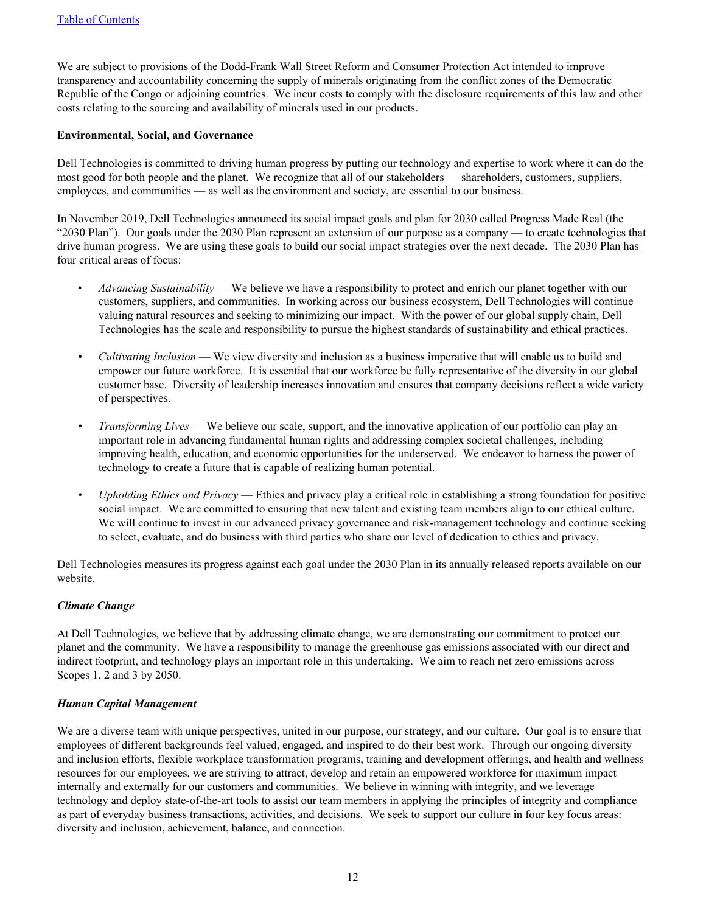We are subject to provisions of the Dodd-Frank Wall Street Reform and Consumer Protection Act intended to improve transparency and accountability concerning the supply of minerals originating from the conflict zones of the Democratic Republic of the Congo or adjoining countries. We incur costs to comply with the disclosure requirements of this law and other costs relating to the sourcing and availability of minerals used in our products.

**Environmental, Social, and Governance**

Dell Technologies is committed to driving human progress by putting our technology and expertise to work where it can do the most good for both people and the planet. We recognize that all of our stakeholders — shareholders, customers, suppliers, employees, and communities — as well as the environment and society, are essential to our business.

In November 2019, Dell Technologies announced its social impact goals and plan for 2030 called Progress Made Real (the "2030 Plan"). Our goals under the 2030 Plan represent an extension of our purpose as a company — to create technologies that drive human progress. We are using these goals to build our social impact strategies over the next decade. The 2030 Plan has four critical areas of focus:

- *Advancing Sustainability* — We believe we have a responsibility to protect and enrich our planet together with our customers, suppliers, and communities. In working across our business ecosystem, Dell Technologies will continue valuing natural resources and seeking to minimizing our impact. With the power of our global supply chain, Dell Technologies has the scale and responsibility to pursue the highest standards of sustainability and ethical practices.

- *Cultivating Inclusion* — We view diversity and inclusion as a business imperative that will enable us to build and empower our future workforce. It is essential that our workforce be fully representative of the diversity in our global customer base. Diversity of leadership increases innovation and ensures that company decisions reflect a wide variety of perspectives.

- *Transforming Lives* — We believe our scale, support, and the innovative application of our portfolio can play an important role in advancing fundamental human rights and addressing complex societal challenges, including improving health, education, and economic opportunities for the underserved. We endeavor to harness the power of technology to create a future that is capable of realizing human potential.

- *Upholding Ethics and Privacy* — Ethics and privacy play a critical role in establishing a strong foundation for positive social impact. We are committed to ensuring that new talent and existing team members align to our ethical culture. We will continue to invest in our advanced privacy governance and risk-management technology and continue seeking to select, evaluate, and do business with third parties who share our level of dedication to ethics and privacy.

Dell Technologies measures its progress against each goal under the 2030 Plan in its annually released reports available on our website.

***Climate Change***

At Dell Technologies, we believe that by addressing climate change, we are demonstrating our commitment to protect our planet and the community. We have a responsibility to manage the greenhouse gas emissions associated with our direct and indirect footprint, and technology plays an important role in this undertaking. We aim to reach net zero emissions across Scopes 1, 2 and 3 by 2050.

***Human Capital Management***

We are a diverse team with unique perspectives, united in our purpose, our strategy, and our culture. Our goal is to ensure that employees of different backgrounds feel valued, engaged, and inspired to do their best work. Through our ongoing diversity and inclusion efforts, flexible workplace transformation programs, training and development offerings, and health and wellness resources for our employees, we are striving to attract, develop and retain an empowered workforce for maximum impact internally and externally for our customers and communities. We believe in winning with integrity, and we leverage technology and deploy state-of-the-art tools to assist our team members in applying the principles of integrity and compliance as part of everyday business transactions, activities, and decisions. We seek to support our culture in four key focus areas: diversity and inclusion, achievement, balance, and connection.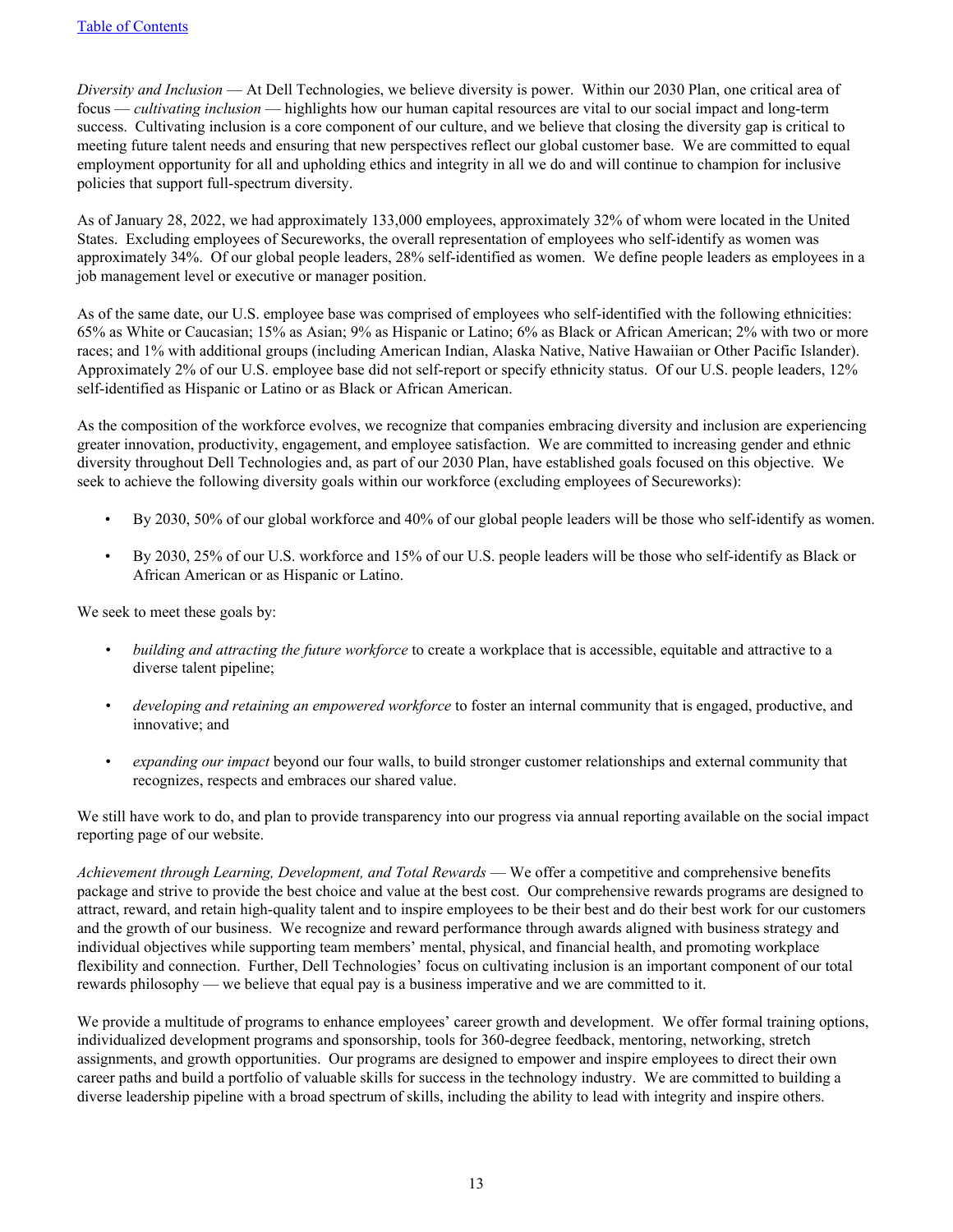*Diversity and Inclusion* — At Dell Technologies, we believe diversity is power. Within our 2030 Plan, one critical area of focus — *cultivating inclusion* — highlights how our human capital resources are vital to our social impact and long-term success. Cultivating inclusion is a core component of our culture, and we believe that closing the diversity gap is critical to meeting future talent needs and ensuring that new perspectives reflect our global customer base. We are committed to equal employment opportunity for all and upholding ethics and integrity in all we do and will continue to champion for inclusive policies that support full-spectrum diversity.

As of January 28, 2022, we had approximately 133,000 employees, approximately 32% of whom were located in the United States. Excluding employees of Secureworks, the overall representation of employees who self-identify as women was approximately 34%. Of our global people leaders, 28% self-identified as women. We define people leaders as employees in a job management level or executive or manager position.

As of the same date, our U.S. employee base was comprised of employees who self-identified with the following ethnicities: 65% as White or Caucasian; 15% as Asian; 9% as Hispanic or Latino; 6% as Black or African American; 2% with two or more races; and 1% with additional groups (including American Indian, Alaska Native, Native Hawaiian or Other Pacific Islander). Approximately 2% of our U.S. employee base did not self-report or specify ethnicity status. Of our U.S. people leaders, 12% self-identified as Hispanic or Latino or as Black or African American.

As the composition of the workforce evolves, we recognize that companies embracing diversity and inclusion are experiencing greater innovation, productivity, engagement, and employee satisfaction. We are committed to increasing gender and ethnic diversity throughout Dell Technologies and, as part of our 2030 Plan, have established goals focused on this objective. We seek to achieve the following diversity goals within our workforce (excluding employees of Secureworks):

- By 2030, 50% of our global workforce and 40% of our global people leaders will be those who self-identify as women.
- By 2030, 25% of our U.S. workforce and 15% of our U.S. people leaders will be those who self-identify as Black or African American or as Hispanic or Latino.

We seek to meet these goals by:

- *building and attracting the future workforce* to create a workplace that is accessible, equitable and attractive to a diverse talent pipeline;
- *developing and retaining an empowered workforce* to foster an internal community that is engaged, productive, and innovative; and
- *expanding our impact* beyond our four walls, to build stronger customer relationships and external community that recognizes, respects and embraces our shared value.

We still have work to do, and plan to provide transparency into our progress via annual reporting available on the social impact reporting page of our website.

*Achievement through Learning, Development, and Total Rewards* — We offer a competitive and comprehensive benefits package and strive to provide the best choice and value at the best cost. Our comprehensive rewards programs are designed to attract, reward, and retain high-quality talent and to inspire employees to be their best and do their best work for our customers and the growth of our business. We recognize and reward performance through awards aligned with business strategy and individual objectives while supporting team members' mental, physical, and financial health, and promoting workplace flexibility and connection. Further, Dell Technologies' focus on cultivating inclusion is an important component of our total rewards philosophy — we believe that equal pay is a business imperative and we are committed to it.

We provide a multitude of programs to enhance employees' career growth and development. We offer formal training options, individualized development programs and sponsorship, tools for 360-degree feedback, mentoring, networking, stretch assignments, and growth opportunities. Our programs are designed to empower and inspire employees to direct their own career paths and build a portfolio of valuable skills for success in the technology industry. We are committed to building a diverse leadership pipeline with a broad spectrum of skills, including the ability to lead with integrity and inspire others.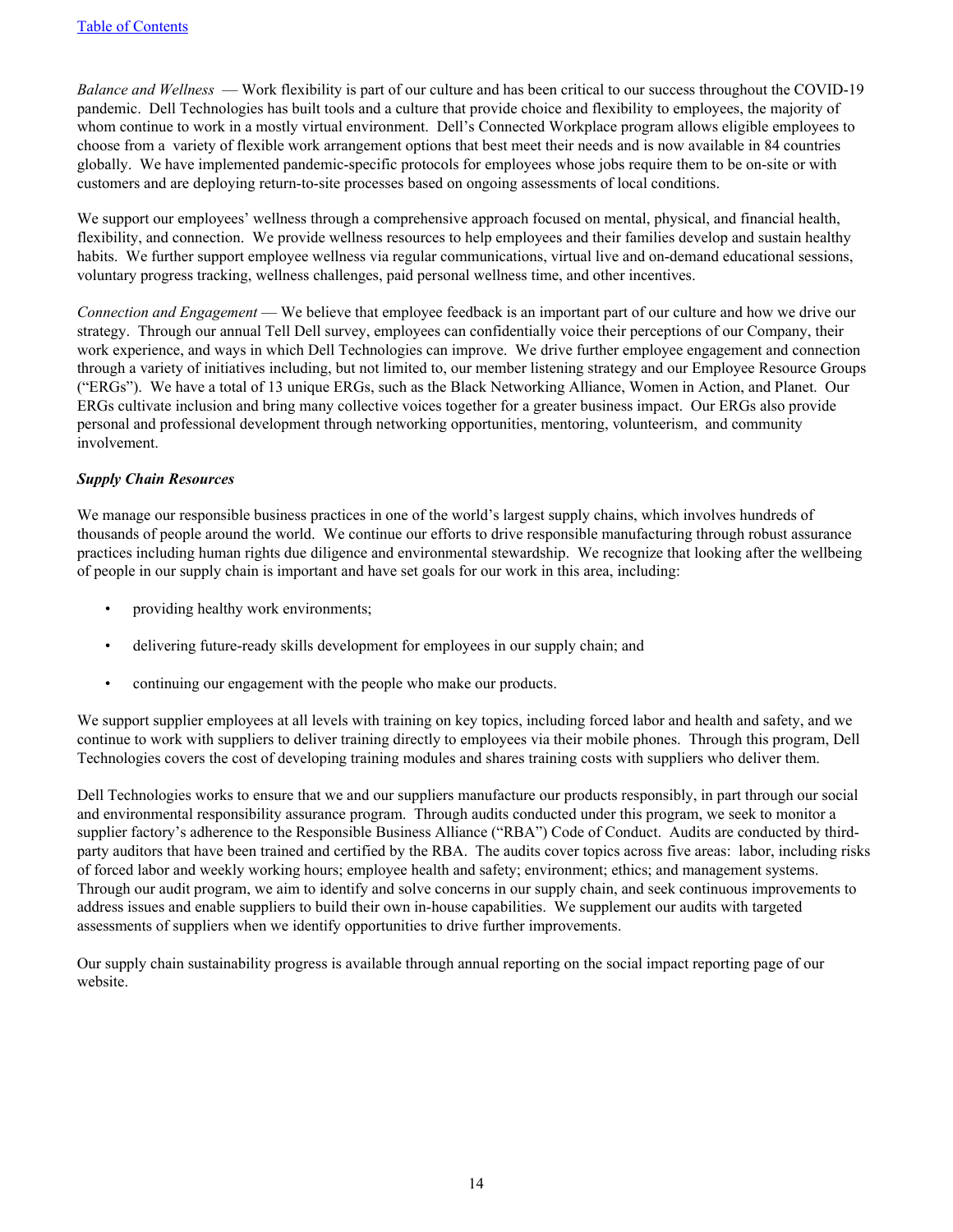*Balance and Wellness* — Work flexibility is part of our culture and has been critical to our success throughout the COVID-19 pandemic. Dell Technologies has built tools and a culture that provide choice and flexibility to employees, the majority of whom continue to work in a mostly virtual environment. Dell's Connected Workplace program allows eligible employees to choose from a variety of flexible work arrangement options that best meet their needs and is now available in 84 countries globally. We have implemented pandemic-specific protocols for employees whose jobs require them to be on-site or with customers and are deploying return-to-site processes based on ongoing assessments of local conditions.

We support our employees' wellness through a comprehensive approach focused on mental, physical, and financial health, flexibility, and connection. We provide wellness resources to help employees and their families develop and sustain healthy habits. We further support employee wellness via regular communications, virtual live and on-demand educational sessions, voluntary progress tracking, wellness challenges, paid personal wellness time, and other incentives.

*Connection and Engagement* — We believe that employee feedback is an important part of our culture and how we drive our strategy. Through our annual Tell Dell survey, employees can confidentially voice their perceptions of our Company, their work experience, and ways in which Dell Technologies can improve. We drive further employee engagement and connection through a variety of initiatives including, but not limited to, our member listening strategy and our Employee Resource Groups ("ERGs"). We have a total of 13 unique ERGs, such as the Black Networking Alliance, Women in Action, and Planet. Our ERGs cultivate inclusion and bring many collective voices together for a greater business impact. Our ERGs also provide personal and professional development through networking opportunities, mentoring, volunteerism, and community involvement.

***Supply Chain Resources***

We manage our responsible business practices in one of the world's largest supply chains, which involves hundreds of thousands of people around the world. We continue our efforts to drive responsible manufacturing through robust assurance practices including human rights due diligence and environmental stewardship. We recognize that looking after the wellbeing of people in our supply chain is important and have set goals for our work in this area, including:

- providing healthy work environments;
- delivering future-ready skills development for employees in our supply chain; and
- continuing our engagement with the people who make our products.

We support supplier employees at all levels with training on key topics, including forced labor and health and safety, and we continue to work with suppliers to deliver training directly to employees via their mobile phones. Through this program, Dell Technologies covers the cost of developing training modules and shares training costs with suppliers who deliver them.

Dell Technologies works to ensure that we and our suppliers manufacture our products responsibly, in part through our social and environmental responsibility assurance program. Through audits conducted under this program, we seek to monitor a supplier factory's adherence to the Responsible Business Alliance ("RBA") Code of Conduct. Audits are conducted by third-party auditors that have been trained and certified by the RBA. The audits cover topics across five areas: labor, including risks of forced labor and weekly working hours; employee health and safety; environment; ethics; and management systems. Through our audit program, we aim to identify and solve concerns in our supply chain, and seek continuous improvements to address issues and enable suppliers to build their own in-house capabilities. We supplement our audits with targeted assessments of suppliers when we identify opportunities to drive further improvements.

Our supply chain sustainability progress is available through annual reporting on the social impact reporting page of our website.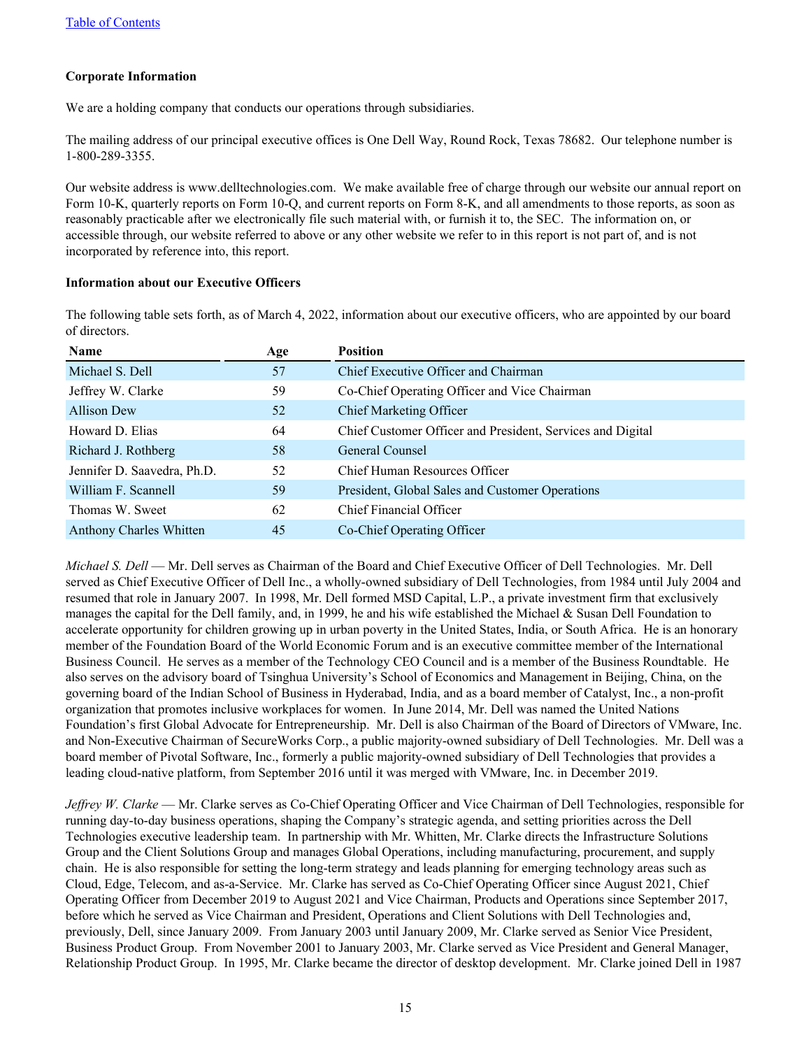[Table of Contents](#)

**Corporate Information**

We are a holding company that conducts our operations through subsidiaries.

The mailing address of our principal executive offices is One Dell Way, Round Rock, Texas 78682. Our telephone number is 1-800-289-3355.

Our website address is www.delltechnologies.com. We make available free of charge through our website our annual report on Form 10-K, quarterly reports on Form 10-Q, and current reports on Form 8-K, and all amendments to those reports, as soon as reasonably practicable after we electronically file such material with, or furnish it to, the SEC. The information on, or accessible through, our website referred to above or any other website we refer to in this report is not part of, and is not incorporated by reference into, this report.

**Information about our Executive Officers**

The following table sets forth, as of March 4, 2022, information about our executive officers, who are appointed by our board of directors.

| Name | Age | Position |
|---|---|---|
| Michael S. Dell | 57 | Chief Executive Officer and Chairman |
| Jeffrey W. Clarke | 59 | Co-Chief Operating Officer and Vice Chairman |
| Allison Dew | 52 | Chief Marketing Officer |
| Howard D. Elias | 64 | Chief Customer Officer and President, Services and Digital |
| Richard J. Rothberg | 58 | General Counsel |
| Jennifer D. Saavedra, Ph.D. | 52 | Chief Human Resources Officer |
| William F. Scannell | 59 | President, Global Sales and Customer Operations |
| Thomas W. Sweet | 62 | Chief Financial Officer |
| Anthony Charles Whitten | 45 | Co-Chief Operating Officer |

*Michael S. Dell* — Mr. Dell serves as Chairman of the Board and Chief Executive Officer of Dell Technologies. Mr. Dell served as Chief Executive Officer of Dell Inc., a wholly-owned subsidiary of Dell Technologies, from 1984 until July 2004 and resumed that role in January 2007. In 1998, Mr. Dell formed MSD Capital, L.P., a private investment firm that exclusively manages the capital for the Dell family, and, in 1999, he and his wife established the Michael & Susan Dell Foundation to accelerate opportunity for children growing up in urban poverty in the United States, India, or South Africa. He is an honorary member of the Foundation Board of the World Economic Forum and is an executive committee member of the International Business Council. He serves as a member of the Technology CEO Council and is a member of the Business Roundtable. He also serves on the advisory board of Tsinghua University's School of Economics and Management in Beijing, China, on the governing board of the Indian School of Business in Hyderabad, India, and as a board member of Catalyst, Inc., a non-profit organization that promotes inclusive workplaces for women. In June 2014, Mr. Dell was named the United Nations Foundation's first Global Advocate for Entrepreneurship. Mr. Dell is also Chairman of the Board of Directors of VMware, Inc. and Non-Executive Chairman of SecureWorks Corp., a public majority-owned subsidiary of Dell Technologies. Mr. Dell was a board member of Pivotal Software, Inc., formerly a public majority-owned subsidiary of Dell Technologies that provides a leading cloud-native platform, from September 2016 until it was merged with VMware, Inc. in December 2019.

*Jeffrey W. Clarke* — Mr. Clarke serves as Co-Chief Operating Officer and Vice Chairman of Dell Technologies, responsible for running day-to-day business operations, shaping the Company's strategic agenda, and setting priorities across the Dell Technologies executive leadership team. In partnership with Mr. Whitten, Mr. Clarke directs the Infrastructure Solutions Group and the Client Solutions Group and manages Global Operations, including manufacturing, procurement, and supply chain. He is also responsible for setting the long-term strategy and leads planning for emerging technology areas such as Cloud, Edge, Telecom, and as-a-Service. Mr. Clarke has served as Co-Chief Operating Officer since August 2021, Chief Operating Officer from December 2019 to August 2021 and Vice Chairman, Products and Operations since September 2017, before which he served as Vice Chairman and President, Operations and Client Solutions with Dell Technologies and, previously, Dell, since January 2009. From January 2003 until January 2009, Mr. Clarke served as Senior Vice President, Business Product Group. From November 2001 to January 2003, Mr. Clarke served as Vice President and General Manager, Relationship Product Group. In 1995, Mr. Clarke became the director of desktop development. Mr. Clarke joined Dell in 1987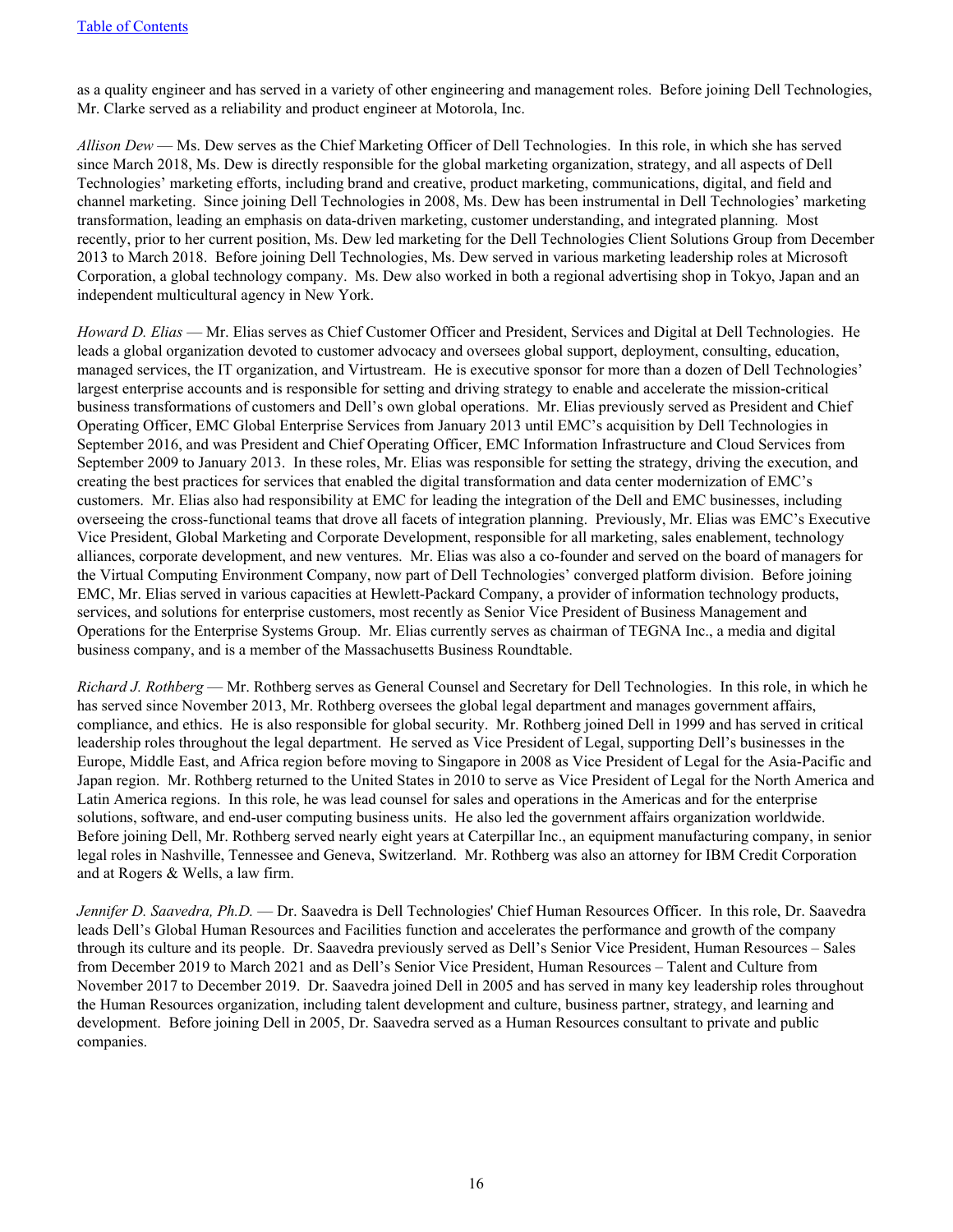as a quality engineer and has served in a variety of other engineering and management roles. Before joining Dell Technologies, Mr. Clarke served as a reliability and product engineer at Motorola, Inc.

*Allison Dew* — Ms. Dew serves as the Chief Marketing Officer of Dell Technologies. In this role, in which she has served since March 2018, Ms. Dew is directly responsible for the global marketing organization, strategy, and all aspects of Dell Technologies' marketing efforts, including brand and creative, product marketing, communications, digital, and field and channel marketing. Since joining Dell Technologies in 2008, Ms. Dew has been instrumental in Dell Technologies' marketing transformation, leading an emphasis on data-driven marketing, customer understanding, and integrated planning. Most recently, prior to her current position, Ms. Dew led marketing for the Dell Technologies Client Solutions Group from December 2013 to March 2018. Before joining Dell Technologies, Ms. Dew served in various marketing leadership roles at Microsoft Corporation, a global technology company. Ms. Dew also worked in both a regional advertising shop in Tokyo, Japan and an independent multicultural agency in New York.

*Howard D. Elias* — Mr. Elias serves as Chief Customer Officer and President, Services and Digital at Dell Technologies. He leads a global organization devoted to customer advocacy and oversees global support, deployment, consulting, education, managed services, the IT organization, and Virtustream. He is executive sponsor for more than a dozen of Dell Technologies' largest enterprise accounts and is responsible for setting and driving strategy to enable and accelerate the mission-critical business transformations of customers and Dell's own global operations. Mr. Elias previously served as President and Chief Operating Officer, EMC Global Enterprise Services from January 2013 until EMC's acquisition by Dell Technologies in September 2016, and was President and Chief Operating Officer, EMC Information Infrastructure and Cloud Services from September 2009 to January 2013. In these roles, Mr. Elias was responsible for setting the strategy, driving the execution, and creating the best practices for services that enabled the digital transformation and data center modernization of EMC's customers. Mr. Elias also had responsibility at EMC for leading the integration of the Dell and EMC businesses, including overseeing the cross-functional teams that drove all facets of integration planning. Previously, Mr. Elias was EMC's Executive Vice President, Global Marketing and Corporate Development, responsible for all marketing, sales enablement, technology alliances, corporate development, and new ventures. Mr. Elias was also a co-founder and served on the board of managers for the Virtual Computing Environment Company, now part of Dell Technologies' converged platform division. Before joining EMC, Mr. Elias served in various capacities at Hewlett-Packard Company, a provider of information technology products, services, and solutions for enterprise customers, most recently as Senior Vice President of Business Management and Operations for the Enterprise Systems Group. Mr. Elias currently serves as chairman of TEGNA Inc., a media and digital business company, and is a member of the Massachusetts Business Roundtable.

*Richard J. Rothberg* — Mr. Rothberg serves as General Counsel and Secretary for Dell Technologies. In this role, in which he has served since November 2013, Mr. Rothberg oversees the global legal department and manages government affairs, compliance, and ethics. He is also responsible for global security. Mr. Rothberg joined Dell in 1999 and has served in critical leadership roles throughout the legal department. He served as Vice President of Legal, supporting Dell's businesses in the Europe, Middle East, and Africa region before moving to Singapore in 2008 as Vice President of Legal for the Asia-Pacific and Japan region. Mr. Rothberg returned to the United States in 2010 to serve as Vice President of Legal for the North America and Latin America regions. In this role, he was lead counsel for sales and operations in the Americas and for the enterprise solutions, software, and end-user computing business units. He also led the government affairs organization worldwide. Before joining Dell, Mr. Rothberg served nearly eight years at Caterpillar Inc., an equipment manufacturing company, in senior legal roles in Nashville, Tennessee and Geneva, Switzerland. Mr. Rothberg was also an attorney for IBM Credit Corporation and at Rogers & Wells, a law firm.

*Jennifer D. Saavedra, Ph.D.* — Dr. Saavedra is Dell Technologies' Chief Human Resources Officer. In this role, Dr. Saavedra leads Dell's Global Human Resources and Facilities function and accelerates the performance and growth of the company through its culture and its people. Dr. Saavedra previously served as Dell's Senior Vice President, Human Resources – Sales from December 2019 to March 2021 and as Dell's Senior Vice President, Human Resources – Talent and Culture from November 2017 to December 2019. Dr. Saavedra joined Dell in 2005 and has served in many key leadership roles throughout the Human Resources organization, including talent development and culture, business partner, strategy, and learning and development. Before joining Dell in 2005, Dr. Saavedra served as a Human Resources consultant to private and public companies.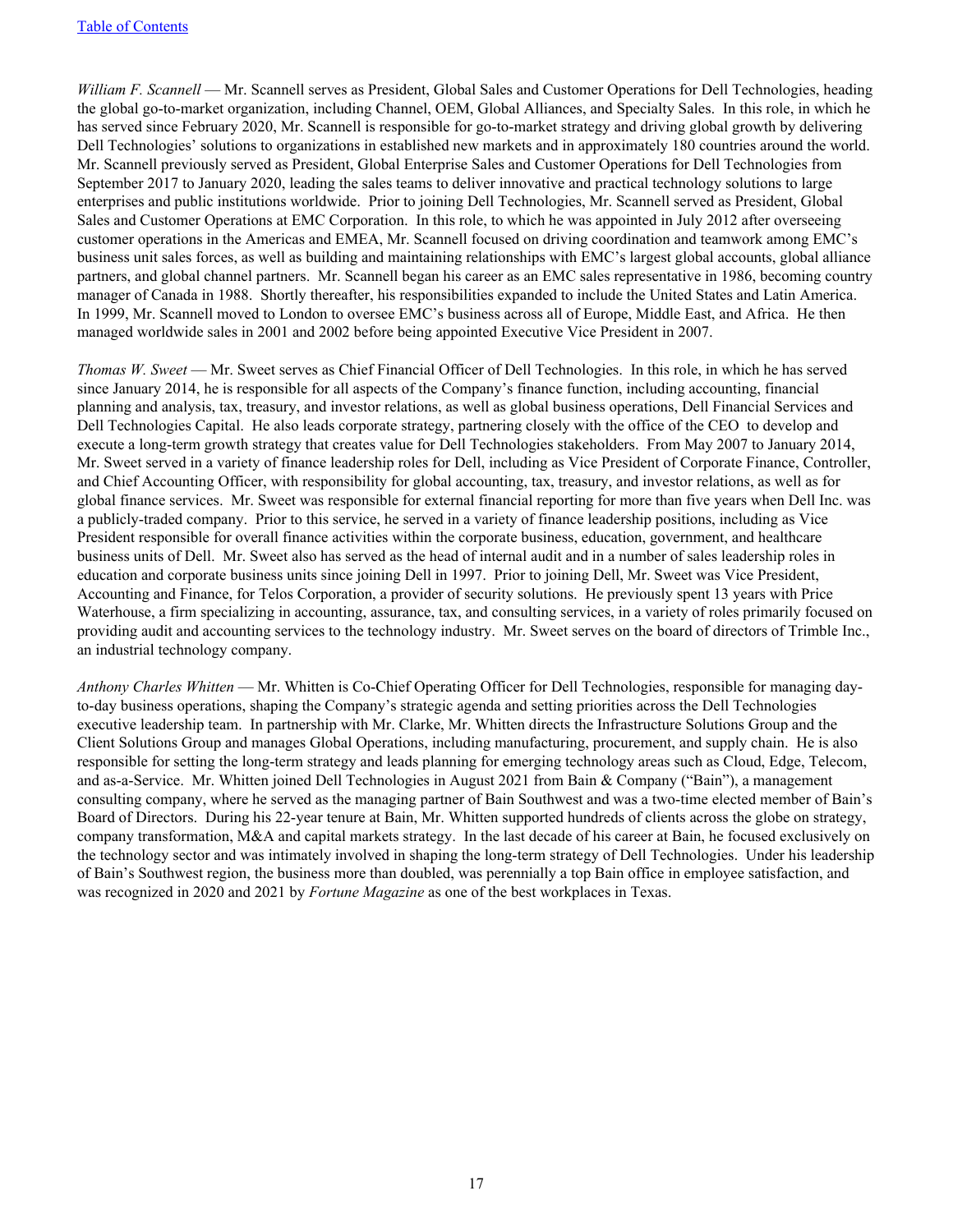*William F. Scannell* — Mr. Scannell serves as President, Global Sales and Customer Operations for Dell Technologies, heading the global go-to-market organization, including Channel, OEM, Global Alliances, and Specialty Sales. In this role, in which he has served since February 2020, Mr. Scannell is responsible for go-to-market strategy and driving global growth by delivering Dell Technologies' solutions to organizations in established new markets and in approximately 180 countries around the world. Mr. Scannell previously served as President, Global Enterprise Sales and Customer Operations for Dell Technologies from September 2017 to January 2020, leading the sales teams to deliver innovative and practical technology solutions to large enterprises and public institutions worldwide. Prior to joining Dell Technologies, Mr. Scannell served as President, Global Sales and Customer Operations at EMC Corporation. In this role, to which he was appointed in July 2012 after overseeing customer operations in the Americas and EMEA, Mr. Scannell focused on driving coordination and teamwork among EMC's business unit sales forces, as well as building and maintaining relationships with EMC's largest global accounts, global alliance partners, and global channel partners. Mr. Scannell began his career as an EMC sales representative in 1986, becoming country manager of Canada in 1988. Shortly thereafter, his responsibilities expanded to include the United States and Latin America. In 1999, Mr. Scannell moved to London to oversee EMC's business across all of Europe, Middle East, and Africa. He then managed worldwide sales in 2001 and 2002 before being appointed Executive Vice President in 2007.

*Thomas W. Sweet* — Mr. Sweet serves as Chief Financial Officer of Dell Technologies. In this role, in which he has served since January 2014, he is responsible for all aspects of the Company's finance function, including accounting, financial planning and analysis, tax, treasury, and investor relations, as well as global business operations, Dell Financial Services and Dell Technologies Capital. He also leads corporate strategy, partnering closely with the office of the CEO to develop and execute a long-term growth strategy that creates value for Dell Technologies stakeholders. From May 2007 to January 2014, Mr. Sweet served in a variety of finance leadership roles for Dell, including as Vice President of Corporate Finance, Controller, and Chief Accounting Officer, with responsibility for global accounting, tax, treasury, and investor relations, as well as for global finance services. Mr. Sweet was responsible for external financial reporting for more than five years when Dell Inc. was a publicly-traded company. Prior to this service, he served in a variety of finance leadership positions, including as Vice President responsible for overall finance activities within the corporate business, education, government, and healthcare business units of Dell. Mr. Sweet also has served as the head of internal audit and in a number of sales leadership roles in education and corporate business units since joining Dell in 1997. Prior to joining Dell, Mr. Sweet was Vice President, Accounting and Finance, for Telos Corporation, a provider of security solutions. He previously spent 13 years with Price Waterhouse, a firm specializing in accounting, assurance, tax, and consulting services, in a variety of roles primarily focused on providing audit and accounting services to the technology industry. Mr. Sweet serves on the board of directors of Trimble Inc., an industrial technology company.

*Anthony Charles Whitten* — Mr. Whitten is Co-Chief Operating Officer for Dell Technologies, responsible for managing day-to-day business operations, shaping the Company's strategic agenda and setting priorities across the Dell Technologies executive leadership team. In partnership with Mr. Clarke, Mr. Whitten directs the Infrastructure Solutions Group and the Client Solutions Group and manages Global Operations, including manufacturing, procurement, and supply chain. He is also responsible for setting the long-term strategy and leads planning for emerging technology areas such as Cloud, Edge, Telecom, and as-a-Service. Mr. Whitten joined Dell Technologies in August 2021 from Bain & Company ("Bain"), a management consulting company, where he served as the managing partner of Bain Southwest and was a two-time elected member of Bain's Board of Directors. During his 22-year tenure at Bain, Mr. Whitten supported hundreds of clients across the globe on strategy, company transformation, M&A and capital markets strategy. In the last decade of his career at Bain, he focused exclusively on the technology sector and was intimately involved in shaping the long-term strategy of Dell Technologies. Under his leadership of Bain's Southwest region, the business more than doubled, was perennially a top Bain office in employee satisfaction, and was recognized in 2020 and 2021 by *Fortune Magazine* as one of the best workplaces in Texas.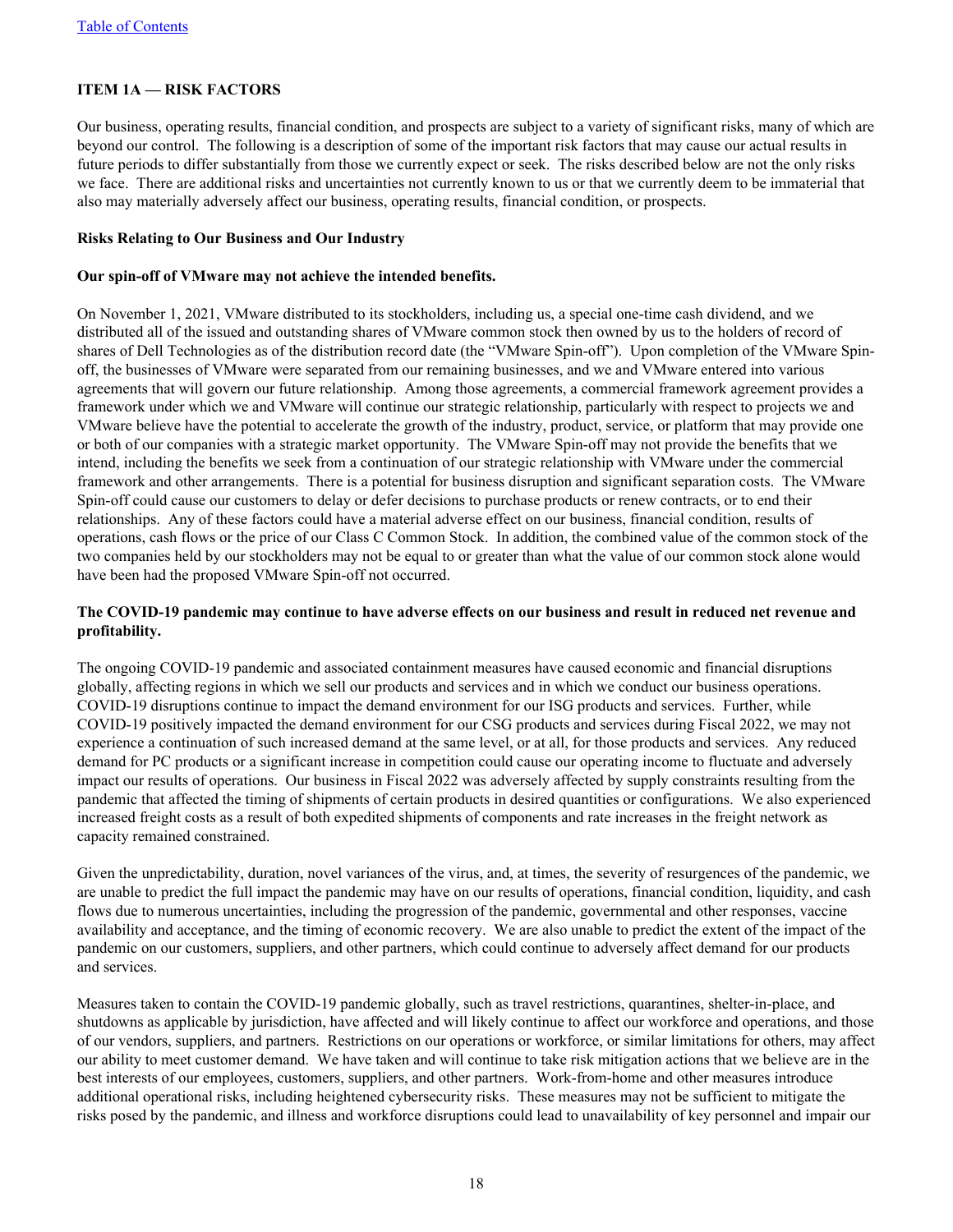## ITEM 1A — RISK FACTORS

Our business, operating results, financial condition, and prospects are subject to a variety of significant risks, many of which are beyond our control. The following is a description of some of the important risk factors that may cause our actual results in future periods to differ substantially from those we currently expect or seek. The risks described below are not the only risks we face. There are additional risks and uncertainties not currently known to us or that we currently deem to be immaterial that also may materially adversely affect our business, operating results, financial condition, or prospects.

### Risks Relating to Our Business and Our Industry

**Our spin-off of VMware may not achieve the intended benefits.**

On November 1, 2021, VMware distributed to its stockholders, including us, a special one-time cash dividend, and we distributed all of the issued and outstanding shares of VMware common stock then owned by us to the holders of record of shares of Dell Technologies as of the distribution record date (the "VMware Spin-off"). Upon completion of the VMware Spin-off, the businesses of VMware were separated from our remaining businesses, and we and VMware entered into various agreements that will govern our future relationship. Among those agreements, a commercial framework agreement provides a framework under which we and VMware will continue our strategic relationship, particularly with respect to projects we and VMware believe have the potential to accelerate the growth of the industry, product, service, or platform that may provide one or both of our companies with a strategic market opportunity. The VMware Spin-off may not provide the benefits that we intend, including the benefits we seek from a continuation of our strategic relationship with VMware under the commercial framework and other arrangements. There is a potential for business disruption and significant separation costs. The VMware Spin-off could cause our customers to delay or defer decisions to purchase products or renew contracts, or to end their relationships. Any of these factors could have a material adverse effect on our business, financial condition, results of operations, cash flows or the price of our Class C Common Stock. In addition, the combined value of the common stock of the two companies held by our stockholders may not be equal to or greater than what the value of our common stock alone would have been had the proposed VMware Spin-off not occurred.

**The COVID-19 pandemic may continue to have adverse effects on our business and result in reduced net revenue and profitability.**

The ongoing COVID-19 pandemic and associated containment measures have caused economic and financial disruptions globally, affecting regions in which we sell our products and services and in which we conduct our business operations. COVID-19 disruptions continue to impact the demand environment for our ISG products and services. Further, while COVID-19 positively impacted the demand environment for our CSG products and services during Fiscal 2022, we may not experience a continuation of such increased demand at the same level, or at all, for those products and services. Any reduced demand for PC products or a significant increase in competition could cause our operating income to fluctuate and adversely impact our results of operations. Our business in Fiscal 2022 was adversely affected by supply constraints resulting from the pandemic that affected the timing of shipments of certain products in desired quantities or configurations. We also experienced increased freight costs as a result of both expedited shipments of components and rate increases in the freight network as capacity remained constrained.

Given the unpredictability, duration, novel variances of the virus, and, at times, the severity of resurgences of the pandemic, we are unable to predict the full impact the pandemic may have on our results of operations, financial condition, liquidity, and cash flows due to numerous uncertainties, including the progression of the pandemic, governmental and other responses, vaccine availability and acceptance, and the timing of economic recovery. We are also unable to predict the extent of the impact of the pandemic on our customers, suppliers, and other partners, which could continue to adversely affect demand for our products and services.

Measures taken to contain the COVID-19 pandemic globally, such as travel restrictions, quarantines, shelter-in-place, and shutdowns as applicable by jurisdiction, have affected and will likely continue to affect our workforce and operations, and those of our vendors, suppliers, and partners. Restrictions on our operations or workforce, or similar limitations for others, may affect our ability to meet customer demand. We have taken and will continue to take risk mitigation actions that we believe are in the best interests of our employees, customers, suppliers, and other partners. Work-from-home and other measures introduce additional operational risks, including heightened cybersecurity risks. These measures may not be sufficient to mitigate the risks posed by the pandemic, and illness and workforce disruptions could lead to unavailability of key personnel and impair our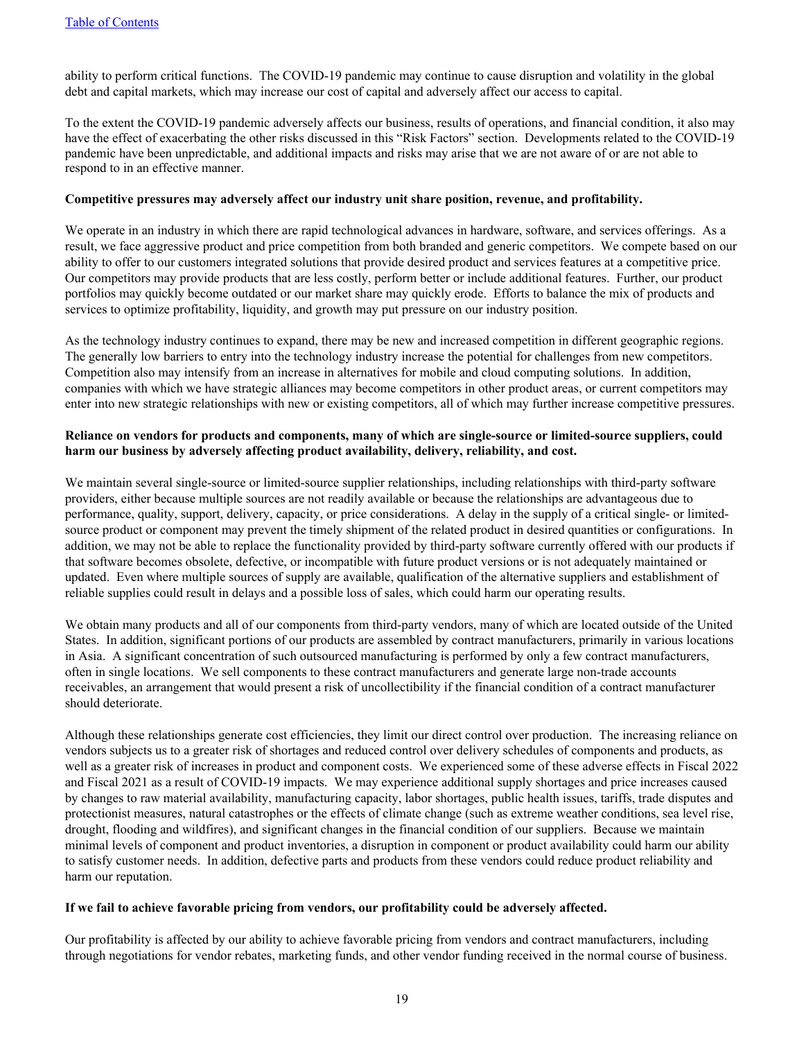ability to perform critical functions. The COVID-19 pandemic may continue to cause disruption and volatility in the global debt and capital markets, which may increase our cost of capital and adversely affect our access to capital.

To the extent the COVID-19 pandemic adversely affects our business, results of operations, and financial condition, it also may have the effect of exacerbating the other risks discussed in this "Risk Factors" section. Developments related to the COVID-19 pandemic have been unpredictable, and additional impacts and risks may arise that we are not aware of or are not able to respond to in an effective manner.

**Competitive pressures may adversely affect our industry unit share position, revenue, and profitability.**

We operate in an industry in which there are rapid technological advances in hardware, software, and services offerings. As a result, we face aggressive product and price competition from both branded and generic competitors. We compete based on our ability to offer to our customers integrated solutions that provide desired product and services features at a competitive price. Our competitors may provide products that are less costly, perform better or include additional features. Further, our product portfolios may quickly become outdated or our market share may quickly erode. Efforts to balance the mix of products and services to optimize profitability, liquidity, and growth may put pressure on our industry position.

As the technology industry continues to expand, there may be new and increased competition in different geographic regions. The generally low barriers to entry into the technology industry increase the potential for challenges from new competitors. Competition also may intensify from an increase in alternatives for mobile and cloud computing solutions. In addition, companies with which we have strategic alliances may become competitors in other product areas, or current competitors may enter into new strategic relationships with new or existing competitors, all of which may further increase competitive pressures.

**Reliance on vendors for products and components, many of which are single-source or limited-source suppliers, could harm our business by adversely affecting product availability, delivery, reliability, and cost.**

We maintain several single-source or limited-source supplier relationships, including relationships with third-party software providers, either because multiple sources are not readily available or because the relationships are advantageous due to performance, quality, support, delivery, capacity, or price considerations. A delay in the supply of a critical single- or limited-source product or component may prevent the timely shipment of the related product in desired quantities or configurations. In addition, we may not be able to replace the functionality provided by third-party software currently offered with our products if that software becomes obsolete, defective, or incompatible with future product versions or is not adequately maintained or updated. Even where multiple sources of supply are available, qualification of the alternative suppliers and establishment of reliable supplies could result in delays and a possible loss of sales, which could harm our operating results.

We obtain many products and all of our components from third-party vendors, many of which are located outside of the United States. In addition, significant portions of our products are assembled by contract manufacturers, primarily in various locations in Asia. A significant concentration of such outsourced manufacturing is performed by only a few contract manufacturers, often in single locations. We sell components to these contract manufacturers and generate large non-trade accounts receivables, an arrangement that would present a risk of uncollectibility if the financial condition of a contract manufacturer should deteriorate.

Although these relationships generate cost efficiencies, they limit our direct control over production. The increasing reliance on vendors subjects us to a greater risk of shortages and reduced control over delivery schedules of components and products, as well as a greater risk of increases in product and component costs. We experienced some of these adverse effects in Fiscal 2022 and Fiscal 2021 as a result of COVID-19 impacts. We may experience additional supply shortages and price increases caused by changes to raw material availability, manufacturing capacity, labor shortages, public health issues, tariffs, trade disputes and protectionist measures, natural catastrophes or the effects of climate change (such as extreme weather conditions, sea level rise, drought, flooding and wildfires), and significant changes in the financial condition of our suppliers. Because we maintain minimal levels of component and product inventories, a disruption in component or product availability could harm our ability to satisfy customer needs. In addition, defective parts and products from these vendors could reduce product reliability and harm our reputation.

**If we fail to achieve favorable pricing from vendors, our profitability could be adversely affected.**

Our profitability is affected by our ability to achieve favorable pricing from vendors and contract manufacturers, including through negotiations for vendor rebates, marketing funds, and other vendor funding received in the normal course of business.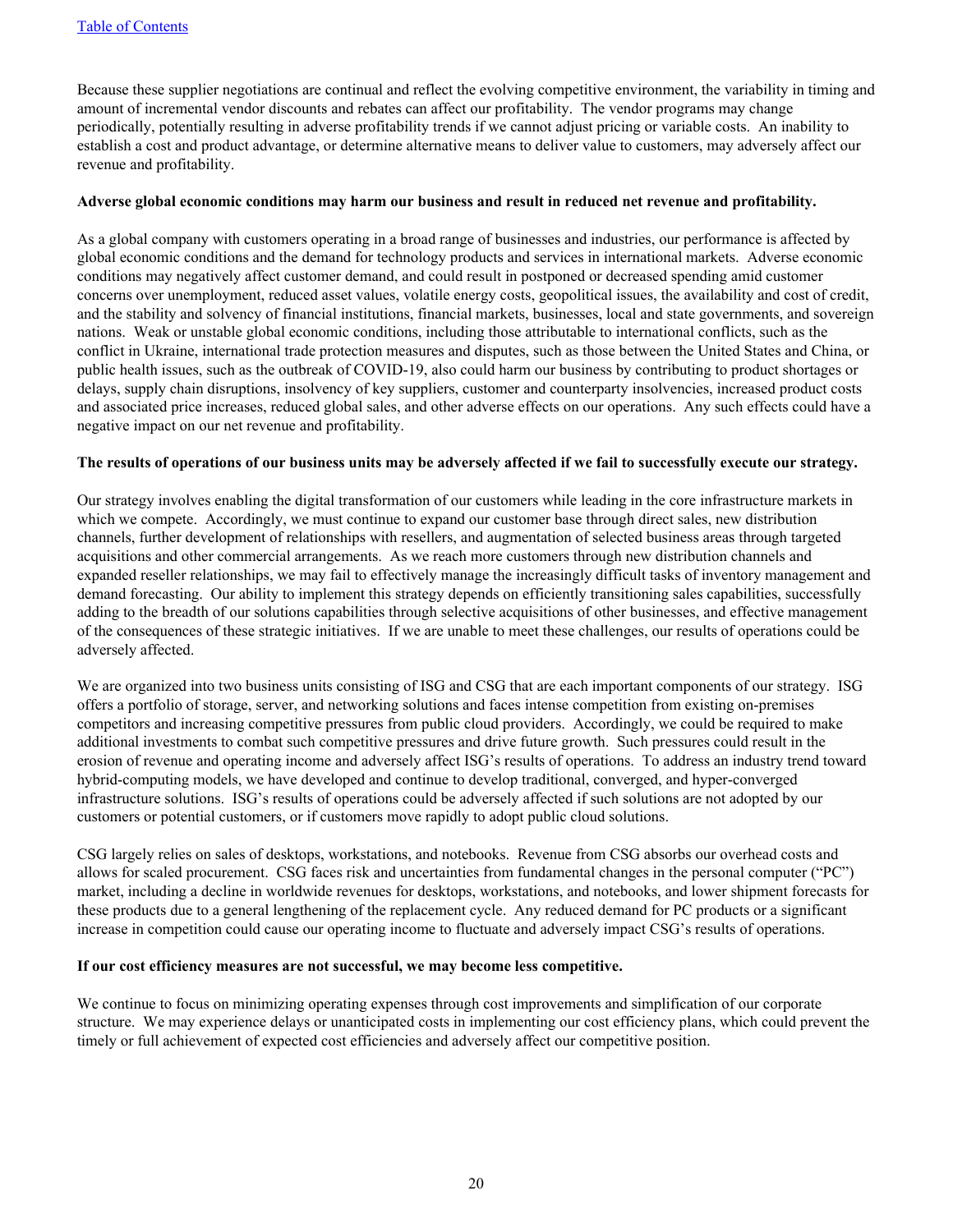Because these supplier negotiations are continual and reflect the evolving competitive environment, the variability in timing and amount of incremental vendor discounts and rebates can affect our profitability. The vendor programs may change periodically, potentially resulting in adverse profitability trends if we cannot adjust pricing or variable costs. An inability to establish a cost and product advantage, or determine alternative means to deliver value to customers, may adversely affect our revenue and profitability.

**Adverse global economic conditions may harm our business and result in reduced net revenue and profitability.**

As a global company with customers operating in a broad range of businesses and industries, our performance is affected by global economic conditions and the demand for technology products and services in international markets. Adverse economic conditions may negatively affect customer demand, and could result in postponed or decreased spending amid customer concerns over unemployment, reduced asset values, volatile energy costs, geopolitical issues, the availability and cost of credit, and the stability and solvency of financial institutions, financial markets, businesses, local and state governments, and sovereign nations. Weak or unstable global economic conditions, including those attributable to international conflicts, such as the conflict in Ukraine, international trade protection measures and disputes, such as those between the United States and China, or public health issues, such as the outbreak of COVID-19, also could harm our business by contributing to product shortages or delays, supply chain disruptions, insolvency of key suppliers, customer and counterparty insolvencies, increased product costs and associated price increases, reduced global sales, and other adverse effects on our operations. Any such effects could have a negative impact on our net revenue and profitability.

**The results of operations of our business units may be adversely affected if we fail to successfully execute our strategy.**

Our strategy involves enabling the digital transformation of our customers while leading in the core infrastructure markets in which we compete. Accordingly, we must continue to expand our customer base through direct sales, new distribution channels, further development of relationships with resellers, and augmentation of selected business areas through targeted acquisitions and other commercial arrangements. As we reach more customers through new distribution channels and expanded reseller relationships, we may fail to effectively manage the increasingly difficult tasks of inventory management and demand forecasting. Our ability to implement this strategy depends on efficiently transitioning sales capabilities, successfully adding to the breadth of our solutions capabilities through selective acquisitions of other businesses, and effective management of the consequences of these strategic initiatives. If we are unable to meet these challenges, our results of operations could be adversely affected.

We are organized into two business units consisting of ISG and CSG that are each important components of our strategy. ISG offers a portfolio of storage, server, and networking solutions and faces intense competition from existing on-premises competitors and increasing competitive pressures from public cloud providers. Accordingly, we could be required to make additional investments to combat such competitive pressures and drive future growth. Such pressures could result in the erosion of revenue and operating income and adversely affect ISG's results of operations. To address an industry trend toward hybrid-computing models, we have developed and continue to develop traditional, converged, and hyper-converged infrastructure solutions. ISG's results of operations could be adversely affected if such solutions are not adopted by our customers or potential customers, or if customers move rapidly to adopt public cloud solutions.

CSG largely relies on sales of desktops, workstations, and notebooks. Revenue from CSG absorbs our overhead costs and allows for scaled procurement. CSG faces risk and uncertainties from fundamental changes in the personal computer ("PC") market, including a decline in worldwide revenues for desktops, workstations, and notebooks, and lower shipment forecasts for these products due to a general lengthening of the replacement cycle. Any reduced demand for PC products or a significant increase in competition could cause our operating income to fluctuate and adversely impact CSG's results of operations.

**If our cost efficiency measures are not successful, we may become less competitive.**

We continue to focus on minimizing operating expenses through cost improvements and simplification of our corporate structure. We may experience delays or unanticipated costs in implementing our cost efficiency plans, which could prevent the timely or full achievement of expected cost efficiencies and adversely affect our competitive position.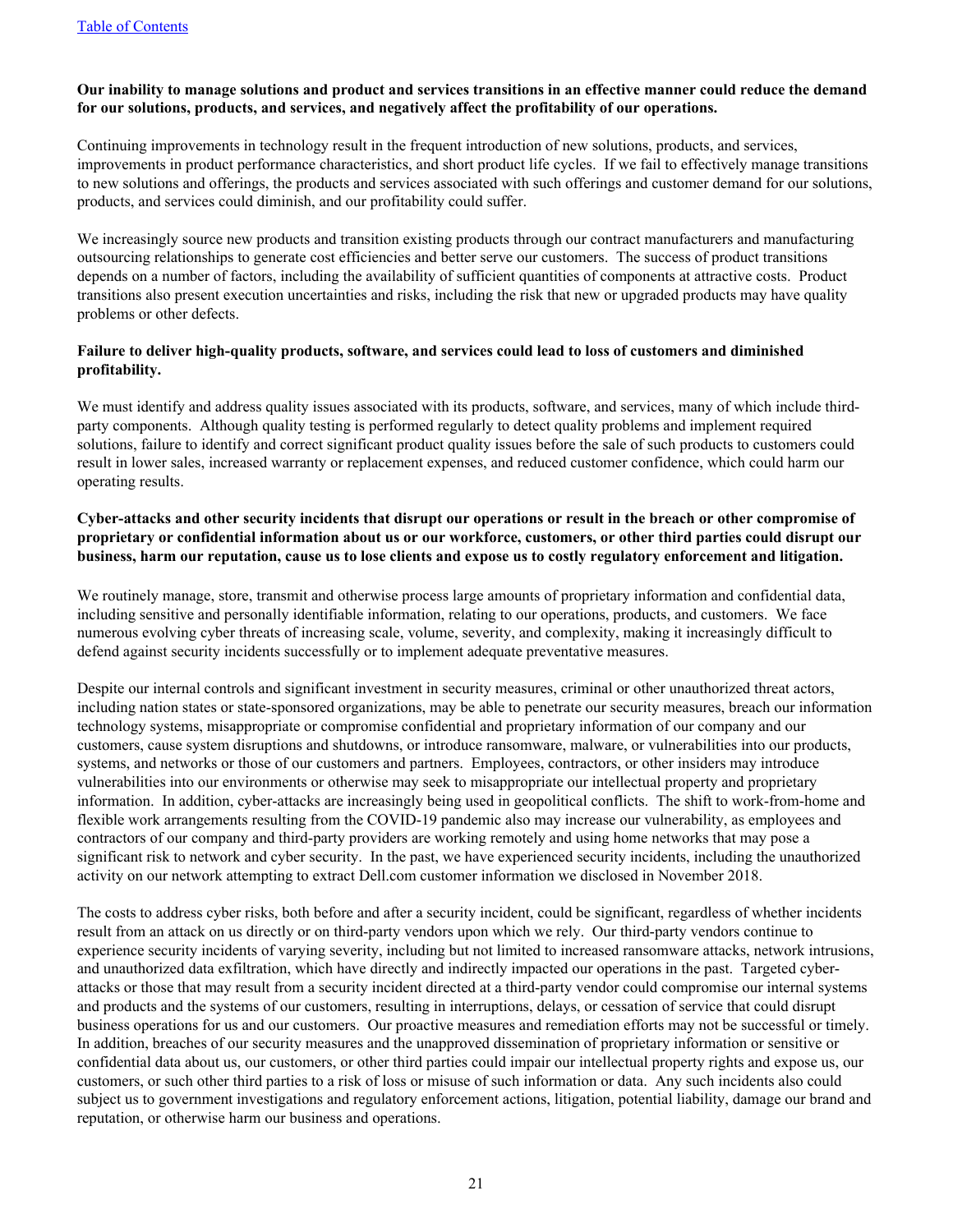**Our inability to manage solutions and product and services transitions in an effective manner could reduce the demand for our solutions, products, and services, and negatively affect the profitability of our operations.**

Continuing improvements in technology result in the frequent introduction of new solutions, products, and services, improvements in product performance characteristics, and short product life cycles. If we fail to effectively manage transitions to new solutions and offerings, the products and services associated with such offerings and customer demand for our solutions, products, and services could diminish, and our profitability could suffer.

We increasingly source new products and transition existing products through our contract manufacturers and manufacturing outsourcing relationships to generate cost efficiencies and better serve our customers. The success of product transitions depends on a number of factors, including the availability of sufficient quantities of components at attractive costs. Product transitions also present execution uncertainties and risks, including the risk that new or upgraded products may have quality problems or other defects.

**Failure to deliver high-quality products, software, and services could lead to loss of customers and diminished profitability.**

We must identify and address quality issues associated with its products, software, and services, many of which include third-party components. Although quality testing is performed regularly to detect quality problems and implement required solutions, failure to identify and correct significant product quality issues before the sale of such products to customers could result in lower sales, increased warranty or replacement expenses, and reduced customer confidence, which could harm our operating results.

**Cyber-attacks and other security incidents that disrupt our operations or result in the breach or other compromise of proprietary or confidential information about us or our workforce, customers, or other third parties could disrupt our business, harm our reputation, cause us to lose clients and expose us to costly regulatory enforcement and litigation.**

We routinely manage, store, transmit and otherwise process large amounts of proprietary information and confidential data, including sensitive and personally identifiable information, relating to our operations, products, and customers. We face numerous evolving cyber threats of increasing scale, volume, severity, and complexity, making it increasingly difficult to defend against security incidents successfully or to implement adequate preventative measures.

Despite our internal controls and significant investment in security measures, criminal or other unauthorized threat actors, including nation states or state-sponsored organizations, may be able to penetrate our security measures, breach our information technology systems, misappropriate or compromise confidential and proprietary information of our company and our customers, cause system disruptions and shutdowns, or introduce ransomware, malware, or vulnerabilities into our products, systems, and networks or those of our customers and partners. Employees, contractors, or other insiders may introduce vulnerabilities into our environments or otherwise may seek to misappropriate our intellectual property and proprietary information. In addition, cyber-attacks are increasingly being used in geopolitical conflicts. The shift to work-from-home and flexible work arrangements resulting from the COVID-19 pandemic also may increase our vulnerability, as employees and contractors of our company and third-party providers are working remotely and using home networks that may pose a significant risk to network and cyber security. In the past, we have experienced security incidents, including the unauthorized activity on our network attempting to extract Dell.com customer information we disclosed in November 2018.

The costs to address cyber risks, both before and after a security incident, could be significant, regardless of whether incidents result from an attack on us directly or on third-party vendors upon which we rely. Our third-party vendors continue to experience security incidents of varying severity, including but not limited to increased ransomware attacks, network intrusions, and unauthorized data exfiltration, which have directly and indirectly impacted our operations in the past. Targeted cyber-attacks or those that may result from a security incident directed at a third-party vendor could compromise our internal systems and products and the systems of our customers, resulting in interruptions, delays, or cessation of service that could disrupt business operations for us and our customers. Our proactive measures and remediation efforts may not be successful or timely. In addition, breaches of our security measures and the unapproved dissemination of proprietary information or sensitive or confidential data about us, our customers, or other third parties could impair our intellectual property rights and expose us, our customers, or such other third parties to a risk of loss or misuse of such information or data. Any such incidents also could subject us to government investigations and regulatory enforcement actions, litigation, potential liability, damage our brand and reputation, or otherwise harm our business and operations.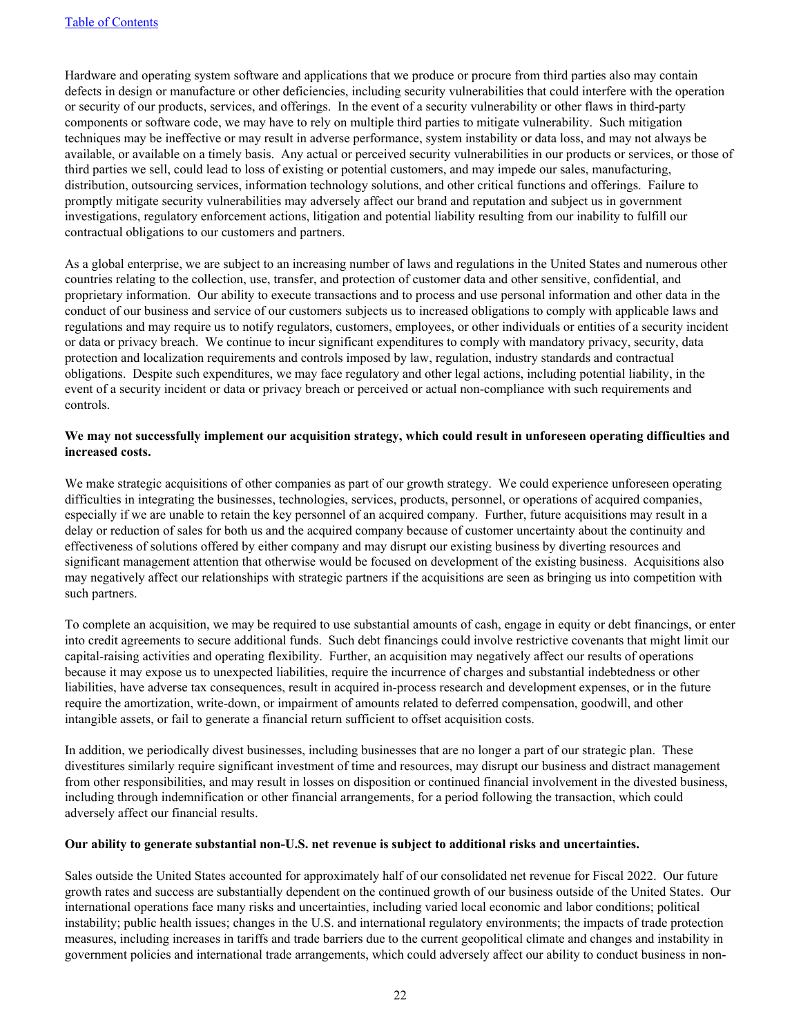Hardware and operating system software and applications that we produce or procure from third parties also may contain defects in design or manufacture or other deficiencies, including security vulnerabilities that could interfere with the operation or security of our products, services, and offerings. In the event of a security vulnerability or other flaws in third-party components or software code, we may have to rely on multiple third parties to mitigate vulnerability. Such mitigation techniques may be ineffective or may result in adverse performance, system instability or data loss, and may not always be available, or available on a timely basis. Any actual or perceived security vulnerabilities in our products or services, or those of third parties we sell, could lead to loss of existing or potential customers, and may impede our sales, manufacturing, distribution, outsourcing services, information technology solutions, and other critical functions and offerings. Failure to promptly mitigate security vulnerabilities may adversely affect our brand and reputation and subject us in government investigations, regulatory enforcement actions, litigation and potential liability resulting from our inability to fulfill our contractual obligations to our customers and partners.

As a global enterprise, we are subject to an increasing number of laws and regulations in the United States and numerous other countries relating to the collection, use, transfer, and protection of customer data and other sensitive, confidential, and proprietary information. Our ability to execute transactions and to process and use personal information and other data in the conduct of our business and service of our customers subjects us to increased obligations to comply with applicable laws and regulations and may require us to notify regulators, customers, employees, or other individuals or entities of a security incident or data or privacy breach. We continue to incur significant expenditures to comply with mandatory privacy, security, data protection and localization requirements and controls imposed by law, regulation, industry standards and contractual obligations. Despite such expenditures, we may face regulatory and other legal actions, including potential liability, in the event of a security incident or data or privacy breach or perceived or actual non-compliance with such requirements and controls.

**We may not successfully implement our acquisition strategy, which could result in unforeseen operating difficulties and increased costs.**

We make strategic acquisitions of other companies as part of our growth strategy. We could experience unforeseen operating difficulties in integrating the businesses, technologies, services, products, personnel, or operations of acquired companies, especially if we are unable to retain the key personnel of an acquired company. Further, future acquisitions may result in a delay or reduction of sales for both us and the acquired company because of customer uncertainty about the continuity and effectiveness of solutions offered by either company and may disrupt our existing business by diverting resources and significant management attention that otherwise would be focused on development of the existing business. Acquisitions also may negatively affect our relationships with strategic partners if the acquisitions are seen as bringing us into competition with such partners.

To complete an acquisition, we may be required to use substantial amounts of cash, engage in equity or debt financings, or enter into credit agreements to secure additional funds. Such debt financings could involve restrictive covenants that might limit our capital-raising activities and operating flexibility. Further, an acquisition may negatively affect our results of operations because it may expose us to unexpected liabilities, require the incurrence of charges and substantial indebtedness or other liabilities, have adverse tax consequences, result in acquired in-process research and development expenses, or in the future require the amortization, write-down, or impairment of amounts related to deferred compensation, goodwill, and other intangible assets, or fail to generate a financial return sufficient to offset acquisition costs.

In addition, we periodically divest businesses, including businesses that are no longer a part of our strategic plan. These divestitures similarly require significant investment of time and resources, may disrupt our business and distract management from other responsibilities, and may result in losses on disposition or continued financial involvement in the divested business, including through indemnification or other financial arrangements, for a period following the transaction, which could adversely affect our financial results.

**Our ability to generate substantial non-U.S. net revenue is subject to additional risks and uncertainties.**

Sales outside the United States accounted for approximately half of our consolidated net revenue for Fiscal 2022. Our future growth rates and success are substantially dependent on the continued growth of our business outside of the United States. Our international operations face many risks and uncertainties, including varied local economic and labor conditions; political instability; public health issues; changes in the U.S. and international regulatory environments; the impacts of trade protection measures, including increases in tariffs and trade barriers due to the current geopolitical climate and changes and instability in government policies and international trade arrangements, which could adversely affect our ability to conduct business in non-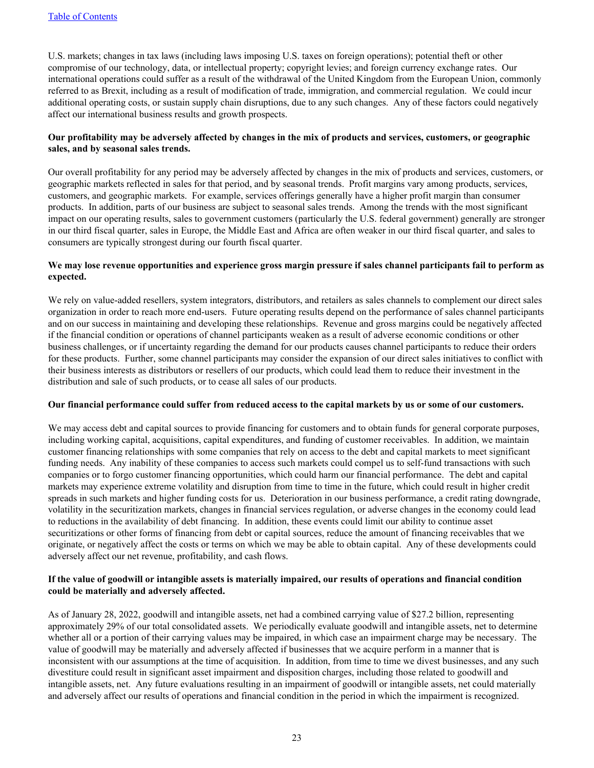U.S. markets; changes in tax laws (including laws imposing U.S. taxes on foreign operations); potential theft or other compromise of our technology, data, or intellectual property; copyright levies; and foreign currency exchange rates. Our international operations could suffer as a result of the withdrawal of the United Kingdom from the European Union, commonly referred to as Brexit, including as a result of modification of trade, immigration, and commercial regulation. We could incur additional operating costs, or sustain supply chain disruptions, due to any such changes. Any of these factors could negatively affect our international business results and growth prospects.

**Our profitability may be adversely affected by changes in the mix of products and services, customers, or geographic sales, and by seasonal sales trends.**

Our overall profitability for any period may be adversely affected by changes in the mix of products and services, customers, or geographic markets reflected in sales for that period, and by seasonal trends. Profit margins vary among products, services, customers, and geographic markets. For example, services offerings generally have a higher profit margin than consumer products. In addition, parts of our business are subject to seasonal sales trends. Among the trends with the most significant impact on our operating results, sales to government customers (particularly the U.S. federal government) generally are stronger in our third fiscal quarter, sales in Europe, the Middle East and Africa are often weaker in our third fiscal quarter, and sales to consumers are typically strongest during our fourth fiscal quarter.

**We may lose revenue opportunities and experience gross margin pressure if sales channel participants fail to perform as expected.**

We rely on value-added resellers, system integrators, distributors, and retailers as sales channels to complement our direct sales organization in order to reach more end-users. Future operating results depend on the performance of sales channel participants and on our success in maintaining and developing these relationships. Revenue and gross margins could be negatively affected if the financial condition or operations of channel participants weaken as a result of adverse economic conditions or other business challenges, or if uncertainty regarding the demand for our products causes channel participants to reduce their orders for these products. Further, some channel participants may consider the expansion of our direct sales initiatives to conflict with their business interests as distributors or resellers of our products, which could lead them to reduce their investment in the distribution and sale of such products, or to cease all sales of our products.

**Our financial performance could suffer from reduced access to the capital markets by us or some of our customers.**

We may access debt and capital sources to provide financing for customers and to obtain funds for general corporate purposes, including working capital, acquisitions, capital expenditures, and funding of customer receivables. In addition, we maintain customer financing relationships with some companies that rely on access to the debt and capital markets to meet significant funding needs. Any inability of these companies to access such markets could compel us to self-fund transactions with such companies or to forgo customer financing opportunities, which could harm our financial performance. The debt and capital markets may experience extreme volatility and disruption from time to time in the future, which could result in higher credit spreads in such markets and higher funding costs for us. Deterioration in our business performance, a credit rating downgrade, volatility in the securitization markets, changes in financial services regulation, or adverse changes in the economy could lead to reductions in the availability of debt financing. In addition, these events could limit our ability to continue asset securitizations or other forms of financing from debt or capital sources, reduce the amount of financing receivables that we originate, or negatively affect the costs or terms on which we may be able to obtain capital. Any of these developments could adversely affect our net revenue, profitability, and cash flows.

**If the value of goodwill or intangible assets is materially impaired, our results of operations and financial condition could be materially and adversely affected.**

As of January 28, 2022, goodwill and intangible assets, net had a combined carrying value of $27.2 billion, representing approximately 29% of our total consolidated assets. We periodically evaluate goodwill and intangible assets, net to determine whether all or a portion of their carrying values may be impaired, in which case an impairment charge may be necessary. The value of goodwill may be materially and adversely affected if businesses that we acquire perform in a manner that is inconsistent with our assumptions at the time of acquisition. In addition, from time to time we divest businesses, and any such divestiture could result in significant asset impairment and disposition charges, including those related to goodwill and intangible assets, net. Any future evaluations resulting in an impairment of goodwill or intangible assets, net could materially and adversely affect our results of operations and financial condition in the period in which the impairment is recognized.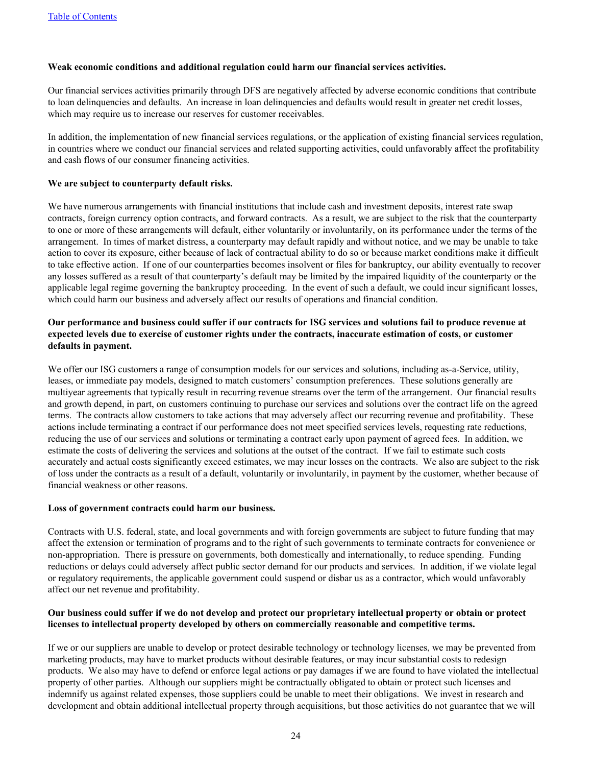**Weak economic conditions and additional regulation could harm our financial services activities.**

Our financial services activities primarily through DFS are negatively affected by adverse economic conditions that contribute to loan delinquencies and defaults. An increase in loan delinquencies and defaults would result in greater net credit losses, which may require us to increase our reserves for customer receivables.

In addition, the implementation of new financial services regulations, or the application of existing financial services regulation, in countries where we conduct our financial services and related supporting activities, could unfavorably affect the profitability and cash flows of our consumer financing activities.

**We are subject to counterparty default risks.**

We have numerous arrangements with financial institutions that include cash and investment deposits, interest rate swap contracts, foreign currency option contracts, and forward contracts. As a result, we are subject to the risk that the counterparty to one or more of these arrangements will default, either voluntarily or involuntarily, on its performance under the terms of the arrangement. In times of market distress, a counterparty may default rapidly and without notice, and we may be unable to take action to cover its exposure, either because of lack of contractual ability to do so or because market conditions make it difficult to take effective action. If one of our counterparties becomes insolvent or files for bankruptcy, our ability eventually to recover any losses suffered as a result of that counterparty's default may be limited by the impaired liquidity of the counterparty or the applicable legal regime governing the bankruptcy proceeding. In the event of such a default, we could incur significant losses, which could harm our business and adversely affect our results of operations and financial condition.

**Our performance and business could suffer if our contracts for ISG services and solutions fail to produce revenue at expected levels due to exercise of customer rights under the contracts, inaccurate estimation of costs, or customer defaults in payment.**

We offer our ISG customers a range of consumption models for our services and solutions, including as-a-Service, utility, leases, or immediate pay models, designed to match customers' consumption preferences. These solutions generally are multiyear agreements that typically result in recurring revenue streams over the term of the arrangement. Our financial results and growth depend, in part, on customers continuing to purchase our services and solutions over the contract life on the agreed terms. The contracts allow customers to take actions that may adversely affect our recurring revenue and profitability. These actions include terminating a contract if our performance does not meet specified services levels, requesting rate reductions, reducing the use of our services and solutions or terminating a contract early upon payment of agreed fees. In addition, we estimate the costs of delivering the services and solutions at the outset of the contract. If we fail to estimate such costs accurately and actual costs significantly exceed estimates, we may incur losses on the contracts. We also are subject to the risk of loss under the contracts as a result of a default, voluntarily or involuntarily, in payment by the customer, whether because of financial weakness or other reasons.

**Loss of government contracts could harm our business.**

Contracts with U.S. federal, state, and local governments and with foreign governments are subject to future funding that may affect the extension or termination of programs and to the right of such governments to terminate contracts for convenience or non-appropriation. There is pressure on governments, both domestically and internationally, to reduce spending. Funding reductions or delays could adversely affect public sector demand for our products and services. In addition, if we violate legal or regulatory requirements, the applicable government could suspend or disbar us as a contractor, which would unfavorably affect our net revenue and profitability.

**Our business could suffer if we do not develop and protect our proprietary intellectual property or obtain or protect licenses to intellectual property developed by others on commercially reasonable and competitive terms.**

If we or our suppliers are unable to develop or protect desirable technology or technology licenses, we may be prevented from marketing products, may have to market products without desirable features, or may incur substantial costs to redesign products. We also may have to defend or enforce legal actions or pay damages if we are found to have violated the intellectual property of other parties. Although our suppliers might be contractually obligated to obtain or protect such licenses and indemnify us against related expenses, those suppliers could be unable to meet their obligations. We invest in research and development and obtain additional intellectual property through acquisitions, but those activities do not guarantee that we will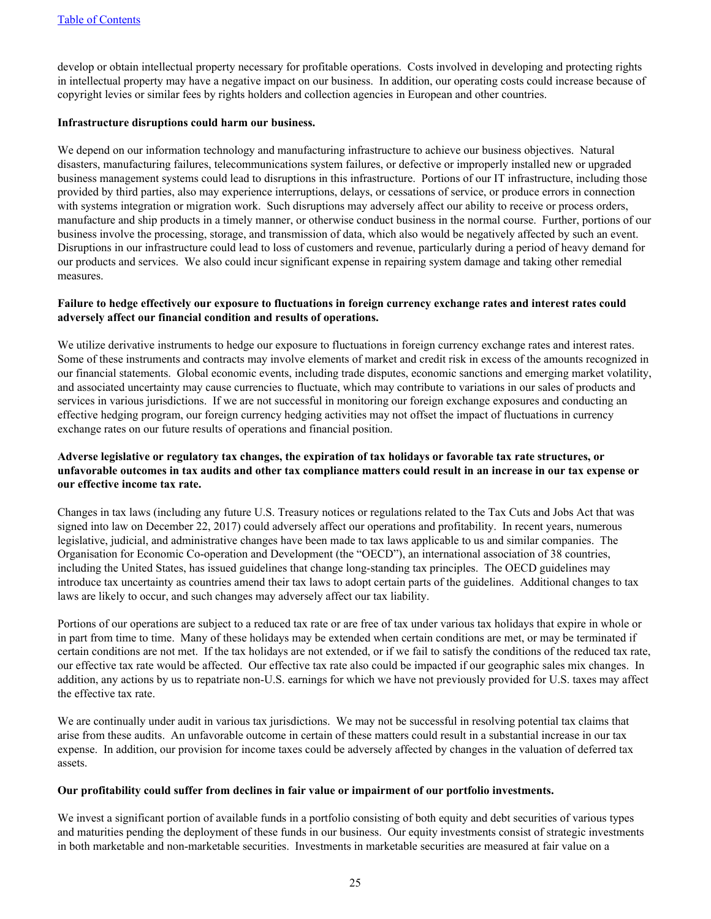develop or obtain intellectual property necessary for profitable operations. Costs involved in developing and protecting rights in intellectual property may have a negative impact on our business. In addition, our operating costs could increase because of copyright levies or similar fees by rights holders and collection agencies in European and other countries.

**Infrastructure disruptions could harm our business.**

We depend on our information technology and manufacturing infrastructure to achieve our business objectives. Natural disasters, manufacturing failures, telecommunications system failures, or defective or improperly installed new or upgraded business management systems could lead to disruptions in this infrastructure. Portions of our IT infrastructure, including those provided by third parties, also may experience interruptions, delays, or cessations of service, or produce errors in connection with systems integration or migration work. Such disruptions may adversely affect our ability to receive or process orders, manufacture and ship products in a timely manner, or otherwise conduct business in the normal course. Further, portions of our business involve the processing, storage, and transmission of data, which also would be negatively affected by such an event. Disruptions in our infrastructure could lead to loss of customers and revenue, particularly during a period of heavy demand for our products and services. We also could incur significant expense in repairing system damage and taking other remedial measures.

**Failure to hedge effectively our exposure to fluctuations in foreign currency exchange rates and interest rates could adversely affect our financial condition and results of operations.**

We utilize derivative instruments to hedge our exposure to fluctuations in foreign currency exchange rates and interest rates. Some of these instruments and contracts may involve elements of market and credit risk in excess of the amounts recognized in our financial statements. Global economic events, including trade disputes, economic sanctions and emerging market volatility, and associated uncertainty may cause currencies to fluctuate, which may contribute to variations in our sales of products and services in various jurisdictions. If we are not successful in monitoring our foreign exchange exposures and conducting an effective hedging program, our foreign currency hedging activities may not offset the impact of fluctuations in currency exchange rates on our future results of operations and financial position.

**Adverse legislative or regulatory tax changes, the expiration of tax holidays or favorable tax rate structures, or unfavorable outcomes in tax audits and other tax compliance matters could result in an increase in our tax expense or our effective income tax rate.**

Changes in tax laws (including any future U.S. Treasury notices or regulations related to the Tax Cuts and Jobs Act that was signed into law on December 22, 2017) could adversely affect our operations and profitability. In recent years, numerous legislative, judicial, and administrative changes have been made to tax laws applicable to us and similar companies. The Organisation for Economic Co-operation and Development (the "OECD"), an international association of 38 countries, including the United States, has issued guidelines that change long-standing tax principles. The OECD guidelines may introduce tax uncertainty as countries amend their tax laws to adopt certain parts of the guidelines. Additional changes to tax laws are likely to occur, and such changes may adversely affect our tax liability.

Portions of our operations are subject to a reduced tax rate or are free of tax under various tax holidays that expire in whole or in part from time to time. Many of these holidays may be extended when certain conditions are met, or may be terminated if certain conditions are not met. If the tax holidays are not extended, or if we fail to satisfy the conditions of the reduced tax rate, our effective tax rate would be affected. Our effective tax rate also could be impacted if our geographic sales mix changes. In addition, any actions by us to repatriate non-U.S. earnings for which we have not previously provided for U.S. taxes may affect the effective tax rate.

We are continually under audit in various tax jurisdictions. We may not be successful in resolving potential tax claims that arise from these audits. An unfavorable outcome in certain of these matters could result in a substantial increase in our tax expense. In addition, our provision for income taxes could be adversely affected by changes in the valuation of deferred tax assets.

**Our profitability could suffer from declines in fair value or impairment of our portfolio investments.**

We invest a significant portion of available funds in a portfolio consisting of both equity and debt securities of various types and maturities pending the deployment of these funds in our business. Our equity investments consist of strategic investments in both marketable and non-marketable securities. Investments in marketable securities are measured at fair value on a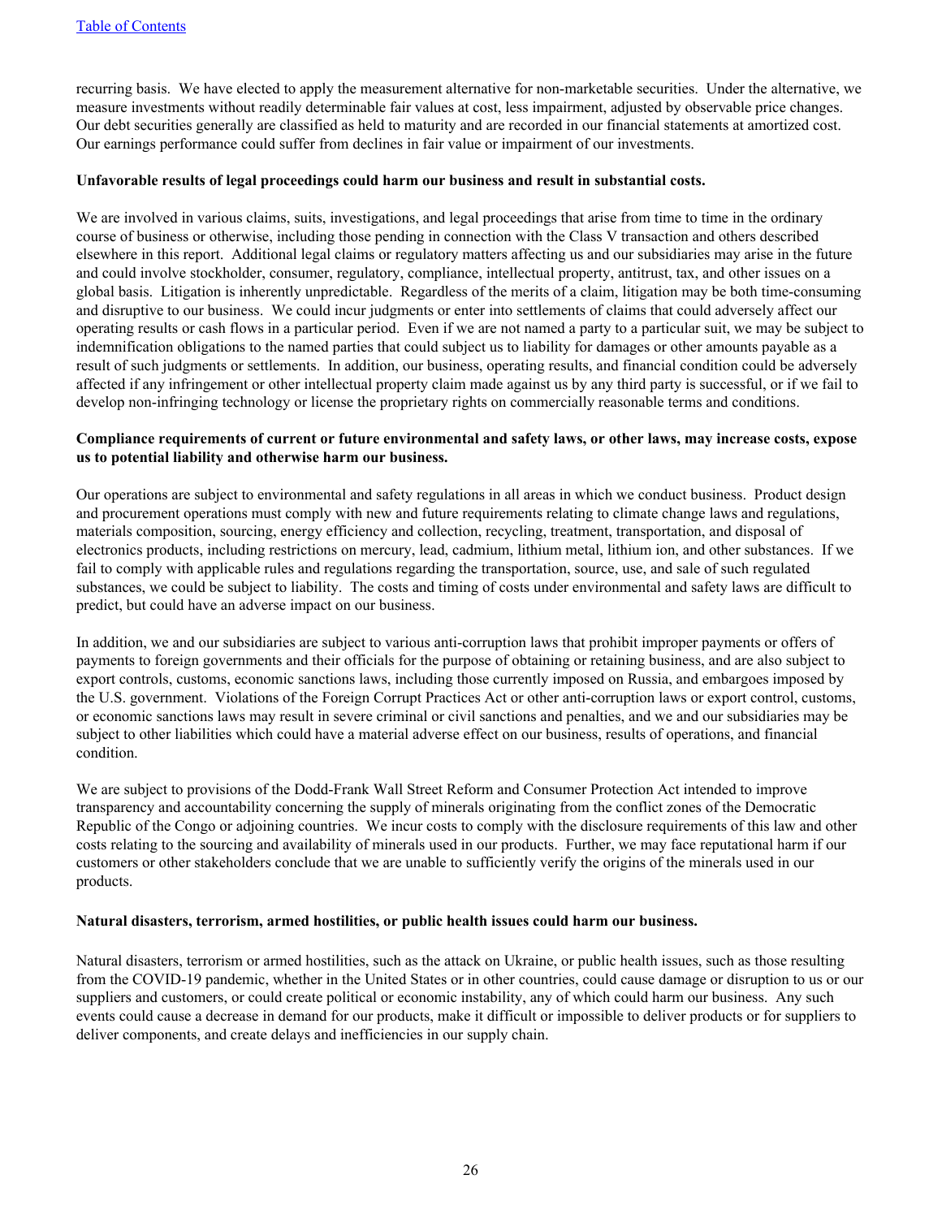recurring basis. We have elected to apply the measurement alternative for non-marketable securities. Under the alternative, we measure investments without readily determinable fair values at cost, less impairment, adjusted by observable price changes. Our debt securities generally are classified as held to maturity and are recorded in our financial statements at amortized cost. Our earnings performance could suffer from declines in fair value or impairment of our investments.

**Unfavorable results of legal proceedings could harm our business and result in substantial costs.**

We are involved in various claims, suits, investigations, and legal proceedings that arise from time to time in the ordinary course of business or otherwise, including those pending in connection with the Class V transaction and others described elsewhere in this report. Additional legal claims or regulatory matters affecting us and our subsidiaries may arise in the future and could involve stockholder, consumer, regulatory, compliance, intellectual property, antitrust, tax, and other issues on a global basis. Litigation is inherently unpredictable. Regardless of the merits of a claim, litigation may be both time-consuming and disruptive to our business. We could incur judgments or enter into settlements of claims that could adversely affect our operating results or cash flows in a particular period. Even if we are not named a party to a particular suit, we may be subject to indemnification obligations to the named parties that could subject us to liability for damages or other amounts payable as a result of such judgments or settlements. In addition, our business, operating results, and financial condition could be adversely affected if any infringement or other intellectual property claim made against us by any third party is successful, or if we fail to develop non-infringing technology or license the proprietary rights on commercially reasonable terms and conditions.

**Compliance requirements of current or future environmental and safety laws, or other laws, may increase costs, expose us to potential liability and otherwise harm our business.**

Our operations are subject to environmental and safety regulations in all areas in which we conduct business. Product design and procurement operations must comply with new and future requirements relating to climate change laws and regulations, materials composition, sourcing, energy efficiency and collection, recycling, treatment, transportation, and disposal of electronics products, including restrictions on mercury, lead, cadmium, lithium metal, lithium ion, and other substances. If we fail to comply with applicable rules and regulations regarding the transportation, source, use, and sale of such regulated substances, we could be subject to liability. The costs and timing of costs under environmental and safety laws are difficult to predict, but could have an adverse impact on our business.

In addition, we and our subsidiaries are subject to various anti-corruption laws that prohibit improper payments or offers of payments to foreign governments and their officials for the purpose of obtaining or retaining business, and are also subject to export controls, customs, economic sanctions laws, including those currently imposed on Russia, and embargoes imposed by the U.S. government. Violations of the Foreign Corrupt Practices Act or other anti-corruption laws or export control, customs, or economic sanctions laws may result in severe criminal or civil sanctions and penalties, and we and our subsidiaries may be subject to other liabilities which could have a material adverse effect on our business, results of operations, and financial condition.

We are subject to provisions of the Dodd-Frank Wall Street Reform and Consumer Protection Act intended to improve transparency and accountability concerning the supply of minerals originating from the conflict zones of the Democratic Republic of the Congo or adjoining countries. We incur costs to comply with the disclosure requirements of this law and other costs relating to the sourcing and availability of minerals used in our products. Further, we may face reputational harm if our customers or other stakeholders conclude that we are unable to sufficiently verify the origins of the minerals used in our products.

**Natural disasters, terrorism, armed hostilities, or public health issues could harm our business.**

Natural disasters, terrorism or armed hostilities, such as the attack on Ukraine, or public health issues, such as those resulting from the COVID-19 pandemic, whether in the United States or in other countries, could cause damage or disruption to us or our suppliers and customers, or could create political or economic instability, any of which could harm our business. Any such events could cause a decrease in demand for our products, make it difficult or impossible to deliver products or for suppliers to deliver components, and create delays and inefficiencies in our supply chain.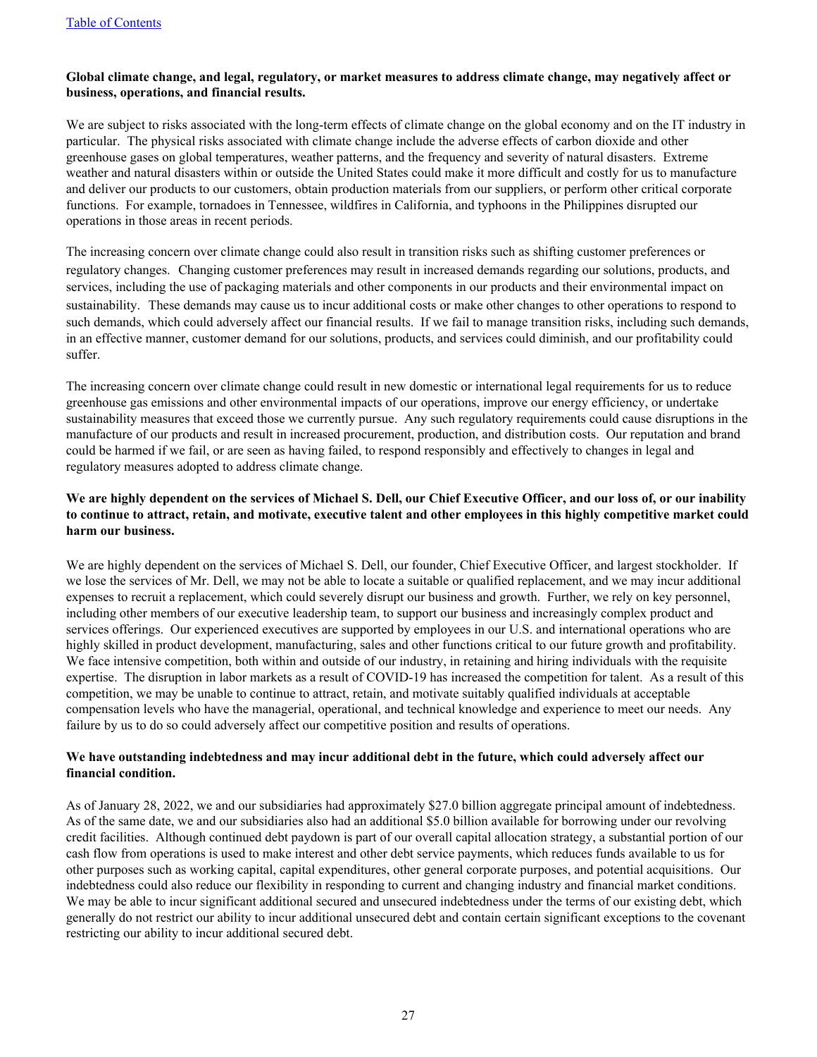**Global climate change, and legal, regulatory, or market measures to address climate change, may negatively affect or business, operations, and financial results.**

We are subject to risks associated with the long-term effects of climate change on the global economy and on the IT industry in particular. The physical risks associated with climate change include the adverse effects of carbon dioxide and other greenhouse gases on global temperatures, weather patterns, and the frequency and severity of natural disasters. Extreme weather and natural disasters within or outside the United States could make it more difficult and costly for us to manufacture and deliver our products to our customers, obtain production materials from our suppliers, or perform other critical corporate functions. For example, tornadoes in Tennessee, wildfires in California, and typhoons in the Philippines disrupted our operations in those areas in recent periods.

The increasing concern over climate change could also result in transition risks such as shifting customer preferences or regulatory changes. Changing customer preferences may result in increased demands regarding our solutions, products, and services, including the use of packaging materials and other components in our products and their environmental impact on sustainability. These demands may cause us to incur additional costs or make other changes to other operations to respond to such demands, which could adversely affect our financial results. If we fail to manage transition risks, including such demands, in an effective manner, customer demand for our solutions, products, and services could diminish, and our profitability could suffer.

The increasing concern over climate change could result in new domestic or international legal requirements for us to reduce greenhouse gas emissions and other environmental impacts of our operations, improve our energy efficiency, or undertake sustainability measures that exceed those we currently pursue. Any such regulatory requirements could cause disruptions in the manufacture of our products and result in increased procurement, production, and distribution costs. Our reputation and brand could be harmed if we fail, or are seen as having failed, to respond responsibly and effectively to changes in legal and regulatory measures adopted to address climate change.

**We are highly dependent on the services of Michael S. Dell, our Chief Executive Officer, and our loss of, or our inability to continue to attract, retain, and motivate, executive talent and other employees in this highly competitive market could harm our business.**

We are highly dependent on the services of Michael S. Dell, our founder, Chief Executive Officer, and largest stockholder. If we lose the services of Mr. Dell, we may not be able to locate a suitable or qualified replacement, and we may incur additional expenses to recruit a replacement, which could severely disrupt our business and growth. Further, we rely on key personnel, including other members of our executive leadership team, to support our business and increasingly complex product and services offerings. Our experienced executives are supported by employees in our U.S. and international operations who are highly skilled in product development, manufacturing, sales and other functions critical to our future growth and profitability. We face intensive competition, both within and outside of our industry, in retaining and hiring individuals with the requisite expertise. The disruption in labor markets as a result of COVID-19 has increased the competition for talent. As a result of this competition, we may be unable to continue to attract, retain, and motivate suitably qualified individuals at acceptable compensation levels who have the managerial, operational, and technical knowledge and experience to meet our needs. Any failure by us to do so could adversely affect our competitive position and results of operations.

**We have outstanding indebtedness and may incur additional debt in the future, which could adversely affect our financial condition.**

As of January 28, 2022, we and our subsidiaries had approximately $27.0 billion aggregate principal amount of indebtedness. As of the same date, we and our subsidiaries also had an additional $5.0 billion available for borrowing under our revolving credit facilities. Although continued debt paydown is part of our overall capital allocation strategy, a substantial portion of our cash flow from operations is used to make interest and other debt service payments, which reduces funds available to us for other purposes such as working capital, capital expenditures, other general corporate purposes, and potential acquisitions. Our indebtedness could also reduce our flexibility in responding to current and changing industry and financial market conditions. We may be able to incur significant additional secured and unsecured indebtedness under the terms of our existing debt, which generally do not restrict our ability to incur additional unsecured debt and contain certain significant exceptions to the covenant restricting our ability to incur additional secured debt.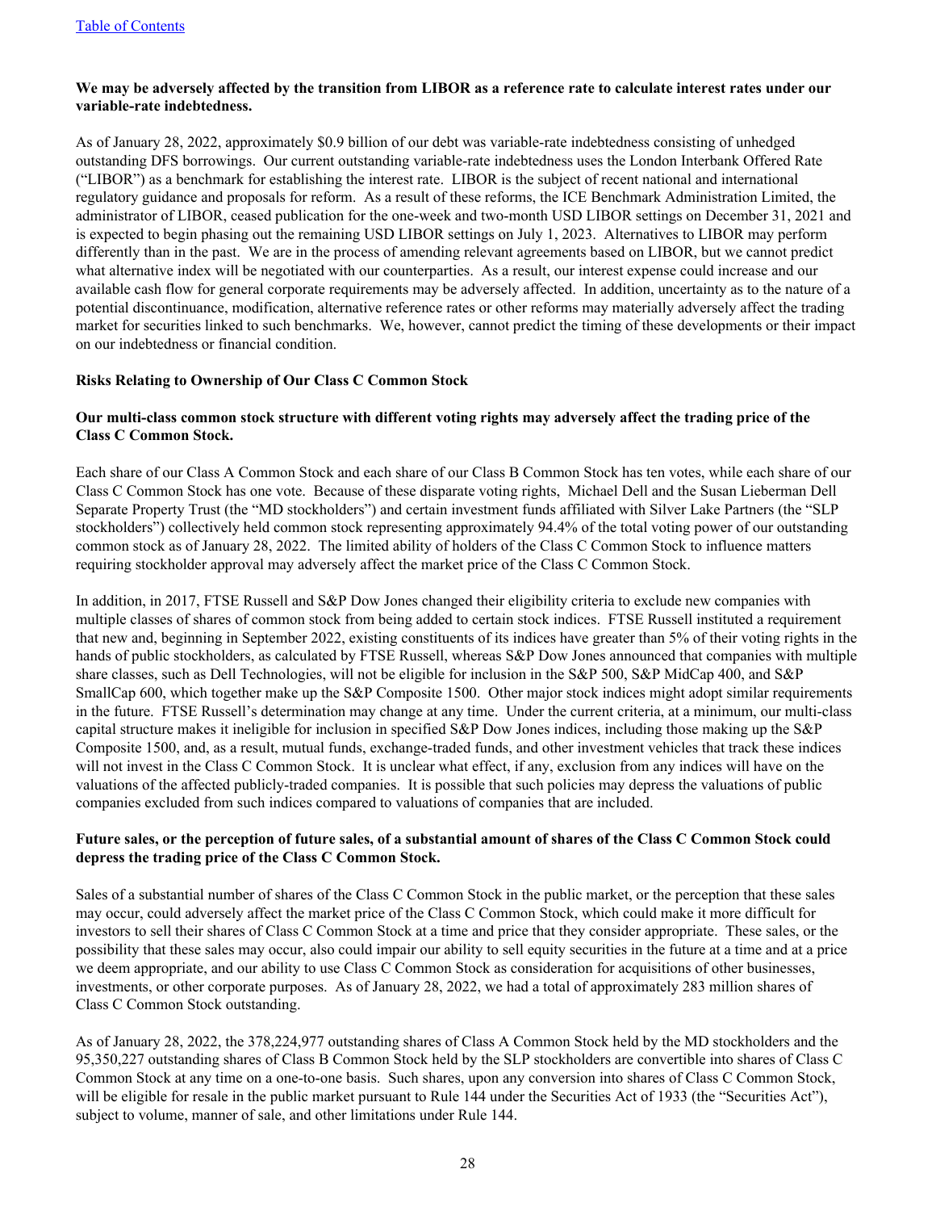**We may be adversely affected by the transition from LIBOR as a reference rate to calculate interest rates under our variable-rate indebtedness.**

As of January 28, 2022, approximately $0.9 billion of our debt was variable-rate indebtedness consisting of unhedged outstanding DFS borrowings. Our current outstanding variable-rate indebtedness uses the London Interbank Offered Rate ("LIBOR") as a benchmark for establishing the interest rate. LIBOR is the subject of recent national and international regulatory guidance and proposals for reform. As a result of these reforms, the ICE Benchmark Administration Limited, the administrator of LIBOR, ceased publication for the one-week and two-month USD LIBOR settings on December 31, 2021 and is expected to begin phasing out the remaining USD LIBOR settings on July 1, 2023. Alternatives to LIBOR may perform differently than in the past. We are in the process of amending relevant agreements based on LIBOR, but we cannot predict what alternative index will be negotiated with our counterparties. As a result, our interest expense could increase and our available cash flow for general corporate requirements may be adversely affected. In addition, uncertainty as to the nature of a potential discontinuance, modification, alternative reference rates or other reforms may materially adversely affect the trading market for securities linked to such benchmarks. We, however, cannot predict the timing of these developments or their impact on our indebtedness or financial condition.

**Risks Relating to Ownership of Our Class C Common Stock**

**Our multi-class common stock structure with different voting rights may adversely affect the trading price of the Class C Common Stock.**

Each share of our Class A Common Stock and each share of our Class B Common Stock has ten votes, while each share of our Class C Common Stock has one vote. Because of these disparate voting rights, Michael Dell and the Susan Lieberman Dell Separate Property Trust (the "MD stockholders") and certain investment funds affiliated with Silver Lake Partners (the "SLP stockholders") collectively held common stock representing approximately 94.4% of the total voting power of our outstanding common stock as of January 28, 2022. The limited ability of holders of the Class C Common Stock to influence matters requiring stockholder approval may adversely affect the market price of the Class C Common Stock.

In addition, in 2017, FTSE Russell and S&P Dow Jones changed their eligibility criteria to exclude new companies with multiple classes of shares of common stock from being added to certain stock indices. FTSE Russell instituted a requirement that new and, beginning in September 2022, existing constituents of its indices have greater than 5% of their voting rights in the hands of public stockholders, as calculated by FTSE Russell, whereas S&P Dow Jones announced that companies with multiple share classes, such as Dell Technologies, will not be eligible for inclusion in the S&P 500, S&P MidCap 400, and S&P SmallCap 600, which together make up the S&P Composite 1500. Other major stock indices might adopt similar requirements in the future. FTSE Russell's determination may change at any time. Under the current criteria, at a minimum, our multi-class capital structure makes it ineligible for inclusion in specified S&P Dow Jones indices, including those making up the S&P Composite 1500, and, as a result, mutual funds, exchange-traded funds, and other investment vehicles that track these indices will not invest in the Class C Common Stock. It is unclear what effect, if any, exclusion from any indices will have on the valuations of the affected publicly-traded companies. It is possible that such policies may depress the valuations of public companies excluded from such indices compared to valuations of companies that are included.

**Future sales, or the perception of future sales, of a substantial amount of shares of the Class C Common Stock could depress the trading price of the Class C Common Stock.**

Sales of a substantial number of shares of the Class C Common Stock in the public market, or the perception that these sales may occur, could adversely affect the market price of the Class C Common Stock, which could make it more difficult for investors to sell their shares of Class C Common Stock at a time and price that they consider appropriate. These sales, or the possibility that these sales may occur, also could impair our ability to sell equity securities in the future at a time and at a price we deem appropriate, and our ability to use Class C Common Stock as consideration for acquisitions of other businesses, investments, or other corporate purposes. As of January 28, 2022, we had a total of approximately 283 million shares of Class C Common Stock outstanding.

As of January 28, 2022, the 378,224,977 outstanding shares of Class A Common Stock held by the MD stockholders and the 95,350,227 outstanding shares of Class B Common Stock held by the SLP stockholders are convertible into shares of Class C Common Stock at any time on a one-to-one basis. Such shares, upon any conversion into shares of Class C Common Stock, will be eligible for resale in the public market pursuant to Rule 144 under the Securities Act of 1933 (the "Securities Act"), subject to volume, manner of sale, and other limitations under Rule 144.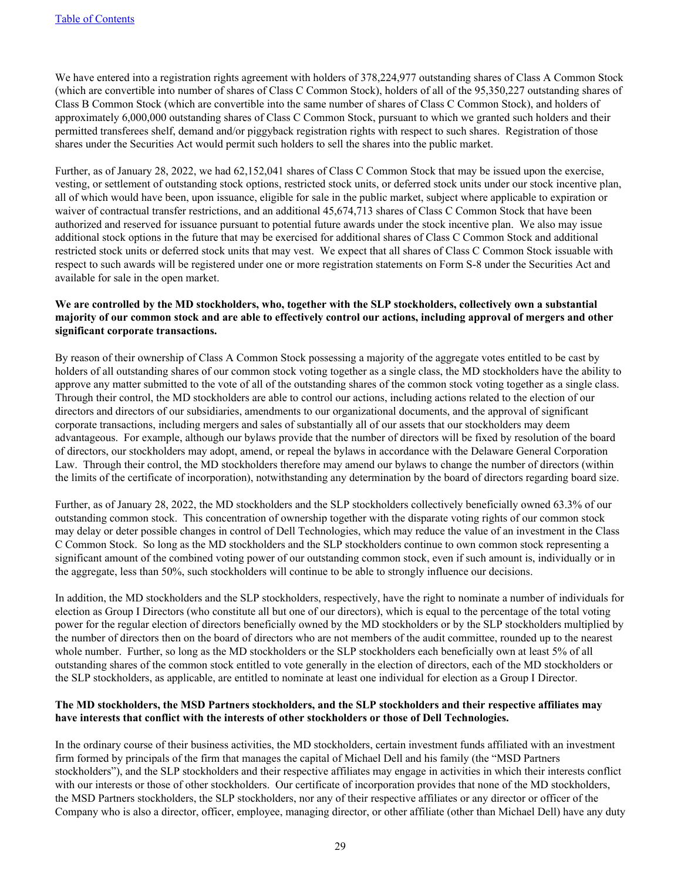We have entered into a registration rights agreement with holders of 378,224,977 outstanding shares of Class A Common Stock (which are convertible into number of shares of Class C Common Stock), holders of all of the 95,350,227 outstanding shares of Class B Common Stock (which are convertible into the same number of shares of Class C Common Stock), and holders of approximately 6,000,000 outstanding shares of Class C Common Stock, pursuant to which we granted such holders and their permitted transferees shelf, demand and/or piggyback registration rights with respect to such shares. Registration of those shares under the Securities Act would permit such holders to sell the shares into the public market.

Further, as of January 28, 2022, we had 62,152,041 shares of Class C Common Stock that may be issued upon the exercise, vesting, or settlement of outstanding stock options, restricted stock units, or deferred stock units under our stock incentive plan, all of which would have been, upon issuance, eligible for sale in the public market, subject where applicable to expiration or waiver of contractual transfer restrictions, and an additional 45,674,713 shares of Class C Common Stock that have been authorized and reserved for issuance pursuant to potential future awards under the stock incentive plan. We also may issue additional stock options in the future that may be exercised for additional shares of Class C Common Stock and additional restricted stock units or deferred stock units that may vest. We expect that all shares of Class C Common Stock issuable with respect to such awards will be registered under one or more registration statements on Form S-8 under the Securities Act and available for sale in the open market.

**We are controlled by the MD stockholders, who, together with the SLP stockholders, collectively own a substantial majority of our common stock and are able to effectively control our actions, including approval of mergers and other significant corporate transactions.**

By reason of their ownership of Class A Common Stock possessing a majority of the aggregate votes entitled to be cast by holders of all outstanding shares of our common stock voting together as a single class, the MD stockholders have the ability to approve any matter submitted to the vote of all of the outstanding shares of the common stock voting together as a single class. Through their control, the MD stockholders are able to control our actions, including actions related to the election of our directors and directors of our subsidiaries, amendments to our organizational documents, and the approval of significant corporate transactions, including mergers and sales of substantially all of our assets that our stockholders may deem advantageous. For example, although our bylaws provide that the number of directors will be fixed by resolution of the board of directors, our stockholders may adopt, amend, or repeal the bylaws in accordance with the Delaware General Corporation Law. Through their control, the MD stockholders therefore may amend our bylaws to change the number of directors (within the limits of the certificate of incorporation), notwithstanding any determination by the board of directors regarding board size.

Further, as of January 28, 2022, the MD stockholders and the SLP stockholders collectively beneficially owned 63.3% of our outstanding common stock. This concentration of ownership together with the disparate voting rights of our common stock may delay or deter possible changes in control of Dell Technologies, which may reduce the value of an investment in the Class C Common Stock. So long as the MD stockholders and the SLP stockholders continue to own common stock representing a significant amount of the combined voting power of our outstanding common stock, even if such amount is, individually or in the aggregate, less than 50%, such stockholders will continue to be able to strongly influence our decisions.

In addition, the MD stockholders and the SLP stockholders, respectively, have the right to nominate a number of individuals for election as Group I Directors (who constitute all but one of our directors), which is equal to the percentage of the total voting power for the regular election of directors beneficially owned by the MD stockholders or by the SLP stockholders multiplied by the number of directors then on the board of directors who are not members of the audit committee, rounded up to the nearest whole number. Further, so long as the MD stockholders or the SLP stockholders each beneficially own at least 5% of all outstanding shares of the common stock entitled to vote generally in the election of directors, each of the MD stockholders or the SLP stockholders, as applicable, are entitled to nominate at least one individual for election as a Group I Director.

**The MD stockholders, the MSD Partners stockholders, and the SLP stockholders and their respective affiliates may have interests that conflict with the interests of other stockholders or those of Dell Technologies.**

In the ordinary course of their business activities, the MD stockholders, certain investment funds affiliated with an investment firm formed by principals of the firm that manages the capital of Michael Dell and his family (the "MSD Partners stockholders"), and the SLP stockholders and their respective affiliates may engage in activities in which their interests conflict with our interests or those of other stockholders. Our certificate of incorporation provides that none of the MD stockholders, the MSD Partners stockholders, the SLP stockholders, nor any of their respective affiliates or any director or officer of the Company who is also a director, officer, employee, managing director, or other affiliate (other than Michael Dell) have any duty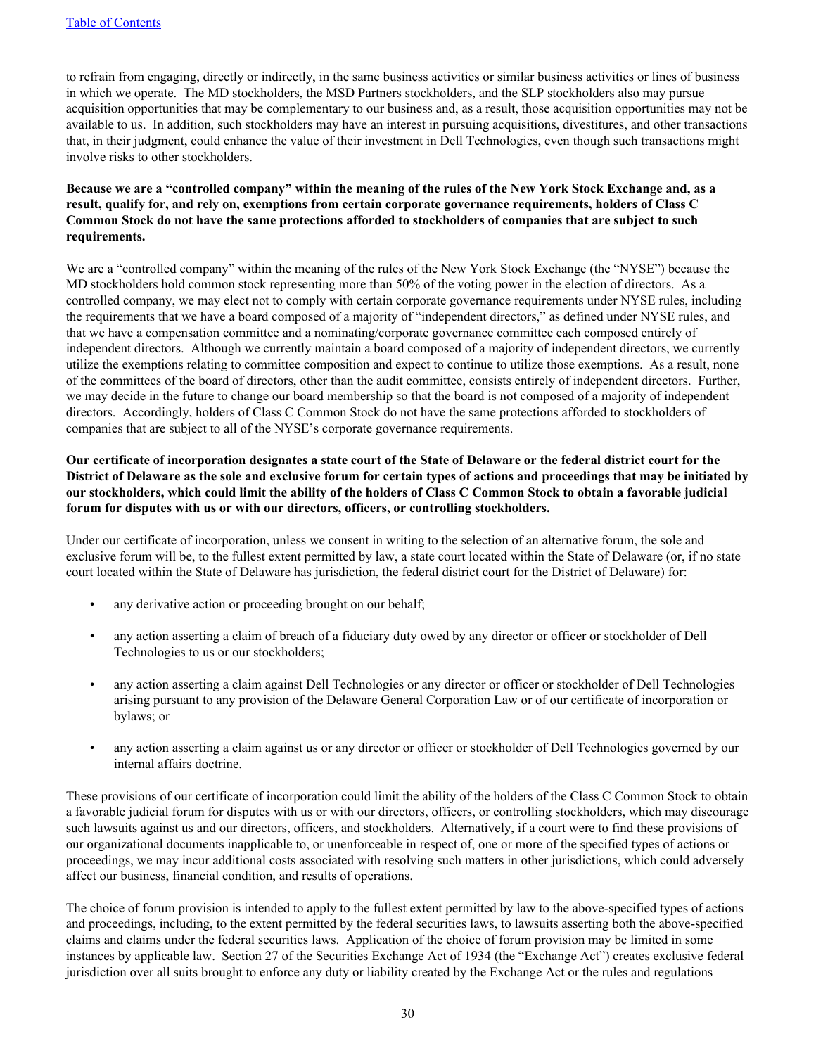to refrain from engaging, directly or indirectly, in the same business activities or similar business activities or lines of business in which we operate. The MD stockholders, the MSD Partners stockholders, and the SLP stockholders also may pursue acquisition opportunities that may be complementary to our business and, as a result, those acquisition opportunities may not be available to us. In addition, such stockholders may have an interest in pursuing acquisitions, divestitures, and other transactions that, in their judgment, could enhance the value of their investment in Dell Technologies, even though such transactions might involve risks to other stockholders.

**Because we are a "controlled company" within the meaning of the rules of the New York Stock Exchange and, as a result, qualify for, and rely on, exemptions from certain corporate governance requirements, holders of Class C Common Stock do not have the same protections afforded to stockholders of companies that are subject to such requirements.**

We are a "controlled company" within the meaning of the rules of the New York Stock Exchange (the "NYSE") because the MD stockholders hold common stock representing more than 50% of the voting power in the election of directors. As a controlled company, we may elect not to comply with certain corporate governance requirements under NYSE rules, including the requirements that we have a board composed of a majority of "independent directors," as defined under NYSE rules, and that we have a compensation committee and a nominating/corporate governance committee each composed entirely of independent directors. Although we currently maintain a board composed of a majority of independent directors, we currently utilize the exemptions relating to committee composition and expect to continue to utilize those exemptions. As a result, none of the committees of the board of directors, other than the audit committee, consists entirely of independent directors. Further, we may decide in the future to change our board membership so that the board is not composed of a majority of independent directors. Accordingly, holders of Class C Common Stock do not have the same protections afforded to stockholders of companies that are subject to all of the NYSE's corporate governance requirements.

**Our certificate of incorporation designates a state court of the State of Delaware or the federal district court for the District of Delaware as the sole and exclusive forum for certain types of actions and proceedings that may be initiated by our stockholders, which could limit the ability of the holders of Class C Common Stock to obtain a favorable judicial forum for disputes with us or with our directors, officers, or controlling stockholders.**

Under our certificate of incorporation, unless we consent in writing to the selection of an alternative forum, the sole and exclusive forum will be, to the fullest extent permitted by law, a state court located within the State of Delaware (or, if no state court located within the State of Delaware has jurisdiction, the federal district court for the District of Delaware) for:

- any derivative action or proceeding brought on our behalf;
- any action asserting a claim of breach of a fiduciary duty owed by any director or officer or stockholder of Dell Technologies to us or our stockholders;
- any action asserting a claim against Dell Technologies or any director or officer or stockholder of Dell Technologies arising pursuant to any provision of the Delaware General Corporation Law or of our certificate of incorporation or bylaws; or
- any action asserting a claim against us or any director or officer or stockholder of Dell Technologies governed by our internal affairs doctrine.

These provisions of our certificate of incorporation could limit the ability of the holders of the Class C Common Stock to obtain a favorable judicial forum for disputes with us or with our directors, officers, or controlling stockholders, which may discourage such lawsuits against us and our directors, officers, and stockholders. Alternatively, if a court were to find these provisions of our organizational documents inapplicable to, or unenforceable in respect of, one or more of the specified types of actions or proceedings, we may incur additional costs associated with resolving such matters in other jurisdictions, which could adversely affect our business, financial condition, and results of operations.

The choice of forum provision is intended to apply to the fullest extent permitted by law to the above-specified types of actions and proceedings, including, to the extent permitted by the federal securities laws, to lawsuits asserting both the above-specified claims and claims under the federal securities laws. Application of the choice of forum provision may be limited in some instances by applicable law. Section 27 of the Securities Exchange Act of 1934 (the "Exchange Act") creates exclusive federal jurisdiction over all suits brought to enforce any duty or liability created by the Exchange Act or the rules and regulations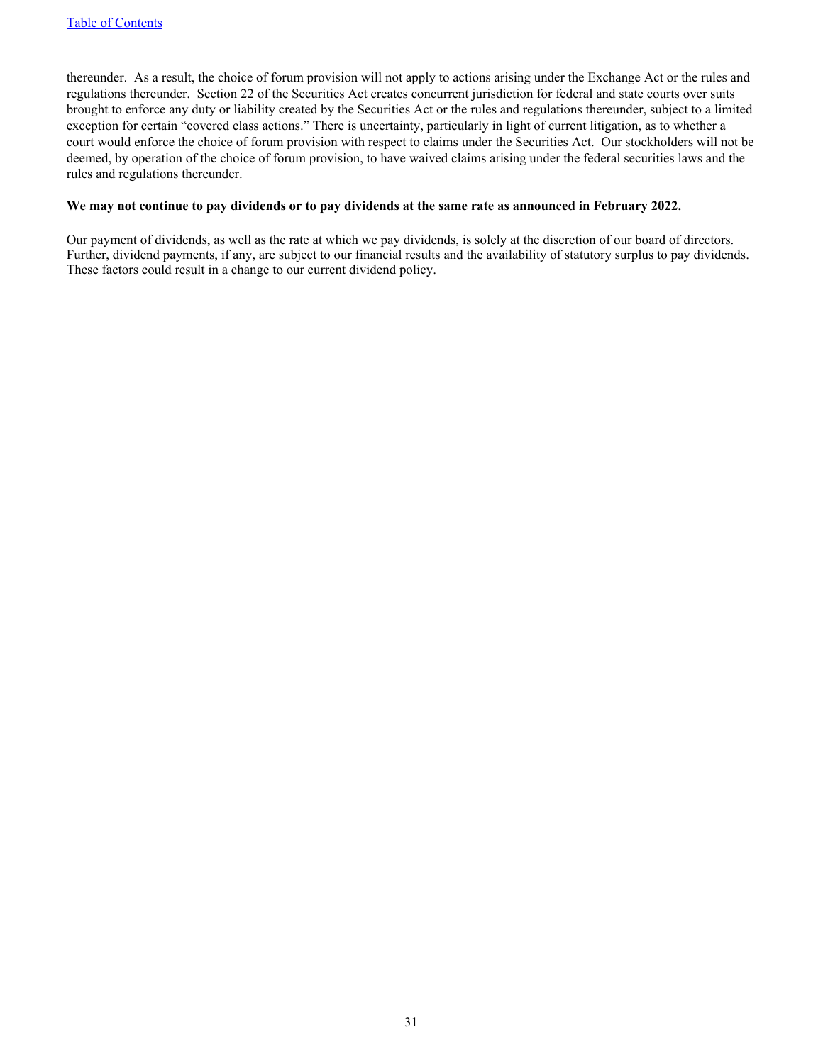thereunder.  As a result, the choice of forum provision will not apply to actions arising under the Exchange Act or the rules and regulations thereunder.  Section 22 of the Securities Act creates concurrent jurisdiction for federal and state courts over suits brought to enforce any duty or liability created by the Securities Act or the rules and regulations thereunder, subject to a limited exception for certain "covered class actions." There is uncertainty, particularly in light of current litigation, as to whether a court would enforce the choice of forum provision with respect to claims under the Securities Act.  Our stockholders will not be deemed, by operation of the choice of forum provision, to have waived claims arising under the federal securities laws and the rules and regulations thereunder.

**We may not continue to pay dividends or to pay dividends at the same rate as announced in February 2022.**

Our payment of dividends, as well as the rate at which we pay dividends, is solely at the discretion of our board of directors. Further, dividend payments, if any, are subject to our financial results and the availability of statutory surplus to pay dividends. These factors could result in a change to our current dividend policy.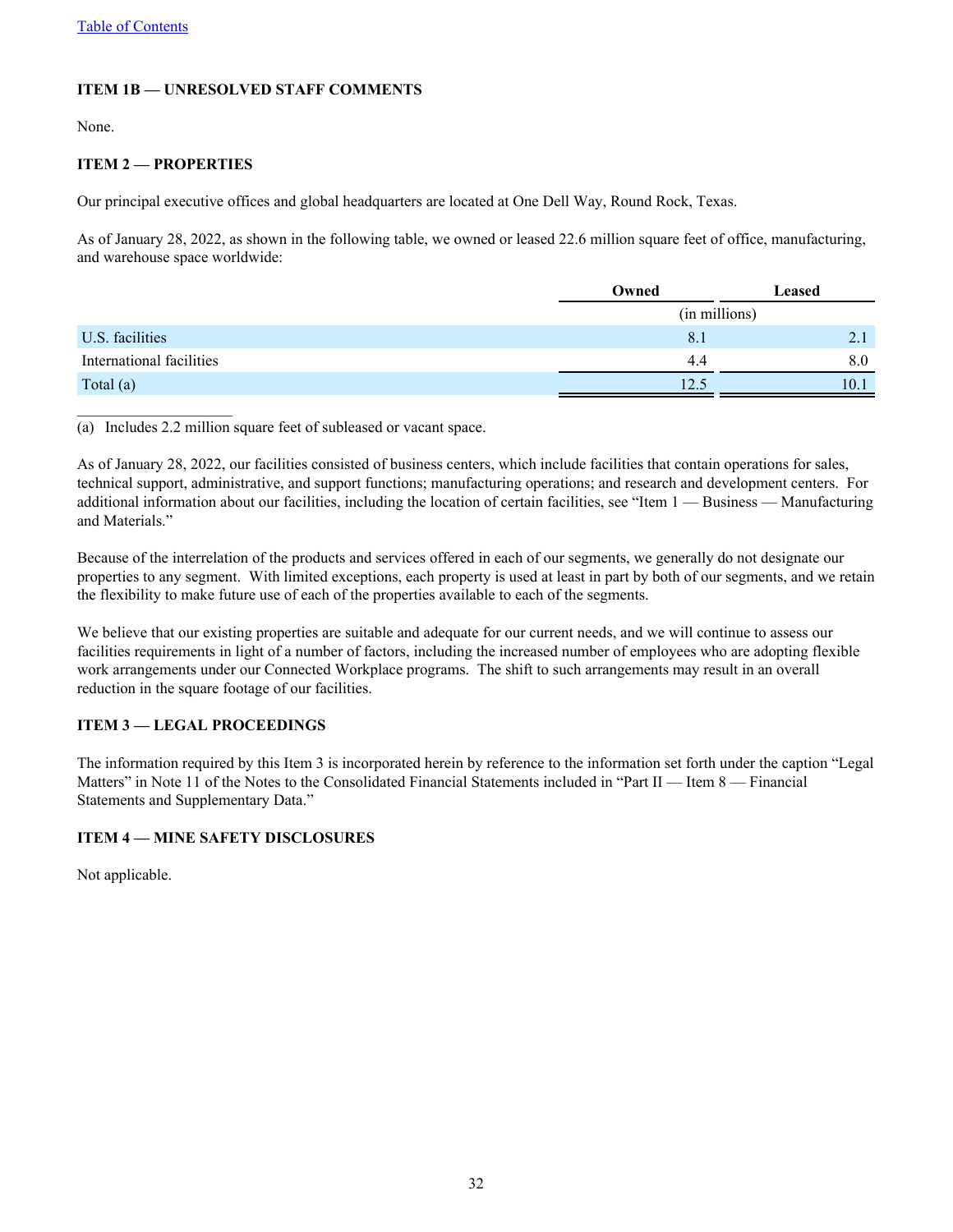## ITEM 1B — UNRESOLVED STAFF COMMENTS

None.

## ITEM 2 — PROPERTIES

Our principal executive offices and global headquarters are located at One Dell Way, Round Rock, Texas.

As of January 28, 2022, as shown in the following table, we owned or leased 22.6 million square feet of office, manufacturing, and warehouse space worldwide:

| | Owned | Leased |
|---|---|---|
| | (in millions) | |
| U.S. facilities | 8.1 | 2.1 |
| International facilities | 4.4 | 8.0 |
| Total (a) | 12.5 | 10.1 |

(a) Includes 2.2 million square feet of subleased or vacant space.

As of January 28, 2022, our facilities consisted of business centers, which include facilities that contain operations for sales, technical support, administrative, and support functions; manufacturing operations; and research and development centers. For additional information about our facilities, including the location of certain facilities, see "Item 1 — Business — Manufacturing and Materials."

Because of the interrelation of the products and services offered in each of our segments, we generally do not designate our properties to any segment. With limited exceptions, each property is used at least in part by both of our segments, and we retain the flexibility to make future use of each of the properties available to each of the segments.

We believe that our existing properties are suitable and adequate for our current needs, and we will continue to assess our facilities requirements in light of a number of factors, including the increased number of employees who are adopting flexible work arrangements under our Connected Workplace programs. The shift to such arrangements may result in an overall reduction in the square footage of our facilities.

## ITEM 3 — LEGAL PROCEEDINGS

The information required by this Item 3 is incorporated herein by reference to the information set forth under the caption "Legal Matters" in Note 11 of the Notes to the Consolidated Financial Statements included in "Part II — Item 8 — Financial Statements and Supplementary Data."

## ITEM 4 — MINE SAFETY DISCLOSURES

Not applicable.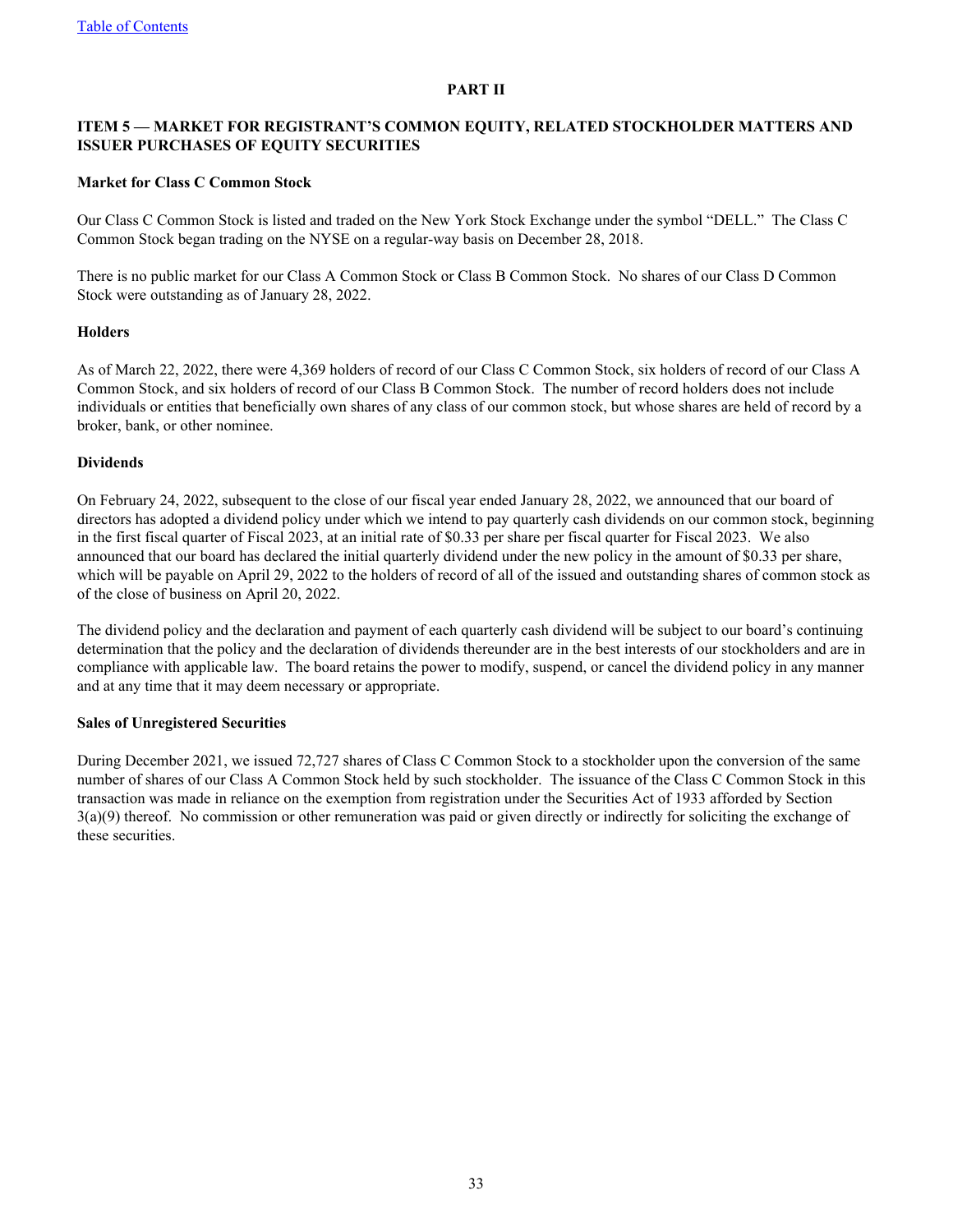# PART II

## ITEM 5 — MARKET FOR REGISTRANT'S COMMON EQUITY, RELATED STOCKHOLDER MATTERS AND ISSUER PURCHASES OF EQUITY SECURITIES

### Market for Class C Common Stock

Our Class C Common Stock is listed and traded on the New York Stock Exchange under the symbol "DELL." The Class C Common Stock began trading on the NYSE on a regular-way basis on December 28, 2018.

There is no public market for our Class A Common Stock or Class B Common Stock. No shares of our Class D Common Stock were outstanding as of January 28, 2022.

### Holders

As of March 22, 2022, there were 4,369 holders of record of our Class C Common Stock, six holders of record of our Class A Common Stock, and six holders of record of our Class B Common Stock. The number of record holders does not include individuals or entities that beneficially own shares of any class of our common stock, but whose shares are held of record by a broker, bank, or other nominee.

### Dividends

On February 24, 2022, subsequent to the close of our fiscal year ended January 28, 2022, we announced that our board of directors has adopted a dividend policy under which we intend to pay quarterly cash dividends on our common stock, beginning in the first fiscal quarter of Fiscal 2023, at an initial rate of $0.33 per share per fiscal quarter for Fiscal 2023. We also announced that our board has declared the initial quarterly dividend under the new policy in the amount of $0.33 per share, which will be payable on April 29, 2022 to the holders of record of all of the issued and outstanding shares of common stock as of the close of business on April 20, 2022.

The dividend policy and the declaration and payment of each quarterly cash dividend will be subject to our board's continuing determination that the policy and the declaration of dividends thereunder are in the best interests of our stockholders and are in compliance with applicable law. The board retains the power to modify, suspend, or cancel the dividend policy in any manner and at any time that it may deem necessary or appropriate.

### Sales of Unregistered Securities

During December 2021, we issued 72,727 shares of Class C Common Stock to a stockholder upon the conversion of the same number of shares of our Class A Common Stock held by such stockholder. The issuance of the Class C Common Stock in this transaction was made in reliance on the exemption from registration under the Securities Act of 1933 afforded by Section 3(a)(9) thereof. No commission or other remuneration was paid or given directly or indirectly for soliciting the exchange of these securities.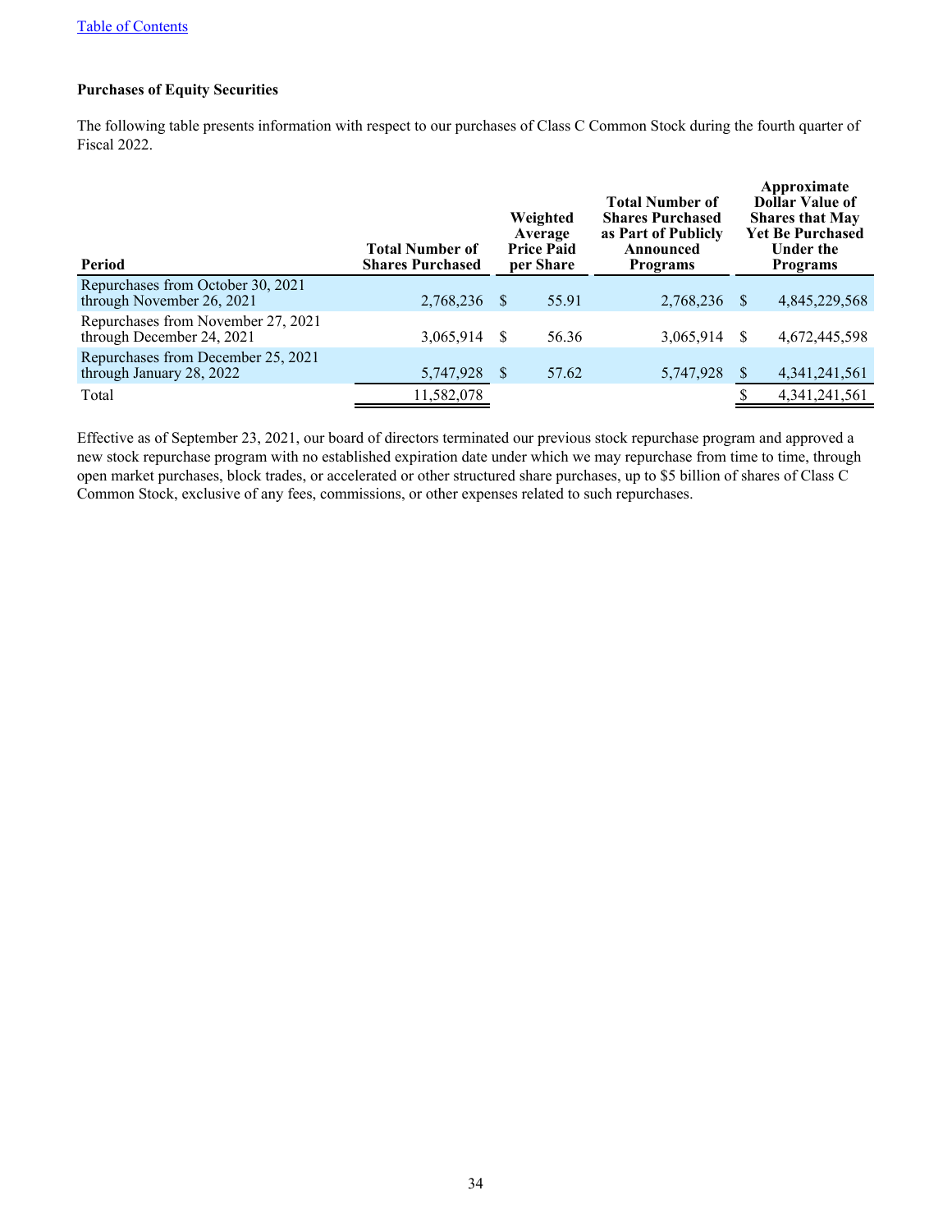**Purchases of Equity Securities**

The following table presents information with respect to our purchases of Class C Common Stock during the fourth quarter of Fiscal 2022.

| Period | Total Number of Shares Purchased | Weighted Average Price Paid per Share | Total Number of Shares Purchased as Part of Publicly Announced Programs | Approximate Dollar Value of Shares that May Yet Be Purchased Under the Programs |
|---|---|---|---|---|
| Repurchases from October 30, 2021 through November 26, 2021 | 2,768,236 | $ 55.91 | 2,768,236 | $ 4,845,229,568 |
| Repurchases from November 27, 2021 through December 24, 2021 | 3,065,914 | $ 56.36 | 3,065,914 | $ 4,672,445,598 |
| Repurchases from December 25, 2021 through January 28, 2022 | 5,747,928 | $ 57.62 | 5,747,928 | $ 4,341,241,561 |
| Total | 11,582,078 | | | $ 4,341,241,561 |

Effective as of September 23, 2021, our board of directors terminated our previous stock repurchase program and approved a new stock repurchase program with no established expiration date under which we may repurchase from time to time, through open market purchases, block trades, or accelerated or other structured share purchases, up to $5 billion of shares of Class C Common Stock, exclusive of any fees, commissions, or other expenses related to such repurchases.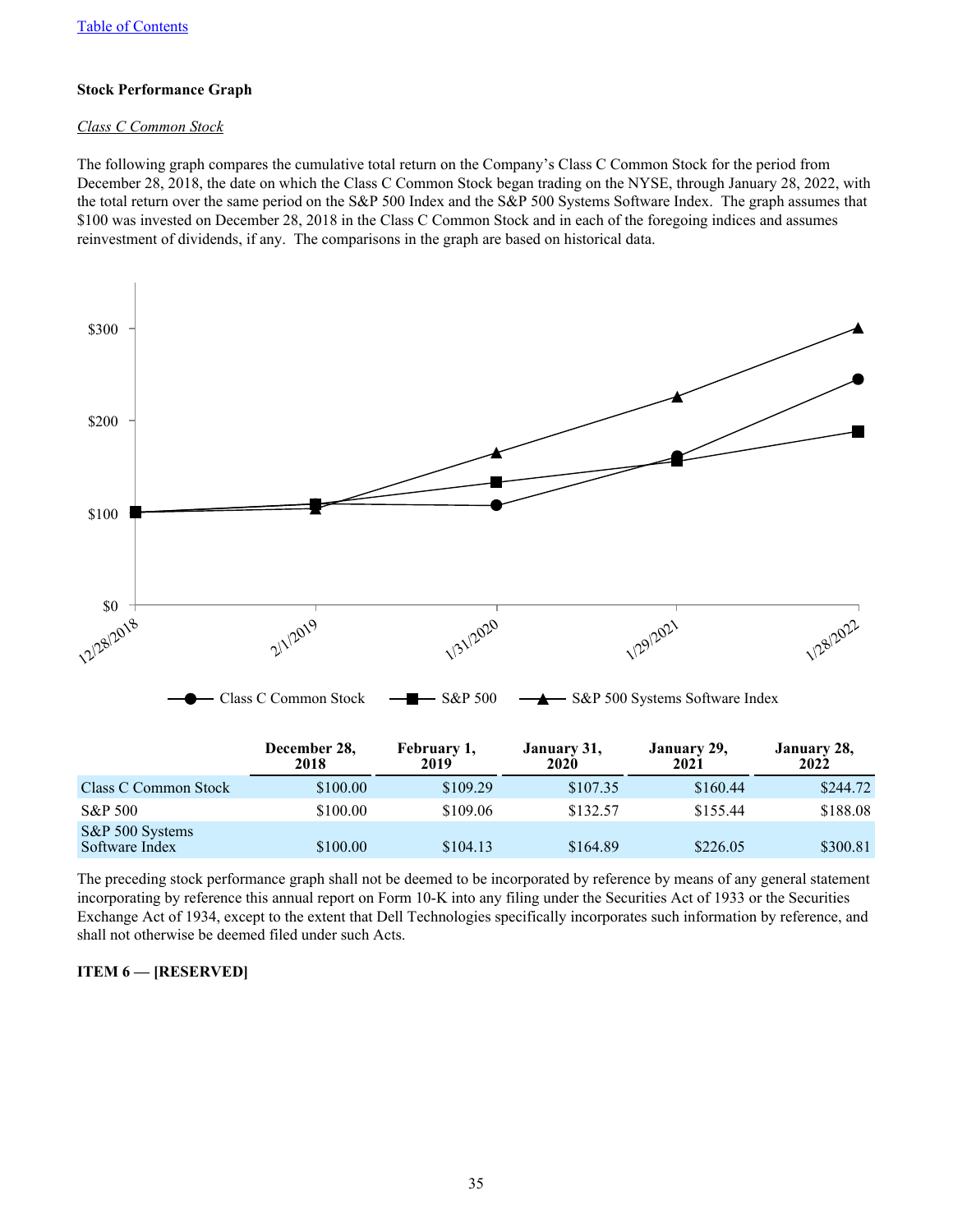[Table of Contents](#)

**Stock Performance Graph**

*Class C Common Stock*

The following graph compares the cumulative total return on the Company's Class C Common Stock for the period from December 28, 2018, the date on which the Class C Common Stock began trading on the NYSE, through January 28, 2022, with the total return over the same period on the S&P 500 Index and the S&P 500 Systems Software Index. The graph assumes that $100 was invested on December 28, 2018 in the Class C Common Stock and in each of the foregoing indices and assumes reinvestment of dividends, if any. The comparisons in the graph are based on historical data.

| | December 28, 2018 | February 1, 2019 | January 31, 2020 | January 29, 2021 | January 28, 2022 |
|---|---|---|---|---|---|
| Class C Common Stock | $100.00 | $109.29 | $107.35 | $160.44 | $244.72 |
| S&P 500 | $100.00 | $109.06 | $132.57 | $155.44 | $188.08 |
| S&P 500 Systems Software Index | $100.00 | $104.13 | $164.89 | $226.05 | $300.81 |

The preceding stock performance graph shall not be deemed to be incorporated by reference by means of any general statement incorporating by reference this annual report on Form 10-K into any filing under the Securities Act of 1933 or the Securities Exchange Act of 1934, except to the extent that Dell Technologies specifically incorporates such information by reference, and shall not otherwise be deemed filed under such Acts.

**ITEM 6 — [RESERVED]**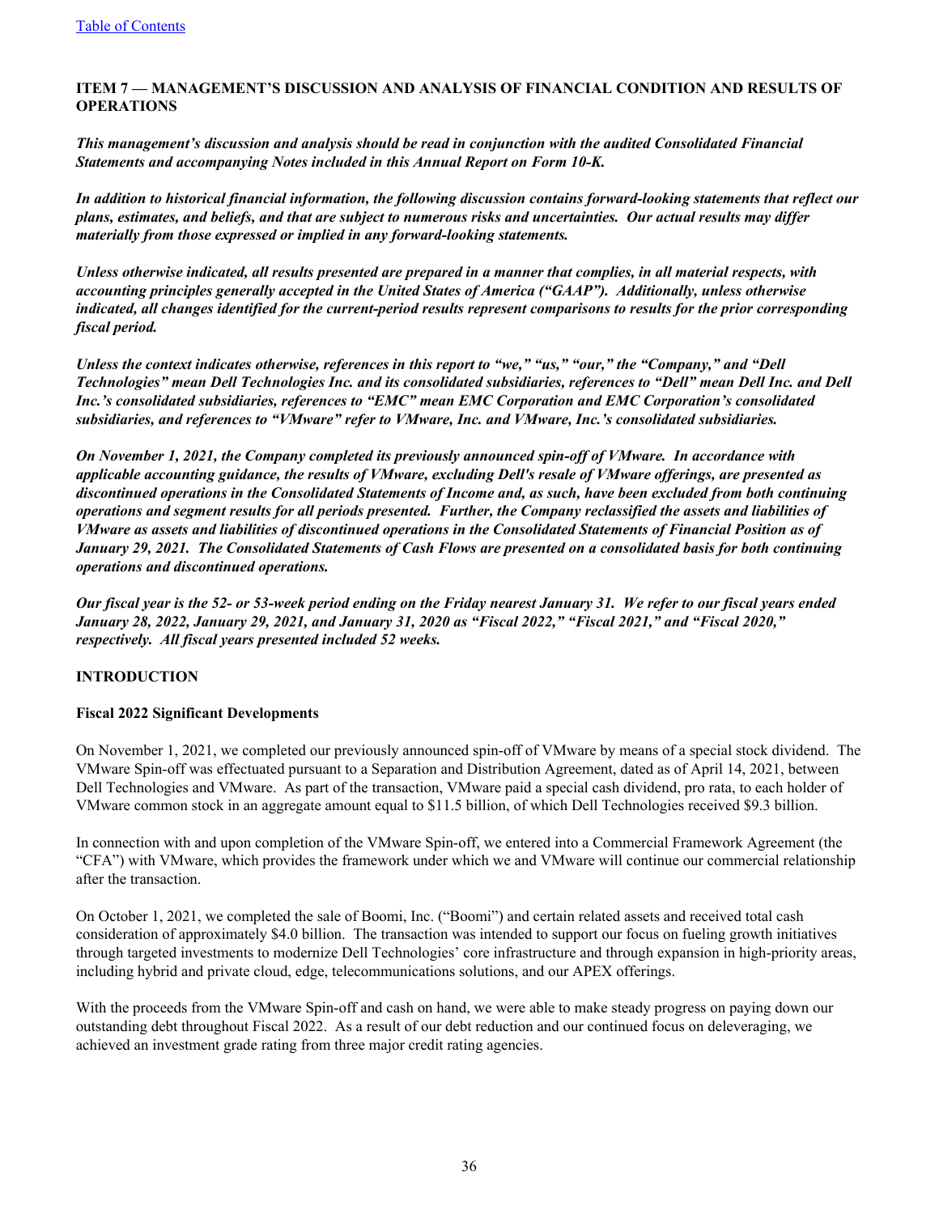## ITEM 7 — MANAGEMENT'S DISCUSSION AND ANALYSIS OF FINANCIAL CONDITION AND RESULTS OF OPERATIONS

***This management's discussion and analysis should be read in conjunction with the audited Consolidated Financial Statements and accompanying Notes included in this Annual Report on Form 10-K.***

***In addition to historical financial information, the following discussion contains forward-looking statements that reflect our plans, estimates, and beliefs, and that are subject to numerous risks and uncertainties. Our actual results may differ materially from those expressed or implied in any forward-looking statements.***

***Unless otherwise indicated, all results presented are prepared in a manner that complies, in all material respects, with accounting principles generally accepted in the United States of America ("GAAP"). Additionally, unless otherwise indicated, all changes identified for the current-period results represent comparisons to results for the prior corresponding fiscal period.***

***Unless the context indicates otherwise, references in this report to "we," "us," "our," the "Company," and "Dell Technologies" mean Dell Technologies Inc. and its consolidated subsidiaries, references to "Dell" mean Dell Inc. and Dell Inc.'s consolidated subsidiaries, references to "EMC" mean EMC Corporation and EMC Corporation's consolidated subsidiaries, and references to "VMware" refer to VMware, Inc. and VMware, Inc.'s consolidated subsidiaries.***

***On November 1, 2021, the Company completed its previously announced spin-off of VMware. In accordance with applicable accounting guidance, the results of VMware, excluding Dell's resale of VMware offerings, are presented as discontinued operations in the Consolidated Statements of Income and, as such, have been excluded from both continuing operations and segment results for all periods presented. Further, the Company reclassified the assets and liabilities of VMware as assets and liabilities of discontinued operations in the Consolidated Statements of Financial Position as of January 29, 2021. The Consolidated Statements of Cash Flows are presented on a consolidated basis for both continuing operations and discontinued operations.***

***Our fiscal year is the 52- or 53-week period ending on the Friday nearest January 31. We refer to our fiscal years ended January 28, 2022, January 29, 2021, and January 31, 2020 as "Fiscal 2022," "Fiscal 2021," and "Fiscal 2020," respectively. All fiscal years presented included 52 weeks.***

### INTRODUCTION

#### Fiscal 2022 Significant Developments

On November 1, 2021, we completed our previously announced spin-off of VMware by means of a special stock dividend. The VMware Spin-off was effectuated pursuant to a Separation and Distribution Agreement, dated as of April 14, 2021, between Dell Technologies and VMware. As part of the transaction, VMware paid a special cash dividend, pro rata, to each holder of VMware common stock in an aggregate amount equal to $11.5 billion, of which Dell Technologies received $9.3 billion.

In connection with and upon completion of the VMware Spin-off, we entered into a Commercial Framework Agreement (the "CFA") with VMware, which provides the framework under which we and VMware will continue our commercial relationship after the transaction.

On October 1, 2021, we completed the sale of Boomi, Inc. ("Boomi") and certain related assets and received total cash consideration of approximately $4.0 billion. The transaction was intended to support our focus on fueling growth initiatives through targeted investments to modernize Dell Technologies' core infrastructure and through expansion in high-priority areas, including hybrid and private cloud, edge, telecommunications solutions, and our APEX offerings.

With the proceeds from the VMware Spin-off and cash on hand, we were able to make steady progress on paying down our outstanding debt throughout Fiscal 2022. As a result of our debt reduction and our continued focus on deleveraging, we achieved an investment grade rating from three major credit rating agencies.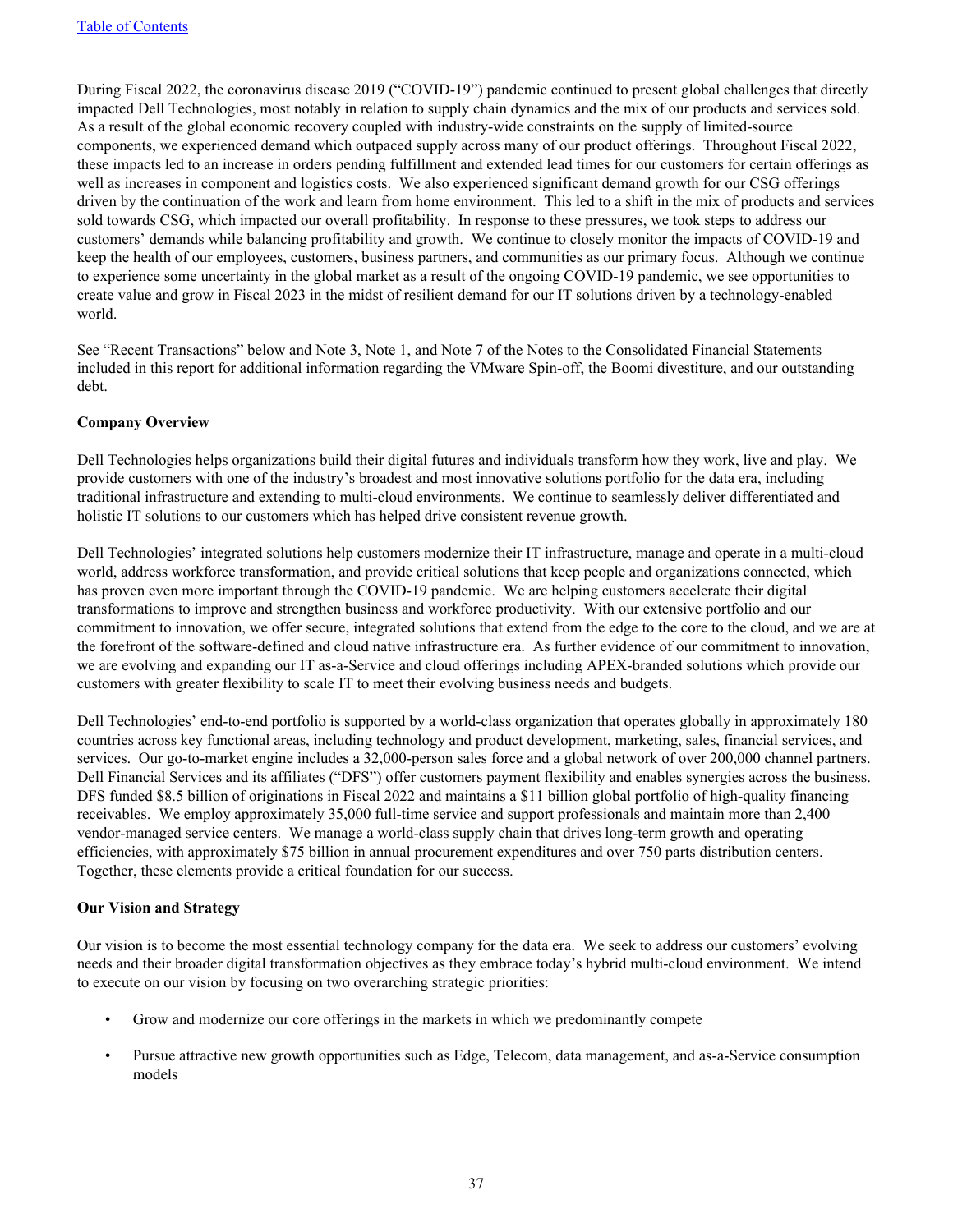During Fiscal 2022, the coronavirus disease 2019 ("COVID-19") pandemic continued to present global challenges that directly impacted Dell Technologies, most notably in relation to supply chain dynamics and the mix of our products and services sold. As a result of the global economic recovery coupled with industry-wide constraints on the supply of limited-source components, we experienced demand which outpaced supply across many of our product offerings. Throughout Fiscal 2022, these impacts led to an increase in orders pending fulfillment and extended lead times for our customers for certain offerings as well as increases in component and logistics costs. We also experienced significant demand growth for our CSG offerings driven by the continuation of the work and learn from home environment. This led to a shift in the mix of products and services sold towards CSG, which impacted our overall profitability. In response to these pressures, we took steps to address our customers' demands while balancing profitability and growth. We continue to closely monitor the impacts of COVID-19 and keep the health of our employees, customers, business partners, and communities as our primary focus. Although we continue to experience some uncertainty in the global market as a result of the ongoing COVID-19 pandemic, we see opportunities to create value and grow in Fiscal 2023 in the midst of resilient demand for our IT solutions driven by a technology-enabled world.

See "Recent Transactions" below and Note 3, Note 1, and Note 7 of the Notes to the Consolidated Financial Statements included in this report for additional information regarding the VMware Spin-off, the Boomi divestiture, and our outstanding debt.

**Company Overview**

Dell Technologies helps organizations build their digital futures and individuals transform how they work, live and play. We provide customers with one of the industry's broadest and most innovative solutions portfolio for the data era, including traditional infrastructure and extending to multi-cloud environments. We continue to seamlessly deliver differentiated and holistic IT solutions to our customers which has helped drive consistent revenue growth.

Dell Technologies' integrated solutions help customers modernize their IT infrastructure, manage and operate in a multi-cloud world, address workforce transformation, and provide critical solutions that keep people and organizations connected, which has proven even more important through the COVID-19 pandemic. We are helping customers accelerate their digital transformations to improve and strengthen business and workforce productivity. With our extensive portfolio and our commitment to innovation, we offer secure, integrated solutions that extend from the edge to the core to the cloud, and we are at the forefront of the software-defined and cloud native infrastructure era. As further evidence of our commitment to innovation, we are evolving and expanding our IT as-a-Service and cloud offerings including APEX-branded solutions which provide our customers with greater flexibility to scale IT to meet their evolving business needs and budgets.

Dell Technologies' end-to-end portfolio is supported by a world-class organization that operates globally in approximately 180 countries across key functional areas, including technology and product development, marketing, sales, financial services, and services. Our go-to-market engine includes a 32,000-person sales force and a global network of over 200,000 channel partners. Dell Financial Services and its affiliates ("DFS") offer customers payment flexibility and enables synergies across the business. DFS funded $8.5 billion of originations in Fiscal 2022 and maintains a $11 billion global portfolio of high-quality financing receivables. We employ approximately 35,000 full-time service and support professionals and maintain more than 2,400 vendor-managed service centers. We manage a world-class supply chain that drives long-term growth and operating efficiencies, with approximately $75 billion in annual procurement expenditures and over 750 parts distribution centers. Together, these elements provide a critical foundation for our success.

**Our Vision and Strategy**

Our vision is to become the most essential technology company for the data era. We seek to address our customers' evolving needs and their broader digital transformation objectives as they embrace today's hybrid multi-cloud environment. We intend to execute on our vision by focusing on two overarching strategic priorities:

- Grow and modernize our core offerings in the markets in which we predominantly compete
- Pursue attractive new growth opportunities such as Edge, Telecom, data management, and as-a-Service consumption models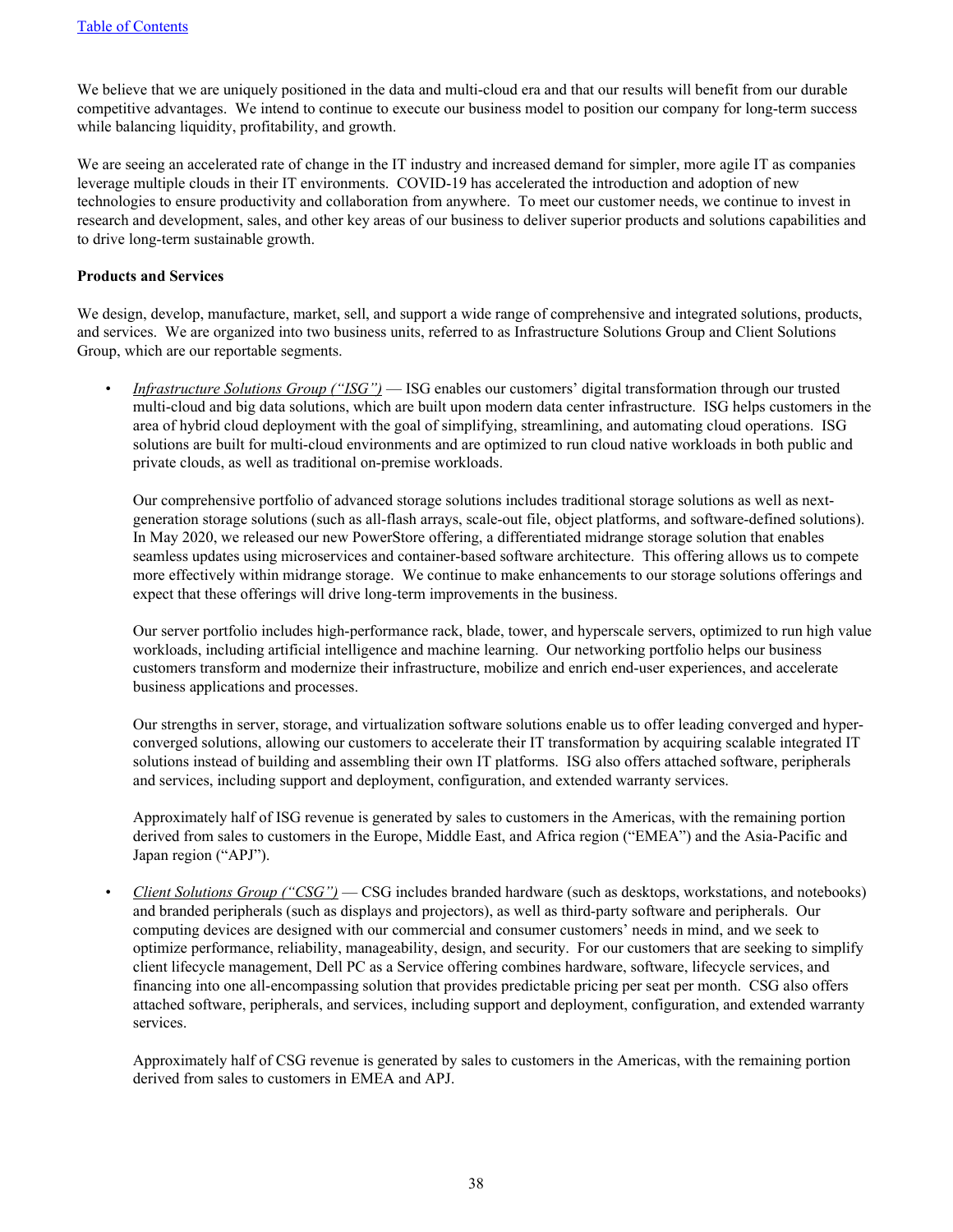We believe that we are uniquely positioned in the data and multi-cloud era and that our results will benefit from our durable competitive advantages. We intend to continue to execute our business model to position our company for long-term success while balancing liquidity, profitability, and growth.

We are seeing an accelerated rate of change in the IT industry and increased demand for simpler, more agile IT as companies leverage multiple clouds in their IT environments. COVID-19 has accelerated the introduction and adoption of new technologies to ensure productivity and collaboration from anywhere. To meet our customer needs, we continue to invest in research and development, sales, and other key areas of our business to deliver superior products and solutions capabilities and to drive long-term sustainable growth.

**Products and Services**

We design, develop, manufacture, market, sell, and support a wide range of comprehensive and integrated solutions, products, and services. We are organized into two business units, referred to as Infrastructure Solutions Group and Client Solutions Group, which are our reportable segments.

- *Infrastructure Solutions Group ("ISG")* — ISG enables our customers' digital transformation through our trusted multi-cloud and big data solutions, which are built upon modern data center infrastructure. ISG helps customers in the area of hybrid cloud deployment with the goal of simplifying, streamlining, and automating cloud operations. ISG solutions are built for multi-cloud environments and are optimized to run cloud native workloads in both public and private clouds, as well as traditional on-premise workloads.

  Our comprehensive portfolio of advanced storage solutions includes traditional storage solutions as well as next-generation storage solutions (such as all-flash arrays, scale-out file, object platforms, and software-defined solutions). In May 2020, we released our new PowerStore offering, a differentiated midrange storage solution that enables seamless updates using microservices and container-based software architecture. This offering allows us to compete more effectively within midrange storage. We continue to make enhancements to our storage solutions offerings and expect that these offerings will drive long-term improvements in the business.

  Our server portfolio includes high-performance rack, blade, tower, and hyperscale servers, optimized to run high value workloads, including artificial intelligence and machine learning. Our networking portfolio helps our business customers transform and modernize their infrastructure, mobilize and enrich end-user experiences, and accelerate business applications and processes.

  Our strengths in server, storage, and virtualization software solutions enable us to offer leading converged and hyper-converged solutions, allowing our customers to accelerate their IT transformation by acquiring scalable integrated IT solutions instead of building and assembling their own IT platforms. ISG also offers attached software, peripherals and services, including support and deployment, configuration, and extended warranty services.

  Approximately half of ISG revenue is generated by sales to customers in the Americas, with the remaining portion derived from sales to customers in the Europe, Middle East, and Africa region ("EMEA") and the Asia-Pacific and Japan region ("APJ").

- *Client Solutions Group ("CSG")* — CSG includes branded hardware (such as desktops, workstations, and notebooks) and branded peripherals (such as displays and projectors), as well as third-party software and peripherals. Our computing devices are designed with our commercial and consumer customers' needs in mind, and we seek to optimize performance, reliability, manageability, design, and security. For our customers that are seeking to simplify client lifecycle management, Dell PC as a Service offering combines hardware, software, lifecycle services, and financing into one all-encompassing solution that provides predictable pricing per seat per month. CSG also offers attached software, peripherals, and services, including support and deployment, configuration, and extended warranty services.

  Approximately half of CSG revenue is generated by sales to customers in the Americas, with the remaining portion derived from sales to customers in EMEA and APJ.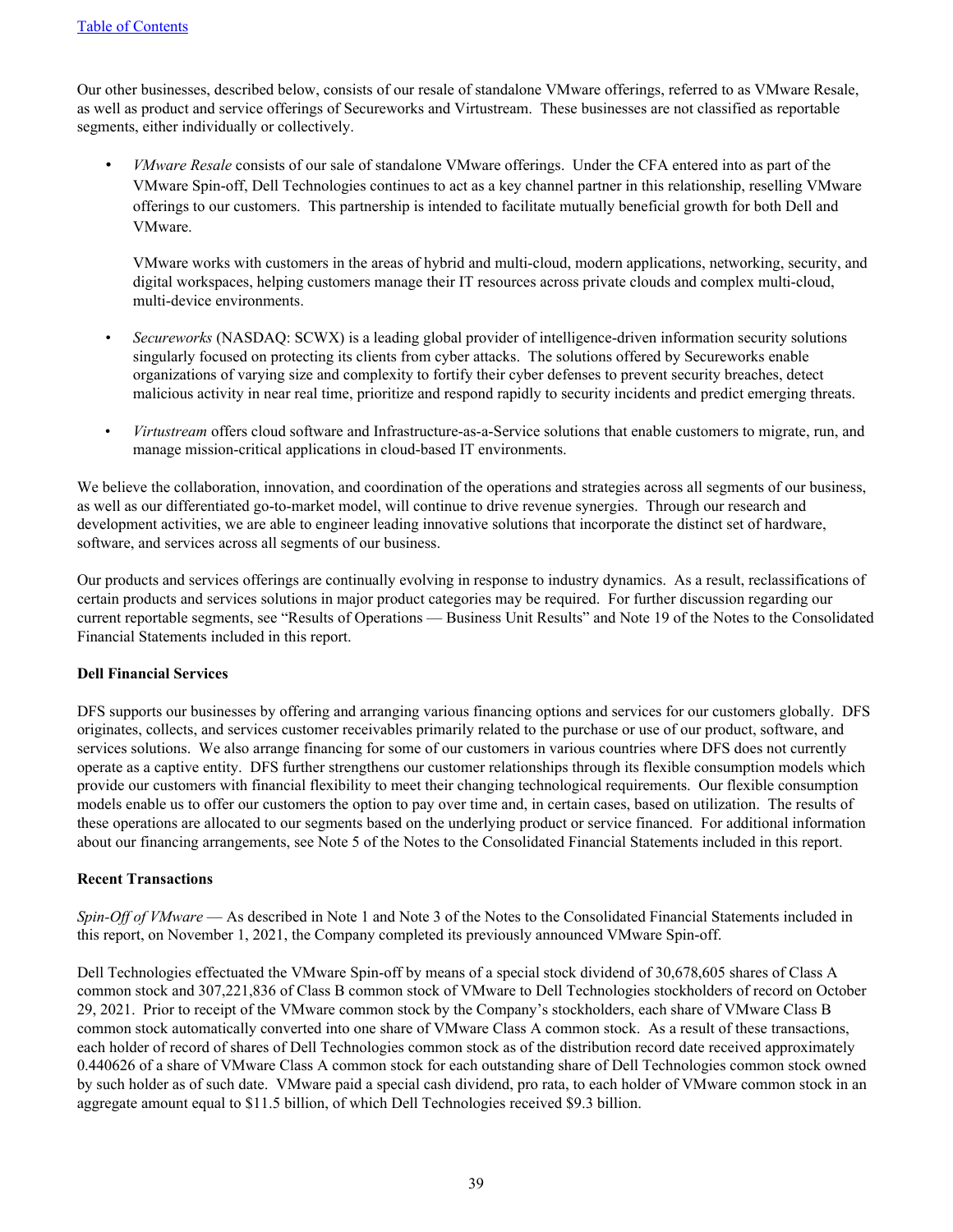Our other businesses, described below, consists of our resale of standalone VMware offerings, referred to as VMware Resale, as well as product and service offerings of Secureworks and Virtustream. These businesses are not classified as reportable segments, either individually or collectively.

- *VMware Resale* consists of our sale of standalone VMware offerings. Under the CFA entered into as part of the VMware Spin-off, Dell Technologies continues to act as a key channel partner in this relationship, reselling VMware offerings to our customers. This partnership is intended to facilitate mutually beneficial growth for both Dell and VMware.

  VMware works with customers in the areas of hybrid and multi-cloud, modern applications, networking, security, and digital workspaces, helping customers manage their IT resources across private clouds and complex multi-cloud, multi-device environments.

- *Secureworks* (NASDAQ: SCWX) is a leading global provider of intelligence-driven information security solutions singularly focused on protecting its clients from cyber attacks. The solutions offered by Secureworks enable organizations of varying size and complexity to fortify their cyber defenses to prevent security breaches, detect malicious activity in near real time, prioritize and respond rapidly to security incidents and predict emerging threats.

- *Virtustream* offers cloud software and Infrastructure-as-a-Service solutions that enable customers to migrate, run, and manage mission-critical applications in cloud-based IT environments.

We believe the collaboration, innovation, and coordination of the operations and strategies across all segments of our business, as well as our differentiated go-to-market model, will continue to drive revenue synergies. Through our research and development activities, we are able to engineer leading innovative solutions that incorporate the distinct set of hardware, software, and services across all segments of our business.

Our products and services offerings are continually evolving in response to industry dynamics. As a result, reclassifications of certain products and services solutions in major product categories may be required. For further discussion regarding our current reportable segments, see "Results of Operations — Business Unit Results" and Note 19 of the Notes to the Consolidated Financial Statements included in this report.

**Dell Financial Services**

DFS supports our businesses by offering and arranging various financing options and services for our customers globally. DFS originates, collects, and services customer receivables primarily related to the purchase or use of our product, software, and services solutions. We also arrange financing for some of our customers in various countries where DFS does not currently operate as a captive entity. DFS further strengthens our customer relationships through its flexible consumption models which provide our customers with financial flexibility to meet their changing technological requirements. Our flexible consumption models enable us to offer our customers the option to pay over time and, in certain cases, based on utilization. The results of these operations are allocated to our segments based on the underlying product or service financed. For additional information about our financing arrangements, see Note 5 of the Notes to the Consolidated Financial Statements included in this report.

**Recent Transactions**

*Spin-Off of VMware* — As described in Note 1 and Note 3 of the Notes to the Consolidated Financial Statements included in this report, on November 1, 2021, the Company completed its previously announced VMware Spin-off.

Dell Technologies effectuated the VMware Spin-off by means of a special stock dividend of 30,678,605 shares of Class A common stock and 307,221,836 of Class B common stock of VMware to Dell Technologies stockholders of record on October 29, 2021. Prior to receipt of the VMware common stock by the Company's stockholders, each share of VMware Class B common stock automatically converted into one share of VMware Class A common stock. As a result of these transactions, each holder of record of shares of Dell Technologies common stock as of the distribution record date received approximately 0.440626 of a share of VMware Class A common stock for each outstanding share of Dell Technologies common stock owned by such holder as of such date. VMware paid a special cash dividend, pro rata, to each holder of VMware common stock in an aggregate amount equal to $11.5 billion, of which Dell Technologies received $9.3 billion.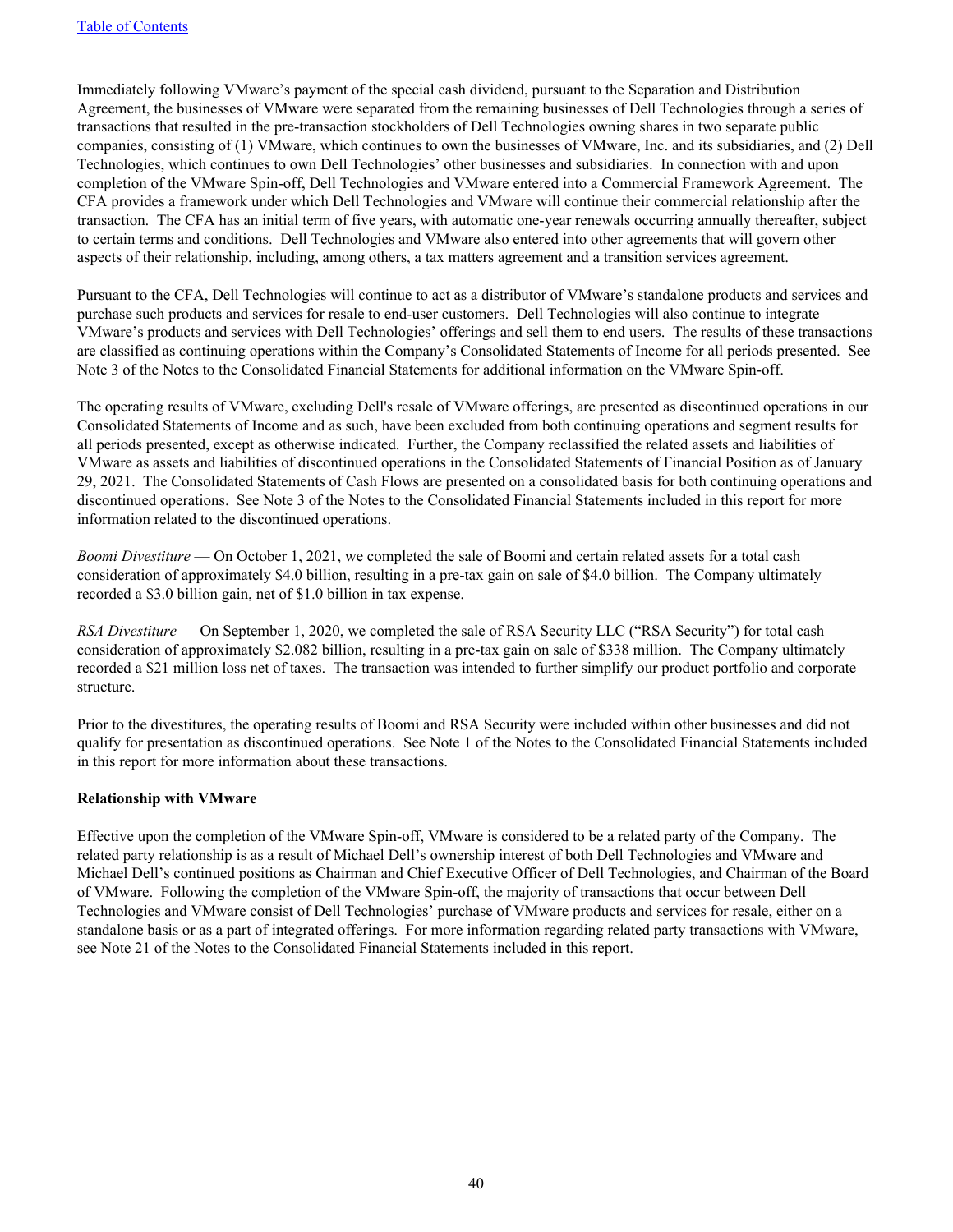Immediately following VMware's payment of the special cash dividend, pursuant to the Separation and Distribution Agreement, the businesses of VMware were separated from the remaining businesses of Dell Technologies through a series of transactions that resulted in the pre-transaction stockholders of Dell Technologies owning shares in two separate public companies, consisting of (1) VMware, which continues to own the businesses of VMware, Inc. and its subsidiaries, and (2) Dell Technologies, which continues to own Dell Technologies' other businesses and subsidiaries. In connection with and upon completion of the VMware Spin-off, Dell Technologies and VMware entered into a Commercial Framework Agreement. The CFA provides a framework under which Dell Technologies and VMware will continue their commercial relationship after the transaction. The CFA has an initial term of five years, with automatic one-year renewals occurring annually thereafter, subject to certain terms and conditions. Dell Technologies and VMware also entered into other agreements that will govern other aspects of their relationship, including, among others, a tax matters agreement and a transition services agreement.

Pursuant to the CFA, Dell Technologies will continue to act as a distributor of VMware's standalone products and services and purchase such products and services for resale to end-user customers. Dell Technologies will also continue to integrate VMware's products and services with Dell Technologies' offerings and sell them to end users. The results of these transactions are classified as continuing operations within the Company's Consolidated Statements of Income for all periods presented. See Note 3 of the Notes to the Consolidated Financial Statements for additional information on the VMware Spin-off.

The operating results of VMware, excluding Dell's resale of VMware offerings, are presented as discontinued operations in our Consolidated Statements of Income and as such, have been excluded from both continuing operations and segment results for all periods presented, except as otherwise indicated. Further, the Company reclassified the related assets and liabilities of VMware as assets and liabilities of discontinued operations in the Consolidated Statements of Financial Position as of January 29, 2021. The Consolidated Statements of Cash Flows are presented on a consolidated basis for both continuing operations and discontinued operations. See Note 3 of the Notes to the Consolidated Financial Statements included in this report for more information related to the discontinued operations.

*Boomi Divestiture* — On October 1, 2021, we completed the sale of Boomi and certain related assets for a total cash consideration of approximately $4.0 billion, resulting in a pre-tax gain on sale of $4.0 billion. The Company ultimately recorded a $3.0 billion gain, net of $1.0 billion in tax expense.

*RSA Divestiture* — On September 1, 2020, we completed the sale of RSA Security LLC ("RSA Security") for total cash consideration of approximately $2.082 billion, resulting in a pre-tax gain on sale of $338 million. The Company ultimately recorded a $21 million loss net of taxes. The transaction was intended to further simplify our product portfolio and corporate structure.

Prior to the divestitures, the operating results of Boomi and RSA Security were included within other businesses and did not qualify for presentation as discontinued operations. See Note 1 of the Notes to the Consolidated Financial Statements included in this report for more information about these transactions.

**Relationship with VMware**

Effective upon the completion of the VMware Spin-off, VMware is considered to be a related party of the Company. The related party relationship is as a result of Michael Dell's ownership interest of both Dell Technologies and VMware and Michael Dell's continued positions as Chairman and Chief Executive Officer of Dell Technologies, and Chairman of the Board of VMware. Following the completion of the VMware Spin-off, the majority of transactions that occur between Dell Technologies and VMware consist of Dell Technologies' purchase of VMware products and services for resale, either on a standalone basis or as a part of integrated offerings. For more information regarding related party transactions with VMware, see Note 21 of the Notes to the Consolidated Financial Statements included in this report.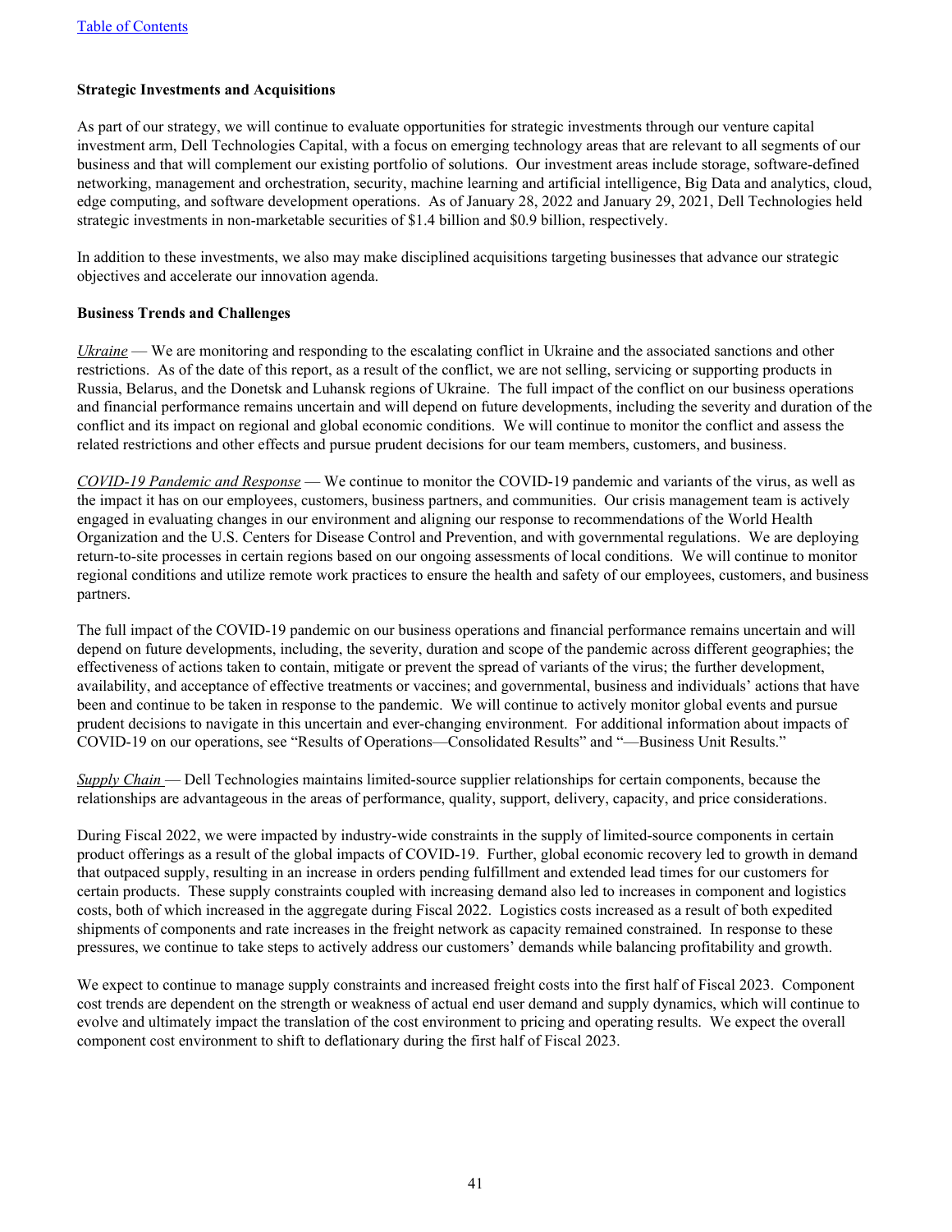**Strategic Investments and Acquisitions**

As part of our strategy, we will continue to evaluate opportunities for strategic investments through our venture capital investment arm, Dell Technologies Capital, with a focus on emerging technology areas that are relevant to all segments of our business and that will complement our existing portfolio of solutions. Our investment areas include storage, software-defined networking, management and orchestration, security, machine learning and artificial intelligence, Big Data and analytics, cloud, edge computing, and software development operations. As of January 28, 2022 and January 29, 2021, Dell Technologies held strategic investments in non-marketable securities of $1.4 billion and $0.9 billion, respectively.

In addition to these investments, we also may make disciplined acquisitions targeting businesses that advance our strategic objectives and accelerate our innovation agenda.

**Business Trends and Challenges**

*Ukraine* — We are monitoring and responding to the escalating conflict in Ukraine and the associated sanctions and other restrictions. As of the date of this report, as a result of the conflict, we are not selling, servicing or supporting products in Russia, Belarus, and the Donetsk and Luhansk regions of Ukraine. The full impact of the conflict on our business operations and financial performance remains uncertain and will depend on future developments, including the severity and duration of the conflict and its impact on regional and global economic conditions. We will continue to monitor the conflict and assess the related restrictions and other effects and pursue prudent decisions for our team members, customers, and business.

*COVID-19 Pandemic and Response* — We continue to monitor the COVID-19 pandemic and variants of the virus, as well as the impact it has on our employees, customers, business partners, and communities. Our crisis management team is actively engaged in evaluating changes in our environment and aligning our response to recommendations of the World Health Organization and the U.S. Centers for Disease Control and Prevention, and with governmental regulations. We are deploying return-to-site processes in certain regions based on our ongoing assessments of local conditions. We will continue to monitor regional conditions and utilize remote work practices to ensure the health and safety of our employees, customers, and business partners.

The full impact of the COVID-19 pandemic on our business operations and financial performance remains uncertain and will depend on future developments, including, the severity, duration and scope of the pandemic across different geographies; the effectiveness of actions taken to contain, mitigate or prevent the spread of variants of the virus; the further development, availability, and acceptance of effective treatments or vaccines; and governmental, business and individuals' actions that have been and continue to be taken in response to the pandemic. We will continue to actively monitor global events and pursue prudent decisions to navigate in this uncertain and ever-changing environment. For additional information about impacts of COVID-19 on our operations, see "Results of Operations—Consolidated Results" and "—Business Unit Results."

*Supply Chain* — Dell Technologies maintains limited-source supplier relationships for certain components, because the relationships are advantageous in the areas of performance, quality, support, delivery, capacity, and price considerations.

During Fiscal 2022, we were impacted by industry-wide constraints in the supply of limited-source components in certain product offerings as a result of the global impacts of COVID-19. Further, global economic recovery led to growth in demand that outpaced supply, resulting in an increase in orders pending fulfillment and extended lead times for our customers for certain products. These supply constraints coupled with increasing demand also led to increases in component and logistics costs, both of which increased in the aggregate during Fiscal 2022. Logistics costs increased as a result of both expedited shipments of components and rate increases in the freight network as capacity remained constrained. In response to these pressures, we continue to take steps to actively address our customers' demands while balancing profitability and growth.

We expect to continue to manage supply constraints and increased freight costs into the first half of Fiscal 2023. Component cost trends are dependent on the strength or weakness of actual end user demand and supply dynamics, which will continue to evolve and ultimately impact the translation of the cost environment to pricing and operating results. We expect the overall component cost environment to shift to deflationary during the first half of Fiscal 2023.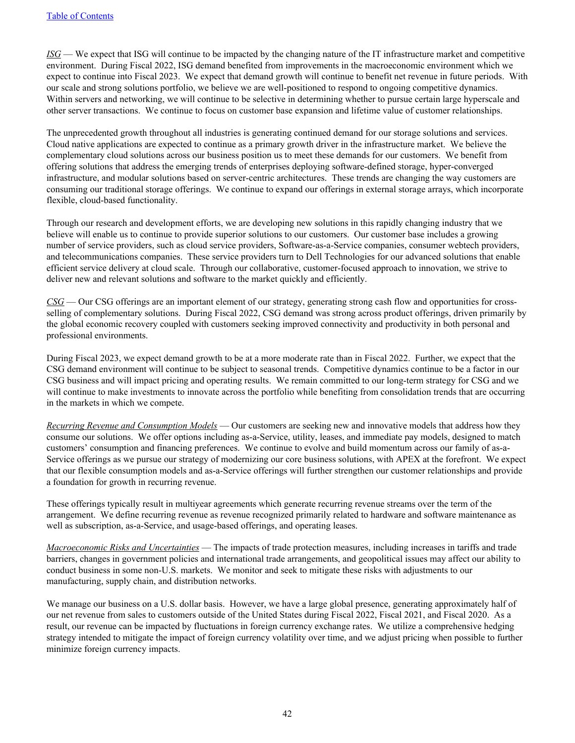*ISG* — We expect that ISG will continue to be impacted by the changing nature of the IT infrastructure market and competitive environment. During Fiscal 2022, ISG demand benefited from improvements in the macroeconomic environment which we expect to continue into Fiscal 2023. We expect that demand growth will continue to benefit net revenue in future periods. With our scale and strong solutions portfolio, we believe we are well-positioned to respond to ongoing competitive dynamics. Within servers and networking, we will continue to be selective in determining whether to pursue certain large hyperscale and other server transactions. We continue to focus on customer base expansion and lifetime value of customer relationships.

The unprecedented growth throughout all industries is generating continued demand for our storage solutions and services. Cloud native applications are expected to continue as a primary growth driver in the infrastructure market. We believe the complementary cloud solutions across our business position us to meet these demands for our customers. We benefit from offering solutions that address the emerging trends of enterprises deploying software-defined storage, hyper-converged infrastructure, and modular solutions based on server-centric architectures. These trends are changing the way customers are consuming our traditional storage offerings. We continue to expand our offerings in external storage arrays, which incorporate flexible, cloud-based functionality.

Through our research and development efforts, we are developing new solutions in this rapidly changing industry that we believe will enable us to continue to provide superior solutions to our customers. Our customer base includes a growing number of service providers, such as cloud service providers, Software-as-a-Service companies, consumer webtech providers, and telecommunications companies. These service providers turn to Dell Technologies for our advanced solutions that enable efficient service delivery at cloud scale. Through our collaborative, customer-focused approach to innovation, we strive to deliver new and relevant solutions and software to the market quickly and efficiently.

*CSG* — Our CSG offerings are an important element of our strategy, generating strong cash flow and opportunities for cross-selling of complementary solutions. During Fiscal 2022, CSG demand was strong across product offerings, driven primarily by the global economic recovery coupled with customers seeking improved connectivity and productivity in both personal and professional environments.

During Fiscal 2023, we expect demand growth to be at a more moderate rate than in Fiscal 2022. Further, we expect that the CSG demand environment will continue to be subject to seasonal trends. Competitive dynamics continue to be a factor in our CSG business and will impact pricing and operating results. We remain committed to our long-term strategy for CSG and we will continue to make investments to innovate across the portfolio while benefiting from consolidation trends that are occurring in the markets in which we compete.

*Recurring Revenue and Consumption Models* — Our customers are seeking new and innovative models that address how they consume our solutions. We offer options including as-a-Service, utility, leases, and immediate pay models, designed to match customers' consumption and financing preferences. We continue to evolve and build momentum across our family of as-a-Service offerings as we pursue our strategy of modernizing our core business solutions, with APEX at the forefront. We expect that our flexible consumption models and as-a-Service offerings will further strengthen our customer relationships and provide a foundation for growth in recurring revenue.

These offerings typically result in multiyear agreements which generate recurring revenue streams over the term of the arrangement. We define recurring revenue as revenue recognized primarily related to hardware and software maintenance as well as subscription, as-a-Service, and usage-based offerings, and operating leases.

*Macroeconomic Risks and Uncertainties* — The impacts of trade protection measures, including increases in tariffs and trade barriers, changes in government policies and international trade arrangements, and geopolitical issues may affect our ability to conduct business in some non-U.S. markets. We monitor and seek to mitigate these risks with adjustments to our manufacturing, supply chain, and distribution networks.

We manage our business on a U.S. dollar basis. However, we have a large global presence, generating approximately half of our net revenue from sales to customers outside of the United States during Fiscal 2022, Fiscal 2021, and Fiscal 2020. As a result, our revenue can be impacted by fluctuations in foreign currency exchange rates. We utilize a comprehensive hedging strategy intended to mitigate the impact of foreign currency volatility over time, and we adjust pricing when possible to further minimize foreign currency impacts.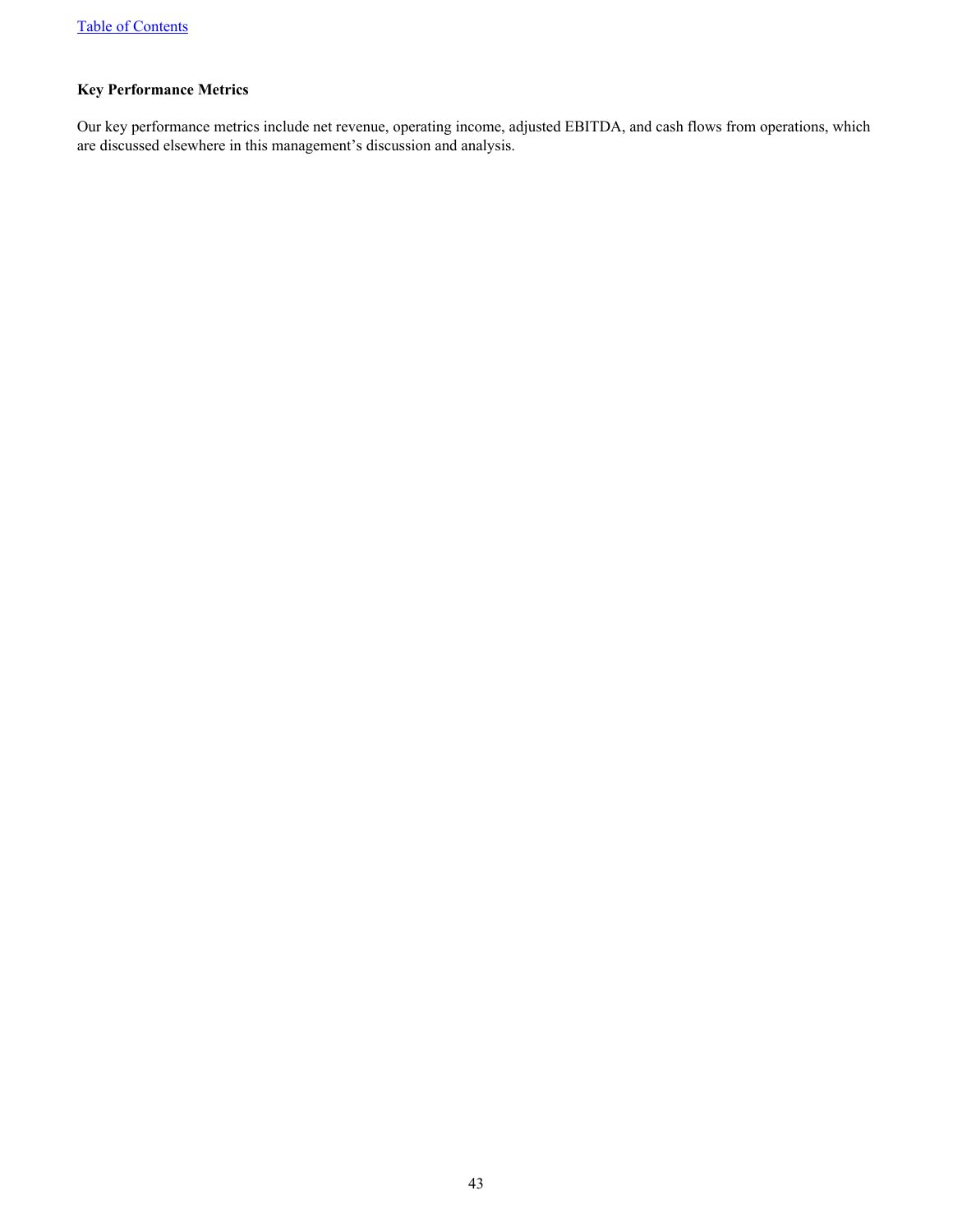**Key Performance Metrics**

Our key performance metrics include net revenue, operating income, adjusted EBITDA, and cash flows from operations, which are discussed elsewhere in this management's discussion and analysis.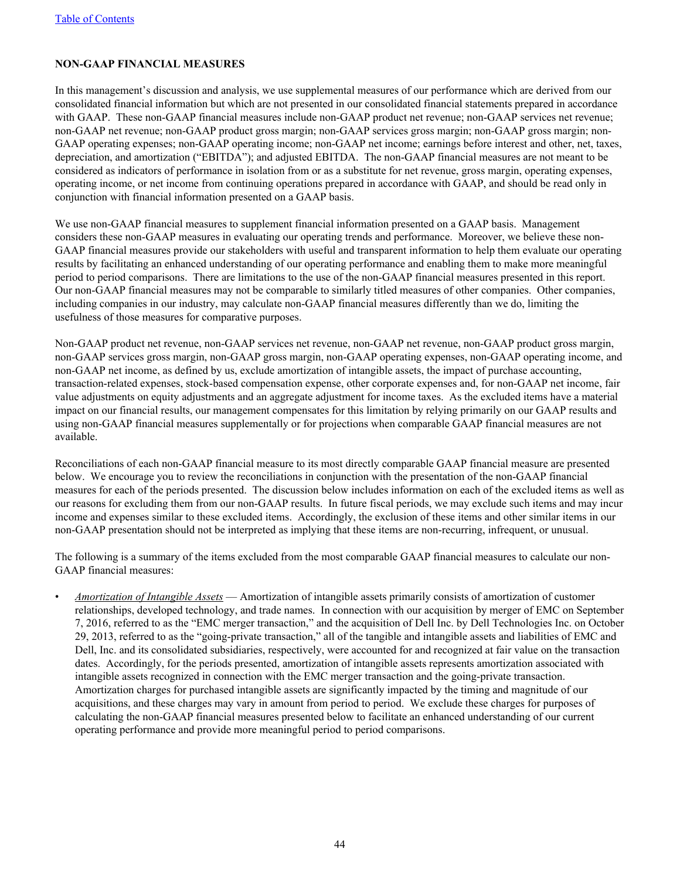## NON-GAAP FINANCIAL MEASURES

In this management's discussion and analysis, we use supplemental measures of our performance which are derived from our consolidated financial information but which are not presented in our consolidated financial statements prepared in accordance with GAAP. These non-GAAP financial measures include non-GAAP product net revenue; non-GAAP services net revenue; non-GAAP net revenue; non-GAAP product gross margin; non-GAAP services gross margin; non-GAAP gross margin; non-GAAP operating expenses; non-GAAP operating income; non-GAAP net income; earnings before interest and other, net, taxes, depreciation, and amortization ("EBITDA"); and adjusted EBITDA. The non-GAAP financial measures are not meant to be considered as indicators of performance in isolation from or as a substitute for net revenue, gross margin, operating expenses, operating income, or net income from continuing operations prepared in accordance with GAAP, and should be read only in conjunction with financial information presented on a GAAP basis.

We use non-GAAP financial measures to supplement financial information presented on a GAAP basis. Management considers these non-GAAP measures in evaluating our operating trends and performance. Moreover, we believe these non-GAAP financial measures provide our stakeholders with useful and transparent information to help them evaluate our operating results by facilitating an enhanced understanding of our operating performance and enabling them to make more meaningful period to period comparisons. There are limitations to the use of the non-GAAP financial measures presented in this report. Our non-GAAP financial measures may not be comparable to similarly titled measures of other companies. Other companies, including companies in our industry, may calculate non-GAAP financial measures differently than we do, limiting the usefulness of those measures for comparative purposes.

Non-GAAP product net revenue, non-GAAP services net revenue, non-GAAP net revenue, non-GAAP product gross margin, non-GAAP services gross margin, non-GAAP gross margin, non-GAAP operating expenses, non-GAAP operating income, and non-GAAP net income, as defined by us, exclude amortization of intangible assets, the impact of purchase accounting, transaction-related expenses, stock-based compensation expense, other corporate expenses and, for non-GAAP net income, fair value adjustments on equity adjustments and an aggregate adjustment for income taxes. As the excluded items have a material impact on our financial results, our management compensates for this limitation by relying primarily on our GAAP results and using non-GAAP financial measures supplementally or for projections when comparable GAAP financial measures are not available.

Reconciliations of each non-GAAP financial measure to its most directly comparable GAAP financial measure are presented below. We encourage you to review the reconciliations in conjunction with the presentation of the non-GAAP financial measures for each of the periods presented. The discussion below includes information on each of the excluded items as well as our reasons for excluding them from our non-GAAP results. In future fiscal periods, we may exclude such items and may incur income and expenses similar to these excluded items. Accordingly, the exclusion of these items and other similar items in our non-GAAP presentation should not be interpreted as implying that these items are non-recurring, infrequent, or unusual.

The following is a summary of the items excluded from the most comparable GAAP financial measures to calculate our non-GAAP financial measures:

- *Amortization of Intangible Assets* — Amortization of intangible assets primarily consists of amortization of customer relationships, developed technology, and trade names. In connection with our acquisition by merger of EMC on September 7, 2016, referred to as the "EMC merger transaction," and the acquisition of Dell Inc. by Dell Technologies Inc. on October 29, 2013, referred to as the "going-private transaction," all of the tangible and intangible assets and liabilities of EMC and Dell, Inc. and its consolidated subsidiaries, respectively, were accounted for and recognized at fair value on the transaction dates. Accordingly, for the periods presented, amortization of intangible assets represents amortization associated with intangible assets recognized in connection with the EMC merger transaction and the going-private transaction. Amortization charges for purchased intangible assets are significantly impacted by the timing and magnitude of our acquisitions, and these charges may vary in amount from period to period. We exclude these charges for purposes of calculating the non-GAAP financial measures presented below to facilitate an enhanced understanding of our current operating performance and provide more meaningful period to period comparisons.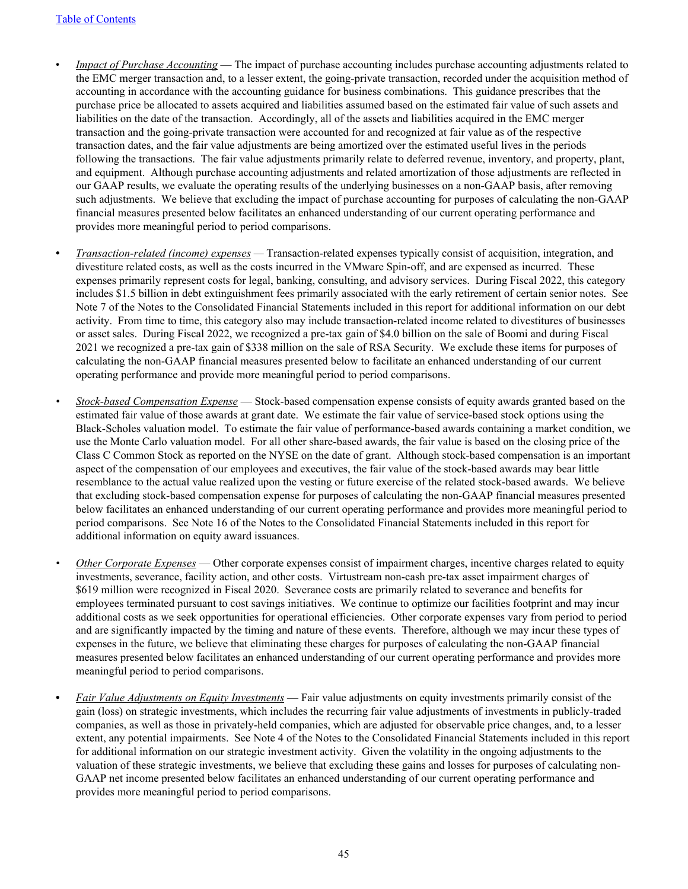- *Impact of Purchase Accounting* — The impact of purchase accounting includes purchase accounting adjustments related to the EMC merger transaction and, to a lesser extent, the going-private transaction, recorded under the acquisition method of accounting in accordance with the accounting guidance for business combinations. This guidance prescribes that the purchase price be allocated to assets acquired and liabilities assumed based on the estimated fair value of such assets and liabilities on the date of the transaction. Accordingly, all of the assets and liabilities acquired in the EMC merger transaction and the going-private transaction were accounted for and recognized at fair value as of the respective transaction dates, and the fair value adjustments are being amortized over the estimated useful lives in the periods following the transactions. The fair value adjustments primarily relate to deferred revenue, inventory, and property, plant, and equipment. Although purchase accounting adjustments and related amortization of those adjustments are reflected in our GAAP results, we evaluate the operating results of the underlying businesses on a non-GAAP basis, after removing such adjustments. We believe that excluding the impact of purchase accounting for purposes of calculating the non-GAAP financial measures presented below facilitates an enhanced understanding of our current operating performance and provides more meaningful period to period comparisons.

- *Transaction-related (income) expenses* — Transaction-related expenses typically consist of acquisition, integration, and divestiture related costs, as well as the costs incurred in the VMware Spin-off, and are expensed as incurred. These expenses primarily represent costs for legal, banking, consulting, and advisory services. During Fiscal 2022, this category includes $1.5 billion in debt extinguishment fees primarily associated with the early retirement of certain senior notes. See Note 7 of the Notes to the Consolidated Financial Statements included in this report for additional information on our debt activity. From time to time, this category also may include transaction-related income related to divestitures of businesses or asset sales. During Fiscal 2022, we recognized a pre-tax gain of $4.0 billion on the sale of Boomi and during Fiscal 2021 we recognized a pre-tax gain of $338 million on the sale of RSA Security. We exclude these items for purposes of calculating the non-GAAP financial measures presented below to facilitate an enhanced understanding of our current operating performance and provide more meaningful period to period comparisons.

- *Stock-based Compensation Expense* — Stock-based compensation expense consists of equity awards granted based on the estimated fair value of those awards at grant date. We estimate the fair value of service-based stock options using the Black-Scholes valuation model. To estimate the fair value of performance-based awards containing a market condition, we use the Monte Carlo valuation model. For all other share-based awards, the fair value is based on the closing price of the Class C Common Stock as reported on the NYSE on the date of grant. Although stock-based compensation is an important aspect of the compensation of our employees and executives, the fair value of the stock-based awards may bear little resemblance to the actual value realized upon the vesting or future exercise of the related stock-based awards. We believe that excluding stock-based compensation expense for purposes of calculating the non-GAAP financial measures presented below facilitates an enhanced understanding of our current operating performance and provides more meaningful period to period comparisons. See Note 16 of the Notes to the Consolidated Financial Statements included in this report for additional information on equity award issuances.

- *Other Corporate Expenses* — Other corporate expenses consist of impairment charges, incentive charges related to equity investments, severance, facility action, and other costs. Virtustream non-cash pre-tax asset impairment charges of $619 million were recognized in Fiscal 2020. Severance costs are primarily related to severance and benefits for employees terminated pursuant to cost savings initiatives. We continue to optimize our facilities footprint and may incur additional costs as we seek opportunities for operational efficiencies. Other corporate expenses vary from period to period and are significantly impacted by the timing and nature of these events. Therefore, although we may incur these types of expenses in the future, we believe that eliminating these charges for purposes of calculating the non-GAAP financial measures presented below facilitates an enhanced understanding of our current operating performance and provides more meaningful period to period comparisons.

- *Fair Value Adjustments on Equity Investments* — Fair value adjustments on equity investments primarily consist of the gain (loss) on strategic investments, which includes the recurring fair value adjustments of investments in publicly-traded companies, as well as those in privately-held companies, which are adjusted for observable price changes, and, to a lesser extent, any potential impairments. See Note 4 of the Notes to the Consolidated Financial Statements included in this report for additional information on our strategic investment activity. Given the volatility in the ongoing adjustments to the valuation of these strategic investments, we believe that excluding these gains and losses for purposes of calculating non-GAAP net income presented below facilitates an enhanced understanding of our current operating performance and provides more meaningful period to period comparisons.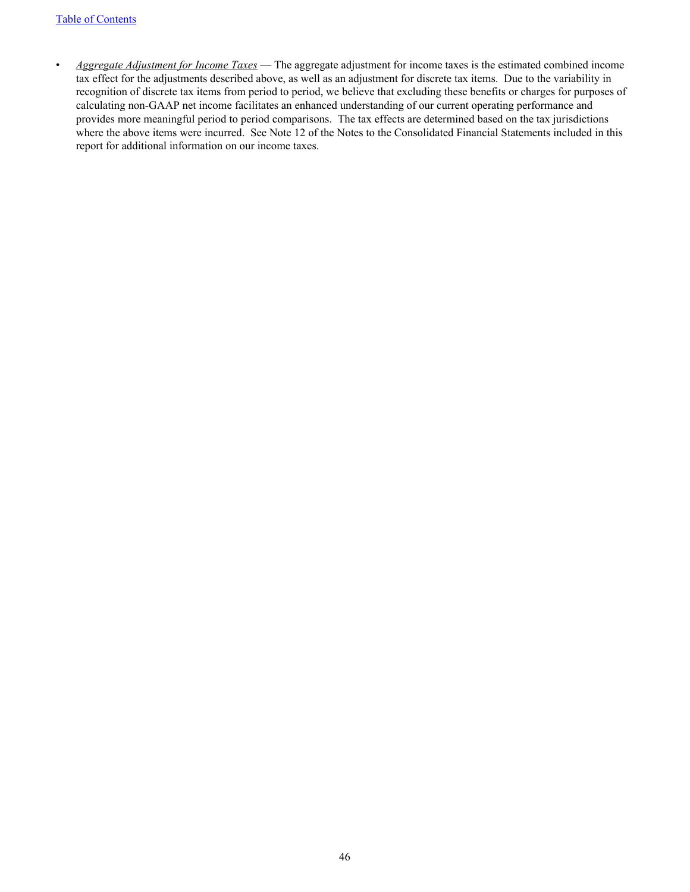- *Aggregate Adjustment for Income Taxes* — The aggregate adjustment for income taxes is the estimated combined income tax effect for the adjustments described above, as well as an adjustment for discrete tax items. Due to the variability in recognition of discrete tax items from period to period, we believe that excluding these benefits or charges for purposes of calculating non-GAAP net income facilitates an enhanced understanding of our current operating performance and provides more meaningful period to period comparisons. The tax effects are determined based on the tax jurisdictions where the above items were incurred. See Note 12 of the Notes to the Consolidated Financial Statements included in this report for additional information on our income taxes.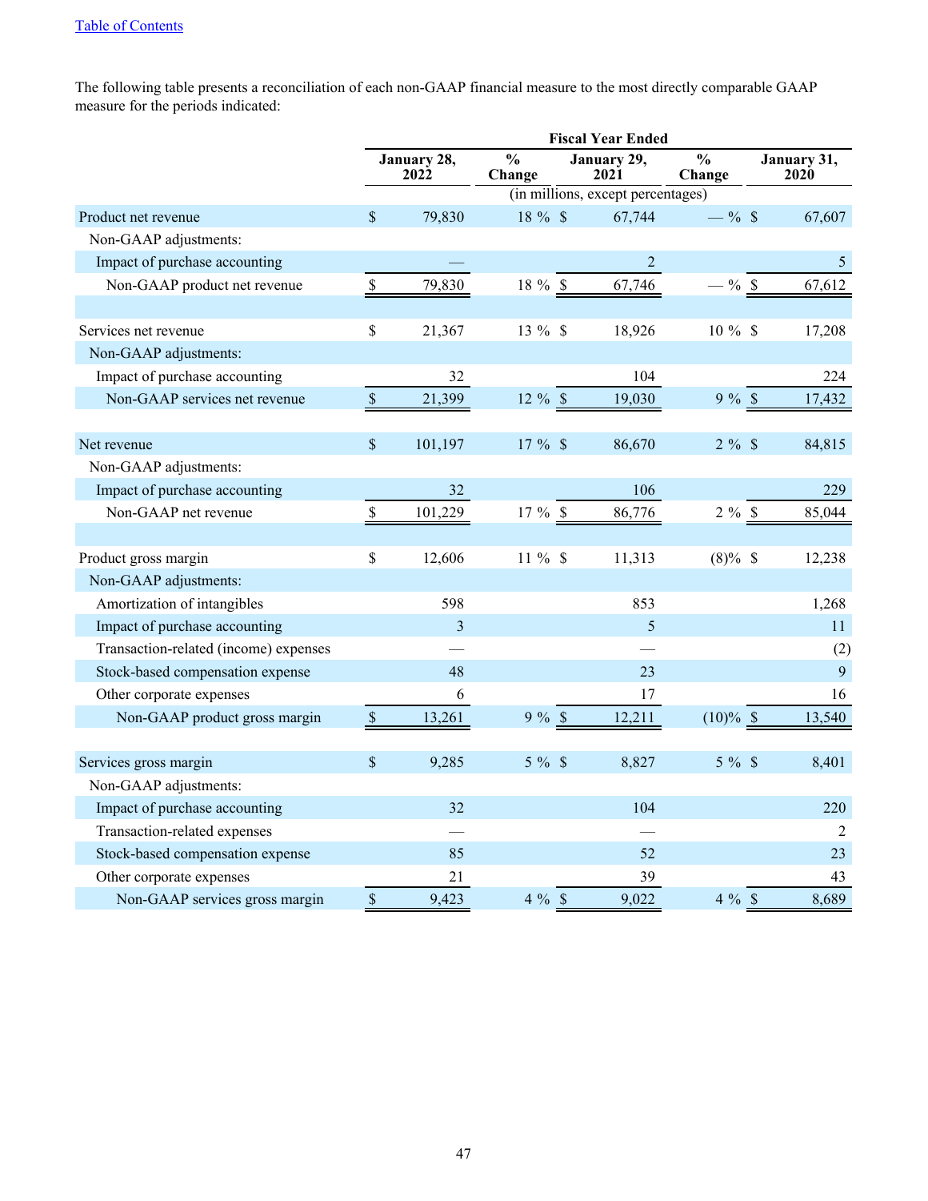[Table of Contents]

The following table presents a reconciliation of each non-GAAP financial measure to the most directly comparable GAAP measure for the periods indicated:

| | Fiscal Year Ended | | | | |
|---|---|---|---|---|---|
| | January 28, 2022 | % Change | January 29, 2021 | % Change | January 31, 2020 |
| | (in millions, except percentages) | | | | |
| Product net revenue | $ 79,830 | 18 % | $ 67,744 | — % | $ 67,607 |
| Non-GAAP adjustments: | | | | | |
| Impact of purchase accounting | — | | 2 | | 5 |
| Non-GAAP product net revenue | $ 79,830 | 18 % | $ 67,746 | — % | $ 67,612 |
| | | | | | |
| Services net revenue | $ 21,367 | 13 % | $ 18,926 | 10 % | $ 17,208 |
| Non-GAAP adjustments: | | | | | |
| Impact of purchase accounting | 32 | | 104 | | 224 |
| Non-GAAP services net revenue | $ 21,399 | 12 % | $ 19,030 | 9 % | $ 17,432 |
| | | | | | |
| Net revenue | $ 101,197 | 17 % | $ 86,670 | 2 % | $ 84,815 |
| Non-GAAP adjustments: | | | | | |
| Impact of purchase accounting | 32 | | 106 | | 229 |
| Non-GAAP net revenue | $ 101,229 | 17 % | $ 86,776 | 2 % | $ 85,044 |
| | | | | | |
| Product gross margin | $ 12,606 | 11 % | $ 11,313 | (8)% | $ 12,238 |
| Non-GAAP adjustments: | | | | | |
| Amortization of intangibles | 598 | | 853 | | 1,268 |
| Impact of purchase accounting | 3 | | 5 | | 11 |
| Transaction-related (income) expenses | — | | — | | (2) |
| Stock-based compensation expense | 48 | | 23 | | 9 |
| Other corporate expenses | 6 | | 17 | | 16 |
| Non-GAAP product gross margin | $ 13,261 | 9 % | $ 12,211 | (10)% | $ 13,540 |
| | | | | | |
| Services gross margin | $ 9,285 | 5 % | $ 8,827 | 5 % | $ 8,401 |
| Non-GAAP adjustments: | | | | | |
| Impact of purchase accounting | 32 | | 104 | | 220 |
| Transaction-related expenses | — | | — | | 2 |
| Stock-based compensation expense | 85 | | 52 | | 23 |
| Other corporate expenses | 21 | | 39 | | 43 |
| Non-GAAP services gross margin | $ 9,423 | 4 % | $ 9,022 | 4 % | $ 8,689 |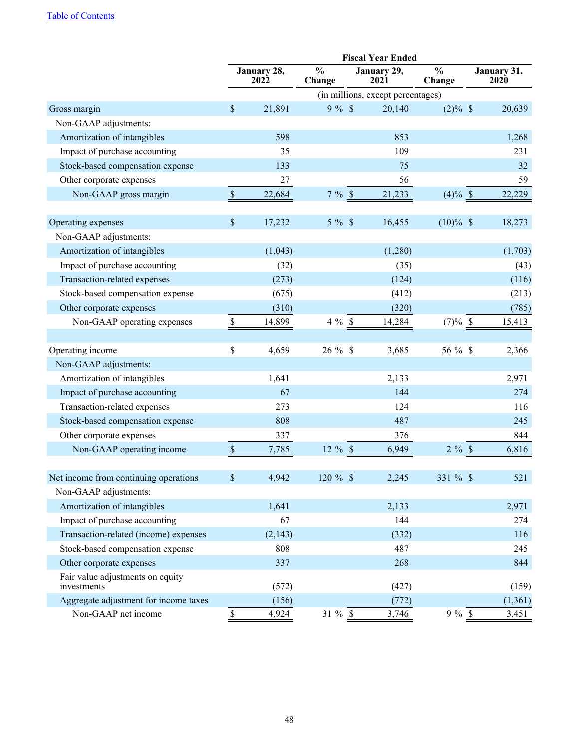| | Fiscal Year Ended | | | | |
|---|---|---|---|---|---|
| | January 28, 2022 | % Change | January 29, 2021 | % Change | January 31, 2020 |
| | (in millions, except percentages) | | | | |
| Gross margin | $ 21,891 | 9 % | $ 20,140 | (2)% | $ 20,639 |
| Non-GAAP adjustments: | | | | | |
| Amortization of intangibles | 598 | | 853 | | 1,268 |
| Impact of purchase accounting | 35 | | 109 | | 231 |
| Stock-based compensation expense | 133 | | 75 | | 32 |
| Other corporate expenses | 27 | | 56 | | 59 |
| Non-GAAP gross margin | $ 22,684 | 7 % | $ 21,233 | (4)% | $ 22,229 |
| | | | | | |
| Operating expenses | $ 17,232 | 5 % | $ 16,455 | (10)% | $ 18,273 |
| Non-GAAP adjustments: | | | | | |
| Amortization of intangibles | (1,043) | | (1,280) | | (1,703) |
| Impact of purchase accounting | (32) | | (35) | | (43) |
| Transaction-related expenses | (273) | | (124) | | (116) |
| Stock-based compensation expense | (675) | | (412) | | (213) |
| Other corporate expenses | (310) | | (320) | | (785) |
| Non-GAAP operating expenses | $ 14,899 | 4 % | $ 14,284 | (7)% | $ 15,413 |
| | | | | | |
| Operating income | $ 4,659 | 26 % | $ 3,685 | 56 % | $ 2,366 |
| Non-GAAP adjustments: | | | | | |
| Amortization of intangibles | 1,641 | | 2,133 | | 2,971 |
| Impact of purchase accounting | 67 | | 144 | | 274 |
| Transaction-related expenses | 273 | | 124 | | 116 |
| Stock-based compensation expense | 808 | | 487 | | 245 |
| Other corporate expenses | 337 | | 376 | | 844 |
| Non-GAAP operating income | $ 7,785 | 12 % | $ 6,949 | 2 % | $ 6,816 |
| | | | | | |
| Net income from continuing operations | $ 4,942 | 120 % | $ 2,245 | 331 % | $ 521 |
| Non-GAAP adjustments: | | | | | |
| Amortization of intangibles | 1,641 | | 2,133 | | 2,971 |
| Impact of purchase accounting | 67 | | 144 | | 274 |
| Transaction-related (income) expenses | (2,143) | | (332) | | 116 |
| Stock-based compensation expense | 808 | | 487 | | 245 |
| Other corporate expenses | 337 | | 268 | | 844 |
| Fair value adjustments on equity investments | (572) | | (427) | | (159) |
| Aggregate adjustment for income taxes | (156) | | (772) | | (1,361) |
| Non-GAAP net income | $ 4,924 | 31 % | $ 3,746 | 9 % | $ 3,451 |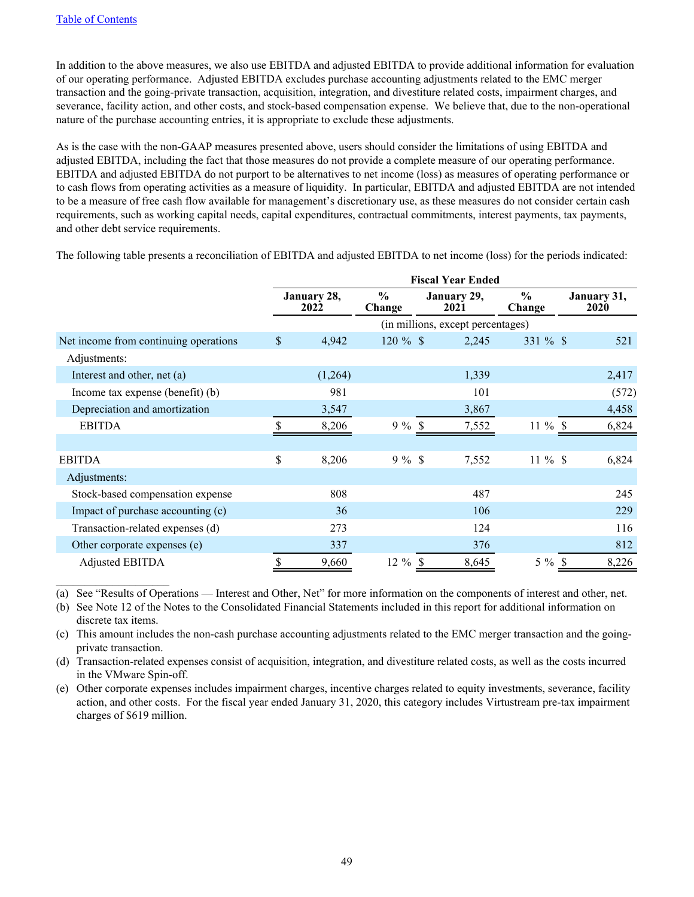In addition to the above measures, we also use EBITDA and adjusted EBITDA to provide additional information for evaluation of our operating performance. Adjusted EBITDA excludes purchase accounting adjustments related to the EMC merger transaction and the going-private transaction, acquisition, integration, and divestiture related costs, impairment charges, and severance, facility action, and other costs, and stock-based compensation expense. We believe that, due to the non-operational nature of the purchase accounting entries, it is appropriate to exclude these adjustments.

As is the case with the non-GAAP measures presented above, users should consider the limitations of using EBITDA and adjusted EBITDA, including the fact that those measures do not provide a complete measure of our operating performance. EBITDA and adjusted EBITDA do not purport to be alternatives to net income (loss) as measures of operating performance or to cash flows from operating activities as a measure of liquidity. In particular, EBITDA and adjusted EBITDA are not intended to be a measure of free cash flow available for management's discretionary use, as these measures do not consider certain cash requirements, such as working capital needs, capital expenditures, contractual commitments, interest payments, tax payments, and other debt service requirements.

The following table presents a reconciliation of EBITDA and adjusted EBITDA to net income (loss) for the periods indicated:

| | Fiscal Year Ended | | | | |
|---|---|---|---|---|---|
| | January 28, 2022 | % Change | January 29, 2021 | % Change | January 31, 2020 |
| | (in millions, except percentages) | | | | |
| Net income from continuing operations | $ 4,942 | 120 % | $ 2,245 | 331 % | $ 521 |
| Adjustments: | | | | | |
| Interest and other, net (a) | (1,264) | | 1,339 | | 2,417 |
| Income tax expense (benefit) (b) | 981 | | 101 | | (572) |
| Depreciation and amortization | 3,547 | | 3,867 | | 4,458 |
| EBITDA | $ 8,206 | 9 % | $ 7,552 | 11 % | $ 6,824 |
| | | | | | |
| EBITDA | $ 8,206 | 9 % | $ 7,552 | 11 % | $ 6,824 |
| Adjustments: | | | | | |
| Stock-based compensation expense | 808 | | 487 | | 245 |
| Impact of purchase accounting (c) | 36 | | 106 | | 229 |
| Transaction-related expenses (d) | 273 | | 124 | | 116 |
| Other corporate expenses (e) | 337 | | 376 | | 812 |
| Adjusted EBITDA | $ 9,660 | 12 % | $ 8,645 | 5 % | $ 8,226 |

(a) See "Results of Operations — Interest and Other, Net" for more information on the components of interest and other, net.

(b) See Note 12 of the Notes to the Consolidated Financial Statements included in this report for additional information on discrete tax items.

(c) This amount includes the non-cash purchase accounting adjustments related to the EMC merger transaction and the going-private transaction.

(d) Transaction-related expenses consist of acquisition, integration, and divestiture related costs, as well as the costs incurred in the VMware Spin-off.

(e) Other corporate expenses includes impairment charges, incentive charges related to equity investments, severance, facility action, and other costs. For the fiscal year ended January 31, 2020, this category includes Virtustream pre-tax impairment charges of $619 million.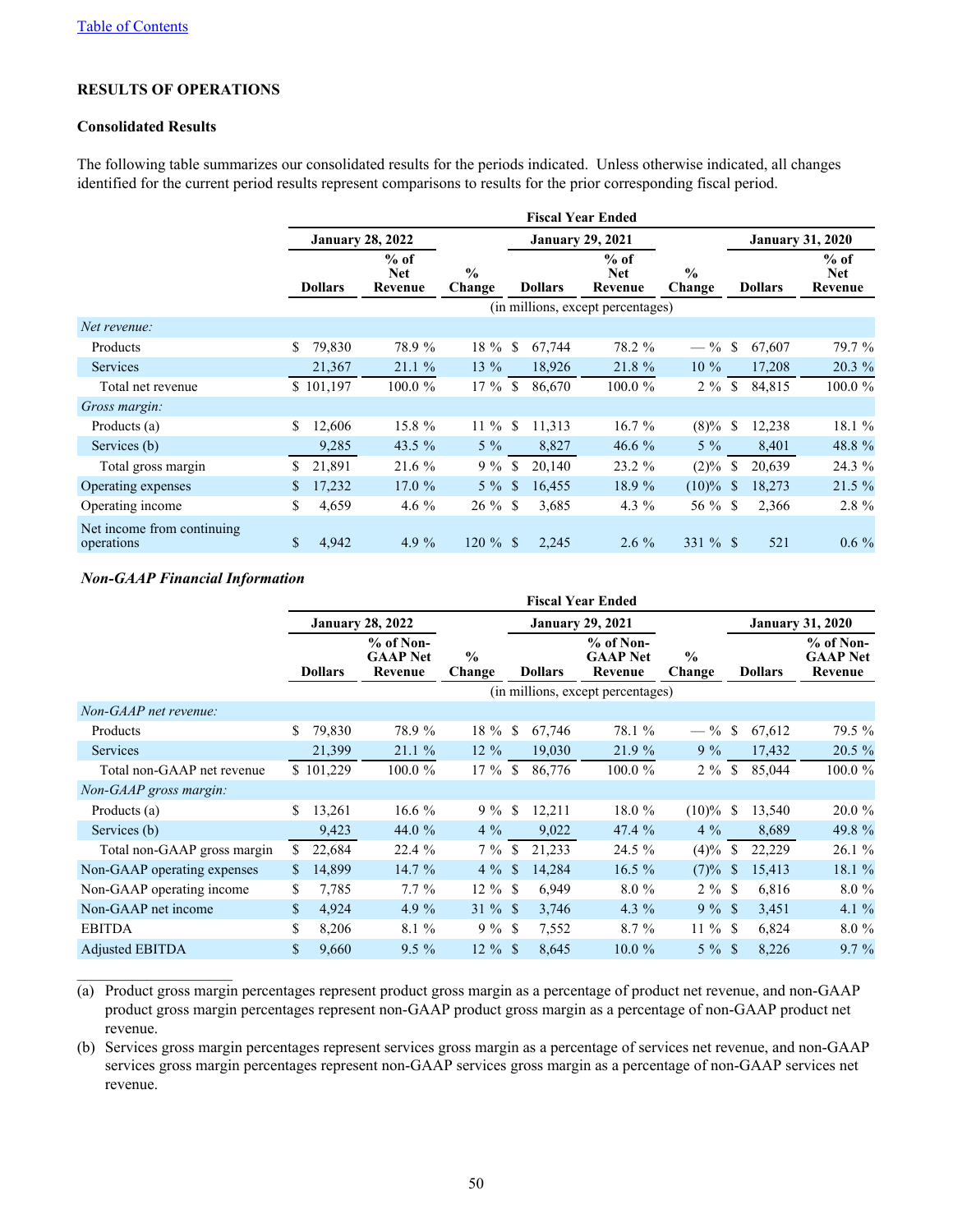[Table of Contents](#)

**RESULTS OF OPERATIONS**

**Consolidated Results**

The following table summarizes our consolidated results for the periods indicated. Unless otherwise indicated, all changes identified for the current period results represent comparisons to results for the prior corresponding fiscal period.

| | Fiscal Year Ended | | | | | | | |
|---|---|---|---|---|---|---|---|---|
| | January 28, 2022 | | | January 29, 2021 | | | January 31, 2020 | |
| | Dollars | % of Net Revenue | % Change | Dollars | % of Net Revenue | % Change | Dollars | % of Net Revenue |
| | (in millions, except percentages) | | | | | | | |
| *Net revenue:* | | | | | | | | |
| Products | $ 79,830 | 78.9 % | 18 % | $ 67,744 | 78.2 % | — % | $ 67,607 | 79.7 % |
| Services | 21,367 | 21.1 % | 13 % | 18,926 | 21.8 % | 10 % | 17,208 | 20.3 % |
| Total net revenue | $ 101,197 | 100.0 % | 17 % | $ 86,670 | 100.0 % | 2 % | $ 84,815 | 100.0 % |
| *Gross margin:* | | | | | | | | |
| Products (a) | $ 12,606 | 15.8 % | 11 % | $ 11,313 | 16.7 % | (8)% | $ 12,238 | 18.1 % |
| Services (b) | 9,285 | 43.5 % | 5 % | 8,827 | 46.6 % | 5 % | 8,401 | 48.8 % |
| Total gross margin | $ 21,891 | 21.6 % | 9 % | $ 20,140 | 23.2 % | (2)% | $ 20,639 | 24.3 % |
| Operating expenses | $ 17,232 | 17.0 % | 5 % | $ 16,455 | 18.9 % | (10)% | $ 18,273 | 21.5 % |
| Operating income | $ 4,659 | 4.6 % | 26 % | $ 3,685 | 4.3 % | 56 % | $ 2,366 | 2.8 % |
| Net income from continuing operations | $ 4,942 | 4.9 % | 120 % | $ 2,245 | 2.6 % | 331 % | $ 521 | 0.6 % |

***Non-GAAP Financial Information***

| | Fiscal Year Ended | | | | | | | |
|---|---|---|---|---|---|---|---|---|
| | January 28, 2022 | | | January 29, 2021 | | | January 31, 2020 | |
| | Dollars | % of Non-GAAP Net Revenue | % Change | Dollars | % of Non-GAAP Net Revenue | % Change | Dollars | % of Non-GAAP Net Revenue |
| | (in millions, except percentages) | | | | | | | |
| *Non-GAAP net revenue:* | | | | | | | | |
| Products | $ 79,830 | 78.9 % | 18 % | $ 67,746 | 78.1 % | — % | $ 67,612 | 79.5 % |
| Services | 21,399 | 21.1 % | 12 % | 19,030 | 21.9 % | 9 % | 17,432 | 20.5 % |
| Total non-GAAP net revenue | $ 101,229 | 100.0 % | 17 % | $ 86,776 | 100.0 % | 2 % | $ 85,044 | 100.0 % |
| *Non-GAAP gross margin:* | | | | | | | | |
| Products (a) | $ 13,261 | 16.6 % | 9 % | $ 12,211 | 18.0 % | (10)% | $ 13,540 | 20.0 % |
| Services (b) | 9,423 | 44.0 % | 4 % | 9,022 | 47.4 % | 4 % | 8,689 | 49.8 % |
| Total non-GAAP gross margin | $ 22,684 | 22.4 % | 7 % | $ 21,233 | 24.5 % | (4)% | $ 22,229 | 26.1 % |
| Non-GAAP operating expenses | $ 14,899 | 14.7 % | 4 % | $ 14,284 | 16.5 % | (7)% | $ 15,413 | 18.1 % |
| Non-GAAP operating income | $ 7,785 | 7.7 % | 12 % | $ 6,949 | 8.0 % | 2 % | $ 6,816 | 8.0 % |
| Non-GAAP net income | $ 4,924 | 4.9 % | 31 % | $ 3,746 | 4.3 % | 9 % | $ 3,451 | 4.1 % |
| EBITDA | $ 8,206 | 8.1 % | 9 % | $ 7,552 | 8.7 % | 11 % | $ 6,824 | 8.0 % |
| Adjusted EBITDA | $ 9,660 | 9.5 % | 12 % | $ 8,645 | 10.0 % | 5 % | $ 8,226 | 9.7 % |

____________________

(a) Product gross margin percentages represent product gross margin as a percentage of product net revenue, and non-GAAP product gross margin percentages represent non-GAAP product gross margin as a percentage of non-GAAP product net revenue.

(b) Services gross margin percentages represent services gross margin as a percentage of services net revenue, and non-GAAP services gross margin percentages represent non-GAAP services gross margin as a percentage of non-GAAP services net revenue.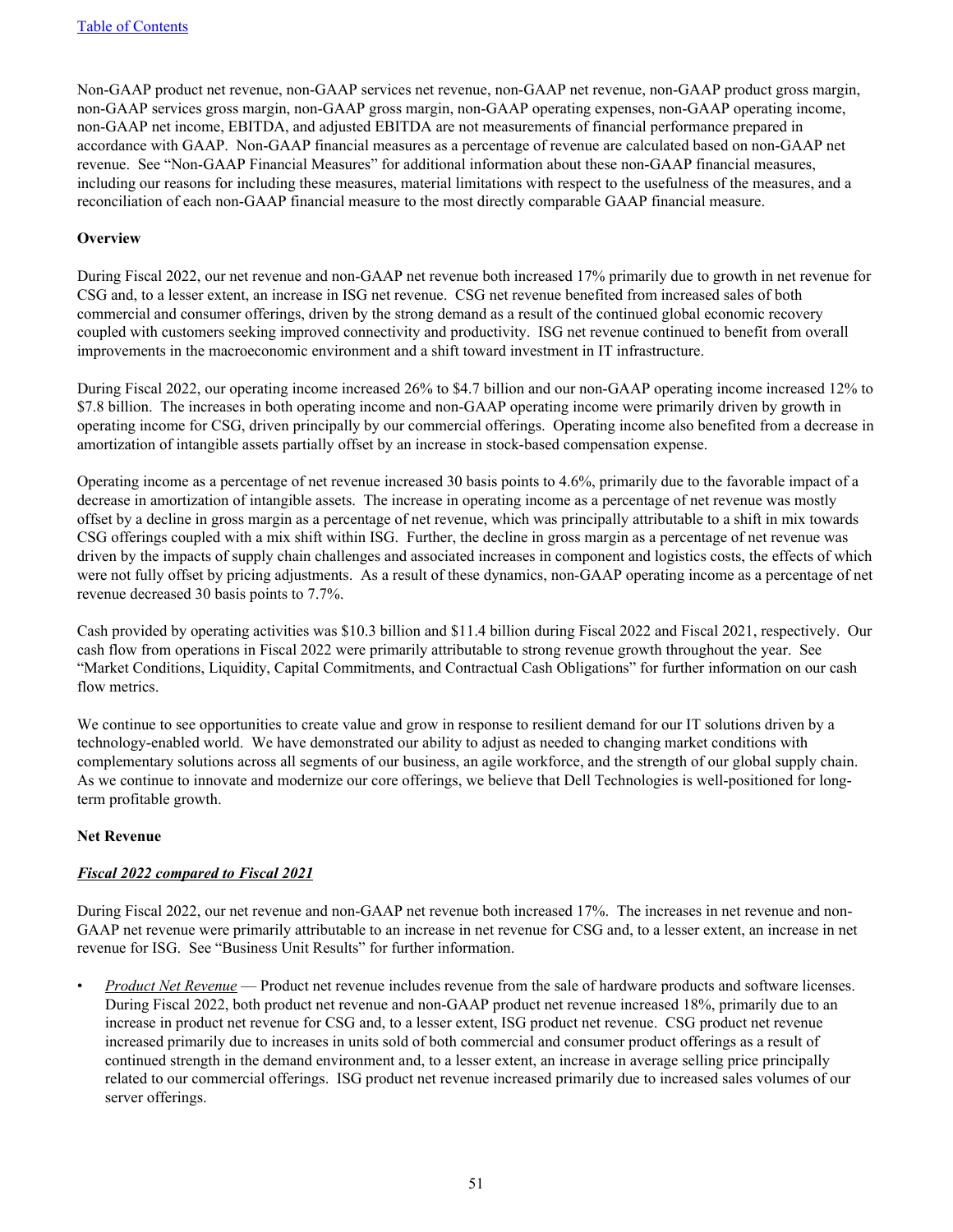Non-GAAP product net revenue, non-GAAP services net revenue, non-GAAP net revenue, non-GAAP product gross margin, non-GAAP services gross margin, non-GAAP gross margin, non-GAAP operating expenses, non-GAAP operating income, non-GAAP net income, EBITDA, and adjusted EBITDA are not measurements of financial performance prepared in accordance with GAAP. Non-GAAP financial measures as a percentage of revenue are calculated based on non-GAAP net revenue. See "Non-GAAP Financial Measures" for additional information about these non-GAAP financial measures, including our reasons for including these measures, material limitations with respect to the usefulness of the measures, and a reconciliation of each non-GAAP financial measure to the most directly comparable GAAP financial measure.

**Overview**

During Fiscal 2022, our net revenue and non-GAAP net revenue both increased 17% primarily due to growth in net revenue for CSG and, to a lesser extent, an increase in ISG net revenue. CSG net revenue benefited from increased sales of both commercial and consumer offerings, driven by the strong demand as a result of the continued global economic recovery coupled with customers seeking improved connectivity and productivity. ISG net revenue continued to benefit from overall improvements in the macroeconomic environment and a shift toward investment in IT infrastructure.

During Fiscal 2022, our operating income increased 26% to $4.7 billion and our non-GAAP operating income increased 12% to $7.8 billion. The increases in both operating income and non-GAAP operating income were primarily driven by growth in operating income for CSG, driven principally by our commercial offerings. Operating income also benefited from a decrease in amortization of intangible assets partially offset by an increase in stock-based compensation expense.

Operating income as a percentage of net revenue increased 30 basis points to 4.6%, primarily due to the favorable impact of a decrease in amortization of intangible assets. The increase in operating income as a percentage of net revenue was mostly offset by a decline in gross margin as a percentage of net revenue, which was principally attributable to a shift in mix towards CSG offerings coupled with a mix shift within ISG. Further, the decline in gross margin as a percentage of net revenue was driven by the impacts of supply chain challenges and associated increases in component and logistics costs, the effects of which were not fully offset by pricing adjustments. As a result of these dynamics, non-GAAP operating income as a percentage of net revenue decreased 30 basis points to 7.7%.

Cash provided by operating activities was $10.3 billion and $11.4 billion during Fiscal 2022 and Fiscal 2021, respectively. Our cash flow from operations in Fiscal 2022 were primarily attributable to strong revenue growth throughout the year. See "Market Conditions, Liquidity, Capital Commitments, and Contractual Cash Obligations" for further information on our cash flow metrics.

We continue to see opportunities to create value and grow in response to resilient demand for our IT solutions driven by a technology-enabled world. We have demonstrated our ability to adjust as needed to changing market conditions with complementary solutions across all segments of our business, an agile workforce, and the strength of our global supply chain. As we continue to innovate and modernize our core offerings, we believe that Dell Technologies is well-positioned for long-term profitable growth.

**Net Revenue**

***Fiscal 2022 compared to Fiscal 2021***

During Fiscal 2022, our net revenue and non-GAAP net revenue both increased 17%. The increases in net revenue and non-GAAP net revenue were primarily attributable to an increase in net revenue for CSG and, to a lesser extent, an increase in net revenue for ISG. See "Business Unit Results" for further information.

- *Product Net Revenue* — Product net revenue includes revenue from the sale of hardware products and software licenses. During Fiscal 2022, both product net revenue and non-GAAP product net revenue increased 18%, primarily due to an increase in product net revenue for CSG and, to a lesser extent, ISG product net revenue. CSG product net revenue increased primarily due to increases in units sold of both commercial and consumer product offerings as a result of continued strength in the demand environment and, to a lesser extent, an increase in average selling price principally related to our commercial offerings. ISG product net revenue increased primarily due to increased sales volumes of our server offerings.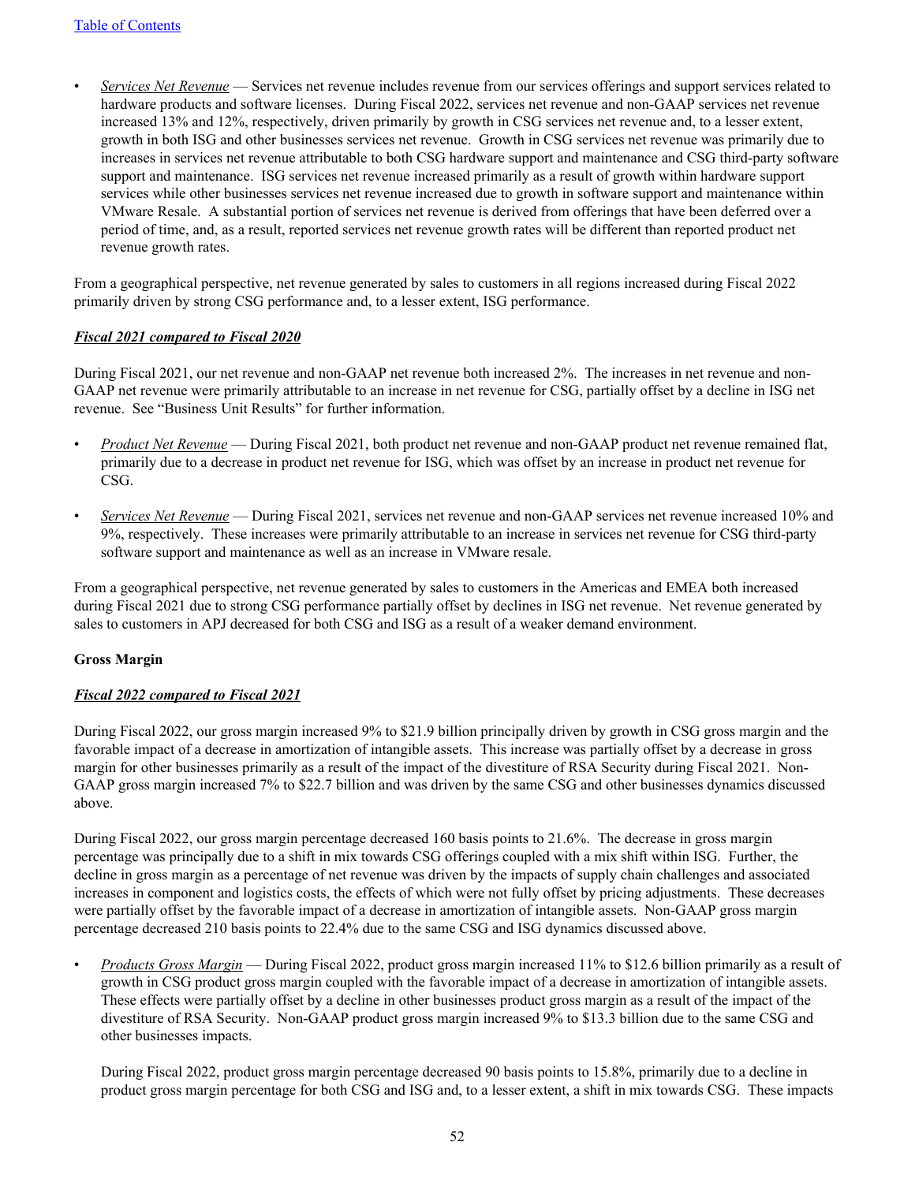- *Services Net Revenue* — Services net revenue includes revenue from our services offerings and support services related to hardware products and software licenses. During Fiscal 2022, services net revenue and non-GAAP services net revenue increased 13% and 12%, respectively, driven primarily by growth in CSG services net revenue and, to a lesser extent, growth in both ISG and other businesses services net revenue. Growth in CSG services net revenue was primarily due to increases in services net revenue attributable to both CSG hardware support and maintenance and CSG third-party software support and maintenance. ISG services net revenue increased primarily as a result of growth within hardware support services while other businesses services net revenue increased due to growth in software support and maintenance within VMware Resale. A substantial portion of services net revenue is derived from offerings that have been deferred over a period of time, and, as a result, reported services net revenue growth rates will be different than reported product net revenue growth rates.

From a geographical perspective, net revenue generated by sales to customers in all regions increased during Fiscal 2022 primarily driven by strong CSG performance and, to a lesser extent, ISG performance.

***Fiscal 2021 compared to Fiscal 2020***

During Fiscal 2021, our net revenue and non-GAAP net revenue both increased 2%. The increases in net revenue and non-GAAP net revenue were primarily attributable to an increase in net revenue for CSG, partially offset by a decline in ISG net revenue. See "Business Unit Results" for further information.

- *Product Net Revenue* — During Fiscal 2021, both product net revenue and non-GAAP product net revenue remained flat, primarily due to a decrease in product net revenue for ISG, which was offset by an increase in product net revenue for CSG.

- *Services Net Revenue* — During Fiscal 2021, services net revenue and non-GAAP services net revenue increased 10% and 9%, respectively. These increases were primarily attributable to an increase in services net revenue for CSG third-party software support and maintenance as well as an increase in VMware resale.

From a geographical perspective, net revenue generated by sales to customers in the Americas and EMEA both increased during Fiscal 2021 due to strong CSG performance partially offset by declines in ISG net revenue. Net revenue generated by sales to customers in APJ decreased for both CSG and ISG as a result of a weaker demand environment.

**Gross Margin**

***Fiscal 2022 compared to Fiscal 2021***

During Fiscal 2022, our gross margin increased 9% to $21.9 billion principally driven by growth in CSG gross margin and the favorable impact of a decrease in amortization of intangible assets. This increase was partially offset by a decrease in gross margin for other businesses primarily as a result of the impact of the divestiture of RSA Security during Fiscal 2021. Non-GAAP gross margin increased 7% to $22.7 billion and was driven by the same CSG and other businesses dynamics discussed above.

During Fiscal 2022, our gross margin percentage decreased 160 basis points to 21.6%. The decrease in gross margin percentage was principally due to a shift in mix towards CSG offerings coupled with a mix shift within ISG. Further, the decline in gross margin as a percentage of net revenue was driven by the impacts of supply chain challenges and associated increases in component and logistics costs, the effects of which were not fully offset by pricing adjustments. These decreases were partially offset by the favorable impact of a decrease in amortization of intangible assets. Non-GAAP gross margin percentage decreased 210 basis points to 22.4% due to the same CSG and ISG dynamics discussed above.

- *Products Gross Margin* — During Fiscal 2022, product gross margin increased 11% to $12.6 billion primarily as a result of growth in CSG product gross margin coupled with the favorable impact of a decrease in amortization of intangible assets. These effects were partially offset by a decline in other businesses product gross margin as a result of the impact of the divestiture of RSA Security. Non-GAAP product gross margin increased 9% to $13.3 billion due to the same CSG and other businesses impacts.

  During Fiscal 2022, product gross margin percentage decreased 90 basis points to 15.8%, primarily due to a decline in product gross margin percentage for both CSG and ISG and, to a lesser extent, a shift in mix towards CSG. These impacts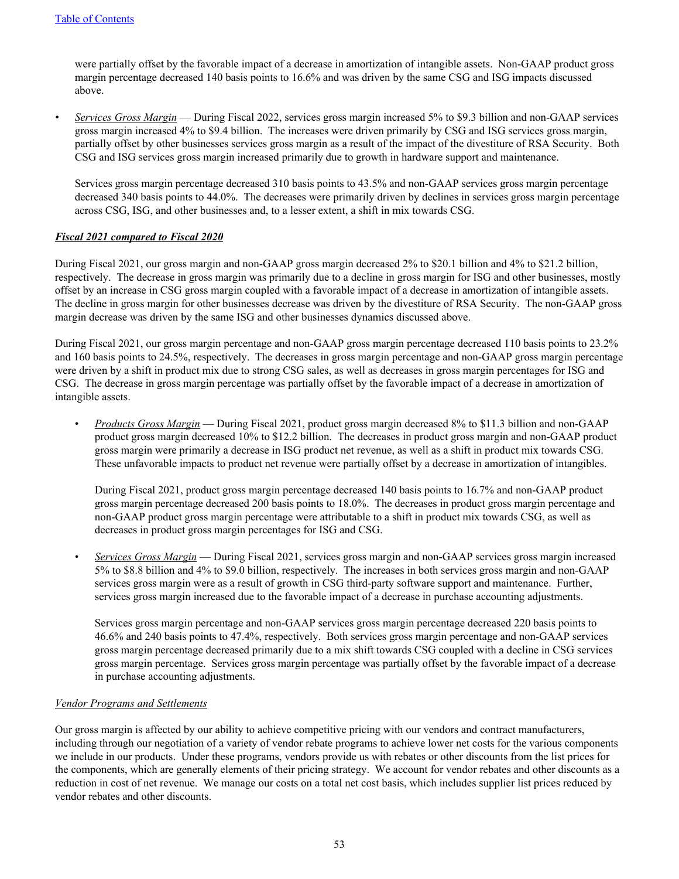were partially offset by the favorable impact of a decrease in amortization of intangible assets. Non-GAAP product gross margin percentage decreased 140 basis points to 16.6% and was driven by the same CSG and ISG impacts discussed above.

- *Services Gross Margin* — During Fiscal 2022, services gross margin increased 5% to $9.3 billion and non-GAAP services gross margin increased 4% to $9.4 billion. The increases were driven primarily by CSG and ISG services gross margin, partially offset by other businesses services gross margin as a result of the impact of the divestiture of RSA Security. Both CSG and ISG services gross margin increased primarily due to growth in hardware support and maintenance.

  Services gross margin percentage decreased 310 basis points to 43.5% and non-GAAP services gross margin percentage decreased 340 basis points to 44.0%. The decreases were primarily driven by declines in services gross margin percentage across CSG, ISG, and other businesses and, to a lesser extent, a shift in mix towards CSG.

***Fiscal 2021 compared to Fiscal 2020***

During Fiscal 2021, our gross margin and non-GAAP gross margin decreased 2% to $20.1 billion and 4% to $21.2 billion, respectively. The decrease in gross margin was primarily due to a decline in gross margin for ISG and other businesses, mostly offset by an increase in CSG gross margin coupled with a favorable impact of a decrease in amortization of intangible assets. The decline in gross margin for other businesses decrease was driven by the divestiture of RSA Security. The non-GAAP gross margin decrease was driven by the same ISG and other businesses dynamics discussed above.

During Fiscal 2021, our gross margin percentage and non-GAAP gross margin percentage decreased 110 basis points to 23.2% and 160 basis points to 24.5%, respectively. The decreases in gross margin percentage and non-GAAP gross margin percentage were driven by a shift in product mix due to strong CSG sales, as well as decreases in gross margin percentages for ISG and CSG. The decrease in gross margin percentage was partially offset by the favorable impact of a decrease in amortization of intangible assets.

- *Products Gross Margin* — During Fiscal 2021, product gross margin decreased 8% to $11.3 billion and non-GAAP product gross margin decreased 10% to $12.2 billion. The decreases in product gross margin and non-GAAP product gross margin were primarily a decrease in ISG product net revenue, as well as a shift in product mix towards CSG. These unfavorable impacts to product net revenue were partially offset by a decrease in amortization of intangibles.

  During Fiscal 2021, product gross margin percentage decreased 140 basis points to 16.7% and non-GAAP product gross margin percentage decreased 200 basis points to 18.0%. The decreases in product gross margin percentage and non-GAAP product gross margin percentage were attributable to a shift in product mix towards CSG, as well as decreases in product gross margin percentages for ISG and CSG.

- *Services Gross Margin* — During Fiscal 2021, services gross margin and non-GAAP services gross margin increased 5% to $8.8 billion and 4% to $9.0 billion, respectively. The increases in both services gross margin and non-GAAP services gross margin were as a result of growth in CSG third-party software support and maintenance. Further, services gross margin increased due to the favorable impact of a decrease in purchase accounting adjustments.

  Services gross margin percentage and non-GAAP services gross margin percentage decreased 220 basis points to 46.6% and 240 basis points to 47.4%, respectively. Both services gross margin percentage and non-GAAP services gross margin percentage decreased primarily due to a mix shift towards CSG coupled with a decline in CSG services gross margin percentage. Services gross margin percentage was partially offset by the favorable impact of a decrease in purchase accounting adjustments.

*Vendor Programs and Settlements*

Our gross margin is affected by our ability to achieve competitive pricing with our vendors and contract manufacturers, including through our negotiation of a variety of vendor rebate programs to achieve lower net costs for the various components we include in our products. Under these programs, vendors provide us with rebates or other discounts from the list prices for the components, which are generally elements of their pricing strategy. We account for vendor rebates and other discounts as a reduction in cost of net revenue. We manage our costs on a total net cost basis, which includes supplier list prices reduced by vendor rebates and other discounts.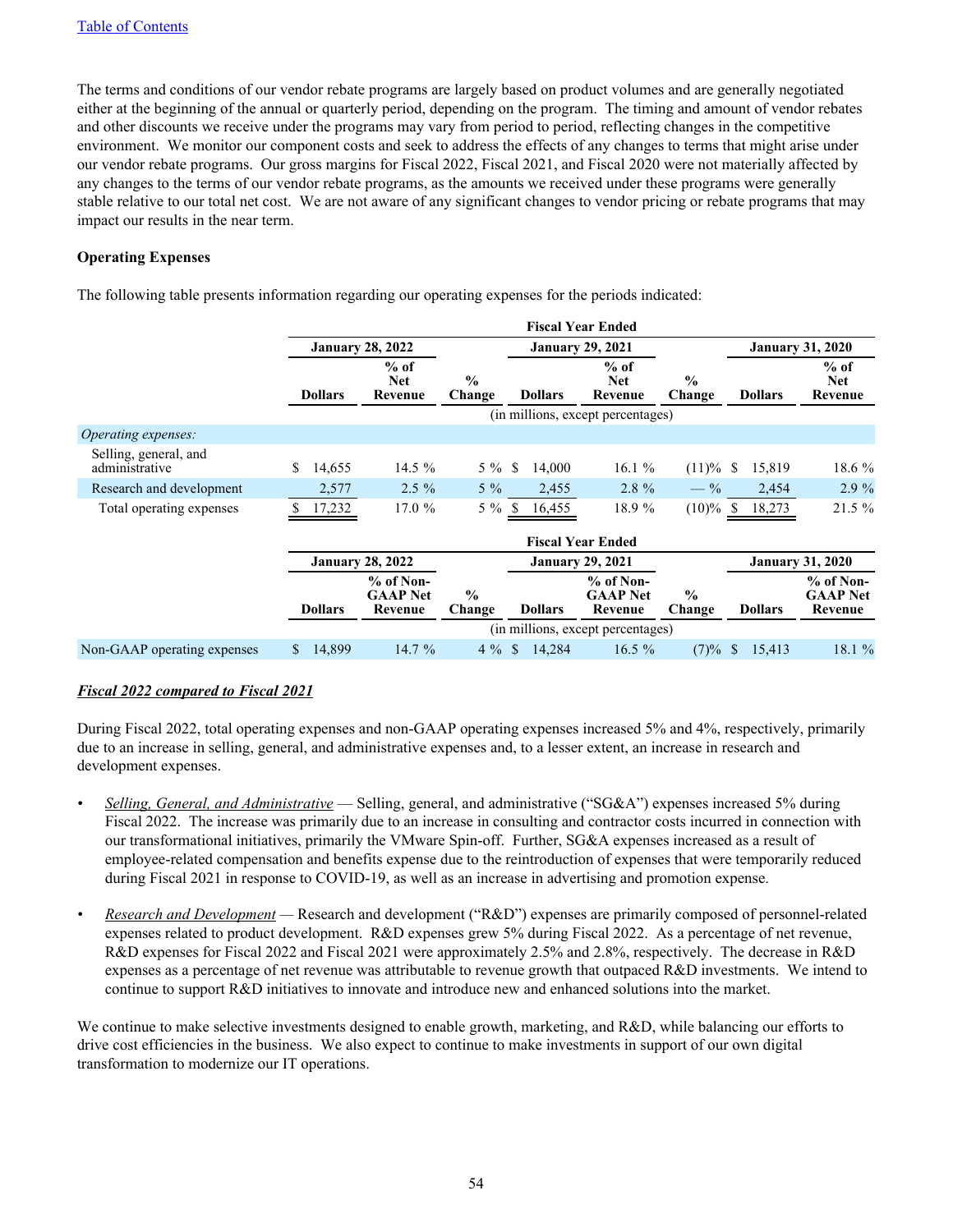[Table of Contents](#)

The terms and conditions of our vendor rebate programs are largely based on product volumes and are generally negotiated either at the beginning of the annual or quarterly period, depending on the program. The timing and amount of vendor rebates and other discounts we receive under the programs may vary from period to period, reflecting changes in the competitive environment. We monitor our component costs and seek to address the effects of any changes to terms that might arise under our vendor rebate programs. Our gross margins for Fiscal 2022, Fiscal 2021, and Fiscal 2020 were not materially affected by any changes to the terms of our vendor rebate programs, as the amounts we received under these programs were generally stable relative to our total net cost. We are not aware of any significant changes to vendor pricing or rebate programs that may impact our results in the near term.

**Operating Expenses**

The following table presents information regarding our operating expenses for the periods indicated:

| | Fiscal Year Ended | | | | | | | |
|---|---|---|---|---|---|---|---|---|
| | January 28, 2022 | | | January 29, 2021 | | | January 31, 2020 | |
| | Dollars | % of Net Revenue | % Change | Dollars | % of Net Revenue | % Change | Dollars | % of Net Revenue |
| | (in millions, except percentages) | | | | | | | |
| *Operating expenses:* | | | | | | | | |
| Selling, general, and administrative | $ 14,655 | 14.5 % | 5 % | $ 14,000 | 16.1 % | (11)% | $ 15,819 | 18.6 % |
| Research and development | 2,577 | 2.5 % | 5 % | 2,455 | 2.8 % | — % | 2,454 | 2.9 % |
| Total operating expenses | $ 17,232 | 17.0 % | 5 % | $ 16,455 | 18.9 % | (10)% | $ 18,273 | 21.5 % |

| | Fiscal Year Ended | | | | | | | |
|---|---|---|---|---|---|---|---|---|
| | January 28, 2022 | | | January 29, 2021 | | | January 31, 2020 | |
| | Dollars | % of Non-GAAP Net Revenue | % Change | Dollars | % of Non-GAAP Net Revenue | % Change | Dollars | % of Non-GAAP Net Revenue |
| | (in millions, except percentages) | | | | | | | |
| Non-GAAP operating expenses | $ 14,899 | 14.7 % | 4 % | $ 14,284 | 16.5 % | (7)% | $ 15,413 | 18.1 % |

***Fiscal 2022 compared to Fiscal 2021***

During Fiscal 2022, total operating expenses and non-GAAP operating expenses increased 5% and 4%, respectively, primarily due to an increase in selling, general, and administrative expenses and, to a lesser extent, an increase in research and development expenses.

- *Selling, General, and Administrative* — Selling, general, and administrative ("SG&A") expenses increased 5% during Fiscal 2022. The increase was primarily due to an increase in consulting and contractor costs incurred in connection with our transformational initiatives, primarily the VMware Spin-off. Further, SG&A expenses increased as a result of employee-related compensation and benefits expense due to the reintroduction of expenses that were temporarily reduced during Fiscal 2021 in response to COVID-19, as well as an increase in advertising and promotion expense.

- *Research and Development* — Research and development ("R&D") expenses are primarily composed of personnel-related expenses related to product development. R&D expenses grew 5% during Fiscal 2022. As a percentage of net revenue, R&D expenses for Fiscal 2022 and Fiscal 2021 were approximately 2.5% and 2.8%, respectively. The decrease in R&D expenses as a percentage of net revenue was attributable to revenue growth that outpaced R&D investments. We intend to continue to support R&D initiatives to innovate and introduce new and enhanced solutions into the market.

We continue to make selective investments designed to enable growth, marketing, and R&D, while balancing our efforts to drive cost efficiencies in the business. We also expect to continue to make investments in support of our own digital transformation to modernize our IT operations.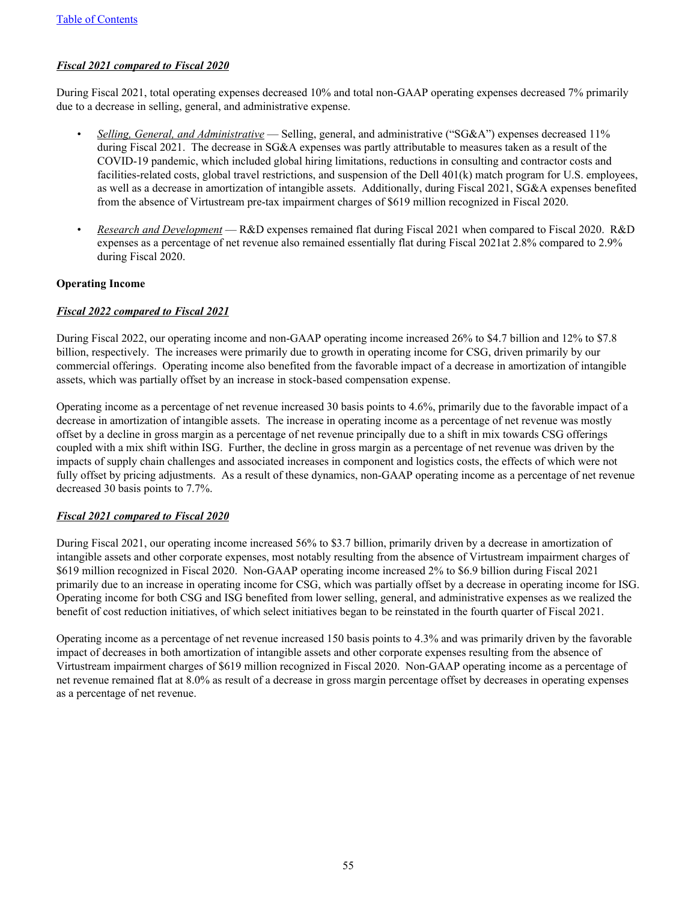***Fiscal 2021 compared to Fiscal 2020***

During Fiscal 2021, total operating expenses decreased 10% and total non-GAAP operating expenses decreased 7% primarily due to a decrease in selling, general, and administrative expense.

- *Selling, General, and Administrative* — Selling, general, and administrative ("SG&A") expenses decreased 11% during Fiscal 2021. The decrease in SG&A expenses was partly attributable to measures taken as a result of the COVID-19 pandemic, which included global hiring limitations, reductions in consulting and contractor costs and facilities-related costs, global travel restrictions, and suspension of the Dell 401(k) match program for U.S. employees, as well as a decrease in amortization of intangible assets. Additionally, during Fiscal 2021, SG&A expenses benefited from the absence of Virtustream pre-tax impairment charges of $619 million recognized in Fiscal 2020.

- *Research and Development* — R&D expenses remained flat during Fiscal 2021 when compared to Fiscal 2020. R&D expenses as a percentage of net revenue also remained essentially flat during Fiscal 2021at 2.8% compared to 2.9% during Fiscal 2020.

**Operating Income**

***Fiscal 2022 compared to Fiscal 2021***

During Fiscal 2022, our operating income and non-GAAP operating income increased 26% to $4.7 billion and 12% to $7.8 billion, respectively. The increases were primarily due to growth in operating income for CSG, driven primarily by our commercial offerings. Operating income also benefited from the favorable impact of a decrease in amortization of intangible assets, which was partially offset by an increase in stock-based compensation expense.

Operating income as a percentage of net revenue increased 30 basis points to 4.6%, primarily due to the favorable impact of a decrease in amortization of intangible assets. The increase in operating income as a percentage of net revenue was mostly offset by a decline in gross margin as a percentage of net revenue principally due to a shift in mix towards CSG offerings coupled with a mix shift within ISG. Further, the decline in gross margin as a percentage of net revenue was driven by the impacts of supply chain challenges and associated increases in component and logistics costs, the effects of which were not fully offset by pricing adjustments. As a result of these dynamics, non-GAAP operating income as a percentage of net revenue decreased 30 basis points to 7.7%.

***Fiscal 2021 compared to Fiscal 2020***

During Fiscal 2021, our operating income increased 56% to $3.7 billion, primarily driven by a decrease in amortization of intangible assets and other corporate expenses, most notably resulting from the absence of Virtustream impairment charges of $619 million recognized in Fiscal 2020. Non-GAAP operating income increased 2% to $6.9 billion during Fiscal 2021 primarily due to an increase in operating income for CSG, which was partially offset by a decrease in operating income for ISG. Operating income for both CSG and ISG benefited from lower selling, general, and administrative expenses as we realized the benefit of cost reduction initiatives, of which select initiatives began to be reinstated in the fourth quarter of Fiscal 2021.

Operating income as a percentage of net revenue increased 150 basis points to 4.3% and was primarily driven by the favorable impact of decreases in both amortization of intangible assets and other corporate expenses resulting from the absence of Virtustream impairment charges of $619 million recognized in Fiscal 2020. Non-GAAP operating income as a percentage of net revenue remained flat at 8.0% as result of a decrease in gross margin percentage offset by decreases in operating expenses as a percentage of net revenue.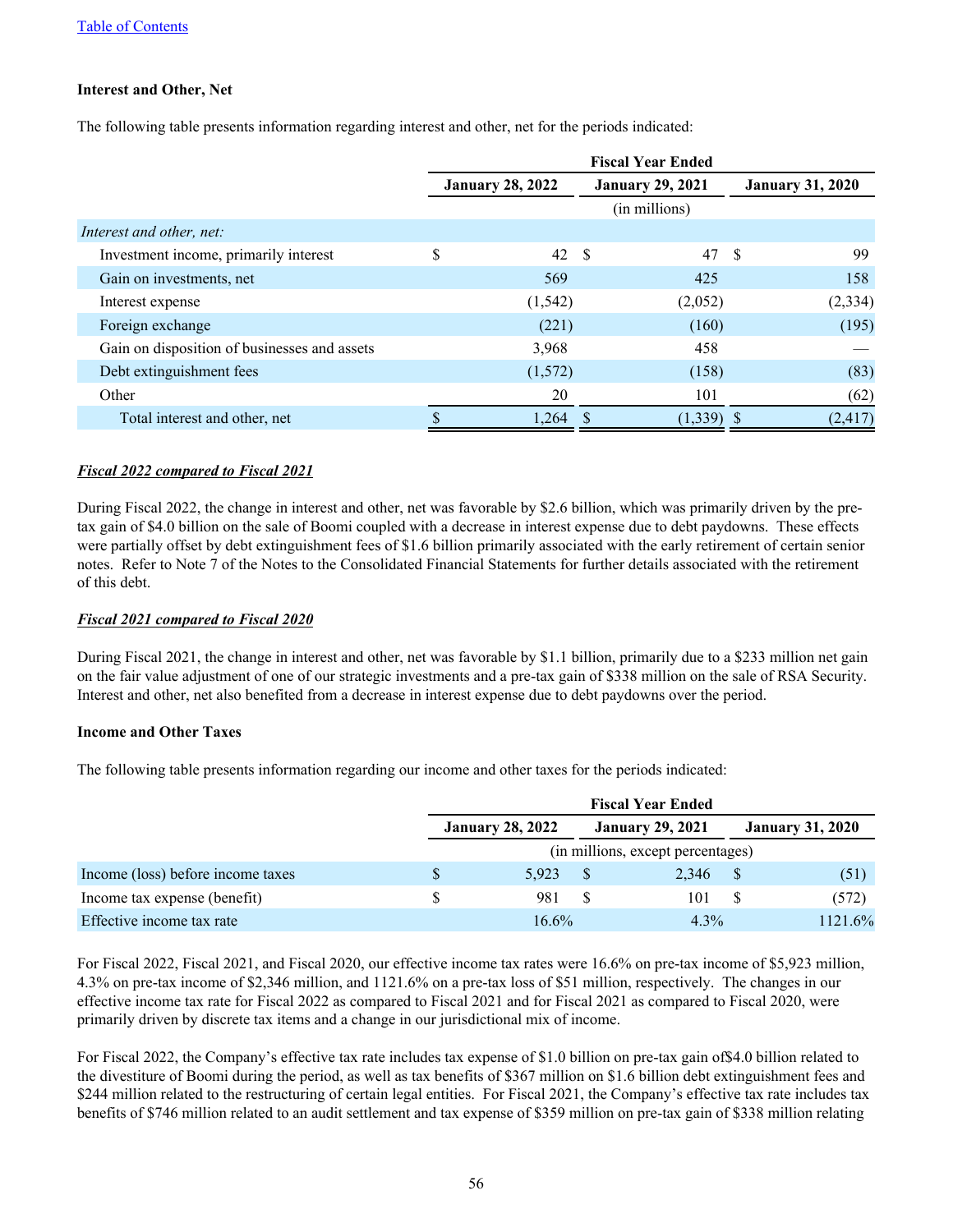[Table of Contents](#)

**Interest and Other, Net**

The following table presents information regarding interest and other, net for the periods indicated:

| | Fiscal Year Ended | | |
|---|---|---|---|
| | January 28, 2022 | January 29, 2021 | January 31, 2020 |
| | (in millions) | | |
| *Interest and other, net:* | | | |
| Investment income, primarily interest | $ 42 | $ 47 | $ 99 |
| Gain on investments, net | 569 | 425 | 158 |
| Interest expense | (1,542) | (2,052) | (2,334) |
| Foreign exchange | (221) | (160) | (195) |
| Gain on disposition of businesses and assets | 3,968 | 458 | — |
| Debt extinguishment fees | (1,572) | (158) | (83) |
| Other | 20 | 101 | (62) |
| Total interest and other, net | $ 1,264 | $ (1,339) | $ (2,417) |

***Fiscal 2022 compared to Fiscal 2021***

During Fiscal 2022, the change in interest and other, net was favorable by $2.6 billion, which was primarily driven by the pre-tax gain of $4.0 billion on the sale of Boomi coupled with a decrease in interest expense due to debt paydowns. These effects were partially offset by debt extinguishment fees of $1.6 billion primarily associated with the early retirement of certain senior notes. Refer to Note 7 of the Notes to the Consolidated Financial Statements for further details associated with the retirement of this debt.

***Fiscal 2021 compared to Fiscal 2020***

During Fiscal 2021, the change in interest and other, net was favorable by $1.1 billion, primarily due to a $233 million net gain on the fair value adjustment of one of our strategic investments and a pre-tax gain of $338 million on the sale of RSA Security. Interest and other, net also benefited from a decrease in interest expense due to debt paydowns over the period.

**Income and Other Taxes**

The following table presents information regarding our income and other taxes for the periods indicated:

| | Fiscal Year Ended | | |
|---|---|---|---|
| | January 28, 2022 | January 29, 2021 | January 31, 2020 |
| | (in millions, except percentages) | | |
| Income (loss) before income taxes | $ 5,923 | $ 2,346 | $ (51) |
| Income tax expense (benefit) | $ 981 | $ 101 | $ (572) |
| Effective income tax rate | 16.6% | 4.3% | 1121.6% |

For Fiscal 2022, Fiscal 2021, and Fiscal 2020, our effective income tax rates were 16.6% on pre-tax income of $5,923 million, 4.3% on pre-tax income of $2,346 million, and 1121.6% on a pre-tax loss of $51 million, respectively. The changes in our effective income tax rate for Fiscal 2022 as compared to Fiscal 2021 and for Fiscal 2021 as compared to Fiscal 2020, were primarily driven by discrete tax items and a change in our jurisdictional mix of income.

For Fiscal 2022, the Company's effective tax rate includes tax expense of $1.0 billion on pre-tax gain of$4.0 billion related to the divestiture of Boomi during the period, as well as tax benefits of $367 million on $1.6 billion debt extinguishment fees and $244 million related to the restructuring of certain legal entities. For Fiscal 2021, the Company's effective tax rate includes tax benefits of $746 million related to an audit settlement and tax expense of $359 million on pre-tax gain of $338 million relating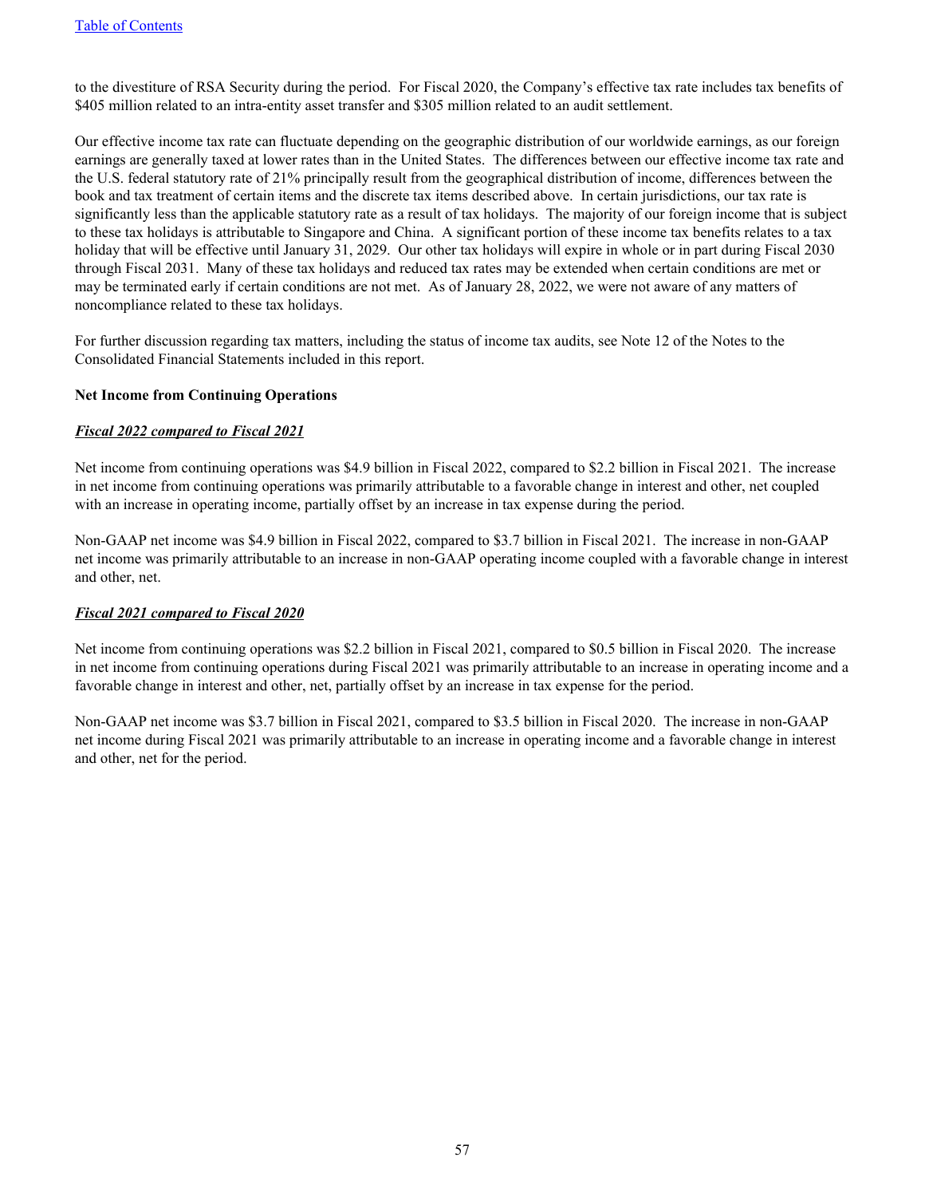to the divestiture of RSA Security during the period. For Fiscal 2020, the Company's effective tax rate includes tax benefits of $405 million related to an intra-entity asset transfer and $305 million related to an audit settlement.

Our effective income tax rate can fluctuate depending on the geographic distribution of our worldwide earnings, as our foreign earnings are generally taxed at lower rates than in the United States. The differences between our effective income tax rate and the U.S. federal statutory rate of 21% principally result from the geographical distribution of income, differences between the book and tax treatment of certain items and the discrete tax items described above. In certain jurisdictions, our tax rate is significantly less than the applicable statutory rate as a result of tax holidays. The majority of our foreign income that is subject to these tax holidays is attributable to Singapore and China. A significant portion of these income tax benefits relates to a tax holiday that will be effective until January 31, 2029. Our other tax holidays will expire in whole or in part during Fiscal 2030 through Fiscal 2031. Many of these tax holidays and reduced tax rates may be extended when certain conditions are met or may be terminated early if certain conditions are not met. As of January 28, 2022, we were not aware of any matters of noncompliance related to these tax holidays.

For further discussion regarding tax matters, including the status of income tax audits, see Note 12 of the Notes to the Consolidated Financial Statements included in this report.

**Net Income from Continuing Operations**

***Fiscal 2022 compared to Fiscal 2021***

Net income from continuing operations was $4.9 billion in Fiscal 2022, compared to $2.2 billion in Fiscal 2021. The increase in net income from continuing operations was primarily attributable to a favorable change in interest and other, net coupled with an increase in operating income, partially offset by an increase in tax expense during the period.

Non-GAAP net income was $4.9 billion in Fiscal 2022, compared to $3.7 billion in Fiscal 2021. The increase in non-GAAP net income was primarily attributable to an increase in non-GAAP operating income coupled with a favorable change in interest and other, net.

***Fiscal 2021 compared to Fiscal 2020***

Net income from continuing operations was $2.2 billion in Fiscal 2021, compared to $0.5 billion in Fiscal 2020. The increase in net income from continuing operations during Fiscal 2021 was primarily attributable to an increase in operating income and a favorable change in interest and other, net, partially offset by an increase in tax expense for the period.

Non-GAAP net income was $3.7 billion in Fiscal 2021, compared to $3.5 billion in Fiscal 2020. The increase in non-GAAP net income during Fiscal 2021 was primarily attributable to an increase in operating income and a favorable change in interest and other, net for the period.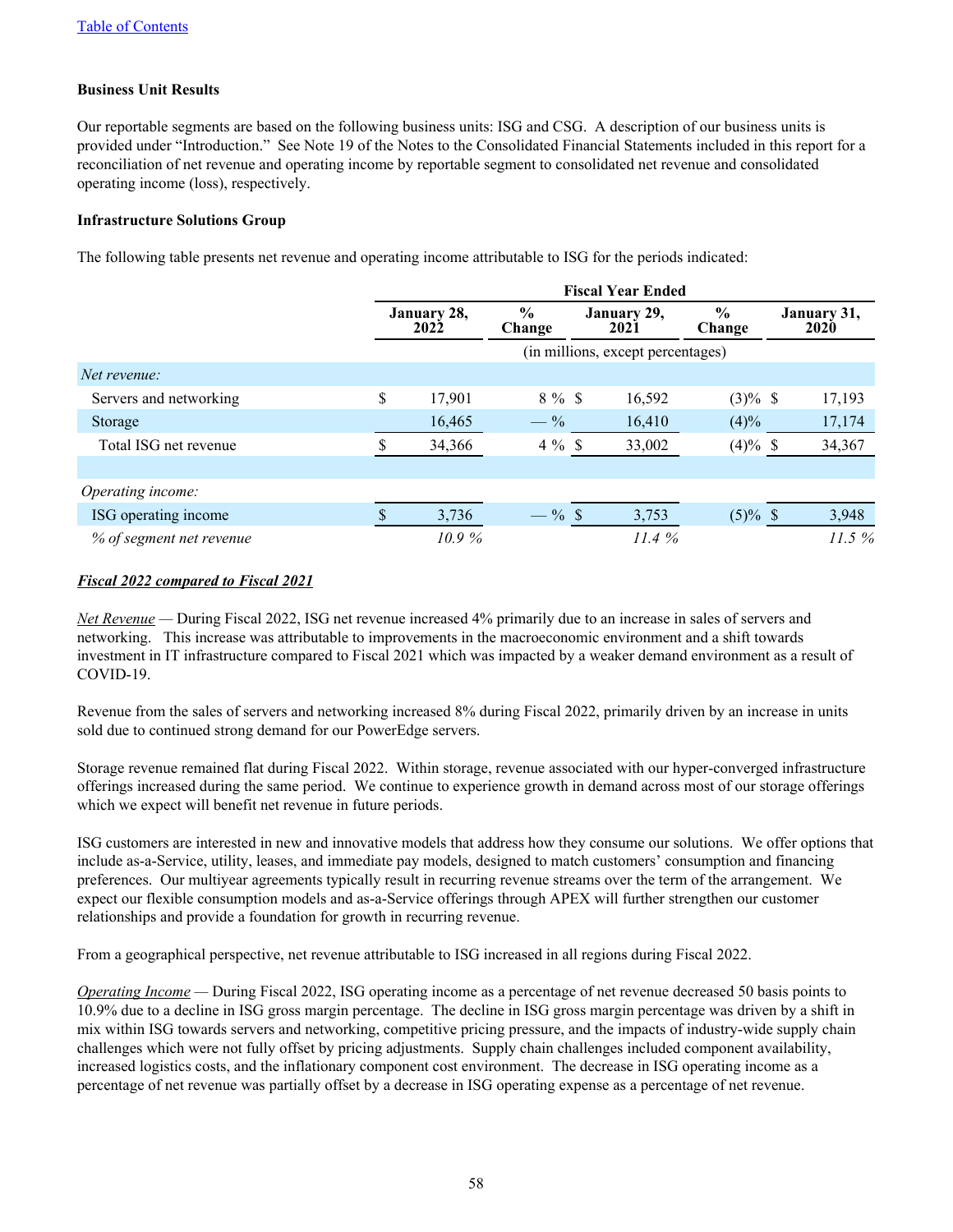[Table of Contents](#)

**Business Unit Results**

Our reportable segments are based on the following business units: ISG and CSG. A description of our business units is provided under "Introduction." See Note 19 of the Notes to the Consolidated Financial Statements included in this report for a reconciliation of net revenue and operating income by reportable segment to consolidated net revenue and consolidated operating income (loss), respectively.

**Infrastructure Solutions Group**

The following table presents net revenue and operating income attributable to ISG for the periods indicated:

| | Fiscal Year Ended | | | | |
|---|---|---|---|---|---|
| | January 28, 2022 | % Change | January 29, 2021 | % Change | January 31, 2020 |
| | (in millions, except percentages) | | | | |
| *Net revenue:* | | | | | |
| Servers and networking | $ 17,901 | 8 % | $ 16,592 | (3)% | $ 17,193 |
| Storage | 16,465 | — % | 16,410 | (4)% | 17,174 |
| Total ISG net revenue | $ 34,366 | 4 % | $ 33,002 | (4)% | $ 34,367 |
| | | | | | |
| *Operating income:* | | | | | |
| ISG operating income | $ 3,736 | — % | $ 3,753 | (5)% | $ 3,948 |
| *% of segment net revenue* | *10.9 %* | | *11.4 %* | | *11.5 %* |

***Fiscal 2022 compared to Fiscal 2021***

*Net Revenue* — During Fiscal 2022, ISG net revenue increased 4% primarily due to an increase in sales of servers and networking. This increase was attributable to improvements in the macroeconomic environment and a shift towards investment in IT infrastructure compared to Fiscal 2021 which was impacted by a weaker demand environment as a result of COVID-19.

Revenue from the sales of servers and networking increased 8% during Fiscal 2022, primarily driven by an increase in units sold due to continued strong demand for our PowerEdge servers.

Storage revenue remained flat during Fiscal 2022. Within storage, revenue associated with our hyper-converged infrastructure offerings increased during the same period. We continue to experience growth in demand across most of our storage offerings which we expect will benefit net revenue in future periods.

ISG customers are interested in new and innovative models that address how they consume our solutions. We offer options that include as-a-Service, utility, leases, and immediate pay models, designed to match customers' consumption and financing preferences. Our multiyear agreements typically result in recurring revenue streams over the term of the arrangement. We expect our flexible consumption models and as-a-Service offerings through APEX will further strengthen our customer relationships and provide a foundation for growth in recurring revenue.

From a geographical perspective, net revenue attributable to ISG increased in all regions during Fiscal 2022.

*Operating Income* — During Fiscal 2022, ISG operating income as a percentage of net revenue decreased 50 basis points to 10.9% due to a decline in ISG gross margin percentage. The decline in ISG gross margin percentage was driven by a shift in mix within ISG towards servers and networking, competitive pricing pressure, and the impacts of industry-wide supply chain challenges which were not fully offset by pricing adjustments. Supply chain challenges included component availability, increased logistics costs, and the inflationary component cost environment. The decrease in ISG operating income as a percentage of net revenue was partially offset by a decrease in ISG operating expense as a percentage of net revenue.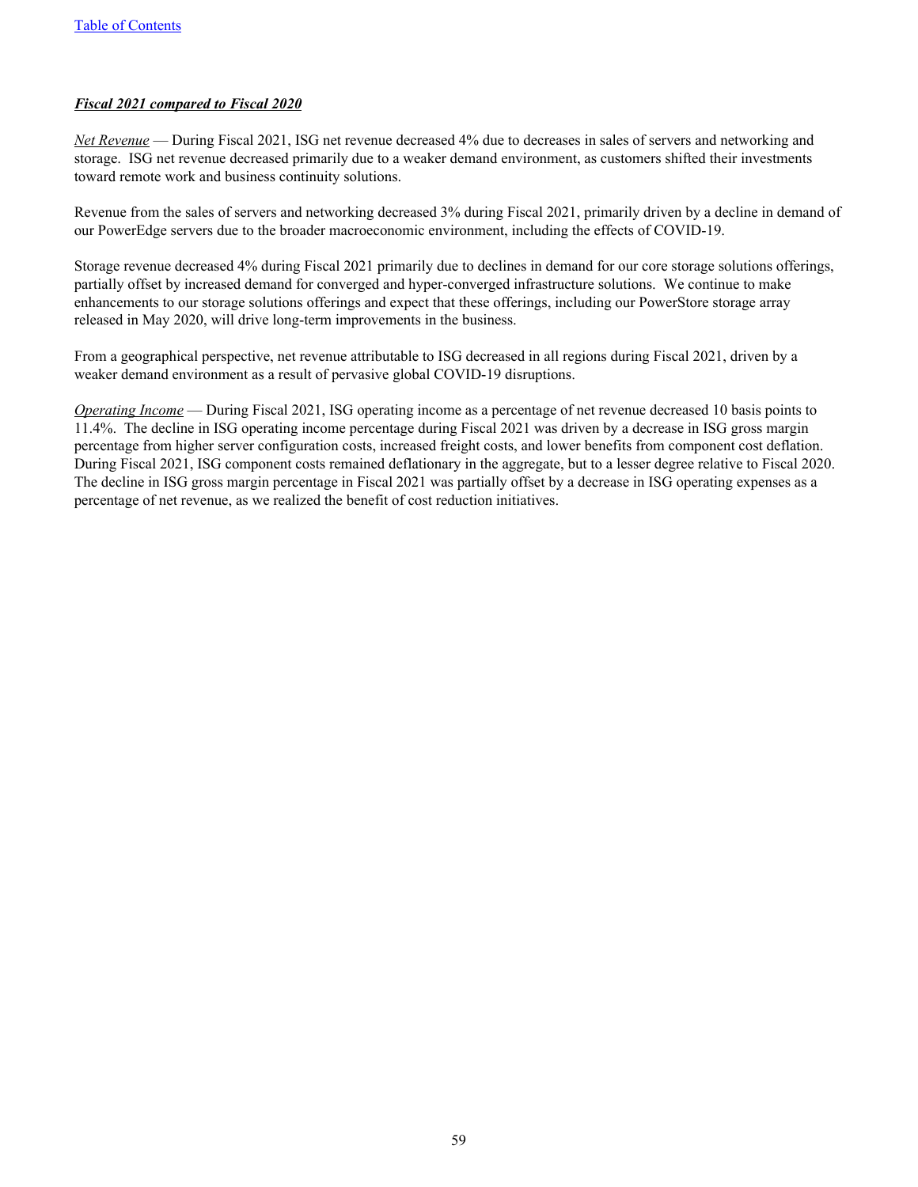***Fiscal 2021 compared to Fiscal 2020***

*Net Revenue* — During Fiscal 2021, ISG net revenue decreased 4% due to decreases in sales of servers and networking and storage. ISG net revenue decreased primarily due to a weaker demand environment, as customers shifted their investments toward remote work and business continuity solutions.

Revenue from the sales of servers and networking decreased 3% during Fiscal 2021, primarily driven by a decline in demand of our PowerEdge servers due to the broader macroeconomic environment, including the effects of COVID-19.

Storage revenue decreased 4% during Fiscal 2021 primarily due to declines in demand for our core storage solutions offerings, partially offset by increased demand for converged and hyper-converged infrastructure solutions. We continue to make enhancements to our storage solutions offerings and expect that these offerings, including our PowerStore storage array released in May 2020, will drive long-term improvements in the business.

From a geographical perspective, net revenue attributable to ISG decreased in all regions during Fiscal 2021, driven by a weaker demand environment as a result of pervasive global COVID-19 disruptions.

*Operating Income* — During Fiscal 2021, ISG operating income as a percentage of net revenue decreased 10 basis points to 11.4%. The decline in ISG operating income percentage during Fiscal 2021 was driven by a decrease in ISG gross margin percentage from higher server configuration costs, increased freight costs, and lower benefits from component cost deflation. During Fiscal 2021, ISG component costs remained deflationary in the aggregate, but to a lesser degree relative to Fiscal 2020. The decline in ISG gross margin percentage in Fiscal 2021 was partially offset by a decrease in ISG operating expenses as a percentage of net revenue, as we realized the benefit of cost reduction initiatives.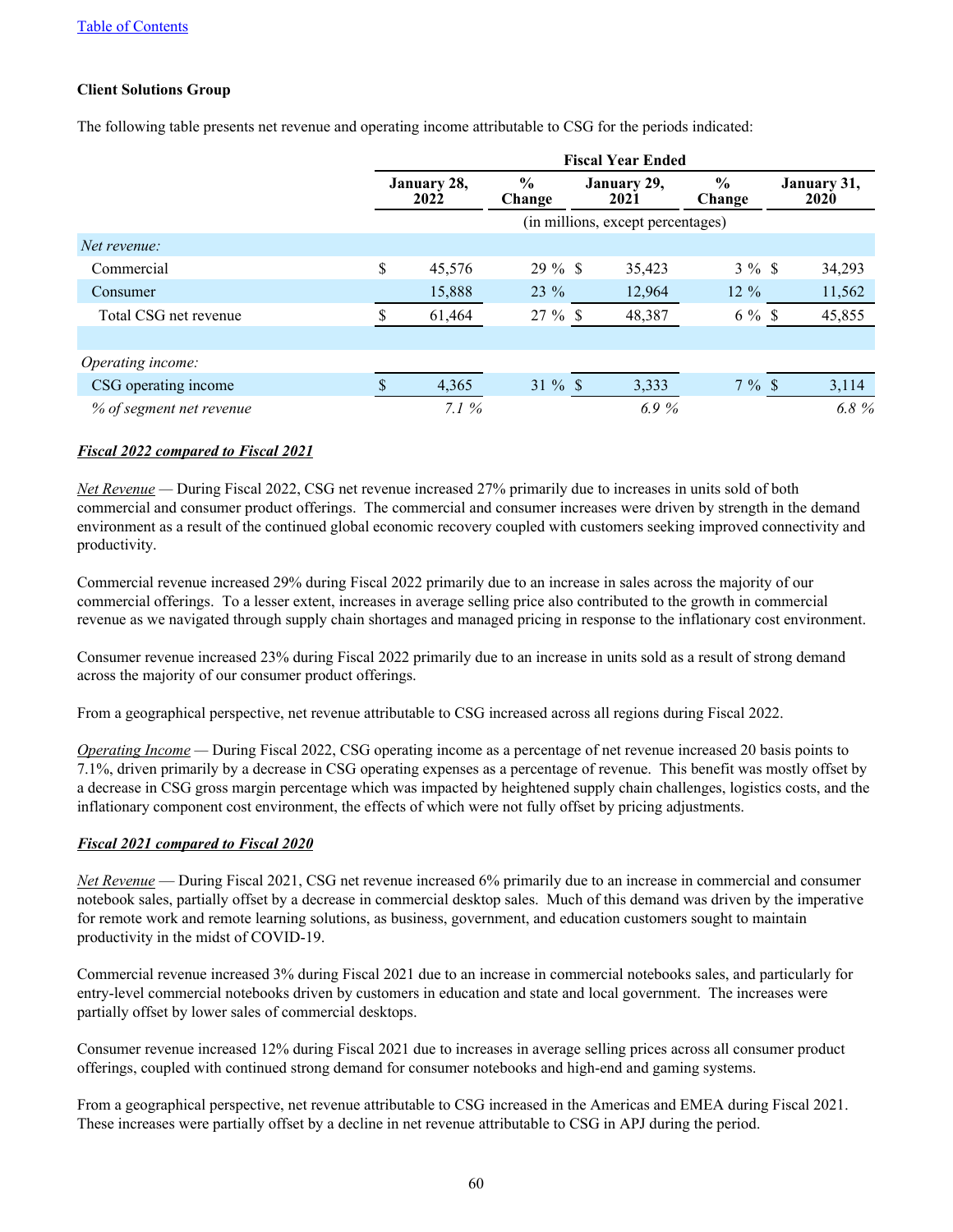Table of Contents

**Client Solutions Group**

The following table presents net revenue and operating income attributable to CSG for the periods indicated:

| | Fiscal Year Ended | | | | |
|---|---|---|---|---|---|
| | January 28, 2022 | % Change | January 29, 2021 | % Change | January 31, 2020 |
| | (in millions, except percentages) | | | | |
| *Net revenue:* | | | | | |
| Commercial | $ 45,576 | 29 % | $ 35,423 | 3 % | $ 34,293 |
| Consumer | 15,888 | 23 % | 12,964 | 12 % | 11,562 |
| Total CSG net revenue | $ 61,464 | 27 % | $ 48,387 | 6 % | $ 45,855 |
| | | | | | |
| *Operating income:* | | | | | |
| CSG operating income | $ 4,365 | 31 % | $ 3,333 | 7 % | $ 3,114 |
| *% of segment net revenue* | *7.1 %* | | *6.9 %* | | *6.8 %* |

***Fiscal 2022 compared to Fiscal 2021***

*Net Revenue* — During Fiscal 2022, CSG net revenue increased 27% primarily due to increases in units sold of both commercial and consumer product offerings. The commercial and consumer increases were driven by strength in the demand environment as a result of the continued global economic recovery coupled with customers seeking improved connectivity and productivity.

Commercial revenue increased 29% during Fiscal 2022 primarily due to an increase in sales across the majority of our commercial offerings. To a lesser extent, increases in average selling price also contributed to the growth in commercial revenue as we navigated through supply chain shortages and managed pricing in response to the inflationary cost environment.

Consumer revenue increased 23% during Fiscal 2022 primarily due to an increase in units sold as a result of strong demand across the majority of our consumer product offerings.

From a geographical perspective, net revenue attributable to CSG increased across all regions during Fiscal 2022.

*Operating Income* — During Fiscal 2022, CSG operating income as a percentage of net revenue increased 20 basis points to 7.1%, driven primarily by a decrease in CSG operating expenses as a percentage of revenue. This benefit was mostly offset by a decrease in CSG gross margin percentage which was impacted by heightened supply chain challenges, logistics costs, and the inflationary component cost environment, the effects of which were not fully offset by pricing adjustments.

***Fiscal 2021 compared to Fiscal 2020***

*Net Revenue* — During Fiscal 2021, CSG net revenue increased 6% primarily due to an increase in commercial and consumer notebook sales, partially offset by a decrease in commercial desktop sales. Much of this demand was driven by the imperative for remote work and remote learning solutions, as business, government, and education customers sought to maintain productivity in the midst of COVID-19.

Commercial revenue increased 3% during Fiscal 2021 due to an increase in commercial notebooks sales, and particularly for entry-level commercial notebooks driven by customers in education and state and local government. The increases were partially offset by lower sales of commercial desktops.

Consumer revenue increased 12% during Fiscal 2021 due to increases in average selling prices across all consumer product offerings, coupled with continued strong demand for consumer notebooks and high-end and gaming systems.

From a geographical perspective, net revenue attributable to CSG increased in the Americas and EMEA during Fiscal 2021. These increases were partially offset by a decline in net revenue attributable to CSG in APJ during the period.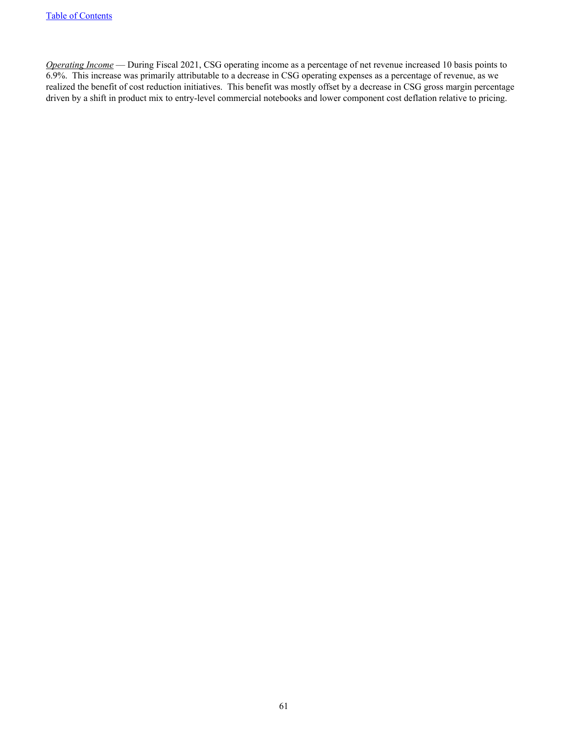*Operating Income* — During Fiscal 2021, CSG operating income as a percentage of net revenue increased 10 basis points to 6.9%. This increase was primarily attributable to a decrease in CSG operating expenses as a percentage of revenue, as we realized the benefit of cost reduction initiatives. This benefit was mostly offset by a decrease in CSG gross margin percentage driven by a shift in product mix to entry-level commercial notebooks and lower component cost deflation relative to pricing.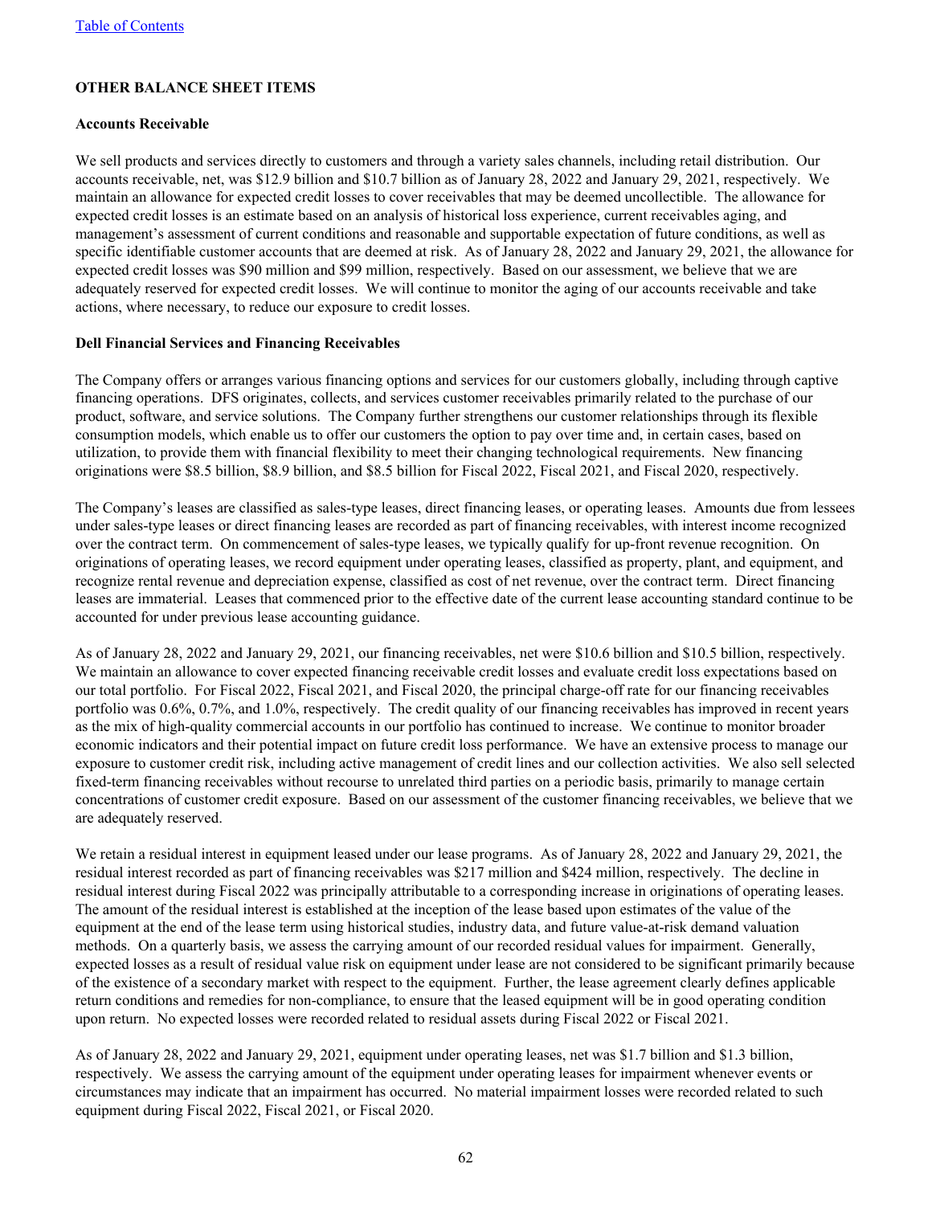## OTHER BALANCE SHEET ITEMS

### Accounts Receivable

We sell products and services directly to customers and through a variety sales channels, including retail distribution. Our accounts receivable, net, was $12.9 billion and $10.7 billion as of January 28, 2022 and January 29, 2021, respectively. We maintain an allowance for expected credit losses to cover receivables that may be deemed uncollectible. The allowance for expected credit losses is an estimate based on an analysis of historical loss experience, current receivables aging, and management's assessment of current conditions and reasonable and supportable expectation of future conditions, as well as specific identifiable customer accounts that are deemed at risk. As of January 28, 2022 and January 29, 2021, the allowance for expected credit losses was $90 million and $99 million, respectively. Based on our assessment, we believe that we are adequately reserved for expected credit losses. We will continue to monitor the aging of our accounts receivable and take actions, where necessary, to reduce our exposure to credit losses.

### Dell Financial Services and Financing Receivables

The Company offers or arranges various financing options and services for our customers globally, including through captive financing operations. DFS originates, collects, and services customer receivables primarily related to the purchase of our product, software, and service solutions. The Company further strengthens our customer relationships through its flexible consumption models, which enable us to offer our customers the option to pay over time and, in certain cases, based on utilization, to provide them with financial flexibility to meet their changing technological requirements. New financing originations were $8.5 billion, $8.9 billion, and $8.5 billion for Fiscal 2022, Fiscal 2021, and Fiscal 2020, respectively.

The Company's leases are classified as sales-type leases, direct financing leases, or operating leases. Amounts due from lessees under sales-type leases or direct financing leases are recorded as part of financing receivables, with interest income recognized over the contract term. On commencement of sales-type leases, we typically qualify for up-front revenue recognition. On originations of operating leases, we record equipment under operating leases, classified as property, plant, and equipment, and recognize rental revenue and depreciation expense, classified as cost of net revenue, over the contract term. Direct financing leases are immaterial. Leases that commenced prior to the effective date of the current lease accounting standard continue to be accounted for under previous lease accounting guidance.

As of January 28, 2022 and January 29, 2021, our financing receivables, net were $10.6 billion and $10.5 billion, respectively. We maintain an allowance to cover expected financing receivable credit losses and evaluate credit loss expectations based on our total portfolio. For Fiscal 2022, Fiscal 2021, and Fiscal 2020, the principal charge-off rate for our financing receivables portfolio was 0.6%, 0.7%, and 1.0%, respectively. The credit quality of our financing receivables has improved in recent years as the mix of high-quality commercial accounts in our portfolio has continued to increase. We continue to monitor broader economic indicators and their potential impact on future credit loss performance. We have an extensive process to manage our exposure to customer credit risk, including active management of credit lines and our collection activities. We also sell selected fixed-term financing receivables without recourse to unrelated third parties on a periodic basis, primarily to manage certain concentrations of customer credit exposure. Based on our assessment of the customer financing receivables, we believe that we are adequately reserved.

We retain a residual interest in equipment leased under our lease programs. As of January 28, 2022 and January 29, 2021, the residual interest recorded as part of financing receivables was $217 million and $424 million, respectively. The decline in residual interest during Fiscal 2022 was principally attributable to a corresponding increase in originations of operating leases. The amount of the residual interest is established at the inception of the lease based upon estimates of the value of the equipment at the end of the lease term using historical studies, industry data, and future value-at-risk demand valuation methods. On a quarterly basis, we assess the carrying amount of our recorded residual values for impairment. Generally, expected losses as a result of residual value risk on equipment under lease are not considered to be significant primarily because of the existence of a secondary market with respect to the equipment. Further, the lease agreement clearly defines applicable return conditions and remedies for non-compliance, to ensure that the leased equipment will be in good operating condition upon return. No expected losses were recorded related to residual assets during Fiscal 2022 or Fiscal 2021.

As of January 28, 2022 and January 29, 2021, equipment under operating leases, net was $1.7 billion and $1.3 billion, respectively. We assess the carrying amount of the equipment under operating leases for impairment whenever events or circumstances may indicate that an impairment has occurred. No material impairment losses were recorded related to such equipment during Fiscal 2022, Fiscal 2021, or Fiscal 2020.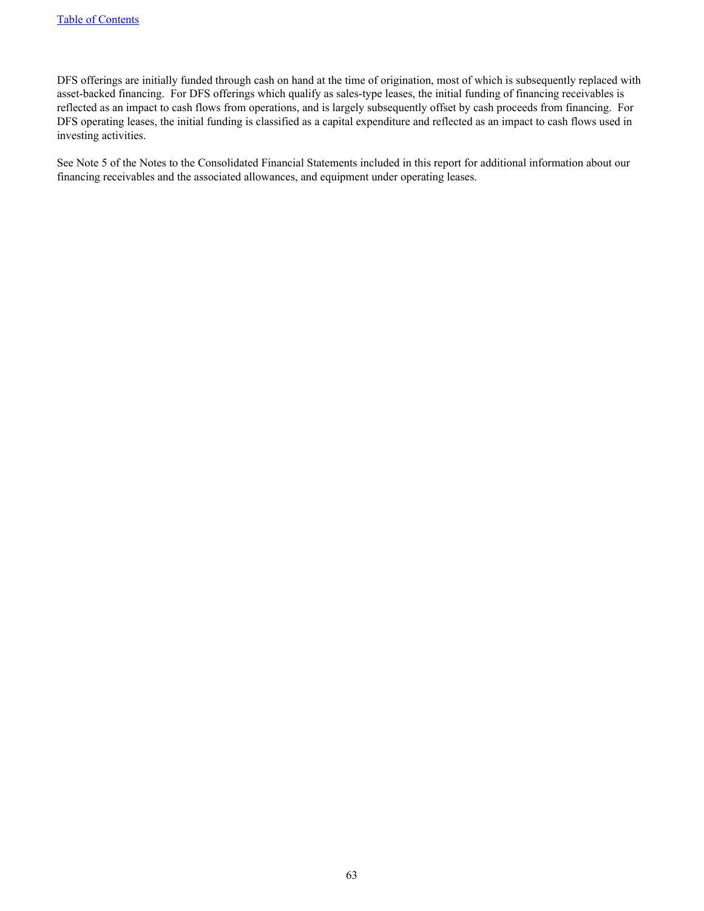DFS offerings are initially funded through cash on hand at the time of origination, most of which is subsequently replaced with asset-backed financing. For DFS offerings which qualify as sales-type leases, the initial funding of financing receivables is reflected as an impact to cash flows from operations, and is largely subsequently offset by cash proceeds from financing. For DFS operating leases, the initial funding is classified as a capital expenditure and reflected as an impact to cash flows used in investing activities.

See Note 5 of the Notes to the Consolidated Financial Statements included in this report for additional information about our financing receivables and the associated allowances, and equipment under operating leases.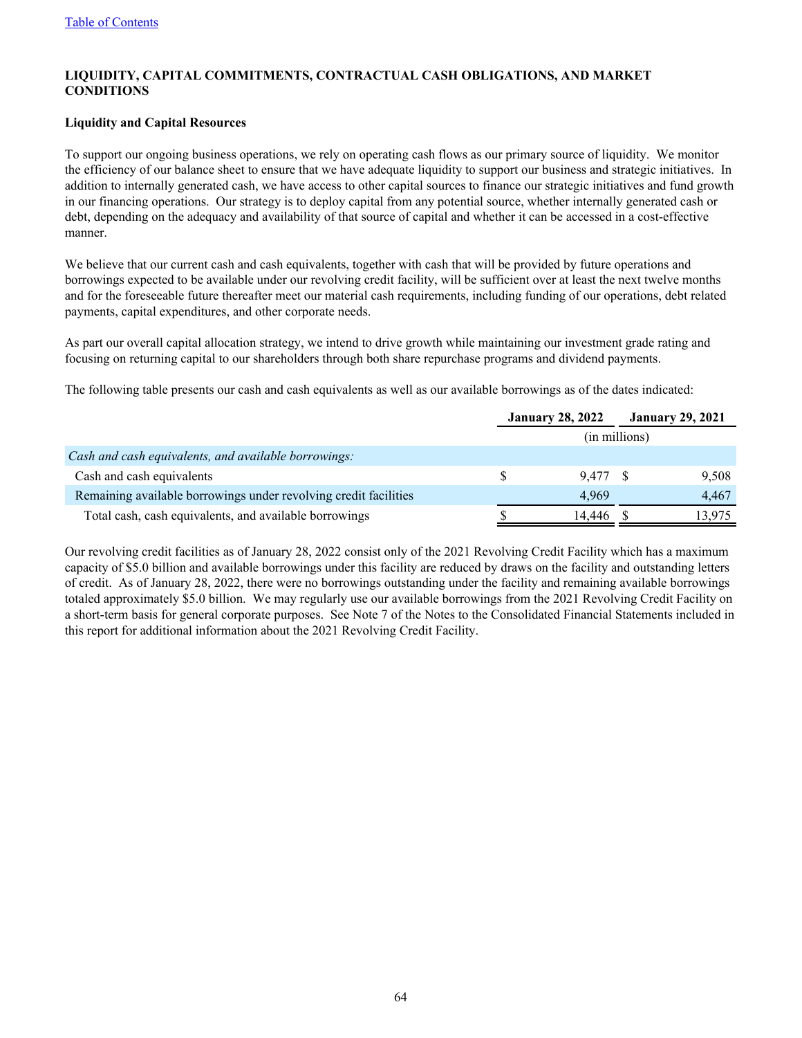[Table of Contents](#)

## LIQUIDITY, CAPITAL COMMITMENTS, CONTRACTUAL CASH OBLIGATIONS, AND MARKET CONDITIONS

### Liquidity and Capital Resources

To support our ongoing business operations, we rely on operating cash flows as our primary source of liquidity. We monitor the efficiency of our balance sheet to ensure that we have adequate liquidity to support our business and strategic initiatives. In addition to internally generated cash, we have access to other capital sources to finance our strategic initiatives and fund growth in our financing operations. Our strategy is to deploy capital from any potential source, whether internally generated cash or debt, depending on the adequacy and availability of that source of capital and whether it can be accessed in a cost-effective manner.

We believe that our current cash and cash equivalents, together with cash that will be provided by future operations and borrowings expected to be available under our revolving credit facility, will be sufficient over at least the next twelve months and for the foreseeable future thereafter meet our material cash requirements, including funding of our operations, debt related payments, capital expenditures, and other corporate needs.

As part our overall capital allocation strategy, we intend to drive growth while maintaining our investment grade rating and focusing on returning capital to our shareholders through both share repurchase programs and dividend payments.

The following table presents our cash and cash equivalents as well as our available borrowings as of the dates indicated:

| | January 28, 2022 | January 29, 2021 |
|---|---|---|
| | (in millions) | |
| *Cash and cash equivalents, and available borrowings:* | | |
| Cash and cash equivalents | $ 9,477 | $ 9,508 |
| Remaining available borrowings under revolving credit facilities | 4,969 | 4,467 |
| Total cash, cash equivalents, and available borrowings | $ 14,446 | $ 13,975 |

Our revolving credit facilities as of January 28, 2022 consist only of the 2021 Revolving Credit Facility which has a maximum capacity of $5.0 billion and available borrowings under this facility are reduced by draws on the facility and outstanding letters of credit. As of January 28, 2022, there were no borrowings outstanding under the facility and remaining available borrowings totaled approximately $5.0 billion. We may regularly use our available borrowings from the 2021 Revolving Credit Facility on a short-term basis for general corporate purposes. See Note 7 of the Notes to the Consolidated Financial Statements included in this report for additional information about the 2021 Revolving Credit Facility.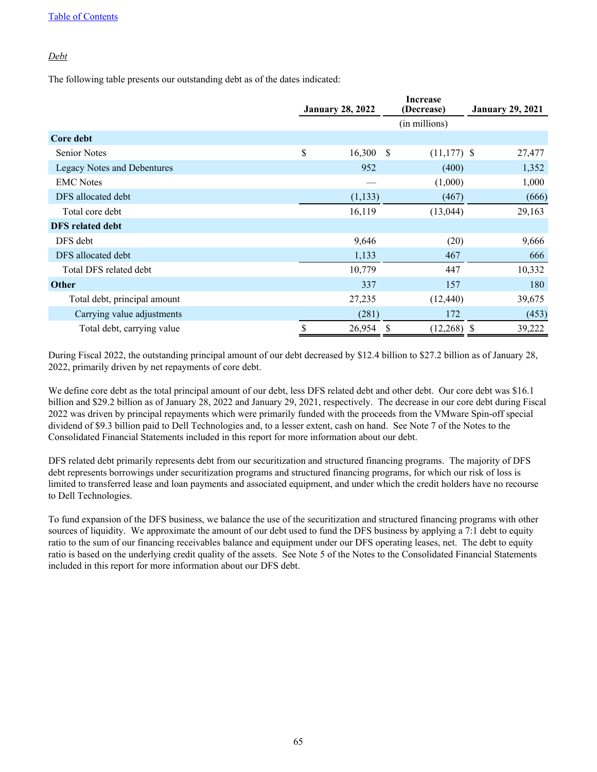*Debt*

The following table presents our outstanding debt as of the dates indicated:

| | January 28, 2022 | Increase (Decrease) | January 29, 2021 |
|---|---|---|---|
| | | (in millions) | |
| **Core debt** | | | |
| Senior Notes | $ 16,300 | $ (11,177) | $ 27,477 |
| Legacy Notes and Debentures | 952 | (400) | 1,352 |
| EMC Notes | — | (1,000) | 1,000 |
| DFS allocated debt | (1,133) | (467) | (666) |
| Total core debt | 16,119 | (13,044) | 29,163 |
| **DFS related debt** | | | |
| DFS debt | 9,646 | (20) | 9,666 |
| DFS allocated debt | 1,133 | 467 | 666 |
| Total DFS related debt | 10,779 | 447 | 10,332 |
| **Other** | 337 | 157 | 180 |
| Total debt, principal amount | 27,235 | (12,440) | 39,675 |
| Carrying value adjustments | (281) | 172 | (453) |
| Total debt, carrying value | $ 26,954 | $ (12,268) | $ 39,222 |

During Fiscal 2022, the outstanding principal amount of our debt decreased by $12.4 billion to $27.2 billion as of January 28, 2022, primarily driven by net repayments of core debt.

We define core debt as the total principal amount of our debt, less DFS related debt and other debt. Our core debt was $16.1 billion and $29.2 billion as of January 28, 2022 and January 29, 2021, respectively. The decrease in our core debt during Fiscal 2022 was driven by principal repayments which were primarily funded with the proceeds from the VMware Spin-off special dividend of $9.3 billion paid to Dell Technologies and, to a lesser extent, cash on hand. See Note 7 of the Notes to the Consolidated Financial Statements included in this report for more information about our debt.

DFS related debt primarily represents debt from our securitization and structured financing programs. The majority of DFS debt represents borrowings under securitization programs and structured financing programs, for which our risk of loss is limited to transferred lease and loan payments and associated equipment, and under which the credit holders have no recourse to Dell Technologies.

To fund expansion of the DFS business, we balance the use of the securitization and structured financing programs with other sources of liquidity. We approximate the amount of our debt used to fund the DFS business by applying a 7:1 debt to equity ratio to the sum of our financing receivables balance and equipment under our DFS operating leases, net. The debt to equity ratio is based on the underlying credit quality of the assets. See Note 5 of the Notes to the Consolidated Financial Statements included in this report for more information about our DFS debt.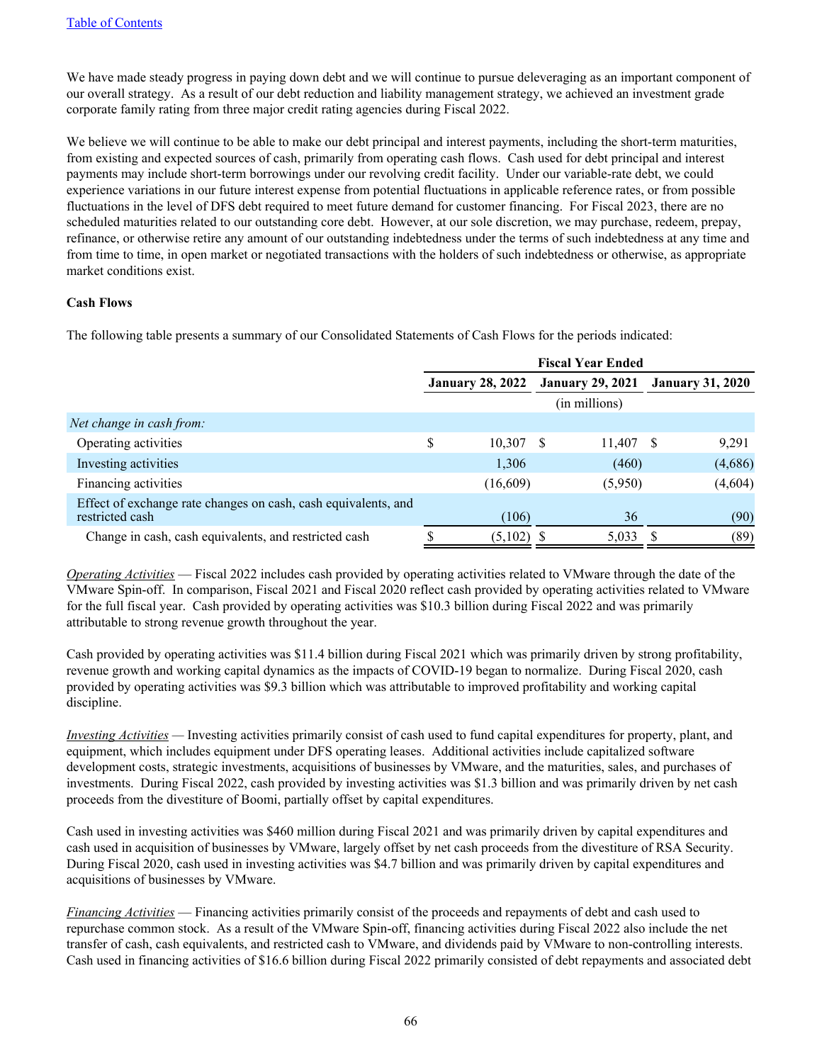We have made steady progress in paying down debt and we will continue to pursue deleveraging as an important component of our overall strategy. As a result of our debt reduction and liability management strategy, we achieved an investment grade corporate family rating from three major credit rating agencies during Fiscal 2022.

We believe we will continue to be able to make our debt principal and interest payments, including the short-term maturities, from existing and expected sources of cash, primarily from operating cash flows. Cash used for debt principal and interest payments may include short-term borrowings under our revolving credit facility. Under our variable-rate debt, we could experience variations in our future interest expense from potential fluctuations in applicable reference rates, or from possible fluctuations in the level of DFS debt required to meet future demand for customer financing. For Fiscal 2023, there are no scheduled maturities related to our outstanding core debt. However, at our sole discretion, we may purchase, redeem, prepay, refinance, or otherwise retire any amount of our outstanding indebtedness under the terms of such indebtedness at any time and from time to time, in open market or negotiated transactions with the holders of such indebtedness or otherwise, as appropriate market conditions exist.

**Cash Flows**

The following table presents a summary of our Consolidated Statements of Cash Flows for the periods indicated:

| | Fiscal Year Ended | | |
|---|---|---|---|
| | **January 28, 2022** | **January 29, 2021** | **January 31, 2020** |
| | | (in millions) | |
| *Net change in cash from:* | | | |
| Operating activities | $ 10,307 | $ 11,407 | $ 9,291 |
| Investing activities | 1,306 | (460) | (4,686) |
| Financing activities | (16,609) | (5,950) | (4,604) |
| Effect of exchange rate changes on cash, cash equivalents, and restricted cash | (106) | 36 | (90) |
| Change in cash, cash equivalents, and restricted cash | $ (5,102) | $ 5,033 | $ (89) |

*Operating Activities* — Fiscal 2022 includes cash provided by operating activities related to VMware through the date of the VMware Spin-off. In comparison, Fiscal 2021 and Fiscal 2020 reflect cash provided by operating activities related to VMware for the full fiscal year. Cash provided by operating activities was $10.3 billion during Fiscal 2022 and was primarily attributable to strong revenue growth throughout the year.

Cash provided by operating activities was $11.4 billion during Fiscal 2021 which was primarily driven by strong profitability, revenue growth and working capital dynamics as the impacts of COVID-19 began to normalize. During Fiscal 2020, cash provided by operating activities was $9.3 billion which was attributable to improved profitability and working capital discipline.

*Investing Activities* — Investing activities primarily consist of cash used to fund capital expenditures for property, plant, and equipment, which includes equipment under DFS operating leases. Additional activities include capitalized software development costs, strategic investments, acquisitions of businesses by VMware, and the maturities, sales, and purchases of investments. During Fiscal 2022, cash provided by investing activities was $1.3 billion and was primarily driven by net cash proceeds from the divestiture of Boomi, partially offset by capital expenditures.

Cash used in investing activities was $460 million during Fiscal 2021 and was primarily driven by capital expenditures and cash used in acquisition of businesses by VMware, largely offset by net cash proceeds from the divestiture of RSA Security. During Fiscal 2020, cash used in investing activities was $4.7 billion and was primarily driven by capital expenditures and acquisitions of businesses by VMware.

*Financing Activities* — Financing activities primarily consist of the proceeds and repayments of debt and cash used to repurchase common stock. As a result of the VMware Spin-off, financing activities during Fiscal 2022 also include the net transfer of cash, cash equivalents, and restricted cash to VMware, and dividends paid by VMware to non-controlling interests. Cash used in financing activities of $16.6 billion during Fiscal 2022 primarily consisted of debt repayments and associated debt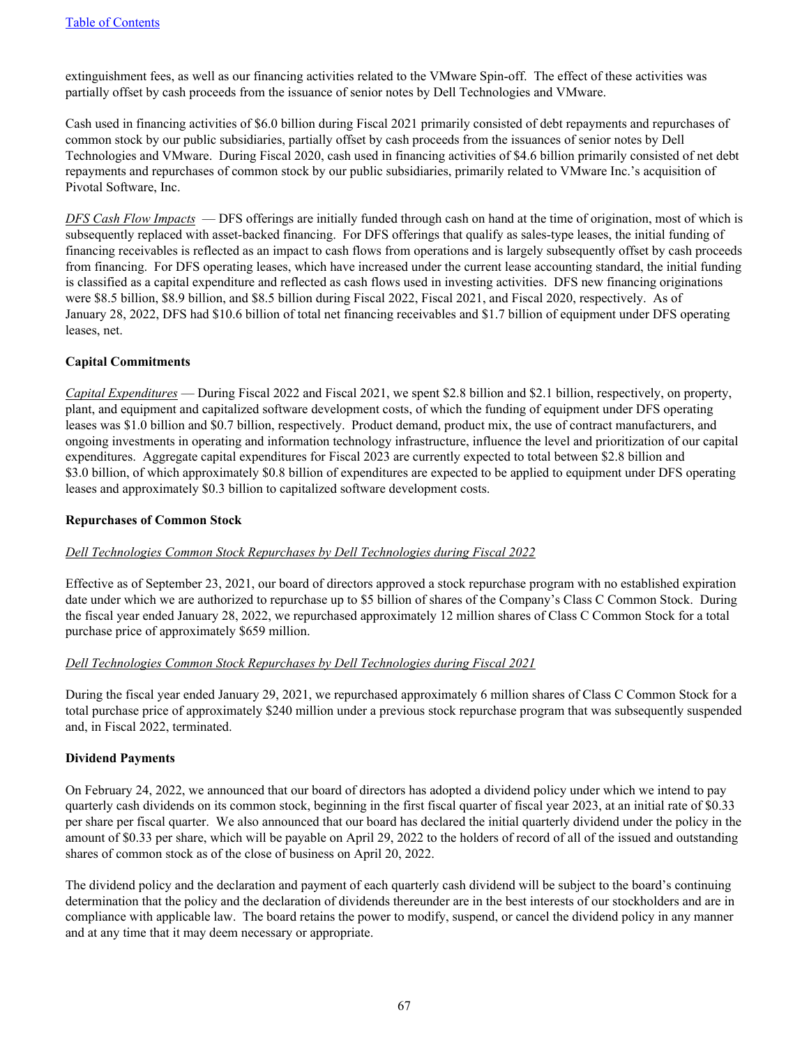extinguishment fees, as well as our financing activities related to the VMware Spin-off. The effect of these activities was partially offset by cash proceeds from the issuance of senior notes by Dell Technologies and VMware.

Cash used in financing activities of $6.0 billion during Fiscal 2021 primarily consisted of debt repayments and repurchases of common stock by our public subsidiaries, partially offset by cash proceeds from the issuances of senior notes by Dell Technologies and VMware. During Fiscal 2020, cash used in financing activities of $4.6 billion primarily consisted of net debt repayments and repurchases of common stock by our public subsidiaries, primarily related to VMware Inc.'s acquisition of Pivotal Software, Inc.

*DFS Cash Flow Impacts* — DFS offerings are initially funded through cash on hand at the time of origination, most of which is subsequently replaced with asset-backed financing. For DFS offerings that qualify as sales-type leases, the initial funding of financing receivables is reflected as an impact to cash flows from operations and is largely subsequently offset by cash proceeds from financing. For DFS operating leases, which have increased under the current lease accounting standard, the initial funding is classified as a capital expenditure and reflected as cash flows used in investing activities. DFS new financing originations were $8.5 billion, $8.9 billion, and $8.5 billion during Fiscal 2022, Fiscal 2021, and Fiscal 2020, respectively. As of January 28, 2022, DFS had $10.6 billion of total net financing receivables and $1.7 billion of equipment under DFS operating leases, net.

**Capital Commitments**

*Capital Expenditures* — During Fiscal 2022 and Fiscal 2021, we spent $2.8 billion and $2.1 billion, respectively, on property, plant, and equipment and capitalized software development costs, of which the funding of equipment under DFS operating leases was $1.0 billion and $0.7 billion, respectively. Product demand, product mix, the use of contract manufacturers, and ongoing investments in operating and information technology infrastructure, influence the level and prioritization of our capital expenditures. Aggregate capital expenditures for Fiscal 2023 are currently expected to total between $2.8 billion and $3.0 billion, of which approximately $0.8 billion of expenditures are expected to be applied to equipment under DFS operating leases and approximately $0.3 billion to capitalized software development costs.

**Repurchases of Common Stock**

*Dell Technologies Common Stock Repurchases by Dell Technologies during Fiscal 2022*

Effective as of September 23, 2021, our board of directors approved a stock repurchase program with no established expiration date under which we are authorized to repurchase up to $5 billion of shares of the Company's Class C Common Stock. During the fiscal year ended January 28, 2022, we repurchased approximately 12 million shares of Class C Common Stock for a total purchase price of approximately $659 million.

*Dell Technologies Common Stock Repurchases by Dell Technologies during Fiscal 2021*

During the fiscal year ended January 29, 2021, we repurchased approximately 6 million shares of Class C Common Stock for a total purchase price of approximately $240 million under a previous stock repurchase program that was subsequently suspended and, in Fiscal 2022, terminated.

**Dividend Payments**

On February 24, 2022, we announced that our board of directors has adopted a dividend policy under which we intend to pay quarterly cash dividends on its common stock, beginning in the first fiscal quarter of fiscal year 2023, at an initial rate of $0.33 per share per fiscal quarter. We also announced that our board has declared the initial quarterly dividend under the policy in the amount of $0.33 per share, which will be payable on April 29, 2022 to the holders of record of all of the issued and outstanding shares of common stock as of the close of business on April 20, 2022.

The dividend policy and the declaration and payment of each quarterly cash dividend will be subject to the board's continuing determination that the policy and the declaration of dividends thereunder are in the best interests of our stockholders and are in compliance with applicable law. The board retains the power to modify, suspend, or cancel the dividend policy in any manner and at any time that it may deem necessary or appropriate.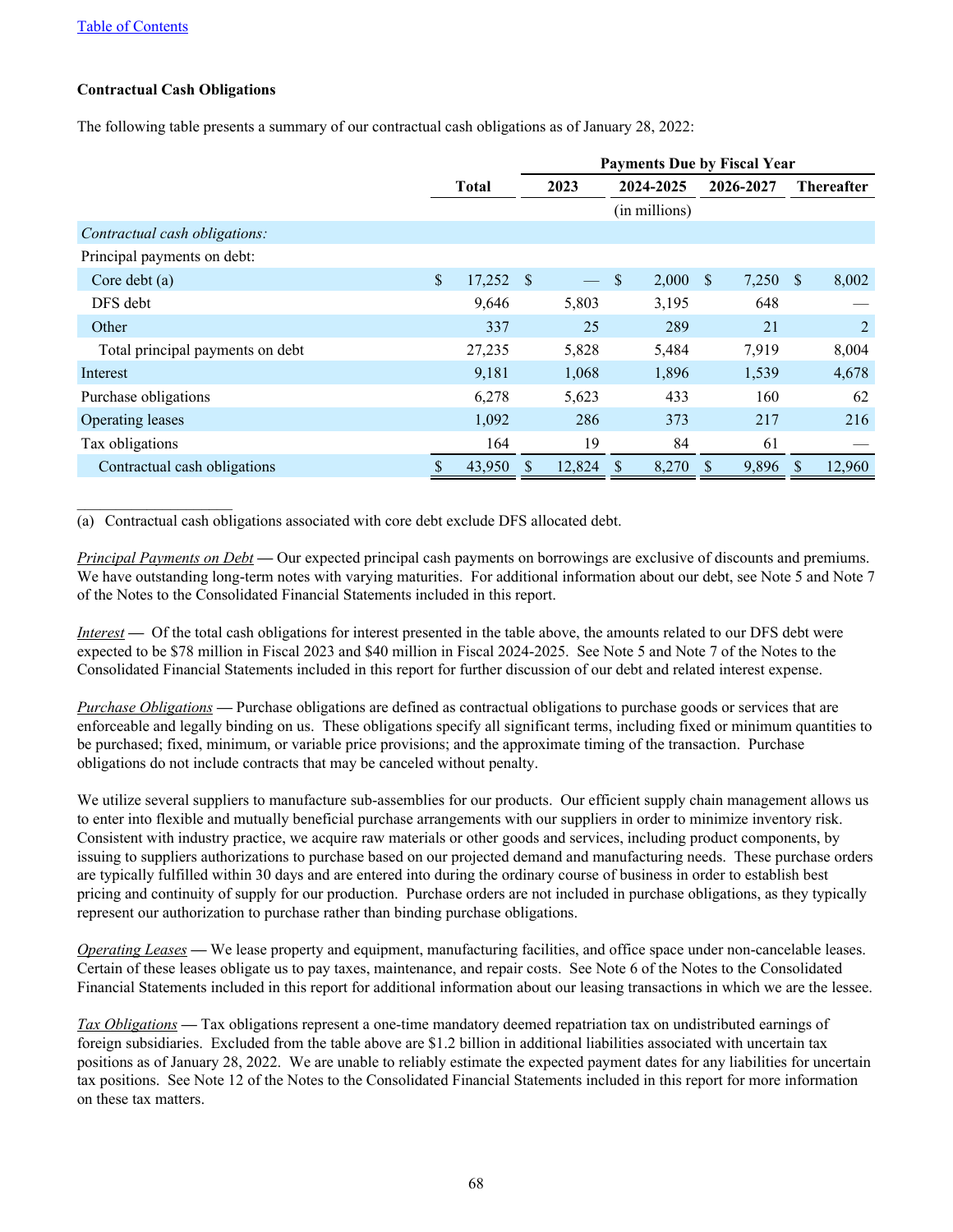[Table of Contents](#)

**Contractual Cash Obligations**

The following table presents a summary of our contractual cash obligations as of January 28, 2022:

| | Total | Payments Due by Fiscal Year | | | |
|---|---|---|---|---|---|
| | | 2023 | 2024-2025 | 2026-2027 | Thereafter |
| | | | (in millions) | | |
| *Contractual cash obligations:* | | | | | |
| Principal payments on debt: | | | | | |
| Core debt (a) | $ 17,252 | $ — | $ 2,000 | $ 7,250 | $ 8,002 |
| DFS debt | 9,646 | 5,803 | 3,195 | 648 | — |
| Other | 337 | 25 | 289 | 21 | 2 |
| Total principal payments on debt | 27,235 | 5,828 | 5,484 | 7,919 | 8,004 |
| Interest | 9,181 | 1,068 | 1,896 | 1,539 | 4,678 |
| Purchase obligations | 6,278 | 5,623 | 433 | 160 | 62 |
| Operating leases | 1,092 | 286 | 373 | 217 | 216 |
| Tax obligations | 164 | 19 | 84 | 61 | — |
| Contractual cash obligations | $ 43,950 | $ 12,824 | $ 8,270 | $ 9,896 | $ 12,960 |

(a) Contractual cash obligations associated with core debt exclude DFS allocated debt.

*Principal Payments on Debt* — Our expected principal cash payments on borrowings are exclusive of discounts and premiums. We have outstanding long-term notes with varying maturities. For additional information about our debt, see Note 5 and Note 7 of the Notes to the Consolidated Financial Statements included in this report.

*Interest* — Of the total cash obligations for interest presented in the table above, the amounts related to our DFS debt were expected to be $78 million in Fiscal 2023 and $40 million in Fiscal 2024-2025. See Note 5 and Note 7 of the Notes to the Consolidated Financial Statements included in this report for further discussion of our debt and related interest expense.

*Purchase Obligations* — Purchase obligations are defined as contractual obligations to purchase goods or services that are enforceable and legally binding on us. These obligations specify all significant terms, including fixed or minimum quantities to be purchased; fixed, minimum, or variable price provisions; and the approximate timing of the transaction. Purchase obligations do not include contracts that may be canceled without penalty.

We utilize several suppliers to manufacture sub-assemblies for our products. Our efficient supply chain management allows us to enter into flexible and mutually beneficial purchase arrangements with our suppliers in order to minimize inventory risk. Consistent with industry practice, we acquire raw materials or other goods and services, including product components, by issuing to suppliers authorizations to purchase based on our projected demand and manufacturing needs. These purchase orders are typically fulfilled within 30 days and are entered into during the ordinary course of business in order to establish best pricing and continuity of supply for our production. Purchase orders are not included in purchase obligations, as they typically represent our authorization to purchase rather than binding purchase obligations.

*Operating Leases* — We lease property and equipment, manufacturing facilities, and office space under non-cancelable leases. Certain of these leases obligate us to pay taxes, maintenance, and repair costs. See Note 6 of the Notes to the Consolidated Financial Statements included in this report for additional information about our leasing transactions in which we are the lessee.

*Tax Obligations* — Tax obligations represent a one-time mandatory deemed repatriation tax on undistributed earnings of foreign subsidiaries. Excluded from the table above are $1.2 billion in additional liabilities associated with uncertain tax positions as of January 28, 2022. We are unable to reliably estimate the expected payment dates for any liabilities for uncertain tax positions. See Note 12 of the Notes to the Consolidated Financial Statements included in this report for more information on these tax matters.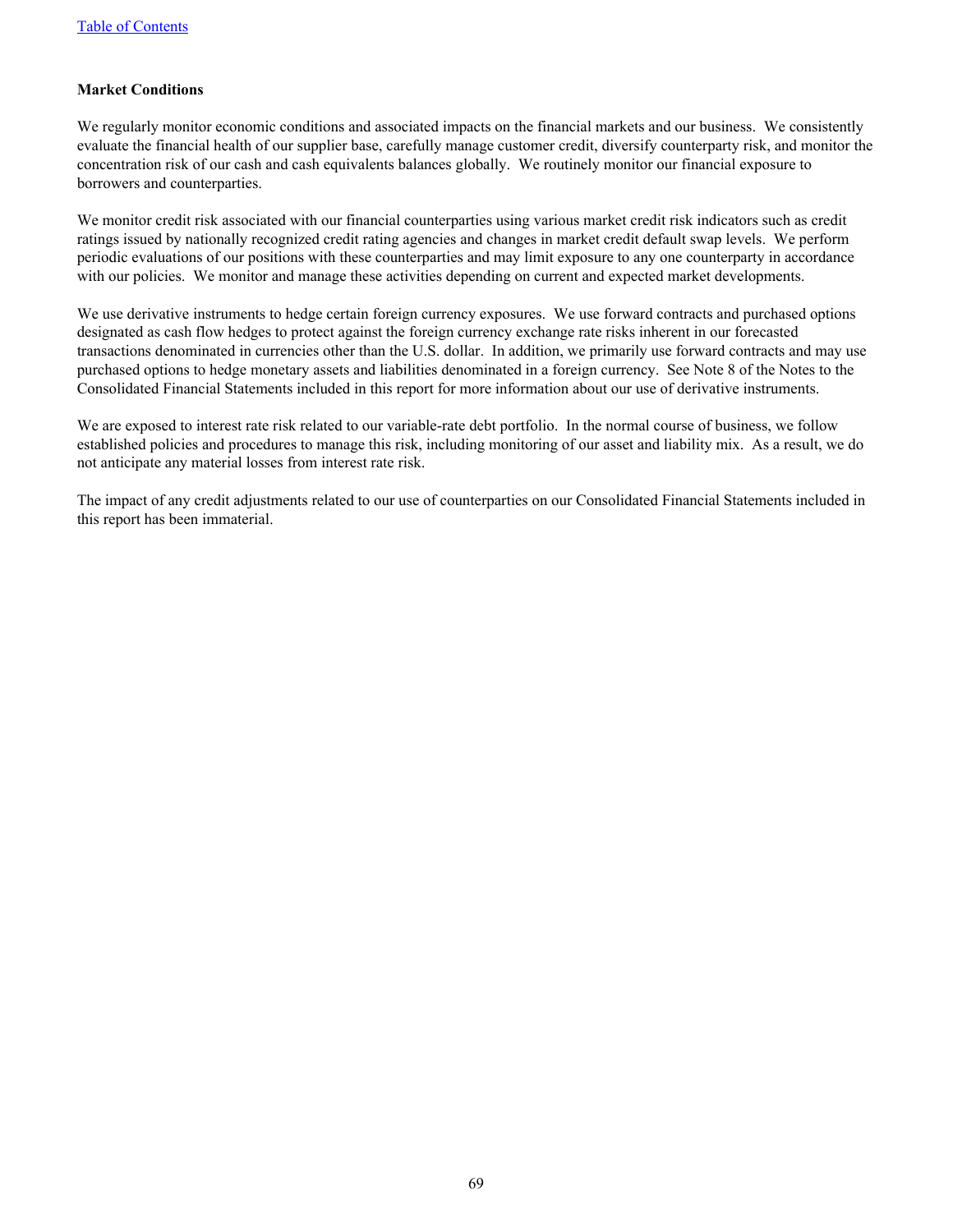**Market Conditions**

We regularly monitor economic conditions and associated impacts on the financial markets and our business. We consistently evaluate the financial health of our supplier base, carefully manage customer credit, diversify counterparty risk, and monitor the concentration risk of our cash and cash equivalents balances globally. We routinely monitor our financial exposure to borrowers and counterparties.

We monitor credit risk associated with our financial counterparties using various market credit risk indicators such as credit ratings issued by nationally recognized credit rating agencies and changes in market credit default swap levels. We perform periodic evaluations of our positions with these counterparties and may limit exposure to any one counterparty in accordance with our policies. We monitor and manage these activities depending on current and expected market developments.

We use derivative instruments to hedge certain foreign currency exposures. We use forward contracts and purchased options designated as cash flow hedges to protect against the foreign currency exchange rate risks inherent in our forecasted transactions denominated in currencies other than the U.S. dollar. In addition, we primarily use forward contracts and may use purchased options to hedge monetary assets and liabilities denominated in a foreign currency. See Note 8 of the Notes to the Consolidated Financial Statements included in this report for more information about our use of derivative instruments.

We are exposed to interest rate risk related to our variable-rate debt portfolio. In the normal course of business, we follow established policies and procedures to manage this risk, including monitoring of our asset and liability mix. As a result, we do not anticipate any material losses from interest rate risk.

The impact of any credit adjustments related to our use of counterparties on our Consolidated Financial Statements included in this report has been immaterial.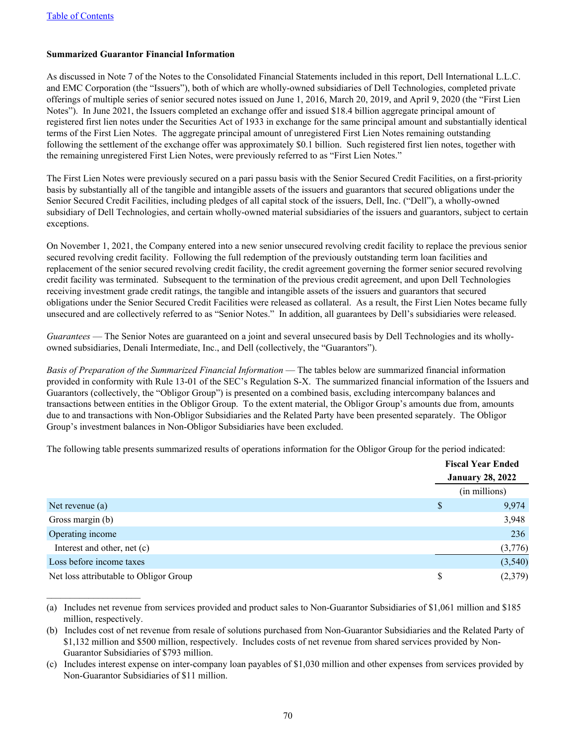### Summarized Guarantor Financial Information

As discussed in Note 7 of the Notes to the Consolidated Financial Statements included in this report, Dell International L.L.C. and EMC Corporation (the "Issuers"), both of which are wholly-owned subsidiaries of Dell Technologies, completed private offerings of multiple series of senior secured notes issued on June 1, 2016, March 20, 2019, and April 9, 2020 (the "First Lien Notes"). In June 2021, the Issuers completed an exchange offer and issued $18.4 billion aggregate principal amount of registered first lien notes under the Securities Act of 1933 in exchange for the same principal amount and substantially identical terms of the First Lien Notes. The aggregate principal amount of unregistered First Lien Notes remaining outstanding following the settlement of the exchange offer was approximately $0.1 billion. Such registered first lien notes, together with the remaining unregistered First Lien Notes, were previously referred to as "First Lien Notes."

The First Lien Notes were previously secured on a pari passu basis with the Senior Secured Credit Facilities, on a first-priority basis by substantially all of the tangible and intangible assets of the issuers and guarantors that secured obligations under the Senior Secured Credit Facilities, including pledges of all capital stock of the issuers, Dell, Inc. ("Dell"), a wholly-owned subsidiary of Dell Technologies, and certain wholly-owned material subsidiaries of the issuers and guarantors, subject to certain exceptions.

On November 1, 2021, the Company entered into a new senior unsecured revolving credit facility to replace the previous senior secured revolving credit facility. Following the full redemption of the previously outstanding term loan facilities and replacement of the senior secured revolving credit facility, the credit agreement governing the former senior secured revolving credit facility was terminated. Subsequent to the termination of the previous credit agreement, and upon Dell Technologies receiving investment grade credit ratings, the tangible and intangible assets of the issuers and guarantors that secured obligations under the Senior Secured Credit Facilities were released as collateral. As a result, the First Lien Notes became fully unsecured and are collectively referred to as "Senior Notes." In addition, all guarantees by Dell's subsidiaries were released.

*Guarantees* — The Senior Notes are guaranteed on a joint and several unsecured basis by Dell Technologies and its wholly-owned subsidiaries, Denali Intermediate, Inc., and Dell (collectively, the "Guarantors").

*Basis of Preparation of the Summarized Financial Information* — The tables below are summarized financial information provided in conformity with Rule 13-01 of the SEC's Regulation S-X. The summarized financial information of the Issuers and Guarantors (collectively, the "Obligor Group") is presented on a combined basis, excluding intercompany balances and transactions between entities in the Obligor Group. To the extent material, the Obligor Group's amounts due from, amounts due to and transactions with Non-Obligor Subsidiaries and the Related Party have been presented separately. The Obligor Group's investment balances in Non-Obligor Subsidiaries have been excluded.

The following table presents summarized results of operations information for the Obligor Group for the period indicated:

| | Fiscal Year Ended January 28, 2022 |
|---|---|
| | (in millions) |
| Net revenue (a) | $ 9,974 |
| Gross margin (b) | 3,948 |
| Operating income | 236 |
| Interest and other, net (c) | (3,776) |
| Loss before income taxes | (3,540) |
| Net loss attributable to Obligor Group | $ (2,379) |

(a) Includes net revenue from services provided and product sales to Non-Guarantor Subsidiaries of $1,061 million and $185 million, respectively.

(b) Includes cost of net revenue from resale of solutions purchased from Non-Guarantor Subsidiaries and the Related Party of $1,132 million and $500 million, respectively. Includes costs of net revenue from shared services provided by Non-Guarantor Subsidiaries of $793 million.

(c) Includes interest expense on inter-company loan payables of $1,030 million and other expenses from services provided by Non-Guarantor Subsidiaries of $11 million.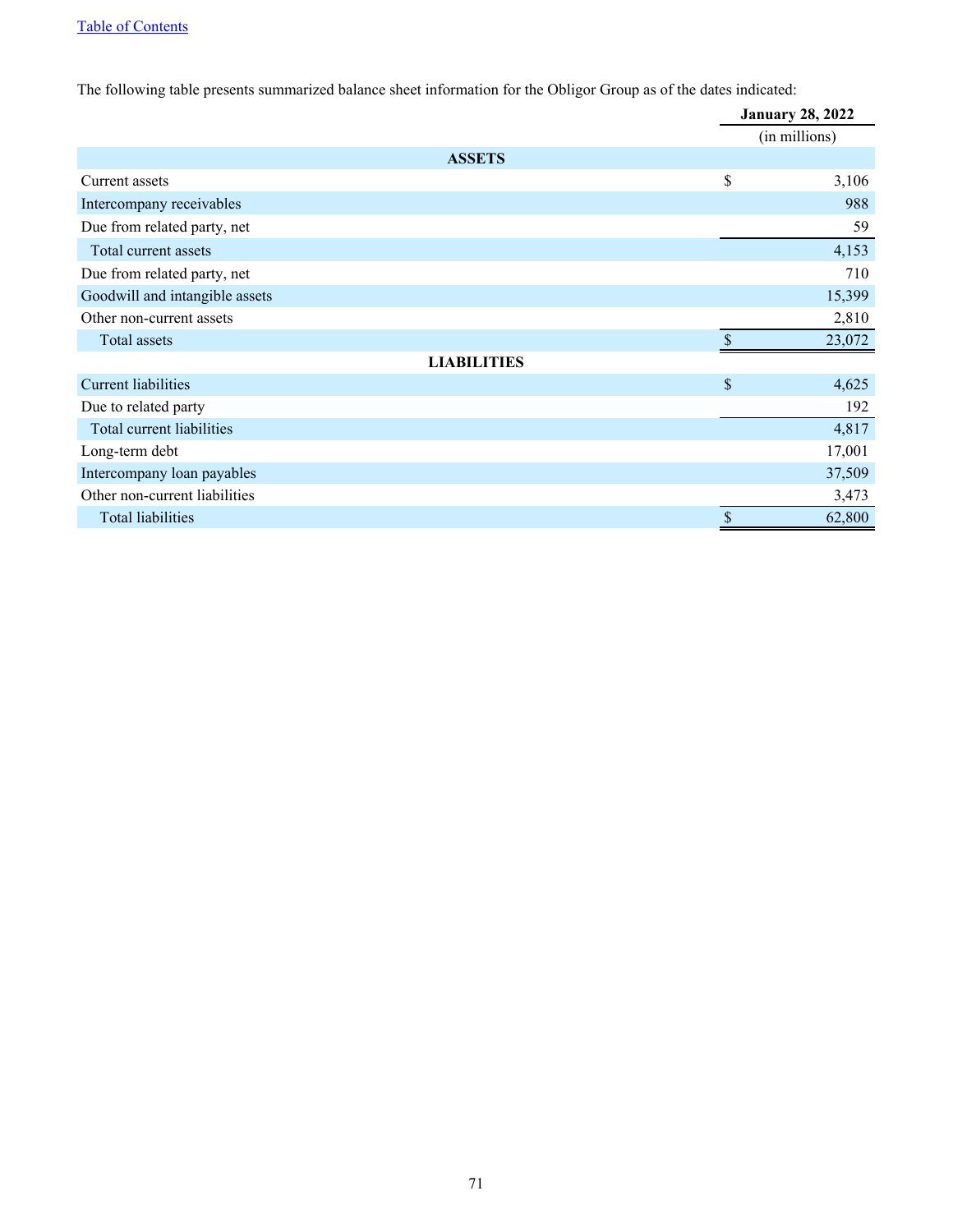The following table presents summarized balance sheet information for the Obligor Group as of the dates indicated:

| | January 28, 2022 |
|---|---|
| | (in millions) |
| **ASSETS** | |
| Current assets | $ 3,106 |
| Intercompany receivables | 988 |
| Due from related party, net | 59 |
| Total current assets | 4,153 |
| Due from related party, net | 710 |
| Goodwill and intangible assets | 15,399 |
| Other non-current assets | 2,810 |
| Total assets | $ 23,072 |
| **LIABILITIES** | |
| Current liabilities | $ 4,625 |
| Due to related party | 192 |
| Total current liabilities | 4,817 |
| Long-term debt | 17,001 |
| Intercompany loan payables | 37,509 |
| Other non-current liabilities | 3,473 |
| Total liabilities | $ 62,800 |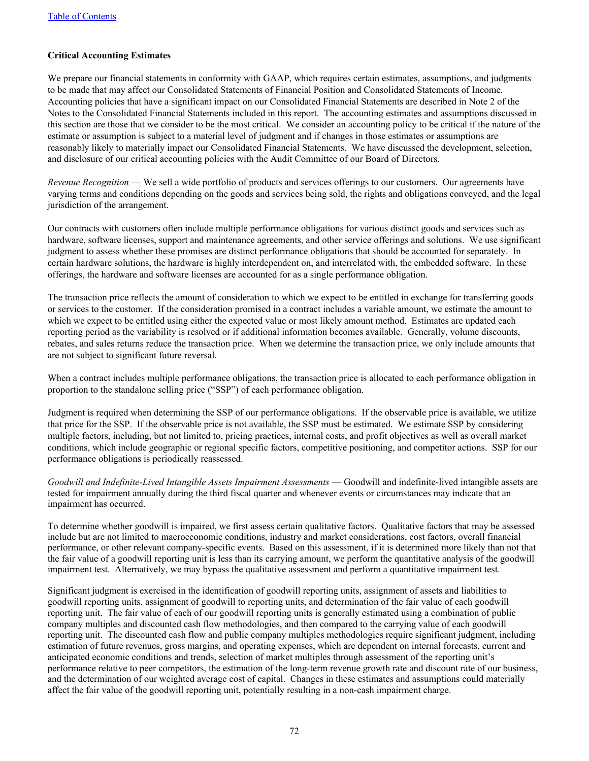**Critical Accounting Estimates**

We prepare our financial statements in conformity with GAAP, which requires certain estimates, assumptions, and judgments to be made that may affect our Consolidated Statements of Financial Position and Consolidated Statements of Income. Accounting policies that have a significant impact on our Consolidated Financial Statements are described in Note 2 of the Notes to the Consolidated Financial Statements included in this report. The accounting estimates and assumptions discussed in this section are those that we consider to be the most critical. We consider an accounting policy to be critical if the nature of the estimate or assumption is subject to a material level of judgment and if changes in those estimates or assumptions are reasonably likely to materially impact our Consolidated Financial Statements. We have discussed the development, selection, and disclosure of our critical accounting policies with the Audit Committee of our Board of Directors.

*Revenue Recognition* — We sell a wide portfolio of products and services offerings to our customers. Our agreements have varying terms and conditions depending on the goods and services being sold, the rights and obligations conveyed, and the legal jurisdiction of the arrangement.

Our contracts with customers often include multiple performance obligations for various distinct goods and services such as hardware, software licenses, support and maintenance agreements, and other service offerings and solutions. We use significant judgment to assess whether these promises are distinct performance obligations that should be accounted for separately. In certain hardware solutions, the hardware is highly interdependent on, and interrelated with, the embedded software. In these offerings, the hardware and software licenses are accounted for as a single performance obligation.

The transaction price reflects the amount of consideration to which we expect to be entitled in exchange for transferring goods or services to the customer. If the consideration promised in a contract includes a variable amount, we estimate the amount to which we expect to be entitled using either the expected value or most likely amount method. Estimates are updated each reporting period as the variability is resolved or if additional information becomes available. Generally, volume discounts, rebates, and sales returns reduce the transaction price. When we determine the transaction price, we only include amounts that are not subject to significant future reversal.

When a contract includes multiple performance obligations, the transaction price is allocated to each performance obligation in proportion to the standalone selling price ("SSP") of each performance obligation.

Judgment is required when determining the SSP of our performance obligations. If the observable price is available, we utilize that price for the SSP. If the observable price is not available, the SSP must be estimated. We estimate SSP by considering multiple factors, including, but not limited to, pricing practices, internal costs, and profit objectives as well as overall market conditions, which include geographic or regional specific factors, competitive positioning, and competitor actions. SSP for our performance obligations is periodically reassessed.

*Goodwill and Indefinite-Lived Intangible Assets Impairment Assessments* — Goodwill and indefinite-lived intangible assets are tested for impairment annually during the third fiscal quarter and whenever events or circumstances may indicate that an impairment has occurred.

To determine whether goodwill is impaired, we first assess certain qualitative factors. Qualitative factors that may be assessed include but are not limited to macroeconomic conditions, industry and market considerations, cost factors, overall financial performance, or other relevant company-specific events. Based on this assessment, if it is determined more likely than not that the fair value of a goodwill reporting unit is less than its carrying amount, we perform the quantitative analysis of the goodwill impairment test. Alternatively, we may bypass the qualitative assessment and perform a quantitative impairment test.

Significant judgment is exercised in the identification of goodwill reporting units, assignment of assets and liabilities to goodwill reporting units, assignment of goodwill to reporting units, and determination of the fair value of each goodwill reporting unit. The fair value of each of our goodwill reporting units is generally estimated using a combination of public company multiples and discounted cash flow methodologies, and then compared to the carrying value of each goodwill reporting unit. The discounted cash flow and public company multiples methodologies require significant judgment, including estimation of future revenues, gross margins, and operating expenses, which are dependent on internal forecasts, current and anticipated economic conditions and trends, selection of market multiples through assessment of the reporting unit's performance relative to peer competitors, the estimation of the long-term revenue growth rate and discount rate of our business, and the determination of our weighted average cost of capital. Changes in these estimates and assumptions could materially affect the fair value of the goodwill reporting unit, potentially resulting in a non-cash impairment charge.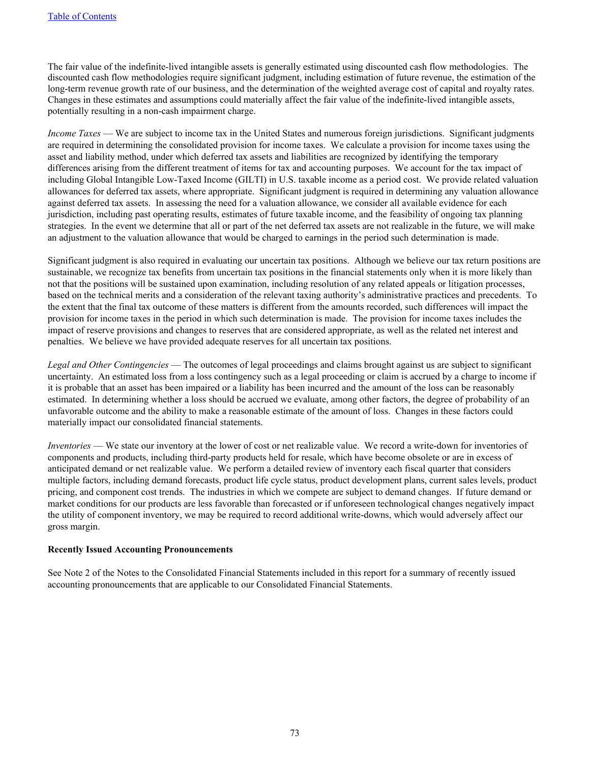The fair value of the indefinite-lived intangible assets is generally estimated using discounted cash flow methodologies. The discounted cash flow methodologies require significant judgment, including estimation of future revenue, the estimation of the long-term revenue growth rate of our business, and the determination of the weighted average cost of capital and royalty rates. Changes in these estimates and assumptions could materially affect the fair value of the indefinite-lived intangible assets, potentially resulting in a non-cash impairment charge.

*Income Taxes* — We are subject to income tax in the United States and numerous foreign jurisdictions. Significant judgments are required in determining the consolidated provision for income taxes. We calculate a provision for income taxes using the asset and liability method, under which deferred tax assets and liabilities are recognized by identifying the temporary differences arising from the different treatment of items for tax and accounting purposes. We account for the tax impact of including Global Intangible Low-Taxed Income (GILTI) in U.S. taxable income as a period cost. We provide related valuation allowances for deferred tax assets, where appropriate. Significant judgment is required in determining any valuation allowance against deferred tax assets. In assessing the need for a valuation allowance, we consider all available evidence for each jurisdiction, including past operating results, estimates of future taxable income, and the feasibility of ongoing tax planning strategies. In the event we determine that all or part of the net deferred tax assets are not realizable in the future, we will make an adjustment to the valuation allowance that would be charged to earnings in the period such determination is made.

Significant judgment is also required in evaluating our uncertain tax positions. Although we believe our tax return positions are sustainable, we recognize tax benefits from uncertain tax positions in the financial statements only when it is more likely than not that the positions will be sustained upon examination, including resolution of any related appeals or litigation processes, based on the technical merits and a consideration of the relevant taxing authority's administrative practices and precedents. To the extent that the final tax outcome of these matters is different from the amounts recorded, such differences will impact the provision for income taxes in the period in which such determination is made. The provision for income taxes includes the impact of reserve provisions and changes to reserves that are considered appropriate, as well as the related net interest and penalties. We believe we have provided adequate reserves for all uncertain tax positions.

*Legal and Other Contingencies* — The outcomes of legal proceedings and claims brought against us are subject to significant uncertainty. An estimated loss from a loss contingency such as a legal proceeding or claim is accrued by a charge to income if it is probable that an asset has been impaired or a liability has been incurred and the amount of the loss can be reasonably estimated. In determining whether a loss should be accrued we evaluate, among other factors, the degree of probability of an unfavorable outcome and the ability to make a reasonable estimate of the amount of loss. Changes in these factors could materially impact our consolidated financial statements.

*Inventories* — We state our inventory at the lower of cost or net realizable value. We record a write-down for inventories of components and products, including third-party products held for resale, which have become obsolete or are in excess of anticipated demand or net realizable value. We perform a detailed review of inventory each fiscal quarter that considers multiple factors, including demand forecasts, product life cycle status, product development plans, current sales levels, product pricing, and component cost trends. The industries in which we compete are subject to demand changes. If future demand or market conditions for our products are less favorable than forecasted or if unforeseen technological changes negatively impact the utility of component inventory, we may be required to record additional write-downs, which would adversely affect our gross margin.

**Recently Issued Accounting Pronouncements**

See Note 2 of the Notes to the Consolidated Financial Statements included in this report for a summary of recently issued accounting pronouncements that are applicable to our Consolidated Financial Statements.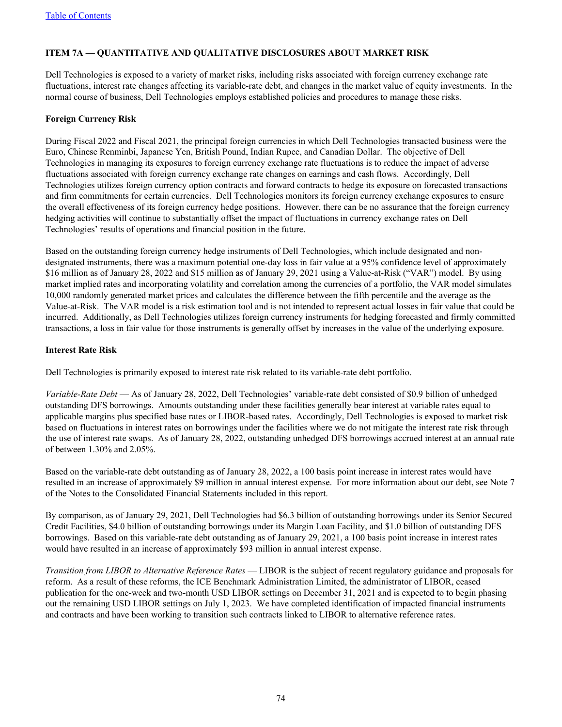[Table of Contents](#)

## ITEM 7A — QUANTITATIVE AND QUALITATIVE DISCLOSURES ABOUT MARKET RISK

Dell Technologies is exposed to a variety of market risks, including risks associated with foreign currency exchange rate fluctuations, interest rate changes affecting its variable-rate debt, and changes in the market value of equity investments. In the normal course of business, Dell Technologies employs established policies and procedures to manage these risks.

### Foreign Currency Risk

During Fiscal 2022 and Fiscal 2021, the principal foreign currencies in which Dell Technologies transacted business were the Euro, Chinese Renminbi, Japanese Yen, British Pound, Indian Rupee, and Canadian Dollar. The objective of Dell Technologies in managing its exposures to foreign currency exchange rate fluctuations is to reduce the impact of adverse fluctuations associated with foreign currency exchange rate changes on earnings and cash flows. Accordingly, Dell Technologies utilizes foreign currency option contracts and forward contracts to hedge its exposure on forecasted transactions and firm commitments for certain currencies. Dell Technologies monitors its foreign currency exchange exposures to ensure the overall effectiveness of its foreign currency hedge positions. However, there can be no assurance that the foreign currency hedging activities will continue to substantially offset the impact of fluctuations in currency exchange rates on Dell Technologies' results of operations and financial position in the future.

Based on the outstanding foreign currency hedge instruments of Dell Technologies, which include designated and non-designated instruments, there was a maximum potential one-day loss in fair value at a 95% confidence level of approximately $16 million as of January 28, 2022 and $15 million as of January 29, 2021 using a Value-at-Risk ("VAR") model. By using market implied rates and incorporating volatility and correlation among the currencies of a portfolio, the VAR model simulates 10,000 randomly generated market prices and calculates the difference between the fifth percentile and the average as the Value-at-Risk. The VAR model is a risk estimation tool and is not intended to represent actual losses in fair value that could be incurred. Additionally, as Dell Technologies utilizes foreign currency instruments for hedging forecasted and firmly committed transactions, a loss in fair value for those instruments is generally offset by increases in the value of the underlying exposure.

### Interest Rate Risk

Dell Technologies is primarily exposed to interest rate risk related to its variable-rate debt portfolio.

*Variable-Rate Debt* — As of January 28, 2022, Dell Technologies' variable-rate debt consisted of $0.9 billion of unhedged outstanding DFS borrowings. Amounts outstanding under these facilities generally bear interest at variable rates equal to applicable margins plus specified base rates or LIBOR-based rates. Accordingly, Dell Technologies is exposed to market risk based on fluctuations in interest rates on borrowings under the facilities where we do not mitigate the interest rate risk through the use of interest rate swaps. As of January 28, 2022, outstanding unhedged DFS borrowings accrued interest at an annual rate of between 1.30% and 2.05%.

Based on the variable-rate debt outstanding as of January 28, 2022, a 100 basis point increase in interest rates would have resulted in an increase of approximately $9 million in annual interest expense. For more information about our debt, see Note 7 of the Notes to the Consolidated Financial Statements included in this report.

By comparison, as of January 29, 2021, Dell Technologies had $6.3 billion of outstanding borrowings under its Senior Secured Credit Facilities, $4.0 billion of outstanding borrowings under its Margin Loan Facility, and $1.0 billion of outstanding DFS borrowings. Based on this variable-rate debt outstanding as of January 29, 2021, a 100 basis point increase in interest rates would have resulted in an increase of approximately $93 million in annual interest expense.

*Transition from LIBOR to Alternative Reference Rates* — LIBOR is the subject of recent regulatory guidance and proposals for reform. As a result of these reforms, the ICE Benchmark Administration Limited, the administrator of LIBOR, ceased publication for the one-week and two-month USD LIBOR settings on December 31, 2021 and is expected to to begin phasing out the remaining USD LIBOR settings on July 1, 2023. We have completed identification of impacted financial instruments and contracts and have been working to transition such contracts linked to LIBOR to alternative reference rates.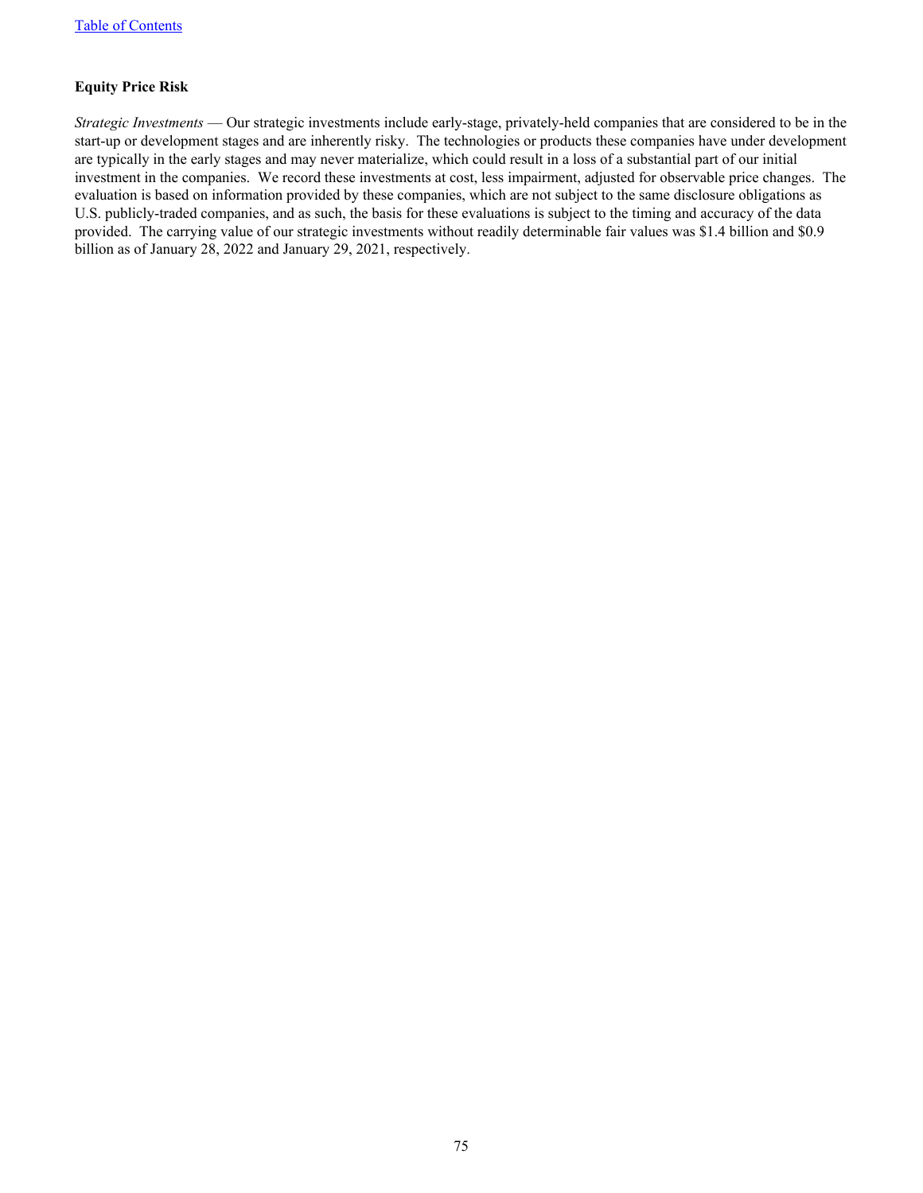### Equity Price Risk

*Strategic Investments* — Our strategic investments include early-stage, privately-held companies that are considered to be in the start-up or development stages and are inherently risky. The technologies or products these companies have under development are typically in the early stages and may never materialize, which could result in a loss of a substantial part of our initial investment in the companies. We record these investments at cost, less impairment, adjusted for observable price changes. The evaluation is based on information provided by these companies, which are not subject to the same disclosure obligations as U.S. publicly-traded companies, and as such, the basis for these evaluations is subject to the timing and accuracy of the data provided. The carrying value of our strategic investments without readily determinable fair values was $1.4 billion and $0.9 billion as of January 28, 2022 and January 29, 2021, respectively.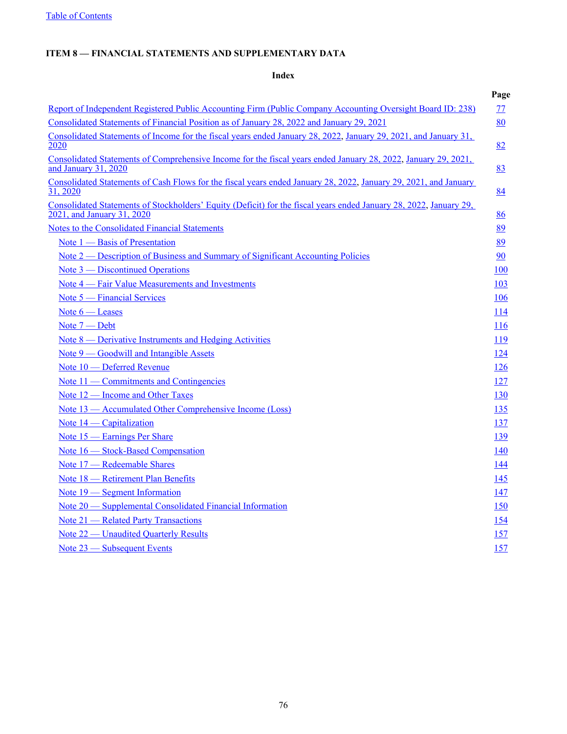## ITEM 8 — FINANCIAL STATEMENTS AND SUPPLEMENTARY DATA

### Index

| | Page |
|---|---|
| Report of Independent Registered Public Accounting Firm (Public Company Accounting Oversight Board ID: 238) | 77 |
| Consolidated Statements of Financial Position as of January 28, 2022 and January 29, 2021 | 80 |
| Consolidated Statements of Income for the fiscal years ended January 28, 2022, January 29, 2021, and January 31, 2020 | 82 |
| Consolidated Statements of Comprehensive Income for the fiscal years ended January 28, 2022, January 29, 2021, and January 31, 2020 | 83 |
| Consolidated Statements of Cash Flows for the fiscal years ended January 28, 2022, January 29, 2021, and January 31, 2020 | 84 |
| Consolidated Statements of Stockholders' Equity (Deficit) for the fiscal years ended January 28, 2022, January 29, 2021, and January 31, 2020 | 86 |
| Notes to the Consolidated Financial Statements | 89 |
| Note 1 — Basis of Presentation | 89 |
| Note 2 — Description of Business and Summary of Significant Accounting Policies | 90 |
| Note 3 — Discontinued Operations | 100 |
| Note 4 — Fair Value Measurements and Investments | 103 |
| Note 5 — Financial Services | 106 |
| Note 6 — Leases | 114 |
| Note 7 — Debt | 116 |
| Note 8 — Derivative Instruments and Hedging Activities | 119 |
| Note 9 — Goodwill and Intangible Assets | 124 |
| Note 10 — Deferred Revenue | 126 |
| Note 11 — Commitments and Contingencies | 127 |
| Note 12 — Income and Other Taxes | 130 |
| Note 13 — Accumulated Other Comprehensive Income (Loss) | 135 |
| Note 14 — Capitalization | 137 |
| Note 15 — Earnings Per Share | 139 |
| Note 16 — Stock-Based Compensation | 140 |
| Note 17 — Redeemable Shares | 144 |
| Note 18 — Retirement Plan Benefits | 145 |
| Note 19 — Segment Information | 147 |
| Note 20 — Supplemental Consolidated Financial Information | 150 |
| Note 21 — Related Party Transactions | 154 |
| Note 22 — Unaudited Quarterly Results | 157 |
| Note 23 — Subsequent Events | 157 |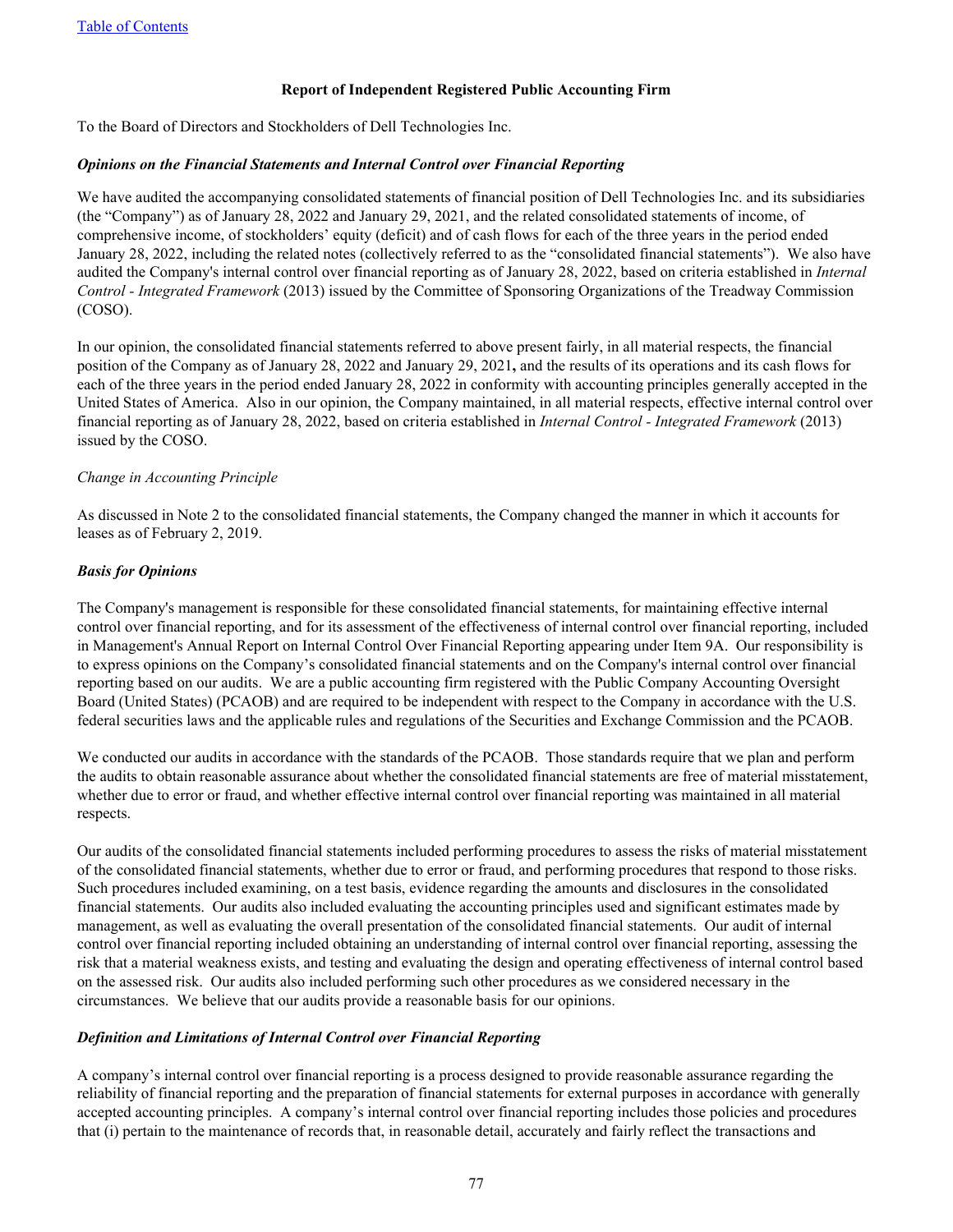### Report of Independent Registered Public Accounting Firm

To the Board of Directors and Stockholders of Dell Technologies Inc.

***Opinions on the Financial Statements and Internal Control over Financial Reporting***

We have audited the accompanying consolidated statements of financial position of Dell Technologies Inc. and its subsidiaries (the "Company") as of January 28, 2022 and January 29, 2021, and the related consolidated statements of income, of comprehensive income, of stockholders' equity (deficit) and of cash flows for each of the three years in the period ended January 28, 2022, including the related notes (collectively referred to as the "consolidated financial statements"). We also have audited the Company's internal control over financial reporting as of January 28, 2022, based on criteria established in *Internal Control - Integrated Framework* (2013) issued by the Committee of Sponsoring Organizations of the Treadway Commission (COSO).

In our opinion, the consolidated financial statements referred to above present fairly, in all material respects, the financial position of the Company as of January 28, 2022 and January 29, 2021**,** and the results of its operations and its cash flows for each of the three years in the period ended January 28, 2022 in conformity with accounting principles generally accepted in the United States of America. Also in our opinion, the Company maintained, in all material respects, effective internal control over financial reporting as of January 28, 2022, based on criteria established in *Internal Control - Integrated Framework* (2013) issued by the COSO.

*Change in Accounting Principle*

As discussed in Note 2 to the consolidated financial statements, the Company changed the manner in which it accounts for leases as of February 2, 2019.

***Basis for Opinions***

The Company's management is responsible for these consolidated financial statements, for maintaining effective internal control over financial reporting, and for its assessment of the effectiveness of internal control over financial reporting, included in Management's Annual Report on Internal Control Over Financial Reporting appearing under Item 9A. Our responsibility is to express opinions on the Company's consolidated financial statements and on the Company's internal control over financial reporting based on our audits. We are a public accounting firm registered with the Public Company Accounting Oversight Board (United States) (PCAOB) and are required to be independent with respect to the Company in accordance with the U.S. federal securities laws and the applicable rules and regulations of the Securities and Exchange Commission and the PCAOB.

We conducted our audits in accordance with the standards of the PCAOB. Those standards require that we plan and perform the audits to obtain reasonable assurance about whether the consolidated financial statements are free of material misstatement, whether due to error or fraud, and whether effective internal control over financial reporting was maintained in all material respects.

Our audits of the consolidated financial statements included performing procedures to assess the risks of material misstatement of the consolidated financial statements, whether due to error or fraud, and performing procedures that respond to those risks. Such procedures included examining, on a test basis, evidence regarding the amounts and disclosures in the consolidated financial statements. Our audits also included evaluating the accounting principles used and significant estimates made by management, as well as evaluating the overall presentation of the consolidated financial statements. Our audit of internal control over financial reporting included obtaining an understanding of internal control over financial reporting, assessing the risk that a material weakness exists, and testing and evaluating the design and operating effectiveness of internal control based on the assessed risk. Our audits also included performing such other procedures as we considered necessary in the circumstances. We believe that our audits provide a reasonable basis for our opinions.

***Definition and Limitations of Internal Control over Financial Reporting***

A company's internal control over financial reporting is a process designed to provide reasonable assurance regarding the reliability of financial reporting and the preparation of financial statements for external purposes in accordance with generally accepted accounting principles. A company's internal control over financial reporting includes those policies and procedures that (i) pertain to the maintenance of records that, in reasonable detail, accurately and fairly reflect the transactions and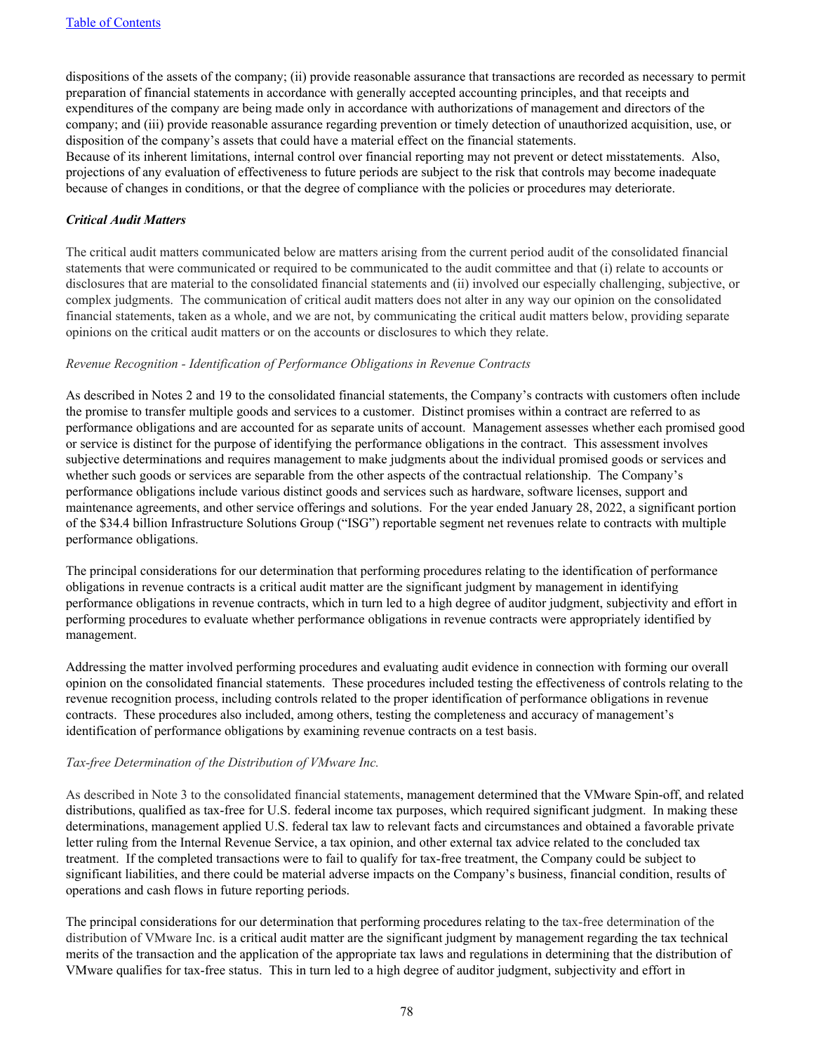dispositions of the assets of the company; (ii) provide reasonable assurance that transactions are recorded as necessary to permit preparation of financial statements in accordance with generally accepted accounting principles, and that receipts and expenditures of the company are being made only in accordance with authorizations of management and directors of the company; and (iii) provide reasonable assurance regarding prevention or timely detection of unauthorized acquisition, use, or disposition of the company's assets that could have a material effect on the financial statements.

Because of its inherent limitations, internal control over financial reporting may not prevent or detect misstatements. Also, projections of any evaluation of effectiveness to future periods are subject to the risk that controls may become inadequate because of changes in conditions, or that the degree of compliance with the policies or procedures may deteriorate.

***Critical Audit Matters***

The critical audit matters communicated below are matters arising from the current period audit of the consolidated financial statements that were communicated or required to be communicated to the audit committee and that (i) relate to accounts or disclosures that are material to the consolidated financial statements and (ii) involved our especially challenging, subjective, or complex judgments. The communication of critical audit matters does not alter in any way our opinion on the consolidated financial statements, taken as a whole, and we are not, by communicating the critical audit matters below, providing separate opinions on the critical audit matters or on the accounts or disclosures to which they relate.

*Revenue Recognition - Identification of Performance Obligations in Revenue Contracts*

As described in Notes 2 and 19 to the consolidated financial statements, the Company's contracts with customers often include the promise to transfer multiple goods and services to a customer. Distinct promises within a contract are referred to as performance obligations and are accounted for as separate units of account. Management assesses whether each promised good or service is distinct for the purpose of identifying the performance obligations in the contract. This assessment involves subjective determinations and requires management to make judgments about the individual promised goods or services and whether such goods or services are separable from the other aspects of the contractual relationship. The Company's performance obligations include various distinct goods and services such as hardware, software licenses, support and maintenance agreements, and other service offerings and solutions. For the year ended January 28, 2022, a significant portion of the $34.4 billion Infrastructure Solutions Group ("ISG") reportable segment net revenues relate to contracts with multiple performance obligations.

The principal considerations for our determination that performing procedures relating to the identification of performance obligations in revenue contracts is a critical audit matter are the significant judgment by management in identifying performance obligations in revenue contracts, which in turn led to a high degree of auditor judgment, subjectivity and effort in performing procedures to evaluate whether performance obligations in revenue contracts were appropriately identified by management.

Addressing the matter involved performing procedures and evaluating audit evidence in connection with forming our overall opinion on the consolidated financial statements. These procedures included testing the effectiveness of controls relating to the revenue recognition process, including controls related to the proper identification of performance obligations in revenue contracts. These procedures also included, among others, testing the completeness and accuracy of management's identification of performance obligations by examining revenue contracts on a test basis.

*Tax-free Determination of the Distribution of VMware Inc.*

As described in Note 3 to the consolidated financial statements, management determined that the VMware Spin-off, and related distributions, qualified as tax-free for U.S. federal income tax purposes, which required significant judgment. In making these determinations, management applied U.S. federal tax law to relevant facts and circumstances and obtained a favorable private letter ruling from the Internal Revenue Service, a tax opinion, and other external tax advice related to the concluded tax treatment. If the completed transactions were to fail to qualify for tax-free treatment, the Company could be subject to significant liabilities, and there could be material adverse impacts on the Company's business, financial condition, results of operations and cash flows in future reporting periods.

The principal considerations for our determination that performing procedures relating to the tax-free determination of the distribution of VMware Inc. is a critical audit matter are the significant judgment by management regarding the tax technical merits of the transaction and the application of the appropriate tax laws and regulations in determining that the distribution of VMware qualifies for tax-free status. This in turn led to a high degree of auditor judgment, subjectivity and effort in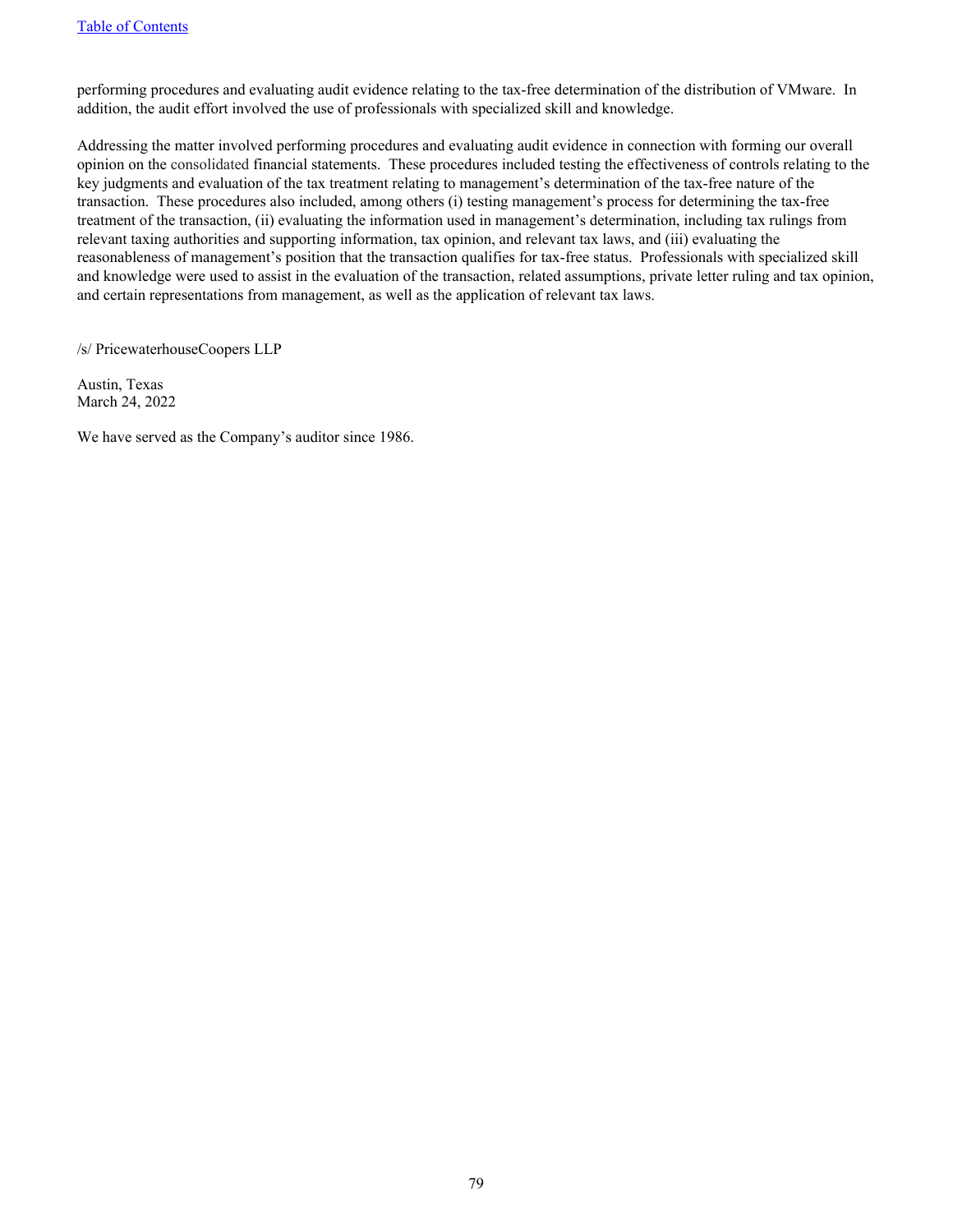performing procedures and evaluating audit evidence relating to the tax-free determination of the distribution of VMware. In addition, the audit effort involved the use of professionals with specialized skill and knowledge.

Addressing the matter involved performing procedures and evaluating audit evidence in connection with forming our overall opinion on the consolidated financial statements. These procedures included testing the effectiveness of controls relating to the key judgments and evaluation of the tax treatment relating to management's determination of the tax-free nature of the transaction. These procedures also included, among others (i) testing management's process for determining the tax-free treatment of the transaction, (ii) evaluating the information used in management's determination, including tax rulings from relevant taxing authorities and supporting information, tax opinion, and relevant tax laws, and (iii) evaluating the reasonableness of management's position that the transaction qualifies for tax-free status. Professionals with specialized skill and knowledge were used to assist in the evaluation of the transaction, related assumptions, private letter ruling and tax opinion, and certain representations from management, as well as the application of relevant tax laws.

/s/ PricewaterhouseCoopers LLP

Austin, Texas
March 24, 2022

We have served as the Company's auditor since 1986.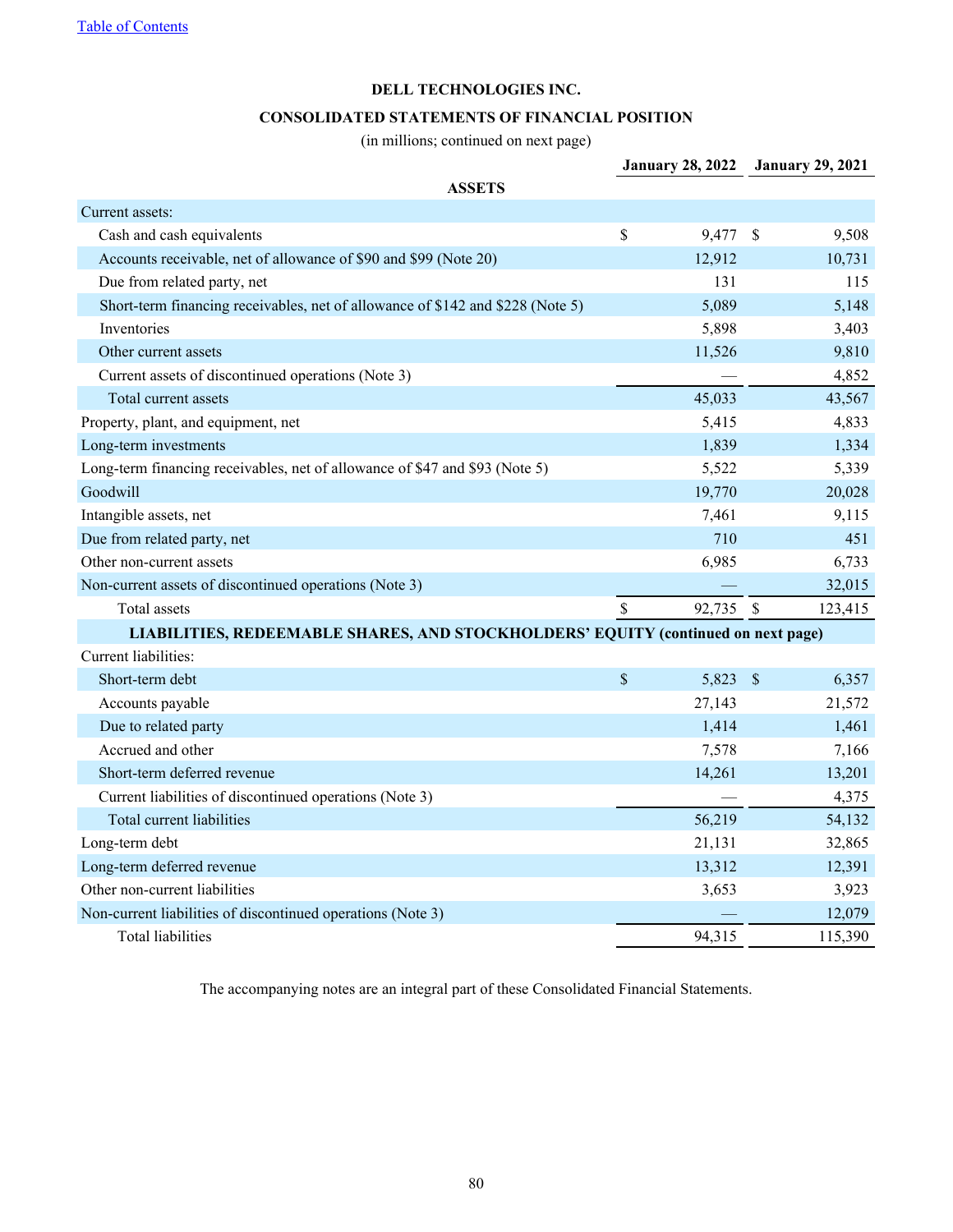Table of Contents

**DELL TECHNOLOGIES INC.**

**CONSOLIDATED STATEMENTS OF FINANCIAL POSITION**

(in millions; continued on next page)

| | January 28, 2022 | January 29, 2021 |
|---|---|---|
| **ASSETS** | | |
| Current assets: | | |
| Cash and cash equivalents | $ 9,477 | $ 9,508 |
| Accounts receivable, net of allowance of $90 and $99 (Note 20) | 12,912 | 10,731 |
| Due from related party, net | 131 | 115 |
| Short-term financing receivables, net of allowance of $142 and $228 (Note 5) | 5,089 | 5,148 |
| Inventories | 5,898 | 3,403 |
| Other current assets | 11,526 | 9,810 |
| Current assets of discontinued operations (Note 3) | — | 4,852 |
| Total current assets | 45,033 | 43,567 |
| Property, plant, and equipment, net | 5,415 | 4,833 |
| Long-term investments | 1,839 | 1,334 |
| Long-term financing receivables, net of allowance of $47 and $93 (Note 5) | 5,522 | 5,339 |
| Goodwill | 19,770 | 20,028 |
| Intangible assets, net | 7,461 | 9,115 |
| Due from related party, net | 710 | 451 |
| Other non-current assets | 6,985 | 6,733 |
| Non-current assets of discontinued operations (Note 3) | — | 32,015 |
| Total assets | $ 92,735 | $ 123,415 |
| **LIABILITIES, REDEEMABLE SHARES, AND STOCKHOLDERS' EQUITY (continued on next page)** | | |
| Current liabilities: | | |
| Short-term debt | $ 5,823 | $ 6,357 |
| Accounts payable | 27,143 | 21,572 |
| Due to related party | 1,414 | 1,461 |
| Accrued and other | 7,578 | 7,166 |
| Short-term deferred revenue | 14,261 | 13,201 |
| Current liabilities of discontinued operations (Note 3) | — | 4,375 |
| Total current liabilities | 56,219 | 54,132 |
| Long-term debt | 21,131 | 32,865 |
| Long-term deferred revenue | 13,312 | 12,391 |
| Other non-current liabilities | 3,653 | 3,923 |
| Non-current liabilities of discontinued operations (Note 3) | — | 12,079 |
| Total liabilities | 94,315 | 115,390 |

The accompanying notes are an integral part of these Consolidated Financial Statements.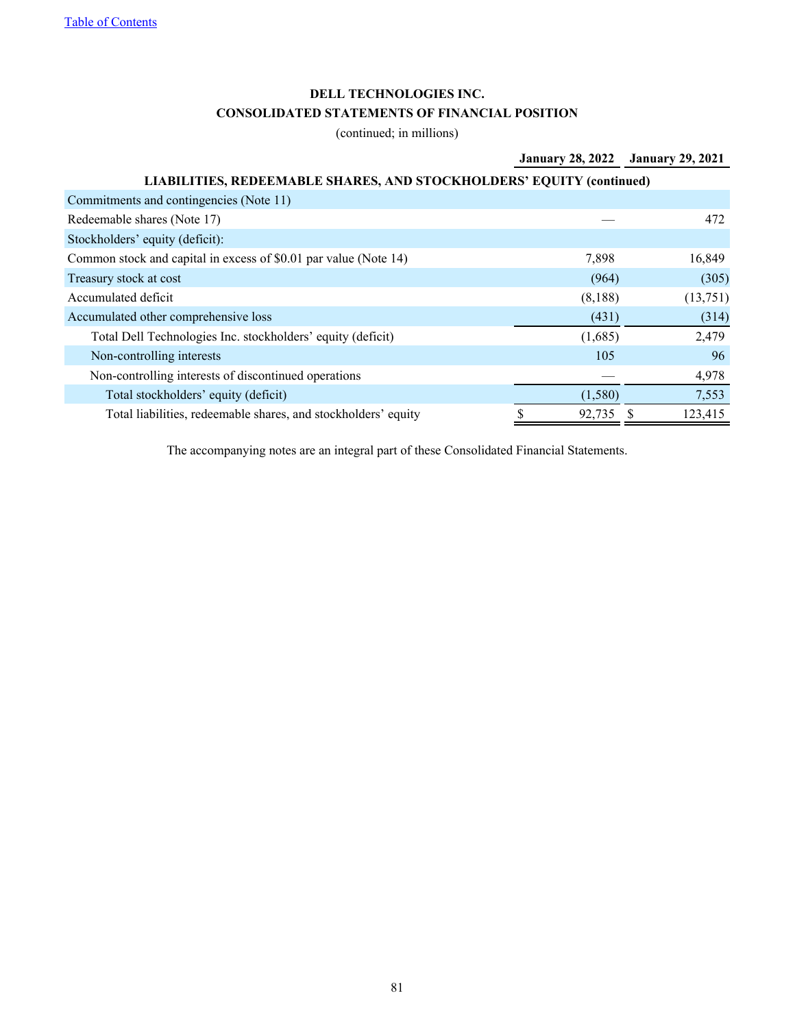Table of Contents

**DELL TECHNOLOGIES INC.**

**CONSOLIDATED STATEMENTS OF FINANCIAL POSITION**

(continued; in millions)

| | January 28, 2022 | January 29, 2021 |
|---|---|---|
| **LIABILITIES, REDEEMABLE SHARES, AND STOCKHOLDERS' EQUITY (continued)** | | |
| Commitments and contingencies (Note 11) | | |
| Redeemable shares (Note 17) | — | 472 |
| Stockholders' equity (deficit): | | |
| Common stock and capital in excess of $0.01 par value (Note 14) | 7,898 | 16,849 |
| Treasury stock at cost | (964) | (305) |
| Accumulated deficit | (8,188) | (13,751) |
| Accumulated other comprehensive loss | (431) | (314) |
| Total Dell Technologies Inc. stockholders' equity (deficit) | (1,685) | 2,479 |
| Non-controlling interests | 105 | 96 |
| Non-controlling interests of discontinued operations | — | 4,978 |
| Total stockholders' equity (deficit) | (1,580) | 7,553 |
| Total liabilities, redeemable shares, and stockholders' equity | $ 92,735 | $ 123,415 |

The accompanying notes are an integral part of these Consolidated Financial Statements.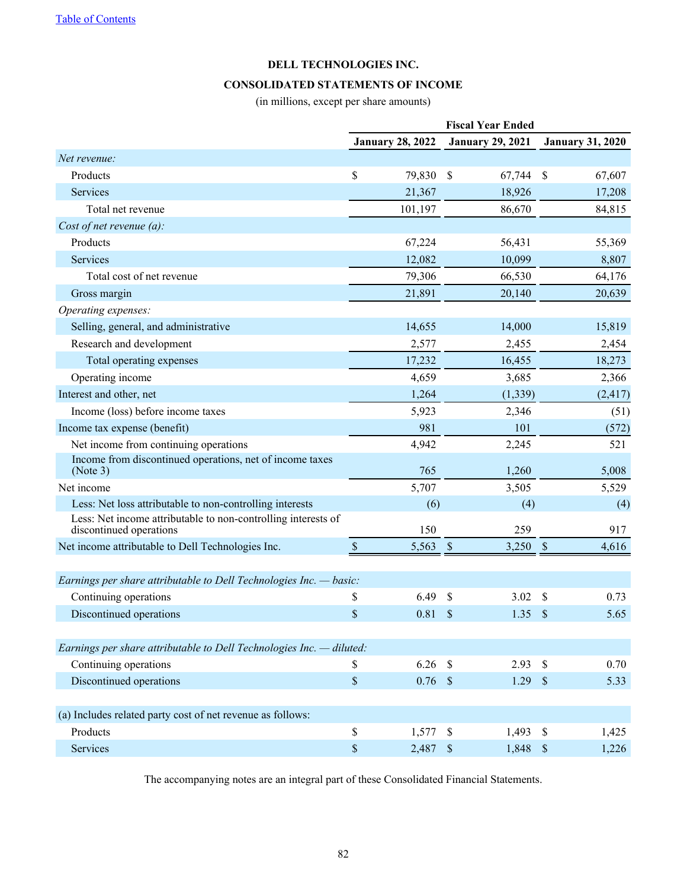[Table of Contents](#)

# DELL TECHNOLOGIES INC.

## CONSOLIDATED STATEMENTS OF INCOME

(in millions, except per share amounts)

| | Fiscal Year Ended | | |
|---|---|---|---|
| | **January 28, 2022** | **January 29, 2021** | **January 31, 2020** |
| *Net revenue:* | | | |
| Products | $ 79,830 | $ 67,744 | $ 67,607 |
| Services | 21,367 | 18,926 | 17,208 |
| Total net revenue | 101,197 | 86,670 | 84,815 |
| *Cost of net revenue (a):* | | | |
| Products | 67,224 | 56,431 | 55,369 |
| Services | 12,082 | 10,099 | 8,807 |
| Total cost of net revenue | 79,306 | 66,530 | 64,176 |
| Gross margin | 21,891 | 20,140 | 20,639 |
| *Operating expenses:* | | | |
| Selling, general, and administrative | 14,655 | 14,000 | 15,819 |
| Research and development | 2,577 | 2,455 | 2,454 |
| Total operating expenses | 17,232 | 16,455 | 18,273 |
| Operating income | 4,659 | 3,685 | 2,366 |
| Interest and other, net | 1,264 | (1,339) | (2,417) |
| Income (loss) before income taxes | 5,923 | 2,346 | (51) |
| Income tax expense (benefit) | 981 | 101 | (572) |
| Net income from continuing operations | 4,942 | 2,245 | 521 |
| Income from discontinued operations, net of income taxes (Note 3) | 765 | 1,260 | 5,008 |
| Net income | 5,707 | 3,505 | 5,529 |
| Less: Net loss attributable to non-controlling interests | (6) | (4) | (4) |
| Less: Net income attributable to non-controlling interests of discontinued operations | 150 | 259 | 917 |
| Net income attributable to Dell Technologies Inc. | $ 5,563 | $ 3,250 | $ 4,616 |
| | | | |
| *Earnings per share attributable to Dell Technologies Inc. — basic:* | | | |
| Continuing operations | $ 6.49 | $ 3.02 | $ 0.73 |
| Discontinued operations | $ 0.81 | $ 1.35 | $ 5.65 |
| | | | |
| *Earnings per share attributable to Dell Technologies Inc. — diluted:* | | | |
| Continuing operations | $ 6.26 | $ 2.93 | $ 0.70 |
| Discontinued operations | $ 0.76 | $ 1.29 | $ 5.33 |
| | | | |
| (a) Includes related party cost of net revenue as follows: | | | |
| Products | $ 1,577 | $ 1,493 | $ 1,425 |
| Services | $ 2,487 | $ 1,848 | $ 1,226 |

The accompanying notes are an integral part of these Consolidated Financial Statements.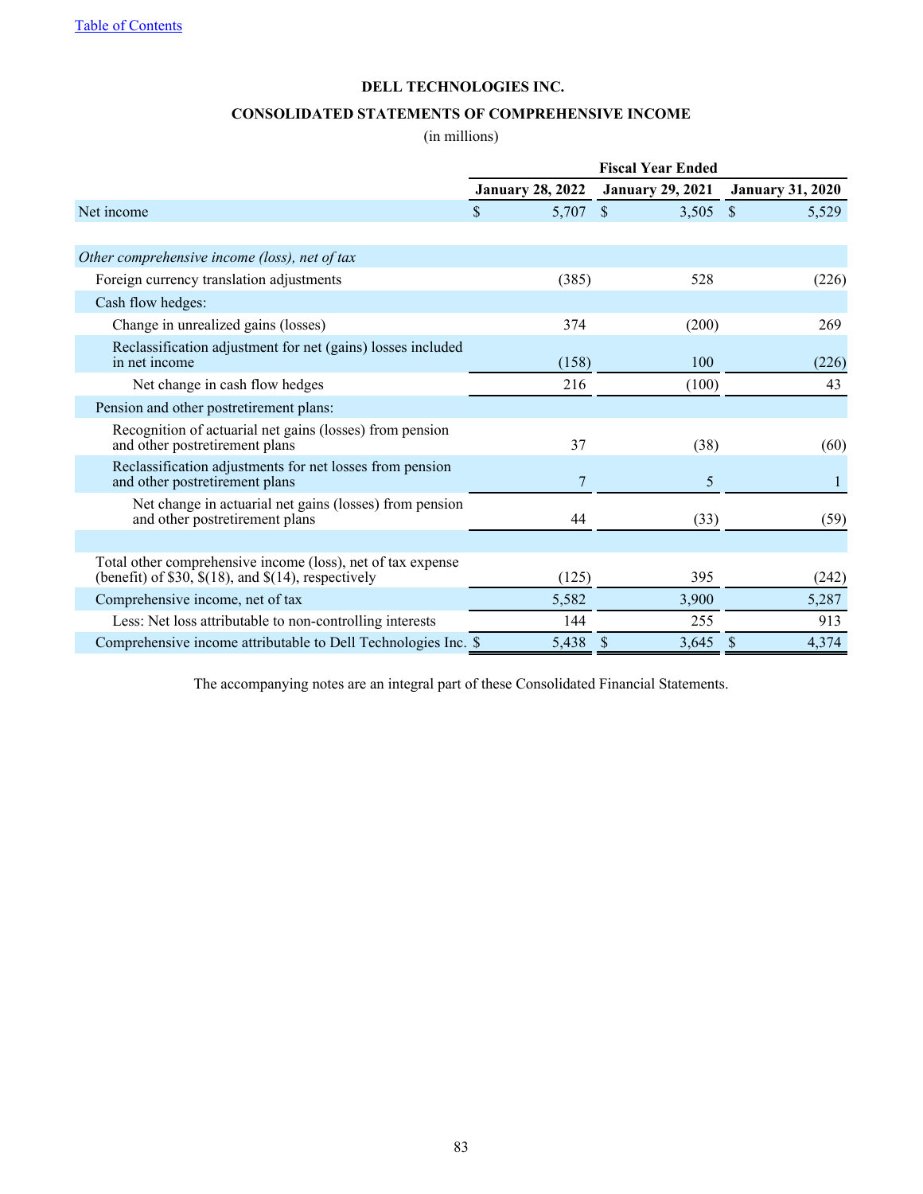[Table of Contents](#)

**DELL TECHNOLOGIES INC.**

**CONSOLIDATED STATEMENTS OF COMPREHENSIVE INCOME**

(in millions)

| | Fiscal Year Ended | | |
|---|---|---|---|
| | **January 28, 2022** | **January 29, 2021** | **January 31, 2020** |
| Net income | $ 5,707 | $ 3,505 | $ 5,529 |
| | | | |
| *Other comprehensive income (loss), net of tax* | | | |
| Foreign currency translation adjustments | (385) | 528 | (226) |
| Cash flow hedges: | | | |
| Change in unrealized gains (losses) | 374 | (200) | 269 |
| Reclassification adjustment for net (gains) losses included in net income | (158) | 100 | (226) |
| Net change in cash flow hedges | 216 | (100) | 43 |
| Pension and other postretirement plans: | | | |
| Recognition of actuarial net gains (losses) from pension and other postretirement plans | 37 | (38) | (60) |
| Reclassification adjustments for net losses from pension and other postretirement plans | 7 | 5 | 1 |
| Net change in actuarial net gains (losses) from pension and other postretirement plans | 44 | (33) | (59) |
| | | | |
| Total other comprehensive income (loss), net of tax expense (benefit) of $30, $(18), and $(14), respectively | (125) | 395 | (242) |
| Comprehensive income, net of tax | 5,582 | 3,900 | 5,287 |
| Less: Net loss attributable to non-controlling interests | 144 | 255 | 913 |
| Comprehensive income attributable to Dell Technologies Inc. | $ 5,438 | $ 3,645 | $ 4,374 |

The accompanying notes are an integral part of these Consolidated Financial Statements.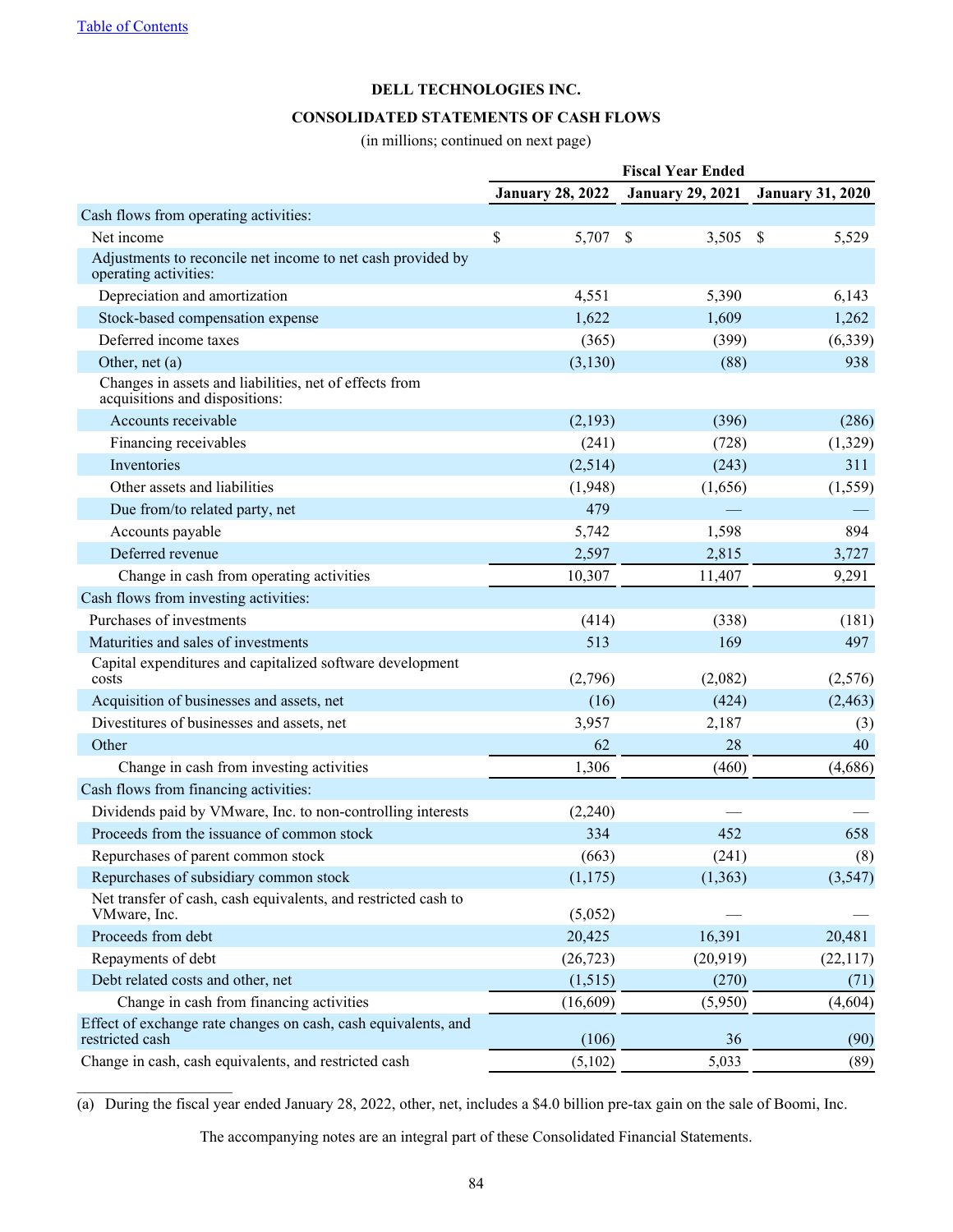[Table of Contents](#)

**DELL TECHNOLOGIES INC.**

**CONSOLIDATED STATEMENTS OF CASH FLOWS**

(in millions; continued on next page)

| | Fiscal Year Ended | | |
|---|---|---|---|
| | **January 28, 2022** | **January 29, 2021** | **January 31, 2020** |
| Cash flows from operating activities: | | | |
| Net income | $ 5,707 | $ 3,505 | $ 5,529 |
| Adjustments to reconcile net income to net cash provided by operating activities: | | | |
| Depreciation and amortization | 4,551 | 5,390 | 6,143 |
| Stock-based compensation expense | 1,622 | 1,609 | 1,262 |
| Deferred income taxes | (365) | (399) | (6,339) |
| Other, net (a) | (3,130) | (88) | 938 |
| Changes in assets and liabilities, net of effects from acquisitions and dispositions: | | | |
| Accounts receivable | (2,193) | (396) | (286) |
| Financing receivables | (241) | (728) | (1,329) |
| Inventories | (2,514) | (243) | 311 |
| Other assets and liabilities | (1,948) | (1,656) | (1,559) |
| Due from/to related party, net | 479 | — | — |
| Accounts payable | 5,742 | 1,598 | 894 |
| Deferred revenue | 2,597 | 2,815 | 3,727 |
| Change in cash from operating activities | 10,307 | 11,407 | 9,291 |
| Cash flows from investing activities: | | | |
| Purchases of investments | (414) | (338) | (181) |
| Maturities and sales of investments | 513 | 169 | 497 |
| Capital expenditures and capitalized software development costs | (2,796) | (2,082) | (2,576) |
| Acquisition of businesses and assets, net | (16) | (424) | (2,463) |
| Divestitures of businesses and assets, net | 3,957 | 2,187 | (3) |
| Other | 62 | 28 | 40 |
| Change in cash from investing activities | 1,306 | (460) | (4,686) |
| Cash flows from financing activities: | | | |
| Dividends paid by VMware, Inc. to non-controlling interests | (2,240) | — | — |
| Proceeds from the issuance of common stock | 334 | 452 | 658 |
| Repurchases of parent common stock | (663) | (241) | (8) |
| Repurchases of subsidiary common stock | (1,175) | (1,363) | (3,547) |
| Net transfer of cash, cash equivalents, and restricted cash to VMware, Inc. | (5,052) | — | — |
| Proceeds from debt | 20,425 | 16,391 | 20,481 |
| Repayments of debt | (26,723) | (20,919) | (22,117) |
| Debt related costs and other, net | (1,515) | (270) | (71) |
| Change in cash from financing activities | (16,609) | (5,950) | (4,604) |
| Effect of exchange rate changes on cash, cash equivalents, and restricted cash | (106) | 36 | (90) |
| Change in cash, cash equivalents, and restricted cash | (5,102) | 5,033 | (89) |

(a) During the fiscal year ended January 28, 2022, other, net, includes a $4.0 billion pre-tax gain on the sale of Boomi, Inc.

The accompanying notes are an integral part of these Consolidated Financial Statements.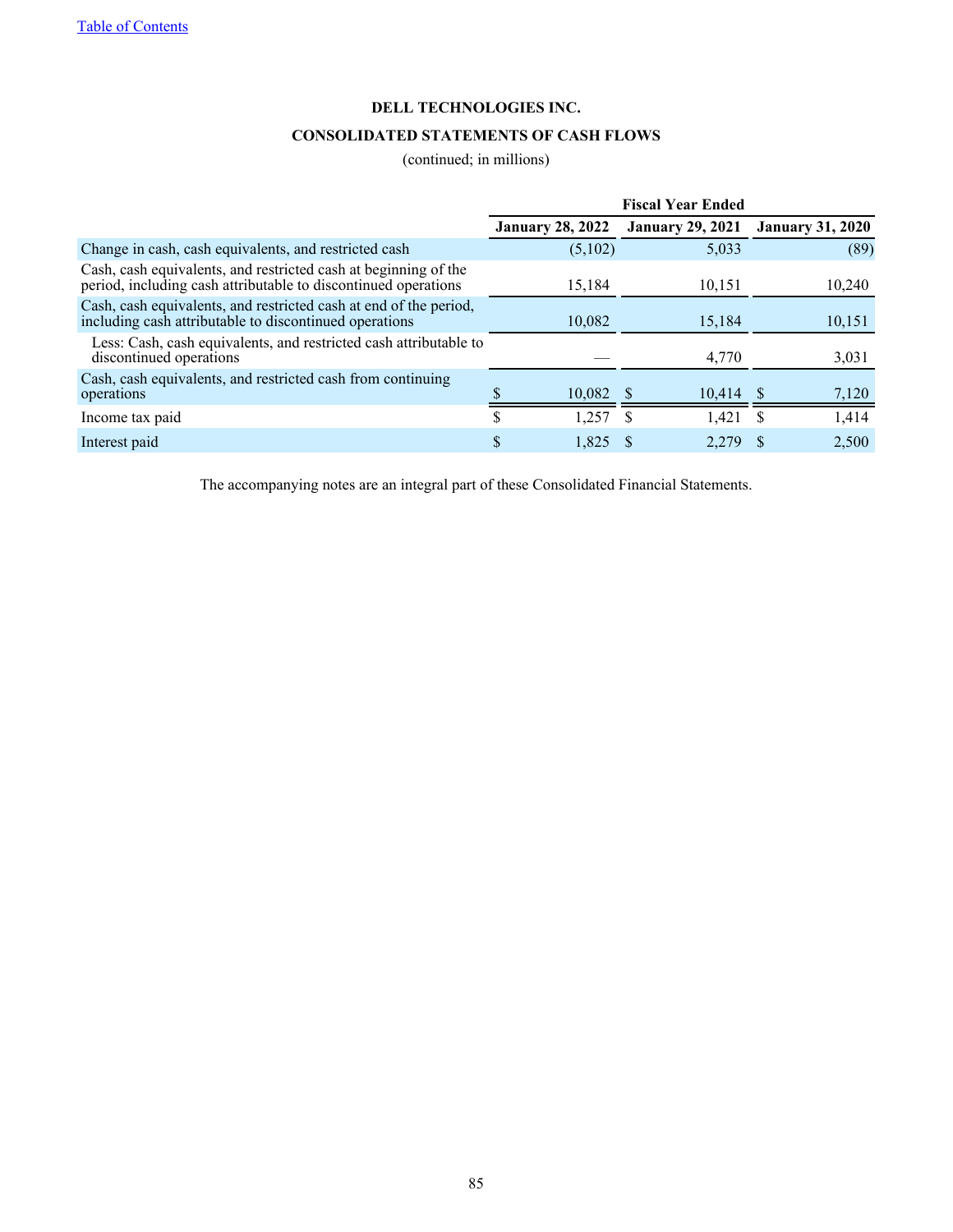**DELL TECHNOLOGIES INC.**

**CONSOLIDATED STATEMENTS OF CASH FLOWS**

(continued; in millions)

| | Fiscal Year Ended | | |
|---|---|---|---|
| | January 28, 2022 | January 29, 2021 | January 31, 2020 |
| Change in cash, cash equivalents, and restricted cash | (5,102) | 5,033 | (89) |
| Cash, cash equivalents, and restricted cash at beginning of the period, including cash attributable to discontinued operations | 15,184 | 10,151 | 10,240 |
| Cash, cash equivalents, and restricted cash at end of the period, including cash attributable to discontinued operations | 10,082 | 15,184 | 10,151 |
| Less: Cash, cash equivalents, and restricted cash attributable to discontinued operations | — | 4,770 | 3,031 |
| Cash, cash equivalents, and restricted cash from continuing operations | $ 10,082 | $ 10,414 | $ 7,120 |
| Income tax paid | $ 1,257 | $ 1,421 | $ 1,414 |
| Interest paid | $ 1,825 | $ 2,279 | $ 2,500 |

The accompanying notes are an integral part of these Consolidated Financial Statements.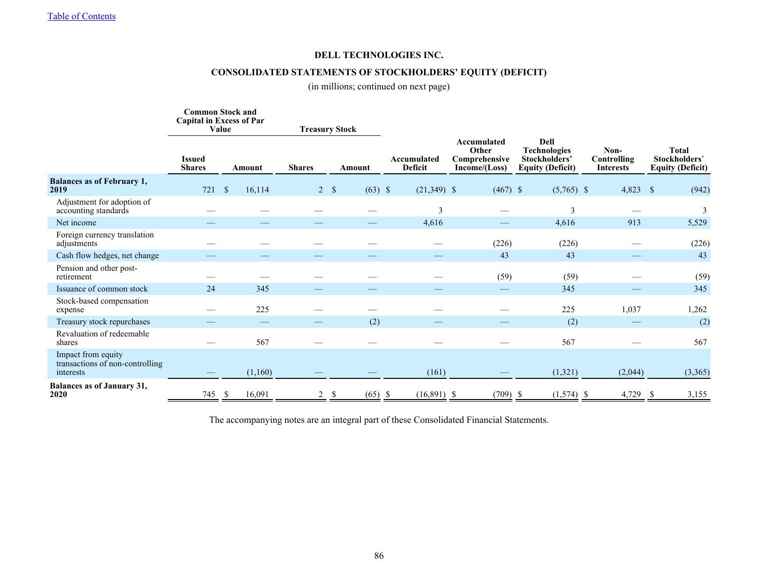[Table of Contents](#)

**DELL TECHNOLOGIES INC.**

**CONSOLIDATED STATEMENTS OF STOCKHOLDERS' EQUITY (DEFICIT)**

(in millions; continued on next page)

| | Common Stock and Capital in Excess of Par Value | | Treasury Stock | | | | | | |
|---|---|---|---|---|---|---|---|---|---|
| | Issued Shares | Amount | Shares | Amount | Accumulated Deficit | Accumulated Other Comprehensive Income/(Loss) | Dell Technologies Stockholders' Equity (Deficit) | Non-Controlling Interests | Total Stockholders' Equity (Deficit) |
| **Balances as of February 1, 2019** | 721 | $ 16,114 | 2 | $ (63) | $ (21,349) | $ (467) | $ (5,765) | $ 4,823 | $ (942) |
| Adjustment for adoption of accounting standards | — | — | — | — | 3 | — | 3 | — | 3 |
| Net income | — | — | — | — | 4,616 | — | 4,616 | 913 | 5,529 |
| Foreign currency translation adjustments | — | — | — | — | — | (226) | (226) | — | (226) |
| Cash flow hedges, net change | — | — | — | — | — | 43 | 43 | — | 43 |
| Pension and other post-retirement | — | — | — | — | — | (59) | (59) | — | (59) |
| Issuance of common stock | 24 | 345 | — | — | — | — | 345 | — | 345 |
| Stock-based compensation expense | — | 225 | — | — | — | — | 225 | 1,037 | 1,262 |
| Treasury stock repurchases | — | — | — | (2) | — | — | (2) | — | (2) |
| Revaluation of redeemable shares | — | 567 | — | — | — | — | 567 | — | 567 |
| Impact from equity transactions of non-controlling interests | — | (1,160) | — | — | (161) | — | (1,321) | (2,044) | (3,365) |
| **Balances as of January 31, 2020** | 745 | $ 16,091 | 2 | $ (65) | $ (16,891) | $ (709) | $ (1,574) | $ 4,729 | $ 3,155 |

The accompanying notes are an integral part of these Consolidated Financial Statements.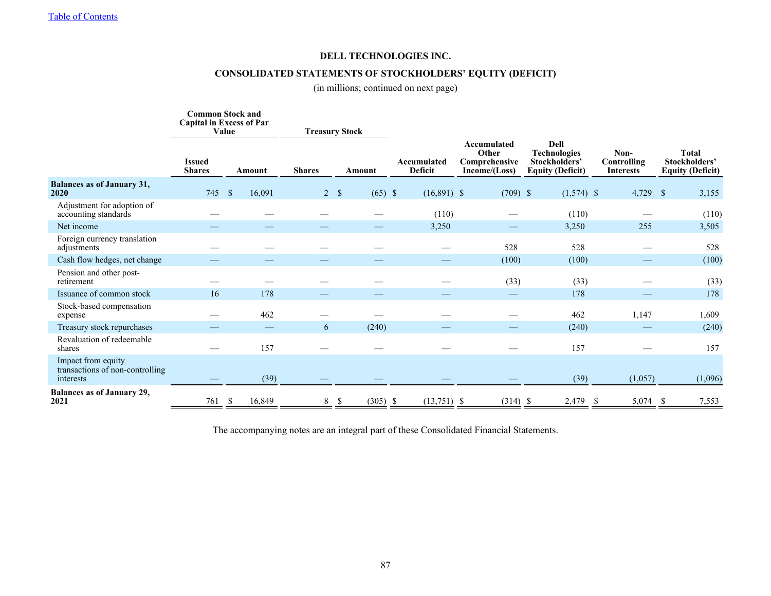[Table of Contents](#)

## DELL TECHNOLOGIES INC.

## CONSOLIDATED STATEMENTS OF STOCKHOLDERS' EQUITY (DEFICIT)

(in millions; continued on next page)

| | Common Stock and Capital in Excess of Par Value | | Treasury Stock | | | | | | |
|---|---|---|---|---|---|---|---|---|---|
| | Issued Shares | Amount | Shares | Amount | Accumulated Deficit | Accumulated Other Comprehensive Income/(Loss) | Dell Technologies Stockholders' Equity (Deficit) | Non-Controlling Interests | Total Stockholders' Equity (Deficit) |
| **Balances as of January 31, 2020** | 745 | $ 16,091 | 2 | $ (65) | $ (16,891) | $ (709) | $ (1,574) | $ 4,729 | $ 3,155 |
| Adjustment for adoption of accounting standards | — | — | — | — | (110) | — | (110) | — | (110) |
| Net income | — | — | — | — | 3,250 | — | 3,250 | 255 | 3,505 |
| Foreign currency translation adjustments | — | — | — | — | — | 528 | 528 | — | 528 |
| Cash flow hedges, net change | — | — | — | — | — | (100) | (100) | — | (100) |
| Pension and other post-retirement | — | — | — | — | — | (33) | (33) | — | (33) |
| Issuance of common stock | 16 | 178 | — | — | — | — | 178 | — | 178 |
| Stock-based compensation expense | — | 462 | — | — | — | — | 462 | 1,147 | 1,609 |
| Treasury stock repurchases | — | — | 6 | (240) | — | — | (240) | — | (240) |
| Revaluation of redeemable shares | — | 157 | — | — | — | — | 157 | — | 157 |
| Impact from equity transactions of non-controlling interests | — | (39) | — | — | — | — | (39) | (1,057) | (1,096) |
| **Balances as of January 29, 2021** | 761 | $ 16,849 | 8 | $ (305) | $ (13,751) | $ (314) | $ 2,479 | $ 5,074 | $ 7,553 |

The accompanying notes are an integral part of these Consolidated Financial Statements.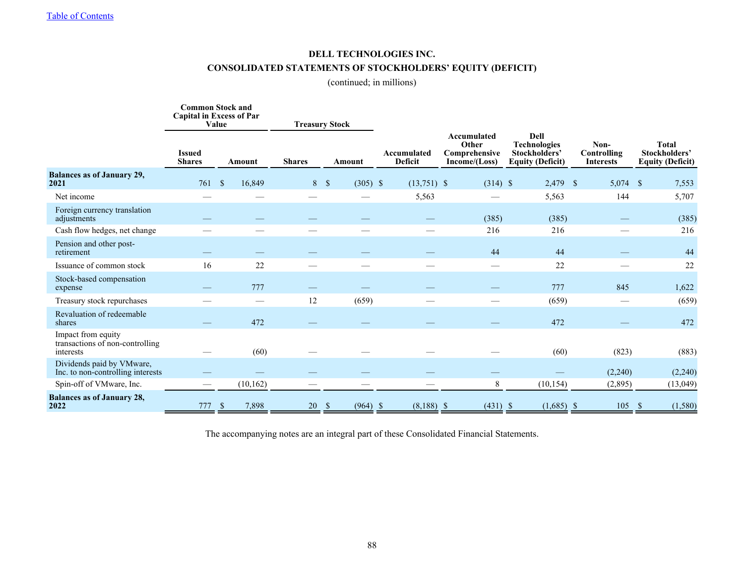# DELL TECHNOLOGIES INC.

## CONSOLIDATED STATEMENTS OF STOCKHOLDERS' EQUITY (DEFICIT)

(continued; in millions)

| | Common Stock and Capital in Excess of Par Value | | Treasury Stock | | | | | | |
|---|---|---|---|---|---|---|---|---|---|
| | Issued Shares | Amount | Shares | Amount | Accumulated Deficit | Accumulated Other Comprehensive Income/(Loss) | Dell Technologies Stockholders' Equity (Deficit) | Non-Controlling Interests | Total Stockholders' Equity (Deficit) |
| **Balances as of January 29, 2021** | 761 | $ 16,849 | 8 | $ (305) | $ (13,751) | $ (314) | $ 2,479 | $ 5,074 | $ 7,553 |
| Net income | — | — | — | — | 5,563 | — | 5,563 | 144 | 5,707 |
| Foreign currency translation adjustments | — | — | — | — | — | (385) | (385) | — | (385) |
| Cash flow hedges, net change | — | — | — | — | — | 216 | 216 | — | 216 |
| Pension and other post-retirement | — | — | — | — | — | 44 | 44 | — | 44 |
| Issuance of common stock | 16 | 22 | — | — | — | — | 22 | — | 22 |
| Stock-based compensation expense | — | 777 | — | — | — | — | 777 | 845 | 1,622 |
| Treasury stock repurchases | — | — | 12 | (659) | — | — | (659) | — | (659) |
| Revaluation of redeemable shares | — | 472 | — | — | — | — | 472 | — | 472 |
| Impact from equity transactions of non-controlling interests | — | (60) | — | — | — | — | (60) | (823) | (883) |
| Dividends paid by VMware, Inc. to non-controlling interests | — | — | — | — | — | — | — | (2,240) | (2,240) |
| Spin-off of VMware, Inc. | — | (10,162) | — | — | — | 8 | (10,154) | (2,895) | (13,049) |
| **Balances as of January 28, 2022** | 777 | $ 7,898 | 20 | $ (964) | $ (8,188) | $ (431) | $ (1,685) | $ 105 | $ (1,580) |

The accompanying notes are an integral part of these Consolidated Financial Statements.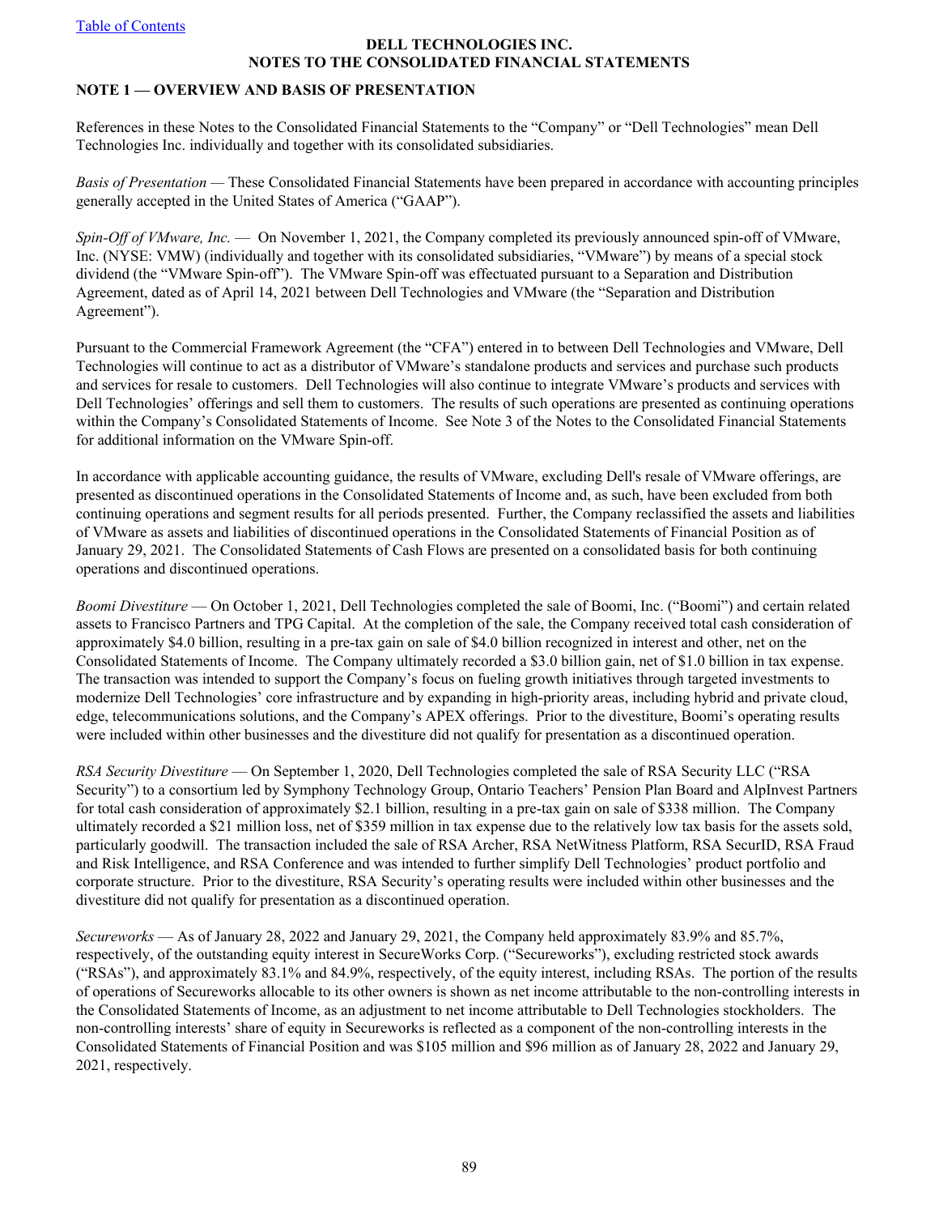**DELL TECHNOLOGIES INC.**
**NOTES TO THE CONSOLIDATED FINANCIAL STATEMENTS**

## NOTE 1 — OVERVIEW AND BASIS OF PRESENTATION

References in these Notes to the Consolidated Financial Statements to the "Company" or "Dell Technologies" mean Dell Technologies Inc. individually and together with its consolidated subsidiaries.

*Basis of Presentation* — These Consolidated Financial Statements have been prepared in accordance with accounting principles generally accepted in the United States of America ("GAAP").

*Spin-Off of VMware, Inc.* — On November 1, 2021, the Company completed its previously announced spin-off of VMware, Inc. (NYSE: VMW) (individually and together with its consolidated subsidiaries, "VMware") by means of a special stock dividend (the "VMware Spin-off"). The VMware Spin-off was effectuated pursuant to a Separation and Distribution Agreement, dated as of April 14, 2021 between Dell Technologies and VMware (the "Separation and Distribution Agreement").

Pursuant to the Commercial Framework Agreement (the "CFA") entered in to between Dell Technologies and VMware, Dell Technologies will continue to act as a distributor of VMware's standalone products and services and purchase such products and services for resale to customers. Dell Technologies will also continue to integrate VMware's products and services with Dell Technologies' offerings and sell them to customers. The results of such operations are presented as continuing operations within the Company's Consolidated Statements of Income. See Note 3 of the Notes to the Consolidated Financial Statements for additional information on the VMware Spin-off.

In accordance with applicable accounting guidance, the results of VMware, excluding Dell's resale of VMware offerings, are presented as discontinued operations in the Consolidated Statements of Income and, as such, have been excluded from both continuing operations and segment results for all periods presented. Further, the Company reclassified the assets and liabilities of VMware as assets and liabilities of discontinued operations in the Consolidated Statements of Financial Position as of January 29, 2021. The Consolidated Statements of Cash Flows are presented on a consolidated basis for both continuing operations and discontinued operations.

*Boomi Divestiture* — On October 1, 2021, Dell Technologies completed the sale of Boomi, Inc. ("Boomi") and certain related assets to Francisco Partners and TPG Capital. At the completion of the sale, the Company received total cash consideration of approximately $4.0 billion, resulting in a pre-tax gain on sale of $4.0 billion recognized in interest and other, net on the Consolidated Statements of Income. The Company ultimately recorded a $3.0 billion gain, net of $1.0 billion in tax expense. The transaction was intended to support the Company's focus on fueling growth initiatives through targeted investments to modernize Dell Technologies' core infrastructure and by expanding in high-priority areas, including hybrid and private cloud, edge, telecommunications solutions, and the Company's APEX offerings. Prior to the divestiture, Boomi's operating results were included within other businesses and the divestiture did not qualify for presentation as a discontinued operation.

*RSA Security Divestiture* — On September 1, 2020, Dell Technologies completed the sale of RSA Security LLC ("RSA Security") to a consortium led by Symphony Technology Group, Ontario Teachers' Pension Plan Board and AlpInvest Partners for total cash consideration of approximately $2.1 billion, resulting in a pre-tax gain on sale of $338 million. The Company ultimately recorded a $21 million loss, net of $359 million in tax expense due to the relatively low tax basis for the assets sold, particularly goodwill. The transaction included the sale of RSA Archer, RSA NetWitness Platform, RSA SecurID, RSA Fraud and Risk Intelligence, and RSA Conference and was intended to further simplify Dell Technologies' product portfolio and corporate structure. Prior to the divestiture, RSA Security's operating results were included within other businesses and the divestiture did not qualify for presentation as a discontinued operation.

*Secureworks* — As of January 28, 2022 and January 29, 2021, the Company held approximately 83.9% and 85.7%, respectively, of the outstanding equity interest in SecureWorks Corp. ("Secureworks"), excluding restricted stock awards ("RSAs"), and approximately 83.1% and 84.9%, respectively, of the equity interest, including RSAs. The portion of the results of operations of Secureworks allocable to its other owners is shown as net income attributable to the non-controlling interests in the Consolidated Statements of Income, as an adjustment to net income attributable to Dell Technologies stockholders. The non-controlling interests' share of equity in Secureworks is reflected as a component of the non-controlling interests in the Consolidated Statements of Financial Position and was $105 million and $96 million as of January 28, 2022 and January 29, 2021, respectively.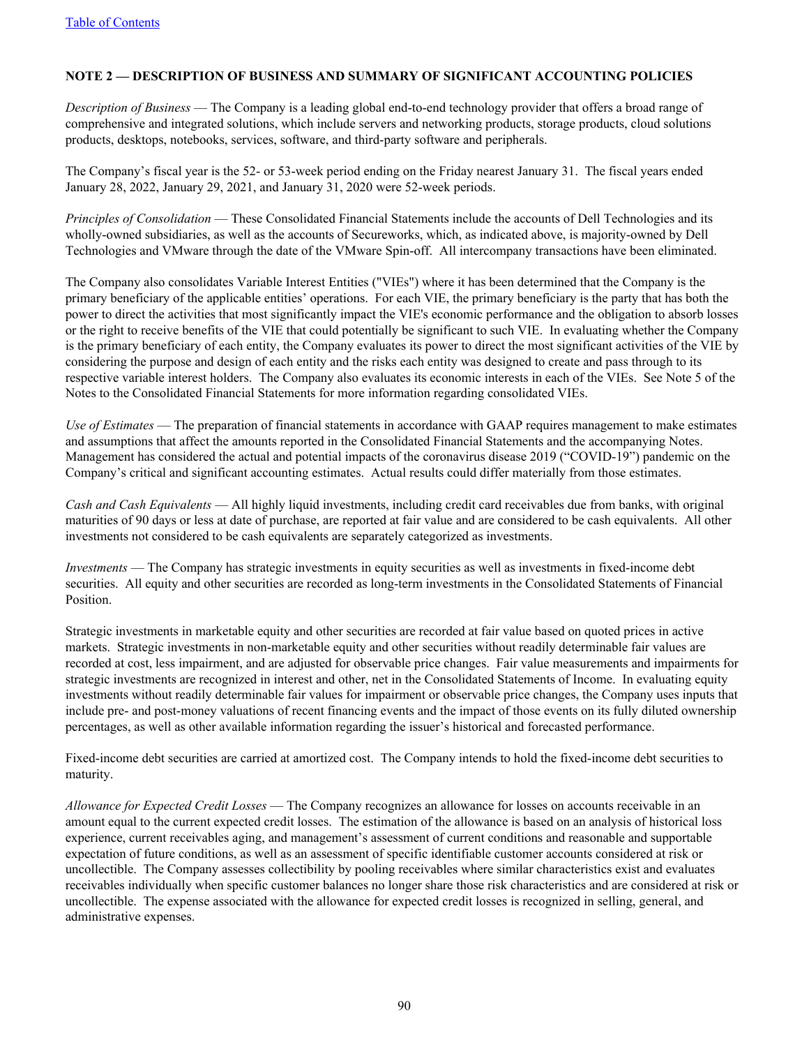## NOTE 2 — DESCRIPTION OF BUSINESS AND SUMMARY OF SIGNIFICANT ACCOUNTING POLICIES

*Description of Business* — The Company is a leading global end-to-end technology provider that offers a broad range of comprehensive and integrated solutions, which include servers and networking products, storage products, cloud solutions products, desktops, notebooks, services, software, and third-party software and peripherals.

The Company's fiscal year is the 52- or 53-week period ending on the Friday nearest January 31. The fiscal years ended January 28, 2022, January 29, 2021, and January 31, 2020 were 52-week periods.

*Principles of Consolidation* — These Consolidated Financial Statements include the accounts of Dell Technologies and its wholly-owned subsidiaries, as well as the accounts of Secureworks, which, as indicated above, is majority-owned by Dell Technologies and VMware through the date of the VMware Spin-off. All intercompany transactions have been eliminated.

The Company also consolidates Variable Interest Entities ("VIEs") where it has been determined that the Company is the primary beneficiary of the applicable entities' operations. For each VIE, the primary beneficiary is the party that has both the power to direct the activities that most significantly impact the VIE's economic performance and the obligation to absorb losses or the right to receive benefits of the VIE that could potentially be significant to such VIE. In evaluating whether the Company is the primary beneficiary of each entity, the Company evaluates its power to direct the most significant activities of the VIE by considering the purpose and design of each entity and the risks each entity was designed to create and pass through to its respective variable interest holders. The Company also evaluates its economic interests in each of the VIEs. See Note 5 of the Notes to the Consolidated Financial Statements for more information regarding consolidated VIEs.

*Use of Estimates* — The preparation of financial statements in accordance with GAAP requires management to make estimates and assumptions that affect the amounts reported in the Consolidated Financial Statements and the accompanying Notes. Management has considered the actual and potential impacts of the coronavirus disease 2019 ("COVID-19") pandemic on the Company's critical and significant accounting estimates. Actual results could differ materially from those estimates.

*Cash and Cash Equivalents* — All highly liquid investments, including credit card receivables due from banks, with original maturities of 90 days or less at date of purchase, are reported at fair value and are considered to be cash equivalents. All other investments not considered to be cash equivalents are separately categorized as investments.

*Investments* — The Company has strategic investments in equity securities as well as investments in fixed-income debt securities. All equity and other securities are recorded as long-term investments in the Consolidated Statements of Financial Position.

Strategic investments in marketable equity and other securities are recorded at fair value based on quoted prices in active markets. Strategic investments in non-marketable equity and other securities without readily determinable fair values are recorded at cost, less impairment, and are adjusted for observable price changes. Fair value measurements and impairments for strategic investments are recognized in interest and other, net in the Consolidated Statements of Income. In evaluating equity investments without readily determinable fair values for impairment or observable price changes, the Company uses inputs that include pre- and post-money valuations of recent financing events and the impact of those events on its fully diluted ownership percentages, as well as other available information regarding the issuer's historical and forecasted performance.

Fixed-income debt securities are carried at amortized cost. The Company intends to hold the fixed-income debt securities to maturity.

*Allowance for Expected Credit Losses* — The Company recognizes an allowance for losses on accounts receivable in an amount equal to the current expected credit losses. The estimation of the allowance is based on an analysis of historical loss experience, current receivables aging, and management's assessment of current conditions and reasonable and supportable expectation of future conditions, as well as an assessment of specific identifiable customer accounts considered at risk or uncollectible. The Company assesses collectibility by pooling receivables where similar characteristics exist and evaluates receivables individually when specific customer balances no longer share those risk characteristics and are considered at risk or uncollectible. The expense associated with the allowance for expected credit losses is recognized in selling, general, and administrative expenses.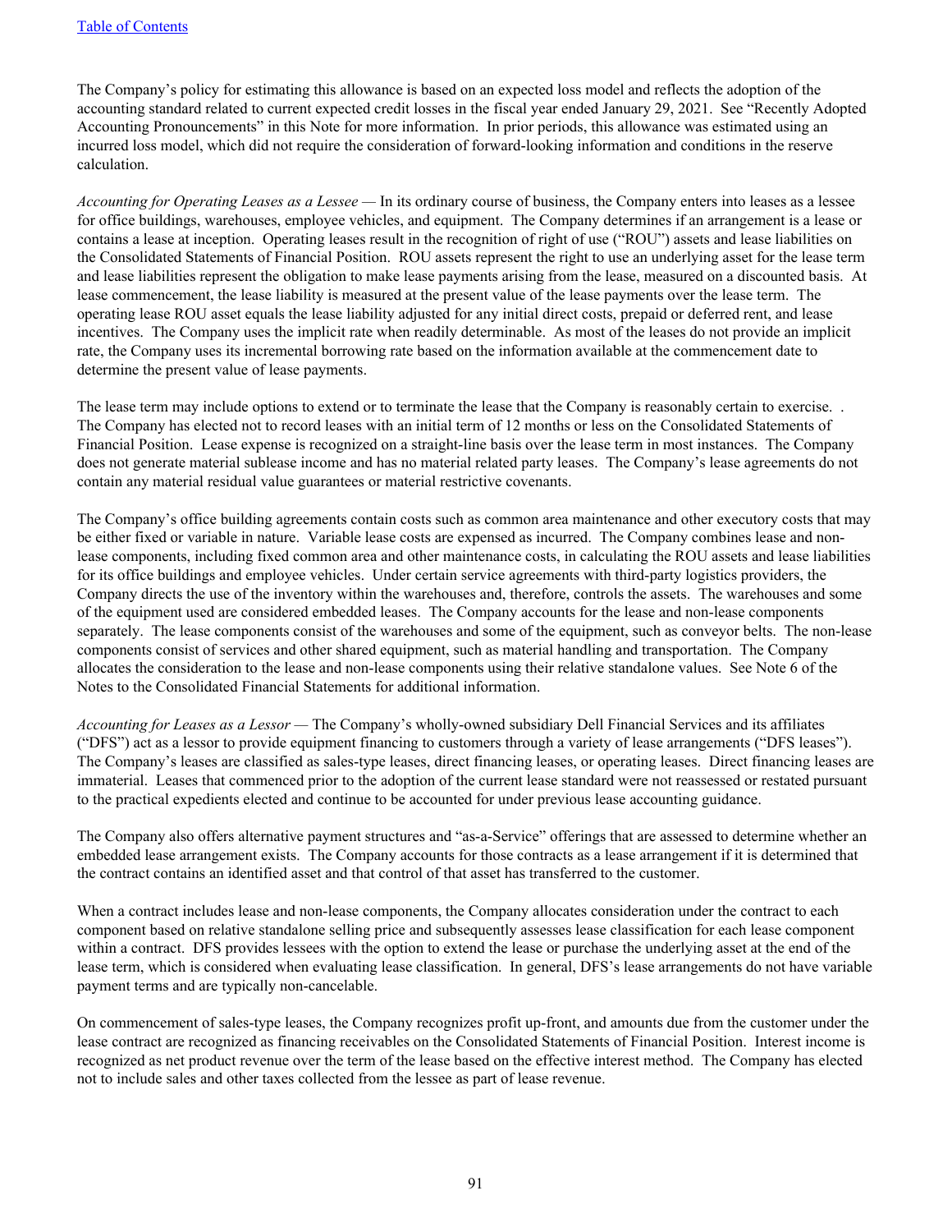The Company's policy for estimating this allowance is based on an expected loss model and reflects the adoption of the accounting standard related to current expected credit losses in the fiscal year ended January 29, 2021. See "Recently Adopted Accounting Pronouncements" in this Note for more information. In prior periods, this allowance was estimated using an incurred loss model, which did not require the consideration of forward-looking information and conditions in the reserve calculation.

*Accounting for Operating Leases as a Lessee* — In its ordinary course of business, the Company enters into leases as a lessee for office buildings, warehouses, employee vehicles, and equipment. The Company determines if an arrangement is a lease or contains a lease at inception. Operating leases result in the recognition of right of use ("ROU") assets and lease liabilities on the Consolidated Statements of Financial Position. ROU assets represent the right to use an underlying asset for the lease term and lease liabilities represent the obligation to make lease payments arising from the lease, measured on a discounted basis. At lease commencement, the lease liability is measured at the present value of the lease payments over the lease term. The operating lease ROU asset equals the lease liability adjusted for any initial direct costs, prepaid or deferred rent, and lease incentives. The Company uses the implicit rate when readily determinable. As most of the leases do not provide an implicit rate, the Company uses its incremental borrowing rate based on the information available at the commencement date to determine the present value of lease payments.

The lease term may include options to extend or to terminate the lease that the Company is reasonably certain to exercise. . The Company has elected not to record leases with an initial term of 12 months or less on the Consolidated Statements of Financial Position. Lease expense is recognized on a straight-line basis over the lease term in most instances. The Company does not generate material sublease income and has no material related party leases. The Company's lease agreements do not contain any material residual value guarantees or material restrictive covenants.

The Company's office building agreements contain costs such as common area maintenance and other executory costs that may be either fixed or variable in nature. Variable lease costs are expensed as incurred. The Company combines lease and non-lease components, including fixed common area and other maintenance costs, in calculating the ROU assets and lease liabilities for its office buildings and employee vehicles. Under certain service agreements with third-party logistics providers, the Company directs the use of the inventory within the warehouses and, therefore, controls the assets. The warehouses and some of the equipment used are considered embedded leases. The Company accounts for the lease and non-lease components separately. The lease components consist of the warehouses and some of the equipment, such as conveyor belts. The non-lease components consist of services and other shared equipment, such as material handling and transportation. The Company allocates the consideration to the lease and non-lease components using their relative standalone values. See Note 6 of the Notes to the Consolidated Financial Statements for additional information.

*Accounting for Leases as a Lessor* — The Company's wholly-owned subsidiary Dell Financial Services and its affiliates ("DFS") act as a lessor to provide equipment financing to customers through a variety of lease arrangements ("DFS leases"). The Company's leases are classified as sales-type leases, direct financing leases, or operating leases. Direct financing leases are immaterial. Leases that commenced prior to the adoption of the current lease standard were not reassessed or restated pursuant to the practical expedients elected and continue to be accounted for under previous lease accounting guidance.

The Company also offers alternative payment structures and "as-a-Service" offerings that are assessed to determine whether an embedded lease arrangement exists. The Company accounts for those contracts as a lease arrangement if it is determined that the contract contains an identified asset and that control of that asset has transferred to the customer.

When a contract includes lease and non-lease components, the Company allocates consideration under the contract to each component based on relative standalone selling price and subsequently assesses lease classification for each lease component within a contract. DFS provides lessees with the option to extend the lease or purchase the underlying asset at the end of the lease term, which is considered when evaluating lease classification. In general, DFS's lease arrangements do not have variable payment terms and are typically non-cancelable.

On commencement of sales-type leases, the Company recognizes profit up-front, and amounts due from the customer under the lease contract are recognized as financing receivables on the Consolidated Statements of Financial Position. Interest income is recognized as net product revenue over the term of the lease based on the effective interest method. The Company has elected not to include sales and other taxes collected from the lessee as part of lease revenue.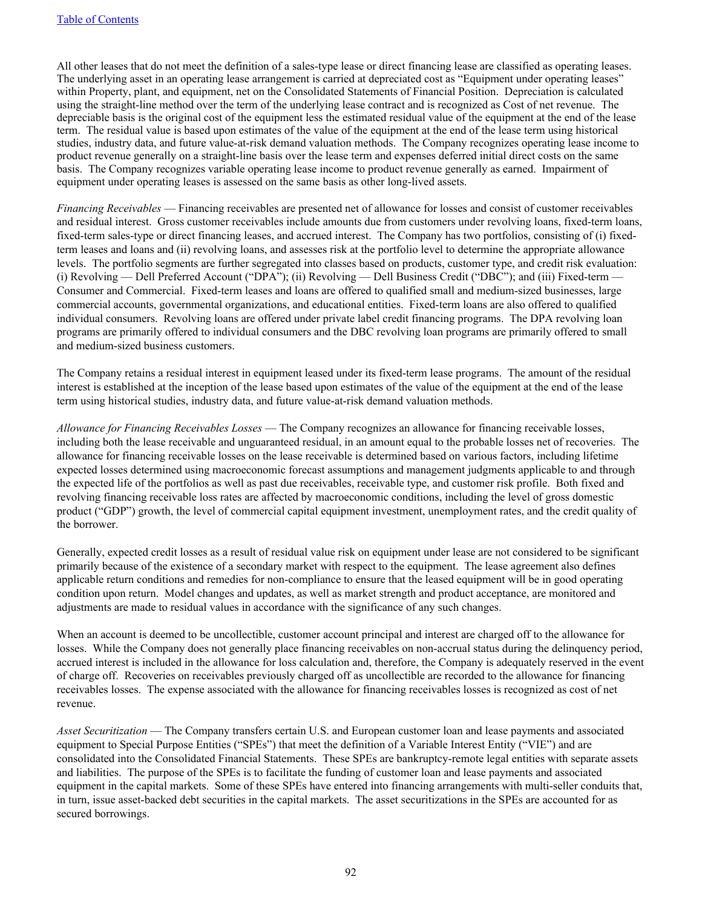All other leases that do not meet the definition of a sales-type lease or direct financing lease are classified as operating leases. The underlying asset in an operating lease arrangement is carried at depreciated cost as "Equipment under operating leases" within Property, plant, and equipment, net on the Consolidated Statements of Financial Position. Depreciation is calculated using the straight-line method over the term of the underlying lease contract and is recognized as Cost of net revenue. The depreciable basis is the original cost of the equipment less the estimated residual value of the equipment at the end of the lease term. The residual value is based upon estimates of the value of the equipment at the end of the lease term using historical studies, industry data, and future value-at-risk demand valuation methods. The Company recognizes operating lease income to product revenue generally on a straight-line basis over the lease term and expenses deferred initial direct costs on the same basis. The Company recognizes variable operating lease income to product revenue generally as earned. Impairment of equipment under operating leases is assessed on the same basis as other long-lived assets.

*Financing Receivables* — Financing receivables are presented net of allowance for losses and consist of customer receivables and residual interest. Gross customer receivables include amounts due from customers under revolving loans, fixed-term loans, fixed-term sales-type or direct financing leases, and accrued interest. The Company has two portfolios, consisting of (i) fixed-term leases and loans and (ii) revolving loans, and assesses risk at the portfolio level to determine the appropriate allowance levels. The portfolio segments are further segregated into classes based on products, customer type, and credit risk evaluation: (i) Revolving — Dell Preferred Account ("DPA"); (ii) Revolving — Dell Business Credit ("DBC"); and (iii) Fixed-term — Consumer and Commercial. Fixed-term leases and loans are offered to qualified small and medium-sized businesses, large commercial accounts, governmental organizations, and educational entities. Fixed-term loans are also offered to qualified individual consumers. Revolving loans are offered under private label credit financing programs. The DPA revolving loan programs are primarily offered to individual consumers and the DBC revolving loan programs are primarily offered to small and medium-sized business customers.

The Company retains a residual interest in equipment leased under its fixed-term lease programs. The amount of the residual interest is established at the inception of the lease based upon estimates of the value of the equipment at the end of the lease term using historical studies, industry data, and future value-at-risk demand valuation methods.

*Allowance for Financing Receivables Losses* — The Company recognizes an allowance for financing receivable losses, including both the lease receivable and unguaranteed residual, in an amount equal to the probable losses net of recoveries. The allowance for financing receivable losses on the lease receivable is determined based on various factors, including lifetime expected losses determined using macroeconomic forecast assumptions and management judgments applicable to and through the expected life of the portfolios as well as past due receivables, receivable type, and customer risk profile. Both fixed and revolving financing receivable loss rates are affected by macroeconomic conditions, including the level of gross domestic product ("GDP") growth, the level of commercial capital equipment investment, unemployment rates, and the credit quality of the borrower.

Generally, expected credit losses as a result of residual value risk on equipment under lease are not considered to be significant primarily because of the existence of a secondary market with respect to the equipment. The lease agreement also defines applicable return conditions and remedies for non-compliance to ensure that the leased equipment will be in good operating condition upon return. Model changes and updates, as well as market strength and product acceptance, are monitored and adjustments are made to residual values in accordance with the significance of any such changes.

When an account is deemed to be uncollectible, customer account principal and interest are charged off to the allowance for losses. While the Company does not generally place financing receivables on non-accrual status during the delinquency period, accrued interest is included in the allowance for loss calculation and, therefore, the Company is adequately reserved in the event of charge off. Recoveries on receivables previously charged off as uncollectible are recorded to the allowance for financing receivables losses. The expense associated with the allowance for financing receivables losses is recognized as cost of net revenue.

*Asset Securitization* — The Company transfers certain U.S. and European customer loan and lease payments and associated equipment to Special Purpose Entities ("SPEs") that meet the definition of a Variable Interest Entity ("VIE") and are consolidated into the Consolidated Financial Statements. These SPEs are bankruptcy-remote legal entities with separate assets and liabilities. The purpose of the SPEs is to facilitate the funding of customer loan and lease payments and associated equipment in the capital markets. Some of these SPEs have entered into financing arrangements with multi-seller conduits that, in turn, issue asset-backed debt securities in the capital markets. The asset securitizations in the SPEs are accounted for as secured borrowings.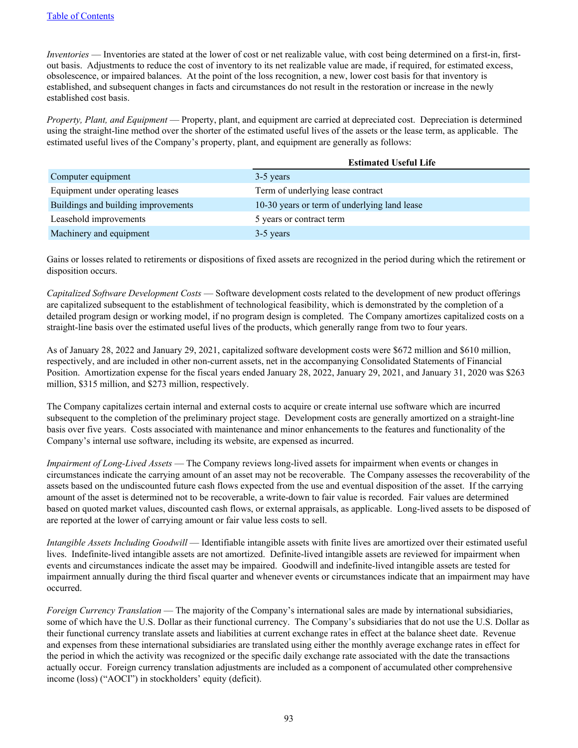*Inventories* — Inventories are stated at the lower of cost or net realizable value, with cost being determined on a first-in, first-out basis. Adjustments to reduce the cost of inventory to its net realizable value are made, if required, for estimated excess, obsolescence, or impaired balances. At the point of the loss recognition, a new, lower cost basis for that inventory is established, and subsequent changes in facts and circumstances do not result in the restoration or increase in the newly established cost basis.

*Property, Plant, and Equipment* — Property, plant, and equipment are carried at depreciated cost. Depreciation is determined using the straight-line method over the shorter of the estimated useful lives of the assets or the lease term, as applicable. The estimated useful lives of the Company's property, plant, and equipment are generally as follows:

| | Estimated Useful Life |
|---|---|
| Computer equipment | 3-5 years |
| Equipment under operating leases | Term of underlying lease contract |
| Buildings and building improvements | 10-30 years or term of underlying land lease |
| Leasehold improvements | 5 years or contract term |
| Machinery and equipment | 3-5 years |

Gains or losses related to retirements or dispositions of fixed assets are recognized in the period during which the retirement or disposition occurs.

*Capitalized Software Development Costs* — Software development costs related to the development of new product offerings are capitalized subsequent to the establishment of technological feasibility, which is demonstrated by the completion of a detailed program design or working model, if no program design is completed. The Company amortizes capitalized costs on a straight-line basis over the estimated useful lives of the products, which generally range from two to four years.

As of January 28, 2022 and January 29, 2021, capitalized software development costs were $672 million and $610 million, respectively, and are included in other non-current assets, net in the accompanying Consolidated Statements of Financial Position. Amortization expense for the fiscal years ended January 28, 2022, January 29, 2021, and January 31, 2020 was $263 million, $315 million, and $273 million, respectively.

The Company capitalizes certain internal and external costs to acquire or create internal use software which are incurred subsequent to the completion of the preliminary project stage. Development costs are generally amortized on a straight-line basis over five years. Costs associated with maintenance and minor enhancements to the features and functionality of the Company's internal use software, including its website, are expensed as incurred.

*Impairment of Long-Lived Assets* — The Company reviews long-lived assets for impairment when events or changes in circumstances indicate the carrying amount of an asset may not be recoverable. The Company assesses the recoverability of the assets based on the undiscounted future cash flows expected from the use and eventual disposition of the asset. If the carrying amount of the asset is determined not to be recoverable, a write-down to fair value is recorded. Fair values are determined based on quoted market values, discounted cash flows, or external appraisals, as applicable. Long-lived assets to be disposed of are reported at the lower of carrying amount or fair value less costs to sell.

*Intangible Assets Including Goodwill* — Identifiable intangible assets with finite lives are amortized over their estimated useful lives. Indefinite-lived intangible assets are not amortized. Definite-lived intangible assets are reviewed for impairment when events and circumstances indicate the asset may be impaired. Goodwill and indefinite-lived intangible assets are tested for impairment annually during the third fiscal quarter and whenever events or circumstances indicate that an impairment may have occurred.

*Foreign Currency Translation* — The majority of the Company's international sales are made by international subsidiaries, some of which have the U.S. Dollar as their functional currency. The Company's subsidiaries that do not use the U.S. Dollar as their functional currency translate assets and liabilities at current exchange rates in effect at the balance sheet date. Revenue and expenses from these international subsidiaries are translated using either the monthly average exchange rates in effect for the period in which the activity was recognized or the specific daily exchange rate associated with the date the transactions actually occur. Foreign currency translation adjustments are included as a component of accumulated other comprehensive income (loss) ("AOCI") in stockholders' equity (deficit).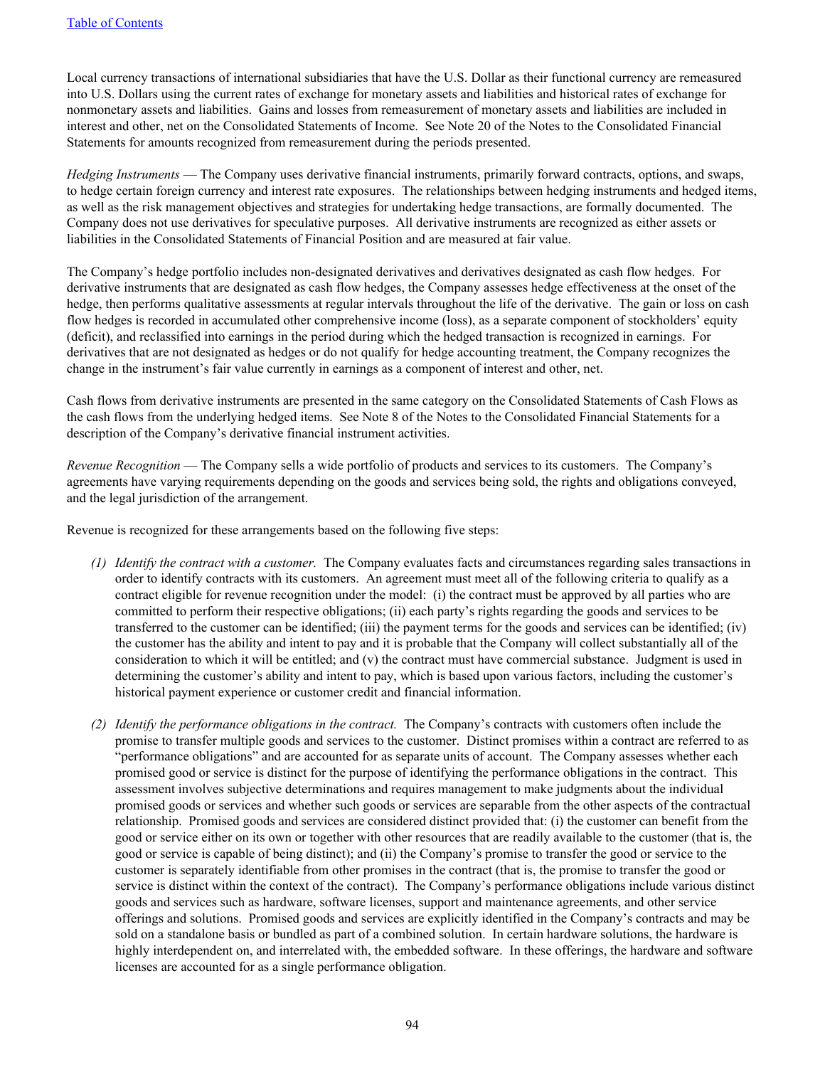Local currency transactions of international subsidiaries that have the U.S. Dollar as their functional currency are remeasured into U.S. Dollars using the current rates of exchange for monetary assets and liabilities and historical rates of exchange for nonmonetary assets and liabilities. Gains and losses from remeasurement of monetary assets and liabilities are included in interest and other, net on the Consolidated Statements of Income. See Note 20 of the Notes to the Consolidated Financial Statements for amounts recognized from remeasurement during the periods presented.

*Hedging Instruments* — The Company uses derivative financial instruments, primarily forward contracts, options, and swaps, to hedge certain foreign currency and interest rate exposures. The relationships between hedging instruments and hedged items, as well as the risk management objectives and strategies for undertaking hedge transactions, are formally documented. The Company does not use derivatives for speculative purposes. All derivative instruments are recognized as either assets or liabilities in the Consolidated Statements of Financial Position and are measured at fair value.

The Company's hedge portfolio includes non-designated derivatives and derivatives designated as cash flow hedges. For derivative instruments that are designated as cash flow hedges, the Company assesses hedge effectiveness at the onset of the hedge, then performs qualitative assessments at regular intervals throughout the life of the derivative. The gain or loss on cash flow hedges is recorded in accumulated other comprehensive income (loss), as a separate component of stockholders' equity (deficit), and reclassified into earnings in the period during which the hedged transaction is recognized in earnings. For derivatives that are not designated as hedges or do not qualify for hedge accounting treatment, the Company recognizes the change in the instrument's fair value currently in earnings as a component of interest and other, net.

Cash flows from derivative instruments are presented in the same category on the Consolidated Statements of Cash Flows as the cash flows from the underlying hedged items. See Note 8 of the Notes to the Consolidated Financial Statements for a description of the Company's derivative financial instrument activities.

*Revenue Recognition* — The Company sells a wide portfolio of products and services to its customers. The Company's agreements have varying requirements depending on the goods and services being sold, the rights and obligations conveyed, and the legal jurisdiction of the arrangement.

Revenue is recognized for these arrangements based on the following five steps:

*(1) Identify the contract with a customer.* The Company evaluates facts and circumstances regarding sales transactions in order to identify contracts with its customers. An agreement must meet all of the following criteria to qualify as a contract eligible for revenue recognition under the model: (i) the contract must be approved by all parties who are committed to perform their respective obligations; (ii) each party's rights regarding the goods and services to be transferred to the customer can be identified; (iii) the payment terms for the goods and services can be identified; (iv) the customer has the ability and intent to pay and it is probable that the Company will collect substantially all of the consideration to which it will be entitled; and (v) the contract must have commercial substance. Judgment is used in determining the customer's ability and intent to pay, which is based upon various factors, including the customer's historical payment experience or customer credit and financial information.

*(2) Identify the performance obligations in the contract.* The Company's contracts with customers often include the promise to transfer multiple goods and services to the customer. Distinct promises within a contract are referred to as "performance obligations" and are accounted for as separate units of account. The Company assesses whether each promised good or service is distinct for the purpose of identifying the performance obligations in the contract. This assessment involves subjective determinations and requires management to make judgments about the individual promised goods or services and whether such goods or services are separable from the other aspects of the contractual relationship. Promised goods and services are considered distinct provided that: (i) the customer can benefit from the good or service either on its own or together with other resources that are readily available to the customer (that is, the good or service is capable of being distinct); and (ii) the Company's promise to transfer the good or service to the customer is separately identifiable from other promises in the contract (that is, the promise to transfer the good or service is distinct within the context of the contract). The Company's performance obligations include various distinct goods and services such as hardware, software licenses, support and maintenance agreements, and other service offerings and solutions. Promised goods and services are explicitly identified in the Company's contracts and may be sold on a standalone basis or bundled as part of a combined solution. In certain hardware solutions, the hardware is highly interdependent on, and interrelated with, the embedded software. In these offerings, the hardware and software licenses are accounted for as a single performance obligation.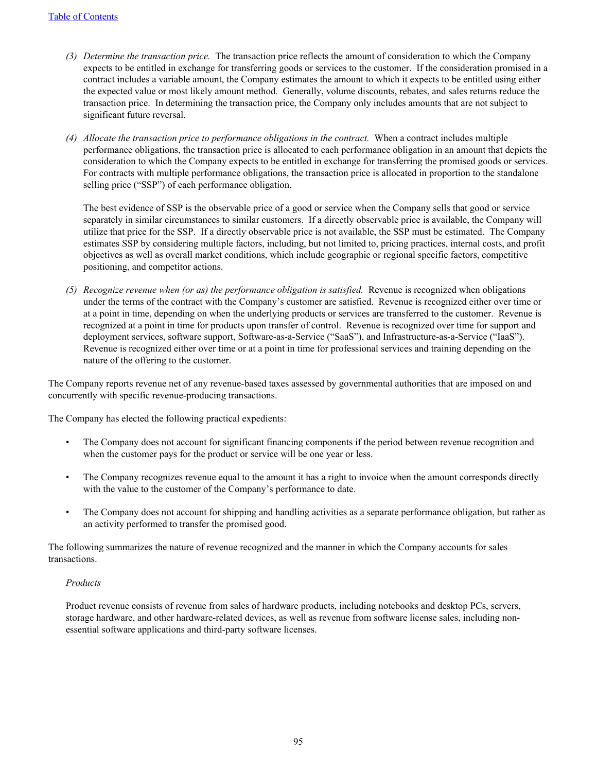(3) *Determine the transaction price.* The transaction price reflects the amount of consideration to which the Company expects to be entitled in exchange for transferring goods or services to the customer. If the consideration promised in a contract includes a variable amount, the Company estimates the amount to which it expects to be entitled using either the expected value or most likely amount method. Generally, volume discounts, rebates, and sales returns reduce the transaction price. In determining the transaction price, the Company only includes amounts that are not subject to significant future reversal.

(4) *Allocate the transaction price to performance obligations in the contract.* When a contract includes multiple performance obligations, the transaction price is allocated to each performance obligation in an amount that depicts the consideration to which the Company expects to be entitled in exchange for transferring the promised goods or services. For contracts with multiple performance obligations, the transaction price is allocated in proportion to the standalone selling price ("SSP") of each performance obligation.

The best evidence of SSP is the observable price of a good or service when the Company sells that good or service separately in similar circumstances to similar customers. If a directly observable price is available, the Company will utilize that price for the SSP. If a directly observable price is not available, the SSP must be estimated. The Company estimates SSP by considering multiple factors, including, but not limited to, pricing practices, internal costs, and profit objectives as well as overall market conditions, which include geographic or regional specific factors, competitive positioning, and competitor actions.

(5) *Recognize revenue when (or as) the performance obligation is satisfied.* Revenue is recognized when obligations under the terms of the contract with the Company's customer are satisfied. Revenue is recognized either over time or at a point in time, depending on when the underlying products or services are transferred to the customer. Revenue is recognized at a point in time for products upon transfer of control. Revenue is recognized over time for support and deployment services, software support, Software-as-a-Service ("SaaS"), and Infrastructure-as-a-Service ("IaaS"). Revenue is recognized either over time or at a point in time for professional services and training depending on the nature of the offering to the customer.

The Company reports revenue net of any revenue-based taxes assessed by governmental authorities that are imposed on and concurrently with specific revenue-producing transactions.

The Company has elected the following practical expedients:

- The Company does not account for significant financing components if the period between revenue recognition and when the customer pays for the product or service will be one year or less.
- The Company recognizes revenue equal to the amount it has a right to invoice when the amount corresponds directly with the value to the customer of the Company's performance to date.
- The Company does not account for shipping and handling activities as a separate performance obligation, but rather as an activity performed to transfer the promised good.

The following summarizes the nature of revenue recognized and the manner in which the Company accounts for sales transactions.

*Products*

Product revenue consists of revenue from sales of hardware products, including notebooks and desktop PCs, servers, storage hardware, and other hardware-related devices, as well as revenue from software license sales, including non-essential software applications and third-party software licenses.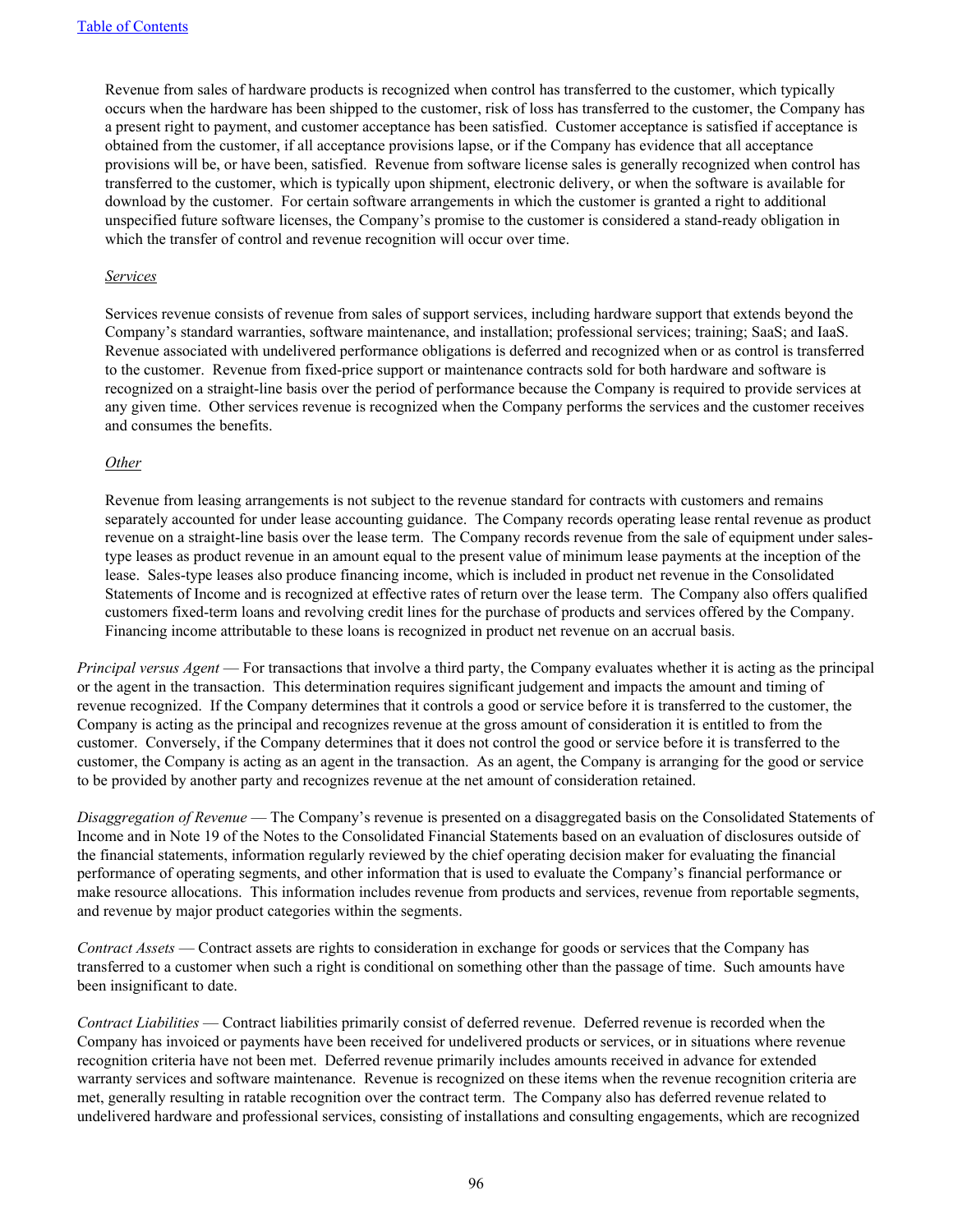Revenue from sales of hardware products is recognized when control has transferred to the customer, which typically occurs when the hardware has been shipped to the customer, risk of loss has transferred to the customer, the Company has a present right to payment, and customer acceptance has been satisfied. Customer acceptance is satisfied if acceptance is obtained from the customer, if all acceptance provisions lapse, or if the Company has evidence that all acceptance provisions will be, or have been, satisfied. Revenue from software license sales is generally recognized when control has transferred to the customer, which is typically upon shipment, electronic delivery, or when the software is available for download by the customer. For certain software arrangements in which the customer is granted a right to additional unspecified future software licenses, the Company's promise to the customer is considered a stand-ready obligation in which the transfer of control and revenue recognition will occur over time.

*Services*

Services revenue consists of revenue from sales of support services, including hardware support that extends beyond the Company's standard warranties, software maintenance, and installation; professional services; training; SaaS; and IaaS. Revenue associated with undelivered performance obligations is deferred and recognized when or as control is transferred to the customer. Revenue from fixed-price support or maintenance contracts sold for both hardware and software is recognized on a straight-line basis over the period of performance because the Company is required to provide services at any given time. Other services revenue is recognized when the Company performs the services and the customer receives and consumes the benefits.

*Other*

Revenue from leasing arrangements is not subject to the revenue standard for contracts with customers and remains separately accounted for under lease accounting guidance. The Company records operating lease rental revenue as product revenue on a straight-line basis over the lease term. The Company records revenue from the sale of equipment under sales-type leases as product revenue in an amount equal to the present value of minimum lease payments at the inception of the lease. Sales-type leases also produce financing income, which is included in product net revenue in the Consolidated Statements of Income and is recognized at effective rates of return over the lease term. The Company also offers qualified customers fixed-term loans and revolving credit lines for the purchase of products and services offered by the Company. Financing income attributable to these loans is recognized in product net revenue on an accrual basis.

*Principal versus Agent* — For transactions that involve a third party, the Company evaluates whether it is acting as the principal or the agent in the transaction. This determination requires significant judgement and impacts the amount and timing of revenue recognized. If the Company determines that it controls a good or service before it is transferred to the customer, the Company is acting as the principal and recognizes revenue at the gross amount of consideration it is entitled to from the customer. Conversely, if the Company determines that it does not control the good or service before it is transferred to the customer, the Company is acting as an agent in the transaction. As an agent, the Company is arranging for the good or service to be provided by another party and recognizes revenue at the net amount of consideration retained.

*Disaggregation of Revenue* — The Company's revenue is presented on a disaggregated basis on the Consolidated Statements of Income and in Note 19 of the Notes to the Consolidated Financial Statements based on an evaluation of disclosures outside of the financial statements, information regularly reviewed by the chief operating decision maker for evaluating the financial performance of operating segments, and other information that is used to evaluate the Company's financial performance or make resource allocations. This information includes revenue from products and services, revenue from reportable segments, and revenue by major product categories within the segments.

*Contract Assets* — Contract assets are rights to consideration in exchange for goods or services that the Company has transferred to a customer when such a right is conditional on something other than the passage of time. Such amounts have been insignificant to date.

*Contract Liabilities* — Contract liabilities primarily consist of deferred revenue. Deferred revenue is recorded when the Company has invoiced or payments have been received for undelivered products or services, or in situations where revenue recognition criteria have not been met. Deferred revenue primarily includes amounts received in advance for extended warranty services and software maintenance. Revenue is recognized on these items when the revenue recognition criteria are met, generally resulting in ratable recognition over the contract term. The Company also has deferred revenue related to undelivered hardware and professional services, consisting of installations and consulting engagements, which are recognized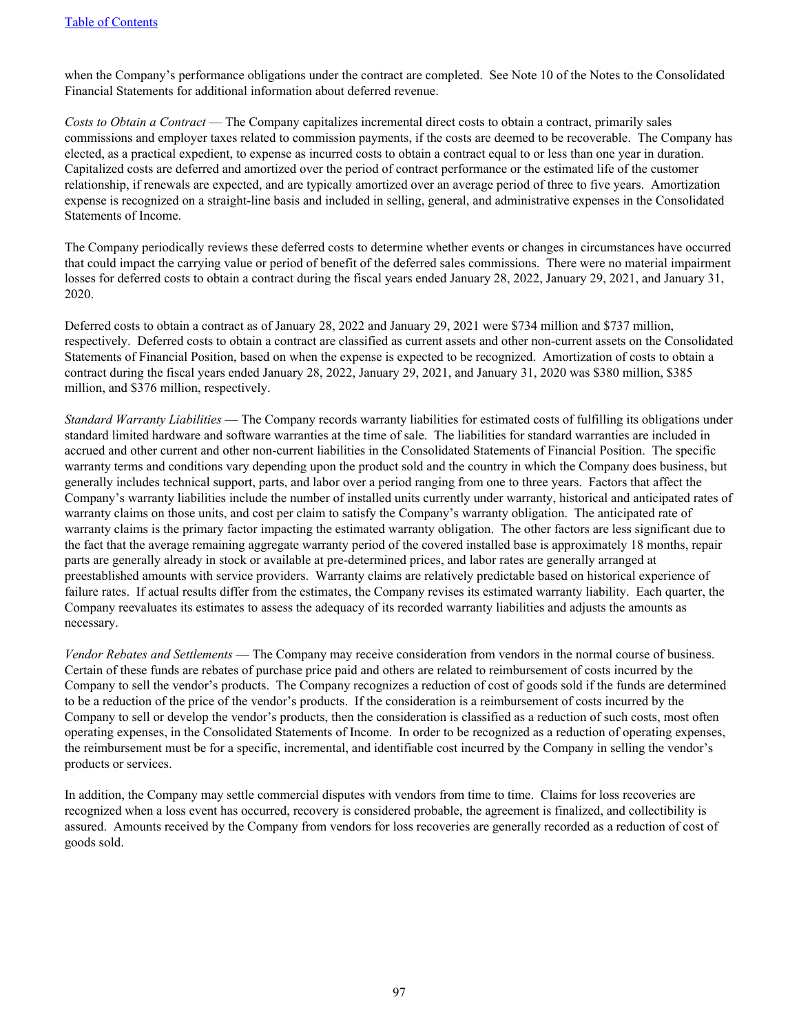when the Company's performance obligations under the contract are completed. See Note 10 of the Notes to the Consolidated Financial Statements for additional information about deferred revenue.

*Costs to Obtain a Contract* — The Company capitalizes incremental direct costs to obtain a contract, primarily sales commissions and employer taxes related to commission payments, if the costs are deemed to be recoverable. The Company has elected, as a practical expedient, to expense as incurred costs to obtain a contract equal to or less than one year in duration. Capitalized costs are deferred and amortized over the period of contract performance or the estimated life of the customer relationship, if renewals are expected, and are typically amortized over an average period of three to five years. Amortization expense is recognized on a straight-line basis and included in selling, general, and administrative expenses in the Consolidated Statements of Income.

The Company periodically reviews these deferred costs to determine whether events or changes in circumstances have occurred that could impact the carrying value or period of benefit of the deferred sales commissions. There were no material impairment losses for deferred costs to obtain a contract during the fiscal years ended January 28, 2022, January 29, 2021, and January 31, 2020.

Deferred costs to obtain a contract as of January 28, 2022 and January 29, 2021 were $734 million and $737 million, respectively. Deferred costs to obtain a contract are classified as current assets and other non-current assets on the Consolidated Statements of Financial Position, based on when the expense is expected to be recognized. Amortization of costs to obtain a contract during the fiscal years ended January 28, 2022, January 29, 2021, and January 31, 2020 was $380 million, $385 million, and $376 million, respectively.

*Standard Warranty Liabilities* — The Company records warranty liabilities for estimated costs of fulfilling its obligations under standard limited hardware and software warranties at the time of sale. The liabilities for standard warranties are included in accrued and other current and other non-current liabilities in the Consolidated Statements of Financial Position. The specific warranty terms and conditions vary depending upon the product sold and the country in which the Company does business, but generally includes technical support, parts, and labor over a period ranging from one to three years. Factors that affect the Company's warranty liabilities include the number of installed units currently under warranty, historical and anticipated rates of warranty claims on those units, and cost per claim to satisfy the Company's warranty obligation. The anticipated rate of warranty claims is the primary factor impacting the estimated warranty obligation. The other factors are less significant due to the fact that the average remaining aggregate warranty period of the covered installed base is approximately 18 months, repair parts are generally already in stock or available at pre-determined prices, and labor rates are generally arranged at preestablished amounts with service providers. Warranty claims are relatively predictable based on historical experience of failure rates. If actual results differ from the estimates, the Company revises its estimated warranty liability. Each quarter, the Company reevaluates its estimates to assess the adequacy of its recorded warranty liabilities and adjusts the amounts as necessary.

*Vendor Rebates and Settlements* — The Company may receive consideration from vendors in the normal course of business. Certain of these funds are rebates of purchase price paid and others are related to reimbursement of costs incurred by the Company to sell the vendor's products. The Company recognizes a reduction of cost of goods sold if the funds are determined to be a reduction of the price of the vendor's products. If the consideration is a reimbursement of costs incurred by the Company to sell or develop the vendor's products, then the consideration is classified as a reduction of such costs, most often operating expenses, in the Consolidated Statements of Income. In order to be recognized as a reduction of operating expenses, the reimbursement must be for a specific, incremental, and identifiable cost incurred by the Company in selling the vendor's products or services.

In addition, the Company may settle commercial disputes with vendors from time to time. Claims for loss recoveries are recognized when a loss event has occurred, recovery is considered probable, the agreement is finalized, and collectibility is assured. Amounts received by the Company from vendors for loss recoveries are generally recorded as a reduction of cost of goods sold.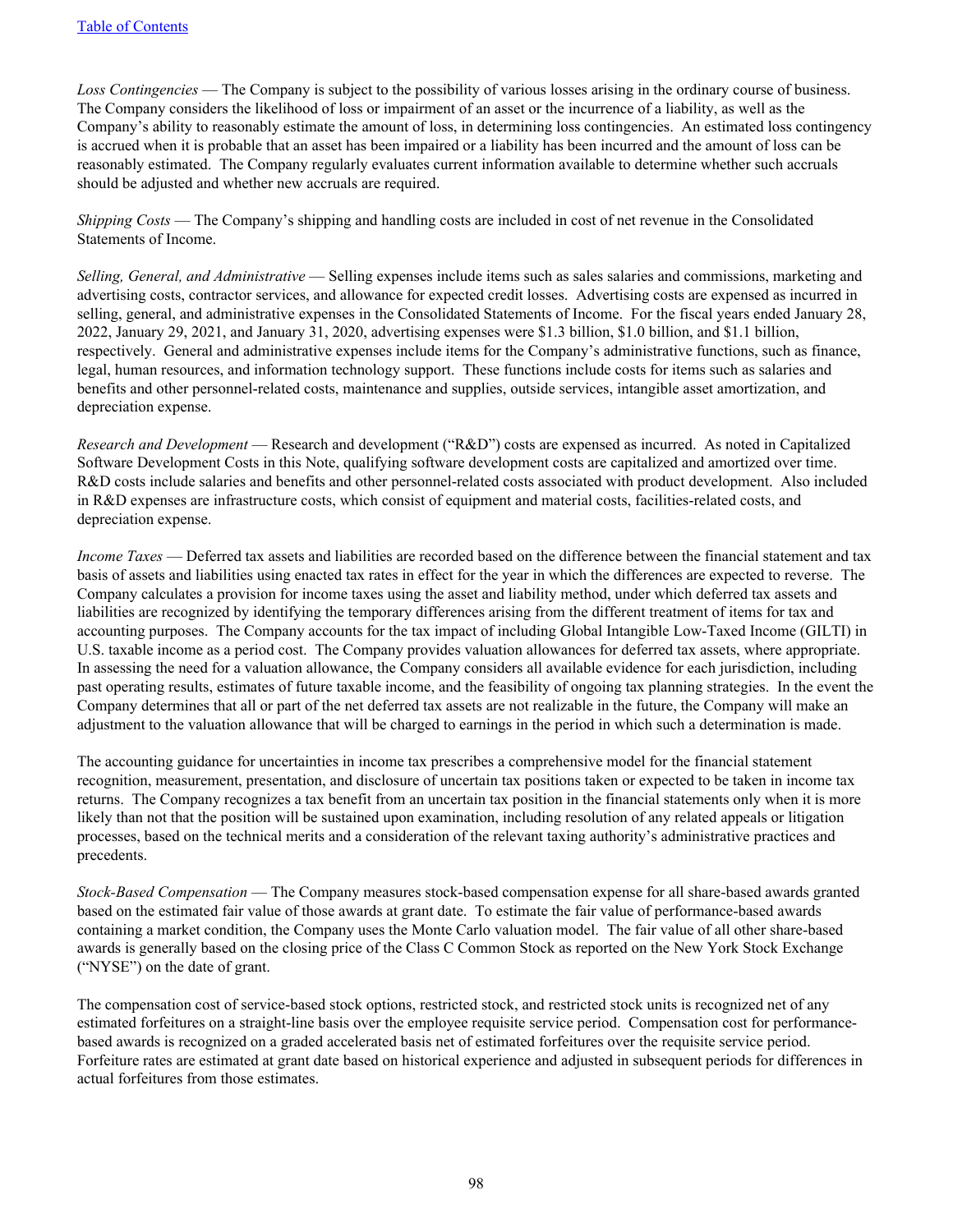*Loss Contingencies* — The Company is subject to the possibility of various losses arising in the ordinary course of business. The Company considers the likelihood of loss or impairment of an asset or the incurrence of a liability, as well as the Company's ability to reasonably estimate the amount of loss, in determining loss contingencies. An estimated loss contingency is accrued when it is probable that an asset has been impaired or a liability has been incurred and the amount of loss can be reasonably estimated. The Company regularly evaluates current information available to determine whether such accruals should be adjusted and whether new accruals are required.

*Shipping Costs* — The Company's shipping and handling costs are included in cost of net revenue in the Consolidated Statements of Income.

*Selling, General, and Administrative* — Selling expenses include items such as sales salaries and commissions, marketing and advertising costs, contractor services, and allowance for expected credit losses. Advertising costs are expensed as incurred in selling, general, and administrative expenses in the Consolidated Statements of Income. For the fiscal years ended January 28, 2022, January 29, 2021, and January 31, 2020, advertising expenses were $1.3 billion, $1.0 billion, and $1.1 billion, respectively. General and administrative expenses include items for the Company's administrative functions, such as finance, legal, human resources, and information technology support. These functions include costs for items such as salaries and benefits and other personnel-related costs, maintenance and supplies, outside services, intangible asset amortization, and depreciation expense.

*Research and Development* — Research and development ("R&D") costs are expensed as incurred. As noted in Capitalized Software Development Costs in this Note, qualifying software development costs are capitalized and amortized over time. R&D costs include salaries and benefits and other personnel-related costs associated with product development. Also included in R&D expenses are infrastructure costs, which consist of equipment and material costs, facilities-related costs, and depreciation expense.

*Income Taxes* — Deferred tax assets and liabilities are recorded based on the difference between the financial statement and tax basis of assets and liabilities using enacted tax rates in effect for the year in which the differences are expected to reverse. The Company calculates a provision for income taxes using the asset and liability method, under which deferred tax assets and liabilities are recognized by identifying the temporary differences arising from the different treatment of items for tax and accounting purposes. The Company accounts for the tax impact of including Global Intangible Low-Taxed Income (GILTI) in U.S. taxable income as a period cost. The Company provides valuation allowances for deferred tax assets, where appropriate. In assessing the need for a valuation allowance, the Company considers all available evidence for each jurisdiction, including past operating results, estimates of future taxable income, and the feasibility of ongoing tax planning strategies. In the event the Company determines that all or part of the net deferred tax assets are not realizable in the future, the Company will make an adjustment to the valuation allowance that will be charged to earnings in the period in which such a determination is made.

The accounting guidance for uncertainties in income tax prescribes a comprehensive model for the financial statement recognition, measurement, presentation, and disclosure of uncertain tax positions taken or expected to be taken in income tax returns. The Company recognizes a tax benefit from an uncertain tax position in the financial statements only when it is more likely than not that the position will be sustained upon examination, including resolution of any related appeals or litigation processes, based on the technical merits and a consideration of the relevant taxing authority's administrative practices and precedents.

*Stock-Based Compensation* — The Company measures stock-based compensation expense for all share-based awards granted based on the estimated fair value of those awards at grant date. To estimate the fair value of performance-based awards containing a market condition, the Company uses the Monte Carlo valuation model. The fair value of all other share-based awards is generally based on the closing price of the Class C Common Stock as reported on the New York Stock Exchange ("NYSE") on the date of grant.

The compensation cost of service-based stock options, restricted stock, and restricted stock units is recognized net of any estimated forfeitures on a straight-line basis over the employee requisite service period. Compensation cost for performance-based awards is recognized on a graded accelerated basis net of estimated forfeitures over the requisite service period. Forfeiture rates are estimated at grant date based on historical experience and adjusted in subsequent periods for differences in actual forfeitures from those estimates.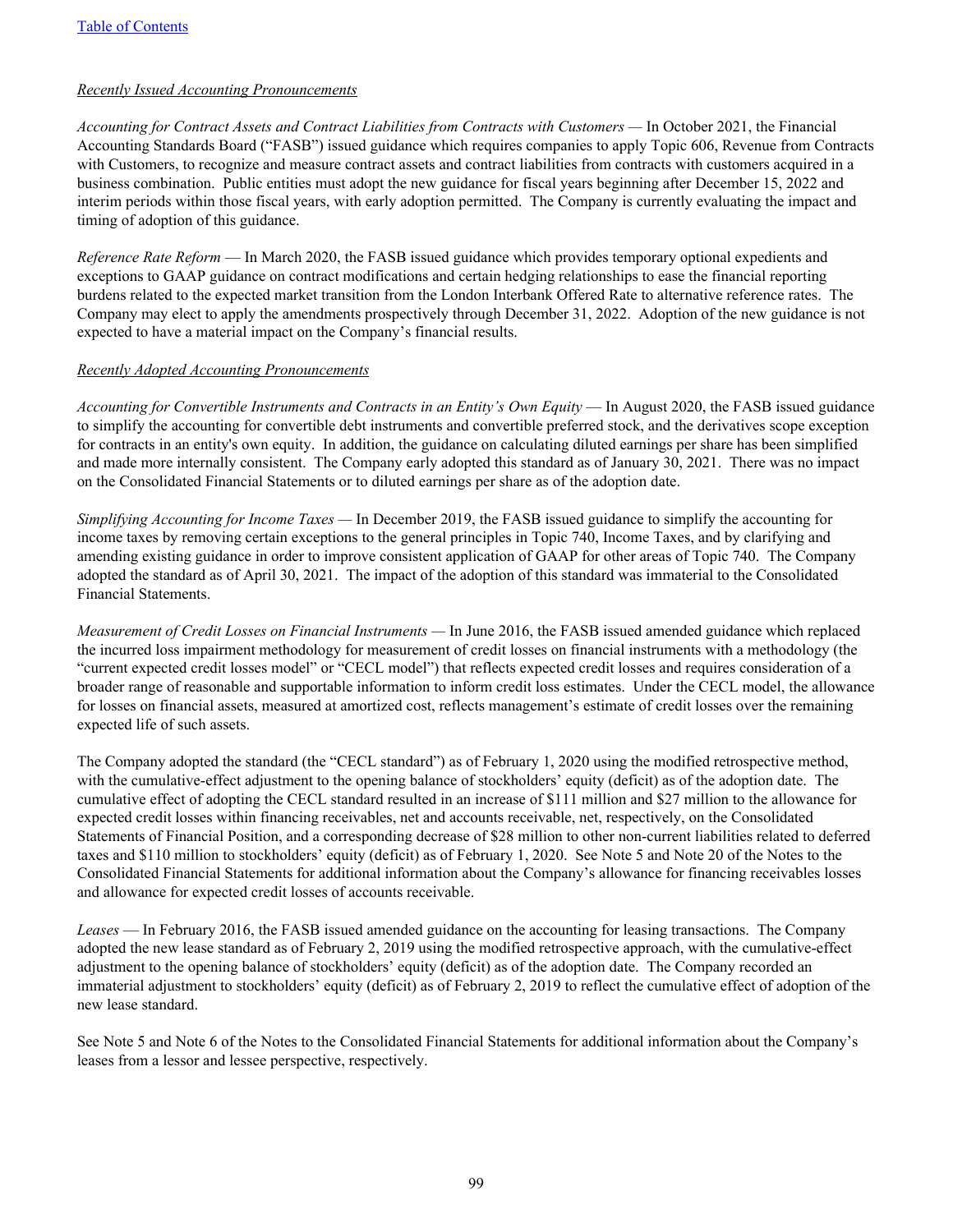*Recently Issued Accounting Pronouncements*

*Accounting for Contract Assets and Contract Liabilities from Contracts with Customers* — In October 2021, the Financial Accounting Standards Board ("FASB") issued guidance which requires companies to apply Topic 606, Revenue from Contracts with Customers, to recognize and measure contract assets and contract liabilities from contracts with customers acquired in a business combination. Public entities must adopt the new guidance for fiscal years beginning after December 15, 2022 and interim periods within those fiscal years, with early adoption permitted. The Company is currently evaluating the impact and timing of adoption of this guidance.

*Reference Rate Reform* — In March 2020, the FASB issued guidance which provides temporary optional expedients and exceptions to GAAP guidance on contract modifications and certain hedging relationships to ease the financial reporting burdens related to the expected market transition from the London Interbank Offered Rate to alternative reference rates. The Company may elect to apply the amendments prospectively through December 31, 2022. Adoption of the new guidance is not expected to have a material impact on the Company's financial results.

*Recently Adopted Accounting Pronouncements*

*Accounting for Convertible Instruments and Contracts in an Entity's Own Equity* — In August 2020, the FASB issued guidance to simplify the accounting for convertible debt instruments and convertible preferred stock, and the derivatives scope exception for contracts in an entity's own equity. In addition, the guidance on calculating diluted earnings per share has been simplified and made more internally consistent. The Company early adopted this standard as of January 30, 2021. There was no impact on the Consolidated Financial Statements or to diluted earnings per share as of the adoption date.

*Simplifying Accounting for Income Taxes* — In December 2019, the FASB issued guidance to simplify the accounting for income taxes by removing certain exceptions to the general principles in Topic 740, Income Taxes, and by clarifying and amending existing guidance in order to improve consistent application of GAAP for other areas of Topic 740. The Company adopted the standard as of April 30, 2021. The impact of the adoption of this standard was immaterial to the Consolidated Financial Statements.

*Measurement of Credit Losses on Financial Instruments* — In June 2016, the FASB issued amended guidance which replaced the incurred loss impairment methodology for measurement of credit losses on financial instruments with a methodology (the "current expected credit losses model" or "CECL model") that reflects expected credit losses and requires consideration of a broader range of reasonable and supportable information to inform credit loss estimates. Under the CECL model, the allowance for losses on financial assets, measured at amortized cost, reflects management's estimate of credit losses over the remaining expected life of such assets.

The Company adopted the standard (the "CECL standard") as of February 1, 2020 using the modified retrospective method, with the cumulative-effect adjustment to the opening balance of stockholders' equity (deficit) as of the adoption date. The cumulative effect of adopting the CECL standard resulted in an increase of $111 million and $27 million to the allowance for expected credit losses within financing receivables, net and accounts receivable, net, respectively, on the Consolidated Statements of Financial Position, and a corresponding decrease of $28 million to other non-current liabilities related to deferred taxes and $110 million to stockholders' equity (deficit) as of February 1, 2020. See Note 5 and Note 20 of the Notes to the Consolidated Financial Statements for additional information about the Company's allowance for financing receivables losses and allowance for expected credit losses of accounts receivable.

*Leases* — In February 2016, the FASB issued amended guidance on the accounting for leasing transactions. The Company adopted the new lease standard as of February 2, 2019 using the modified retrospective approach, with the cumulative-effect adjustment to the opening balance of stockholders' equity (deficit) as of the adoption date. The Company recorded an immaterial adjustment to stockholders' equity (deficit) as of February 2, 2019 to reflect the cumulative effect of adoption of the new lease standard.

See Note 5 and Note 6 of the Notes to the Consolidated Financial Statements for additional information about the Company's leases from a lessor and lessee perspective, respectively.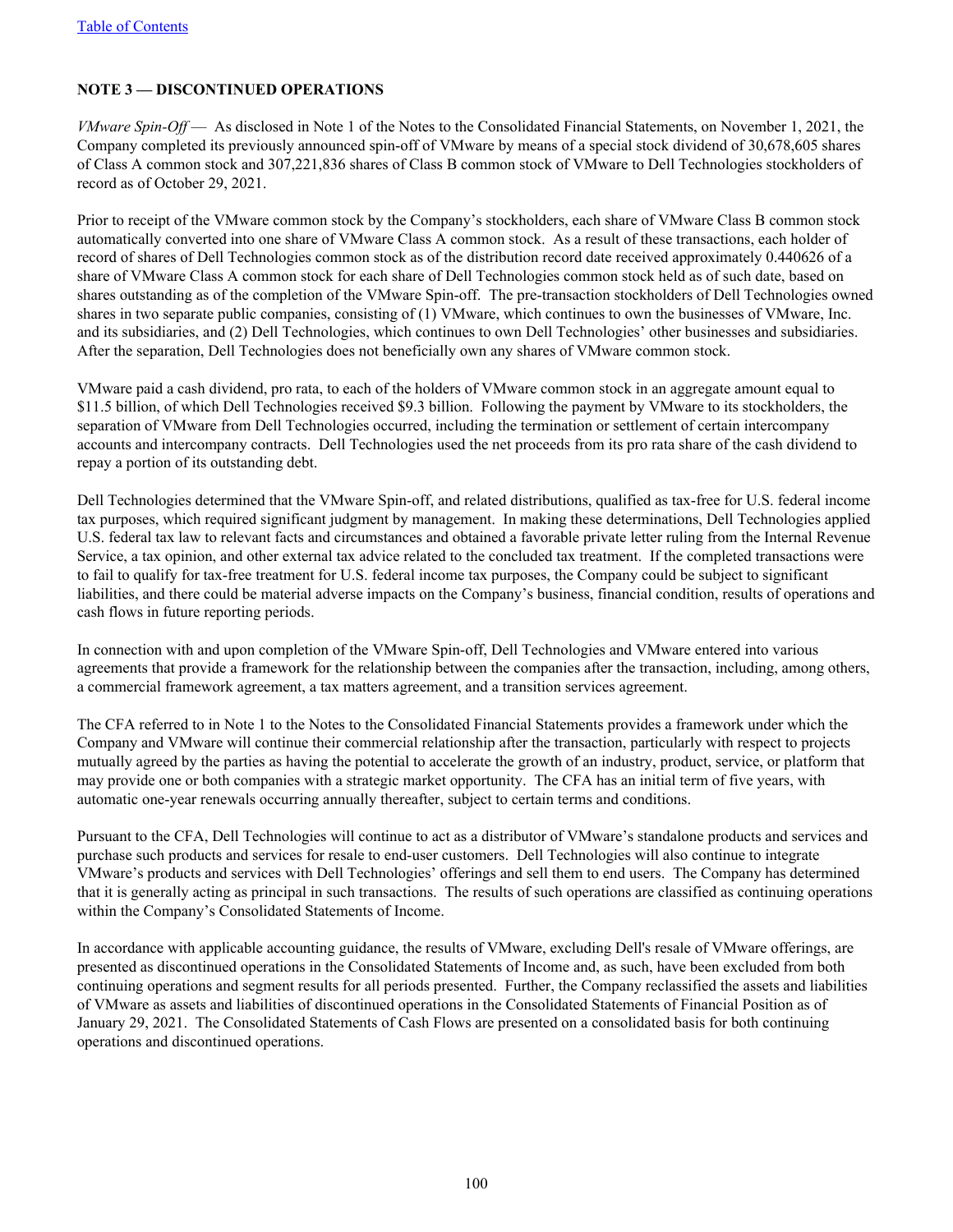## NOTE 3 — DISCONTINUED OPERATIONS

*VMware Spin-Off* — As disclosed in Note 1 of the Notes to the Consolidated Financial Statements, on November 1, 2021, the Company completed its previously announced spin-off of VMware by means of a special stock dividend of 30,678,605 shares of Class A common stock and 307,221,836 shares of Class B common stock of VMware to Dell Technologies stockholders of record as of October 29, 2021.

Prior to receipt of the VMware common stock by the Company's stockholders, each share of VMware Class B common stock automatically converted into one share of VMware Class A common stock. As a result of these transactions, each holder of record of shares of Dell Technologies common stock as of the distribution record date received approximately 0.440626 of a share of VMware Class A common stock for each share of Dell Technologies common stock held as of such date, based on shares outstanding as of the completion of the VMware Spin-off. The pre-transaction stockholders of Dell Technologies owned shares in two separate public companies, consisting of (1) VMware, which continues to own the businesses of VMware, Inc. and its subsidiaries, and (2) Dell Technologies, which continues to own Dell Technologies' other businesses and subsidiaries. After the separation, Dell Technologies does not beneficially own any shares of VMware common stock.

VMware paid a cash dividend, pro rata, to each of the holders of VMware common stock in an aggregate amount equal to $11.5 billion, of which Dell Technologies received $9.3 billion. Following the payment by VMware to its stockholders, the separation of VMware from Dell Technologies occurred, including the termination or settlement of certain intercompany accounts and intercompany contracts. Dell Technologies used the net proceeds from its pro rata share of the cash dividend to repay a portion of its outstanding debt.

Dell Technologies determined that the VMware Spin-off, and related distributions, qualified as tax-free for U.S. federal income tax purposes, which required significant judgment by management. In making these determinations, Dell Technologies applied U.S. federal tax law to relevant facts and circumstances and obtained a favorable private letter ruling from the Internal Revenue Service, a tax opinion, and other external tax advice related to the concluded tax treatment. If the completed transactions were to fail to qualify for tax-free treatment for U.S. federal income tax purposes, the Company could be subject to significant liabilities, and there could be material adverse impacts on the Company's business, financial condition, results of operations and cash flows in future reporting periods.

In connection with and upon completion of the VMware Spin-off, Dell Technologies and VMware entered into various agreements that provide a framework for the relationship between the companies after the transaction, including, among others, a commercial framework agreement, a tax matters agreement, and a transition services agreement.

The CFA referred to in Note 1 to the Notes to the Consolidated Financial Statements provides a framework under which the Company and VMware will continue their commercial relationship after the transaction, particularly with respect to projects mutually agreed by the parties as having the potential to accelerate the growth of an industry, product, service, or platform that may provide one or both companies with a strategic market opportunity. The CFA has an initial term of five years, with automatic one-year renewals occurring annually thereafter, subject to certain terms and conditions.

Pursuant to the CFA, Dell Technologies will continue to act as a distributor of VMware's standalone products and services and purchase such products and services for resale to end-user customers. Dell Technologies will also continue to integrate VMware's products and services with Dell Technologies' offerings and sell them to end users. The Company has determined that it is generally acting as principal in such transactions. The results of such operations are classified as continuing operations within the Company's Consolidated Statements of Income.

In accordance with applicable accounting guidance, the results of VMware, excluding Dell's resale of VMware offerings, are presented as discontinued operations in the Consolidated Statements of Income and, as such, have been excluded from both continuing operations and segment results for all periods presented. Further, the Company reclassified the assets and liabilities of VMware as assets and liabilities of discontinued operations in the Consolidated Statements of Financial Position as of January 29, 2021. The Consolidated Statements of Cash Flows are presented on a consolidated basis for both continuing operations and discontinued operations.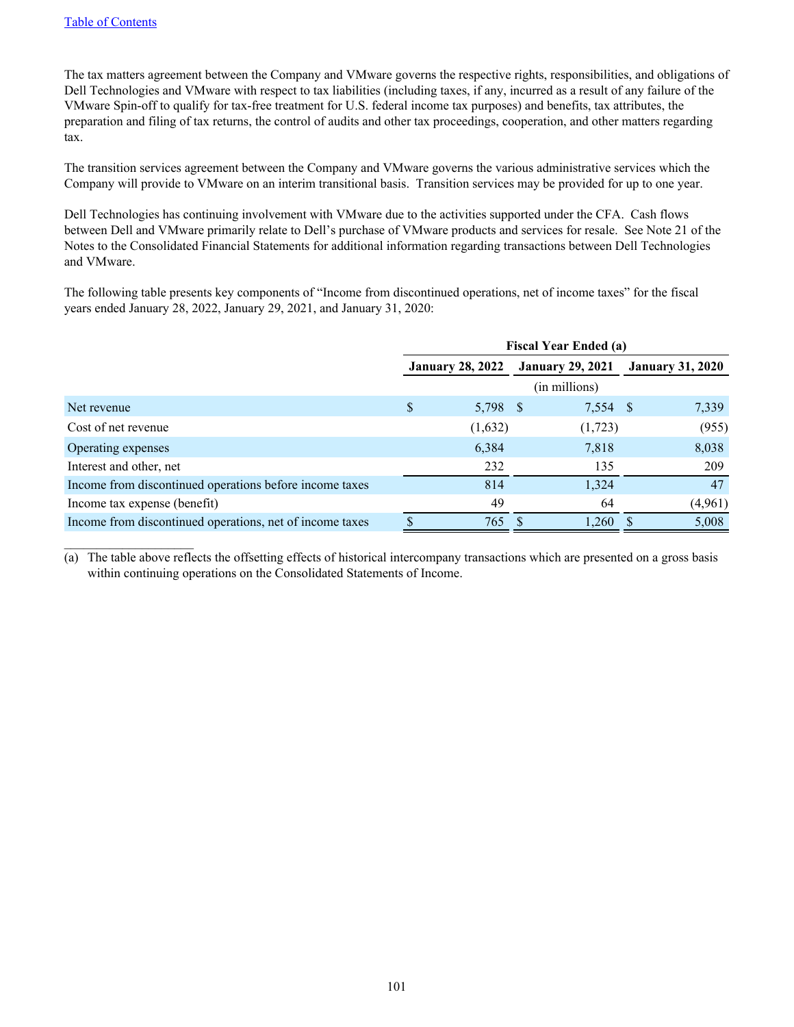The tax matters agreement between the Company and VMware governs the respective rights, responsibilities, and obligations of Dell Technologies and VMware with respect to tax liabilities (including taxes, if any, incurred as a result of any failure of the VMware Spin-off to qualify for tax-free treatment for U.S. federal income tax purposes) and benefits, tax attributes, the preparation and filing of tax returns, the control of audits and other tax proceedings, cooperation, and other matters regarding tax.

The transition services agreement between the Company and VMware governs the various administrative services which the Company will provide to VMware on an interim transitional basis. Transition services may be provided for up to one year.

Dell Technologies has continuing involvement with VMware due to the activities supported under the CFA. Cash flows between Dell and VMware primarily relate to Dell's purchase of VMware products and services for resale. See Note 21 of the Notes to the Consolidated Financial Statements for additional information regarding transactions between Dell Technologies and VMware.

The following table presents key components of "Income from discontinued operations, net of income taxes" for the fiscal years ended January 28, 2022, January 29, 2021, and January 31, 2020:

| | Fiscal Year Ended (a) | | |
|---|---|---|---|
| | January 28, 2022 | January 29, 2021 | January 31, 2020 |
| | (in millions) | | |
| Net revenue | $ 5,798 | $ 7,554 | $ 7,339 |
| Cost of net revenue | (1,632) | (1,723) | (955) |
| Operating expenses | 6,384 | 7,818 | 8,038 |
| Interest and other, net | 232 | 135 | 209 |
| Income from discontinued operations before income taxes | 814 | 1,324 | 47 |
| Income tax expense (benefit) | 49 | 64 | (4,961) |
| Income from discontinued operations, net of income taxes | $ 765 | $ 1,260 | $ 5,008 |

(a) The table above reflects the offsetting effects of historical intercompany transactions which are presented on a gross basis within continuing operations on the Consolidated Statements of Income.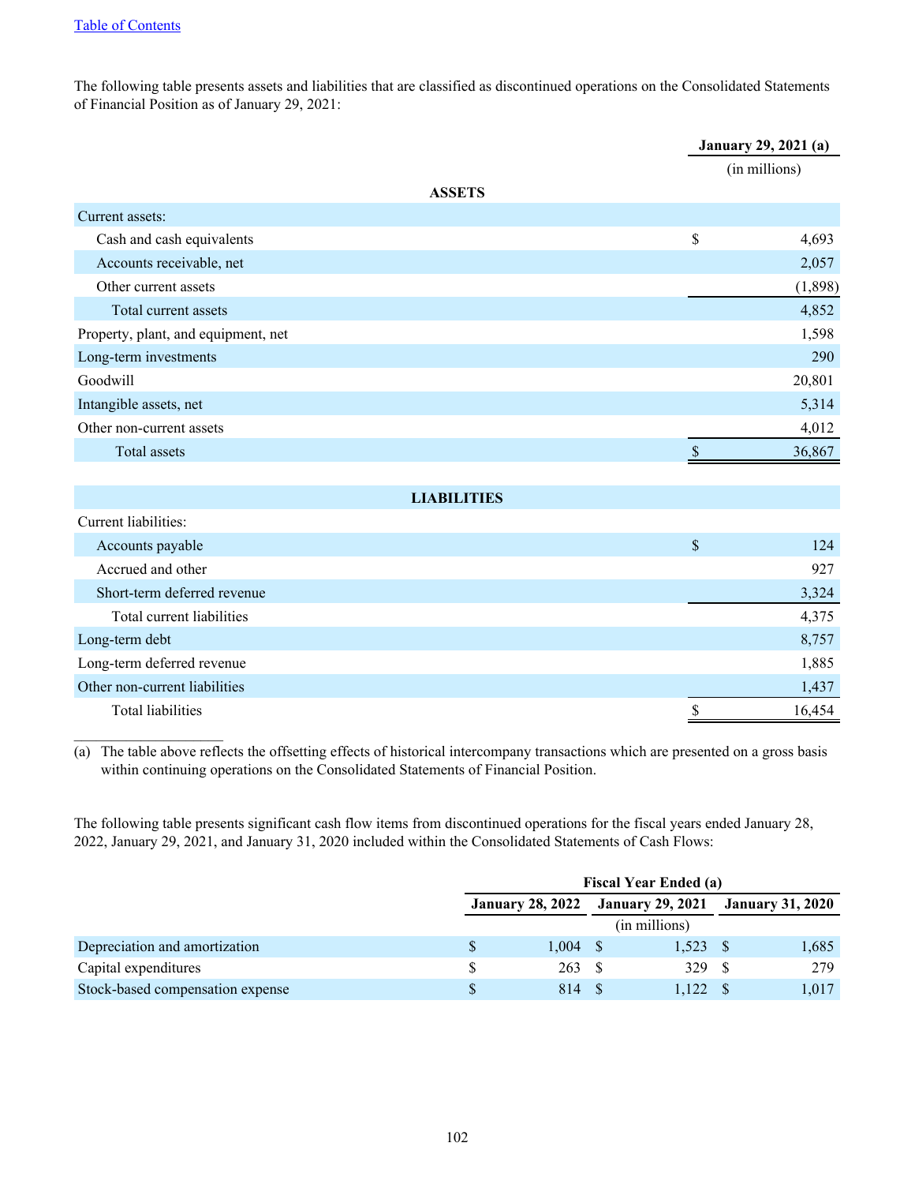The following table presents assets and liabilities that are classified as discontinued operations on the Consolidated Statements of Financial Position as of January 29, 2021:

| | January 29, 2021 (a) |
|---|---|
| | (in millions) |
| **ASSETS** | |
| Current assets: | |
| Cash and cash equivalents | $ 4,693 |
| Accounts receivable, net | 2,057 |
| Other current assets | (1,898) |
| Total current assets | 4,852 |
| Property, plant, and equipment, net | 1,598 |
| Long-term investments | 290 |
| Goodwill | 20,801 |
| Intangible assets, net | 5,314 |
| Other non-current assets | 4,012 |
| Total assets | $ 36,867 |
| **LIABILITIES** | |
| Current liabilities: | |
| Accounts payable | $ 124 |
| Accrued and other | 927 |
| Short-term deferred revenue | 3,324 |
| Total current liabilities | 4,375 |
| Long-term debt | 8,757 |
| Long-term deferred revenue | 1,885 |
| Other non-current liabilities | 1,437 |
| Total liabilities | $ 16,454 |

(a) The table above reflects the offsetting effects of historical intercompany transactions which are presented on a gross basis within continuing operations on the Consolidated Statements of Financial Position.

The following table presents significant cash flow items from discontinued operations for the fiscal years ended January 28, 2022, January 29, 2021, and January 31, 2020 included within the Consolidated Statements of Cash Flows:

| | Fiscal Year Ended (a) | | |
|---|---|---|---|
| | January 28, 2022 | January 29, 2021 | January 31, 2020 |
| | (in millions) | | |
| Depreciation and amortization | $ 1,004 | $ 1,523 | $ 1,685 |
| Capital expenditures | $ 263 | $ 329 | $ 279 |
| Stock-based compensation expense | $ 814 | $ 1,122 | $ 1,017 |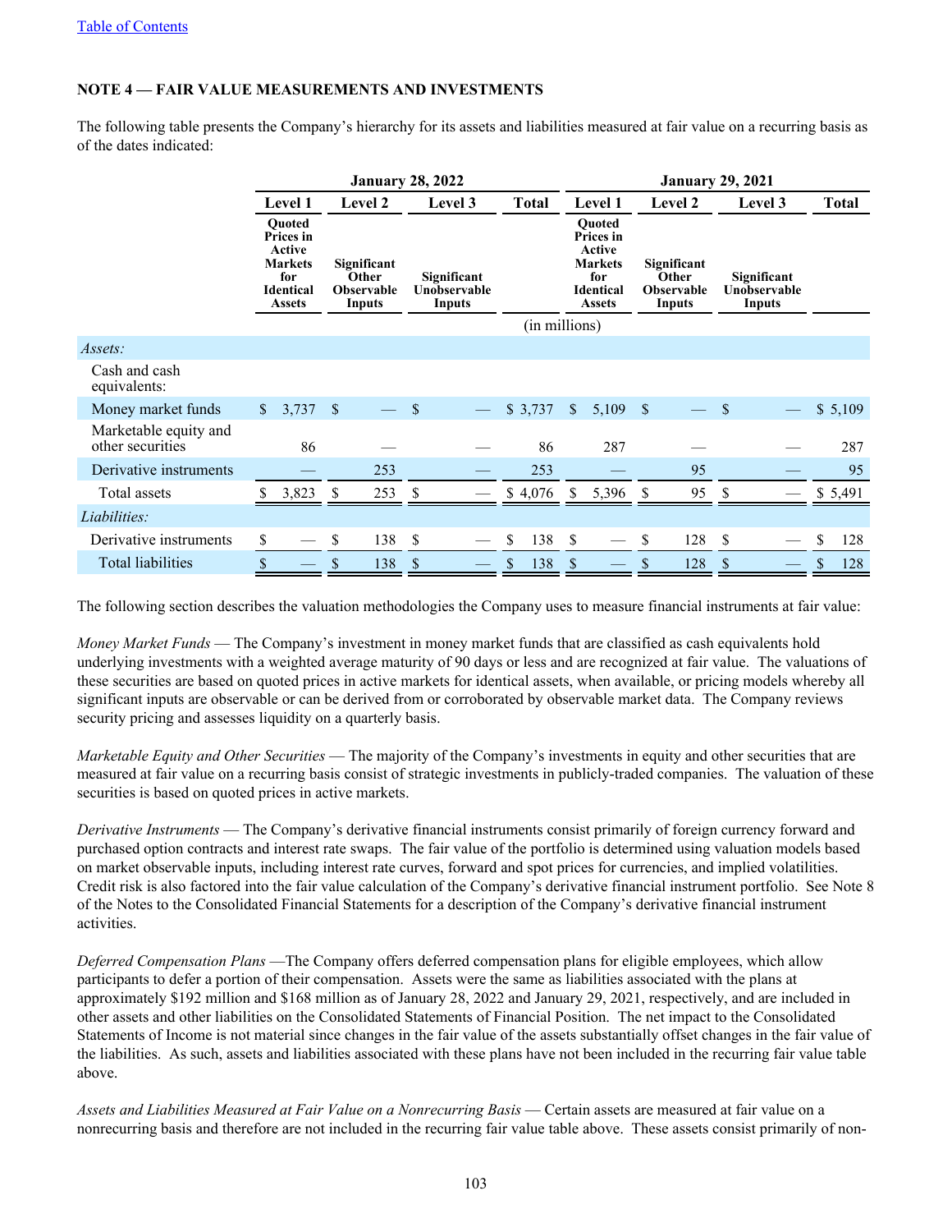[Table of Contents](#)

**NOTE 4 — FAIR VALUE MEASUREMENTS AND INVESTMENTS**

The following table presents the Company's hierarchy for its assets and liabilities measured at fair value on a recurring basis as of the dates indicated:

| | January 28, 2022 | | | | January 29, 2021 | | | |
|---|---|---|---|---|---|---|---|---|
| | Level 1 | Level 2 | Level 3 | Total | Level 1 | Level 2 | Level 3 | Total |
| | Quoted Prices in Active Markets for Identical Assets | Significant Other Observable Inputs | Significant Unobservable Inputs | | Quoted Prices in Active Markets for Identical Assets | Significant Other Observable Inputs | Significant Unobservable Inputs | |
| | (in millions) | | | | | | | |
| *Assets:* | | | | | | | | |
| Cash and cash equivalents: | | | | | | | | |
| Money market funds | $ 3,737 | $ — | $ — | $ 3,737 | $ 5,109 | $ — | $ — | $ 5,109 |
| Marketable equity and other securities | 86 | — | — | 86 | 287 | — | — | 287 |
| Derivative instruments | — | 253 | — | 253 | — | 95 | — | 95 |
| Total assets | $ 3,823 | $ 253 | $ — | $ 4,076 | $ 5,396 | $ 95 | $ — | $ 5,491 |
| *Liabilities:* | | | | | | | | |
| Derivative instruments | $ — | $ 138 | $ — | $ 138 | $ — | $ 128 | $ — | $ 128 |
| Total liabilities | $ — | $ 138 | $ — | $ 138 | $ — | $ 128 | $ — | $ 128 |

The following section describes the valuation methodologies the Company uses to measure financial instruments at fair value:

*Money Market Funds* — The Company's investment in money market funds that are classified as cash equivalents hold underlying investments with a weighted average maturity of 90 days or less and are recognized at fair value. The valuations of these securities are based on quoted prices in active markets for identical assets, when available, or pricing models whereby all significant inputs are observable or can be derived from or corroborated by observable market data. The Company reviews security pricing and assesses liquidity on a quarterly basis.

*Marketable Equity and Other Securities* — The majority of the Company's investments in equity and other securities that are measured at fair value on a recurring basis consist of strategic investments in publicly-traded companies. The valuation of these securities is based on quoted prices in active markets.

*Derivative Instruments* — The Company's derivative financial instruments consist primarily of foreign currency forward and purchased option contracts and interest rate swaps. The fair value of the portfolio is determined using valuation models based on market observable inputs, including interest rate curves, forward and spot prices for currencies, and implied volatilities. Credit risk is also factored into the fair value calculation of the Company's derivative financial instrument portfolio. See Note 8 of the Notes to the Consolidated Financial Statements for a description of the Company's derivative financial instrument activities.

*Deferred Compensation Plans* —The Company offers deferred compensation plans for eligible employees, which allow participants to defer a portion of their compensation. Assets were the same as liabilities associated with the plans at approximately $192 million and $168 million as of January 28, 2022 and January 29, 2021, respectively, and are included in other assets and other liabilities on the Consolidated Statements of Financial Position. The net impact to the Consolidated Statements of Income is not material since changes in the fair value of the assets substantially offset changes in the fair value of the liabilities. As such, assets and liabilities associated with these plans have not been included in the recurring fair value table above.

*Assets and Liabilities Measured at Fair Value on a Nonrecurring Basis* — Certain assets are measured at fair value on a nonrecurring basis and therefore are not included in the recurring fair value table above. These assets consist primarily of non-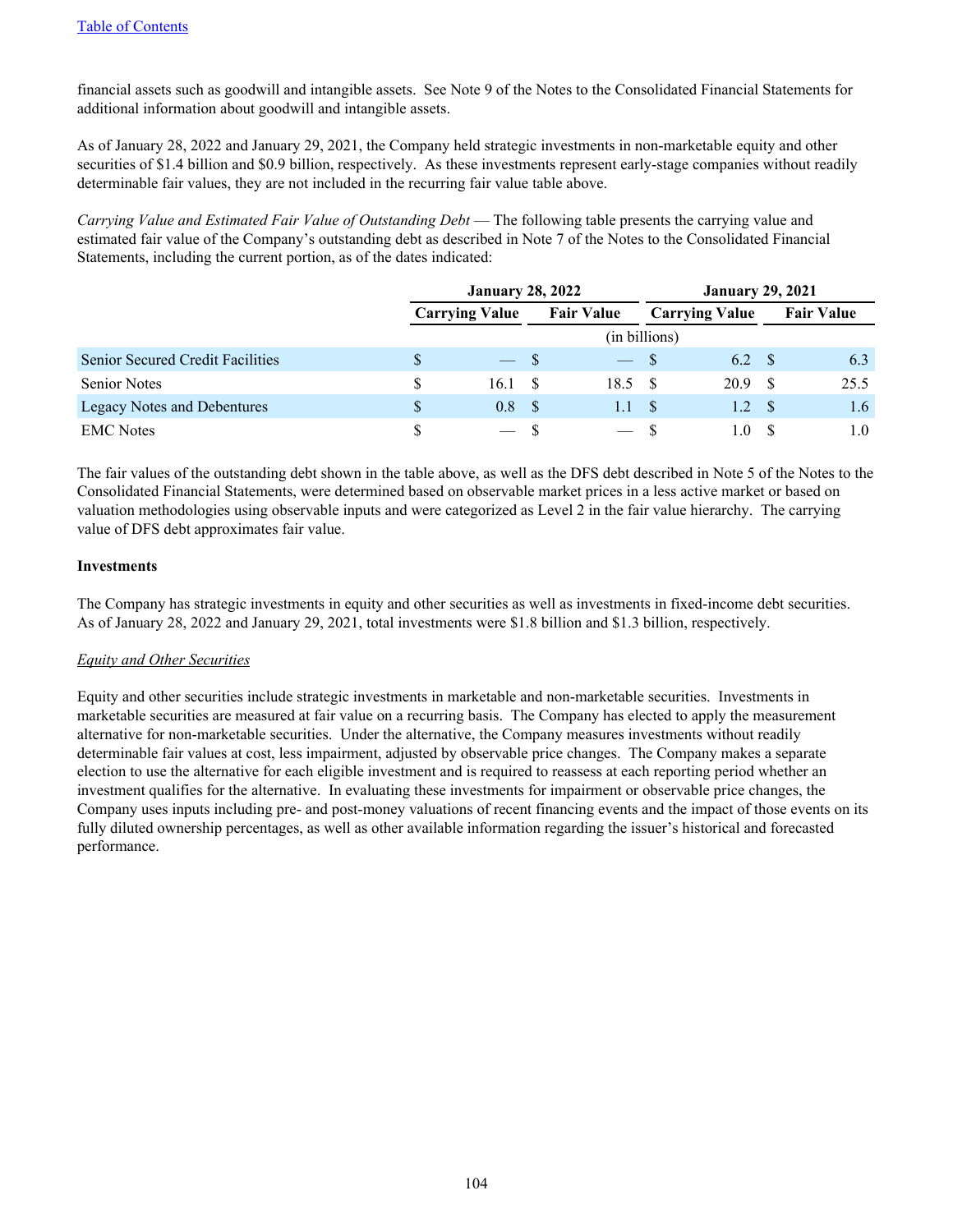financial assets such as goodwill and intangible assets. See Note 9 of the Notes to the Consolidated Financial Statements for additional information about goodwill and intangible assets.

As of January 28, 2022 and January 29, 2021, the Company held strategic investments in non-marketable equity and other securities of $1.4 billion and $0.9 billion, respectively. As these investments represent early-stage companies without readily determinable fair values, they are not included in the recurring fair value table above.

*Carrying Value and Estimated Fair Value of Outstanding Debt* — The following table presents the carrying value and estimated fair value of the Company's outstanding debt as described in Note 7 of the Notes to the Consolidated Financial Statements, including the current portion, as of the dates indicated:

| | January 28, 2022 | | January 29, 2021 | |
|---|---|---|---|---|
| | Carrying Value | Fair Value | Carrying Value | Fair Value |
| | (in billions) | | | |
| Senior Secured Credit Facilities | $ — | $ — | $ 6.2 | $ 6.3 |
| Senior Notes | $ 16.1 | $ 18.5 | $ 20.9 | $ 25.5 |
| Legacy Notes and Debentures | $ 0.8 | $ 1.1 | $ 1.2 | $ 1.6 |
| EMC Notes | $ — | $ — | $ 1.0 | $ 1.0 |

The fair values of the outstanding debt shown in the table above, as well as the DFS debt described in Note 5 of the Notes to the Consolidated Financial Statements, were determined based on observable market prices in a less active market or based on valuation methodologies using observable inputs and were categorized as Level 2 in the fair value hierarchy. The carrying value of DFS debt approximates fair value.

**Investments**

The Company has strategic investments in equity and other securities as well as investments in fixed-income debt securities. As of January 28, 2022 and January 29, 2021, total investments were $1.8 billion and $1.3 billion, respectively.

*Equity and Other Securities*

Equity and other securities include strategic investments in marketable and non-marketable securities. Investments in marketable securities are measured at fair value on a recurring basis. The Company has elected to apply the measurement alternative for non-marketable securities. Under the alternative, the Company measures investments without readily determinable fair values at cost, less impairment, adjusted by observable price changes. The Company makes a separate election to use the alternative for each eligible investment and is required to reassess at each reporting period whether an investment qualifies for the alternative. In evaluating these investments for impairment or observable price changes, the Company uses inputs including pre- and post-money valuations of recent financing events and the impact of those events on its fully diluted ownership percentages, as well as other available information regarding the issuer's historical and forecasted performance.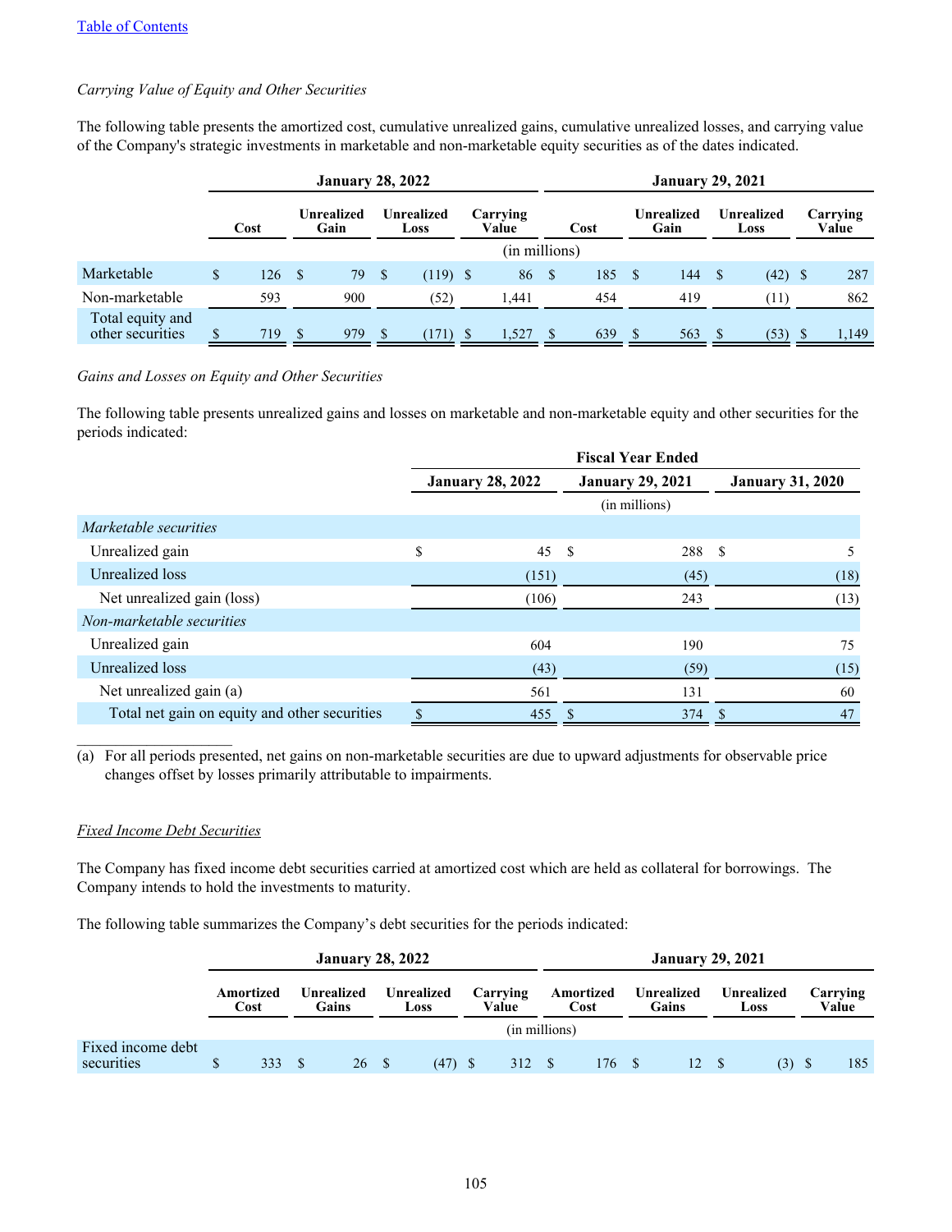*Carrying Value of Equity and Other Securities*

The following table presents the amortized cost, cumulative unrealized gains, cumulative unrealized losses, and carrying value of the Company's strategic investments in marketable and non-marketable equity securities as of the dates indicated.

| | January 28, 2022 | | | | January 29, 2021 | | | |
|---|---|---|---|---|---|---|---|---|
| | Cost | Unrealized Gain | Unrealized Loss | Carrying Value | Cost | Unrealized Gain | Unrealized Loss | Carrying Value |
| | (in millions) | | | | | | | |
| Marketable | $ 126 | $ 79 | $ (119) | $ 86 | $ 185 | $ 144 | $ (42) | $ 287 |
| Non-marketable | 593 | 900 | (52) | 1,441 | 454 | 419 | (11) | 862 |
| Total equity and other securities | $ 719 | $ 979 | $ (171) | $ 1,527 | $ 639 | $ 563 | $ (53) | $ 1,149 |

*Gains and Losses on Equity and Other Securities*

The following table presents unrealized gains and losses on marketable and non-marketable equity and other securities for the periods indicated:

| | Fiscal Year Ended | | |
|---|---|---|---|
| | January 28, 2022 | January 29, 2021 | January 31, 2020 |
| | (in millions) | | |
| *Marketable securities* | | | |
| Unrealized gain | $ 45 | $ 288 | $ 5 |
| Unrealized loss | (151) | (45) | (18) |
| Net unrealized gain (loss) | (106) | 243 | (13) |
| *Non-marketable securities* | | | |
| Unrealized gain | 604 | 190 | 75 |
| Unrealized loss | (43) | (59) | (15) |
| Net unrealized gain (a) | 561 | 131 | 60 |
| Total net gain on equity and other securities | $ 455 | $ 374 | $ 47 |

(a) For all periods presented, net gains on non-marketable securities are due to upward adjustments for observable price changes offset by losses primarily attributable to impairments.

*Fixed Income Debt Securities*

The Company has fixed income debt securities carried at amortized cost which are held as collateral for borrowings. The Company intends to hold the investments to maturity.

The following table summarizes the Company's debt securities for the periods indicated:

| | January 28, 2022 | | | | January 29, 2021 | | | |
|---|---|---|---|---|---|---|---|---|
| | Amortized Cost | Unrealized Gains | Unrealized Loss | Carrying Value | Amortized Cost | Unrealized Gains | Unrealized Loss | Carrying Value |
| | (in millions) | | | | | | | |
| Fixed income debt securities | $ 333 | $ 26 | $ (47) | $ 312 | $ 176 | $ 12 | $ (3) | $ 185 |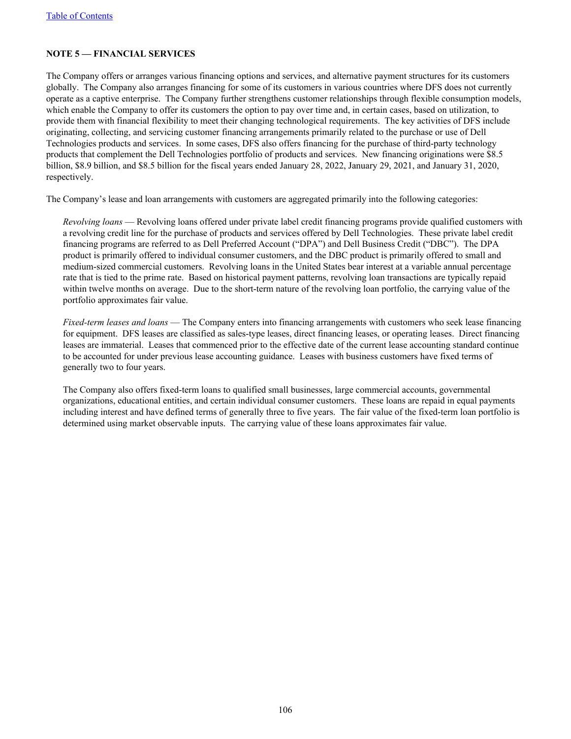## NOTE 5 — FINANCIAL SERVICES

The Company offers or arranges various financing options and services, and alternative payment structures for its customers globally. The Company also arranges financing for some of its customers in various countries where DFS does not currently operate as a captive enterprise. The Company further strengthens customer relationships through flexible consumption models, which enable the Company to offer its customers the option to pay over time and, in certain cases, based on utilization, to provide them with financial flexibility to meet their changing technological requirements. The key activities of DFS include originating, collecting, and servicing customer financing arrangements primarily related to the purchase or use of Dell Technologies products and services. In some cases, DFS also offers financing for the purchase of third-party technology products that complement the Dell Technologies portfolio of products and services. New financing originations were $8.5 billion, $8.9 billion, and $8.5 billion for the fiscal years ended January 28, 2022, January 29, 2021, and January 31, 2020, respectively.

The Company's lease and loan arrangements with customers are aggregated primarily into the following categories:

*Revolving loans* — Revolving loans offered under private label credit financing programs provide qualified customers with a revolving credit line for the purchase of products and services offered by Dell Technologies. These private label credit financing programs are referred to as Dell Preferred Account ("DPA") and Dell Business Credit ("DBC"). The DPA product is primarily offered to individual consumer customers, and the DBC product is primarily offered to small and medium-sized commercial customers. Revolving loans in the United States bear interest at a variable annual percentage rate that is tied to the prime rate. Based on historical payment patterns, revolving loan transactions are typically repaid within twelve months on average. Due to the short-term nature of the revolving loan portfolio, the carrying value of the portfolio approximates fair value.

*Fixed-term leases and loans* — The Company enters into financing arrangements with customers who seek lease financing for equipment. DFS leases are classified as sales-type leases, direct financing leases, or operating leases. Direct financing leases are immaterial. Leases that commenced prior to the effective date of the current lease accounting standard continue to be accounted for under previous lease accounting guidance. Leases with business customers have fixed terms of generally two to four years.

The Company also offers fixed-term loans to qualified small businesses, large commercial accounts, governmental organizations, educational entities, and certain individual consumer customers. These loans are repaid in equal payments including interest and have defined terms of generally three to five years. The fair value of the fixed-term loan portfolio is determined using market observable inputs. The carrying value of these loans approximates fair value.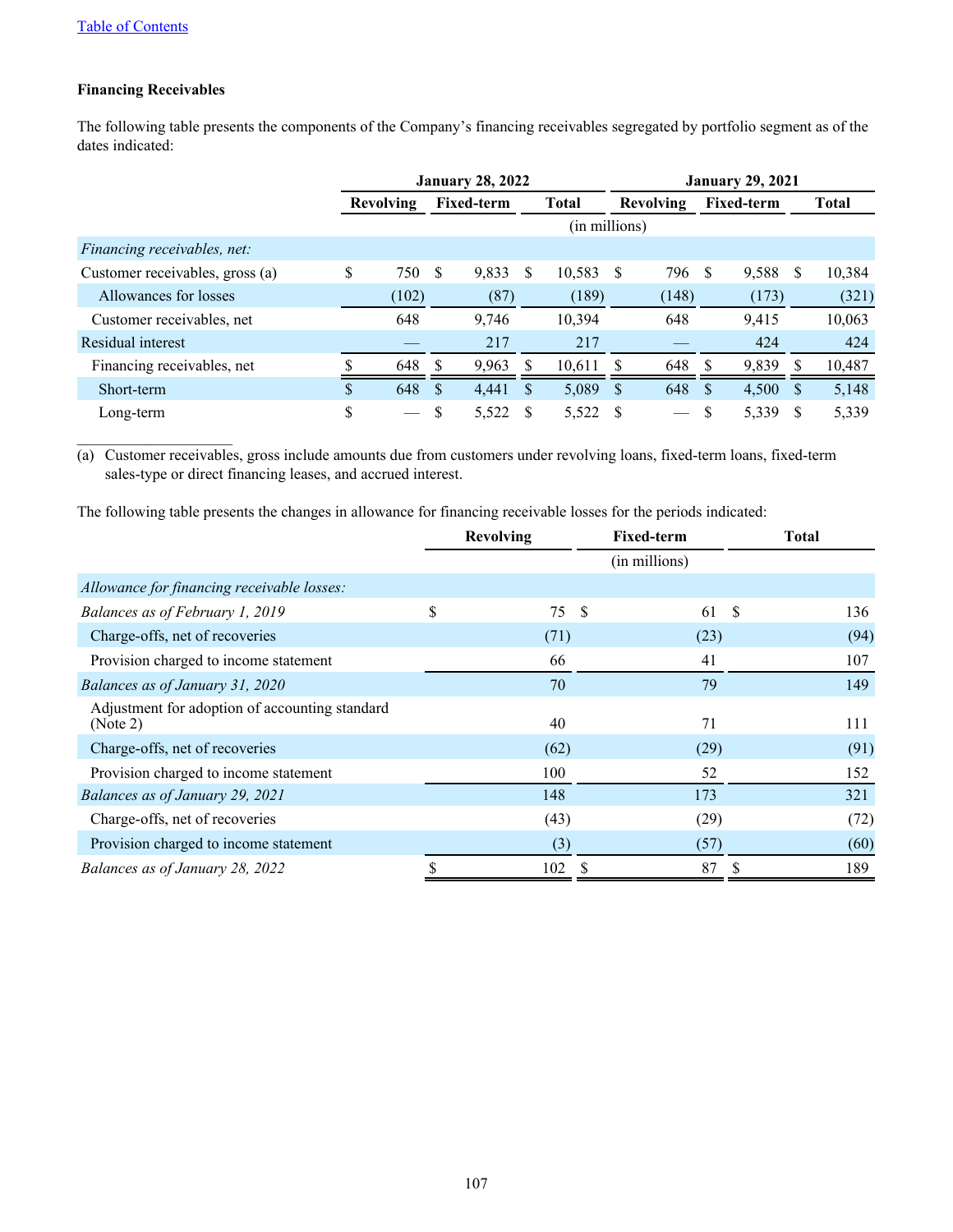[Table of Contents](#)

**Financing Receivables**

The following table presents the components of the Company's financing receivables segregated by portfolio segment as of the dates indicated:

| | January 28, 2022 | | | January 29, 2021 | | |
|---|---|---|---|---|---|---|
| | Revolving | Fixed-term | Total | Revolving | Fixed-term | Total |
| | (in millions) | | | | | |
| *Financing receivables, net:* | | | | | | |
| Customer receivables, gross (a) | $ 750 | $ 9,833 | $ 10,583 | $ 796 | $ 9,588 | $ 10,384 |
| Allowances for losses | (102) | (87) | (189) | (148) | (173) | (321) |
| Customer receivables, net | 648 | 9,746 | 10,394 | 648 | 9,415 | 10,063 |
| Residual interest | — | 217 | 217 | — | 424 | 424 |
| Financing receivables, net | $ 648 | $ 9,963 | $ 10,611 | $ 648 | $ 9,839 | $ 10,487 |
| Short-term | $ 648 | $ 4,441 | $ 5,089 | $ 648 | $ 4,500 | $ 5,148 |
| Long-term | $ — | $ 5,522 | $ 5,522 | $ — | $ 5,339 | $ 5,339 |

(a) Customer receivables, gross include amounts due from customers under revolving loans, fixed-term loans, fixed-term sales-type or direct financing leases, and accrued interest.

The following table presents the changes in allowance for financing receivable losses for the periods indicated:

| | Revolving | Fixed-term | Total |
|---|---|---|---|
| | | (in millions) | |
| *Allowance for financing receivable losses:* | | | |
| *Balances as of February 1, 2019* | $ 75 | $ 61 | $ 136 |
| Charge-offs, net of recoveries | (71) | (23) | (94) |
| Provision charged to income statement | 66 | 41 | 107 |
| *Balances as of January 31, 2020* | 70 | 79 | 149 |
| Adjustment for adoption of accounting standard (Note 2) | 40 | 71 | 111 |
| Charge-offs, net of recoveries | (62) | (29) | (91) |
| Provision charged to income statement | 100 | 52 | 152 |
| *Balances as of January 29, 2021* | 148 | 173 | 321 |
| Charge-offs, net of recoveries | (43) | (29) | (72) |
| Provision charged to income statement | (3) | (57) | (60) |
| *Balances as of January 28, 2022* | $ 102 | $ 87 | $ 189 |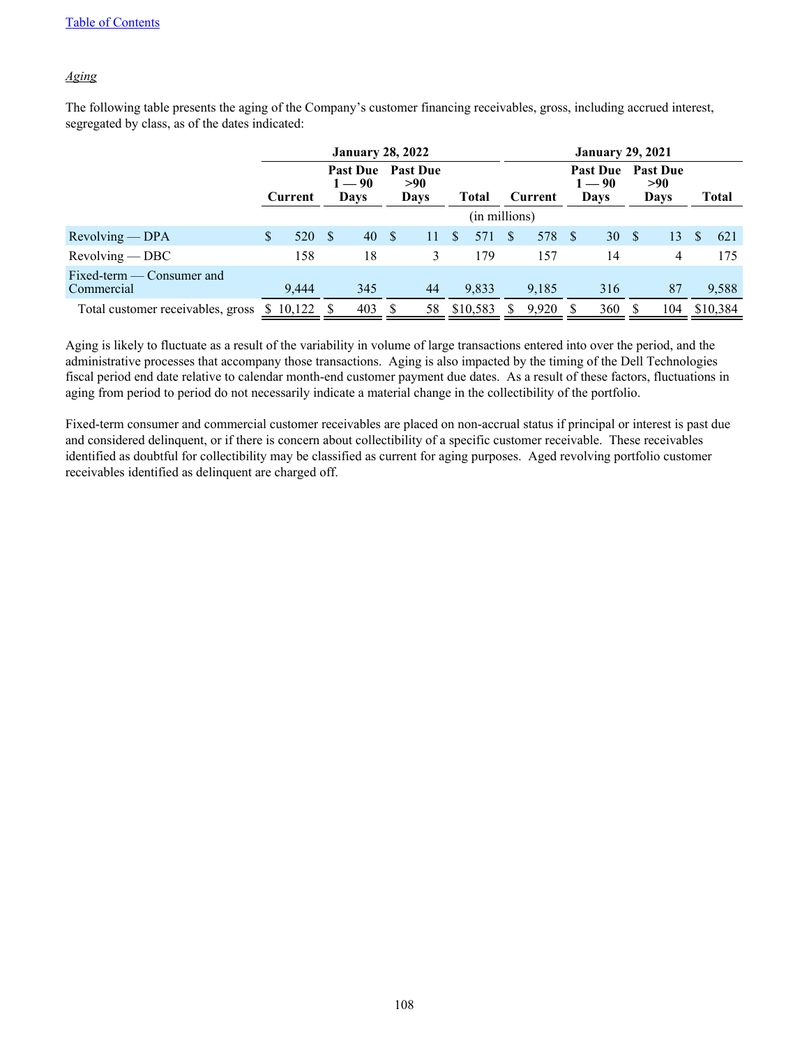*Aging*

The following table presents the aging of the Company's customer financing receivables, gross, including accrued interest, segregated by class, as of the dates indicated:

| | January 28, 2022 | | | | January 29, 2021 | | | |
|---|---|---|---|---|---|---|---|---|
| | Current | Past Due 1 — 90 Days | Past Due >90 Days | Total | Current | Past Due 1 — 90 Days | Past Due >90 Days | Total |
| | (in millions) | | | | | | | |
| Revolving — DPA | $ 520 | $ 40 | $ 11 | $ 571 | $ 578 | $ 30 | $ 13 | $ 621 |
| Revolving — DBC | 158 | 18 | 3 | 179 | 157 | 14 | 4 | 175 |
| Fixed-term — Consumer and Commercial | 9,444 | 345 | 44 | 9,833 | 9,185 | 316 | 87 | 9,588 |
| Total customer receivables, gross | $ 10,122 | $ 403 | $ 58 | $10,583 | $ 9,920 | $ 360 | $ 104 | $10,384 |

Aging is likely to fluctuate as a result of the variability in volume of large transactions entered into over the period, and the administrative processes that accompany those transactions. Aging is also impacted by the timing of the Dell Technologies fiscal period end date relative to calendar month-end customer payment due dates. As a result of these factors, fluctuations in aging from period to period do not necessarily indicate a material change in the collectibility of the portfolio.

Fixed-term consumer and commercial customer receivables are placed on non-accrual status if principal or interest is past due and considered delinquent, or if there is concern about collectibility of a specific customer receivable. These receivables identified as doubtful for collectibility may be classified as current for aging purposes. Aged revolving portfolio customer receivables identified as delinquent are charged off.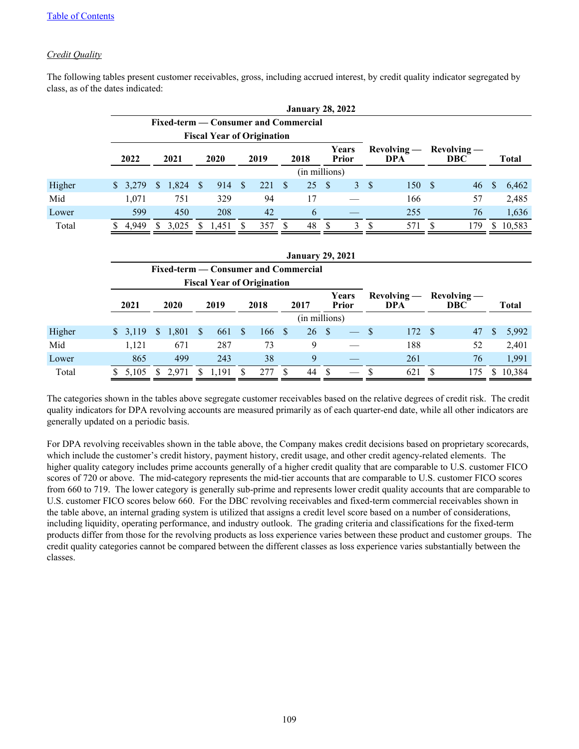*Credit Quality*

The following tables present customer receivables, gross, including accrued interest, by credit quality indicator segregated by class, as of the dates indicated:

| | January 28, 2022 | | | | | | | | |
|---|---|---|---|---|---|---|---|---|---|
| | Fixed-term — Consumer and Commercial | | | | | | | | |
| | Fiscal Year of Origination | | | | | | | | |
| | 2022 | 2021 | 2020 | 2019 | 2018 | Years Prior | Revolving — DPA | Revolving — DBC | Total |
| | (in millions) | | | | | | | | |
| Higher | $ 3,279 | $ 1,824 | $ 914 | $ 221 | $ 25 | $ 3 | $ 150 | $ 46 | $ 6,462 |
| Mid | 1,071 | 751 | 329 | 94 | 17 | — | 166 | 57 | 2,485 |
| Lower | 599 | 450 | 208 | 42 | 6 | — | 255 | 76 | 1,636 |
| Total | $ 4,949 | $ 3,025 | $ 1,451 | $ 357 | $ 48 | $ 3 | $ 571 | $ 179 | $ 10,583 |

| | January 29, 2021 | | | | | | | | |
|---|---|---|---|---|---|---|---|---|---|
| | Fixed-term — Consumer and Commercial | | | | | | | | |
| | Fiscal Year of Origination | | | | | | | | |
| | 2021 | 2020 | 2019 | 2018 | 2017 | Years Prior | Revolving — DPA | Revolving — DBC | Total |
| | (in millions) | | | | | | | | |
| Higher | $ 3,119 | $ 1,801 | $ 661 | $ 166 | $ 26 | $ — | $ 172 | $ 47 | $ 5,992 |
| Mid | 1,121 | 671 | 287 | 73 | 9 | — | 188 | 52 | 2,401 |
| Lower | 865 | 499 | 243 | 38 | 9 | — | 261 | 76 | 1,991 |
| Total | $ 5,105 | $ 2,971 | $ 1,191 | $ 277 | $ 44 | $ — | $ 621 | $ 175 | $ 10,384 |

The categories shown in the tables above segregate customer receivables based on the relative degrees of credit risk. The credit quality indicators for DPA revolving accounts are measured primarily as of each quarter-end date, while all other indicators are generally updated on a periodic basis.

For DPA revolving receivables shown in the table above, the Company makes credit decisions based on proprietary scorecards, which include the customer's credit history, payment history, credit usage, and other credit agency-related elements. The higher quality category includes prime accounts generally of a higher credit quality that are comparable to U.S. customer FICO scores of 720 or above. The mid-category represents the mid-tier accounts that are comparable to U.S. customer FICO scores from 660 to 719. The lower category is generally sub-prime and represents lower credit quality accounts that are comparable to U.S. customer FICO scores below 660. For the DBC revolving receivables and fixed-term commercial receivables shown in the table above, an internal grading system is utilized that assigns a credit level score based on a number of considerations, including liquidity, operating performance, and industry outlook. The grading criteria and classifications for the fixed-term products differ from those for the revolving products as loss experience varies between these product and customer groups. The credit quality categories cannot be compared between the different classes as loss experience varies substantially between the classes.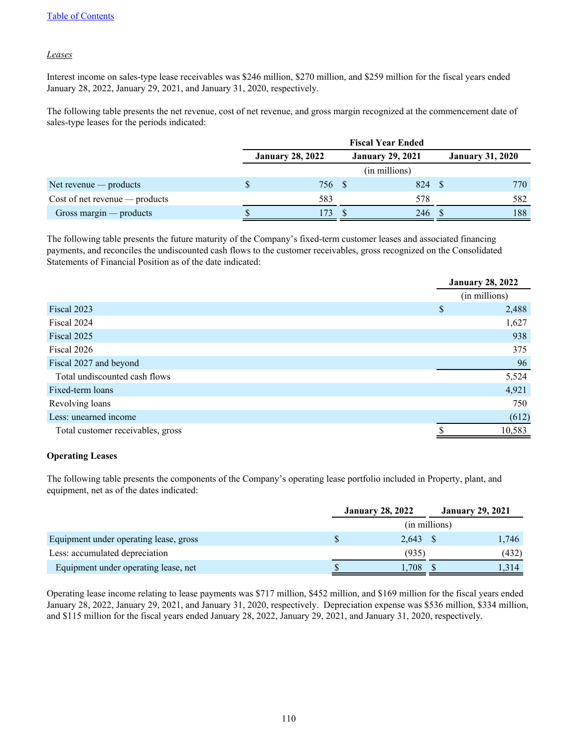*Leases*

Interest income on sales-type lease receivables was $246 million, $270 million, and $259 million for the fiscal years ended January 28, 2022, January 29, 2021, and January 31, 2020, respectively.

The following table presents the net revenue, cost of net revenue, and gross margin recognized at the commencement date of sales-type leases for the periods indicated:

| | Fiscal Year Ended | | |
|---|---|---|---|
| | January 28, 2022 | January 29, 2021 | January 31, 2020 |
| | (in millions) | | |
| Net revenue — products | $ 756 | $ 824 | $ 770 |
| Cost of net revenue — products | 583 | 578 | 582 |
| Gross margin — products | $ 173 | $ 246 | $ 188 |

The following table presents the future maturity of the Company's fixed-term customer leases and associated financing payments, and reconciles the undiscounted cash flows to the customer receivables, gross recognized on the Consolidated Statements of Financial Position as of the date indicated:

| | January 28, 2022 |
|---|---|
| | (in millions) |
| Fiscal 2023 | $ 2,488 |
| Fiscal 2024 | 1,627 |
| Fiscal 2025 | 938 |
| Fiscal 2026 | 375 |
| Fiscal 2027 and beyond | 96 |
| Total undiscounted cash flows | 5,524 |
| Fixed-term loans | 4,921 |
| Revolving loans | 750 |
| Less: unearned income | (612) |
| Total customer receivables, gross | $ 10,583 |

**Operating Leases**

The following table presents the components of the Company's operating lease portfolio included in Property, plant, and equipment, net as of the dates indicated:

| | January 28, 2022 | January 29, 2021 |
|---|---|---|
| | (in millions) | |
| Equipment under operating lease, gross | $ 2,643 | $ 1,746 |
| Less: accumulated depreciation | (935) | (432) |
| Equipment under operating lease, net | $ 1,708 | $ 1,314 |

Operating lease income relating to lease payments was $717 million, $452 million, and $169 million for the fiscal years ended January 28, 2022, January 29, 2021, and January 31, 2020, respectively. Depreciation expense was $536 million, $334 million, and $115 million for the fiscal years ended January 28, 2022, January 29, 2021, and January 31, 2020, respectively.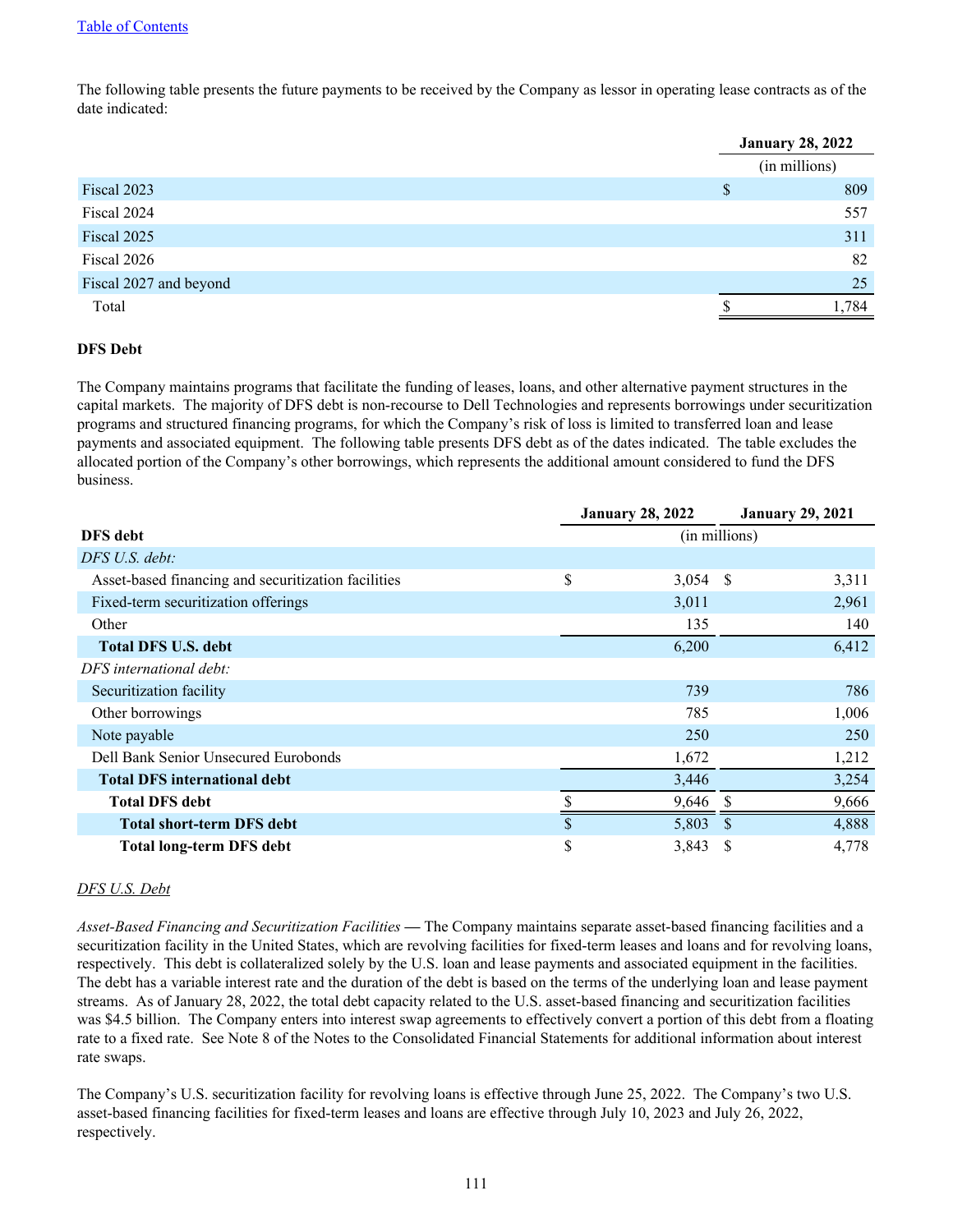The following table presents the future payments to be received by the Company as lessor in operating lease contracts as of the date indicated:

| | January 28, 2022 |
|---|---|
| | (in millions) |
| Fiscal 2023 | $ 809 |
| Fiscal 2024 | 557 |
| Fiscal 2025 | 311 |
| Fiscal 2026 | 82 |
| Fiscal 2027 and beyond | 25 |
| Total | $ 1,784 |

**DFS Debt**

The Company maintains programs that facilitate the funding of leases, loans, and other alternative payment structures in the capital markets. The majority of DFS debt is non-recourse to Dell Technologies and represents borrowings under securitization programs and structured financing programs, for which the Company's risk of loss is limited to transferred loan and lease payments and associated equipment. The following table presents DFS debt as of the dates indicated. The table excludes the allocated portion of the Company's other borrowings, which represents the additional amount considered to fund the DFS business.

| | January 28, 2022 | January 29, 2021 |
|---|---|---|
| **DFS debt** | (in millions) | |
| *DFS U.S. debt:* | | |
| Asset-based financing and securitization facilities | $ 3,054 | $ 3,311 |
| Fixed-term securitization offerings | 3,011 | 2,961 |
| Other | 135 | 140 |
| **Total DFS U.S. debt** | 6,200 | 6,412 |
| *DFS international debt:* | | |
| Securitization facility | 739 | 786 |
| Other borrowings | 785 | 1,006 |
| Note payable | 250 | 250 |
| Dell Bank Senior Unsecured Eurobonds | 1,672 | 1,212 |
| **Total DFS international debt** | 3,446 | 3,254 |
| **Total DFS debt** | $ 9,646 | $ 9,666 |
| **Total short-term DFS debt** | $ 5,803 | $ 4,888 |
| **Total long-term DFS debt** | $ 3,843 | $ 4,778 |

*DFS U.S. Debt*

*Asset-Based Financing and Securitization Facilities* — The Company maintains separate asset-based financing facilities and a securitization facility in the United States, which are revolving facilities for fixed-term leases and loans and for revolving loans, respectively. This debt is collateralized solely by the U.S. loan and lease payments and associated equipment in the facilities. The debt has a variable interest rate and the duration of the debt is based on the terms of the underlying loan and lease payment streams. As of January 28, 2022, the total debt capacity related to the U.S. asset-based financing and securitization facilities was $4.5 billion. The Company enters into interest swap agreements to effectively convert a portion of this debt from a floating rate to a fixed rate. See Note 8 of the Notes to the Consolidated Financial Statements for additional information about interest rate swaps.

The Company's U.S. securitization facility for revolving loans is effective through June 25, 2022. The Company's two U.S. asset-based financing facilities for fixed-term leases and loans are effective through July 10, 2023 and July 26, 2022, respectively.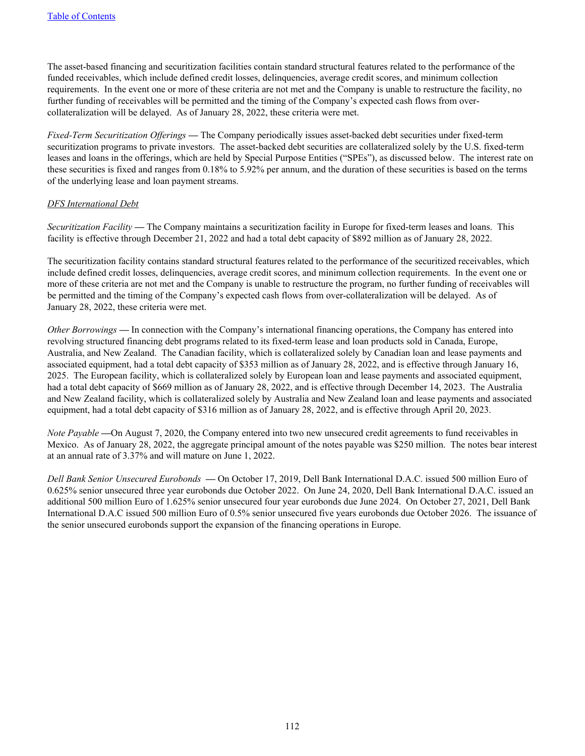The asset-based financing and securitization facilities contain standard structural features related to the performance of the funded receivables, which include defined credit losses, delinquencies, average credit scores, and minimum collection requirements. In the event one or more of these criteria are not met and the Company is unable to restructure the facility, no further funding of receivables will be permitted and the timing of the Company's expected cash flows from over-collateralization will be delayed. As of January 28, 2022, these criteria were met.

*Fixed-Term Securitization Offerings* — The Company periodically issues asset-backed debt securities under fixed-term securitization programs to private investors. The asset-backed debt securities are collateralized solely by the U.S. fixed-term leases and loans in the offerings, which are held by Special Purpose Entities ("SPEs"), as discussed below. The interest rate on these securities is fixed and ranges from 0.18% to 5.92% per annum, and the duration of these securities is based on the terms of the underlying lease and loan payment streams.

<u>*DFS International Debt*</u>

*Securitization Facility* — The Company maintains a securitization facility in Europe for fixed-term leases and loans. This facility is effective through December 21, 2022 and had a total debt capacity of $892 million as of January 28, 2022.

The securitization facility contains standard structural features related to the performance of the securitized receivables, which include defined credit losses, delinquencies, average credit scores, and minimum collection requirements. In the event one or more of these criteria are not met and the Company is unable to restructure the program, no further funding of receivables will be permitted and the timing of the Company's expected cash flows from over-collateralization will be delayed. As of January 28, 2022, these criteria were met.

*Other Borrowings* — In connection with the Company's international financing operations, the Company has entered into revolving structured financing debt programs related to its fixed-term lease and loan products sold in Canada, Europe, Australia, and New Zealand. The Canadian facility, which is collateralized solely by Canadian loan and lease payments and associated equipment, had a total debt capacity of $353 million as of January 28, 2022, and is effective through January 16, 2025. The European facility, which is collateralized solely by European loan and lease payments and associated equipment, had a total debt capacity of $669 million as of January 28, 2022, and is effective through December 14, 2023. The Australia and New Zealand facility, which is collateralized solely by Australia and New Zealand loan and lease payments and associated equipment, had a total debt capacity of $316 million as of January 28, 2022, and is effective through April 20, 2023.

*Note Payable* —On August 7, 2020, the Company entered into two new unsecured credit agreements to fund receivables in Mexico. As of January 28, 2022, the aggregate principal amount of the notes payable was $250 million. The notes bear interest at an annual rate of 3.37% and will mature on June 1, 2022.

*Dell Bank Senior Unsecured Eurobonds* — On October 17, 2019, Dell Bank International D.A.C. issued 500 million Euro of 0.625% senior unsecured three year eurobonds due October 2022. On June 24, 2020, Dell Bank International D.A.C. issued an additional 500 million Euro of 1.625% senior unsecured four year eurobonds due June 2024. On October 27, 2021, Dell Bank International D.A.C issued 500 million Euro of 0.5% senior unsecured five years eurobonds due October 2026. The issuance of the senior unsecured eurobonds support the expansion of the financing operations in Europe.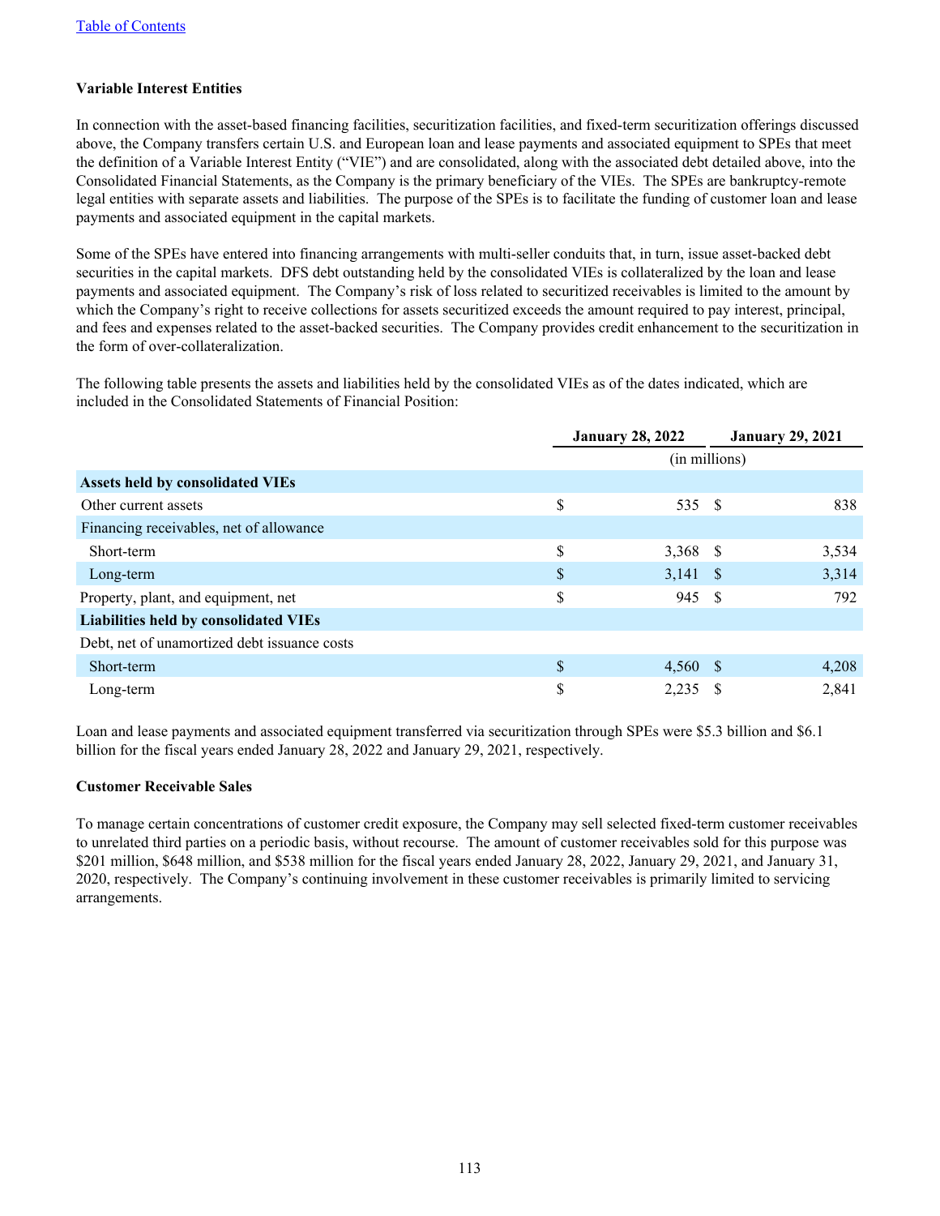### Variable Interest Entities

In connection with the asset-based financing facilities, securitization facilities, and fixed-term securitization offerings discussed above, the Company transfers certain U.S. and European loan and lease payments and associated equipment to SPEs that meet the definition of a Variable Interest Entity ("VIE") and are consolidated, along with the associated debt detailed above, into the Consolidated Financial Statements, as the Company is the primary beneficiary of the VIEs. The SPEs are bankruptcy-remote legal entities with separate assets and liabilities. The purpose of the SPEs is to facilitate the funding of customer loan and lease payments and associated equipment in the capital markets.

Some of the SPEs have entered into financing arrangements with multi-seller conduits that, in turn, issue asset-backed debt securities in the capital markets. DFS debt outstanding held by the consolidated VIEs is collateralized by the loan and lease payments and associated equipment. The Company's risk of loss related to securitized receivables is limited to the amount by which the Company's right to receive collections for assets securitized exceeds the amount required to pay interest, principal, and fees and expenses related to the asset-backed securities. The Company provides credit enhancement to the securitization in the form of over-collateralization.

The following table presents the assets and liabilities held by the consolidated VIEs as of the dates indicated, which are included in the Consolidated Statements of Financial Position:

| | January 28, 2022 | January 29, 2021 |
|---|---|---|
| | (in millions) | |
| **Assets held by consolidated VIEs** | | |
| Other current assets | $ 535 | $ 838 |
| Financing receivables, net of allowance | | |
| Short-term | $ 3,368 | $ 3,534 |
| Long-term | $ 3,141 | $ 3,314 |
| Property, plant, and equipment, net | $ 945 | $ 792 |
| **Liabilities held by consolidated VIEs** | | |
| Debt, net of unamortized debt issuance costs | | |
| Short-term | $ 4,560 | $ 4,208 |
| Long-term | $ 2,235 | $ 2,841 |

Loan and lease payments and associated equipment transferred via securitization through SPEs were $5.3 billion and $6.1 billion for the fiscal years ended January 28, 2022 and January 29, 2021, respectively.

### Customer Receivable Sales

To manage certain concentrations of customer credit exposure, the Company may sell selected fixed-term customer receivables to unrelated third parties on a periodic basis, without recourse. The amount of customer receivables sold for this purpose was $201 million, $648 million, and $538 million for the fiscal years ended January 28, 2022, January 29, 2021, and January 31, 2020, respectively. The Company's continuing involvement in these customer receivables is primarily limited to servicing arrangements.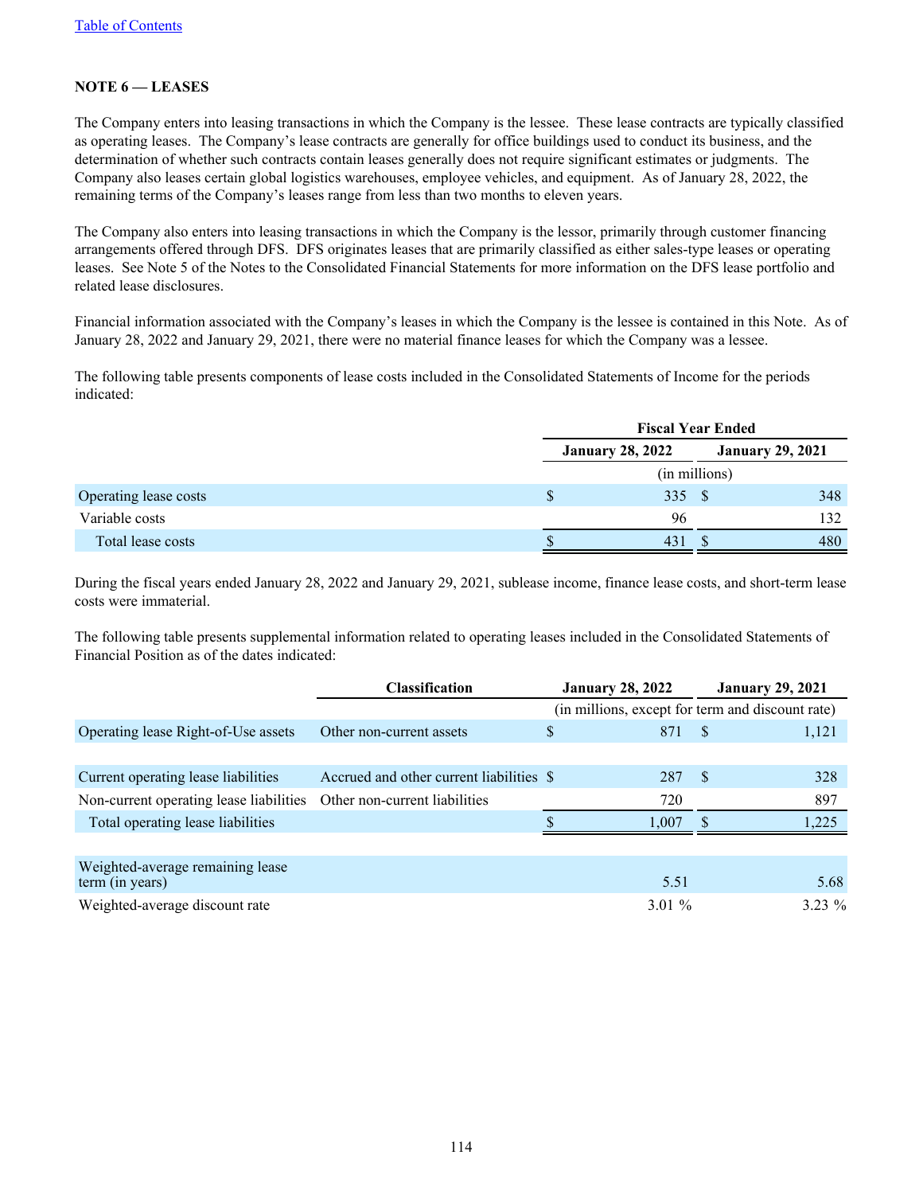## NOTE 6 — LEASES

The Company enters into leasing transactions in which the Company is the lessee. These lease contracts are typically classified as operating leases. The Company's lease contracts are generally for office buildings used to conduct its business, and the determination of whether such contracts contain leases generally does not require significant estimates or judgments. The Company also leases certain global logistics warehouses, employee vehicles, and equipment. As of January 28, 2022, the remaining terms of the Company's leases range from less than two months to eleven years.

The Company also enters into leasing transactions in which the Company is the lessor, primarily through customer financing arrangements offered through DFS. DFS originates leases that are primarily classified as either sales-type leases or operating leases. See Note 5 of the Notes to the Consolidated Financial Statements for more information on the DFS lease portfolio and related lease disclosures.

Financial information associated with the Company's leases in which the Company is the lessee is contained in this Note. As of January 28, 2022 and January 29, 2021, there were no material finance leases for which the Company was a lessee.

The following table presents components of lease costs included in the Consolidated Statements of Income for the periods indicated:

| | Fiscal Year Ended | |
|---|---|---|
| | January 28, 2022 | January 29, 2021 |
| | (in millions) | |
| Operating lease costs | $ 335 | $ 348 |
| Variable costs | 96 | 132 |
| Total lease costs | $ 431 | $ 480 |

During the fiscal years ended January 28, 2022 and January 29, 2021, sublease income, finance lease costs, and short-term lease costs were immaterial.

The following table presents supplemental information related to operating leases included in the Consolidated Statements of Financial Position as of the dates indicated:

| | Classification | January 28, 2022 | January 29, 2021 |
|---|---|---|---|
| | | (in millions, except for term and discount rate) | |
| Operating lease Right-of-Use assets | Other non-current assets | $ 871 | $ 1,121 |
| | | | |
| Current operating lease liabilities | Accrued and other current liabilities | $ 287 | $ 328 |
| Non-current operating lease liabilities | Other non-current liabilities | 720 | 897 |
| Total operating lease liabilities | | $ 1,007 | $ 1,225 |
| | | | |
| Weighted-average remaining lease term (in years) | | 5.51 | 5.68 |
| Weighted-average discount rate | | 3.01 % | 3.23 % |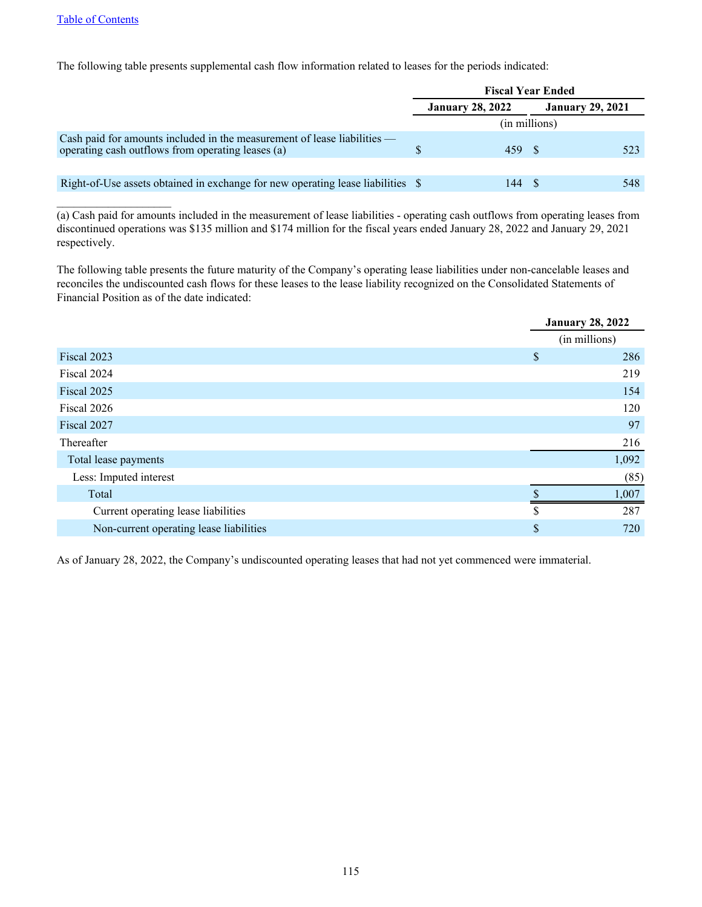The following table presents supplemental cash flow information related to leases for the periods indicated:

| | Fiscal Year Ended | |
|---|---|---|
| | January 28, 2022 | January 29, 2021 |
| | (in millions) | |
| Cash paid for amounts included in the measurement of lease liabilities — operating cash outflows from operating leases (a) | $ 459 | $ 523 |
| Right-of-Use assets obtained in exchange for new operating lease liabilities | $ 144 | $ 548 |

(a) Cash paid for amounts included in the measurement of lease liabilities - operating cash outflows from operating leases from discontinued operations was $135 million and $174 million for the fiscal years ended January 28, 2022 and January 29, 2021 respectively.

The following table presents the future maturity of the Company's operating lease liabilities under non-cancelable leases and reconciles the undiscounted cash flows for these leases to the lease liability recognized on the Consolidated Statements of Financial Position as of the date indicated:

| | January 28, 2022 |
|---|---|
| | (in millions) |
| Fiscal 2023 | $ 286 |
| Fiscal 2024 | 219 |
| Fiscal 2025 | 154 |
| Fiscal 2026 | 120 |
| Fiscal 2027 | 97 |
| Thereafter | 216 |
| Total lease payments | 1,092 |
| Less: Imputed interest | (85) |
| Total | $ 1,007 |
| Current operating lease liabilities | $ 287 |
| Non-current operating lease liabilities | $ 720 |

As of January 28, 2022, the Company's undiscounted operating leases that had not yet commenced were immaterial.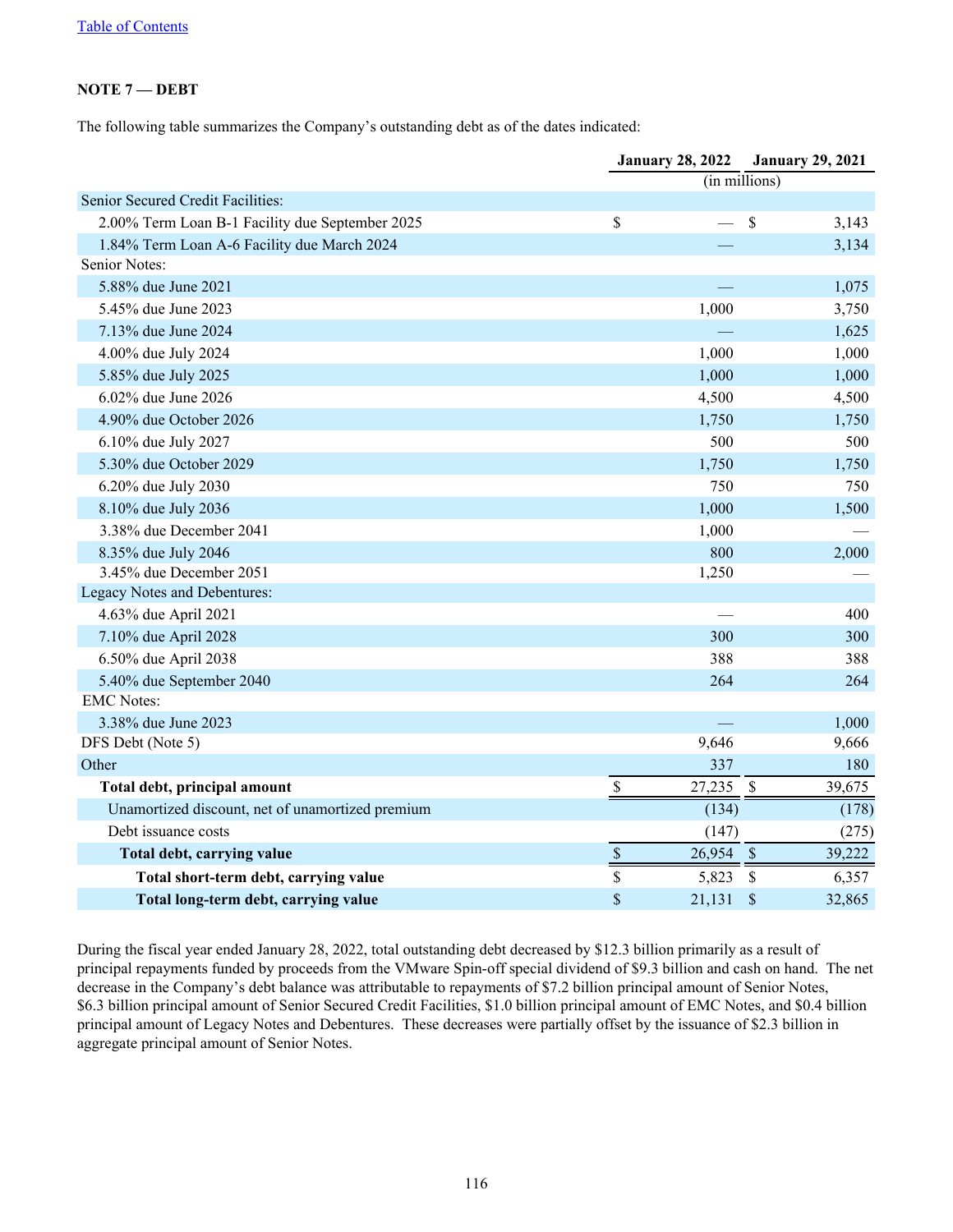[Table of Contents](#)

**NOTE 7 — DEBT**

The following table summarizes the Company's outstanding debt as of the dates indicated:

| | January 28, 2022 | January 29, 2021 |
|---|---|---|
| | (in millions) | |
| Senior Secured Credit Facilities: | | |
| 2.00% Term Loan B-1 Facility due September 2025 | $ — | $ 3,143 |
| 1.84% Term Loan A-6 Facility due March 2024 | — | 3,134 |
| Senior Notes: | | |
| 5.88% due June 2021 | — | 1,075 |
| 5.45% due June 2023 | 1,000 | 3,750 |
| 7.13% due June 2024 | — | 1,625 |
| 4.00% due July 2024 | 1,000 | 1,000 |
| 5.85% due July 2025 | 1,000 | 1,000 |
| 6.02% due June 2026 | 4,500 | 4,500 |
| 4.90% due October 2026 | 1,750 | 1,750 |
| 6.10% due July 2027 | 500 | 500 |
| 5.30% due October 2029 | 1,750 | 1,750 |
| 6.20% due July 2030 | 750 | 750 |
| 8.10% due July 2036 | 1,000 | 1,500 |
| 3.38% due December 2041 | 1,000 | — |
| 8.35% due July 2046 | 800 | 2,000 |
| 3.45% due December 2051 | 1,250 | — |
| Legacy Notes and Debentures: | | |
| 4.63% due April 2021 | — | 400 |
| 7.10% due April 2028 | 300 | 300 |
| 6.50% due April 2038 | 388 | 388 |
| 5.40% due September 2040 | 264 | 264 |
| EMC Notes: | | |
| 3.38% due June 2023 | — | 1,000 |
| DFS Debt (Note 5) | 9,646 | 9,666 |
| Other | 337 | 180 |
| **Total debt, principal amount** | $ 27,235 | $ 39,675 |
| Unamortized discount, net of unamortized premium | (134) | (178) |
| Debt issuance costs | (147) | (275) |
| **Total debt, carrying value** | $ 26,954 | $ 39,222 |
| **Total short-term debt, carrying value** | $ 5,823 | $ 6,357 |
| **Total long-term debt, carrying value** | $ 21,131 | $ 32,865 |

During the fiscal year ended January 28, 2022, total outstanding debt decreased by $12.3 billion primarily as a result of principal repayments funded by proceeds from the VMware Spin-off special dividend of $9.3 billion and cash on hand. The net decrease in the Company's debt balance was attributable to repayments of $7.2 billion principal amount of Senior Notes, $6.3 billion principal amount of Senior Secured Credit Facilities, $1.0 billion principal amount of EMC Notes, and $0.4 billion principal amount of Legacy Notes and Debentures. These decreases were partially offset by the issuance of $2.3 billion in aggregate principal amount of Senior Notes.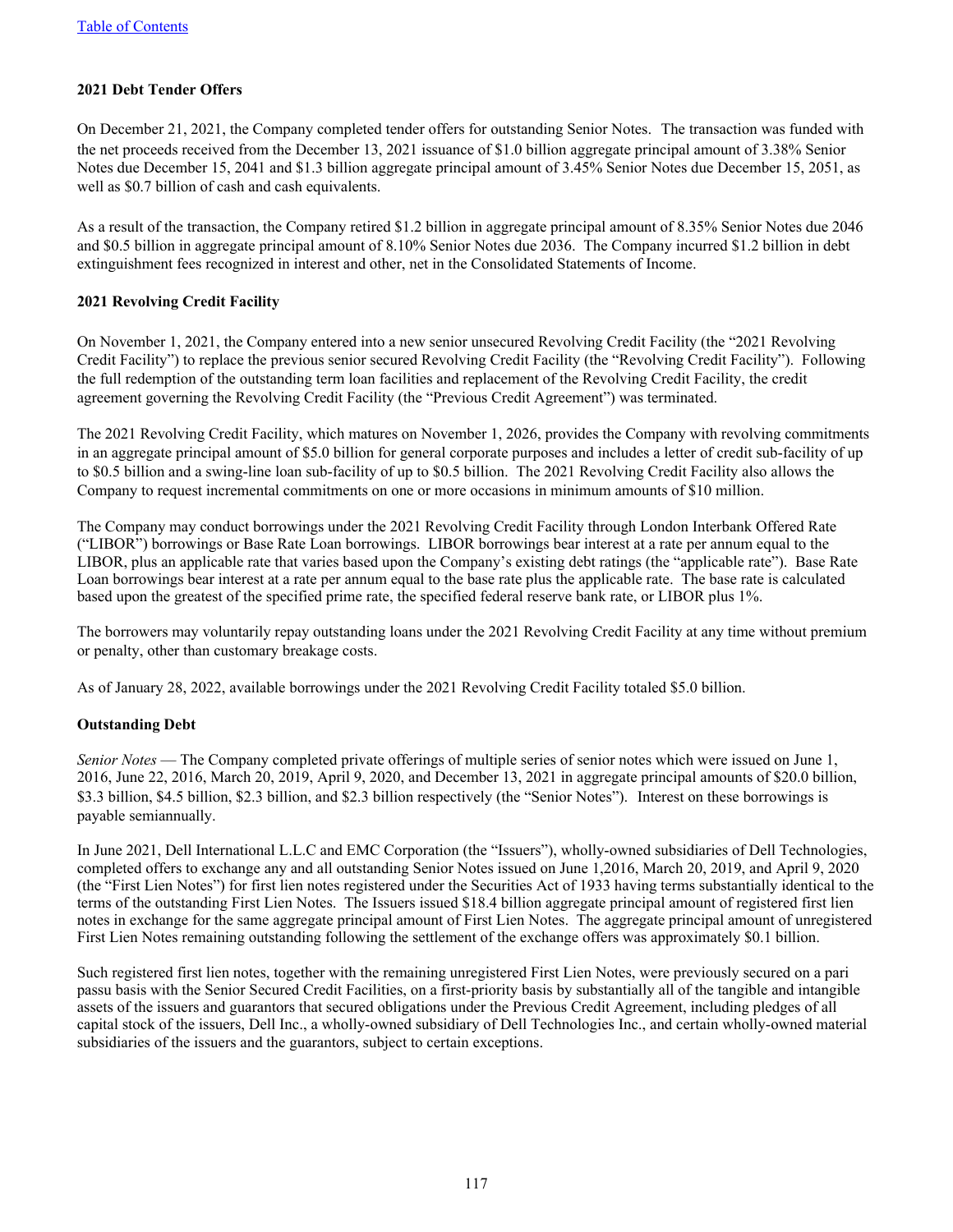### 2021 Debt Tender Offers

On December 21, 2021, the Company completed tender offers for outstanding Senior Notes. The transaction was funded with the net proceeds received from the December 13, 2021 issuance of $1.0 billion aggregate principal amount of 3.38% Senior Notes due December 15, 2041 and $1.3 billion aggregate principal amount of 3.45% Senior Notes due December 15, 2051, as well as $0.7 billion of cash and cash equivalents.

As a result of the transaction, the Company retired $1.2 billion in aggregate principal amount of 8.35% Senior Notes due 2046 and $0.5 billion in aggregate principal amount of 8.10% Senior Notes due 2036. The Company incurred $1.2 billion in debt extinguishment fees recognized in interest and other, net in the Consolidated Statements of Income.

### 2021 Revolving Credit Facility

On November 1, 2021, the Company entered into a new senior unsecured Revolving Credit Facility (the "2021 Revolving Credit Facility") to replace the previous senior secured Revolving Credit Facility (the "Revolving Credit Facility"). Following the full redemption of the outstanding term loan facilities and replacement of the Revolving Credit Facility, the credit agreement governing the Revolving Credit Facility (the "Previous Credit Agreement") was terminated.

The 2021 Revolving Credit Facility, which matures on November 1, 2026, provides the Company with revolving commitments in an aggregate principal amount of $5.0 billion for general corporate purposes and includes a letter of credit sub-facility of up to $0.5 billion and a swing-line loan sub-facility of up to $0.5 billion. The 2021 Revolving Credit Facility also allows the Company to request incremental commitments on one or more occasions in minimum amounts of $10 million.

The Company may conduct borrowings under the 2021 Revolving Credit Facility through London Interbank Offered Rate ("LIBOR") borrowings or Base Rate Loan borrowings. LIBOR borrowings bear interest at a rate per annum equal to the LIBOR, plus an applicable rate that varies based upon the Company's existing debt ratings (the "applicable rate"). Base Rate Loan borrowings bear interest at a rate per annum equal to the base rate plus the applicable rate. The base rate is calculated based upon the greatest of the specified prime rate, the specified federal reserve bank rate, or LIBOR plus 1%.

The borrowers may voluntarily repay outstanding loans under the 2021 Revolving Credit Facility at any time without premium or penalty, other than customary breakage costs.

As of January 28, 2022, available borrowings under the 2021 Revolving Credit Facility totaled $5.0 billion.

### Outstanding Debt

*Senior Notes* — The Company completed private offerings of multiple series of senior notes which were issued on June 1, 2016, June 22, 2016, March 20, 2019, April 9, 2020, and December 13, 2021 in aggregate principal amounts of $20.0 billion, $3.3 billion, $4.5 billion, $2.3 billion, and $2.3 billion respectively (the "Senior Notes"). Interest on these borrowings is payable semiannually.

In June 2021, Dell International L.L.C and EMC Corporation (the "Issuers"), wholly-owned subsidiaries of Dell Technologies, completed offers to exchange any and all outstanding Senior Notes issued on June 1,2016, March 20, 2019, and April 9, 2020 (the "First Lien Notes") for first lien notes registered under the Securities Act of 1933 having terms substantially identical to the terms of the outstanding First Lien Notes. The Issuers issued $18.4 billion aggregate principal amount of registered first lien notes in exchange for the same aggregate principal amount of First Lien Notes. The aggregate principal amount of unregistered First Lien Notes remaining outstanding following the settlement of the exchange offers was approximately $0.1 billion.

Such registered first lien notes, together with the remaining unregistered First Lien Notes, were previously secured on a pari passu basis with the Senior Secured Credit Facilities, on a first-priority basis by substantially all of the tangible and intangible assets of the issuers and guarantors that secured obligations under the Previous Credit Agreement, including pledges of all capital stock of the issuers, Dell Inc., a wholly-owned subsidiary of Dell Technologies Inc., and certain wholly-owned material subsidiaries of the issuers and the guarantors, subject to certain exceptions.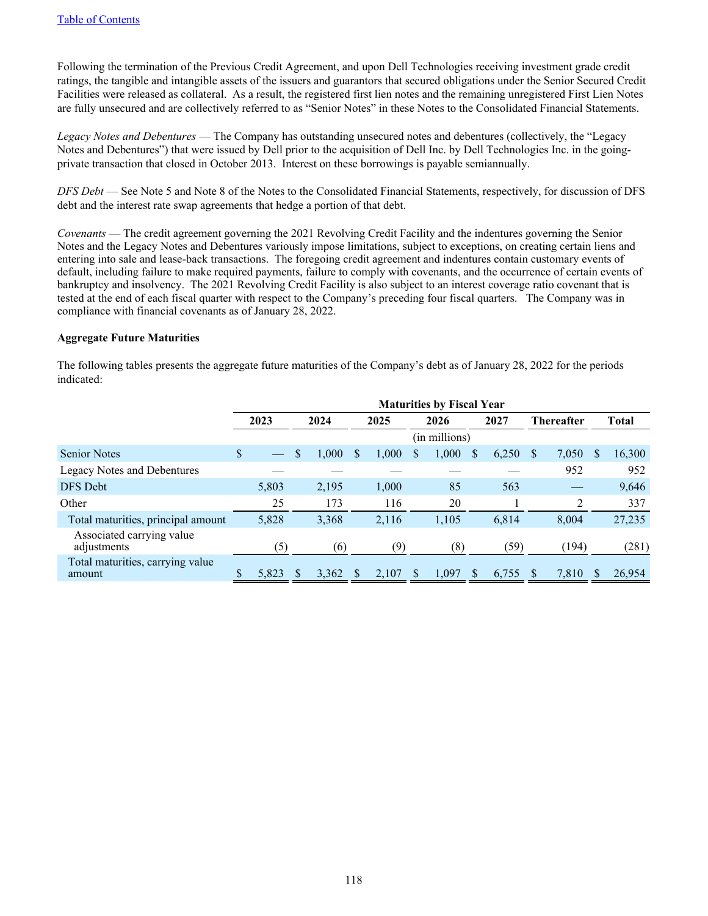Following the termination of the Previous Credit Agreement, and upon Dell Technologies receiving investment grade credit ratings, the tangible and intangible assets of the issuers and guarantors that secured obligations under the Senior Secured Credit Facilities were released as collateral. As a result, the registered first lien notes and the remaining unregistered First Lien Notes are fully unsecured and are collectively referred to as "Senior Notes" in these Notes to the Consolidated Financial Statements.

*Legacy Notes and Debentures* — The Company has outstanding unsecured notes and debentures (collectively, the "Legacy Notes and Debentures") that were issued by Dell prior to the acquisition of Dell Inc. by Dell Technologies Inc. in the going-private transaction that closed in October 2013. Interest on these borrowings is payable semiannually.

*DFS Debt* — See Note 5 and Note 8 of the Notes to the Consolidated Financial Statements, respectively, for discussion of DFS debt and the interest rate swap agreements that hedge a portion of that debt.

*Covenants* — The credit agreement governing the 2021 Revolving Credit Facility and the indentures governing the Senior Notes and the Legacy Notes and Debentures variously impose limitations, subject to exceptions, on creating certain liens and entering into sale and lease-back transactions. The foregoing credit agreement and indentures contain customary events of default, including failure to make required payments, failure to comply with covenants, and the occurrence of certain events of bankruptcy and insolvency. The 2021 Revolving Credit Facility is also subject to an interest coverage ratio covenant that is tested at the end of each fiscal quarter with respect to the Company's preceding four fiscal quarters. The Company was in compliance with financial covenants as of January 28, 2022.

**Aggregate Future Maturities**

The following tables presents the aggregate future maturities of the Company's debt as of January 28, 2022 for the periods indicated:

| | Maturities by Fiscal Year | | | | | | |
|---|---|---|---|---|---|---|---|
| | 2023 | 2024 | 2025 | 2026 | 2027 | Thereafter | Total |
| | (in millions) | | | | | | |
| Senior Notes | $ — | $ 1,000 | $ 1,000 | $ 1,000 | $ 6,250 | $ 7,050 | $ 16,300 |
| Legacy Notes and Debentures | — | — | — | — | — | 952 | 952 |
| DFS Debt | 5,803 | 2,195 | 1,000 | 85 | 563 | — | 9,646 |
| Other | 25 | 173 | 116 | 20 | 1 | 2 | 337 |
| Total maturities, principal amount | 5,828 | 3,368 | 2,116 | 1,105 | 6,814 | 8,004 | 27,235 |
| Associated carrying value adjustments | (5) | (6) | (9) | (8) | (59) | (194) | (281) |
| Total maturities, carrying value amount | $ 5,823 | $ 3,362 | $ 2,107 | $ 1,097 | $ 6,755 | $ 7,810 | $ 26,954 |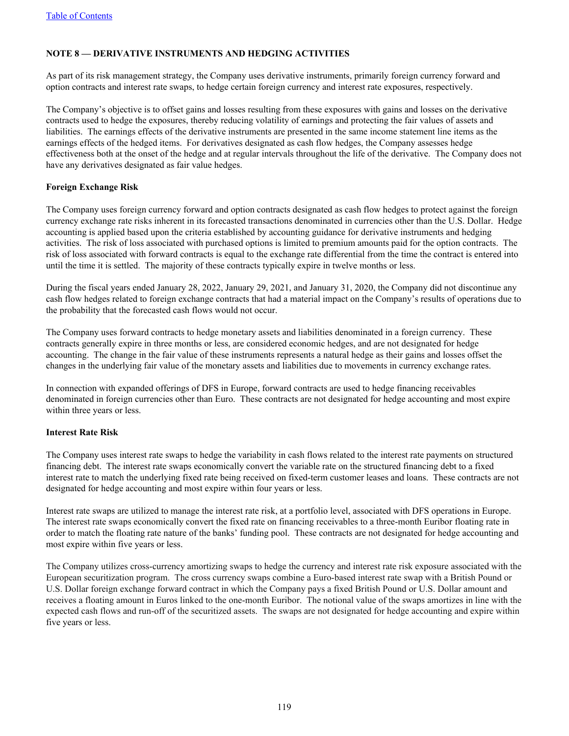## NOTE 8 — DERIVATIVE INSTRUMENTS AND HEDGING ACTIVITIES

As part of its risk management strategy, the Company uses derivative instruments, primarily foreign currency forward and option contracts and interest rate swaps, to hedge certain foreign currency and interest rate exposures, respectively.

The Company's objective is to offset gains and losses resulting from these exposures with gains and losses on the derivative contracts used to hedge the exposures, thereby reducing volatility of earnings and protecting the fair values of assets and liabilities. The earnings effects of the derivative instruments are presented in the same income statement line items as the earnings effects of the hedged items. For derivatives designated as cash flow hedges, the Company assesses hedge effectiveness both at the onset of the hedge and at regular intervals throughout the life of the derivative. The Company does not have any derivatives designated as fair value hedges.

**Foreign Exchange Risk**

The Company uses foreign currency forward and option contracts designated as cash flow hedges to protect against the foreign currency exchange rate risks inherent in its forecasted transactions denominated in currencies other than the U.S. Dollar. Hedge accounting is applied based upon the criteria established by accounting guidance for derivative instruments and hedging activities. The risk of loss associated with purchased options is limited to premium amounts paid for the option contracts. The risk of loss associated with forward contracts is equal to the exchange rate differential from the time the contract is entered into until the time it is settled. The majority of these contracts typically expire in twelve months or less.

During the fiscal years ended January 28, 2022, January 29, 2021, and January 31, 2020, the Company did not discontinue any cash flow hedges related to foreign exchange contracts that had a material impact on the Company's results of operations due to the probability that the forecasted cash flows would not occur.

The Company uses forward contracts to hedge monetary assets and liabilities denominated in a foreign currency. These contracts generally expire in three months or less, are considered economic hedges, and are not designated for hedge accounting. The change in the fair value of these instruments represents a natural hedge as their gains and losses offset the changes in the underlying fair value of the monetary assets and liabilities due to movements in currency exchange rates.

In connection with expanded offerings of DFS in Europe, forward contracts are used to hedge financing receivables denominated in foreign currencies other than Euro. These contracts are not designated for hedge accounting and most expire within three years or less.

**Interest Rate Risk**

The Company uses interest rate swaps to hedge the variability in cash flows related to the interest rate payments on structured financing debt. The interest rate swaps economically convert the variable rate on the structured financing debt to a fixed interest rate to match the underlying fixed rate being received on fixed-term customer leases and loans. These contracts are not designated for hedge accounting and most expire within four years or less.

Interest rate swaps are utilized to manage the interest rate risk, at a portfolio level, associated with DFS operations in Europe. The interest rate swaps economically convert the fixed rate on financing receivables to a three-month Euribor floating rate in order to match the floating rate nature of the banks' funding pool. These contracts are not designated for hedge accounting and most expire within five years or less.

The Company utilizes cross-currency amortizing swaps to hedge the currency and interest rate risk exposure associated with the European securitization program. The cross currency swaps combine a Euro-based interest rate swap with a British Pound or U.S. Dollar foreign exchange forward contract in which the Company pays a fixed British Pound or U.S. Dollar amount and receives a floating amount in Euros linked to the one-month Euribor. The notional value of the swaps amortizes in line with the expected cash flows and run-off of the securitized assets. The swaps are not designated for hedge accounting and expire within five years or less.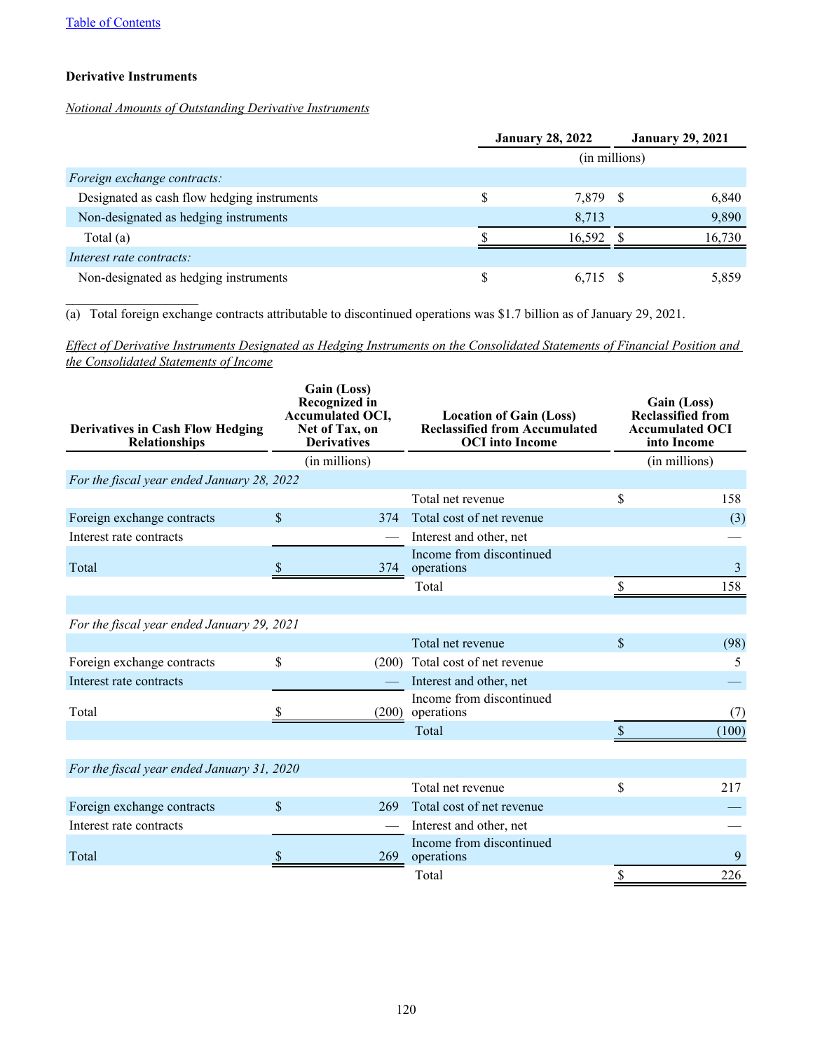**Derivative Instruments**

*Notional Amounts of Outstanding Derivative Instruments*

| | January 28, 2022 | January 29, 2021 |
|---|---|---|
| | (in millions) | |
| *Foreign exchange contracts:* | | |
| Designated as cash flow hedging instruments | $ 7,879 | $ 6,840 |
| Non-designated as hedging instruments | 8,713 | 9,890 |
| Total (a) | $ 16,592 | $ 16,730 |
| *Interest rate contracts:* | | |
| Non-designated as hedging instruments | $ 6,715 | $ 5,859 |

(a) Total foreign exchange contracts attributable to discontinued operations was $1.7 billion as of January 29, 2021.

*Effect of Derivative Instruments Designated as Hedging Instruments on the Consolidated Statements of Financial Position and the Consolidated Statements of Income*

| Derivatives in Cash Flow Hedging Relationships | Gain (Loss) Recognized in Accumulated OCI, Net of Tax, on Derivatives | Location of Gain (Loss) Reclassified from Accumulated OCI into Income | Gain (Loss) Reclassified from Accumulated OCI into Income |
|---|---|---|---|
| | (in millions) | | (in millions) |
| *For the fiscal year ended January 28, 2022* | | | |
| | | Total net revenue | $ 158 |
| Foreign exchange contracts | $ 374 | Total cost of net revenue | (3) |
| Interest rate contracts | — | Interest and other, net | — |
| Total | $ 374 | Income from discontinued operations | 3 |
| | | Total | $ 158 |
| *For the fiscal year ended January 29, 2021* | | | |
| | | Total net revenue | $ (98) |
| Foreign exchange contracts | $ (200) | Total cost of net revenue | 5 |
| Interest rate contracts | — | Interest and other, net | — |
| Total | $ (200) | Income from discontinued operations | (7) |
| | | Total | $ (100) |
| *For the fiscal year ended January 31, 2020* | | | |
| | | Total net revenue | $ 217 |
| Foreign exchange contracts | $ 269 | Total cost of net revenue | — |
| Interest rate contracts | — | Interest and other, net | — |
| Total | $ 269 | Income from discontinued operations | 9 |
| | | Total | $ 226 |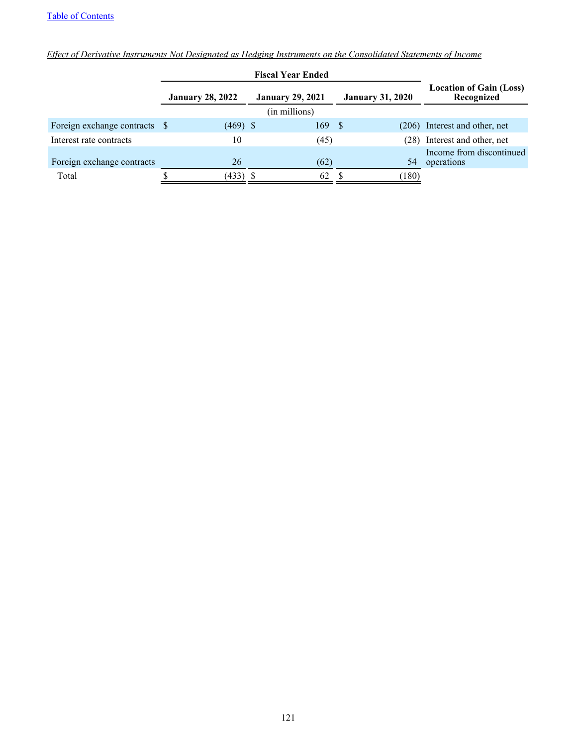*Effect of Derivative Instruments Not Designated as Hedging Instruments on the Consolidated Statements of Income*

| | Fiscal Year Ended | | | Location of Gain (Loss) Recognized |
|---|---|---|---|---|
| | January 28, 2022 | January 29, 2021 | January 31, 2020 | |
| | (in millions) | | | |
| Foreign exchange contracts | $ (469) | $ 169 | $ (206) | Interest and other, net |
| Interest rate contracts | 10 | (45) | (28) | Interest and other, net |
| Foreign exchange contracts | 26 | (62) | 54 | Income from discontinued operations |
| Total | $ (433) | $ 62 | $ (180) | |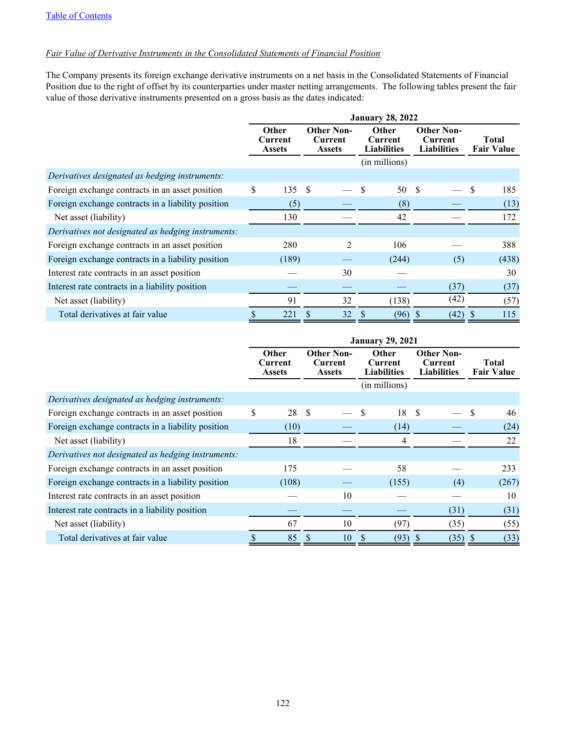*Fair Value of Derivative Instruments in the Consolidated Statements of Financial Position*

The Company presents its foreign exchange derivative instruments on a net basis in the Consolidated Statements of Financial Position due to the right of offset by its counterparties under master netting arrangements. The following tables present the fair value of those derivative instruments presented on a gross basis as the dates indicated:

| | January 28, 2022 | | | | |
|---|---|---|---|---|---|
| | Other Current Assets | Other Non-Current Assets | Other Current Liabilities | Other Non-Current Liabilities | Total Fair Value |
| | | | (in millions) | | |
| *Derivatives designated as hedging instruments:* | | | | | |
| Foreign exchange contracts in an asset position | $ 135 | $ — | $ 50 | $ — | $ 185 |
| Foreign exchange contracts in a liability position | (5) | — | (8) | — | (13) |
| Net asset (liability) | 130 | — | 42 | — | 172 |
| *Derivatives not designated as hedging instruments:* | | | | | |
| Foreign exchange contracts in an asset position | 280 | 2 | 106 | — | 388 |
| Foreign exchange contracts in a liability position | (189) | — | (244) | (5) | (438) |
| Interest rate contracts in an asset position | — | 30 | — | | 30 |
| Interest rate contracts in a liability position | — | — | — | (37) | (37) |
| Net asset (liability) | 91 | 32 | (138) | (42) | (57) |
| Total derivatives at fair value | $ 221 | $ 32 | $ (96) | $ (42) | $ 115 |

| | January 29, 2021 | | | | |
|---|---|---|---|---|---|
| | Other Current Assets | Other Non-Current Assets | Other Current Liabilities | Other Non-Current Liabilities | Total Fair Value |
| | | | (in millions) | | |
| *Derivatives designated as hedging instruments:* | | | | | |
| Foreign exchange contracts in an asset position | $ 28 | $ — | $ 18 | $ — | $ 46 |
| Foreign exchange contracts in a liability position | (10) | — | (14) | — | (24) |
| Net asset (liability) | 18 | — | 4 | — | 22 |
| *Derivatives not designated as hedging instruments:* | | | | | |
| Foreign exchange contracts in an asset position | 175 | — | 58 | — | 233 |
| Foreign exchange contracts in a liability position | (108) | — | (155) | (4) | (267) |
| Interest rate contracts in an asset position | — | 10 | — | — | 10 |
| Interest rate contracts in a liability position | — | — | — | (31) | (31) |
| Net asset (liability) | 67 | 10 | (97) | (35) | (55) |
| Total derivatives at fair value | $ 85 | $ 10 | $ (93) | $ (35) | $ (33) |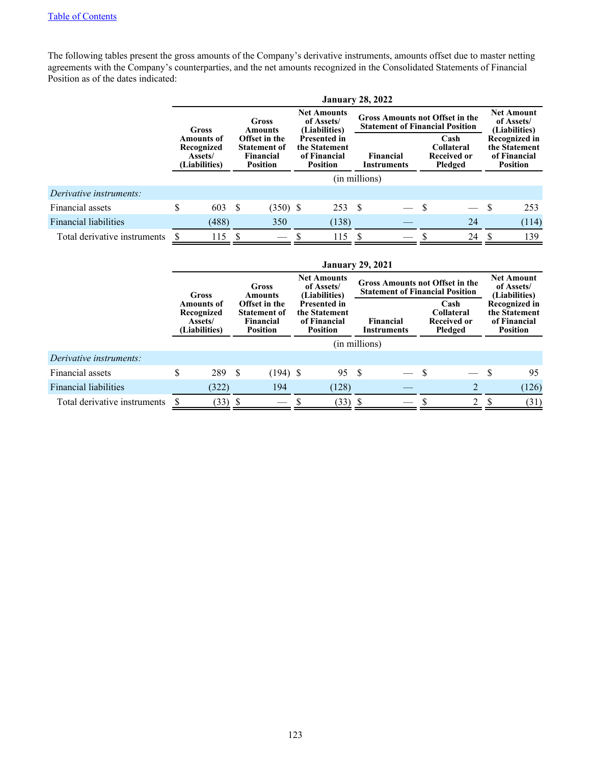The following tables present the gross amounts of the Company's derivative instruments, amounts offset due to master netting agreements with the Company's counterparties, and the net amounts recognized in the Consolidated Statements of Financial Position as of the dates indicated:

| | January 28, 2022 | | | | | |
|---|---|---|---|---|---|---|
| | Gross Amounts of Recognized Assets/ (Liabilities) | Gross Amounts Offset in the Statement of Financial Position | Net Amounts of Assets/ (Liabilities) Presented in the Statement of Financial Position | Gross Amounts not Offset in the Statement of Financial Position | | Net Amount of Assets/ (Liabilities) Recognized in the Statement of Financial Position |
| | | | | Financial Instruments | Cash Collateral Received or Pledged | |
| | (in millions) | | | | | |
| *Derivative instruments:* | | | | | | |
| Financial assets | $ 603 | $ (350) | $ 253 | $ — | $ — | $ 253 |
| Financial liabilities | (488) | 350 | (138) | — | 24 | (114) |
| Total derivative instruments | $ 115 | $ — | $ 115 | $ — | $ 24 | $ 139 |

| | January 29, 2021 | | | | | |
|---|---|---|---|---|---|---|
| | Gross Amounts of Recognized Assets/ (Liabilities) | Gross Amounts Offset in the Statement of Financial Position | Net Amounts of Assets/ (Liabilities) Presented in the Statement of Financial Position | Gross Amounts not Offset in the Statement of Financial Position | | Net Amount of Assets/ (Liabilities) Recognized in the Statement of Financial Position |
| | | | | Financial Instruments | Cash Collateral Received or Pledged | |
| | (in millions) | | | | | |
| *Derivative instruments:* | | | | | | |
| Financial assets | $ 289 | $ (194) | $ 95 | $ — | $ — | $ 95 |
| Financial liabilities | (322) | 194 | (128) | — | 2 | (126) |
| Total derivative instruments | $ (33) | $ — | $ (33) | $ — | $ 2 | $ (31) |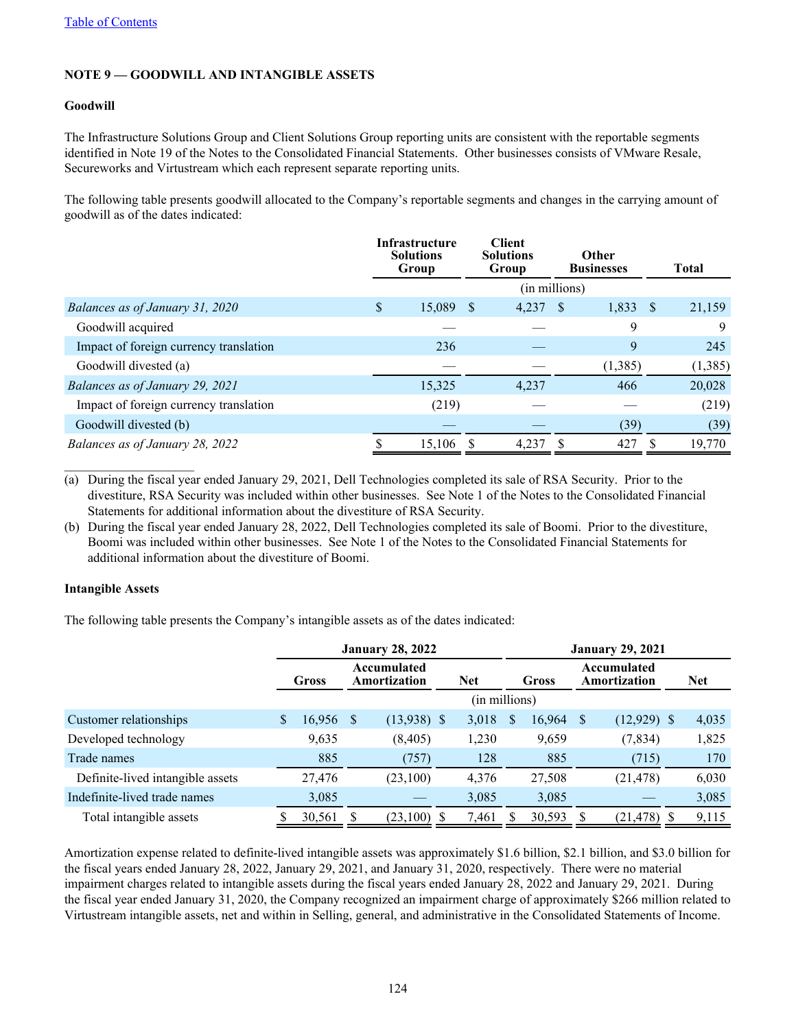Table of Contents

## NOTE 9 — GOODWILL AND INTANGIBLE ASSETS

### Goodwill

The Infrastructure Solutions Group and Client Solutions Group reporting units are consistent with the reportable segments identified in Note 19 of the Notes to the Consolidated Financial Statements. Other businesses consists of VMware Resale, Secureworks and Virtustream which each represent separate reporting units.

The following table presents goodwill allocated to the Company's reportable segments and changes in the carrying amount of goodwill as of the dates indicated:

| | Infrastructure Solutions Group | Client Solutions Group | Other Businesses | Total |
|---|---|---|---|---|
| | (in millions) | | | |
| *Balances as of January 31, 2020* | $ 15,089 | $ 4,237 | $ 1,833 | $ 21,159 |
| Goodwill acquired | — | — | 9 | 9 |
| Impact of foreign currency translation | 236 | — | 9 | 245 |
| Goodwill divested (a) | — | — | (1,385) | (1,385) |
| *Balances as of January 29, 2021* | 15,325 | 4,237 | 466 | 20,028 |
| Impact of foreign currency translation | (219) | — | — | (219) |
| Goodwill divested (b) | — | — | (39) | (39) |
| *Balances as of January 28, 2022* | $ 15,106 | $ 4,237 | $ 427 | $ 19,770 |

(a) During the fiscal year ended January 29, 2021, Dell Technologies completed its sale of RSA Security. Prior to the divestiture, RSA Security was included within other businesses. See Note 1 of the Notes to the Consolidated Financial Statements for additional information about the divestiture of RSA Security.

(b) During the fiscal year ended January 28, 2022, Dell Technologies completed its sale of Boomi. Prior to the divestiture, Boomi was included within other businesses. See Note 1 of the Notes to the Consolidated Financial Statements for additional information about the divestiture of Boomi.

### Intangible Assets

The following table presents the Company's intangible assets as of the dates indicated:

| | January 28, 2022 | | | January 29, 2021 | | |
|---|---|---|---|---|---|---|
| | Gross | Accumulated Amortization | Net | Gross | Accumulated Amortization | Net |
| | (in millions) | | | | | |
| Customer relationships | $ 16,956 | $ (13,938) | $ 3,018 | $ 16,964 | $ (12,929) | $ 4,035 |
| Developed technology | 9,635 | (8,405) | 1,230 | 9,659 | (7,834) | 1,825 |
| Trade names | 885 | (757) | 128 | 885 | (715) | 170 |
| Definite-lived intangible assets | 27,476 | (23,100) | 4,376 | 27,508 | (21,478) | 6,030 |
| Indefinite-lived trade names | 3,085 | — | 3,085 | 3,085 | — | 3,085 |
| Total intangible assets | $ 30,561 | $ (23,100) | $ 7,461 | $ 30,593 | $ (21,478) | $ 9,115 |

Amortization expense related to definite-lived intangible assets was approximately $1.6 billion, $2.1 billion, and $3.0 billion for the fiscal years ended January 28, 2022, January 29, 2021, and January 31, 2020, respectively. There were no material impairment charges related to intangible assets during the fiscal years ended January 28, 2022 and January 29, 2021. During the fiscal year ended January 31, 2020, the Company recognized an impairment charge of approximately $266 million related to Virtustream intangible assets, net and within in Selling, general, and administrative in the Consolidated Statements of Income.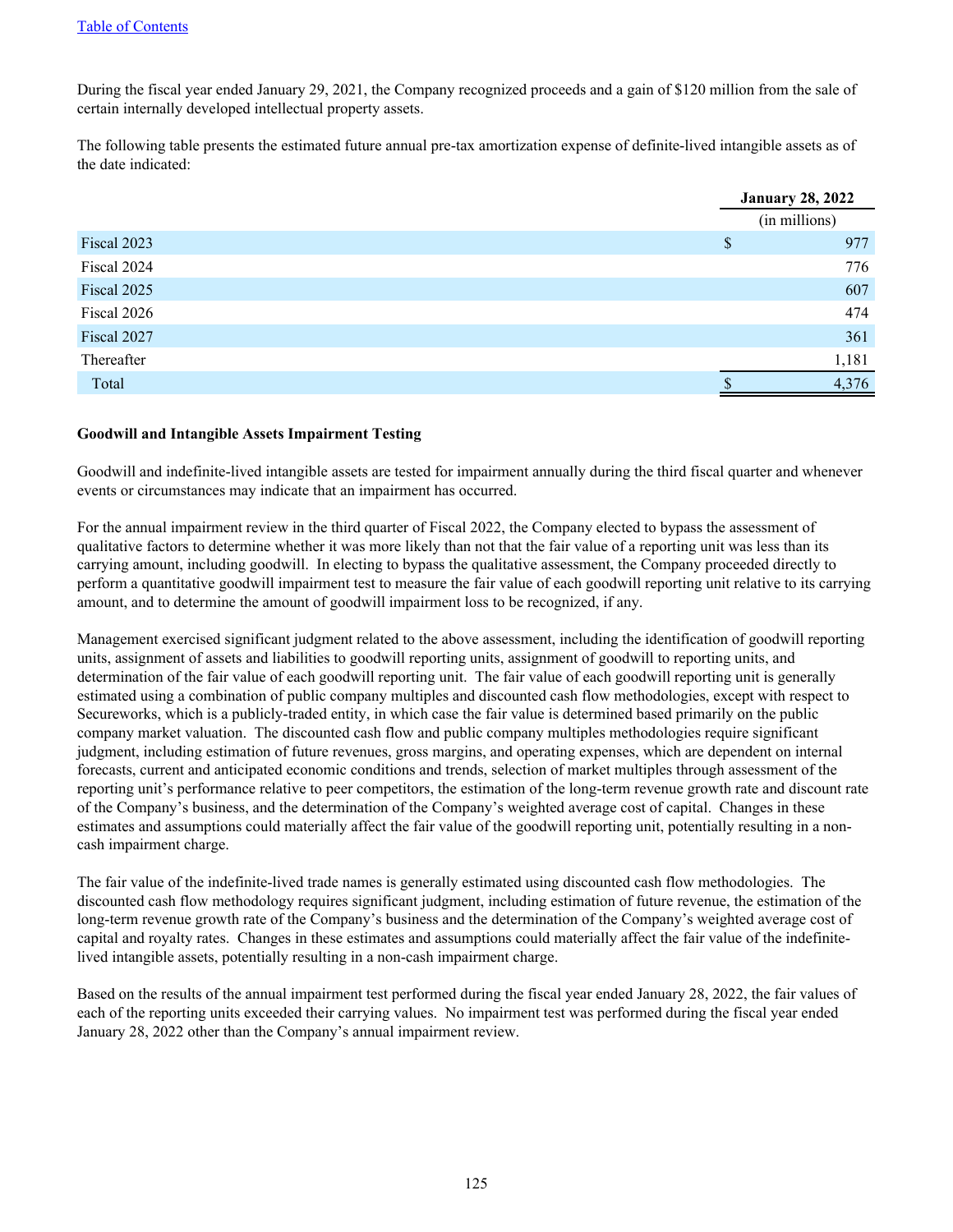During the fiscal year ended January 29, 2021, the Company recognized proceeds and a gain of $120 million from the sale of certain internally developed intellectual property assets.

The following table presents the estimated future annual pre-tax amortization expense of definite-lived intangible assets as of the date indicated:

| | January 28, 2022 |
|---|---|
| | (in millions) |
| Fiscal 2023 | $ 977 |
| Fiscal 2024 | 776 |
| Fiscal 2025 | 607 |
| Fiscal 2026 | 474 |
| Fiscal 2027 | 361 |
| Thereafter | 1,181 |
| Total | $ 4,376 |

**Goodwill and Intangible Assets Impairment Testing**

Goodwill and indefinite-lived intangible assets are tested for impairment annually during the third fiscal quarter and whenever events or circumstances may indicate that an impairment has occurred.

For the annual impairment review in the third quarter of Fiscal 2022, the Company elected to bypass the assessment of qualitative factors to determine whether it was more likely than not that the fair value of a reporting unit was less than its carrying amount, including goodwill. In electing to bypass the qualitative assessment, the Company proceeded directly to perform a quantitative goodwill impairment test to measure the fair value of each goodwill reporting unit relative to its carrying amount, and to determine the amount of goodwill impairment loss to be recognized, if any.

Management exercised significant judgment related to the above assessment, including the identification of goodwill reporting units, assignment of assets and liabilities to goodwill reporting units, assignment of goodwill to reporting units, and determination of the fair value of each goodwill reporting unit. The fair value of each goodwill reporting unit is generally estimated using a combination of public company multiples and discounted cash flow methodologies, except with respect to Secureworks, which is a publicly-traded entity, in which case the fair value is determined based primarily on the public company market valuation. The discounted cash flow and public company multiples methodologies require significant judgment, including estimation of future revenues, gross margins, and operating expenses, which are dependent on internal forecasts, current and anticipated economic conditions and trends, selection of market multiples through assessment of the reporting unit's performance relative to peer competitors, the estimation of the long-term revenue growth rate and discount rate of the Company's business, and the determination of the Company's weighted average cost of capital. Changes in these estimates and assumptions could materially affect the fair value of the goodwill reporting unit, potentially resulting in a non-cash impairment charge.

The fair value of the indefinite-lived trade names is generally estimated using discounted cash flow methodologies. The discounted cash flow methodology requires significant judgment, including estimation of future revenue, the estimation of the long-term revenue growth rate of the Company's business and the determination of the Company's weighted average cost of capital and royalty rates. Changes in these estimates and assumptions could materially affect the fair value of the indefinite-lived intangible assets, potentially resulting in a non-cash impairment charge.

Based on the results of the annual impairment test performed during the fiscal year ended January 28, 2022, the fair values of each of the reporting units exceeded their carrying values. No impairment test was performed during the fiscal year ended January 28, 2022 other than the Company's annual impairment review.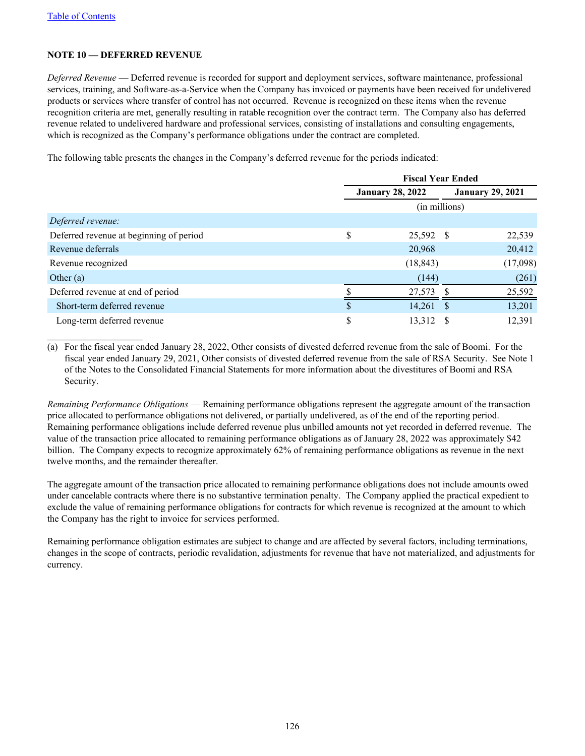[Table of Contents](#)

## NOTE 10 — DEFERRED REVENUE

*Deferred Revenue* — Deferred revenue is recorded for support and deployment services, software maintenance, professional services, training, and Software-as-a-Service when the Company has invoiced or payments have been received for undelivered products or services where transfer of control has not occurred. Revenue is recognized on these items when the revenue recognition criteria are met, generally resulting in ratable recognition over the contract term. The Company also has deferred revenue related to undelivered hardware and professional services, consisting of installations and consulting engagements, which is recognized as the Company's performance obligations under the contract are completed.

The following table presents the changes in the Company's deferred revenue for the periods indicated:

| | Fiscal Year Ended | |
|---|---|---|
| | January 28, 2022 | January 29, 2021 |
| | (in millions) | |
| *Deferred revenue:* | | |
| Deferred revenue at beginning of period | $ 25,592 | $ 22,539 |
| Revenue deferrals | 20,968 | 20,412 |
| Revenue recognized | (18,843) | (17,098) |
| Other (a) | (144) | (261) |
| Deferred revenue at end of period | $ 27,573 | $ 25,592 |
| Short-term deferred revenue | $ 14,261 | $ 13,201 |
| Long-term deferred revenue | $ 13,312 | $ 12,391 |

(a) For the fiscal year ended January 28, 2022, Other consists of divested deferred revenue from the sale of Boomi. For the fiscal year ended January 29, 2021, Other consists of divested deferred revenue from the sale of RSA Security. See Note 1 of the Notes to the Consolidated Financial Statements for more information about the divestitures of Boomi and RSA Security.

*Remaining Performance Obligations* — Remaining performance obligations represent the aggregate amount of the transaction price allocated to performance obligations not delivered, or partially undelivered, as of the end of the reporting period. Remaining performance obligations include deferred revenue plus unbilled amounts not yet recorded in deferred revenue. The value of the transaction price allocated to remaining performance obligations as of January 28, 2022 was approximately $42 billion. The Company expects to recognize approximately 62% of remaining performance obligations as revenue in the next twelve months, and the remainder thereafter.

The aggregate amount of the transaction price allocated to remaining performance obligations does not include amounts owed under cancelable contracts where there is no substantive termination penalty. The Company applied the practical expedient to exclude the value of remaining performance obligations for contracts for which revenue is recognized at the amount to which the Company has the right to invoice for services performed.

Remaining performance obligation estimates are subject to change and are affected by several factors, including terminations, changes in the scope of contracts, periodic revalidation, adjustments for revenue that have not materialized, and adjustments for currency.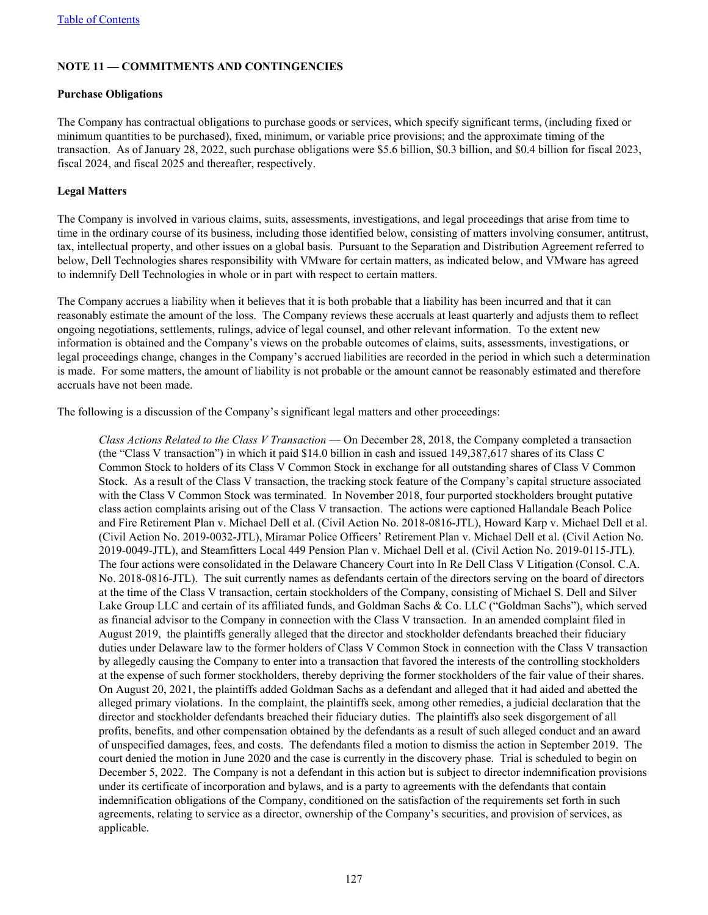## NOTE 11 — COMMITMENTS AND CONTINGENCIES

### Purchase Obligations

The Company has contractual obligations to purchase goods or services, which specify significant terms, (including fixed or minimum quantities to be purchased), fixed, minimum, or variable price provisions; and the approximate timing of the transaction. As of January 28, 2022, such purchase obligations were $5.6 billion, $0.3 billion, and $0.4 billion for fiscal 2023, fiscal 2024, and fiscal 2025 and thereafter, respectively.

### Legal Matters

The Company is involved in various claims, suits, assessments, investigations, and legal proceedings that arise from time to time in the ordinary course of its business, including those identified below, consisting of matters involving consumer, antitrust, tax, intellectual property, and other issues on a global basis. Pursuant to the Separation and Distribution Agreement referred to below, Dell Technologies shares responsibility with VMware for certain matters, as indicated below, and VMware has agreed to indemnify Dell Technologies in whole or in part with respect to certain matters.

The Company accrues a liability when it believes that it is both probable that a liability has been incurred and that it can reasonably estimate the amount of the loss. The Company reviews these accruals at least quarterly and adjusts them to reflect ongoing negotiations, settlements, rulings, advice of legal counsel, and other relevant information. To the extent new information is obtained and the Company's views on the probable outcomes of claims, suits, assessments, investigations, or legal proceedings change, changes in the Company's accrued liabilities are recorded in the period in which such a determination is made. For some matters, the amount of liability is not probable or the amount cannot be reasonably estimated and therefore accruals have not been made.

The following is a discussion of the Company's significant legal matters and other proceedings:

*Class Actions Related to the Class V Transaction* — On December 28, 2018, the Company completed a transaction (the "Class V transaction") in which it paid $14.0 billion in cash and issued 149,387,617 shares of its Class C Common Stock to holders of its Class V Common Stock in exchange for all outstanding shares of Class V Common Stock. As a result of the Class V transaction, the tracking stock feature of the Company's capital structure associated with the Class V Common Stock was terminated. In November 2018, four purported stockholders brought putative class action complaints arising out of the Class V transaction. The actions were captioned Hallandale Beach Police and Fire Retirement Plan v. Michael Dell et al. (Civil Action No. 2018-0816-JTL), Howard Karp v. Michael Dell et al. (Civil Action No. 2019-0032-JTL), Miramar Police Officers' Retirement Plan v. Michael Dell et al. (Civil Action No. 2019-0049-JTL), and Steamfitters Local 449 Pension Plan v. Michael Dell et al. (Civil Action No. 2019-0115-JTL). The four actions were consolidated in the Delaware Chancery Court into In Re Dell Class V Litigation (Consol. C.A. No. 2018-0816-JTL). The suit currently names as defendants certain of the directors serving on the board of directors at the time of the Class V transaction, certain stockholders of the Company, consisting of Michael S. Dell and Silver Lake Group LLC and certain of its affiliated funds, and Goldman Sachs & Co. LLC ("Goldman Sachs"), which served as financial advisor to the Company in connection with the Class V transaction. In an amended complaint filed in August 2019, the plaintiffs generally alleged that the director and stockholder defendants breached their fiduciary duties under Delaware law to the former holders of Class V Common Stock in connection with the Class V transaction by allegedly causing the Company to enter into a transaction that favored the interests of the controlling stockholders at the expense of such former stockholders, thereby depriving the former stockholders of the fair value of their shares. On August 20, 2021, the plaintiffs added Goldman Sachs as a defendant and alleged that it had aided and abetted the alleged primary violations. In the complaint, the plaintiffs seek, among other remedies, a judicial declaration that the director and stockholder defendants breached their fiduciary duties. The plaintiffs also seek disgorgement of all profits, benefits, and other compensation obtained by the defendants as a result of such alleged conduct and an award of unspecified damages, fees, and costs. The defendants filed a motion to dismiss the action in September 2019. The court denied the motion in June 2020 and the case is currently in the discovery phase. Trial is scheduled to begin on December 5, 2022. The Company is not a defendant in this action but is subject to director indemnification provisions under its certificate of incorporation and bylaws, and is a party to agreements with the defendants that contain indemnification obligations of the Company, conditioned on the satisfaction of the requirements set forth in such agreements, relating to service as a director, ownership of the Company's securities, and provision of services, as applicable.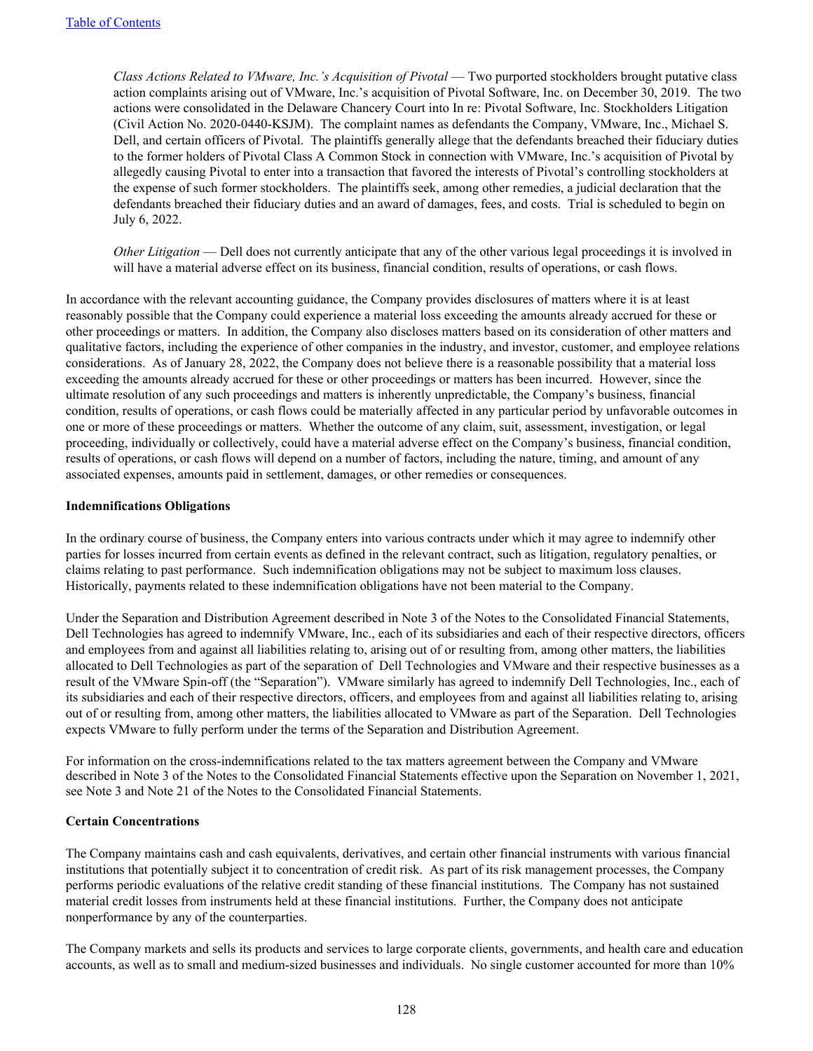*Class Actions Related to VMware, Inc.'s Acquisition of Pivotal* — Two purported stockholders brought putative class action complaints arising out of VMware, Inc.'s acquisition of Pivotal Software, Inc. on December 30, 2019. The two actions were consolidated in the Delaware Chancery Court into In re: Pivotal Software, Inc. Stockholders Litigation (Civil Action No. 2020-0440-KSJM). The complaint names as defendants the Company, VMware, Inc., Michael S. Dell, and certain officers of Pivotal. The plaintiffs generally allege that the defendants breached their fiduciary duties to the former holders of Pivotal Class A Common Stock in connection with VMware, Inc.'s acquisition of Pivotal by allegedly causing Pivotal to enter into a transaction that favored the interests of Pivotal's controlling stockholders at the expense of such former stockholders. The plaintiffs seek, among other remedies, a judicial declaration that the defendants breached their fiduciary duties and an award of damages, fees, and costs. Trial is scheduled to begin on July 6, 2022.

*Other Litigation* — Dell does not currently anticipate that any of the other various legal proceedings it is involved in will have a material adverse effect on its business, financial condition, results of operations, or cash flows.

In accordance with the relevant accounting guidance, the Company provides disclosures of matters where it is at least reasonably possible that the Company could experience a material loss exceeding the amounts already accrued for these or other proceedings or matters. In addition, the Company also discloses matters based on its consideration of other matters and qualitative factors, including the experience of other companies in the industry, and investor, customer, and employee relations considerations. As of January 28, 2022, the Company does not believe there is a reasonable possibility that a material loss exceeding the amounts already accrued for these or other proceedings or matters has been incurred. However, since the ultimate resolution of any such proceedings and matters is inherently unpredictable, the Company's business, financial condition, results of operations, or cash flows could be materially affected in any particular period by unfavorable outcomes in one or more of these proceedings or matters. Whether the outcome of any claim, suit, assessment, investigation, or legal proceeding, individually or collectively, could have a material adverse effect on the Company's business, financial condition, results of operations, or cash flows will depend on a number of factors, including the nature, timing, and amount of any associated expenses, amounts paid in settlement, damages, or other remedies or consequences.

**Indemnifications Obligations**

In the ordinary course of business, the Company enters into various contracts under which it may agree to indemnify other parties for losses incurred from certain events as defined in the relevant contract, such as litigation, regulatory penalties, or claims relating to past performance. Such indemnification obligations may not be subject to maximum loss clauses. Historically, payments related to these indemnification obligations have not been material to the Company.

Under the Separation and Distribution Agreement described in Note 3 of the Notes to the Consolidated Financial Statements, Dell Technologies has agreed to indemnify VMware, Inc., each of its subsidiaries and each of their respective directors, officers and employees from and against all liabilities relating to, arising out of or resulting from, among other matters, the liabilities allocated to Dell Technologies as part of the separation of Dell Technologies and VMware and their respective businesses as a result of the VMware Spin-off (the "Separation"). VMware similarly has agreed to indemnify Dell Technologies, Inc., each of its subsidiaries and each of their respective directors, officers, and employees from and against all liabilities relating to, arising out of or resulting from, among other matters, the liabilities allocated to VMware as part of the Separation. Dell Technologies expects VMware to fully perform under the terms of the Separation and Distribution Agreement.

For information on the cross-indemnifications related to the tax matters agreement between the Company and VMware described in Note 3 of the Notes to the Consolidated Financial Statements effective upon the Separation on November 1, 2021, see Note 3 and Note 21 of the Notes to the Consolidated Financial Statements.

**Certain Concentrations**

The Company maintains cash and cash equivalents, derivatives, and certain other financial instruments with various financial institutions that potentially subject it to concentration of credit risk. As part of its risk management processes, the Company performs periodic evaluations of the relative credit standing of these financial institutions. The Company has not sustained material credit losses from instruments held at these financial institutions. Further, the Company does not anticipate nonperformance by any of the counterparties.

The Company markets and sells its products and services to large corporate clients, governments, and health care and education accounts, as well as to small and medium-sized businesses and individuals. No single customer accounted for more than 10%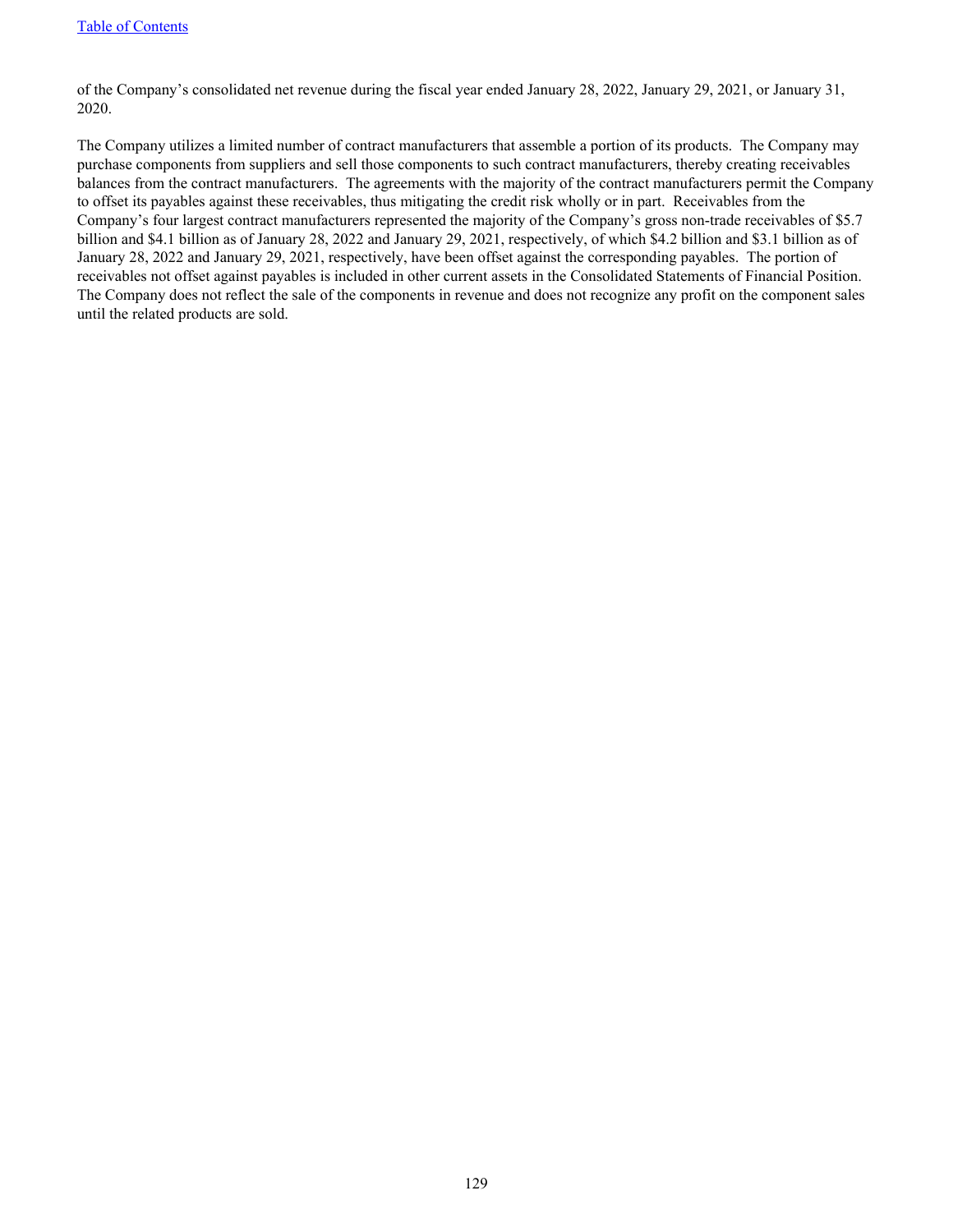of the Company’s consolidated net revenue during the fiscal year ended January 28, 2022, January 29, 2021, or January 31, 2020.

The Company utilizes a limited number of contract manufacturers that assemble a portion of its products. The Company may purchase components from suppliers and sell those components to such contract manufacturers, thereby creating receivables balances from the contract manufacturers. The agreements with the majority of the contract manufacturers permit the Company to offset its payables against these receivables, thus mitigating the credit risk wholly or in part. Receivables from the Company’s four largest contract manufacturers represented the majority of the Company’s gross non-trade receivables of $5.7 billion and $4.1 billion as of January 28, 2022 and January 29, 2021, respectively, of which $4.2 billion and $3.1 billion as of January 28, 2022 and January 29, 2021, respectively, have been offset against the corresponding payables. The portion of receivables not offset against payables is included in other current assets in the Consolidated Statements of Financial Position. The Company does not reflect the sale of the components in revenue and does not recognize any profit on the component sales until the related products are sold.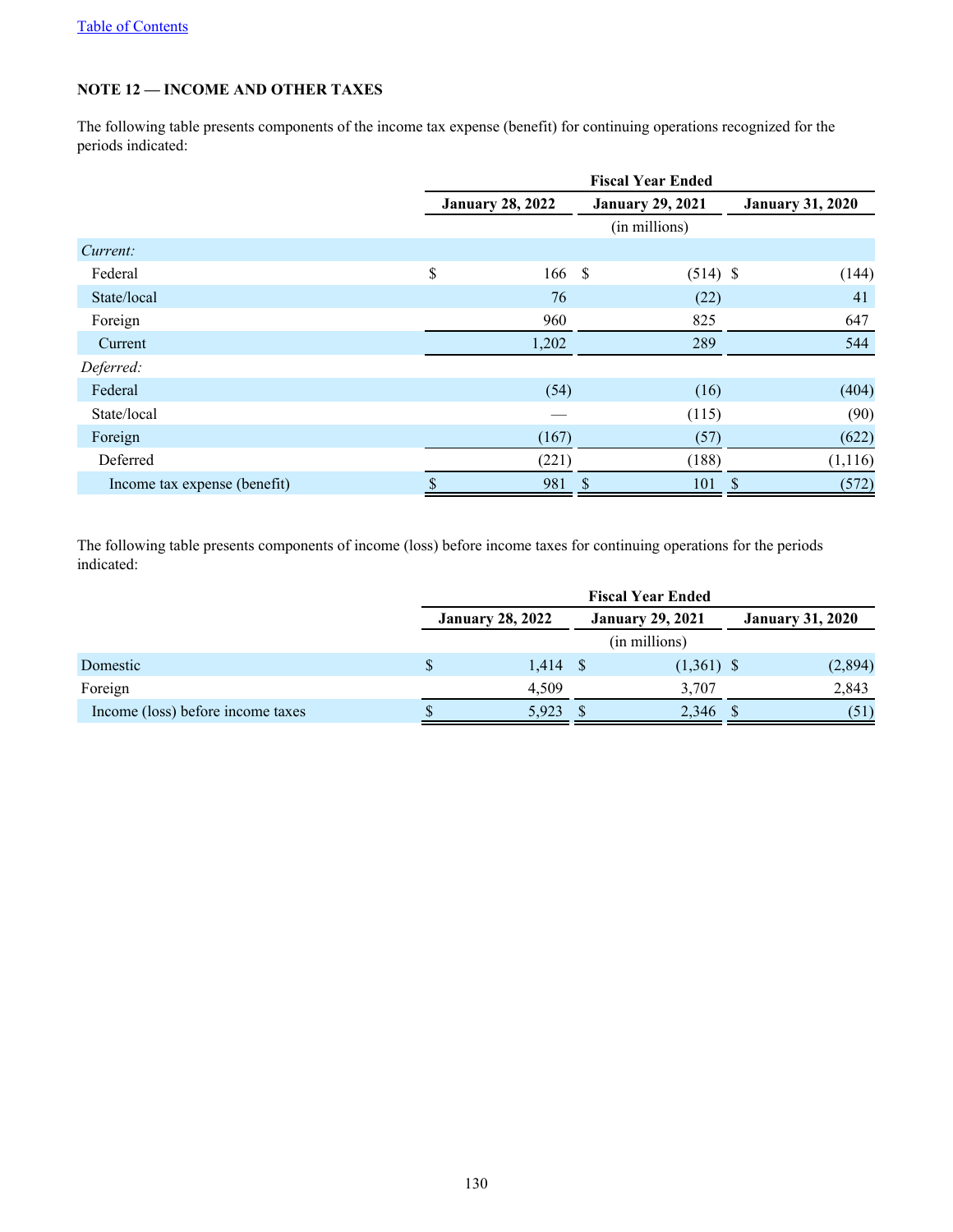[Table of Contents](#)

### NOTE 12 — INCOME AND OTHER TAXES

The following table presents components of the income tax expense (benefit) for continuing operations recognized for the periods indicated:

| | Fiscal Year Ended | | |
|---|---|---|---|
| | January 28, 2022 | January 29, 2021 | January 31, 2020 |
| | (in millions) | | |
| *Current:* | | | |
| Federal | $ 166 | $ (514) | $ (144) |
| State/local | 76 | (22) | 41 |
| Foreign | 960 | 825 | 647 |
| Current | 1,202 | 289 | 544 |
| *Deferred:* | | | |
| Federal | (54) | (16) | (404) |
| State/local | — | (115) | (90) |
| Foreign | (167) | (57) | (622) |
| Deferred | (221) | (188) | (1,116) |
| Income tax expense (benefit) | $ 981 | $ 101 | $ (572) |

The following table presents components of income (loss) before income taxes for continuing operations for the periods indicated:

| | Fiscal Year Ended | | |
|---|---|---|---|
| | January 28, 2022 | January 29, 2021 | January 31, 2020 |
| | (in millions) | | |
| Domestic | $ 1,414 | $ (1,361) | $ (2,894) |
| Foreign | 4,509 | 3,707 | 2,843 |
| Income (loss) before income taxes | $ 5,923 | $ 2,346 | $ (51) |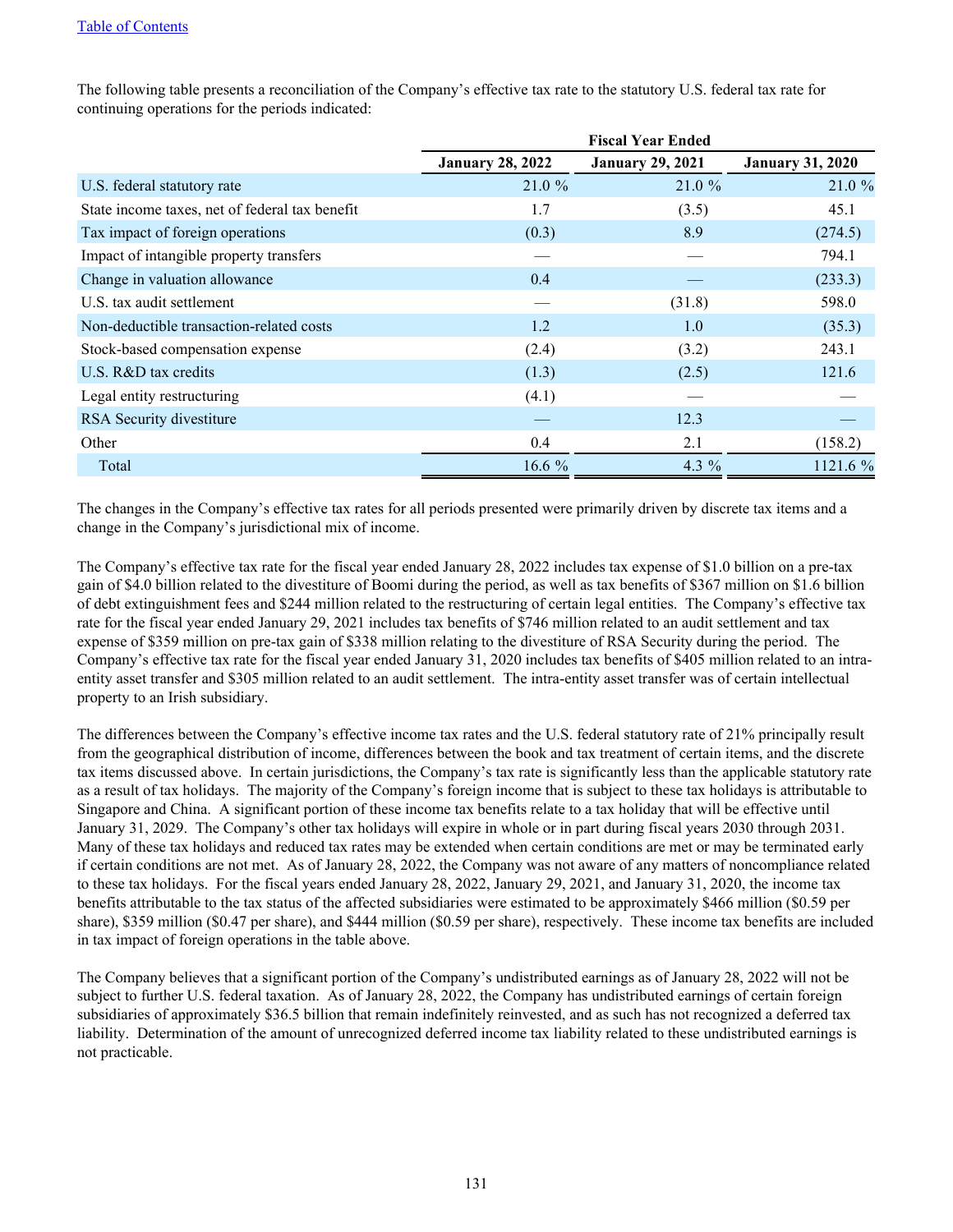Table of Contents

The following table presents a reconciliation of the Company's effective tax rate to the statutory U.S. federal tax rate for continuing operations for the periods indicated:

| | Fiscal Year Ended | | |
|---|---|---|---|
| | January 28, 2022 | January 29, 2021 | January 31, 2020 |
| U.S. federal statutory rate | 21.0 % | 21.0 % | 21.0 % |
| State income taxes, net of federal tax benefit | 1.7 | (3.5) | 45.1 |
| Tax impact of foreign operations | (0.3) | 8.9 | (274.5) |
| Impact of intangible property transfers | — | — | 794.1 |
| Change in valuation allowance | 0.4 | — | (233.3) |
| U.S. tax audit settlement | — | (31.8) | 598.0 |
| Non-deductible transaction-related costs | 1.2 | 1.0 | (35.3) |
| Stock-based compensation expense | (2.4) | (3.2) | 243.1 |
| U.S. R&D tax credits | (1.3) | (2.5) | 121.6 |
| Legal entity restructuring | (4.1) | — | — |
| RSA Security divestiture | — | 12.3 | — |
| Other | 0.4 | 2.1 | (158.2) |
| Total | 16.6 % | 4.3 % | 1121.6 % |

The changes in the Company's effective tax rates for all periods presented were primarily driven by discrete tax items and a change in the Company's jurisdictional mix of income.

The Company's effective tax rate for the fiscal year ended January 28, 2022 includes tax expense of $1.0 billion on a pre-tax gain of $4.0 billion related to the divestiture of Boomi during the period, as well as tax benefits of $367 million on $1.6 billion of debt extinguishment fees and $244 million related to the restructuring of certain legal entities. The Company's effective tax rate for the fiscal year ended January 29, 2021 includes tax benefits of $746 million related to an audit settlement and tax expense of $359 million on pre-tax gain of $338 million relating to the divestiture of RSA Security during the period. The Company's effective tax rate for the fiscal year ended January 31, 2020 includes tax benefits of $405 million related to an intra-entity asset transfer and $305 million related to an audit settlement. The intra-entity asset transfer was of certain intellectual property to an Irish subsidiary.

The differences between the Company's effective income tax rates and the U.S. federal statutory rate of 21% principally result from the geographical distribution of income, differences between the book and tax treatment of certain items, and the discrete tax items discussed above. In certain jurisdictions, the Company's tax rate is significantly less than the applicable statutory rate as a result of tax holidays. The majority of the Company's foreign income that is subject to these tax holidays is attributable to Singapore and China. A significant portion of these income tax benefits relate to a tax holiday that will be effective until January 31, 2029. The Company's other tax holidays will expire in whole or in part during fiscal years 2030 through 2031. Many of these tax holidays and reduced tax rates may be extended when certain conditions are met or may be terminated early if certain conditions are not met. As of January 28, 2022, the Company was not aware of any matters of noncompliance related to these tax holidays. For the fiscal years ended January 28, 2022, January 29, 2021, and January 31, 2020, the income tax benefits attributable to the tax status of the affected subsidiaries were estimated to be approximately $466 million ($0.59 per share), $359 million ($0.47 per share), and $444 million ($0.59 per share), respectively. These income tax benefits are included in tax impact of foreign operations in the table above.

The Company believes that a significant portion of the Company's undistributed earnings as of January 28, 2022 will not be subject to further U.S. federal taxation. As of January 28, 2022, the Company has undistributed earnings of certain foreign subsidiaries of approximately $36.5 billion that remain indefinitely reinvested, and as such has not recognized a deferred tax liability. Determination of the amount of unrecognized deferred income tax liability related to these undistributed earnings is not practicable.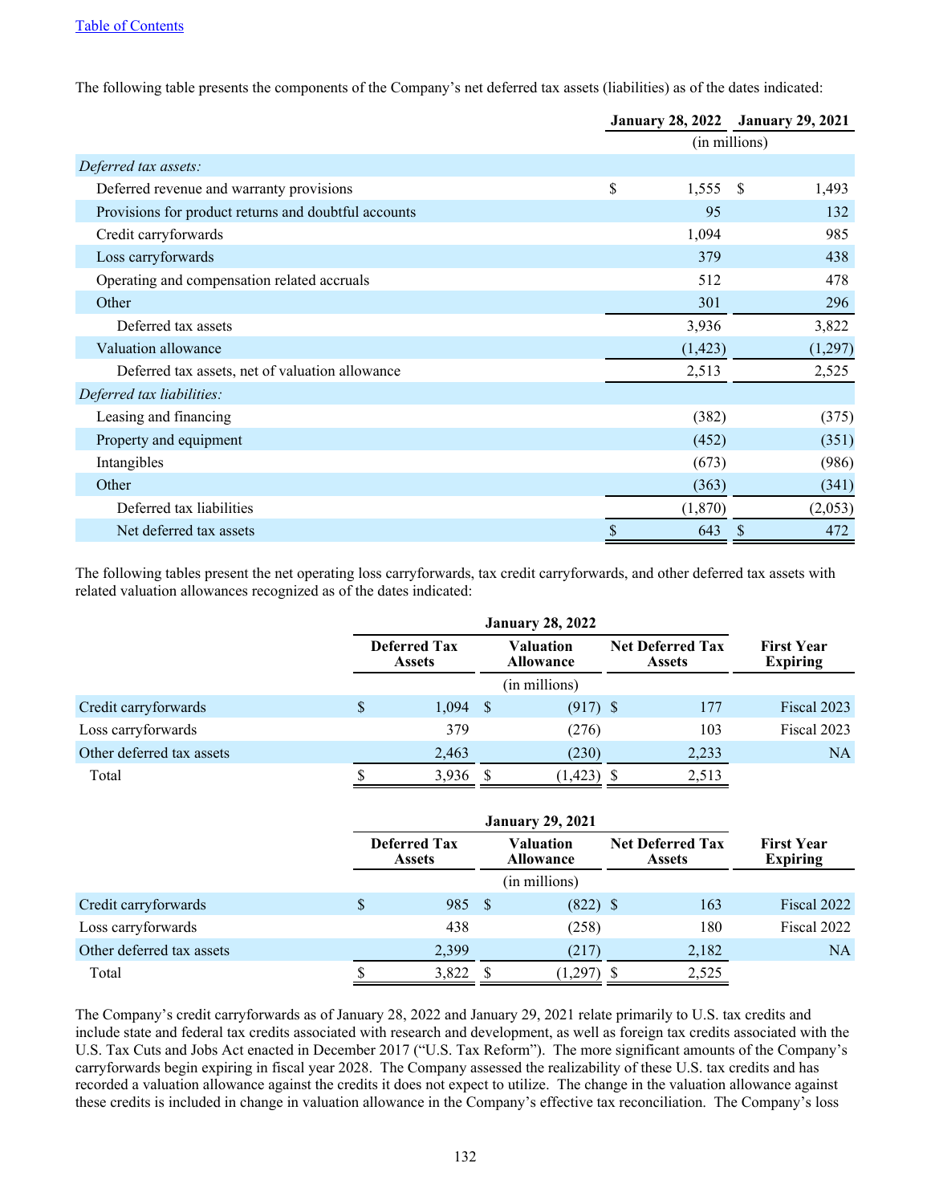Table of Contents

The following table presents the components of the Company's net deferred tax assets (liabilities) as of the dates indicated:

| | January 28, 2022 | January 29, 2021 |
|---|---|---|
| | (in millions) | |
| *Deferred tax assets:* | | |
| Deferred revenue and warranty provisions | $ 1,555 | $ 1,493 |
| Provisions for product returns and doubtful accounts | 95 | 132 |
| Credit carryforwards | 1,094 | 985 |
| Loss carryforwards | 379 | 438 |
| Operating and compensation related accruals | 512 | 478 |
| Other | 301 | 296 |
| Deferred tax assets | 3,936 | 3,822 |
| Valuation allowance | (1,423) | (1,297) |
| Deferred tax assets, net of valuation allowance | 2,513 | 2,525 |
| *Deferred tax liabilities:* | | |
| Leasing and financing | (382) | (375) |
| Property and equipment | (452) | (351) |
| Intangibles | (673) | (986) |
| Other | (363) | (341) |
| Deferred tax liabilities | (1,870) | (2,053) |
| Net deferred tax assets | $ 643 | $ 472 |

The following tables present the net operating loss carryforwards, tax credit carryforwards, and other deferred tax assets with related valuation allowances recognized as of the dates indicated:

| | January 28, 2022 | | | |
|---|---|---|---|---|
| | Deferred Tax Assets | Valuation Allowance | Net Deferred Tax Assets | First Year Expiring |
| | (in millions) | | | |
| Credit carryforwards | $ 1,094 | $ (917) | $ 177 | Fiscal 2023 |
| Loss carryforwards | 379 | (276) | 103 | Fiscal 2023 |
| Other deferred tax assets | 2,463 | (230) | 2,233 | NA |
| Total | $ 3,936 | $ (1,423) | $ 2,513 | |

| | January 29, 2021 | | | |
|---|---|---|---|---|
| | Deferred Tax Assets | Valuation Allowance | Net Deferred Tax Assets | First Year Expiring |
| | (in millions) | | | |
| Credit carryforwards | $ 985 | $ (822) | $ 163 | Fiscal 2022 |
| Loss carryforwards | 438 | (258) | 180 | Fiscal 2022 |
| Other deferred tax assets | 2,399 | (217) | 2,182 | NA |
| Total | $ 3,822 | $ (1,297) | $ 2,525 | |

The Company's credit carryforwards as of January 28, 2022 and January 29, 2021 relate primarily to U.S. tax credits and include state and federal tax credits associated with research and development, as well as foreign tax credits associated with the U.S. Tax Cuts and Jobs Act enacted in December 2017 ("U.S. Tax Reform"). The more significant amounts of the Company's carryforwards begin expiring in fiscal year 2028. The Company assessed the realizability of these U.S. tax credits and has recorded a valuation allowance against the credits it does not expect to utilize. The change in the valuation allowance against these credits is included in change in valuation allowance in the Company's effective tax reconciliation. The Company's loss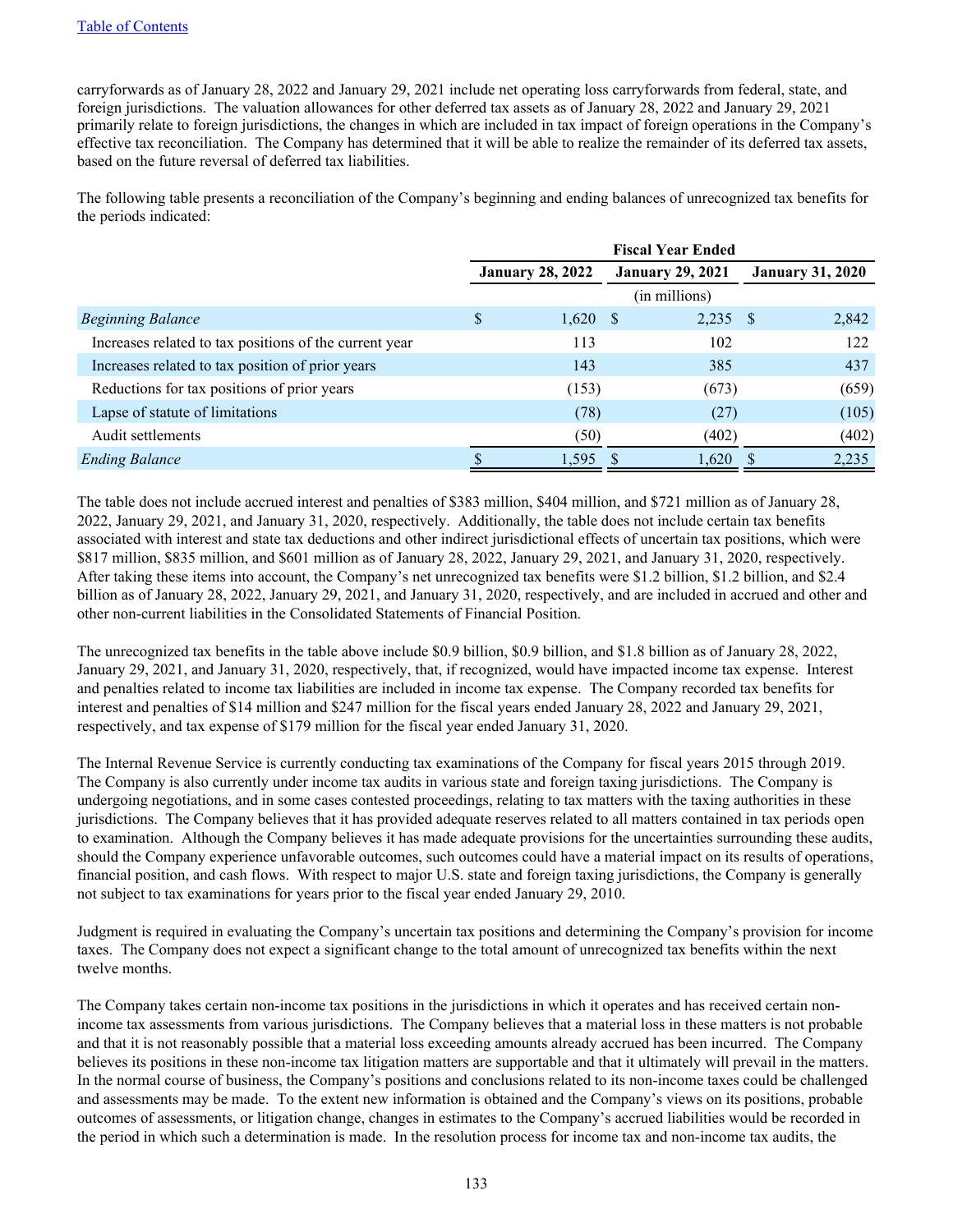[Table of Contents](#)

carryforwards as of January 28, 2022 and January 29, 2021 include net operating loss carryforwards from federal, state, and foreign jurisdictions. The valuation allowances for other deferred tax assets as of January 28, 2022 and January 29, 2021 primarily relate to foreign jurisdictions, the changes in which are included in tax impact of foreign operations in the Company's effective tax reconciliation. The Company has determined that it will be able to realize the remainder of its deferred tax assets, based on the future reversal of deferred tax liabilities.

The following table presents a reconciliation of the Company's beginning and ending balances of unrecognized tax benefits for the periods indicated:

| | Fiscal Year Ended | | |
|---|---|---|---|
| | January 28, 2022 | January 29, 2021 | January 31, 2020 |
| | (in millions) | | |
| *Beginning Balance* | $ 1,620 | $ 2,235 | $ 2,842 |
| Increases related to tax positions of the current year | 113 | 102 | 122 |
| Increases related to tax position of prior years | 143 | 385 | 437 |
| Reductions for tax positions of prior years | (153) | (673) | (659) |
| Lapse of statute of limitations | (78) | (27) | (105) |
| Audit settlements | (50) | (402) | (402) |
| *Ending Balance* | $ 1,595 | $ 1,620 | $ 2,235 |

The table does not include accrued interest and penalties of $383 million, $404 million, and $721 million as of January 28, 2022, January 29, 2021, and January 31, 2020, respectively. Additionally, the table does not include certain tax benefits associated with interest and state tax deductions and other indirect jurisdictional effects of uncertain tax positions, which were $817 million, $835 million, and $601 million as of January 28, 2022, January 29, 2021, and January 31, 2020, respectively. After taking these items into account, the Company's net unrecognized tax benefits were $1.2 billion, $1.2 billion, and $2.4 billion as of January 28, 2022, January 29, 2021, and January 31, 2020, respectively, and are included in accrued and other and other non-current liabilities in the Consolidated Statements of Financial Position.

The unrecognized tax benefits in the table above include $0.9 billion, $0.9 billion, and $1.8 billion as of January 28, 2022, January 29, 2021, and January 31, 2020, respectively, that, if recognized, would have impacted income tax expense. Interest and penalties related to income tax liabilities are included in income tax expense. The Company recorded tax benefits for interest and penalties of $14 million and $247 million for the fiscal years ended January 28, 2022 and January 29, 2021, respectively, and tax expense of $179 million for the fiscal year ended January 31, 2020.

The Internal Revenue Service is currently conducting tax examinations of the Company for fiscal years 2015 through 2019. The Company is also currently under income tax audits in various state and foreign taxing jurisdictions. The Company is undergoing negotiations, and in some cases contested proceedings, relating to tax matters with the taxing authorities in these jurisdictions. The Company believes that it has provided adequate reserves related to all matters contained in tax periods open to examination. Although the Company believes it has made adequate provisions for the uncertainties surrounding these audits, should the Company experience unfavorable outcomes, such outcomes could have a material impact on its results of operations, financial position, and cash flows. With respect to major U.S. state and foreign taxing jurisdictions, the Company is generally not subject to tax examinations for years prior to the fiscal year ended January 29, 2010.

Judgment is required in evaluating the Company's uncertain tax positions and determining the Company's provision for income taxes. The Company does not expect a significant change to the total amount of unrecognized tax benefits within the next twelve months.

The Company takes certain non-income tax positions in the jurisdictions in which it operates and has received certain non-income tax assessments from various jurisdictions. The Company believes that a material loss in these matters is not probable and that it is not reasonably possible that a material loss exceeding amounts already accrued has been incurred. The Company believes its positions in these non-income tax litigation matters are supportable and that it ultimately will prevail in the matters. In the normal course of business, the Company's positions and conclusions related to its non-income taxes could be challenged and assessments may be made. To the extent new information is obtained and the Company's views on its positions, probable outcomes of assessments, or litigation change, changes in estimates to the Company's accrued liabilities would be recorded in the period in which such a determination is made. In the resolution process for income tax and non-income tax audits, the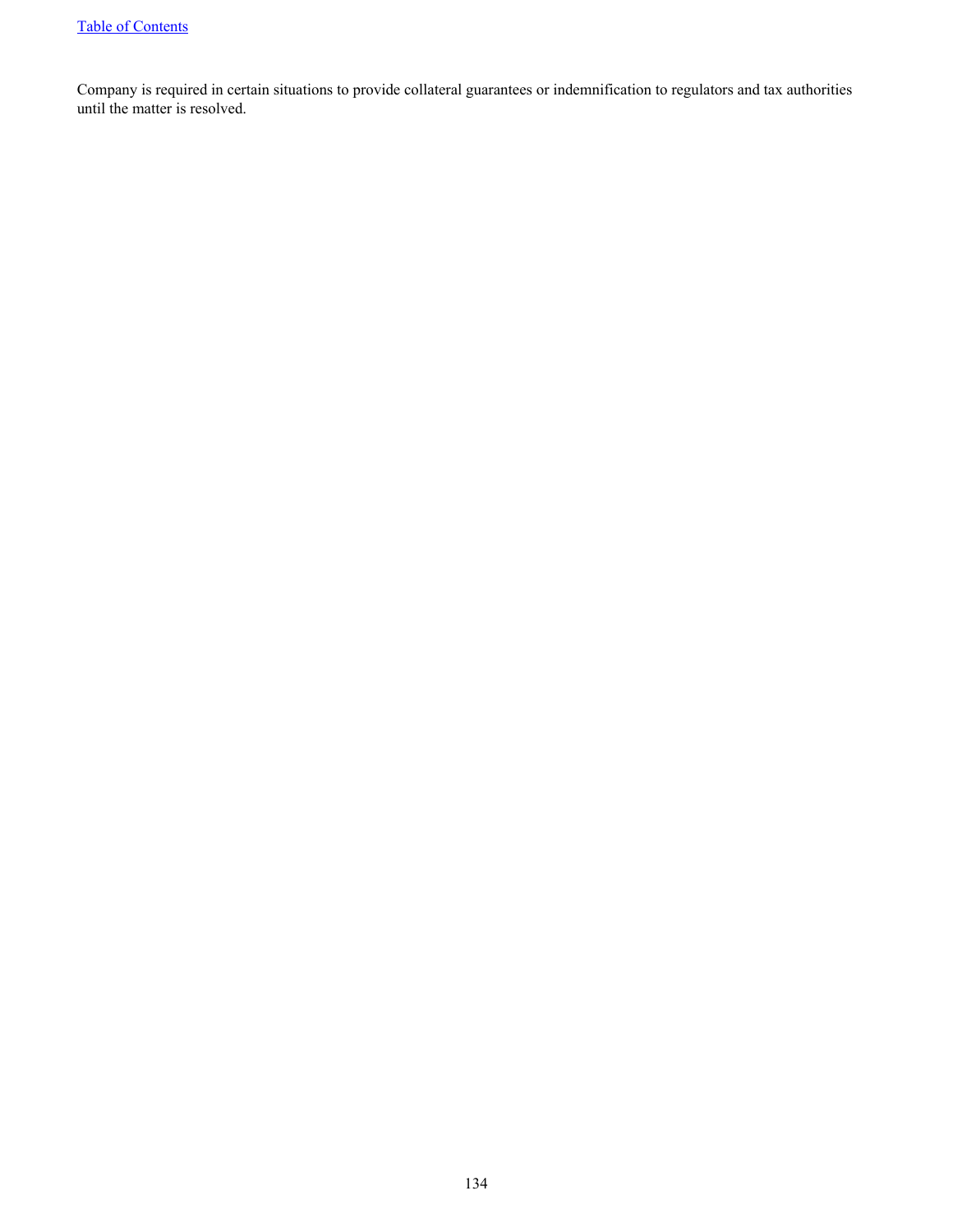Company is required in certain situations to provide collateral guarantees or indemnification to regulators and tax authorities until the matter is resolved.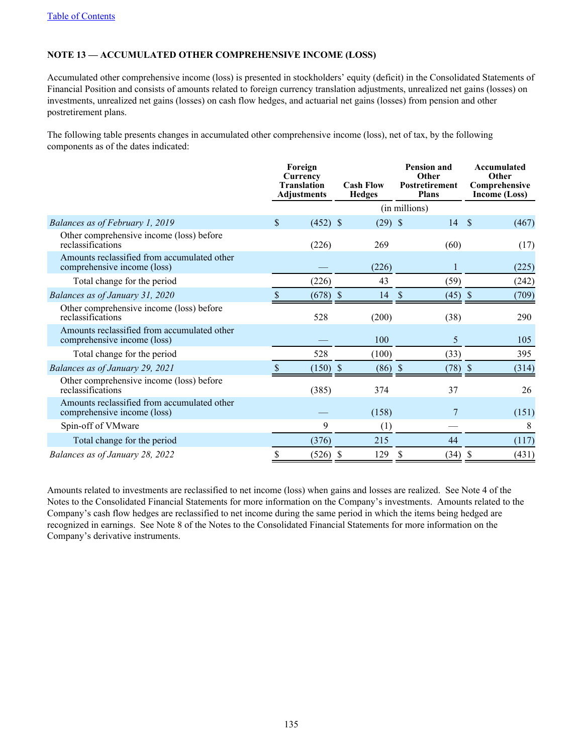## NOTE 13 — ACCUMULATED OTHER COMPREHENSIVE INCOME (LOSS)

Accumulated other comprehensive income (loss) is presented in stockholders' equity (deficit) in the Consolidated Statements of Financial Position and consists of amounts related to foreign currency translation adjustments, unrealized net gains (losses) on investments, unrealized net gains (losses) on cash flow hedges, and actuarial net gains (losses) from pension and other postretirement plans.

The following table presents changes in accumulated other comprehensive income (loss), net of tax, by the following components as of the dates indicated:

| | Foreign Currency Translation Adjustments | Cash Flow Hedges | Pension and Other Postretirement Plans | Accumulated Other Comprehensive Income (Loss) |
|---|---|---|---|---|
| | | (in millions) | | |
| *Balances as of February 1, 2019* | $ (452) | $ (29) | $ 14 | $ (467) |
| Other comprehensive income (loss) before reclassifications | (226) | 269 | (60) | (17) |
| Amounts reclassified from accumulated other comprehensive income (loss) | — | (226) | 1 | (225) |
| Total change for the period | (226) | 43 | (59) | (242) |
| *Balances as of January 31, 2020* | $ (678) | $ 14 | $ (45) | $ (709) |
| Other comprehensive income (loss) before reclassifications | 528 | (200) | (38) | 290 |
| Amounts reclassified from accumulated other comprehensive income (loss) | — | 100 | 5 | 105 |
| Total change for the period | 528 | (100) | (33) | 395 |
| *Balances as of January 29, 2021* | $ (150) | $ (86) | $ (78) | $ (314) |
| Other comprehensive income (loss) before reclassifications | (385) | 374 | 37 | 26 |
| Amounts reclassified from accumulated other comprehensive income (loss) | — | (158) | 7 | (151) |
| Spin-off of VMware | 9 | (1) | — | 8 |
| Total change for the period | (376) | 215 | 44 | (117) |
| *Balances as of January 28, 2022* | $ (526) | $ 129 | $ (34) | $ (431) |

Amounts related to investments are reclassified to net income (loss) when gains and losses are realized. See Note 4 of the Notes to the Consolidated Financial Statements for more information on the Company's investments. Amounts related to the Company's cash flow hedges are reclassified to net income during the same period in which the items being hedged are recognized in earnings. See Note 8 of the Notes to the Consolidated Financial Statements for more information on the Company's derivative instruments.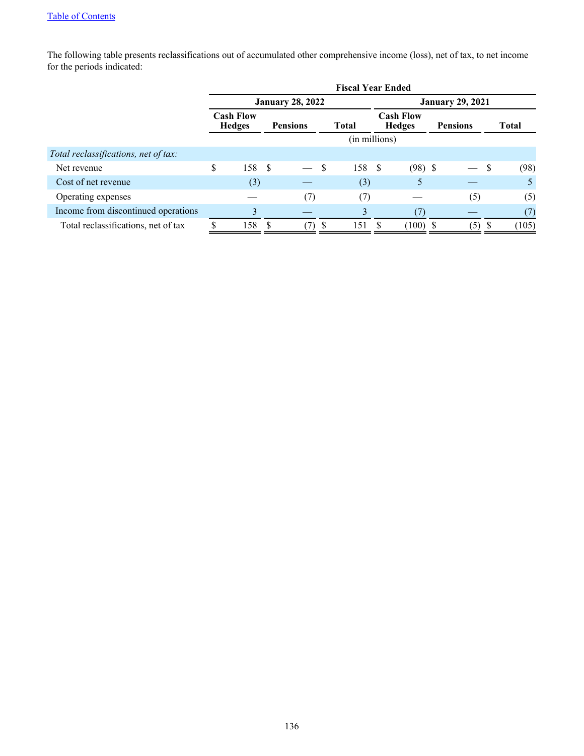The following table presents reclassifications out of accumulated other comprehensive income (loss), net of tax, to net income for the periods indicated:

| | Fiscal Year Ended | | | | | |
|---|---|---|---|---|---|---|
| | January 28, 2022 | | | January 29, 2021 | | |
| | Cash Flow Hedges | Pensions | Total | Cash Flow Hedges | Pensions | Total |
| | (in millions) | | | | | |
| *Total reclassifications, net of tax:* | | | | | | |
| Net revenue | $ 158 | $ — | $ 158 | $ (98) | $ — | $ (98) |
| Cost of net revenue | (3) | — | (3) | 5 | — | 5 |
| Operating expenses | — | (7) | (7) | — | (5) | (5) |
| Income from discontinued operations | 3 | — | 3 | (7) | — | (7) |
| Total reclassifications, net of tax | $ 158 | $ (7) | $ 151 | $ (100) | $ (5) | $ (105) |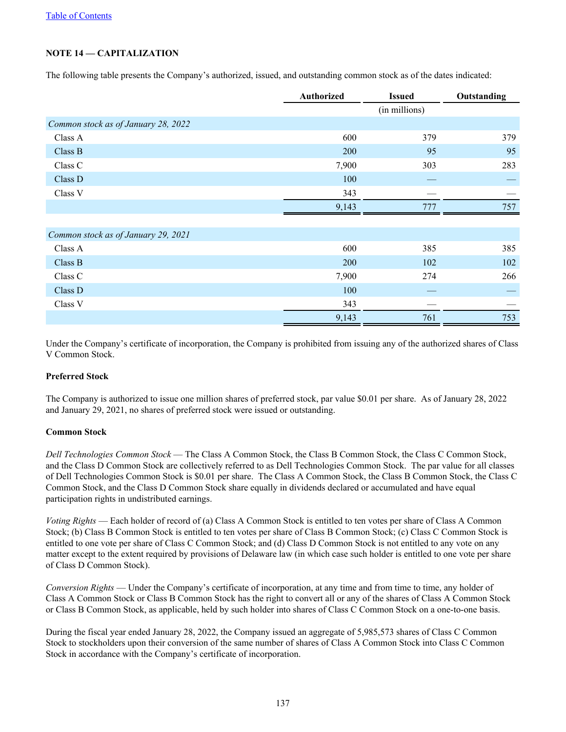"Table of Contents" link at top — omit as running header.

## NOTE 14 — CAPITALIZATION

The following table presents the Company's authorized, issued, and outstanding common stock as of the dates indicated:

| | Authorized | Issued | Outstanding |
|---|---|---|---|
| | | (in millions) | |
| *Common stock as of January 28, 2022* | | | |
| Class A | 600 | 379 | 379 |
| Class B | 200 | 95 | 95 |
| Class C | 7,900 | 303 | 283 |
| Class D | 100 | — | — |
| Class V | 343 | — | — |
| | 9,143 | 777 | 757 |
| *Common stock as of January 29, 2021* | | | |
| Class A | 600 | 385 | 385 |
| Class B | 200 | 102 | 102 |
| Class C | 7,900 | 274 | 266 |
| Class D | 100 | — | — |
| Class V | 343 | — | — |
| | 9,143 | 761 | 753 |

Under the Company's certificate of incorporation, the Company is prohibited from issuing any of the authorized shares of Class V Common Stock.

**Preferred Stock**

The Company is authorized to issue one million shares of preferred stock, par value $0.01 per share. As of January 28, 2022 and January 29, 2021, no shares of preferred stock were issued or outstanding.

**Common Stock**

*Dell Technologies Common Stock* — The Class A Common Stock, the Class B Common Stock, the Class C Common Stock, and the Class D Common Stock are collectively referred to as Dell Technologies Common Stock. The par value for all classes of Dell Technologies Common Stock is $0.01 per share. The Class A Common Stock, the Class B Common Stock, the Class C Common Stock, and the Class D Common Stock share equally in dividends declared or accumulated and have equal participation rights in undistributed earnings.

*Voting Rights* — Each holder of record of (a) Class A Common Stock is entitled to ten votes per share of Class A Common Stock; (b) Class B Common Stock is entitled to ten votes per share of Class B Common Stock; (c) Class C Common Stock is entitled to one vote per share of Class C Common Stock; and (d) Class D Common Stock is not entitled to any vote on any matter except to the extent required by provisions of Delaware law (in which case such holder is entitled to one vote per share of Class D Common Stock).

*Conversion Rights* — Under the Company's certificate of incorporation, at any time and from time to time, any holder of Class A Common Stock or Class B Common Stock has the right to convert all or any of the shares of Class A Common Stock or Class B Common Stock, as applicable, held by such holder into shares of Class C Common Stock on a one-to-one basis.

During the fiscal year ended January 28, 2022, the Company issued an aggregate of 5,985,573 shares of Class C Common Stock to stockholders upon their conversion of the same number of shares of Class A Common Stock into Class C Common Stock in accordance with the Company's certificate of incorporation.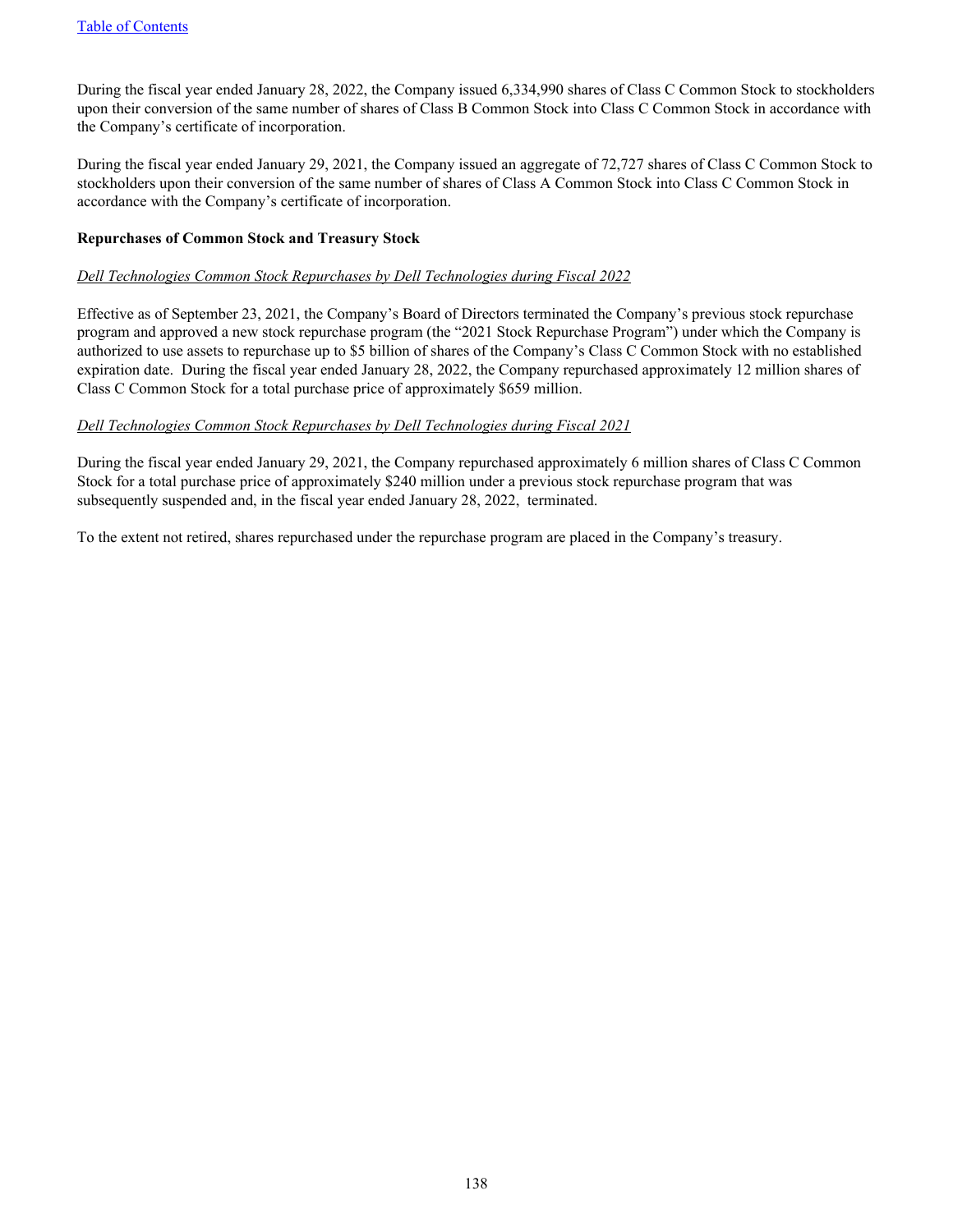During the fiscal year ended January 28, 2022, the Company issued 6,334,990 shares of Class C Common Stock to stockholders upon their conversion of the same number of shares of Class B Common Stock into Class C Common Stock in accordance with the Company's certificate of incorporation.

During the fiscal year ended January 29, 2021, the Company issued an aggregate of 72,727 shares of Class C Common Stock to stockholders upon their conversion of the same number of shares of Class A Common Stock into Class C Common Stock in accordance with the Company's certificate of incorporation.

**Repurchases of Common Stock and Treasury Stock**

*Dell Technologies Common Stock Repurchases by Dell Technologies during Fiscal 2022*

Effective as of September 23, 2021, the Company's Board of Directors terminated the Company's previous stock repurchase program and approved a new stock repurchase program (the "2021 Stock Repurchase Program") under which the Company is authorized to use assets to repurchase up to $5 billion of shares of the Company's Class C Common Stock with no established expiration date. During the fiscal year ended January 28, 2022, the Company repurchased approximately 12 million shares of Class C Common Stock for a total purchase price of approximately $659 million.

*Dell Technologies Common Stock Repurchases by Dell Technologies during Fiscal 2021*

During the fiscal year ended January 29, 2021, the Company repurchased approximately 6 million shares of Class C Common Stock for a total purchase price of approximately $240 million under a previous stock repurchase program that was subsequently suspended and, in the fiscal year ended January 28, 2022, terminated.

To the extent not retired, shares repurchased under the repurchase program are placed in the Company's treasury.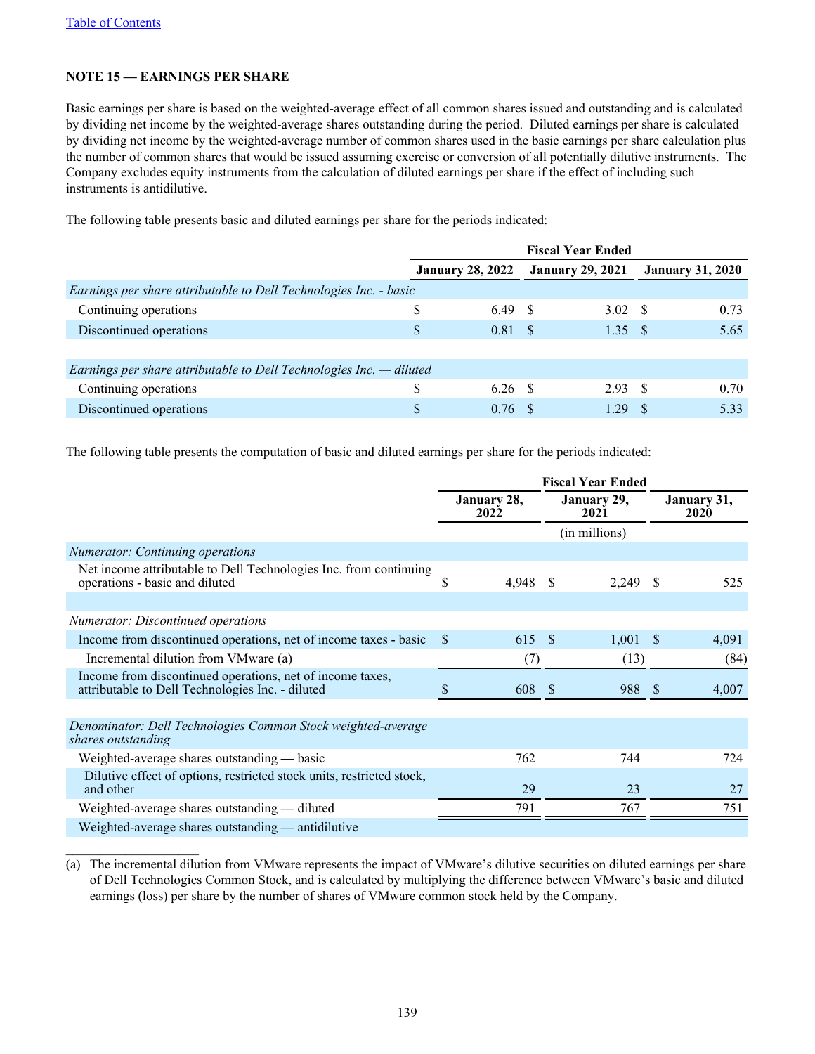[Table of Contents](#)

## NOTE 15 — EARNINGS PER SHARE

Basic earnings per share is based on the weighted-average effect of all common shares issued and outstanding and is calculated by dividing net income by the weighted-average shares outstanding during the period. Diluted earnings per share is calculated by dividing net income by the weighted-average number of common shares used in the basic earnings per share calculation plus the number of common shares that would be issued assuming exercise or conversion of all potentially dilutive instruments. The Company excludes equity instruments from the calculation of diluted earnings per share if the effect of including such instruments is antidilutive.

The following table presents basic and diluted earnings per share for the periods indicated:

| | Fiscal Year Ended | | |
|---|---|---|---|
| | January 28, 2022 | January 29, 2021 | January 31, 2020 |
| *Earnings per share attributable to Dell Technologies Inc. - basic* | | | |
| Continuing operations | $ 6.49 | $ 3.02 | $ 0.73 |
| Discontinued operations | $ 0.81 | $ 1.35 | $ 5.65 |
| | | | |
| *Earnings per share attributable to Dell Technologies Inc. — diluted* | | | |
| Continuing operations | $ 6.26 | $ 2.93 | $ 0.70 |
| Discontinued operations | $ 0.76 | $ 1.29 | $ 5.33 |

The following table presents the computation of basic and diluted earnings per share for the periods indicated:

| | Fiscal Year Ended | | |
|---|---|---|---|
| | January 28, 2022 | January 29, 2021 | January 31, 2020 |
| | | (in millions) | |
| *Numerator: Continuing operations* | | | |
| Net income attributable to Dell Technologies Inc. from continuing operations - basic and diluted | $ 4,948 | $ 2,249 | $ 525 |
| | | | |
| *Numerator: Discontinued operations* | | | |
| Income from discontinued operations, net of income taxes - basic | $ 615 | $ 1,001 | $ 4,091 |
| Incremental dilution from VMware (a) | (7) | (13) | (84) |
| Income from discontinued operations, net of income taxes, attributable to Dell Technologies Inc. - diluted | $ 608 | $ 988 | $ 4,007 |
| | | | |
| *Denominator: Dell Technologies Common Stock weighted-average shares outstanding* | | | |
| Weighted-average shares outstanding — basic | 762 | 744 | 724 |
| Dilutive effect of options, restricted stock units, restricted stock, and other | 29 | 23 | 27 |
| Weighted-average shares outstanding — diluted | 791 | 767 | 751 |
| Weighted-average shares outstanding — antidilutive | | | |

(a) The incremental dilution from VMware represents the impact of VMware's dilutive securities on diluted earnings per share of Dell Technologies Common Stock, and is calculated by multiplying the difference between VMware's basic and diluted earnings (loss) per share by the number of shares of VMware common stock held by the Company.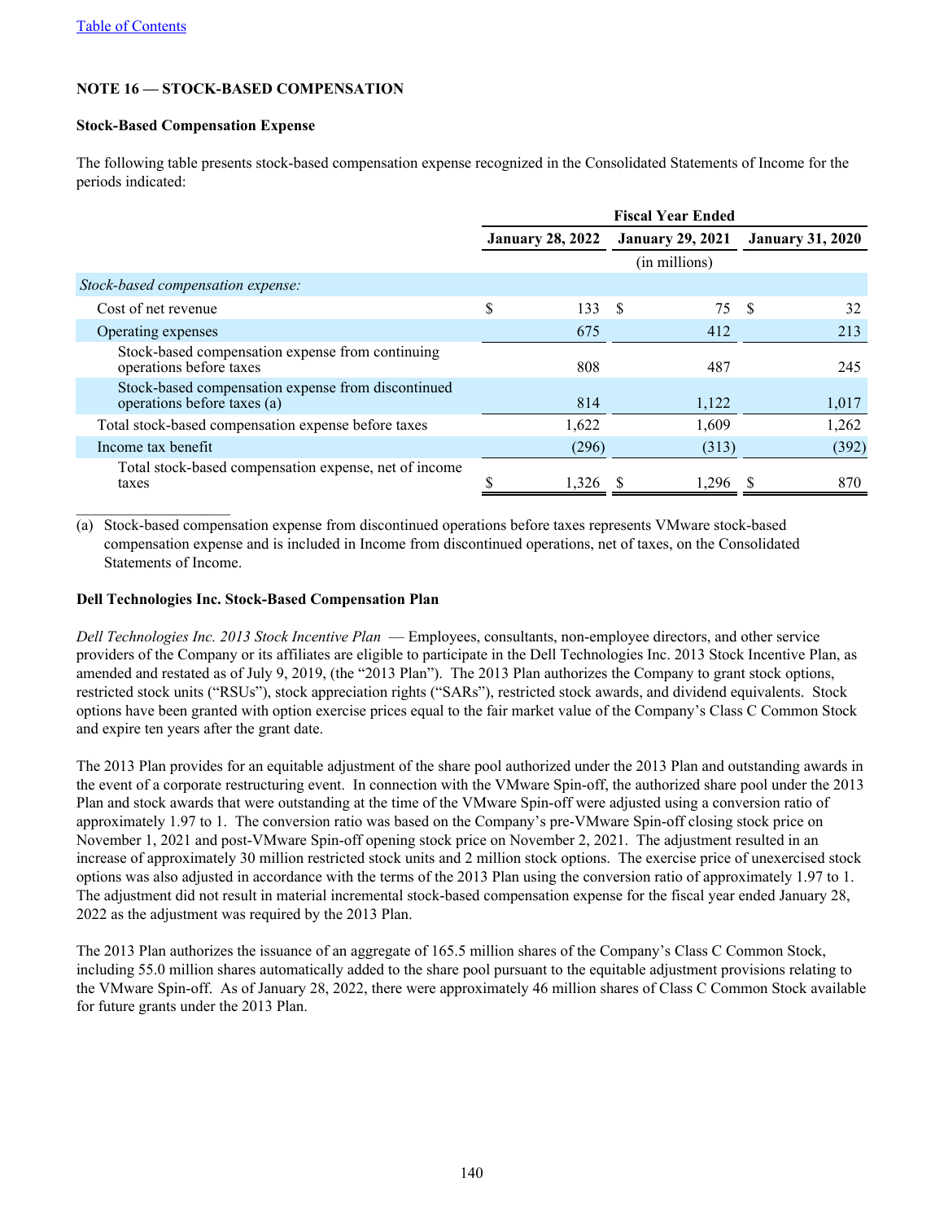## NOTE 16 — STOCK-BASED COMPENSATION

### Stock-Based Compensation Expense

The following table presents stock-based compensation expense recognized in the Consolidated Statements of Income for the periods indicated:

| | Fiscal Year Ended | | |
|---|---|---|---|
| | January 28, 2022 | January 29, 2021 | January 31, 2020 |
| | (in millions) | | |
| *Stock-based compensation expense:* | | | |
| Cost of net revenue | $ 133 | $ 75 | $ 32 |
| Operating expenses | 675 | 412 | 213 |
| Stock-based compensation expense from continuing operations before taxes | 808 | 487 | 245 |
| Stock-based compensation expense from discontinued operations before taxes (a) | 814 | 1,122 | 1,017 |
| Total stock-based compensation expense before taxes | 1,622 | 1,609 | 1,262 |
| Income tax benefit | (296) | (313) | (392) |
| Total stock-based compensation expense, net of income taxes | $ 1,326 | $ 1,296 | $ 870 |

(a) Stock-based compensation expense from discontinued operations before taxes represents VMware stock-based compensation expense and is included in Income from discontinued operations, net of taxes, on the Consolidated Statements of Income.

### Dell Technologies Inc. Stock-Based Compensation Plan

*Dell Technologies Inc. 2013 Stock Incentive Plan* — Employees, consultants, non-employee directors, and other service providers of the Company or its affiliates are eligible to participate in the Dell Technologies Inc. 2013 Stock Incentive Plan, as amended and restated as of July 9, 2019, (the "2013 Plan"). The 2013 Plan authorizes the Company to grant stock options, restricted stock units ("RSUs"), stock appreciation rights ("SARs"), restricted stock awards, and dividend equivalents. Stock options have been granted with option exercise prices equal to the fair market value of the Company's Class C Common Stock and expire ten years after the grant date.

The 2013 Plan provides for an equitable adjustment of the share pool authorized under the 2013 Plan and outstanding awards in the event of a corporate restructuring event. In connection with the VMware Spin-off, the authorized share pool under the 2013 Plan and stock awards that were outstanding at the time of the VMware Spin-off were adjusted using a conversion ratio of approximately 1.97 to 1. The conversion ratio was based on the Company's pre-VMware Spin-off closing stock price on November 1, 2021 and post-VMware Spin-off opening stock price on November 2, 2021. The adjustment resulted in an increase of approximately 30 million restricted stock units and 2 million stock options. The exercise price of unexercised stock options was also adjusted in accordance with the terms of the 2013 Plan using the conversion ratio of approximately 1.97 to 1. The adjustment did not result in material incremental stock-based compensation expense for the fiscal year ended January 28, 2022 as the adjustment was required by the 2013 Plan.

The 2013 Plan authorizes the issuance of an aggregate of 165.5 million shares of the Company's Class C Common Stock, including 55.0 million shares automatically added to the share pool pursuant to the equitable adjustment provisions relating to the VMware Spin-off. As of January 28, 2022, there were approximately 46 million shares of Class C Common Stock available for future grants under the 2013 Plan.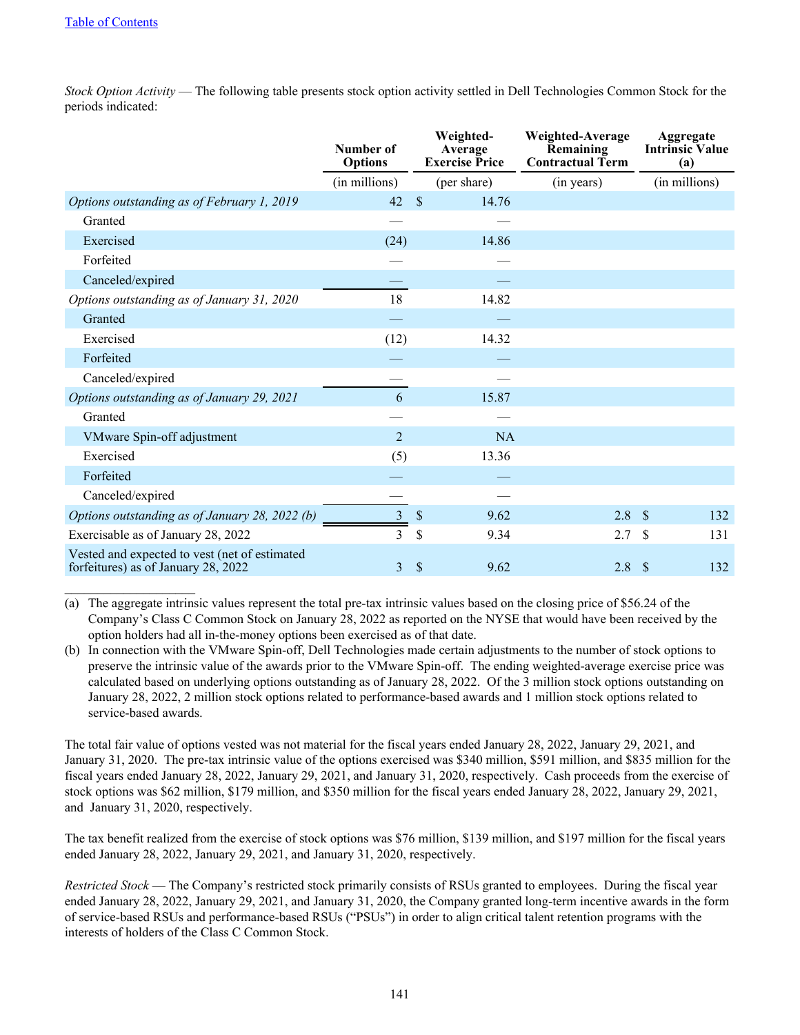*Stock Option Activity* — The following table presents stock option activity settled in Dell Technologies Common Stock for the periods indicated:

| | Number of Options | Weighted-Average Exercise Price | Weighted-Average Remaining Contractual Term | Aggregate Intrinsic Value (a) |
|---|---|---|---|---|
| | (in millions) | (per share) | (in years) | (in millions) |
| *Options outstanding as of February 1, 2019* | 42 | $ 14.76 | | |
| Granted | — | — | | |
| Exercised | (24) | 14.86 | | |
| Forfeited | — | — | | |
| Canceled/expired | — | — | | |
| *Options outstanding as of January 31, 2020* | 18 | 14.82 | | |
| Granted | — | — | | |
| Exercised | (12) | 14.32 | | |
| Forfeited | — | — | | |
| Canceled/expired | — | — | | |
| *Options outstanding as of January 29, 2021* | 6 | 15.87 | | |
| Granted | — | — | | |
| VMware Spin-off adjustment | 2 | NA | | |
| Exercised | (5) | 13.36 | | |
| Forfeited | — | — | | |
| Canceled/expired | — | — | | |
| *Options outstanding as of January 28, 2022 (b)* | 3 | $ 9.62 | 2.8 | $ 132 |
| Exercisable as of January 28, 2022 | 3 | $ 9.34 | 2.7 | $ 131 |
| Vested and expected to vest (net of estimated forfeitures) as of January 28, 2022 | 3 | $ 9.62 | 2.8 | $ 132 |

(a) The aggregate intrinsic values represent the total pre-tax intrinsic values based on the closing price of $56.24 of the Company's Class C Common Stock on January 28, 2022 as reported on the NYSE that would have been received by the option holders had all in-the-money options been exercised as of that date.

(b) In connection with the VMware Spin-off, Dell Technologies made certain adjustments to the number of stock options to preserve the intrinsic value of the awards prior to the VMware Spin-off. The ending weighted-average exercise price was calculated based on underlying options outstanding as of January 28, 2022. Of the 3 million stock options outstanding on January 28, 2022, 2 million stock options related to performance-based awards and 1 million stock options related to service-based awards.

The total fair value of options vested was not material for the fiscal years ended January 28, 2022, January 29, 2021, and January 31, 2020. The pre-tax intrinsic value of the options exercised was $340 million, $591 million, and $835 million for the fiscal years ended January 28, 2022, January 29, 2021, and January 31, 2020, respectively. Cash proceeds from the exercise of stock options was $62 million, $179 million, and $350 million for the fiscal years ended January 28, 2022, January 29, 2021, and January 31, 2020, respectively.

The tax benefit realized from the exercise of stock options was $76 million, $139 million, and $197 million for the fiscal years ended January 28, 2022, January 29, 2021, and January 31, 2020, respectively.

*Restricted Stock* — The Company's restricted stock primarily consists of RSUs granted to employees. During the fiscal year ended January 28, 2022, January 29, 2021, and January 31, 2020, the Company granted long-term incentive awards in the form of service-based RSUs and performance-based RSUs ("PSUs") in order to align critical talent retention programs with the interests of holders of the Class C Common Stock.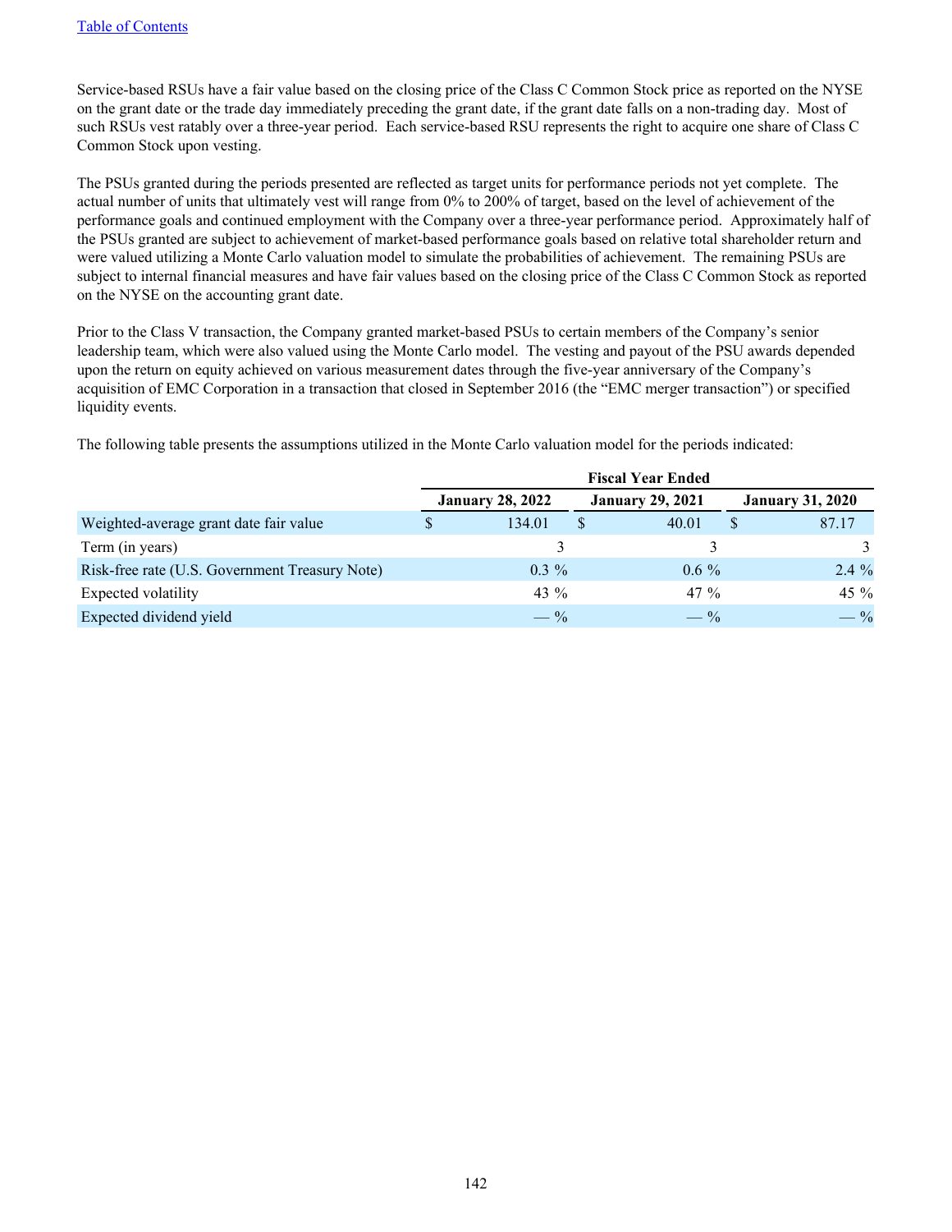Service-based RSUs have a fair value based on the closing price of the Class C Common Stock price as reported on the NYSE on the grant date or the trade day immediately preceding the grant date, if the grant date falls on a non-trading day. Most of such RSUs vest ratably over a three-year period. Each service-based RSU represents the right to acquire one share of Class C Common Stock upon vesting.

The PSUs granted during the periods presented are reflected as target units for performance periods not yet complete. The actual number of units that ultimately vest will range from 0% to 200% of target, based on the level of achievement of the performance goals and continued employment with the Company over a three-year performance period. Approximately half of the PSUs granted are subject to achievement of market-based performance goals based on relative total shareholder return and were valued utilizing a Monte Carlo valuation model to simulate the probabilities of achievement. The remaining PSUs are subject to internal financial measures and have fair values based on the closing price of the Class C Common Stock as reported on the NYSE on the accounting grant date.

Prior to the Class V transaction, the Company granted market-based PSUs to certain members of the Company's senior leadership team, which were also valued using the Monte Carlo model. The vesting and payout of the PSU awards depended upon the return on equity achieved on various measurement dates through the five-year anniversary of the Company's acquisition of EMC Corporation in a transaction that closed in September 2016 (the "EMC merger transaction") or specified liquidity events.

The following table presents the assumptions utilized in the Monte Carlo valuation model for the periods indicated:

| | Fiscal Year Ended | | |
|---|---|---|---|
| | January 28, 2022 | January 29, 2021 | January 31, 2020 |
| Weighted-average grant date fair value | $ 134.01 | $ 40.01 | $ 87.17 |
| Term (in years) | 3 | 3 | 3 |
| Risk-free rate (U.S. Government Treasury Note) | 0.3 % | 0.6 % | 2.4 % |
| Expected volatility | 43 % | 47 % | 45 % |
| Expected dividend yield | — % | — % | — % |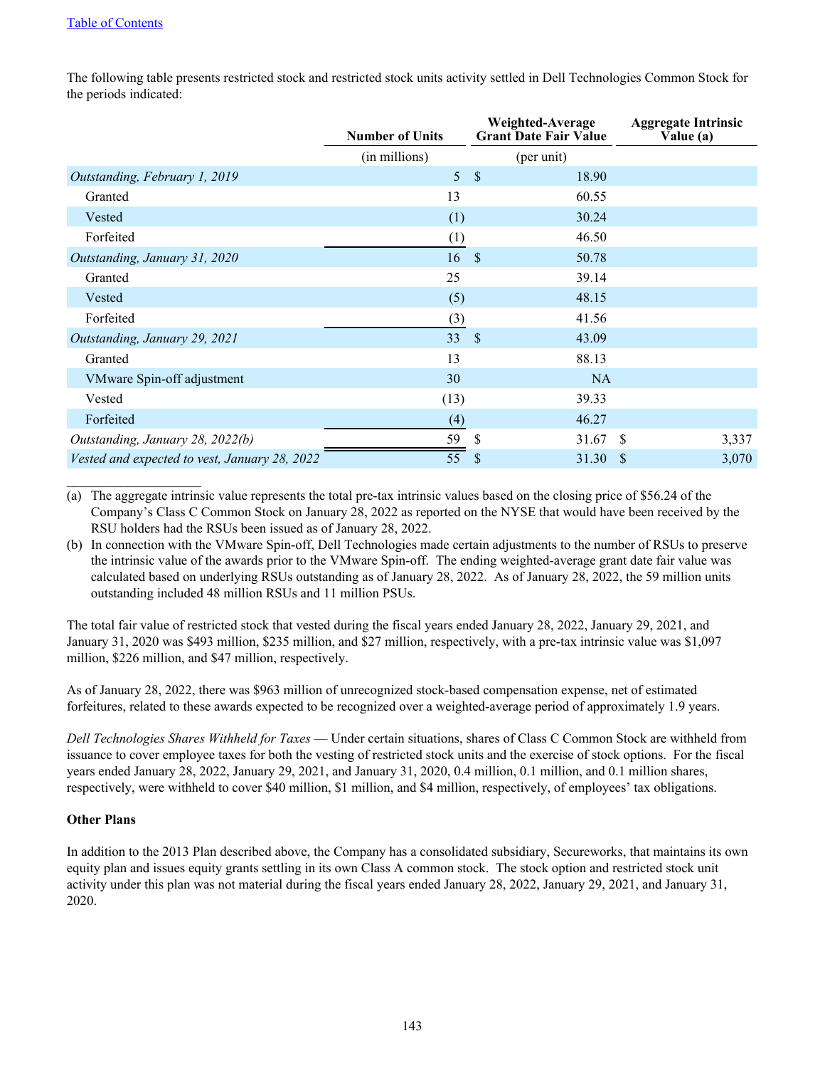The following table presents restricted stock and restricted stock units activity settled in Dell Technologies Common Stock for the periods indicated:

| | Number of Units | Weighted-Average Grant Date Fair Value | Aggregate Intrinsic Value (a) |
|---|---|---|---|
| | (in millions) | (per unit) | |
| *Outstanding, February 1, 2019* | 5 | $ 18.90 | |
| Granted | 13 | 60.55 | |
| Vested | (1) | 30.24 | |
| Forfeited | (1) | 46.50 | |
| *Outstanding, January 31, 2020* | 16 | $ 50.78 | |
| Granted | 25 | 39.14 | |
| Vested | (5) | 48.15 | |
| Forfeited | (3) | 41.56 | |
| *Outstanding, January 29, 2021* | 33 | $ 43.09 | |
| Granted | 13 | 88.13 | |
| VMware Spin-off adjustment | 30 | NA | |
| Vested | (13) | 39.33 | |
| Forfeited | (4) | 46.27 | |
| *Outstanding, January 28, 2022(b)* | 59 | $ 31.67 | $ 3,337 |
| *Vested and expected to vest, January 28, 2022* | 55 | $ 31.30 | $ 3,070 |

(a) The aggregate intrinsic value represents the total pre-tax intrinsic values based on the closing price of $56.24 of the Company's Class C Common Stock on January 28, 2022 as reported on the NYSE that would have been received by the RSU holders had the RSUs been issued as of January 28, 2022.

(b) In connection with the VMware Spin-off, Dell Technologies made certain adjustments to the number of RSUs to preserve the intrinsic value of the awards prior to the VMware Spin-off. The ending weighted-average grant date fair value was calculated based on underlying RSUs outstanding as of January 28, 2022. As of January 28, 2022, the 59 million units outstanding included 48 million RSUs and 11 million PSUs.

The total fair value of restricted stock that vested during the fiscal years ended January 28, 2022, January 29, 2021, and January 31, 2020 was $493 million, $235 million, and $27 million, respectively, with a pre-tax intrinsic value was $1,097 million, $226 million, and $47 million, respectively.

As of January 28, 2022, there was $963 million of unrecognized stock-based compensation expense, net of estimated forfeitures, related to these awards expected to be recognized over a weighted-average period of approximately 1.9 years.

*Dell Technologies Shares Withheld for Taxes* — Under certain situations, shares of Class C Common Stock are withheld from issuance to cover employee taxes for both the vesting of restricted stock units and the exercise of stock options. For the fiscal years ended January 28, 2022, January 29, 2021, and January 31, 2020, 0.4 million, 0.1 million, and 0.1 million shares, respectively, were withheld to cover $40 million, $1 million, and $4 million, respectively, of employees' tax obligations.

**Other Plans**

In addition to the 2013 Plan described above, the Company has a consolidated subsidiary, Secureworks, that maintains its own equity plan and issues equity grants settling in its own Class A common stock. The stock option and restricted stock unit activity under this plan was not material during the fiscal years ended January 28, 2022, January 29, 2021, and January 31, 2020.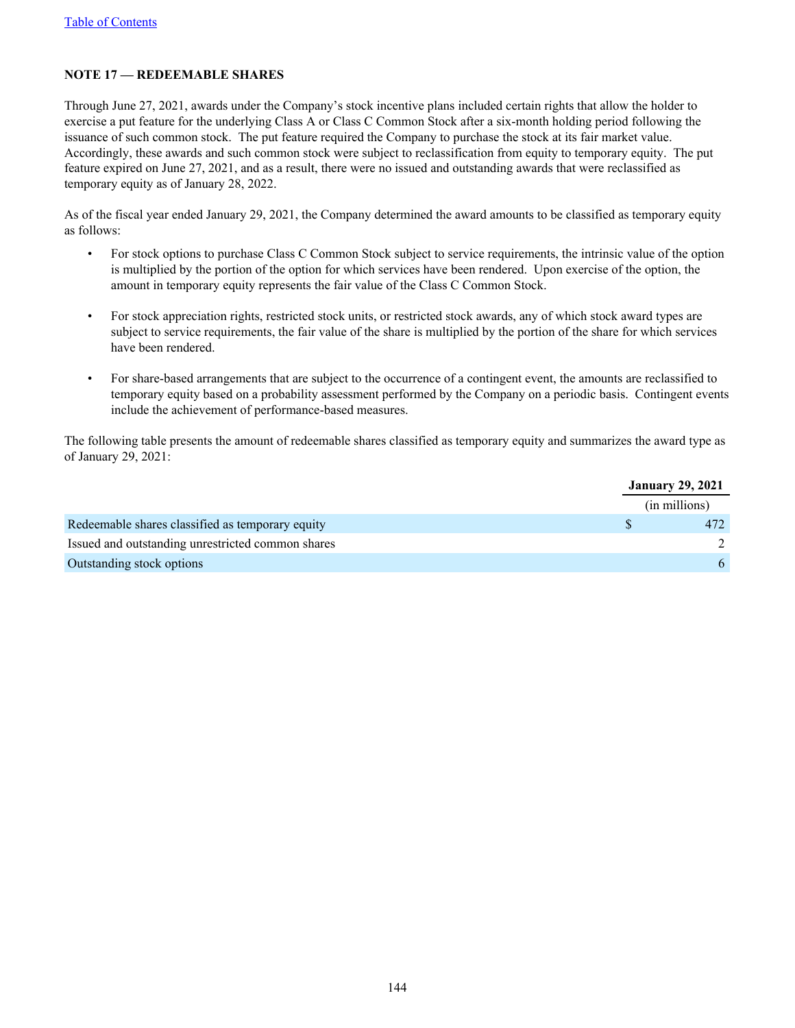## NOTE 17 — REDEEMABLE SHARES

Through June 27, 2021, awards under the Company's stock incentive plans included certain rights that allow the holder to exercise a put feature for the underlying Class A or Class C Common Stock after a six-month holding period following the issuance of such common stock. The put feature required the Company to purchase the stock at its fair market value. Accordingly, these awards and such common stock were subject to reclassification from equity to temporary equity. The put feature expired on June 27, 2021, and as a result, there were no issued and outstanding awards that were reclassified as temporary equity as of January 28, 2022.

As of the fiscal year ended January 29, 2021, the Company determined the award amounts to be classified as temporary equity as follows:

- For stock options to purchase Class C Common Stock subject to service requirements, the intrinsic value of the option is multiplied by the portion of the option for which services have been rendered. Upon exercise of the option, the amount in temporary equity represents the fair value of the Class C Common Stock.

- For stock appreciation rights, restricted stock units, or restricted stock awards, any of which stock award types are subject to service requirements, the fair value of the share is multiplied by the portion of the share for which services have been rendered.

- For share-based arrangements that are subject to the occurrence of a contingent event, the amounts are reclassified to temporary equity based on a probability assessment performed by the Company on a periodic basis. Contingent events include the achievement of performance-based measures.

The following table presents the amount of redeemable shares classified as temporary equity and summarizes the award type as of January 29, 2021:

| | January 29, 2021 |
|---|---|
| | (in millions) |
| Redeemable shares classified as temporary equity | $ 472 |
| Issued and outstanding unrestricted common shares | 2 |
| Outstanding stock options | 6 |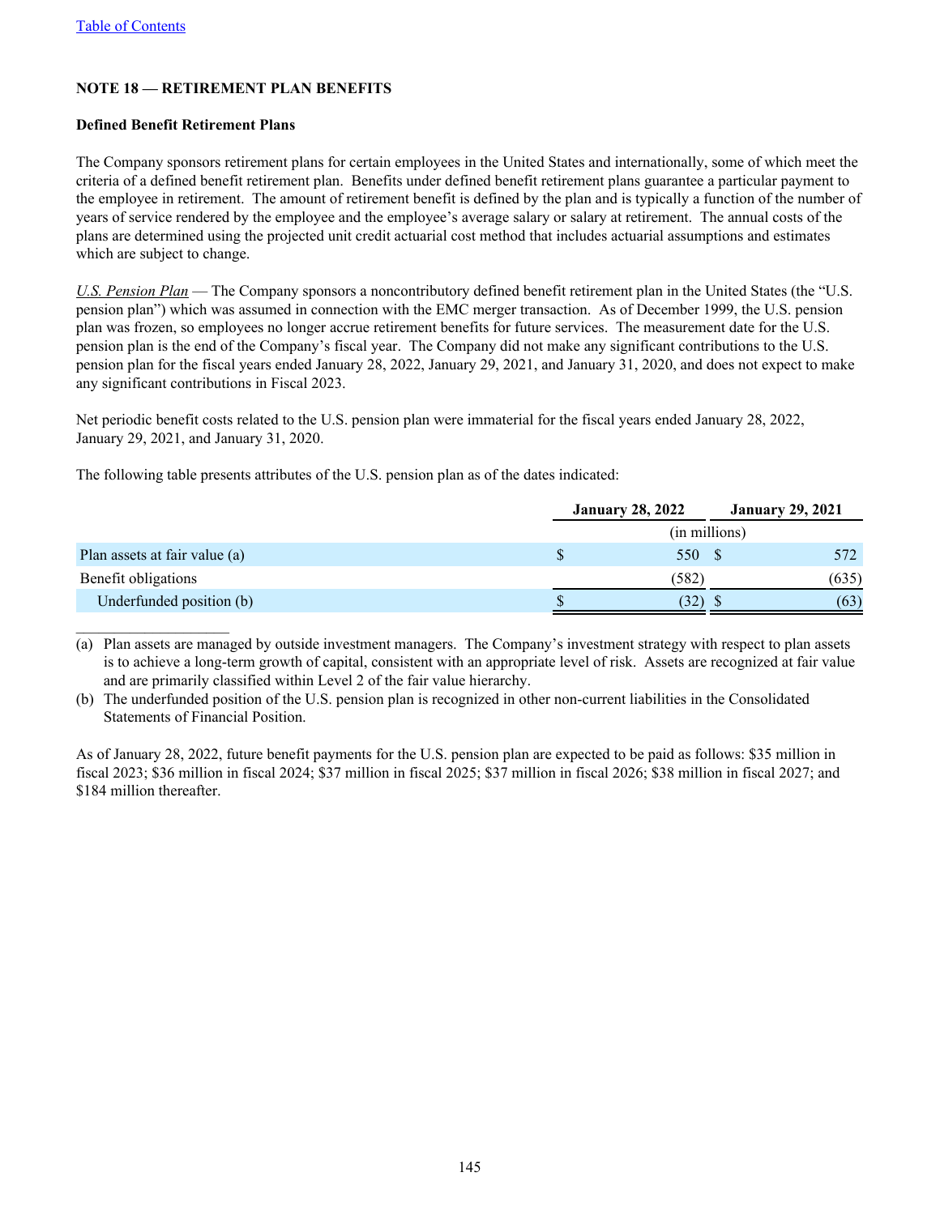[Table of Contents]

## NOTE 18 — RETIREMENT PLAN BENEFITS

### Defined Benefit Retirement Plans

The Company sponsors retirement plans for certain employees in the United States and internationally, some of which meet the criteria of a defined benefit retirement plan. Benefits under defined benefit retirement plans guarantee a particular payment to the employee in retirement. The amount of retirement benefit is defined by the plan and is typically a function of the number of years of service rendered by the employee and the employee's average salary or salary at retirement. The annual costs of the plans are determined using the projected unit credit actuarial cost method that includes actuarial assumptions and estimates which are subject to change.

*U.S. Pension Plan* — The Company sponsors a noncontributory defined benefit retirement plan in the United States (the "U.S. pension plan") which was assumed in connection with the EMC merger transaction. As of December 1999, the U.S. pension plan was frozen, so employees no longer accrue retirement benefits for future services. The measurement date for the U.S. pension plan is the end of the Company's fiscal year. The Company did not make any significant contributions to the U.S. pension plan for the fiscal years ended January 28, 2022, January 29, 2021, and January 31, 2020, and does not expect to make any significant contributions in Fiscal 2023.

Net periodic benefit costs related to the U.S. pension plan were immaterial for the fiscal years ended January 28, 2022, January 29, 2021, and January 31, 2020.

The following table presents attributes of the U.S. pension plan as of the dates indicated:

| | January 28, 2022 | January 29, 2021 |
|---|---|---|
| | (in millions) | |
| Plan assets at fair value (a) | $ 550 | $ 572 |
| Benefit obligations | (582) | (635) |
| Underfunded position (b) | $ (32) | $ (63) |

(a) Plan assets are managed by outside investment managers. The Company's investment strategy with respect to plan assets is to achieve a long-term growth of capital, consistent with an appropriate level of risk. Assets are recognized at fair value and are primarily classified within Level 2 of the fair value hierarchy.

(b) The underfunded position of the U.S. pension plan is recognized in other non-current liabilities in the Consolidated Statements of Financial Position.

As of January 28, 2022, future benefit payments for the U.S. pension plan are expected to be paid as follows: $35 million in fiscal 2023; $36 million in fiscal 2024; $37 million in fiscal 2025; $37 million in fiscal 2026; $38 million in fiscal 2027; and $184 million thereafter.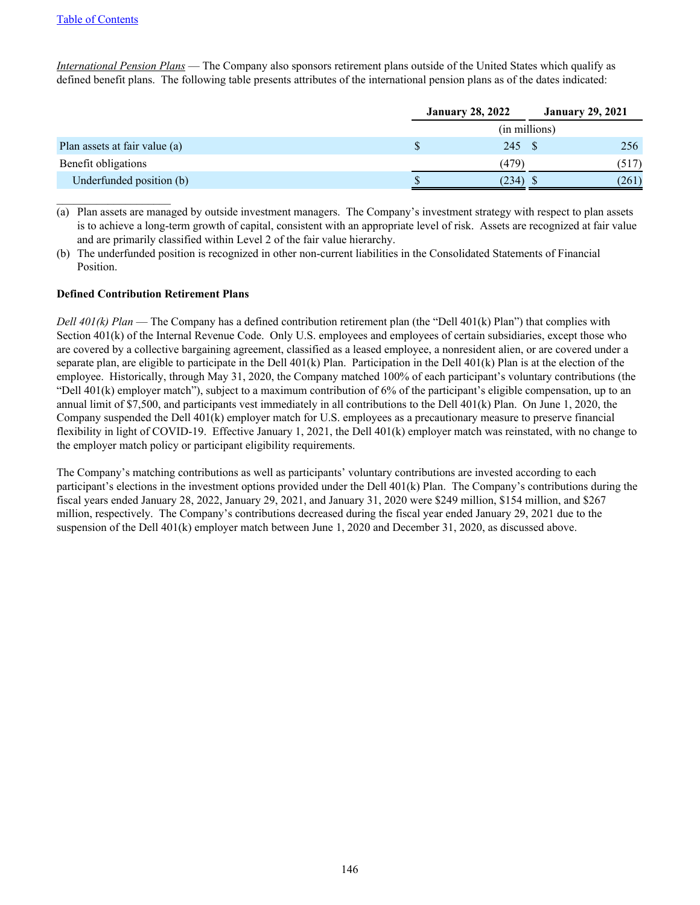*International Pension Plans* — The Company also sponsors retirement plans outside of the United States which qualify as defined benefit plans. The following table presents attributes of the international pension plans as of the dates indicated:

| | January 28, 2022 | January 29, 2021 |
|---|---|---|
| | (in millions) | |
| Plan assets at fair value (a) | $ 245 | $ 256 |
| Benefit obligations | (479) | (517) |
| Underfunded position (b) | $ (234) | $ (261) |

(a) Plan assets are managed by outside investment managers. The Company's investment strategy with respect to plan assets is to achieve a long-term growth of capital, consistent with an appropriate level of risk. Assets are recognized at fair value and are primarily classified within Level 2 of the fair value hierarchy.

(b) The underfunded position is recognized in other non-current liabilities in the Consolidated Statements of Financial Position.

**Defined Contribution Retirement Plans**

*Dell 401(k) Plan* — The Company has a defined contribution retirement plan (the "Dell 401(k) Plan") that complies with Section 401(k) of the Internal Revenue Code. Only U.S. employees and employees of certain subsidiaries, except those who are covered by a collective bargaining agreement, classified as a leased employee, a nonresident alien, or are covered under a separate plan, are eligible to participate in the Dell 401(k) Plan. Participation in the Dell 401(k) Plan is at the election of the employee. Historically, through May 31, 2020, the Company matched 100% of each participant's voluntary contributions (the "Dell 401(k) employer match"), subject to a maximum contribution of 6% of the participant's eligible compensation, up to an annual limit of $7,500, and participants vest immediately in all contributions to the Dell 401(k) Plan. On June 1, 2020, the Company suspended the Dell 401(k) employer match for U.S. employees as a precautionary measure to preserve financial flexibility in light of COVID-19. Effective January 1, 2021, the Dell 401(k) employer match was reinstated, with no change to the employer match policy or participant eligibility requirements.

The Company's matching contributions as well as participants' voluntary contributions are invested according to each participant's elections in the investment options provided under the Dell 401(k) Plan. The Company's contributions during the fiscal years ended January 28, 2022, January 29, 2021, and January 31, 2020 were $249 million, $154 million, and $267 million, respectively. The Company's contributions decreased during the fiscal year ended January 29, 2021 due to the suspension of the Dell 401(k) employer match between June 1, 2020 and December 31, 2020, as discussed above.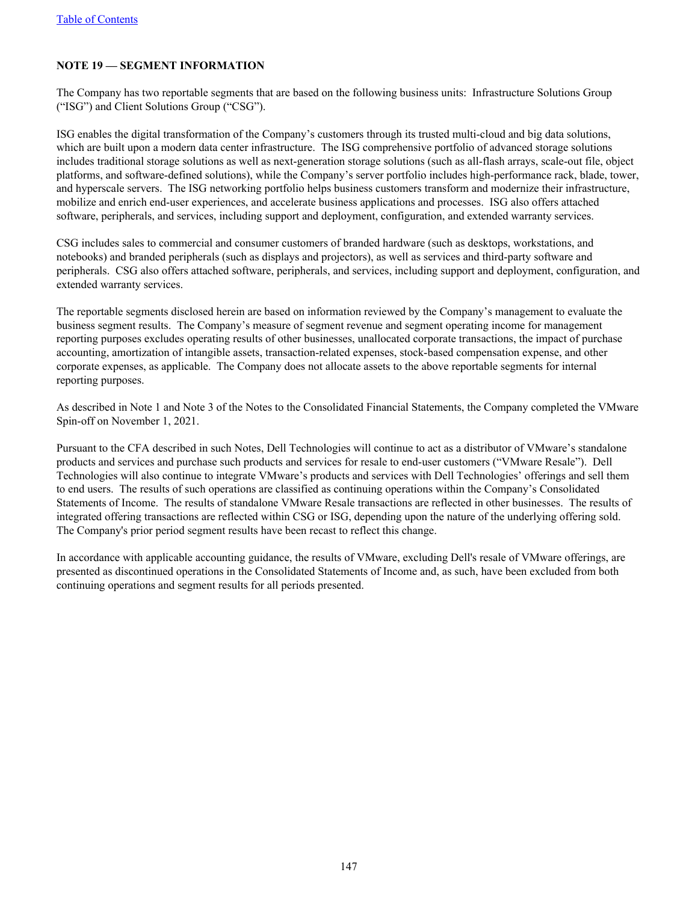## NOTE 19 — SEGMENT INFORMATION

The Company has two reportable segments that are based on the following business units: Infrastructure Solutions Group ("ISG") and Client Solutions Group ("CSG").

ISG enables the digital transformation of the Company's customers through its trusted multi-cloud and big data solutions, which are built upon a modern data center infrastructure. The ISG comprehensive portfolio of advanced storage solutions includes traditional storage solutions as well as next-generation storage solutions (such as all-flash arrays, scale-out file, object platforms, and software-defined solutions), while the Company's server portfolio includes high-performance rack, blade, tower, and hyperscale servers. The ISG networking portfolio helps business customers transform and modernize their infrastructure, mobilize and enrich end-user experiences, and accelerate business applications and processes. ISG also offers attached software, peripherals, and services, including support and deployment, configuration, and extended warranty services.

CSG includes sales to commercial and consumer customers of branded hardware (such as desktops, workstations, and notebooks) and branded peripherals (such as displays and projectors), as well as services and third-party software and peripherals. CSG also offers attached software, peripherals, and services, including support and deployment, configuration, and extended warranty services.

The reportable segments disclosed herein are based on information reviewed by the Company's management to evaluate the business segment results. The Company's measure of segment revenue and segment operating income for management reporting purposes excludes operating results of other businesses, unallocated corporate transactions, the impact of purchase accounting, amortization of intangible assets, transaction-related expenses, stock-based compensation expense, and other corporate expenses, as applicable. The Company does not allocate assets to the above reportable segments for internal reporting purposes.

As described in Note 1 and Note 3 of the Notes to the Consolidated Financial Statements, the Company completed the VMware Spin-off on November 1, 2021.

Pursuant to the CFA described in such Notes, Dell Technologies will continue to act as a distributor of VMware's standalone products and services and purchase such products and services for resale to end-user customers ("VMware Resale"). Dell Technologies will also continue to integrate VMware's products and services with Dell Technologies' offerings and sell them to end users. The results of such operations are classified as continuing operations within the Company's Consolidated Statements of Income. The results of standalone VMware Resale transactions are reflected in other businesses. The results of integrated offering transactions are reflected within CSG or ISG, depending upon the nature of the underlying offering sold. The Company's prior period segment results have been recast to reflect this change.

In accordance with applicable accounting guidance, the results of VMware, excluding Dell's resale of VMware offerings, are presented as discontinued operations in the Consolidated Statements of Income and, as such, have been excluded from both continuing operations and segment results for all periods presented.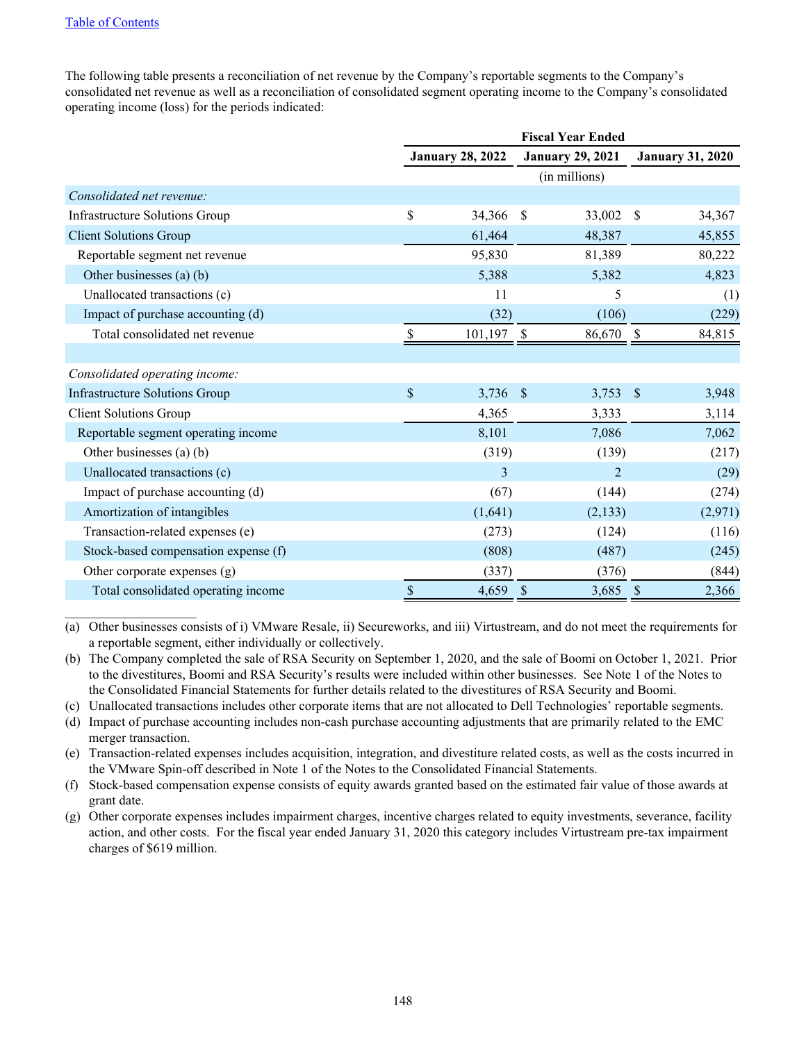Table of Contents

The following table presents a reconciliation of net revenue by the Company's reportable segments to the Company's consolidated net revenue as well as a reconciliation of consolidated segment operating income to the Company's consolidated operating income (loss) for the periods indicated:

| | Fiscal Year Ended | | |
|---|---|---|---|
| | January 28, 2022 | January 29, 2021 | January 31, 2020 |
| | | (in millions) | |
| *Consolidated net revenue:* | | | |
| Infrastructure Solutions Group | $ 34,366 | $ 33,002 | $ 34,367 |
| Client Solutions Group | 61,464 | 48,387 | 45,855 |
| Reportable segment net revenue | 95,830 | 81,389 | 80,222 |
| Other businesses (a) (b) | 5,388 | 5,382 | 4,823 |
| Unallocated transactions (c) | 11 | 5 | (1) |
| Impact of purchase accounting (d) | (32) | (106) | (229) |
| Total consolidated net revenue | $ 101,197 | $ 86,670 | $ 84,815 |
| | | | |
| *Consolidated operating income:* | | | |
| Infrastructure Solutions Group | $ 3,736 | $ 3,753 | $ 3,948 |
| Client Solutions Group | 4,365 | 3,333 | 3,114 |
| Reportable segment operating income | 8,101 | 7,086 | 7,062 |
| Other businesses (a) (b) | (319) | (139) | (217) |
| Unallocated transactions (c) | 3 | 2 | (29) |
| Impact of purchase accounting (d) | (67) | (144) | (274) |
| Amortization of intangibles | (1,641) | (2,133) | (2,971) |
| Transaction-related expenses (e) | (273) | (124) | (116) |
| Stock-based compensation expense (f) | (808) | (487) | (245) |
| Other corporate expenses (g) | (337) | (376) | (844) |
| Total consolidated operating income | $ 4,659 | $ 3,685 | $ 2,366 |

____________________

(a) Other businesses consists of i) VMware Resale, ii) Secureworks, and iii) Virtustream, and do not meet the requirements for a reportable segment, either individually or collectively.

(b) The Company completed the sale of RSA Security on September 1, 2020, and the sale of Boomi on October 1, 2021. Prior to the divestitures, Boomi and RSA Security's results were included within other businesses. See Note 1 of the Notes to the Consolidated Financial Statements for further details related to the divestitures of RSA Security and Boomi.

(c) Unallocated transactions includes other corporate items that are not allocated to Dell Technologies' reportable segments.

(d) Impact of purchase accounting includes non-cash purchase accounting adjustments that are primarily related to the EMC merger transaction.

(e) Transaction-related expenses includes acquisition, integration, and divestiture related costs, as well as the costs incurred in the VMware Spin-off described in Note 1 of the Notes to the Consolidated Financial Statements.

(f) Stock-based compensation expense consists of equity awards granted based on the estimated fair value of those awards at grant date.

(g) Other corporate expenses includes impairment charges, incentive charges related to equity investments, severance, facility action, and other costs. For the fiscal year ended January 31, 2020 this category includes Virtustream pre-tax impairment charges of $619 million.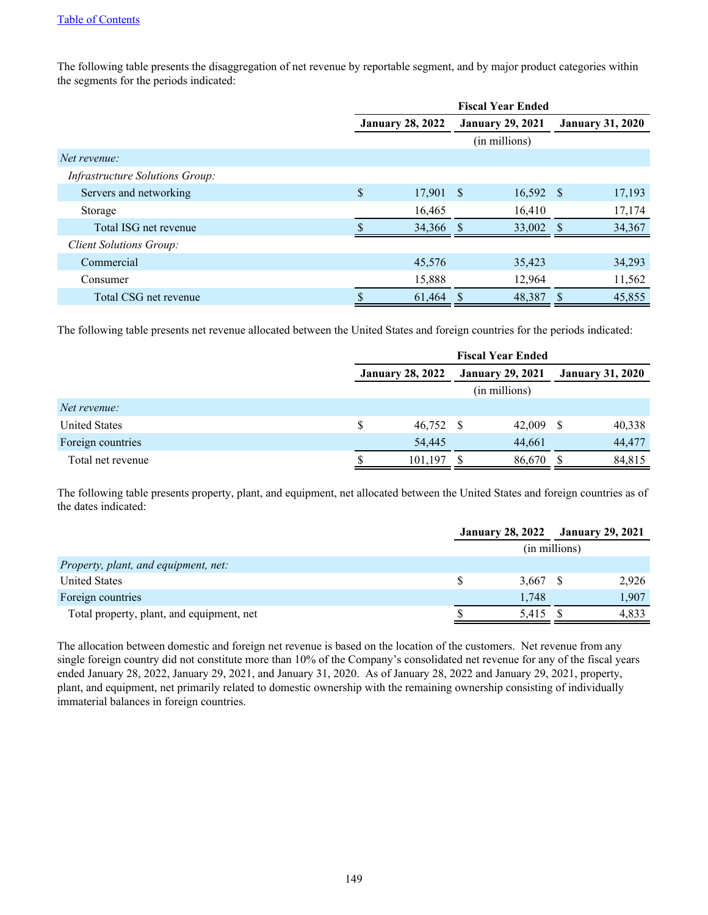The following table presents the disaggregation of net revenue by reportable segment, and by major product categories within the segments for the periods indicated:

| | Fiscal Year Ended | | |
|---|---|---|---|
| | January 28, 2022 | January 29, 2021 | January 31, 2020 |
| | (in millions) | | |
| *Net revenue:* | | | |
| *Infrastructure Solutions Group:* | | | |
| Servers and networking | $ 17,901 | $ 16,592 | $ 17,193 |
| Storage | 16,465 | 16,410 | 17,174 |
| Total ISG net revenue | $ 34,366 | $ 33,002 | $ 34,367 |
| *Client Solutions Group:* | | | |
| Commercial | 45,576 | 35,423 | 34,293 |
| Consumer | 15,888 | 12,964 | 11,562 |
| Total CSG net revenue | $ 61,464 | $ 48,387 | $ 45,855 |

The following table presents net revenue allocated between the United States and foreign countries for the periods indicated:

| | Fiscal Year Ended | | |
|---|---|---|---|
| | January 28, 2022 | January 29, 2021 | January 31, 2020 |
| | (in millions) | | |
| *Net revenue:* | | | |
| United States | $ 46,752 | $ 42,009 | $ 40,338 |
| Foreign countries | 54,445 | 44,661 | 44,477 |
| Total net revenue | $ 101,197 | $ 86,670 | $ 84,815 |

The following table presents property, plant, and equipment, net allocated between the United States and foreign countries as of the dates indicated:

| | January 28, 2022 | January 29, 2021 |
|---|---|---|
| | (in millions) | |
| *Property, plant, and equipment, net:* | | |
| United States | $ 3,667 | $ 2,926 |
| Foreign countries | 1,748 | 1,907 |
| Total property, plant, and equipment, net | $ 5,415 | $ 4,833 |

The allocation between domestic and foreign net revenue is based on the location of the customers. Net revenue from any single foreign country did not constitute more than 10% of the Company's consolidated net revenue for any of the fiscal years ended January 28, 2022, January 29, 2021, and January 31, 2020. As of January 28, 2022 and January 29, 2021, property, plant, and equipment, net primarily related to domestic ownership with the remaining ownership consisting of individually immaterial balances in foreign countries.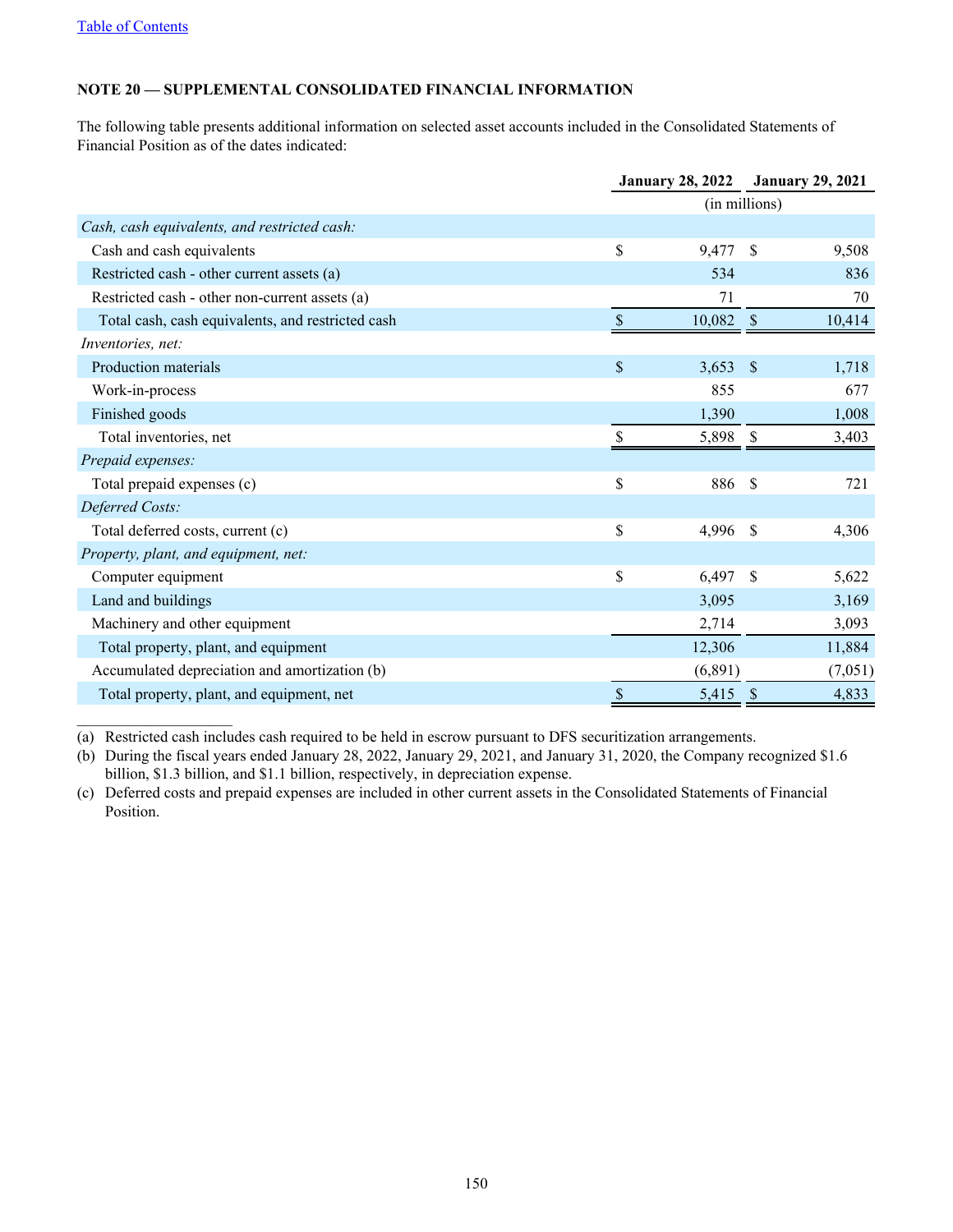[Table of Contents](#)

## NOTE 20 — SUPPLEMENTAL CONSOLIDATED FINANCIAL INFORMATION

The following table presents additional information on selected asset accounts included in the Consolidated Statements of Financial Position as of the dates indicated:

| | January 28, 2022 | January 29, 2021 |
|---|---|---|
| | (in millions) | |
| *Cash, cash equivalents, and restricted cash:* | | |
| Cash and cash equivalents | $ 9,477 | $ 9,508 |
| Restricted cash - other current assets (a) | 534 | 836 |
| Restricted cash - other non-current assets (a) | 71 | 70 |
| Total cash, cash equivalents, and restricted cash | $ 10,082 | $ 10,414 |
| *Inventories, net:* | | |
| Production materials | $ 3,653 | $ 1,718 |
| Work-in-process | 855 | 677 |
| Finished goods | 1,390 | 1,008 |
| Total inventories, net | $ 5,898 | $ 3,403 |
| *Prepaid expenses:* | | |
| Total prepaid expenses (c) | $ 886 | $ 721 |
| *Deferred Costs:* | | |
| Total deferred costs, current (c) | $ 4,996 | $ 4,306 |
| *Property, plant, and equipment, net:* | | |
| Computer equipment | $ 6,497 | $ 5,622 |
| Land and buildings | 3,095 | 3,169 |
| Machinery and other equipment | 2,714 | 3,093 |
| Total property, plant, and equipment | 12,306 | 11,884 |
| Accumulated depreciation and amortization (b) | (6,891) | (7,051) |
| Total property, plant, and equipment, net | $ 5,415 | $ 4,833 |

(a) Restricted cash includes cash required to be held in escrow pursuant to DFS securitization arrangements.

(b) During the fiscal years ended January 28, 2022, January 29, 2021, and January 31, 2020, the Company recognized $1.6 billion, $1.3 billion, and $1.1 billion, respectively, in depreciation expense.

(c) Deferred costs and prepaid expenses are included in other current assets in the Consolidated Statements of Financial Position.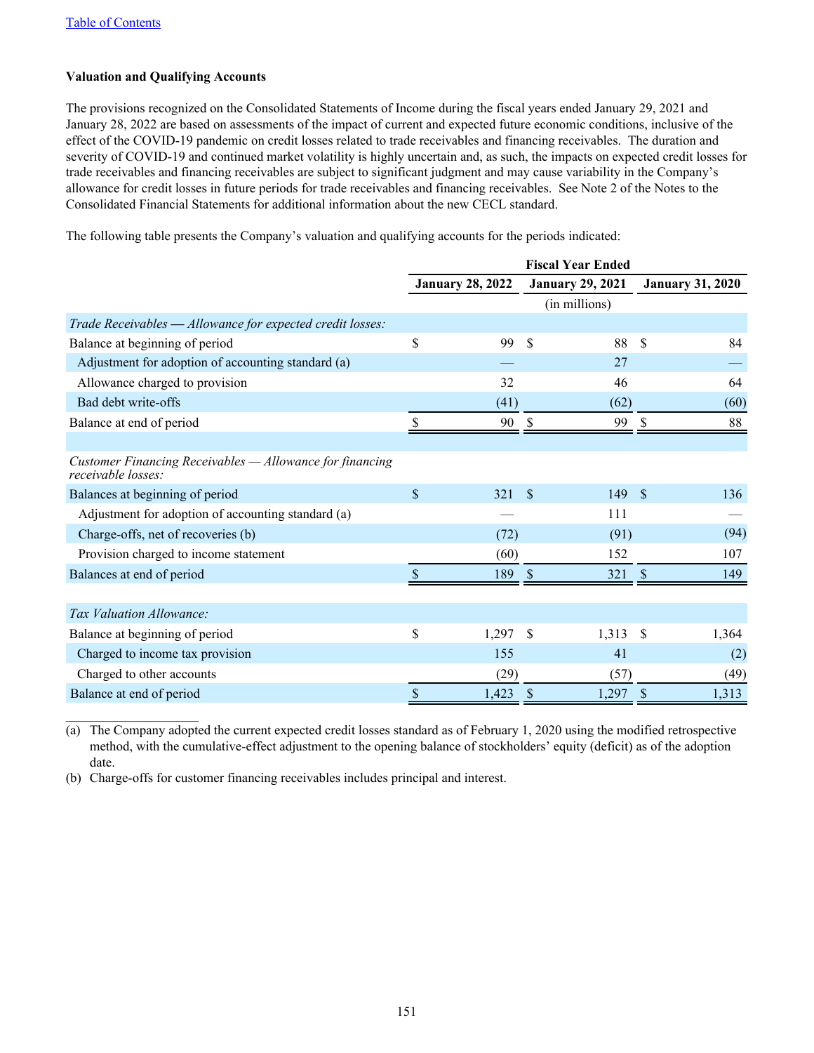**Valuation and Qualifying Accounts**

The provisions recognized on the Consolidated Statements of Income during the fiscal years ended January 29, 2021 and January 28, 2022 are based on assessments of the impact of current and expected future economic conditions, inclusive of the effect of the COVID-19 pandemic on credit losses related to trade receivables and financing receivables. The duration and severity of COVID-19 and continued market volatility is highly uncertain and, as such, the impacts on expected credit losses for trade receivables and financing receivables are subject to significant judgment and may cause variability in the Company's allowance for credit losses in future periods for trade receivables and financing receivables. See Note 2 of the Notes to the Consolidated Financial Statements for additional information about the new CECL standard.

The following table presents the Company's valuation and qualifying accounts for the periods indicated:

| | Fiscal Year Ended | | |
|---|---|---|---|
| | January 28, 2022 | January 29, 2021 | January 31, 2020 |
| | (in millions) | | |
| *Trade Receivables — Allowance for expected credit losses:* | | | |
| Balance at beginning of period | $ 99 | $ 88 | $ 84 |
| Adjustment for adoption of accounting standard (a) | — | 27 | — |
| Allowance charged to provision | 32 | 46 | 64 |
| Bad debt write-offs | (41) | (62) | (60) |
| Balance at end of period | $ 90 | $ 99 | $ 88 |
| | | | |
| *Customer Financing Receivables — Allowance for financing receivable losses:* | | | |
| Balances at beginning of period | $ 321 | $ 149 | $ 136 |
| Adjustment for adoption of accounting standard (a) | — | 111 | — |
| Charge-offs, net of recoveries (b) | (72) | (91) | (94) |
| Provision charged to income statement | (60) | 152 | 107 |
| Balances at end of period | $ 189 | $ 321 | $ 149 |
| | | | |
| *Tax Valuation Allowance:* | | | |
| Balance at beginning of period | $ 1,297 | $ 1,313 | $ 1,364 |
| Charged to income tax provision | 155 | 41 | (2) |
| Charged to other accounts | (29) | (57) | (49) |
| Balance at end of period | $ 1,423 | $ 1,297 | $ 1,313 |

(a) The Company adopted the current expected credit losses standard as of February 1, 2020 using the modified retrospective method, with the cumulative-effect adjustment to the opening balance of stockholders' equity (deficit) as of the adoption date.

(b) Charge-offs for customer financing receivables includes principal and interest.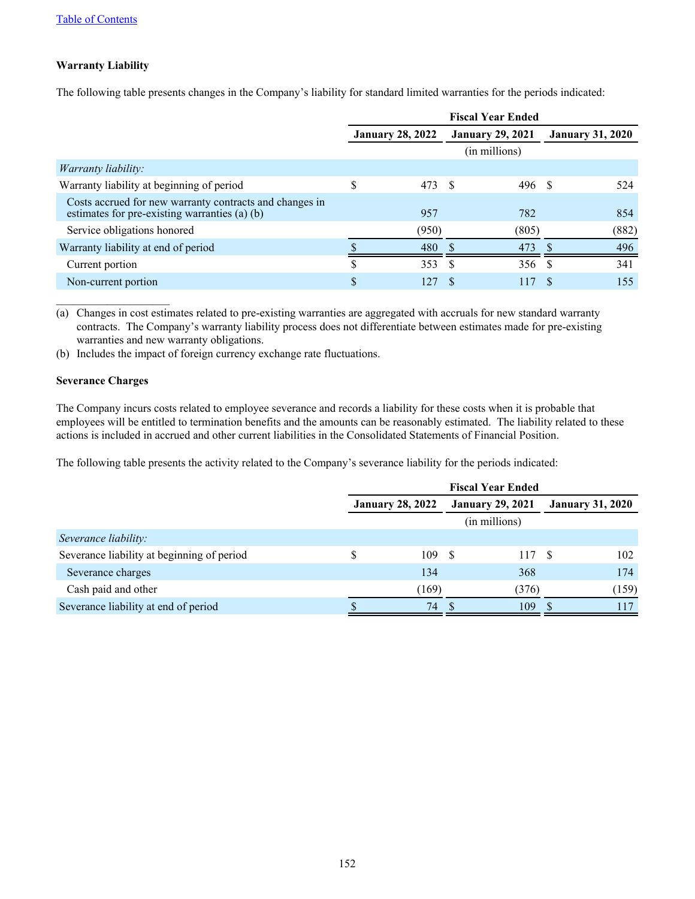[Table of Contents](#)

### Warranty Liability

The following table presents changes in the Company's liability for standard limited warranties for the periods indicated:

| | Fiscal Year Ended | | |
|---|---|---|---|
| | January 28, 2022 | January 29, 2021 | January 31, 2020 |
| | (in millions) | | |
| *Warranty liability:* | | | |
| Warranty liability at beginning of period | $ 473 | $ 496 | $ 524 |
| Costs accrued for new warranty contracts and changes in estimates for pre-existing warranties (a) (b) | 957 | 782 | 854 |
| Service obligations honored | (950) | (805) | (882) |
| Warranty liability at end of period | $ 480 | $ 473 | $ 496 |
| Current portion | $ 353 | $ 356 | $ 341 |
| Non-current portion | $ 127 | $ 117 | $ 155 |

(a) Changes in cost estimates related to pre-existing warranties are aggregated with accruals for new standard warranty contracts. The Company's warranty liability process does not differentiate between estimates made for pre-existing warranties and new warranty obligations.

(b) Includes the impact of foreign currency exchange rate fluctuations.

### Severance Charges

The Company incurs costs related to employee severance and records a liability for these costs when it is probable that employees will be entitled to termination benefits and the amounts can be reasonably estimated. The liability related to these actions is included in accrued and other current liabilities in the Consolidated Statements of Financial Position.

The following table presents the activity related to the Company's severance liability for the periods indicated:

| | Fiscal Year Ended | | |
|---|---|---|---|
| | January 28, 2022 | January 29, 2021 | January 31, 2020 |
| | (in millions) | | |
| *Severance liability:* | | | |
| Severance liability at beginning of period | $ 109 | $ 117 | $ 102 |
| Severance charges | 134 | 368 | 174 |
| Cash paid and other | (169) | (376) | (159) |
| Severance liability at end of period | $ 74 | $ 109 | $ 117 |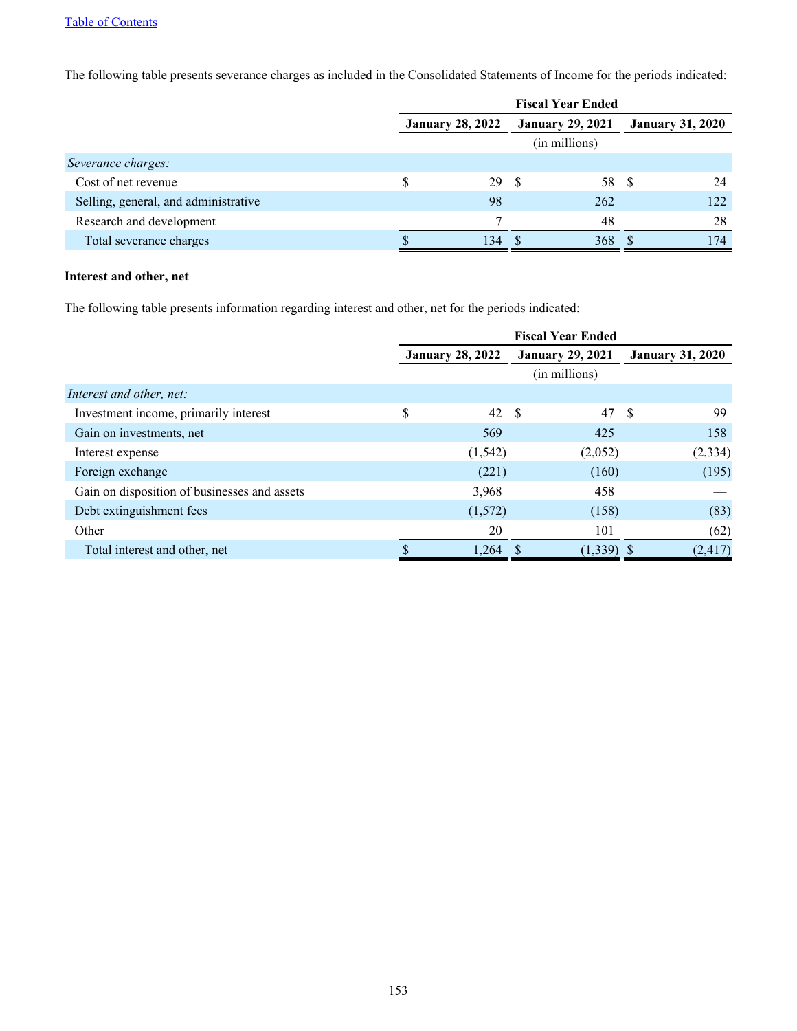The following table presents severance charges as included in the Consolidated Statements of Income for the periods indicated:

| | Fiscal Year Ended | | |
|---|---|---|---|
| | January 28, 2022 | January 29, 2021 | January 31, 2020 |
| | (in millions) | | |
| *Severance charges:* | | | |
| Cost of net revenue | $ 29 | $ 58 | $ 24 |
| Selling, general, and administrative | 98 | 262 | 122 |
| Research and development | 7 | 48 | 28 |
| Total severance charges | $ 134 | $ 368 | $ 174 |

**Interest and other, net**

The following table presents information regarding interest and other, net for the periods indicated:

| | Fiscal Year Ended | | |
|---|---|---|---|
| | January 28, 2022 | January 29, 2021 | January 31, 2020 |
| | (in millions) | | |
| *Interest and other, net:* | | | |
| Investment income, primarily interest | $ 42 | $ 47 | $ 99 |
| Gain on investments, net | 569 | 425 | 158 |
| Interest expense | (1,542) | (2,052) | (2,334) |
| Foreign exchange | (221) | (160) | (195) |
| Gain on disposition of businesses and assets | 3,968 | 458 | — |
| Debt extinguishment fees | (1,572) | (158) | (83) |
| Other | 20 | 101 | (62) |
| Total interest and other, net | $ 1,264 | $ (1,339) | $ (2,417) |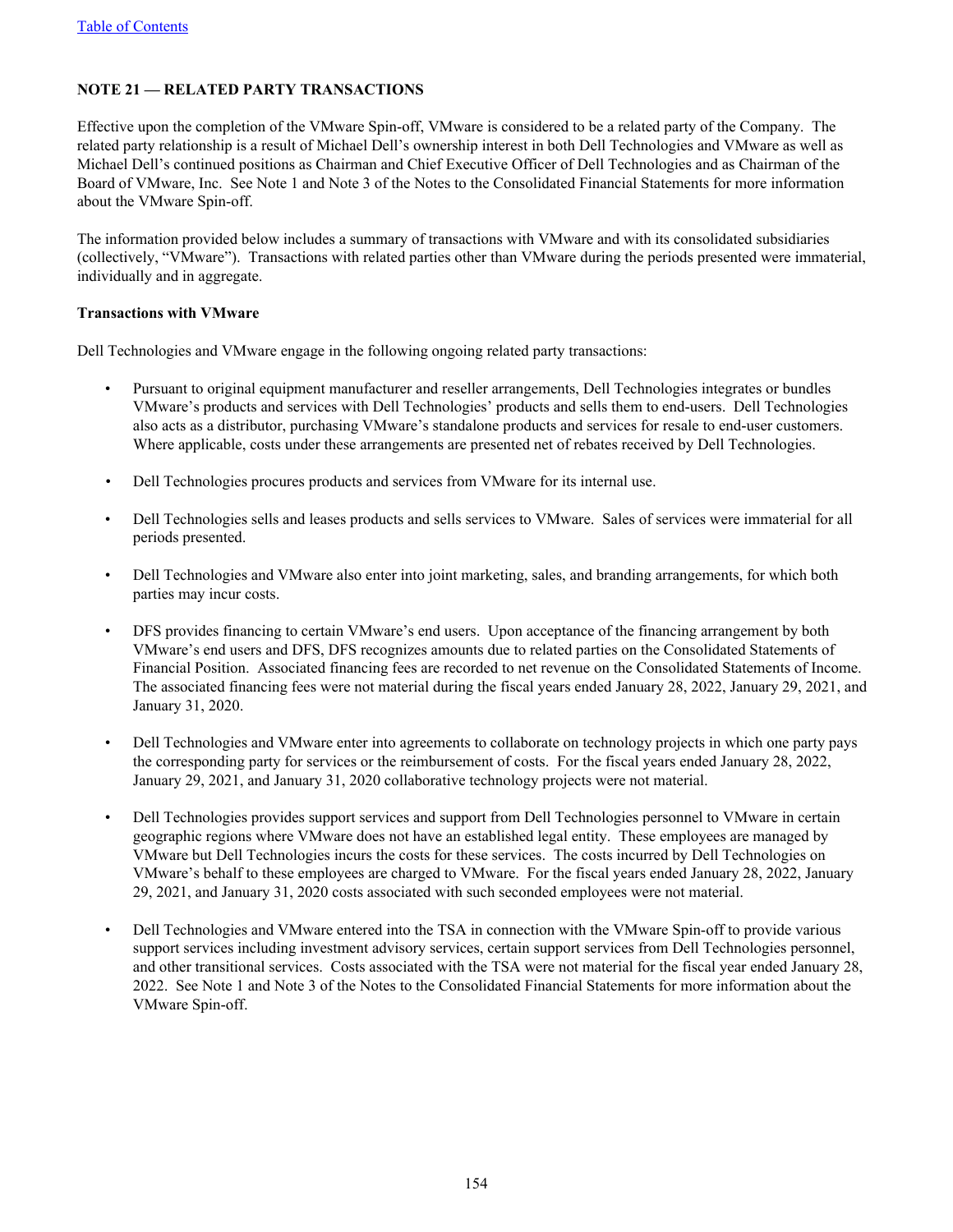## NOTE 21 — RELATED PARTY TRANSACTIONS

Effective upon the completion of the VMware Spin-off, VMware is considered to be a related party of the Company. The related party relationship is a result of Michael Dell's ownership interest in both Dell Technologies and VMware as well as Michael Dell's continued positions as Chairman and Chief Executive Officer of Dell Technologies and as Chairman of the Board of VMware, Inc. See Note 1 and Note 3 of the Notes to the Consolidated Financial Statements for more information about the VMware Spin-off.

The information provided below includes a summary of transactions with VMware and with its consolidated subsidiaries (collectively, "VMware"). Transactions with related parties other than VMware during the periods presented were immaterial, individually and in aggregate.

**Transactions with VMware**

Dell Technologies and VMware engage in the following ongoing related party transactions:

- Pursuant to original equipment manufacturer and reseller arrangements, Dell Technologies integrates or bundles VMware's products and services with Dell Technologies' products and sells them to end-users. Dell Technologies also acts as a distributor, purchasing VMware's standalone products and services for resale to end-user customers. Where applicable, costs under these arrangements are presented net of rebates received by Dell Technologies.

- Dell Technologies procures products and services from VMware for its internal use.

- Dell Technologies sells and leases products and sells services to VMware. Sales of services were immaterial for all periods presented.

- Dell Technologies and VMware also enter into joint marketing, sales, and branding arrangements, for which both parties may incur costs.

- DFS provides financing to certain VMware's end users. Upon acceptance of the financing arrangement by both VMware's end users and DFS, DFS recognizes amounts due to related parties on the Consolidated Statements of Financial Position. Associated financing fees are recorded to net revenue on the Consolidated Statements of Income. The associated financing fees were not material during the fiscal years ended January 28, 2022, January 29, 2021, and January 31, 2020.

- Dell Technologies and VMware enter into agreements to collaborate on technology projects in which one party pays the corresponding party for services or the reimbursement of costs. For the fiscal years ended January 28, 2022, January 29, 2021, and January 31, 2020 collaborative technology projects were not material.

- Dell Technologies provides support services and support from Dell Technologies personnel to VMware in certain geographic regions where VMware does not have an established legal entity. These employees are managed by VMware but Dell Technologies incurs the costs for these services. The costs incurred by Dell Technologies on VMware's behalf to these employees are charged to VMware. For the fiscal years ended January 28, 2022, January 29, 2021, and January 31, 2020 costs associated with such seconded employees were not material.

- Dell Technologies and VMware entered into the TSA in connection with the VMware Spin-off to provide various support services including investment advisory services, certain support services from Dell Technologies personnel, and other transitional services. Costs associated with the TSA were not material for the fiscal year ended January 28, 2022. See Note 1 and Note 3 of the Notes to the Consolidated Financial Statements for more information about the VMware Spin-off.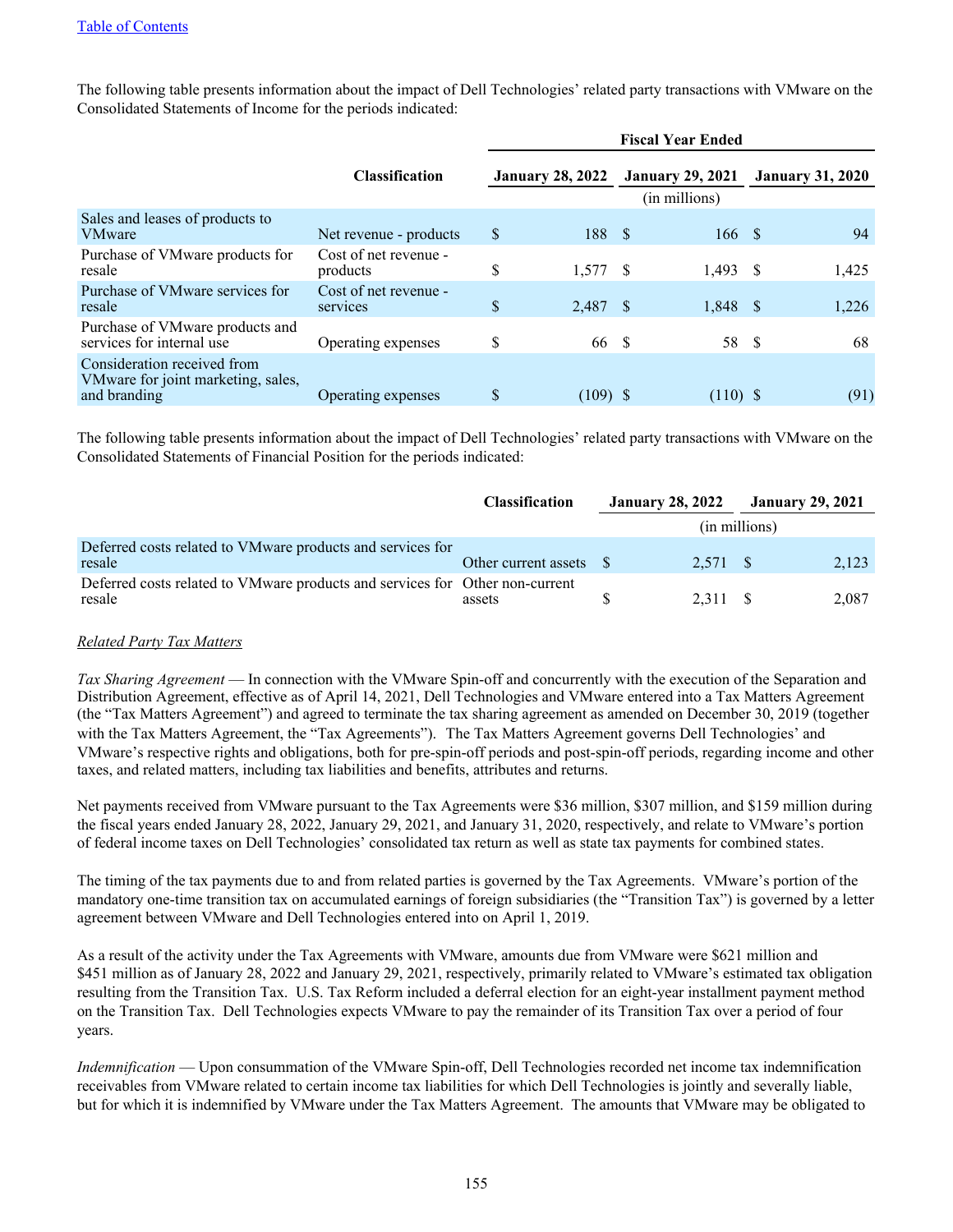Table of Contents

The following table presents information about the impact of Dell Technologies' related party transactions with VMware on the Consolidated Statements of Income for the periods indicated:

| | Classification | Fiscal Year Ended January 28, 2022 | Fiscal Year Ended January 29, 2021 | Fiscal Year Ended January 31, 2020 |
|---|---|---|---|---|
| | | (in millions) | | |
| Sales and leases of products to VMware | Net revenue - products | $ 188 | $ 166 | $ 94 |
| Purchase of VMware products for resale | Cost of net revenue - products | $ 1,577 | $ 1,493 | $ 1,425 |
| Purchase of VMware services for resale | Cost of net revenue - services | $ 2,487 | $ 1,848 | $ 1,226 |
| Purchase of VMware products and services for internal use | Operating expenses | $ 66 | $ 58 | $ 68 |
| Consideration received from VMware for joint marketing, sales, and branding | Operating expenses | $ (109) | $ (110) | $ (91) |

The following table presents information about the impact of Dell Technologies' related party transactions with VMware on the Consolidated Statements of Financial Position for the periods indicated:

| | Classification | January 28, 2022 | January 29, 2021 |
|---|---|---|---|
| | | (in millions) | |
| Deferred costs related to VMware products and services for resale | Other current assets | $ 2,571 | $ 2,123 |
| Deferred costs related to VMware products and services for resale | Other non-current assets | $ 2,311 | $ 2,087 |

*Related Party Tax Matters*

*Tax Sharing Agreement* — In connection with the VMware Spin-off and concurrently with the execution of the Separation and Distribution Agreement, effective as of April 14, 2021, Dell Technologies and VMware entered into a Tax Matters Agreement (the "Tax Matters Agreement") and agreed to terminate the tax sharing agreement as amended on December 30, 2019 (together with the Tax Matters Agreement, the "Tax Agreements"). The Tax Matters Agreement governs Dell Technologies' and VMware's respective rights and obligations, both for pre-spin-off periods and post-spin-off periods, regarding income and other taxes, and related matters, including tax liabilities and benefits, attributes and returns.

Net payments received from VMware pursuant to the Tax Agreements were $36 million, $307 million, and $159 million during the fiscal years ended January 28, 2022, January 29, 2021, and January 31, 2020, respectively, and relate to VMware's portion of federal income taxes on Dell Technologies' consolidated tax return as well as state tax payments for combined states.

The timing of the tax payments due to and from related parties is governed by the Tax Agreements. VMware's portion of the mandatory one-time transition tax on accumulated earnings of foreign subsidiaries (the "Transition Tax") is governed by a letter agreement between VMware and Dell Technologies entered into on April 1, 2019.

As a result of the activity under the Tax Agreements with VMware, amounts due from VMware were $621 million and $451 million as of January 28, 2022 and January 29, 2021, respectively, primarily related to VMware's estimated tax obligation resulting from the Transition Tax. U.S. Tax Reform included a deferral election for an eight-year installment payment method on the Transition Tax. Dell Technologies expects VMware to pay the remainder of its Transition Tax over a period of four years.

*Indemnification* — Upon consummation of the VMware Spin-off, Dell Technologies recorded net income tax indemnification receivables from VMware related to certain income tax liabilities for which Dell Technologies is jointly and severally liable, but for which it is indemnified by VMware under the Tax Matters Agreement. The amounts that VMware may be obligated to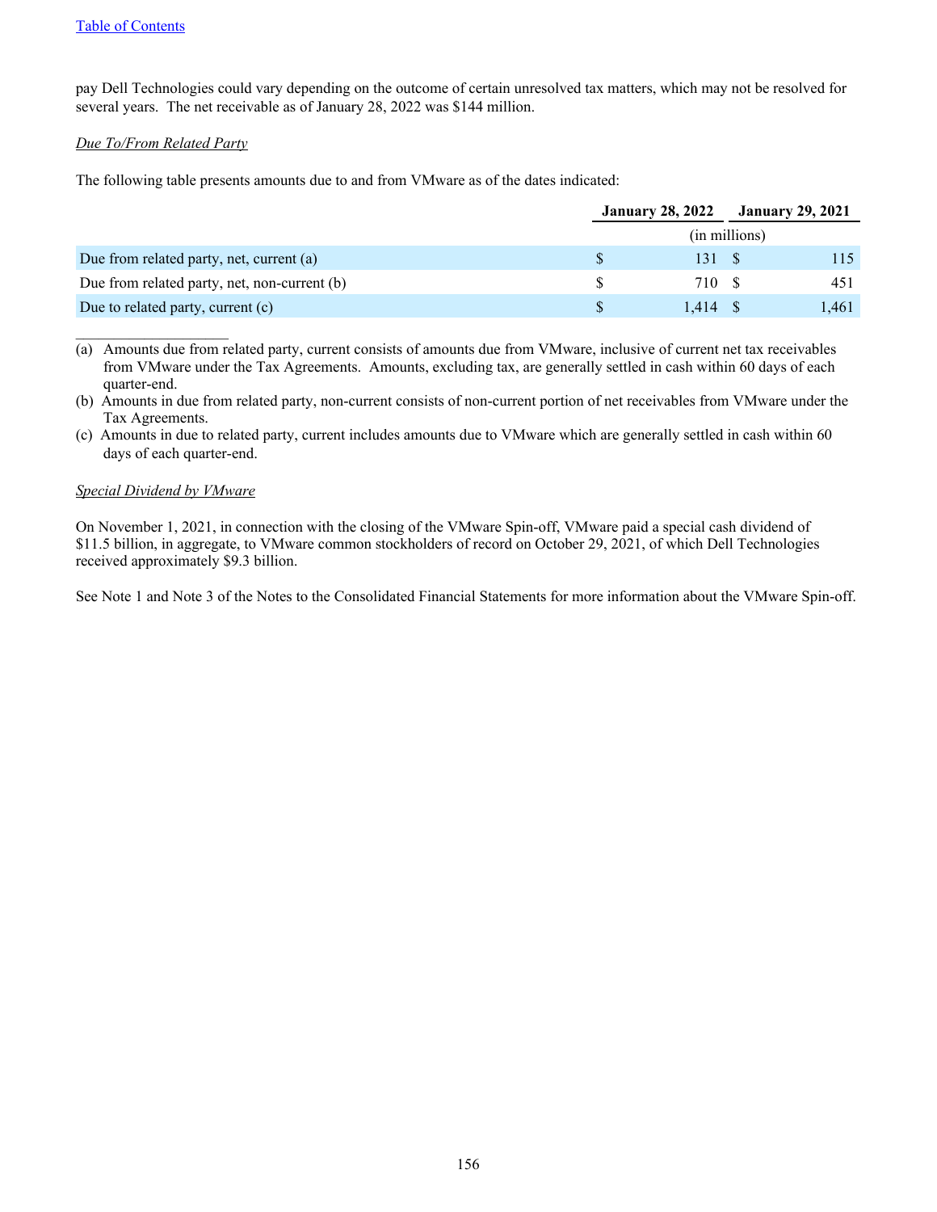pay Dell Technologies could vary depending on the outcome of certain unresolved tax matters, which may not be resolved for several years. The net receivable as of January 28, 2022 was $144 million.

*Due To/From Related Party*

The following table presents amounts due to and from VMware as of the dates indicated:

| | January 28, 2022 | January 29, 2021 |
|---|---|---|
| | (in millions) | |
| Due from related party, net, current (a) | $ 131 | $ 115 |
| Due from related party, net, non-current (b) | $ 710 | $ 451 |
| Due to related party, current (c) | $ 1,414 | $ 1,461 |

(a) Amounts due from related party, current consists of amounts due from VMware, inclusive of current net tax receivables from VMware under the Tax Agreements. Amounts, excluding tax, are generally settled in cash within 60 days of each quarter-end.

(b) Amounts in due from related party, non-current consists of non-current portion of net receivables from VMware under the Tax Agreements.

(c) Amounts in due to related party, current includes amounts due to VMware which are generally settled in cash within 60 days of each quarter-end.

*Special Dividend by VMware*

On November 1, 2021, in connection with the closing of the VMware Spin-off, VMware paid a special cash dividend of $11.5 billion, in aggregate, to VMware common stockholders of record on October 29, 2021, of which Dell Technologies received approximately $9.3 billion.

See Note 1 and Note 3 of the Notes to the Consolidated Financial Statements for more information about the VMware Spin-off.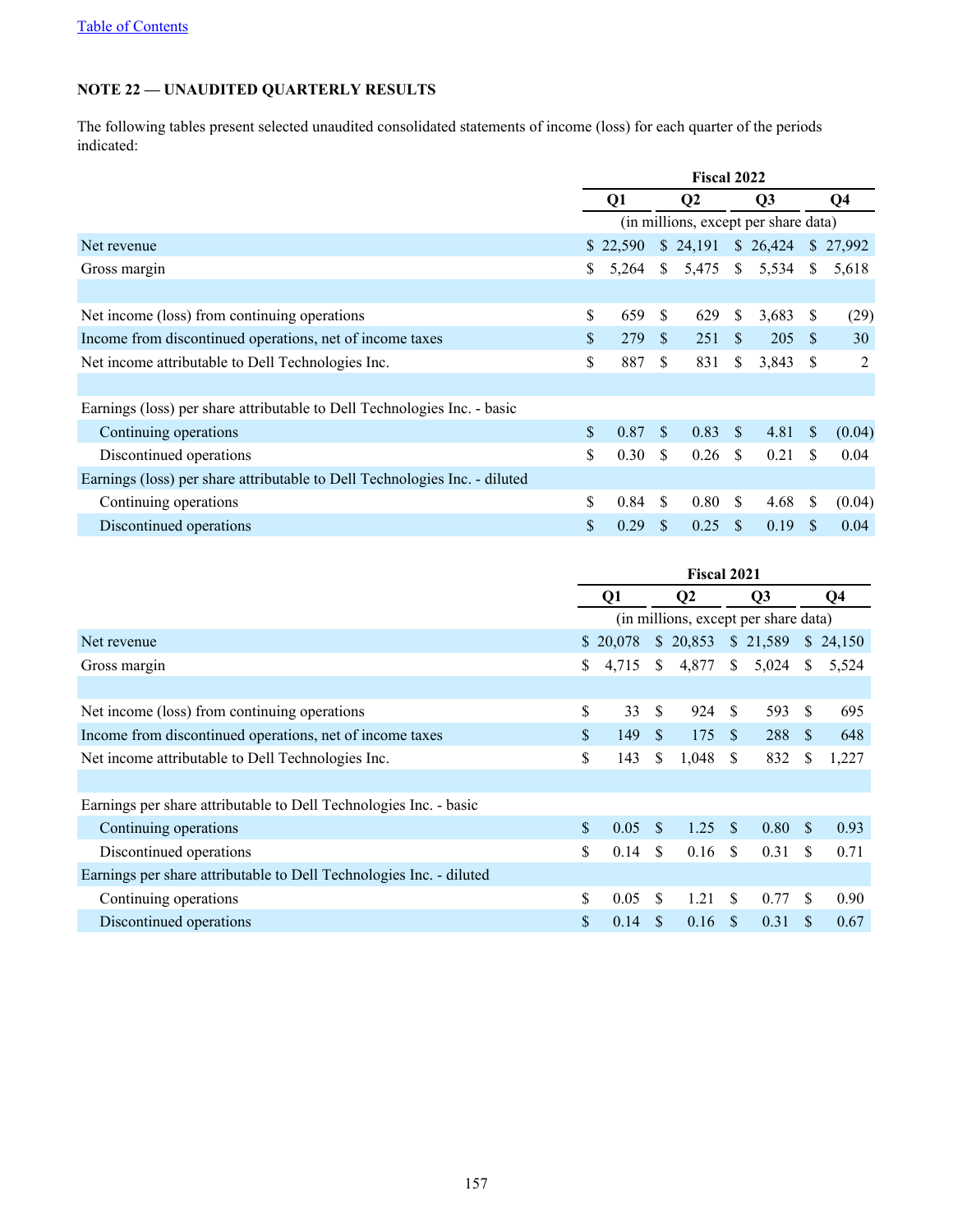"Table of Contents" link at top - it's a running header link; omit.

## NOTE 22 — UNAUDITED QUARTERLY RESULTS

The following tables present selected unaudited consolidated statements of income (loss) for each quarter of the periods indicated:

| | Fiscal 2022 | | | |
|---|---|---|---|---|
| | Q1 | Q2 | Q3 | Q4 |
| | (in millions, except per share data) | | | |
| Net revenue | $ 22,590 | $ 24,191 | $ 26,424 | $ 27,992 |
| Gross margin | $ 5,264 | $ 5,475 | $ 5,534 | $ 5,618 |
| | | | | |
| Net income (loss) from continuing operations | $ 659 | $ 629 | $ 3,683 | $ (29) |
| Income from discontinued operations, net of income taxes | $ 279 | $ 251 | $ 205 | $ 30 |
| Net income attributable to Dell Technologies Inc. | $ 887 | $ 831 | $ 3,843 | $ 2 |
| | | | | |
| Earnings (loss) per share attributable to Dell Technologies Inc. - basic | | | | |
| Continuing operations | $ 0.87 | $ 0.83 | $ 4.81 | $ (0.04) |
| Discontinued operations | $ 0.30 | $ 0.26 | $ 0.21 | $ 0.04 |
| Earnings (loss) per share attributable to Dell Technologies Inc. - diluted | | | | |
| Continuing operations | $ 0.84 | $ 0.80 | $ 4.68 | $ (0.04) |
| Discontinued operations | $ 0.29 | $ 0.25 | $ 0.19 | $ 0.04 |

| | Fiscal 2021 | | | |
|---|---|---|---|---|
| | Q1 | Q2 | Q3 | Q4 |
| | (in millions, except per share data) | | | |
| Net revenue | $ 20,078 | $ 20,853 | $ 21,589 | $ 24,150 |
| Gross margin | $ 4,715 | $ 4,877 | $ 5,024 | $ 5,524 |
| | | | | |
| Net income (loss) from continuing operations | $ 33 | $ 924 | $ 593 | $ 695 |
| Income from discontinued operations, net of income taxes | $ 149 | $ 175 | $ 288 | $ 648 |
| Net income attributable to Dell Technologies Inc. | $ 143 | $ 1,048 | $ 832 | $ 1,227 |
| | | | | |
| Earnings per share attributable to Dell Technologies Inc. - basic | | | | |
| Continuing operations | $ 0.05 | $ 1.25 | $ 0.80 | $ 0.93 |
| Discontinued operations | $ 0.14 | $ 0.16 | $ 0.31 | $ 0.71 |
| Earnings per share attributable to Dell Technologies Inc. - diluted | | | | |
| Continuing operations | $ 0.05 | $ 1.21 | $ 0.77 | $ 0.90 |
| Discontinued operations | $ 0.14 | $ 0.16 | $ 0.31 | $ 0.67 |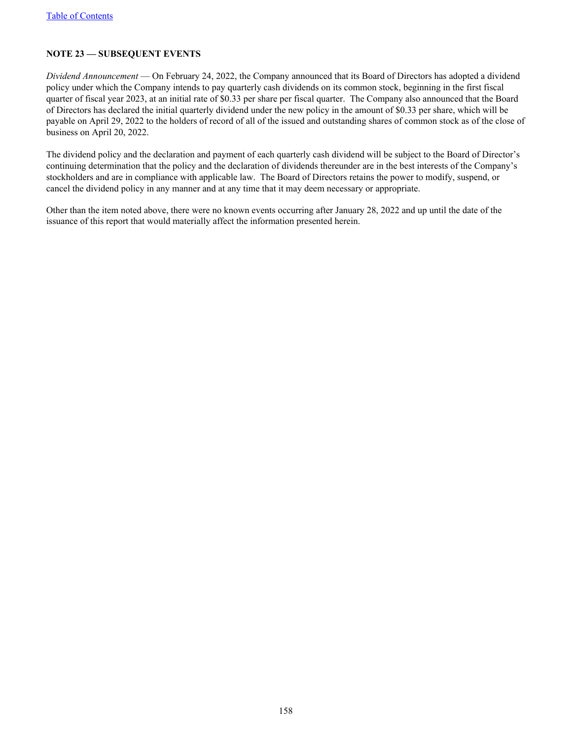## NOTE 23 — SUBSEQUENT EVENTS

*Dividend Announcement* — On February 24, 2022, the Company announced that its Board of Directors has adopted a dividend policy under which the Company intends to pay quarterly cash dividends on its common stock, beginning in the first fiscal quarter of fiscal year 2023, at an initial rate of $0.33 per share per fiscal quarter. The Company also announced that the Board of Directors has declared the initial quarterly dividend under the new policy in the amount of $0.33 per share, which will be payable on April 29, 2022 to the holders of record of all of the issued and outstanding shares of common stock as of the close of business on April 20, 2022.

The dividend policy and the declaration and payment of each quarterly cash dividend will be subject to the Board of Director's continuing determination that the policy and the declaration of dividends thereunder are in the best interests of the Company's stockholders and are in compliance with applicable law. The Board of Directors retains the power to modify, suspend, or cancel the dividend policy in any manner and at any time that it may deem necessary or appropriate.

Other than the item noted above, there were no known events occurring after January 28, 2022 and up until the date of the issuance of this report that would materially affect the information presented herein.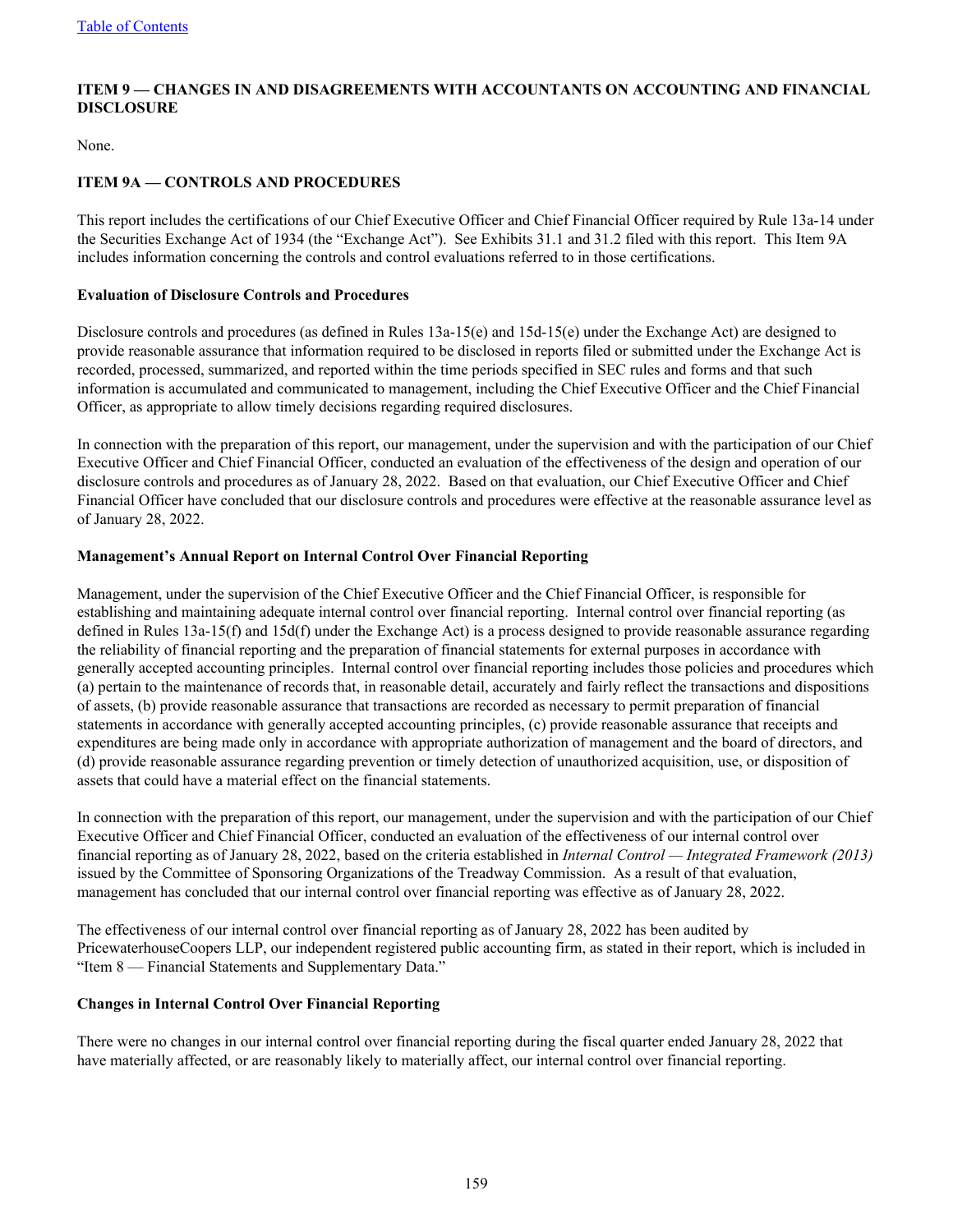## ITEM 9 — CHANGES IN AND DISAGREEMENTS WITH ACCOUNTANTS ON ACCOUNTING AND FINANCIAL DISCLOSURE

None.

## ITEM 9A — CONTROLS AND PROCEDURES

This report includes the certifications of our Chief Executive Officer and Chief Financial Officer required by Rule 13a-14 under the Securities Exchange Act of 1934 (the "Exchange Act"). See Exhibits 31.1 and 31.2 filed with this report. This Item 9A includes information concerning the controls and control evaluations referred to in those certifications.

### Evaluation of Disclosure Controls and Procedures

Disclosure controls and procedures (as defined in Rules 13a-15(e) and 15d-15(e) under the Exchange Act) are designed to provide reasonable assurance that information required to be disclosed in reports filed or submitted under the Exchange Act is recorded, processed, summarized, and reported within the time periods specified in SEC rules and forms and that such information is accumulated and communicated to management, including the Chief Executive Officer and the Chief Financial Officer, as appropriate to allow timely decisions regarding required disclosures.

In connection with the preparation of this report, our management, under the supervision and with the participation of our Chief Executive Officer and Chief Financial Officer, conducted an evaluation of the effectiveness of the design and operation of our disclosure controls and procedures as of January 28, 2022. Based on that evaluation, our Chief Executive Officer and Chief Financial Officer have concluded that our disclosure controls and procedures were effective at the reasonable assurance level as of January 28, 2022.

### Management's Annual Report on Internal Control Over Financial Reporting

Management, under the supervision of the Chief Executive Officer and the Chief Financial Officer, is responsible for establishing and maintaining adequate internal control over financial reporting. Internal control over financial reporting (as defined in Rules 13a-15(f) and 15d(f) under the Exchange Act) is a process designed to provide reasonable assurance regarding the reliability of financial reporting and the preparation of financial statements for external purposes in accordance with generally accepted accounting principles. Internal control over financial reporting includes those policies and procedures which (a) pertain to the maintenance of records that, in reasonable detail, accurately and fairly reflect the transactions and dispositions of assets, (b) provide reasonable assurance that transactions are recorded as necessary to permit preparation of financial statements in accordance with generally accepted accounting principles, (c) provide reasonable assurance that receipts and expenditures are being made only in accordance with appropriate authorization of management and the board of directors, and (d) provide reasonable assurance regarding prevention or timely detection of unauthorized acquisition, use, or disposition of assets that could have a material effect on the financial statements.

In connection with the preparation of this report, our management, under the supervision and with the participation of our Chief Executive Officer and Chief Financial Officer, conducted an evaluation of the effectiveness of our internal control over financial reporting as of January 28, 2022, based on the criteria established in *Internal Control — Integrated Framework (2013)* issued by the Committee of Sponsoring Organizations of the Treadway Commission. As a result of that evaluation, management has concluded that our internal control over financial reporting was effective as of January 28, 2022.

The effectiveness of our internal control over financial reporting as of January 28, 2022 has been audited by PricewaterhouseCoopers LLP, our independent registered public accounting firm, as stated in their report, which is included in "Item 8 — Financial Statements and Supplementary Data."

### Changes in Internal Control Over Financial Reporting

There were no changes in our internal control over financial reporting during the fiscal quarter ended January 28, 2022 that have materially affected, or are reasonably likely to materially affect, our internal control over financial reporting.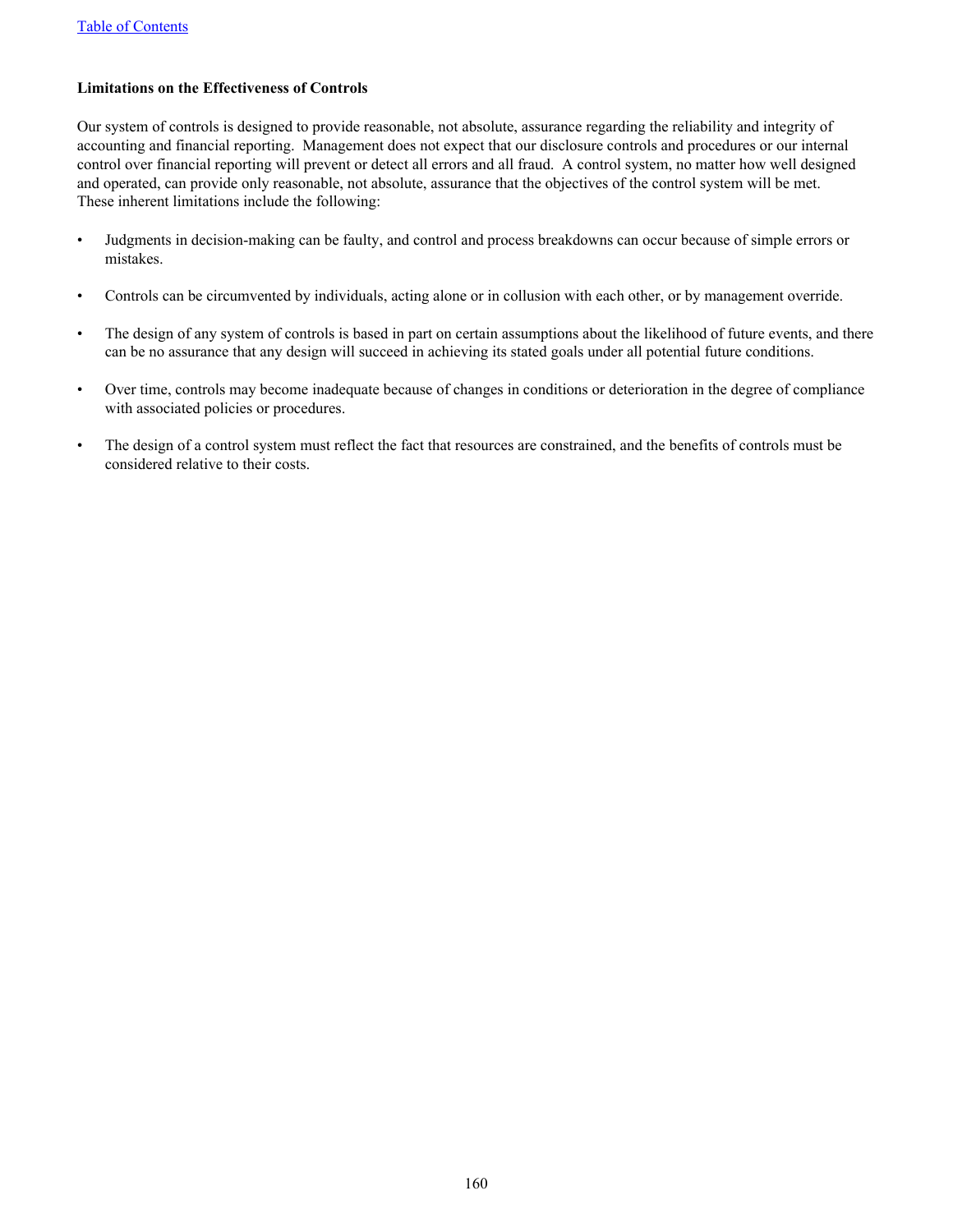**Limitations on the Effectiveness of Controls**

Our system of controls is designed to provide reasonable, not absolute, assurance regarding the reliability and integrity of accounting and financial reporting. Management does not expect that our disclosure controls and procedures or our internal control over financial reporting will prevent or detect all errors and all fraud. A control system, no matter how well designed and operated, can provide only reasonable, not absolute, assurance that the objectives of the control system will be met. These inherent limitations include the following:

- Judgments in decision-making can be faulty, and control and process breakdowns can occur because of simple errors or mistakes.
- Controls can be circumvented by individuals, acting alone or in collusion with each other, or by management override.
- The design of any system of controls is based in part on certain assumptions about the likelihood of future events, and there can be no assurance that any design will succeed in achieving its stated goals under all potential future conditions.
- Over time, controls may become inadequate because of changes in conditions or deterioration in the degree of compliance with associated policies or procedures.
- The design of a control system must reflect the fact that resources are constrained, and the benefits of controls must be considered relative to their costs.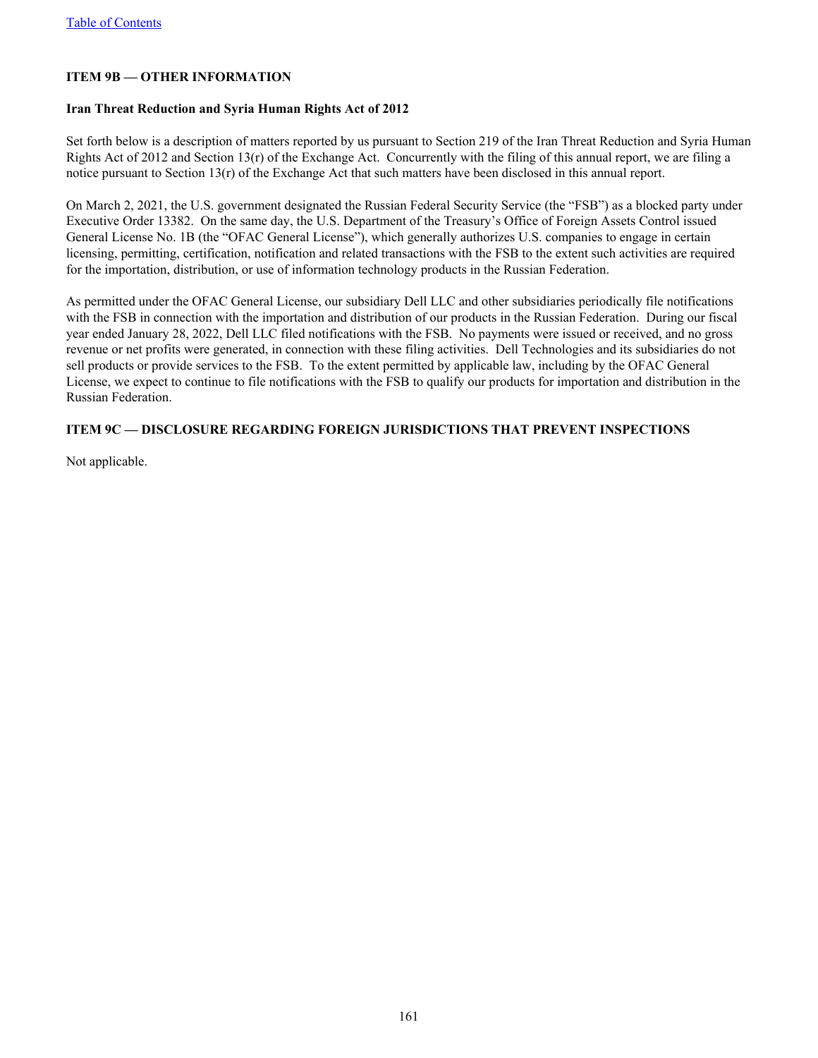## ITEM 9B — OTHER INFORMATION

### Iran Threat Reduction and Syria Human Rights Act of 2012

Set forth below is a description of matters reported by us pursuant to Section 219 of the Iran Threat Reduction and Syria Human Rights Act of 2012 and Section 13(r) of the Exchange Act. Concurrently with the filing of this annual report, we are filing a notice pursuant to Section 13(r) of the Exchange Act that such matters have been disclosed in this annual report.

On March 2, 2021, the U.S. government designated the Russian Federal Security Service (the "FSB") as a blocked party under Executive Order 13382. On the same day, the U.S. Department of the Treasury's Office of Foreign Assets Control issued General License No. 1B (the "OFAC General License"), which generally authorizes U.S. companies to engage in certain licensing, permitting, certification, notification and related transactions with the FSB to the extent such activities are required for the importation, distribution, or use of information technology products in the Russian Federation.

As permitted under the OFAC General License, our subsidiary Dell LLC and other subsidiaries periodically file notifications with the FSB in connection with the importation and distribution of our products in the Russian Federation. During our fiscal year ended January 28, 2022, Dell LLC filed notifications with the FSB. No payments were issued or received, and no gross revenue or net profits were generated, in connection with these filing activities. Dell Technologies and its subsidiaries do not sell products or provide services to the FSB. To the extent permitted by applicable law, including by the OFAC General License, we expect to continue to file notifications with the FSB to qualify our products for importation and distribution in the Russian Federation.

## ITEM 9C — DISCLOSURE REGARDING FOREIGN JURISDICTIONS THAT PREVENT INSPECTIONS

Not applicable.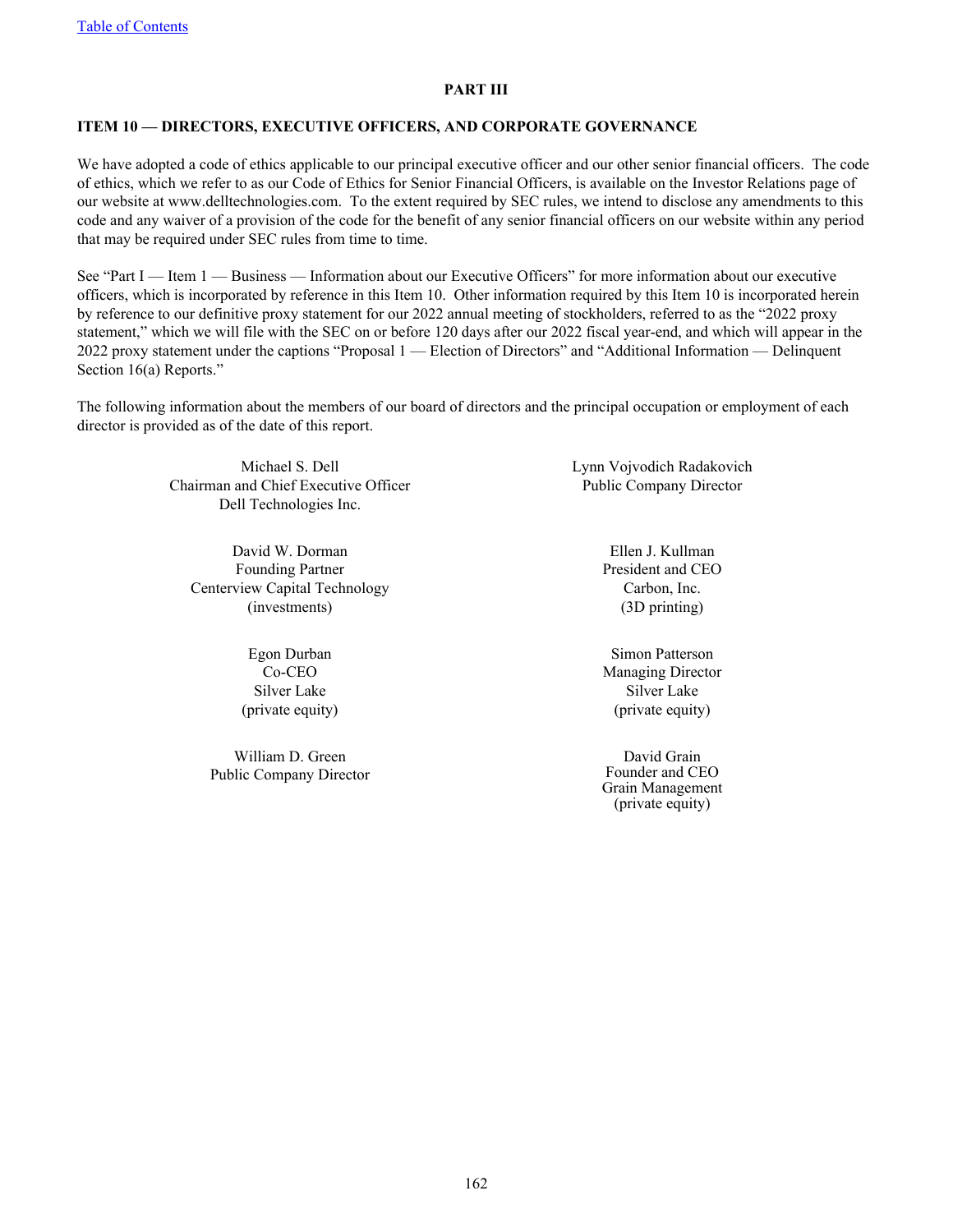## PART III

### ITEM 10 — DIRECTORS, EXECUTIVE OFFICERS, AND CORPORATE GOVERNANCE

We have adopted a code of ethics applicable to our principal executive officer and our other senior financial officers. The code of ethics, which we refer to as our Code of Ethics for Senior Financial Officers, is available on the Investor Relations page of our website at www.delltechnologies.com. To the extent required by SEC rules, we intend to disclose any amendments to this code and any waiver of a provision of the code for the benefit of any senior financial officers on our website within any period that may be required under SEC rules from time to time.

See "Part I — Item 1 — Business — Information about our Executive Officers" for more information about our executive officers, which is incorporated by reference in this Item 10. Other information required by this Item 10 is incorporated herein by reference to our definitive proxy statement for our 2022 annual meeting of stockholders, referred to as the "2022 proxy statement," which we will file with the SEC on or before 120 days after our 2022 fiscal year-end, and which will appear in the 2022 proxy statement under the captions "Proposal 1 — Election of Directors" and "Additional Information — Delinquent Section 16(a) Reports."

The following information about the members of our board of directors and the principal occupation or employment of each director is provided as of the date of this report.

Michael S. Dell
Chairman and Chief Executive Officer
Dell Technologies Inc.

David W. Dorman
Founding Partner
Centerview Capital Technology
(investments)

Egon Durban
Co-CEO
Silver Lake
(private equity)

William D. Green
Public Company Director

Lynn Vojvodich Radakovich
Public Company Director

Ellen J. Kullman
President and CEO
Carbon, Inc.
(3D printing)

Simon Patterson
Managing Director
Silver Lake
(private equity)

David Grain
Founder and CEO
Grain Management
(private equity)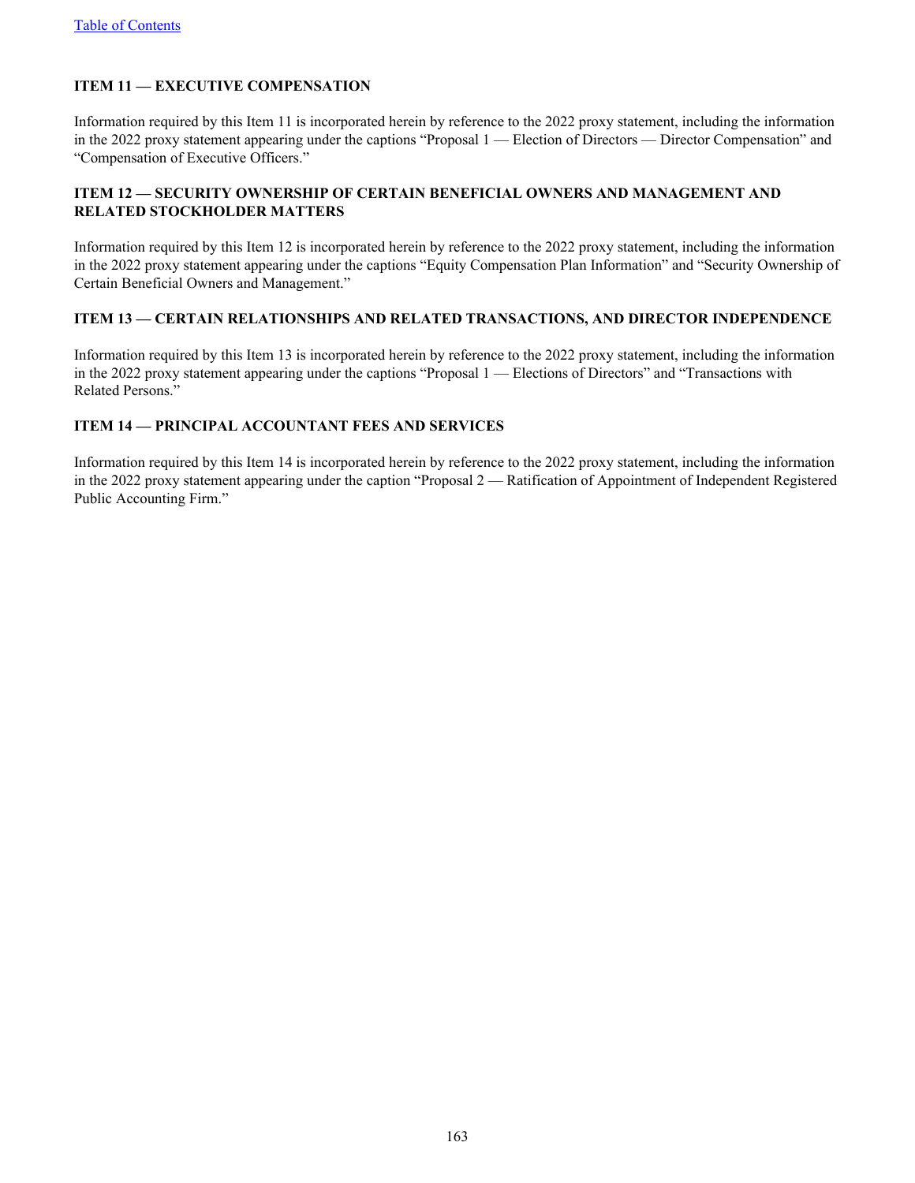### ITEM 11 — EXECUTIVE COMPENSATION

Information required by this Item 11 is incorporated herein by reference to the 2022 proxy statement, including the information in the 2022 proxy statement appearing under the captions "Proposal 1 — Election of Directors — Director Compensation" and "Compensation of Executive Officers."

### ITEM 12 — SECURITY OWNERSHIP OF CERTAIN BENEFICIAL OWNERS AND MANAGEMENT AND RELATED STOCKHOLDER MATTERS

Information required by this Item 12 is incorporated herein by reference to the 2022 proxy statement, including the information in the 2022 proxy statement appearing under the captions "Equity Compensation Plan Information" and "Security Ownership of Certain Beneficial Owners and Management."

### ITEM 13 — CERTAIN RELATIONSHIPS AND RELATED TRANSACTIONS, AND DIRECTOR INDEPENDENCE

Information required by this Item 13 is incorporated herein by reference to the 2022 proxy statement, including the information in the 2022 proxy statement appearing under the captions "Proposal 1 — Elections of Directors" and "Transactions with Related Persons."

### ITEM 14 — PRINCIPAL ACCOUNTANT FEES AND SERVICES

Information required by this Item 14 is incorporated herein by reference to the 2022 proxy statement, including the information in the 2022 proxy statement appearing under the caption "Proposal 2 — Ratification of Appointment of Independent Registered Public Accounting Firm."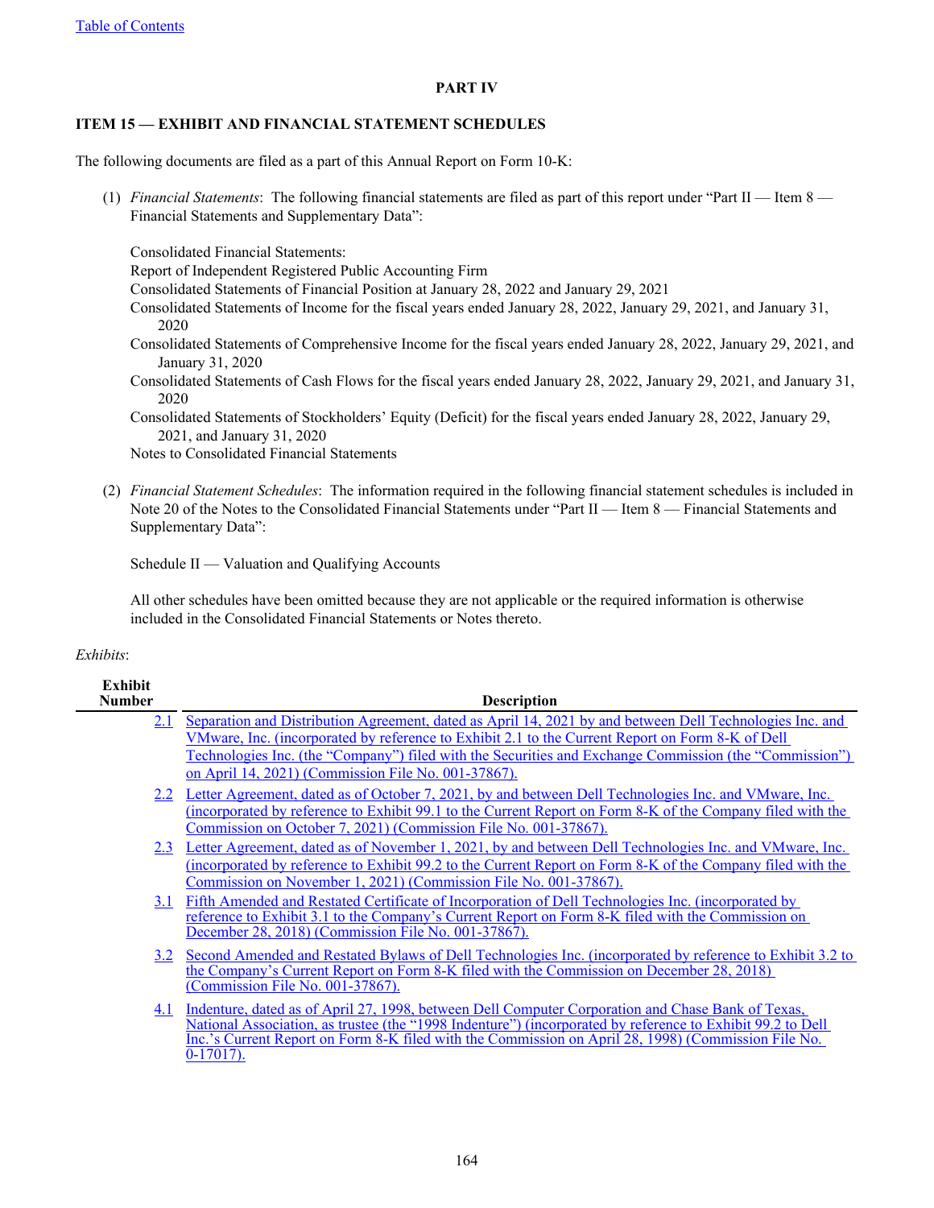Table of Contents

## PART IV

### ITEM 15 — EXHIBIT AND FINANCIAL STATEMENT SCHEDULES

The following documents are filed as a part of this Annual Report on Form 10-K:

(1) *Financial Statements*: The following financial statements are filed as part of this report under "Part II — Item 8 — Financial Statements and Supplementary Data":

Consolidated Financial Statements:
Report of Independent Registered Public Accounting Firm
Consolidated Statements of Financial Position at January 28, 2022 and January 29, 2021
Consolidated Statements of Income for the fiscal years ended January 28, 2022, January 29, 2021, and January 31, 2020
Consolidated Statements of Comprehensive Income for the fiscal years ended January 28, 2022, January 29, 2021, and January 31, 2020
Consolidated Statements of Cash Flows for the fiscal years ended January 28, 2022, January 29, 2021, and January 31, 2020
Consolidated Statements of Stockholders' Equity (Deficit) for the fiscal years ended January 28, 2022, January 29, 2021, and January 31, 2020
Notes to Consolidated Financial Statements

(2) *Financial Statement Schedules*: The information required in the following financial statement schedules is included in Note 20 of the Notes to the Consolidated Financial Statements under "Part II — Item 8 — Financial Statements and Supplementary Data":

Schedule II — Valuation and Qualifying Accounts

All other schedules have been omitted because they are not applicable or the required information is otherwise included in the Consolidated Financial Statements or Notes thereto.

*Exhibits*:

| Exhibit Number | Description |
|---|---|
| 2.1 | Separation and Distribution Agreement, dated as April 14, 2021 by and between Dell Technologies Inc. and VMware, Inc. (incorporated by reference to Exhibit 2.1 to the Current Report on Form 8-K of Dell Technologies Inc. (the "Company") filed with the Securities and Exchange Commission (the "Commission") on April 14, 2021) (Commission File No. 001-37867). |
| 2.2 | Letter Agreement, dated as of October 7, 2021, by and between Dell Technologies Inc. and VMware, Inc. (incorporated by reference to Exhibit 99.1 to the Current Report on Form 8-K of the Company filed with the Commission on October 7, 2021) (Commission File No. 001-37867). |
| 2.3 | Letter Agreement, dated as of November 1, 2021, by and between Dell Technologies Inc. and VMware, Inc. (incorporated by reference to Exhibit 99.2 to the Current Report on Form 8-K of the Company filed with the Commission on November 1, 2021) (Commission File No. 001-37867). |
| 3.1 | Fifth Amended and Restated Certificate of Incorporation of Dell Technologies Inc. (incorporated by reference to Exhibit 3.1 to the Company's Current Report on Form 8-K filed with the Commission on December 28, 2018) (Commission File No. 001-37867). |
| 3.2 | Second Amended and Restated Bylaws of Dell Technologies Inc. (incorporated by reference to Exhibit 3.2 to the Company's Current Report on Form 8-K filed with the Commission on December 28, 2018) (Commission File No. 001-37867). |
| 4.1 | Indenture, dated as of April 27, 1998, between Dell Computer Corporation and Chase Bank of Texas, National Association, as trustee (the "1998 Indenture") (incorporated by reference to Exhibit 99.2 to Dell Inc.'s Current Report on Form 8-K filed with the Commission on April 28, 1998) (Commission File No. 0-17017). |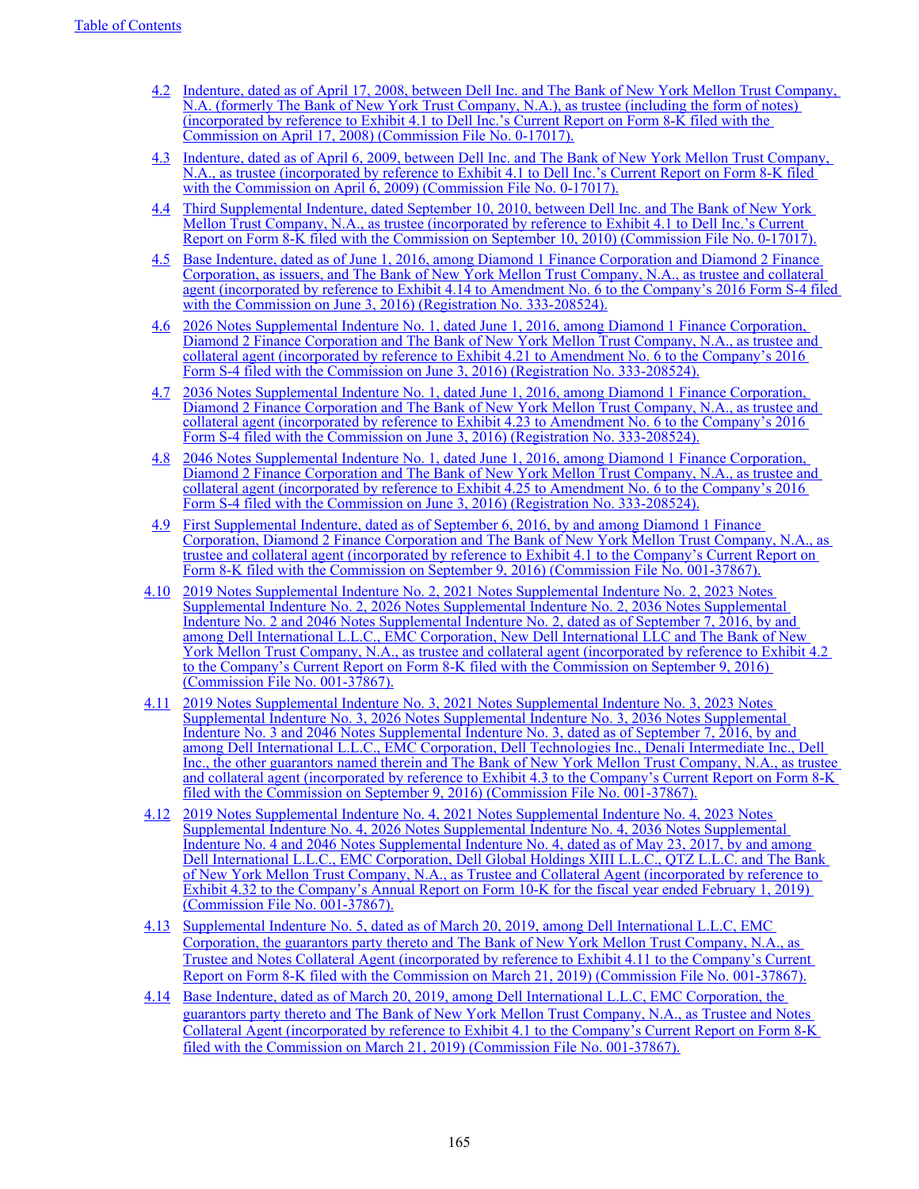[Table of Contents](#)

| | |
|---|---|
| 4.2 | Indenture, dated as of April 17, 2008, between Dell Inc. and The Bank of New York Mellon Trust Company, N.A. (formerly The Bank of New York Trust Company, N.A.), as trustee (including the form of notes) (incorporated by reference to Exhibit 4.1 to Dell Inc.'s Current Report on Form 8-K filed with the Commission on April 17, 2008) (Commission File No. 0-17017). |
| 4.3 | Indenture, dated as of April 6, 2009, between Dell Inc. and The Bank of New York Mellon Trust Company, N.A., as trustee (incorporated by reference to Exhibit 4.1 to Dell Inc.'s Current Report on Form 8-K filed with the Commission on April 6, 2009) (Commission File No. 0-17017). |
| 4.4 | Third Supplemental Indenture, dated September 10, 2010, between Dell Inc. and The Bank of New York Mellon Trust Company, N.A., as trustee (incorporated by reference to Exhibit 4.1 to Dell Inc.'s Current Report on Form 8-K filed with the Commission on September 10, 2010) (Commission File No. 0-17017). |
| 4.5 | Base Indenture, dated as of June 1, 2016, among Diamond 1 Finance Corporation and Diamond 2 Finance Corporation, as issuers, and The Bank of New York Mellon Trust Company, N.A., as trustee and collateral agent (incorporated by reference to Exhibit 4.14 to Amendment No. 6 to the Company's 2016 Form S-4 filed with the Commission on June 3, 2016) (Registration No. 333-208524). |
| 4.6 | 2026 Notes Supplemental Indenture No. 1, dated June 1, 2016, among Diamond 1 Finance Corporation, Diamond 2 Finance Corporation and The Bank of New York Mellon Trust Company, N.A., as trustee and collateral agent (incorporated by reference to Exhibit 4.21 to Amendment No. 6 to the Company's 2016 Form S-4 filed with the Commission on June 3, 2016) (Registration No. 333-208524). |
| 4.7 | 2036 Notes Supplemental Indenture No. 1, dated June 1, 2016, among Diamond 1 Finance Corporation, Diamond 2 Finance Corporation and The Bank of New York Mellon Trust Company, N.A., as trustee and collateral agent (incorporated by reference to Exhibit 4.23 to Amendment No. 6 to the Company's 2016 Form S-4 filed with the Commission on June 3, 2016) (Registration No. 333-208524). |
| 4.8 | 2046 Notes Supplemental Indenture No. 1, dated June 1, 2016, among Diamond 1 Finance Corporation, Diamond 2 Finance Corporation and The Bank of New York Mellon Trust Company, N.A., as trustee and collateral agent (incorporated by reference to Exhibit 4.25 to Amendment No. 6 to the Company's 2016 Form S-4 filed with the Commission on June 3, 2016) (Registration No. 333-208524). |
| 4.9 | First Supplemental Indenture, dated as of September 6, 2016, by and among Diamond 1 Finance Corporation, Diamond 2 Finance Corporation and The Bank of New York Mellon Trust Company, N.A., as trustee and collateral agent (incorporated by reference to Exhibit 4.1 to the Company's Current Report on Form 8-K filed with the Commission on September 9, 2016) (Commission File No. 001-37867). |
| 4.10 | 2019 Notes Supplemental Indenture No. 2, 2021 Notes Supplemental Indenture No. 2, 2023 Notes Supplemental Indenture No. 2, 2026 Notes Supplemental Indenture No. 2, 2036 Notes Supplemental Indenture No. 2 and 2046 Notes Supplemental Indenture No. 2, dated as of September 7, 2016, by and among Dell International L.L.C., EMC Corporation, New Dell International LLC and The Bank of New York Mellon Trust Company, N.A., as trustee and collateral agent (incorporated by reference to Exhibit 4.2 to the Company's Current Report on Form 8-K filed with the Commission on September 9, 2016) (Commission File No. 001-37867). |
| 4.11 | 2019 Notes Supplemental Indenture No. 3, 2021 Notes Supplemental Indenture No. 3, 2023 Notes Supplemental Indenture No. 3, 2026 Notes Supplemental Indenture No. 3, 2036 Notes Supplemental Indenture No. 3 and 2046 Notes Supplemental Indenture No. 3, dated as of September 7, 2016, by and among Dell International L.L.C., EMC Corporation, Dell Technologies Inc., Denali Intermediate Inc., Dell Inc., the other guarantors named therein and The Bank of New York Mellon Trust Company, N.A., as trustee and collateral agent (incorporated by reference to Exhibit 4.3 to the Company's Current Report on Form 8-K filed with the Commission on September 9, 2016) (Commission File No. 001-37867). |
| 4.12 | 2019 Notes Supplemental Indenture No. 4, 2021 Notes Supplemental Indenture No. 4, 2023 Notes Supplemental Indenture No. 4, 2026 Notes Supplemental Indenture No. 4, 2036 Notes Supplemental Indenture No. 4 and 2046 Notes Supplemental Indenture No. 4, dated as of May 23, 2017, by and among Dell International L.L.C., EMC Corporation, Dell Global Holdings XIII L.L.C., QTZ L.L.C. and The Bank of New York Mellon Trust Company, N.A., as Trustee and Collateral Agent (incorporated by reference to Exhibit 4.32 to the Company's Annual Report on Form 10-K for the fiscal year ended February 1, 2019) (Commission File No. 001-37867). |
| 4.13 | Supplemental Indenture No. 5, dated as of March 20, 2019, among Dell International L.L.C, EMC Corporation, the guarantors party thereto and The Bank of New York Mellon Trust Company, N.A., as Trustee and Notes Collateral Agent (incorporated by reference to Exhibit 4.11 to the Company's Current Report on Form 8-K filed with the Commission on March 21, 2019) (Commission File No. 001-37867). |
| 4.14 | Base Indenture, dated as of March 20, 2019, among Dell International L.L.C, EMC Corporation, the guarantors party thereto and The Bank of New York Mellon Trust Company, N.A., as Trustee and Notes Collateral Agent (incorporated by reference to Exhibit 4.1 to the Company's Current Report on Form 8-K filed with the Commission on March 21, 2019) (Commission File No. 001-37867). |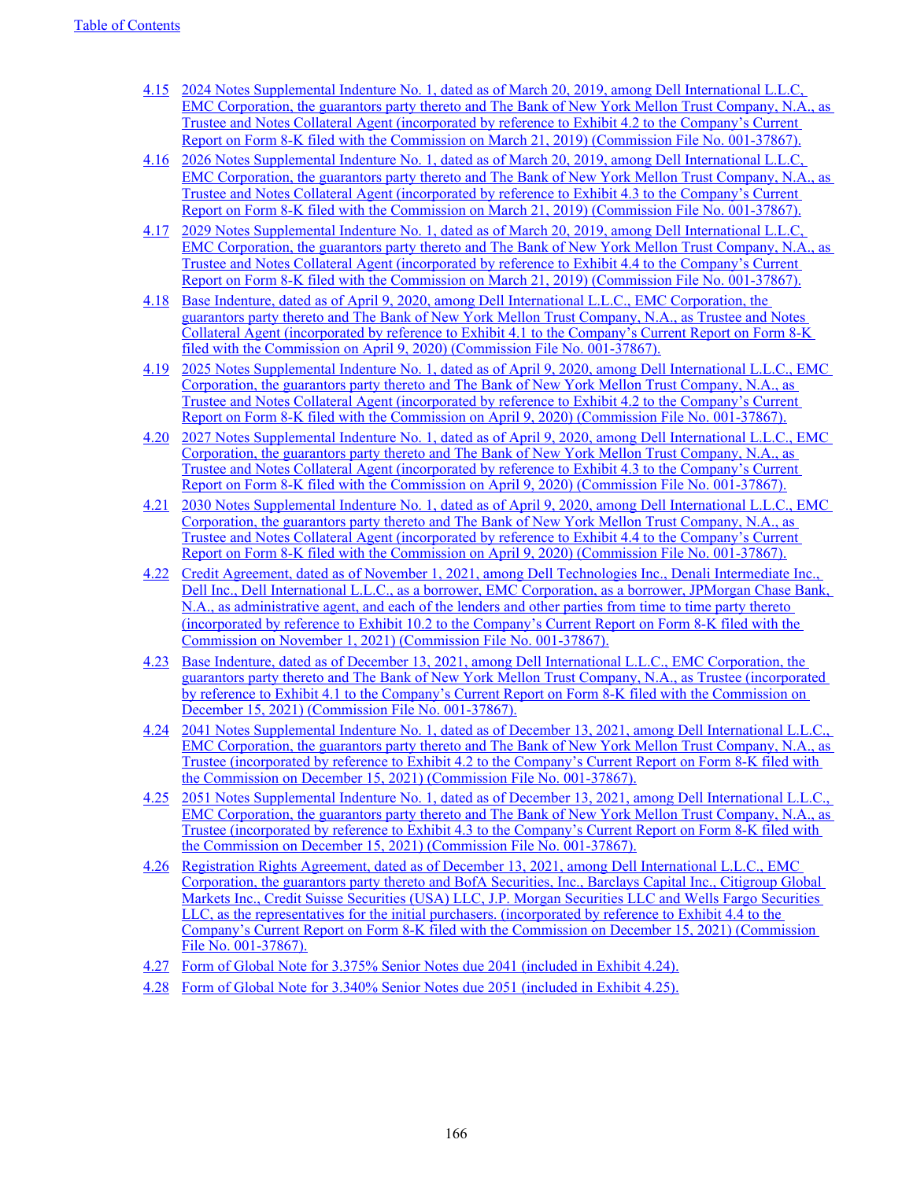4.15 2024 Notes Supplemental Indenture No. 1, dated as of March 20, 2019, among Dell International L.L.C., EMC Corporation, the guarantors party thereto and The Bank of New York Mellon Trust Company, N.A., as Trustee and Notes Collateral Agent (incorporated by reference to Exhibit 4.2 to the Company's Current Report on Form 8-K filed with the Commission on March 21, 2019) (Commission File No. 001-37867).

4.16 2026 Notes Supplemental Indenture No. 1, dated as of March 20, 2019, among Dell International L.L.C., EMC Corporation, the guarantors party thereto and The Bank of New York Mellon Trust Company, N.A., as Trustee and Notes Collateral Agent (incorporated by reference to Exhibit 4.3 to the Company's Current Report on Form 8-K filed with the Commission on March 21, 2019) (Commission File No. 001-37867).

4.17 2029 Notes Supplemental Indenture No. 1, dated as of March 20, 2019, among Dell International L.L.C., EMC Corporation, the guarantors party thereto and The Bank of New York Mellon Trust Company, N.A., as Trustee and Notes Collateral Agent (incorporated by reference to Exhibit 4.4 to the Company's Current Report on Form 8-K filed with the Commission on March 21, 2019) (Commission File No. 001-37867).

4.18 Base Indenture, dated as of April 9, 2020, among Dell International L.L.C., EMC Corporation, the guarantors party thereto and The Bank of New York Mellon Trust Company, N.A., as Trustee and Notes Collateral Agent (incorporated by reference to Exhibit 4.1 to the Company's Current Report on Form 8-K filed with the Commission on April 9, 2020) (Commission File No. 001-37867).

4.19 2025 Notes Supplemental Indenture No. 1, dated as of April 9, 2020, among Dell International L.L.C., EMC Corporation, the guarantors party thereto and The Bank of New York Mellon Trust Company, N.A., as Trustee and Notes Collateral Agent (incorporated by reference to Exhibit 4.2 to the Company's Current Report on Form 8-K filed with the Commission on April 9, 2020) (Commission File No. 001-37867).

4.20 2027 Notes Supplemental Indenture No. 1, dated as of April 9, 2020, among Dell International L.L.C., EMC Corporation, the guarantors party thereto and The Bank of New York Mellon Trust Company, N.A., as Trustee and Notes Collateral Agent (incorporated by reference to Exhibit 4.3 to the Company's Current Report on Form 8-K filed with the Commission on April 9, 2020) (Commission File No. 001-37867).

4.21 2030 Notes Supplemental Indenture No. 1, dated as of April 9, 2020, among Dell International L.L.C., EMC Corporation, the guarantors party thereto and The Bank of New York Mellon Trust Company, N.A., as Trustee and Notes Collateral Agent (incorporated by reference to Exhibit 4.4 to the Company's Current Report on Form 8-K filed with the Commission on April 9, 2020) (Commission File No. 001-37867).

4.22 Credit Agreement, dated as of November 1, 2021, among Dell Technologies Inc., Denali Intermediate Inc., Dell Inc., Dell International L.L.C., as a borrower, EMC Corporation, as a borrower, JPMorgan Chase Bank, N.A., as administrative agent, and each of the lenders and other parties from time to time party thereto (incorporated by reference to Exhibit 10.2 to the Company's Current Report on Form 8-K filed with the Commission on November 1, 2021) (Commission File No. 001-37867).

4.23 Base Indenture, dated as of December 13, 2021, among Dell International L.L.C., EMC Corporation, the guarantors party thereto and The Bank of New York Mellon Trust Company, N.A., as Trustee (incorporated by reference to Exhibit 4.1 to the Company's Current Report on Form 8-K filed with the Commission on December 15, 2021) (Commission File No. 001-37867).

4.24 2041 Notes Supplemental Indenture No. 1, dated as of December 13, 2021, among Dell International L.L.C., EMC Corporation, the guarantors party thereto and The Bank of New York Mellon Trust Company, N.A., as Trustee (incorporated by reference to Exhibit 4.2 to the Company's Current Report on Form 8-K filed with the Commission on December 15, 2021) (Commission File No. 001-37867).

4.25 2051 Notes Supplemental Indenture No. 1, dated as of December 13, 2021, among Dell International L.L.C., EMC Corporation, the guarantors party thereto and The Bank of New York Mellon Trust Company, N.A., as Trustee (incorporated by reference to Exhibit 4.3 to the Company's Current Report on Form 8-K filed with the Commission on December 15, 2021) (Commission File No. 001-37867).

4.26 Registration Rights Agreement, dated as of December 13, 2021, among Dell International L.L.C., EMC Corporation, the guarantors party thereto and BofA Securities, Inc., Barclays Capital Inc., Citigroup Global Markets Inc., Credit Suisse Securities (USA) LLC, J.P. Morgan Securities LLC and Wells Fargo Securities LLC, as the representatives for the initial purchasers. (incorporated by reference to Exhibit 4.4 to the Company's Current Report on Form 8-K filed with the Commission on December 15, 2021) (Commission File No. 001-37867).

4.27 Form of Global Note for 3.375% Senior Notes due 2041 (included in Exhibit 4.24).

4.28 Form of Global Note for 3.340% Senior Notes due 2051 (included in Exhibit 4.25).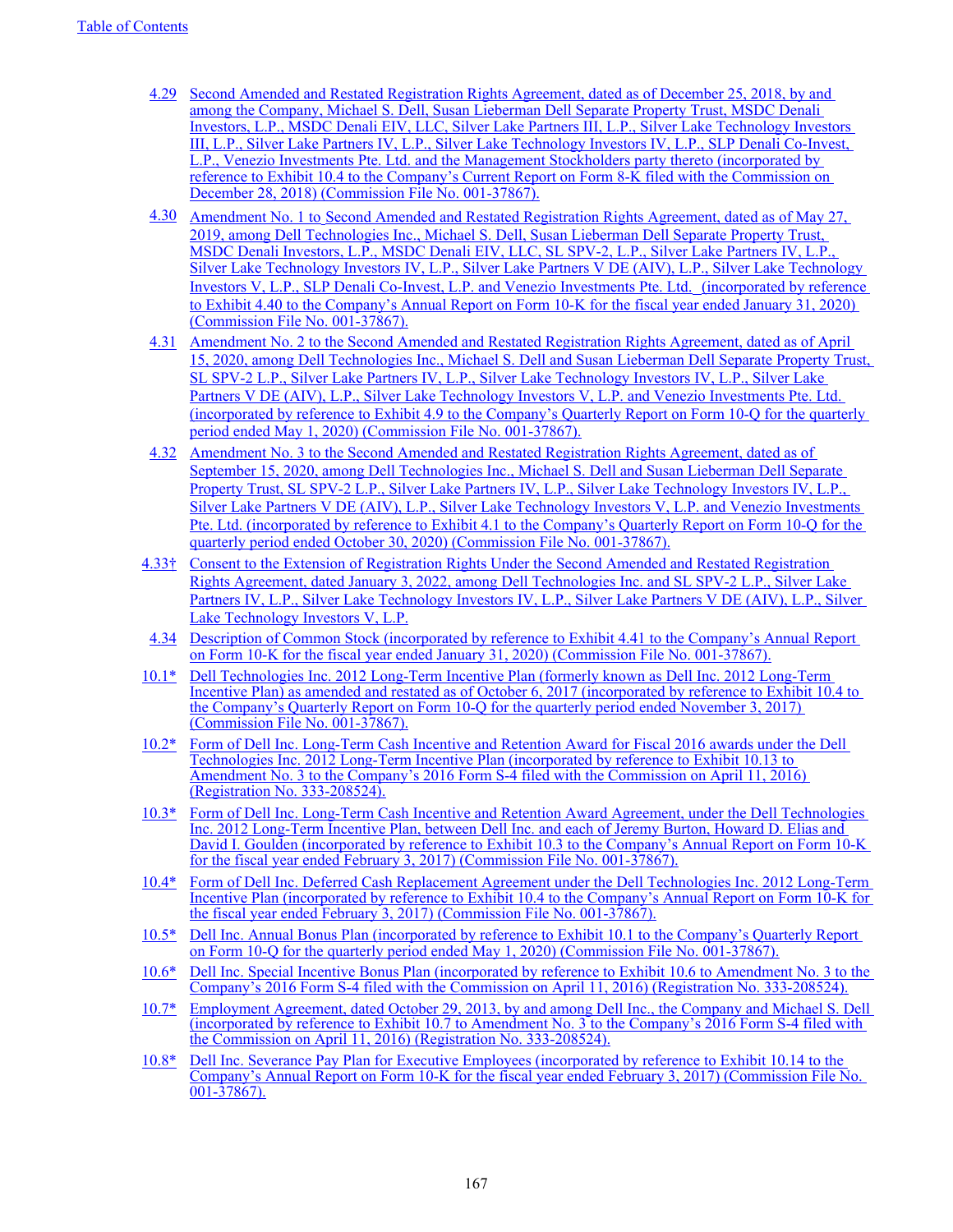4.29 Second Amended and Restated Registration Rights Agreement, dated as of December 25, 2018, by and among the Company, Michael S. Dell, Susan Lieberman Dell Separate Property Trust, MSDC Denali Investors, L.P., MSDC Denali EIV, LLC, Silver Lake Partners III, L.P., Silver Lake Technology Investors III, L.P., Silver Lake Partners IV, L.P., Silver Lake Technology Investors IV, L.P., SLP Denali Co-Invest, L.P., Venezio Investments Pte. Ltd. and the Management Stockholders party thereto (incorporated by reference to Exhibit 10.4 to the Company's Current Report on Form 8-K filed with the Commission on December 28, 2018) (Commission File No. 001-37867).

4.30 Amendment No. 1 to Second Amended and Restated Registration Rights Agreement, dated as of May 27, 2019, among Dell Technologies Inc., Michael S. Dell, Susan Lieberman Dell Separate Property Trust, MSDC Denali Investors, L.P., MSDC Denali EIV, LLC, SL SPV-2, L.P., Silver Lake Partners IV, L.P., Silver Lake Technology Investors IV, L.P., Silver Lake Partners V DE (AIV), L.P., Silver Lake Technology Investors V, L.P., SLP Denali Co-Invest, L.P. and Venezio Investments Pte. Ltd. (incorporated by reference to Exhibit 4.40 to the Company's Annual Report on Form 10-K for the fiscal year ended January 31, 2020) (Commission File No. 001-37867).

4.31 Amendment No. 2 to the Second Amended and Restated Registration Rights Agreement, dated as of April 15, 2020, among Dell Technologies Inc., Michael S. Dell and Susan Lieberman Dell Separate Property Trust, SL SPV-2 L.P., Silver Lake Partners IV, L.P., Silver Lake Technology Investors IV, L.P., Silver Lake Partners V DE (AIV), L.P., Silver Lake Technology Investors V, L.P. and Venezio Investments Pte. Ltd. (incorporated by reference to Exhibit 4.9 to the Company's Quarterly Report on Form 10-Q for the quarterly period ended May 1, 2020) (Commission File No. 001-37867).

4.32 Amendment No. 3 to the Second Amended and Restated Registration Rights Agreement, dated as of September 15, 2020, among Dell Technologies Inc., Michael S. Dell and Susan Lieberman Dell Separate Property Trust, SL SPV-2 L.P., Silver Lake Partners IV, L.P., Silver Lake Technology Investors IV, L.P., Silver Lake Partners V DE (AIV), L.P., Silver Lake Technology Investors V, L.P. and Venezio Investments Pte. Ltd. (incorporated by reference to Exhibit 4.1 to the Company's Quarterly Report on Form 10-Q for the quarterly period ended October 30, 2020) (Commission File No. 001-37867).

4.33† Consent to the Extension of Registration Rights Under the Second Amended and Restated Registration Rights Agreement, dated January 3, 2022, among Dell Technologies Inc. and SL SPV-2 L.P., Silver Lake Partners IV, L.P., Silver Lake Technology Investors IV, L.P., Silver Lake Partners V DE (AIV), L.P., Silver Lake Technology Investors V, L.P.

4.34 Description of Common Stock (incorporated by reference to Exhibit 4.41 to the Company's Annual Report on Form 10-K for the fiscal year ended January 31, 2020) (Commission File No. 001-37867).

10.1* Dell Technologies Inc. 2012 Long-Term Incentive Plan (formerly known as Dell Inc. 2012 Long-Term Incentive Plan) as amended and restated as of October 6, 2017 (incorporated by reference to Exhibit 10.4 to the Company's Quarterly Report on Form 10-Q for the quarterly period ended November 3, 2017) (Commission File No. 001-37867).

10.2* Form of Dell Inc. Long-Term Cash Incentive and Retention Award for Fiscal 2016 awards under the Dell Technologies Inc. 2012 Long-Term Incentive Plan (incorporated by reference to Exhibit 10.13 to Amendment No. 3 to the Company's 2016 Form S-4 filed with the Commission on April 11, 2016) (Registration No. 333-208524).

10.3* Form of Dell Inc. Long-Term Cash Incentive and Retention Award Agreement, under the Dell Technologies Inc. 2012 Long-Term Incentive Plan, between Dell Inc. and each of Jeremy Burton, Howard D. Elias and David I. Goulden (incorporated by reference to Exhibit 10.3 to the Company's Annual Report on Form 10-K for the fiscal year ended February 3, 2017) (Commission File No. 001-37867).

10.4* Form of Dell Inc. Deferred Cash Replacement Agreement under the Dell Technologies Inc. 2012 Long-Term Incentive Plan (incorporated by reference to Exhibit 10.4 to the Company's Annual Report on Form 10-K for the fiscal year ended February 3, 2017) (Commission File No. 001-37867).

10.5* Dell Inc. Annual Bonus Plan (incorporated by reference to Exhibit 10.1 to the Company's Quarterly Report on Form 10-Q for the quarterly period ended May 1, 2020) (Commission File No. 001-37867).

10.6* Dell Inc. Special Incentive Bonus Plan (incorporated by reference to Exhibit 10.6 to Amendment No. 3 to the Company's 2016 Form S-4 filed with the Commission on April 11, 2016) (Registration No. 333-208524).

10.7* Employment Agreement, dated October 29, 2013, by and among Dell Inc., the Company and Michael S. Dell (incorporated by reference to Exhibit 10.7 to Amendment No. 3 to the Company's 2016 Form S-4 filed with the Commission on April 11, 2016) (Registration No. 333-208524).

10.8* Dell Inc. Severance Pay Plan for Executive Employees (incorporated by reference to Exhibit 10.14 to the Company's Annual Report on Form 10-K for the fiscal year ended February 3, 2017) (Commission File No. 001-37867).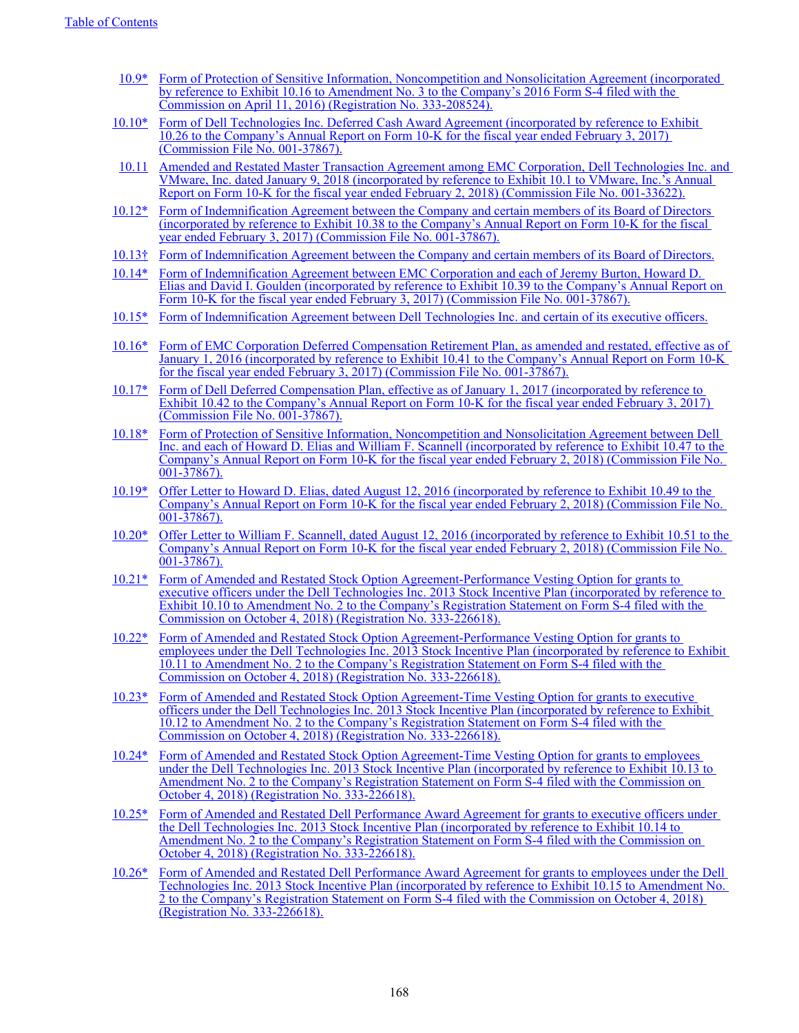| | |
|---|---|
| 10.9* | Form of Protection of Sensitive Information, Noncompetition and Nonsolicitation Agreement (incorporated by reference to Exhibit 10.16 to Amendment No. 3 to the Company's 2016 Form S-4 filed with the Commission on April 11, 2016) (Registration No. 333-208524). |
| 10.10* | Form of Dell Technologies Inc. Deferred Cash Award Agreement (incorporated by reference to Exhibit 10.26 to the Company's Annual Report on Form 10-K for the fiscal year ended February 3, 2017) (Commission File No. 001-37867). |
| 10.11 | Amended and Restated Master Transaction Agreement among EMC Corporation, Dell Technologies Inc. and VMware, Inc. dated January 9, 2018 (incorporated by reference to Exhibit 10.1 to VMware, Inc.'s Annual Report on Form 10-K for the fiscal year ended February 2, 2018) (Commission File No. 001-33622). |
| 10.12* | Form of Indemnification Agreement between the Company and certain members of its Board of Directors (incorporated by reference to Exhibit 10.38 to the Company's Annual Report on Form 10-K for the fiscal year ended February 3, 2017) (Commission File No. 001-37867). |
| 10.13† | Form of Indemnification Agreement between the Company and certain members of its Board of Directors. |
| 10.14* | Form of Indemnification Agreement between EMC Corporation and each of Jeremy Burton, Howard D. Elias and David I. Goulden (incorporated by reference to Exhibit 10.39 to the Company's Annual Report on Form 10-K for the fiscal year ended February 3, 2017) (Commission File No. 001-37867). |
| 10.15* | Form of Indemnification Agreement between Dell Technologies Inc. and certain of its executive officers. |
| 10.16* | Form of EMC Corporation Deferred Compensation Retirement Plan, as amended and restated, effective as of January 1, 2016 (incorporated by reference to Exhibit 10.41 to the Company's Annual Report on Form 10-K for the fiscal year ended February 3, 2017) (Commission File No. 001-37867). |
| 10.17* | Form of Dell Deferred Compensation Plan, effective as of January 1, 2017 (incorporated by reference to Exhibit 10.42 to the Company's Annual Report on Form 10-K for the fiscal year ended February 3, 2017) (Commission File No. 001-37867). |
| 10.18* | Form of Protection of Sensitive Information, Noncompetition and Nonsolicitation Agreement between Dell Inc. and each of Howard D. Elias and William F. Scannell (incorporated by reference to Exhibit 10.47 to the Company's Annual Report on Form 10-K for the fiscal year ended February 2, 2018) (Commission File No. 001-37867). |
| 10.19* | Offer Letter to Howard D. Elias, dated August 12, 2016 (incorporated by reference to Exhibit 10.49 to the Company's Annual Report on Form 10-K for the fiscal year ended February 2, 2018) (Commission File No. 001-37867). |
| 10.20* | Offer Letter to William F. Scannell, dated August 12, 2016 (incorporated by reference to Exhibit 10.51 to the Company's Annual Report on Form 10-K for the fiscal year ended February 2, 2018) (Commission File No. 001-37867). |
| 10.21* | Form of Amended and Restated Stock Option Agreement-Performance Vesting Option for grants to executive officers under the Dell Technologies Inc. 2013 Stock Incentive Plan (incorporated by reference to Exhibit 10.10 to Amendment No. 2 to the Company's Registration Statement on Form S-4 filed with the Commission on October 4, 2018) (Registration No. 333-226618). |
| 10.22* | Form of Amended and Restated Stock Option Agreement-Performance Vesting Option for grants to employees under the Dell Technologies Inc. 2013 Stock Incentive Plan (incorporated by reference to Exhibit 10.11 to Amendment No. 2 to the Company's Registration Statement on Form S-4 filed with the Commission on October 4, 2018) (Registration No. 333-226618). |
| 10.23* | Form of Amended and Restated Stock Option Agreement-Time Vesting Option for grants to executive officers under the Dell Technologies Inc. 2013 Stock Incentive Plan (incorporated by reference to Exhibit 10.12 to Amendment No. 2 to the Company's Registration Statement on Form S-4 filed with the Commission on October 4, 2018) (Registration No. 333-226618). |
| 10.24* | Form of Amended and Restated Stock Option Agreement-Time Vesting Option for grants to employees under the Dell Technologies Inc. 2013 Stock Incentive Plan (incorporated by reference to Exhibit 10.13 to Amendment No. 2 to the Company's Registration Statement on Form S-4 filed with the Commission on October 4, 2018) (Registration No. 333-226618). |
| 10.25* | Form of Amended and Restated Dell Performance Award Agreement for grants to executive officers under the Dell Technologies Inc. 2013 Stock Incentive Plan (incorporated by reference to Exhibit 10.14 to Amendment No. 2 to the Company's Registration Statement on Form S-4 filed with the Commission on October 4, 2018) (Registration No. 333-226618). |
| 10.26* | Form of Amended and Restated Dell Performance Award Agreement for grants to employees under the Dell Technologies Inc. 2013 Stock Incentive Plan (incorporated by reference to Exhibit 10.15 to Amendment No. 2 to the Company's Registration Statement on Form S-4 filed with the Commission on October 4, 2018) (Registration No. 333-226618). |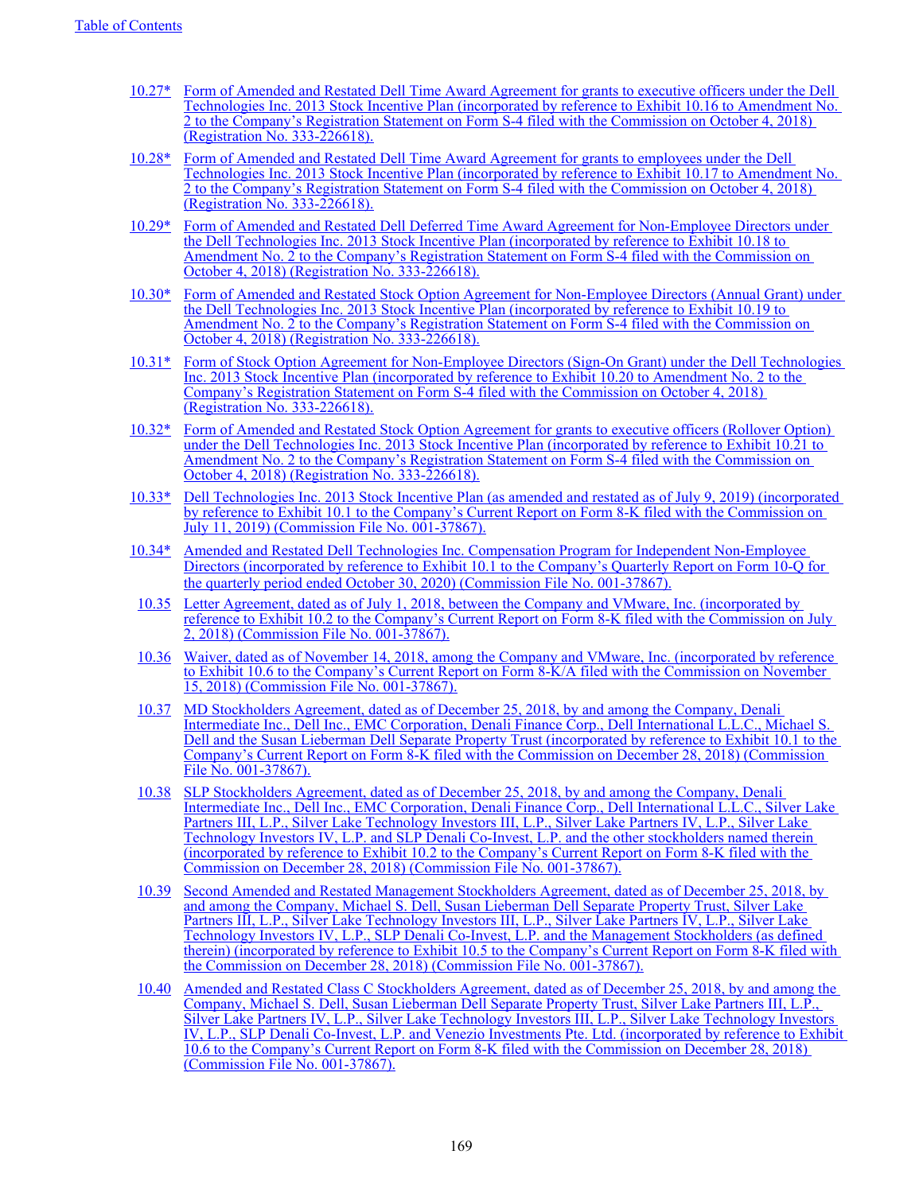[Table of Contents](#)

| | |
|---|---|
| 10.27* | Form of Amended and Restated Dell Time Award Agreement for grants to executive officers under the Dell Technologies Inc. 2013 Stock Incentive Plan (incorporated by reference to Exhibit 10.16 to Amendment No. 2 to the Company's Registration Statement on Form S-4 filed with the Commission on October 4, 2018) (Registration No. 333-226618). |
| 10.28* | Form of Amended and Restated Dell Time Award Agreement for grants to employees under the Dell Technologies Inc. 2013 Stock Incentive Plan (incorporated by reference to Exhibit 10.17 to Amendment No. 2 to the Company's Registration Statement on Form S-4 filed with the Commission on October 4, 2018) (Registration No. 333-226618). |
| 10.29* | Form of Amended and Restated Dell Deferred Time Award Agreement for Non-Employee Directors under the Dell Technologies Inc. 2013 Stock Incentive Plan (incorporated by reference to Exhibit 10.18 to Amendment No. 2 to the Company's Registration Statement on Form S-4 filed with the Commission on October 4, 2018) (Registration No. 333-226618). |
| 10.30* | Form of Amended and Restated Stock Option Agreement for Non-Employee Directors (Annual Grant) under the Dell Technologies Inc. 2013 Stock Incentive Plan (incorporated by reference to Exhibit 10.19 to Amendment No. 2 to the Company's Registration Statement on Form S-4 filed with the Commission on October 4, 2018) (Registration No. 333-226618). |
| 10.31* | Form of Stock Option Agreement for Non-Employee Directors (Sign-On Grant) under the Dell Technologies Inc. 2013 Stock Incentive Plan (incorporated by reference to Exhibit 10.20 to Amendment No. 2 to the Company's Registration Statement on Form S-4 filed with the Commission on October 4, 2018) (Registration No. 333-226618). |
| 10.32* | Form of Amended and Restated Stock Option Agreement for grants to executive officers (Rollover Option) under the Dell Technologies Inc. 2013 Stock Incentive Plan (incorporated by reference to Exhibit 10.21 to Amendment No. 2 to the Company's Registration Statement on Form S-4 filed with the Commission on October 4, 2018) (Registration No. 333-226618). |
| 10.33* | Dell Technologies Inc. 2013 Stock Incentive Plan (as amended and restated as of July 9, 2019) (incorporated by reference to Exhibit 10.1 to the Company's Current Report on Form 8-K filed with the Commission on July 11, 2019) (Commission File No. 001-37867). |
| 10.34* | Amended and Restated Dell Technologies Inc. Compensation Program for Independent Non-Employee Directors (incorporated by reference to Exhibit 10.1 to the Company's Quarterly Report on Form 10-Q for the quarterly period ended October 30, 2020) (Commission File No. 001-37867). |
| 10.35 | Letter Agreement, dated as of July 1, 2018, between the Company and VMware, Inc. (incorporated by reference to Exhibit 10.2 to the Company's Current Report on Form 8-K filed with the Commission on July 2, 2018) (Commission File No. 001-37867). |
| 10.36 | Waiver, dated as of November 14, 2018, among the Company and VMware, Inc. (incorporated by reference to Exhibit 10.6 to the Company's Current Report on Form 8-K/A filed with the Commission on November 15, 2018) (Commission File No. 001-37867). |
| 10.37 | MD Stockholders Agreement, dated as of December 25, 2018, by and among the Company, Denali Intermediate Inc., Dell Inc., EMC Corporation, Denali Finance Corp., Dell International L.L.C., Michael S. Dell and the Susan Lieberman Dell Separate Property Trust (incorporated by reference to Exhibit 10.1 to the Company's Current Report on Form 8-K filed with the Commission on December 28, 2018) (Commission File No. 001-37867). |
| 10.38 | SLP Stockholders Agreement, dated as of December 25, 2018, by and among the Company, Denali Intermediate Inc., Dell Inc., EMC Corporation, Denali Finance Corp., Dell International L.L.C., Silver Lake Partners III, L.P., Silver Lake Technology Investors III, L.P., Silver Lake Partners IV, L.P., Silver Lake Technology Investors IV, L.P. and SLP Denali Co-Invest, L.P. and the other stockholders named therein (incorporated by reference to Exhibit 10.2 to the Company's Current Report on Form 8-K filed with the Commission on December 28, 2018) (Commission File No. 001-37867). |
| 10.39 | Second Amended and Restated Management Stockholders Agreement, dated as of December 25, 2018, by and among the Company, Michael S. Dell, Susan Lieberman Dell Separate Property Trust, Silver Lake Partners III, L.P., Silver Lake Technology Investors III, L.P., Silver Lake Partners IV, L.P., Silver Lake Technology Investors IV, L.P., SLP Denali Co-Invest, L.P. and the Management Stockholders (as defined therein) (incorporated by reference to Exhibit 10.5 to the Company's Current Report on Form 8-K filed with the Commission on December 28, 2018) (Commission File No. 001-37867). |
| 10.40 | Amended and Restated Class C Stockholders Agreement, dated as of December 25, 2018, by and among the Company, Michael S. Dell, Susan Lieberman Dell Separate Property Trust, Silver Lake Partners III, L.P., Silver Lake Partners IV, L.P., Silver Lake Technology Investors III, L.P., Silver Lake Technology Investors IV, L.P., SLP Denali Co-Invest, L.P. and Venezio Investments Pte. Ltd. (incorporated by reference to Exhibit 10.6 to the Company's Current Report on Form 8-K filed with the Commission on December 28, 2018) (Commission File No. 001-37867). |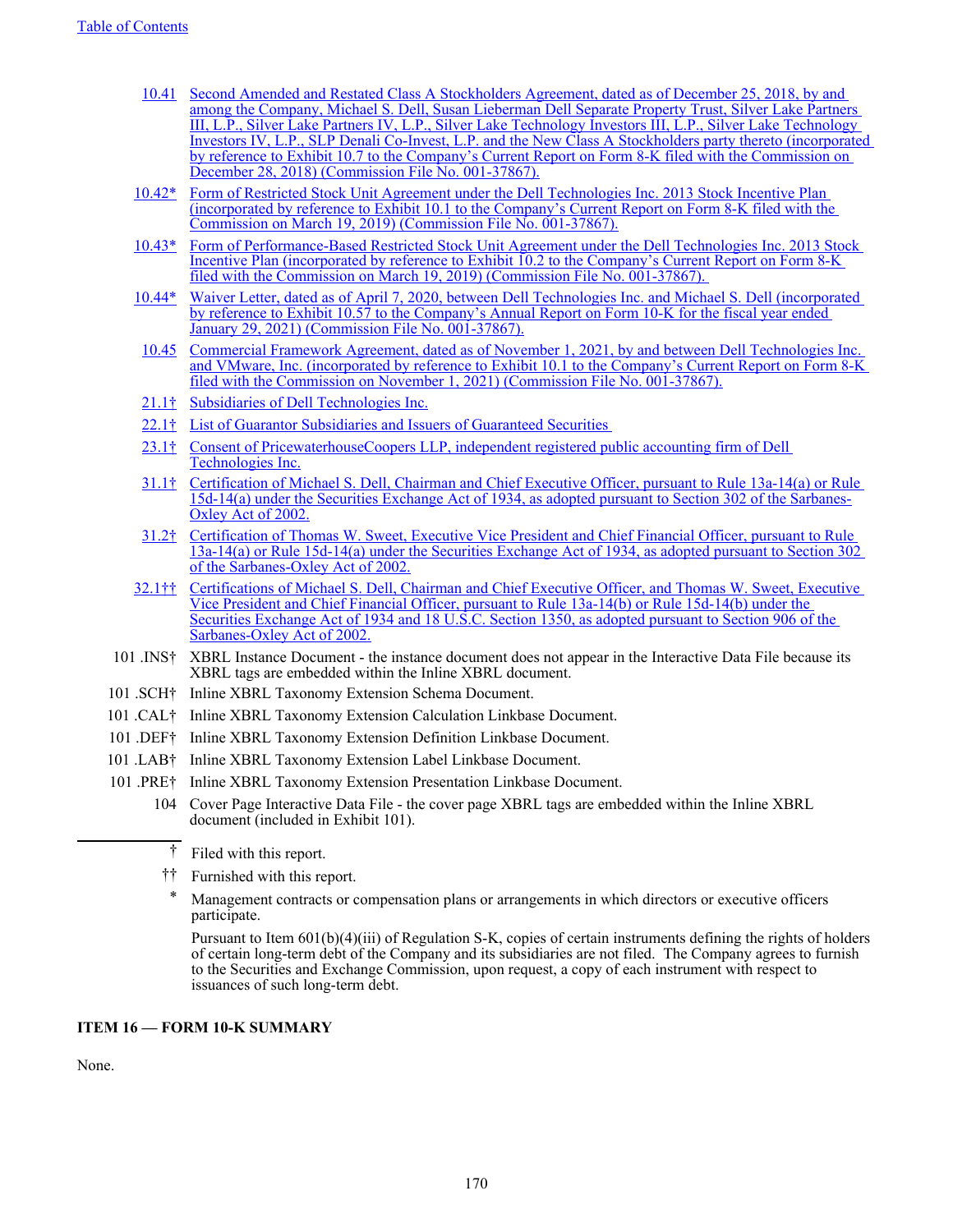| | |
|---|---|
| 10.41 | Second Amended and Restated Class A Stockholders Agreement, dated as of December 25, 2018, by and among the Company, Michael S. Dell, Susan Lieberman Dell Separate Property Trust, Silver Lake Partners III, L.P., Silver Lake Partners IV, L.P., Silver Lake Technology Investors III, L.P., Silver Lake Technology Investors IV, L.P., SLP Denali Co-Invest, L.P. and the New Class A Stockholders party thereto (incorporated by reference to Exhibit 10.7 to the Company's Current Report on Form 8-K filed with the Commission on December 28, 2018) (Commission File No. 001-37867). |
| 10.42* | Form of Restricted Stock Unit Agreement under the Dell Technologies Inc. 2013 Stock Incentive Plan (incorporated by reference to Exhibit 10.1 to the Company's Current Report on Form 8-K filed with the Commission on March 19, 2019) (Commission File No. 001-37867). |
| 10.43* | Form of Performance-Based Restricted Stock Unit Agreement under the Dell Technologies Inc. 2013 Stock Incentive Plan (incorporated by reference to Exhibit 10.2 to the Company's Current Report on Form 8-K filed with the Commission on March 19, 2019) (Commission File No. 001-37867). |
| 10.44* | Waiver Letter, dated as of April 7, 2020, between Dell Technologies Inc. and Michael S. Dell (incorporated by reference to Exhibit 10.57 to the Company's Annual Report on Form 10-K for the fiscal year ended January 29, 2021) (Commission File No. 001-37867). |
| 10.45 | Commercial Framework Agreement, dated as of November 1, 2021, by and between Dell Technologies Inc. and VMware, Inc. (incorporated by reference to Exhibit 10.1 to the Company's Current Report on Form 8-K filed with the Commission on November 1, 2021) (Commission File No. 001-37867). |
| 21.1† | Subsidiaries of Dell Technologies Inc. |
| 22.1† | List of Guarantor Subsidiaries and Issuers of Guaranteed Securities |
| 23.1† | Consent of PricewaterhouseCoopers LLP, independent registered public accounting firm of Dell Technologies Inc. |
| 31.1† | Certification of Michael S. Dell, Chairman and Chief Executive Officer, pursuant to Rule 13a-14(a) or Rule 15d-14(a) under the Securities Exchange Act of 1934, as adopted pursuant to Section 302 of the Sarbanes-Oxley Act of 2002. |
| 31.2† | Certification of Thomas W. Sweet, Executive Vice President and Chief Financial Officer, pursuant to Rule 13a-14(a) or Rule 15d-14(a) under the Securities Exchange Act of 1934, as adopted pursuant to Section 302 of the Sarbanes-Oxley Act of 2002. |
| 32.1†† | Certifications of Michael S. Dell, Chairman and Chief Executive Officer, and Thomas W. Sweet, Executive Vice President and Chief Financial Officer, pursuant to Rule 13a-14(b) or Rule 15d-14(b) under the Securities Exchange Act of 1934 and 18 U.S.C. Section 1350, as adopted pursuant to Section 906 of the Sarbanes-Oxley Act of 2002. |
| 101 .INS† | XBRL Instance Document - the instance document does not appear in the Interactive Data File because its XBRL tags are embedded within the Inline XBRL document. |
| 101 .SCH† | Inline XBRL Taxonomy Extension Schema Document. |
| 101 .CAL† | Inline XBRL Taxonomy Extension Calculation Linkbase Document. |
| 101 .DEF† | Inline XBRL Taxonomy Extension Definition Linkbase Document. |
| 101 .LAB† | Inline XBRL Taxonomy Extension Label Linkbase Document. |
| 101 .PRE† | Inline XBRL Taxonomy Extension Presentation Linkbase Document. |
| 104 | Cover Page Interactive Data File - the cover page XBRL tags are embedded within the Inline XBRL document (included in Exhibit 101). |

† Filed with this report.

†† Furnished with this report.

\* Management contracts or compensation plans or arrangements in which directors or executive officers participate.

Pursuant to Item 601(b)(4)(iii) of Regulation S-K, copies of certain instruments defining the rights of holders of certain long-term debt of the Company and its subsidiaries are not filed. The Company agrees to furnish to the Securities and Exchange Commission, upon request, a copy of each instrument with respect to issuances of such long-term debt.

**ITEM 16 — FORM 10-K SUMMARY**

None.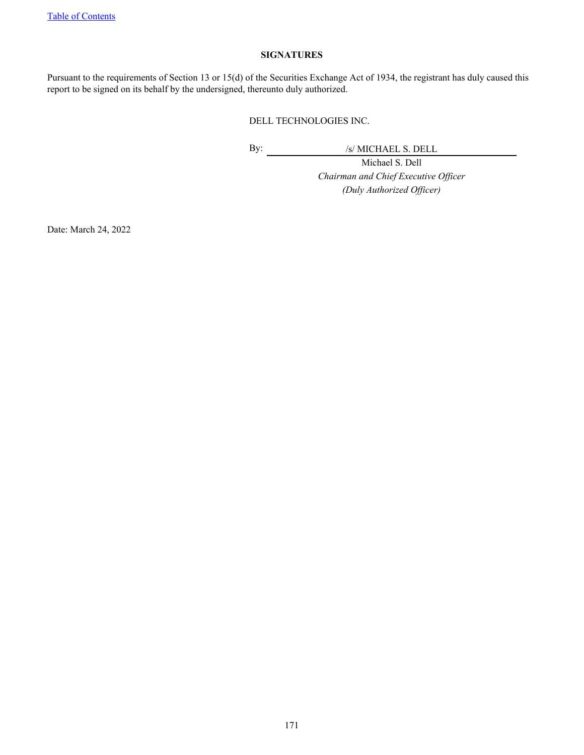## SIGNATURES

Pursuant to the requirements of Section 13 or 15(d) of the Securities Exchange Act of 1934, the registrant has duly caused this report to be signed on its behalf by the undersigned, thereunto duly authorized.

DELL TECHNOLOGIES INC.

By: /s/ MICHAEL S. DELL

Michael S. Dell

*Chairman and Chief Executive Officer*

*(Duly Authorized Officer)*

Date: March 24, 2022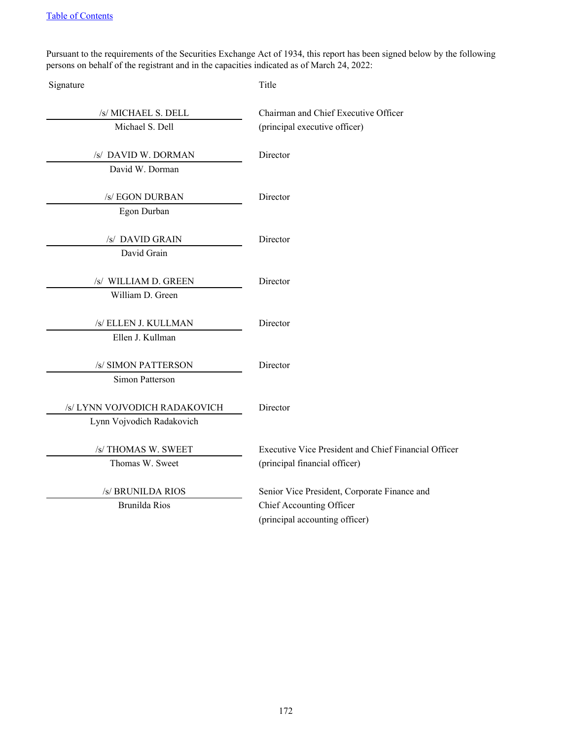[Table of Contents](#)

Pursuant to the requirements of the Securities Exchange Act of 1934, this report has been signed below by the following persons on behalf of the registrant and in the capacities indicated as of March 24, 2022:

| Signature | Title |
|---|---|
| /s/ MICHAEL S. DELL<br>Michael S. Dell | Chairman and Chief Executive Officer<br>(principal executive officer) |
| /s/ DAVID W. DORMAN<br>David W. Dorman | Director |
| /s/ EGON DURBAN<br>Egon Durban | Director |
| /s/ DAVID GRAIN<br>David Grain | Director |
| /s/ WILLIAM D. GREEN<br>William D. Green | Director |
| /s/ ELLEN J. KULLMAN<br>Ellen J. Kullman | Director |
| /s/ SIMON PATTERSON<br>Simon Patterson | Director |
| /s/ LYNN VOJVODICH RADAKOVICH<br>Lynn Vojvodich Radakovich | Director |
| /s/ THOMAS W. SWEET<br>Thomas W. Sweet | Executive Vice President and Chief Financial Officer<br>(principal financial officer) |
| /s/ BRUNILDA RIOS<br>Brunilda Rios | Senior Vice President, Corporate Finance and Chief Accounting Officer<br>(principal accounting officer) |